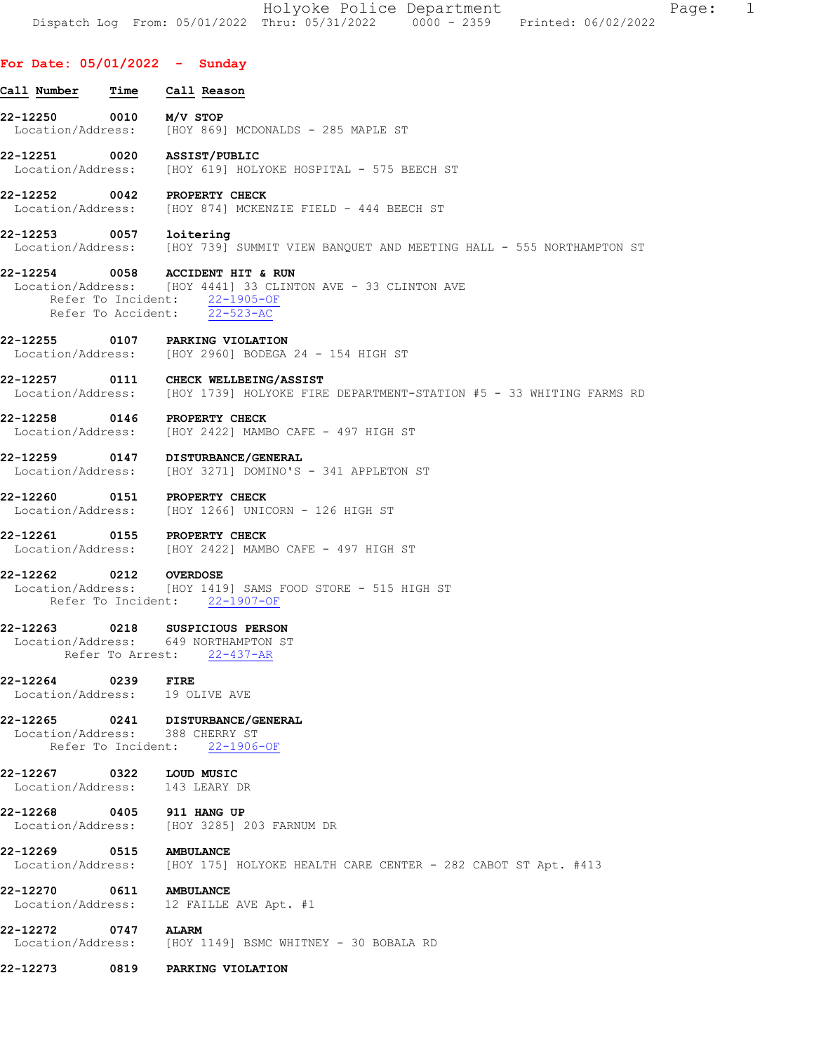For Date: 05/01/2022 - Sunday

| Call Number | Time | Call Reason |
|---|---|---|
| 22-12250 | 0010 | M/V STOP |
| Location/Address: | | [HOY 869] MCDONALDS - 285 MAPLE ST |
| 22-12251 | 0020 | ASSIST/PUBLIC |
| Location/Address: | | [HOY 619] HOLYOKE HOSPITAL - 575 BEECH ST |
| 22-12252 | 0042 | PROPERTY CHECK |
| Location/Address: | | [HOY 874] MCKENZIE FIELD - 444 BEECH ST |
| 22-12253 | 0057 | loitering |
| Location/Address: | | [HOY 739] SUMMIT VIEW BANQUET AND MEETING HALL - 555 NORTHAMPTON ST |
| 22-12254 | 0058 | ACCIDENT HIT & RUN |
| Location/Address: | | [HOY 4441] 33 CLINTON AVE - 33 CLINTON AVE |
| Refer To Incident: | | 22-1905-OF |
| Refer To Accident: | | 22-523-AC |
| 22-12255 | 0107 | PARKING VIOLATION |
| Location/Address: | | [HOY 2960] BODEGA 24 - 154 HIGH ST |
| 22-12257 | 0111 | CHECK WELLBEING/ASSIST |
| Location/Address: | | [HOY 1739] HOLYOKE FIRE DEPARTMENT-STATION #5 - 33 WHITING FARMS RD |
| 22-12258 | 0146 | PROPERTY CHECK |
| Location/Address: | | [HOY 2422] MAMBO CAFE - 497 HIGH ST |
| 22-12259 | 0147 | DISTURBANCE/GENERAL |
| Location/Address: | | [HOY 3271] DOMINO'S - 341 APPLETON ST |
| 22-12260 | 0151 | PROPERTY CHECK |
| Location/Address: | | [HOY 1266] UNICORN - 126 HIGH ST |
| 22-12261 | 0155 | PROPERTY CHECK |
| Location/Address: | | [HOY 2422] MAMBO CAFE - 497 HIGH ST |
| 22-12262 | 0212 | OVERDOSE |
| Location/Address: | | [HOY 1419] SAMS FOOD STORE - 515 HIGH ST |
| Refer To Incident: | | 22-1907-OF |
| 22-12263 | 0218 | SUSPICIOUS PERSON |
| Location/Address: | | 649 NORTHAMPTON ST |
| Refer To Arrest: | | 22-437-AR |
| 22-12264 | 0239 | FIRE |
| Location/Address: | | 19 OLIVE AVE |
| 22-12265 | 0241 | DISTURBANCE/GENERAL |
| Location/Address: | | 388 CHERRY ST |
| Refer To Incident: | | 22-1906-OF |
| 22-12267 | 0322 | LOUD MUSIC |
| Location/Address: | | 143 LEARY DR |
| 22-12268 | 0405 | 911 HANG UP |
| Location/Address: | | [HOY 3285] 203 FARNUM DR |
| 22-12269 | 0515 | AMBULANCE |
| Location/Address: | | [HOY 175] HOLYOKE HEALTH CARE CENTER - 282 CABOT ST Apt. #413 |
| 22-12270 | 0611 | AMBULANCE |
| Location/Address: | | 12 FAILLE AVE Apt. #1 |
| 22-12272 | 0747 | ALARM |
| Location/Address: | | [HOY 1149] BSMC WHITNEY - 30 BOBALA RD |
| 22-12273 | 0819 | PARKING VIOLATION |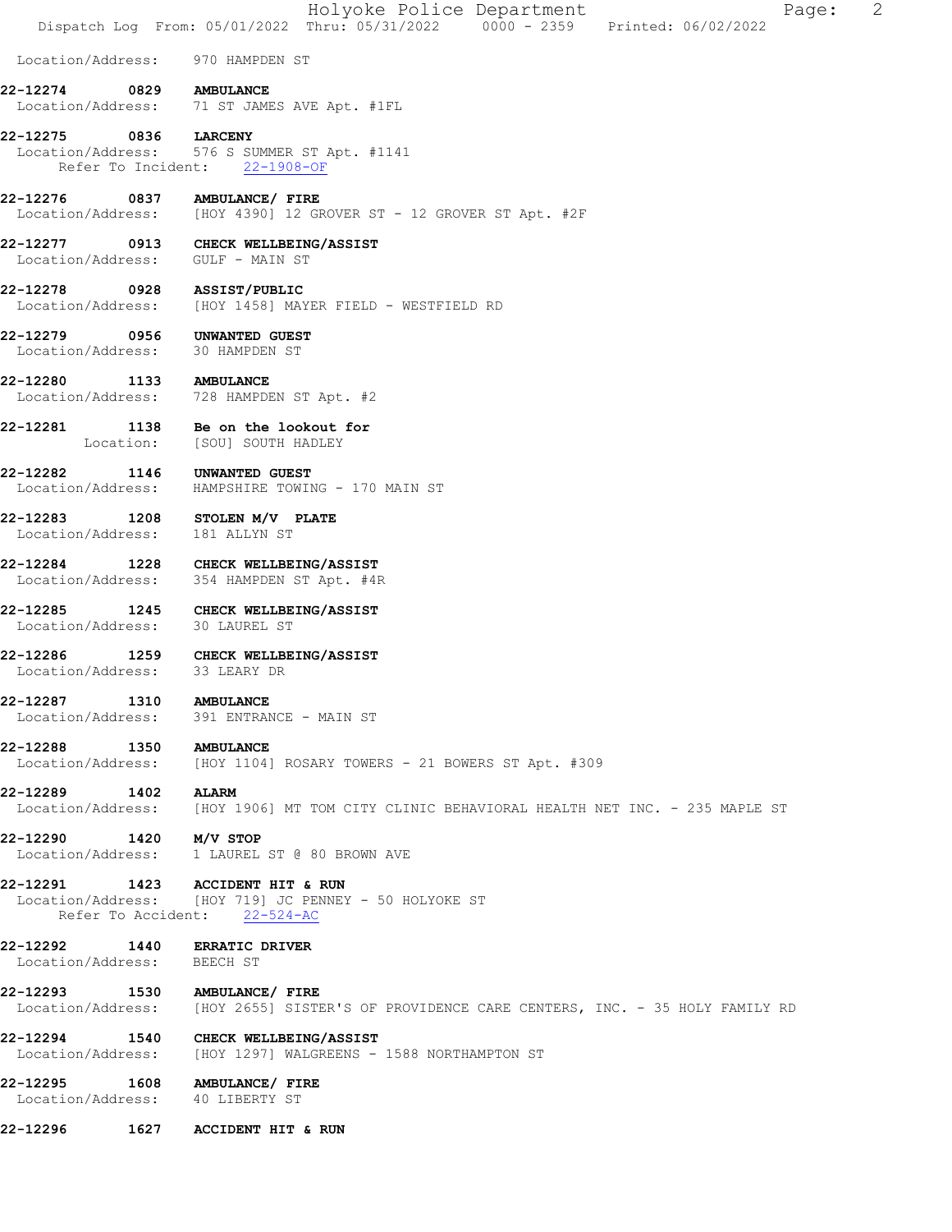Location/Address: 970 HAMPDEN ST

**22-12274 0829 AMBULANCE**
Location/Address: 71 ST JAMES AVE Apt. #1FL

**22-12275 0836 LARCENY**
Location/Address: 576 S SUMMER ST Apt. #1141
Refer To Incident: 22-1908-OF

**22-12276 0837 AMBULANCE/ FIRE**
Location/Address: [HOY 4390] 12 GROVER ST - 12 GROVER ST Apt. #2F

**22-12277 0913 CHECK WELLBEING/ASSIST**
Location/Address: GULF - MAIN ST

**22-12278 0928 ASSIST/PUBLIC**
Location/Address: [HOY 1458] MAYER FIELD - WESTFIELD RD

**22-12279 0956 UNWANTED GUEST**
Location/Address: 30 HAMPDEN ST

**22-12280 1133 AMBULANCE**
Location/Address: 728 HAMPDEN ST Apt. #2

**22-12281 1138 Be on the lookout for**
Location: [SOU] SOUTH HADLEY

**22-12282 1146 UNWANTED GUEST**
Location/Address: HAMPSHIRE TOWING - 170 MAIN ST

**22-12283 1208 STOLEN M/V PLATE**
Location/Address: 181 ALLYN ST

**22-12284 1228 CHECK WELLBEING/ASSIST**
Location/Address: 354 HAMPDEN ST Apt. #4R

**22-12285 1245 CHECK WELLBEING/ASSIST**
Location/Address: 30 LAUREL ST

**22-12286 1259 CHECK WELLBEING/ASSIST**
Location/Address: 33 LEARY DR

**22-12287 1310 AMBULANCE**
Location/Address: 391 ENTRANCE - MAIN ST

**22-12288 1350 AMBULANCE**
Location/Address: [HOY 1104] ROSARY TOWERS - 21 BOWERS ST Apt. #309

**22-12289 1402 ALARM**
Location/Address: [HOY 1906] MT TOM CITY CLINIC BEHAVIORAL HEALTH NET INC. - 235 MAPLE ST

**22-12290 1420 M/V STOP**
Location/Address: 1 LAUREL ST @ 80 BROWN AVE

**22-12291 1423 ACCIDENT HIT & RUN**
Location/Address: [HOY 719] JC PENNEY - 50 HOLYOKE ST
Refer To Accident: 22-524-AC

**22-12292 1440 ERRATIC DRIVER**
Location/Address: BEECH ST

**22-12293 1530 AMBULANCE/ FIRE**
Location/Address: [HOY 2655] SISTER'S OF PROVIDENCE CARE CENTERS, INC. - 35 HOLY FAMILY RD

**22-12294 1540 CHECK WELLBEING/ASSIST**
Location/Address: [HOY 1297] WALGREENS - 1588 NORTHAMPTON ST

**22-12295 1608 AMBULANCE/ FIRE**
Location/Address: 40 LIBERTY ST

**22-12296 1627 ACCIDENT HIT & RUN**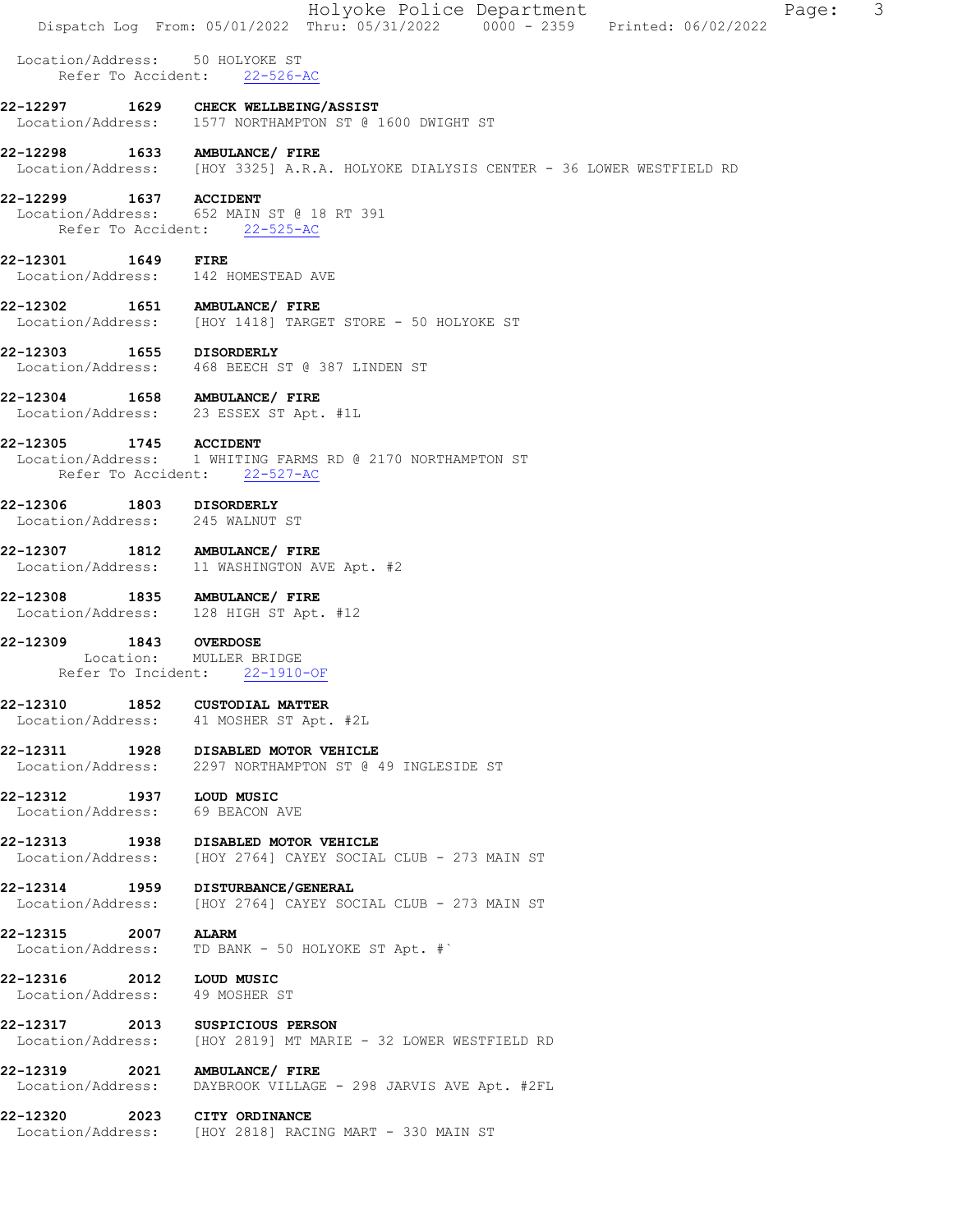Location/Address: 50 HOLYOKE ST
Refer To Accident: 22-526-AC

**22-12297 1629 CHECK WELLBEING/ASSIST**
Location/Address: 1577 NORTHAMPTON ST @ 1600 DWIGHT ST

**22-12298 1633 AMBULANCE/ FIRE**
Location/Address: [HOY 3325] A.R.A. HOLYOKE DIALYSIS CENTER - 36 LOWER WESTFIELD RD

**22-12299 1637 ACCIDENT**
Location/Address: 652 MAIN ST @ 18 RT 391
Refer To Accident: 22-525-AC

**22-12301 1649 FIRE**
Location/Address: 142 HOMESTEAD AVE

**22-12302 1651 AMBULANCE/ FIRE**
Location/Address: [HOY 1418] TARGET STORE - 50 HOLYOKE ST

**22-12303 1655 DISORDERLY**
Location/Address: 468 BEECH ST @ 387 LINDEN ST

**22-12304 1658 AMBULANCE/ FIRE**
Location/Address: 23 ESSEX ST Apt. #1L

**22-12305 1745 ACCIDENT**
Location/Address: 1 WHITING FARMS RD @ 2170 NORTHAMPTON ST
Refer To Accident: 22-527-AC

**22-12306 1803 DISORDERLY**
Location/Address: 245 WALNUT ST

**22-12307 1812 AMBULANCE/ FIRE**
Location/Address: 11 WASHINGTON AVE Apt. #2

**22-12308 1835 AMBULANCE/ FIRE**
Location/Address: 128 HIGH ST Apt. #12

**22-12309 1843 OVERDOSE**
Location: MULLER BRIDGE
Refer To Incident: 22-1910-OF

**22-12310 1852 CUSTODIAL MATTER**
Location/Address: 41 MOSHER ST Apt. #2L

**22-12311 1928 DISABLED MOTOR VEHICLE**
Location/Address: 2297 NORTHAMPTON ST @ 49 INGLESIDE ST

**22-12312 1937 LOUD MUSIC**
Location/Address: 69 BEACON AVE

**22-12313 1938 DISABLED MOTOR VEHICLE**
Location/Address: [HOY 2764] CAYEY SOCIAL CLUB - 273 MAIN ST

**22-12314 1959 DISTURBANCE/GENERAL**
Location/Address: [HOY 2764] CAYEY SOCIAL CLUB - 273 MAIN ST

**22-12315 2007 ALARM**
Location/Address: TD BANK - 50 HOLYOKE ST Apt. #`

**22-12316 2012 LOUD MUSIC**
Location/Address: 49 MOSHER ST

**22-12317 2013 SUSPICIOUS PERSON**
Location/Address: [HOY 2819] MT MARIE - 32 LOWER WESTFIELD RD

**22-12319 2021 AMBULANCE/ FIRE**
Location/Address: DAYBROOK VILLAGE - 298 JARVIS AVE Apt. #2FL

**22-12320 2023 CITY ORDINANCE**
Location/Address: [HOY 2818] RACING MART - 330 MAIN ST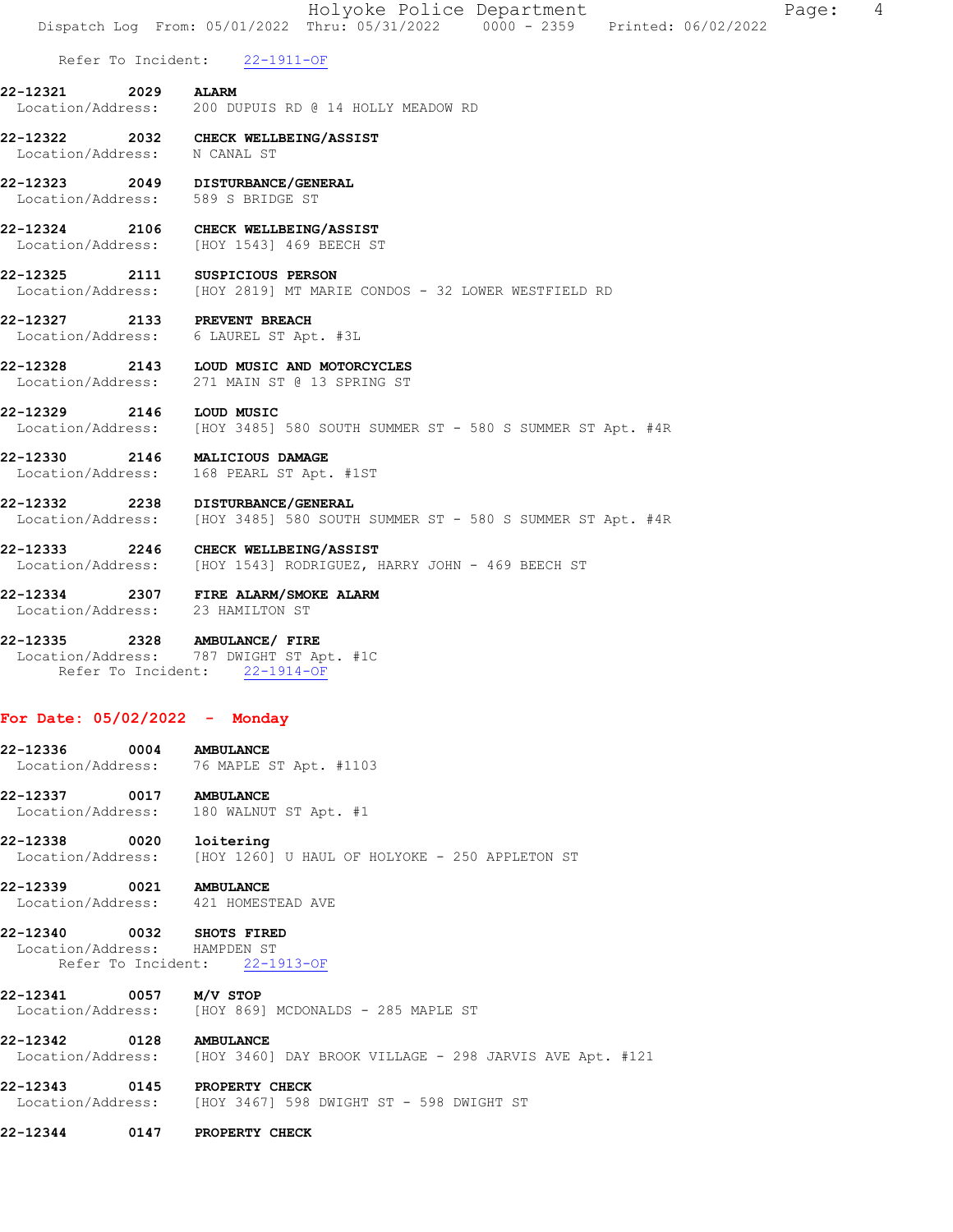Refer To Incident: 22-1911-OF

**22-12321 2029 ALARM**
Location/Address: 200 DUPUIS RD @ 14 HOLLY MEADOW RD

**22-12322 2032 CHECK WELLBEING/ASSIST**
Location/Address: N CANAL ST

**22-12323 2049 DISTURBANCE/GENERAL**
Location/Address: 589 S BRIDGE ST

**22-12324 2106 CHECK WELLBEING/ASSIST**
Location/Address: [HOY 1543] 469 BEECH ST

**22-12325 2111 SUSPICIOUS PERSON**
Location/Address: [HOY 2819] MT MARIE CONDOS - 32 LOWER WESTFIELD RD

**22-12327 2133 PREVENT BREACH**
Location/Address: 6 LAUREL ST Apt. #3L

**22-12328 2143 LOUD MUSIC AND MOTORCYCLES**
Location/Address: 271 MAIN ST @ 13 SPRING ST

**22-12329 2146 LOUD MUSIC**
Location/Address: [HOY 3485] 580 SOUTH SUMMER ST - 580 S SUMMER ST Apt. #4R

**22-12330 2146 MALICIOUS DAMAGE**
Location/Address: 168 PEARL ST Apt. #1ST

**22-12332 2238 DISTURBANCE/GENERAL**
Location/Address: [HOY 3485] 580 SOUTH SUMMER ST - 580 S SUMMER ST Apt. #4R

**22-12333 2246 CHECK WELLBEING/ASSIST**
Location/Address: [HOY 1543] RODRIGUEZ, HARRY JOHN - 469 BEECH ST

**22-12334 2307 FIRE ALARM/SMOKE ALARM**
Location/Address: 23 HAMILTON ST

**22-12335 2328 AMBULANCE/ FIRE**
Location/Address: 787 DWIGHT ST Apt. #1C
Refer To Incident: 22-1914-OF

## For Date: 05/02/2022 - Monday

**22-12336 0004 AMBULANCE**
Location/Address: 76 MAPLE ST Apt. #1103

**22-12337 0017 AMBULANCE**
Location/Address: 180 WALNUT ST Apt. #1

**22-12338 0020 loitering**
Location/Address: [HOY 1260] U HAUL OF HOLYOKE - 250 APPLETON ST

**22-12339 0021 AMBULANCE**
Location/Address: 421 HOMESTEAD AVE

**22-12340 0032 SHOTS FIRED**
Location/Address: HAMPDEN ST
Refer To Incident: 22-1913-OF

**22-12341 0057 M/V STOP**
Location/Address: [HOY 869] MCDONALDS - 285 MAPLE ST

**22-12342 0128 AMBULANCE**
Location/Address: [HOY 3460] DAY BROOK VILLAGE - 298 JARVIS AVE Apt. #121

**22-12343 0145 PROPERTY CHECK**
Location/Address: [HOY 3467] 598 DWIGHT ST - 598 DWIGHT ST

**22-12344 0147 PROPERTY CHECK**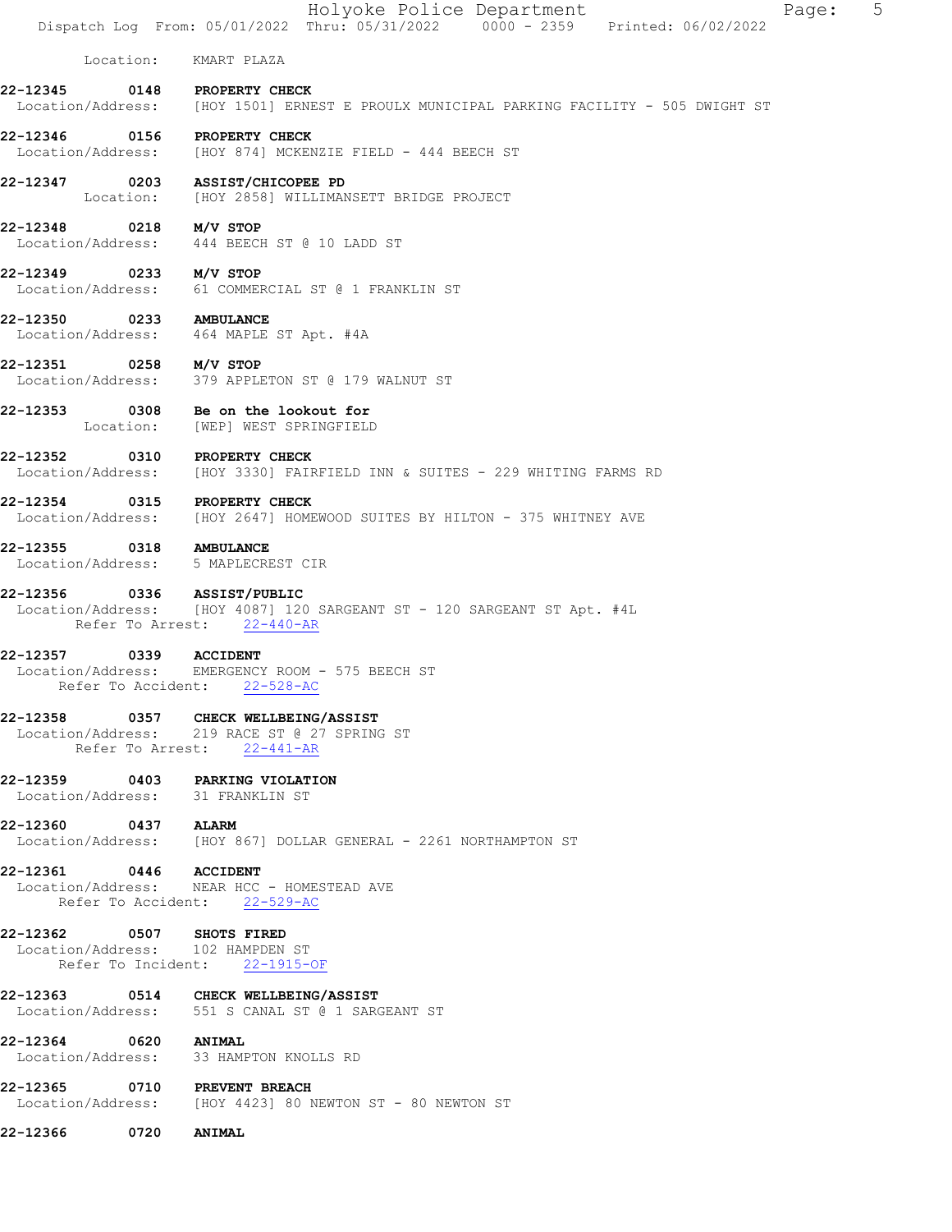Location: KMART PLAZA

**22-12345 0148 PROPERTY CHECK**
Location/Address: [HOY 1501] ERNEST E PROULX MUNICIPAL PARKING FACILITY - 505 DWIGHT ST

**22-12346 0156 PROPERTY CHECK**
Location/Address: [HOY 874] MCKENZIE FIELD - 444 BEECH ST

**22-12347 0203 ASSIST/CHICOPEE PD**
Location: [HOY 2858] WILLIMANSETT BRIDGE PROJECT

**22-12348 0218 M/V STOP**
Location/Address: 444 BEECH ST @ 10 LADD ST

**22-12349 0233 M/V STOP**
Location/Address: 61 COMMERCIAL ST @ 1 FRANKLIN ST

**22-12350 0233 AMBULANCE**
Location/Address: 464 MAPLE ST Apt. #4A

**22-12351 0258 M/V STOP**
Location/Address: 379 APPLETON ST @ 179 WALNUT ST

**22-12353 0308 Be on the lookout for**
Location: [WEP] WEST SPRINGFIELD

**22-12352 0310 PROPERTY CHECK**
Location/Address: [HOY 3330] FAIRFIELD INN & SUITES - 229 WHITING FARMS RD

**22-12354 0315 PROPERTY CHECK**
Location/Address: [HOY 2647] HOMEWOOD SUITES BY HILTON - 375 WHITNEY AVE

**22-12355 0318 AMBULANCE**
Location/Address: 5 MAPLECREST CIR

**22-12356 0336 ASSIST/PUBLIC**
Location/Address: [HOY 4087] 120 SARGEANT ST - 120 SARGEANT ST Apt. #4L
Refer To Arrest: 22-440-AR

**22-12357 0339 ACCIDENT**
Location/Address: EMERGENCY ROOM - 575 BEECH ST
Refer To Accident: 22-528-AC

**22-12358 0357 CHECK WELLBEING/ASSIST**
Location/Address: 219 RACE ST @ 27 SPRING ST
Refer To Arrest: 22-441-AR

**22-12359 0403 PARKING VIOLATION**
Location/Address: 31 FRANKLIN ST

**22-12360 0437 ALARM**
Location/Address: [HOY 867] DOLLAR GENERAL - 2261 NORTHAMPTON ST

**22-12361 0446 ACCIDENT**
Location/Address: NEAR HCC - HOMESTEAD AVE
Refer To Accident: 22-529-AC

**22-12362 0507 SHOTS FIRED**
Location/Address: 102 HAMPDEN ST
Refer To Incident: 22-1915-OF

**22-12363 0514 CHECK WELLBEING/ASSIST**
Location/Address: 551 S CANAL ST @ 1 SARGEANT ST

**22-12364 0620 ANIMAL**
Location/Address: 33 HAMPTON KNOLLS RD

**22-12365 0710 PREVENT BREACH**
Location/Address: [HOY 4423] 80 NEWTON ST - 80 NEWTON ST

**22-12366 0720 ANIMAL**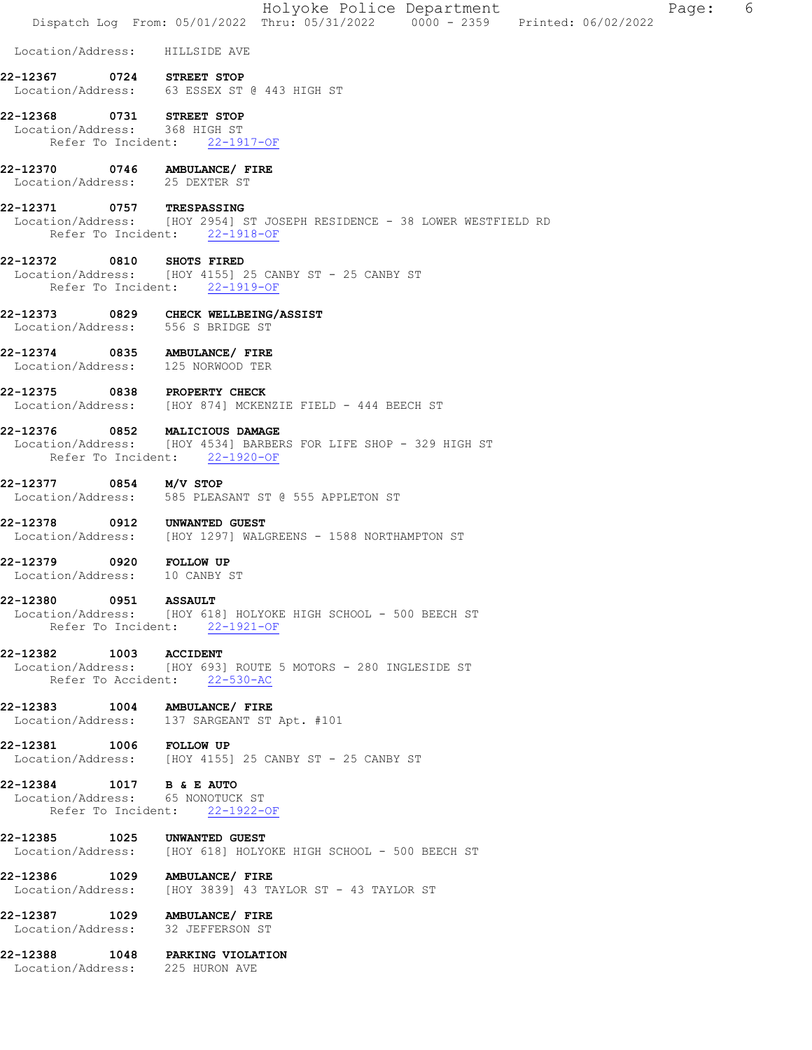Location/Address: HILLSIDE AVE

**22-12367 0724 STREET STOP**
Location/Address: 63 ESSEX ST @ 443 HIGH ST

**22-12368 0731 STREET STOP**
Location/Address: 368 HIGH ST
Refer To Incident: 22-1917-OF

**22-12370 0746 AMBULANCE/ FIRE**
Location/Address: 25 DEXTER ST

**22-12371 0757 TRESPASSING**
Location/Address: [HOY 2954] ST JOSEPH RESIDENCE - 38 LOWER WESTFIELD RD
Refer To Incident: 22-1918-OF

**22-12372 0810 SHOTS FIRED**
Location/Address: [HOY 4155] 25 CANBY ST - 25 CANBY ST
Refer To Incident: 22-1919-OF

**22-12373 0829 CHECK WELLBEING/ASSIST**
Location/Address: 556 S BRIDGE ST

**22-12374 0835 AMBULANCE/ FIRE**
Location/Address: 125 NORWOOD TER

**22-12375 0838 PROPERTY CHECK**
Location/Address: [HOY 874] MCKENZIE FIELD - 444 BEECH ST

**22-12376 0852 MALICIOUS DAMAGE**
Location/Address: [HOY 4534] BARBERS FOR LIFE SHOP - 329 HIGH ST
Refer To Incident: 22-1920-OF

**22-12377 0854 M/V STOP**
Location/Address: 585 PLEASANT ST @ 555 APPLETON ST

**22-12378 0912 UNWANTED GUEST**
Location/Address: [HOY 1297] WALGREENS - 1588 NORTHAMPTON ST

**22-12379 0920 FOLLOW UP**
Location/Address: 10 CANBY ST

**22-12380 0951 ASSAULT**
Location/Address: [HOY 618] HOLYOKE HIGH SCHOOL - 500 BEECH ST
Refer To Incident: 22-1921-OF

**22-12382 1003 ACCIDENT**
Location/Address: [HOY 693] ROUTE 5 MOTORS - 280 INGLESIDE ST
Refer To Accident: 22-530-AC

**22-12383 1004 AMBULANCE/ FIRE**
Location/Address: 137 SARGEANT ST Apt. #101

**22-12381 1006 FOLLOW UP**
Location/Address: [HOY 4155] 25 CANBY ST - 25 CANBY ST

**22-12384 1017 B & E AUTO**
Location/Address: 65 NONOTUCK ST
Refer To Incident: 22-1922-OF

**22-12385 1025 UNWANTED GUEST**
Location/Address: [HOY 618] HOLYOKE HIGH SCHOOL - 500 BEECH ST

**22-12386 1029 AMBULANCE/ FIRE**
Location/Address: [HOY 3839] 43 TAYLOR ST - 43 TAYLOR ST

**22-12387 1029 AMBULANCE/ FIRE**
Location/Address: 32 JEFFERSON ST

**22-12388 1048 PARKING VIOLATION**
Location/Address: 225 HURON AVE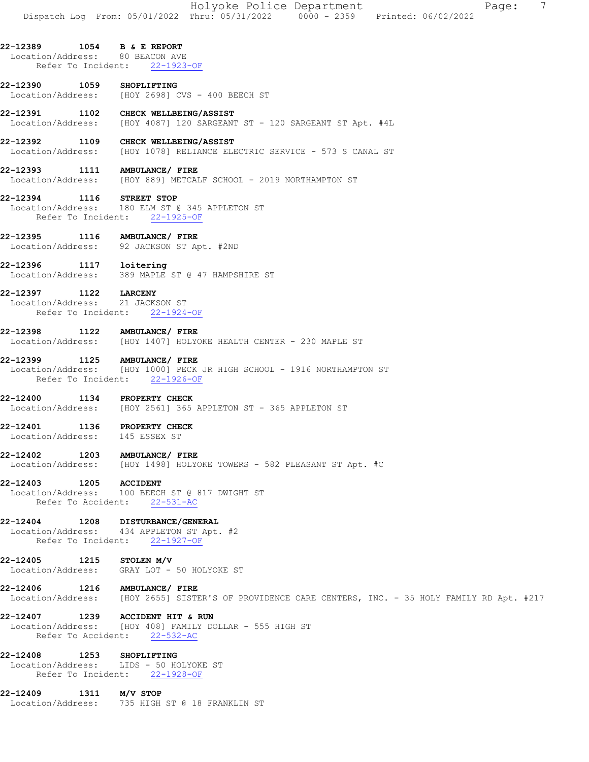**22-12389 1054 B & E REPORT**
Location/Address: 80 BEACON AVE
Refer To Incident: 22-1923-OF

**22-12390 1059 SHOPLIFTING**
Location/Address: [HOY 2698] CVS - 400 BEECH ST

**22-12391 1102 CHECK WELLBEING/ASSIST**
Location/Address: [HOY 4087] 120 SARGEANT ST - 120 SARGEANT ST Apt. #4L

**22-12392 1109 CHECK WELLBEING/ASSIST**
Location/Address: [HOY 1078] RELIANCE ELECTRIC SERVICE - 573 S CANAL ST

**22-12393 1111 AMBULANCE/ FIRE**
Location/Address: [HOY 889] METCALF SCHOOL - 2019 NORTHAMPTON ST

**22-12394 1116 STREET STOP**
Location/Address: 180 ELM ST @ 345 APPLETON ST
Refer To Incident: 22-1925-OF

**22-12395 1116 AMBULANCE/ FIRE**
Location/Address: 92 JACKSON ST Apt. #2ND

**22-12396 1117 loitering**
Location/Address: 389 MAPLE ST @ 47 HAMPSHIRE ST

**22-12397 1122 LARCENY**
Location/Address: 21 JACKSON ST
Refer To Incident: 22-1924-OF

**22-12398 1122 AMBULANCE/ FIRE**
Location/Address: [HOY 1407] HOLYOKE HEALTH CENTER - 230 MAPLE ST

**22-12399 1125 AMBULANCE/ FIRE**
Location/Address: [HOY 1000] PECK JR HIGH SCHOOL - 1916 NORTHAMPTON ST
Refer To Incident: 22-1926-OF

**22-12400 1134 PROPERTY CHECK**
Location/Address: [HOY 2561] 365 APPLETON ST - 365 APPLETON ST

**22-12401 1136 PROPERTY CHECK**
Location/Address: 145 ESSEX ST

**22-12402 1203 AMBULANCE/ FIRE**
Location/Address: [HOY 1498] HOLYOKE TOWERS - 582 PLEASANT ST Apt. #C

**22-12403 1205 ACCIDENT**
Location/Address: 100 BEECH ST @ 817 DWIGHT ST
Refer To Accident: 22-531-AC

**22-12404 1208 DISTURBANCE/GENERAL**
Location/Address: 434 APPLETON ST Apt. #2
Refer To Incident: 22-1927-OF

**22-12405 1215 STOLEN M/V**
Location/Address: GRAY LOT - 50 HOLYOKE ST

**22-12406 1216 AMBULANCE/ FIRE**
Location/Address: [HOY 2655] SISTER'S OF PROVIDENCE CARE CENTERS, INC. - 35 HOLY FAMILY RD Apt. #217

**22-12407 1239 ACCIDENT HIT & RUN**
Location/Address: [HOY 408] FAMILY DOLLAR - 555 HIGH ST
Refer To Accident: 22-532-AC

**22-12408 1253 SHOPLIFTING**
Location/Address: LIDS - 50 HOLYOKE ST
Refer To Incident: 22-1928-OF

**22-12409 1311 M/V STOP**
Location/Address: 735 HIGH ST @ 18 FRANKLIN ST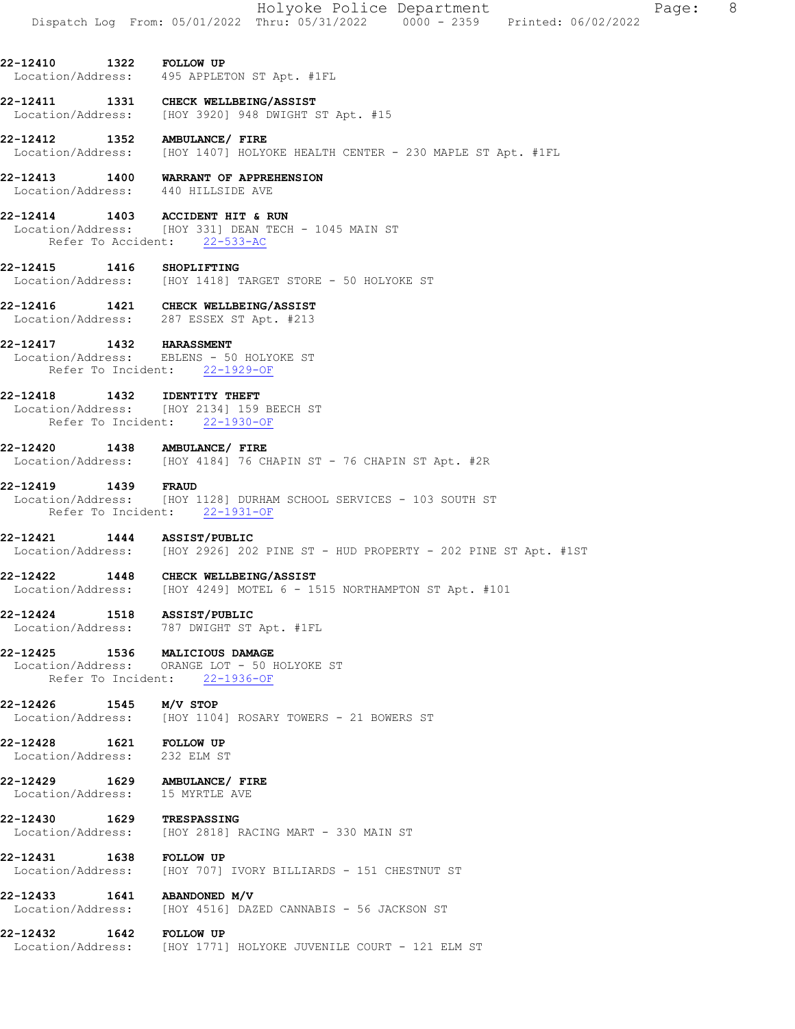**22-12410 1322 FOLLOW UP**
Location/Address: 495 APPLETON ST Apt. #1FL

**22-12411 1331 CHECK WELLBEING/ASSIST**
Location/Address: [HOY 3920] 948 DWIGHT ST Apt. #15

**22-12412 1352 AMBULANCE/ FIRE**
Location/Address: [HOY 1407] HOLYOKE HEALTH CENTER - 230 MAPLE ST Apt. #1FL

**22-12413 1400 WARRANT OF APPREHENSION**
Location/Address: 440 HILLSIDE AVE

**22-12414 1403 ACCIDENT HIT & RUN**
Location/Address: [HOY 331] DEAN TECH - 1045 MAIN ST
Refer To Accident: 22-533-AC

**22-12415 1416 SHOPLIFTING**
Location/Address: [HOY 1418] TARGET STORE - 50 HOLYOKE ST

**22-12416 1421 CHECK WELLBEING/ASSIST**
Location/Address: 287 ESSEX ST Apt. #213

**22-12417 1432 HARASSMENT**
Location/Address: EBLENS - 50 HOLYOKE ST
Refer To Incident: 22-1929-OF

**22-12418 1432 IDENTITY THEFT**
Location/Address: [HOY 2134] 159 BEECH ST
Refer To Incident: 22-1930-OF

**22-12420 1438 AMBULANCE/ FIRE**
Location/Address: [HOY 4184] 76 CHAPIN ST - 76 CHAPIN ST Apt. #2R

**22-12419 1439 FRAUD**
Location/Address: [HOY 1128] DURHAM SCHOOL SERVICES - 103 SOUTH ST
Refer To Incident: 22-1931-OF

**22-12421 1444 ASSIST/PUBLIC**
Location/Address: [HOY 2926] 202 PINE ST - HUD PROPERTY - 202 PINE ST Apt. #1ST

**22-12422 1448 CHECK WELLBEING/ASSIST**
Location/Address: [HOY 4249] MOTEL 6 - 1515 NORTHAMPTON ST Apt. #101

**22-12424 1518 ASSIST/PUBLIC**
Location/Address: 787 DWIGHT ST Apt. #1FL

**22-12425 1536 MALICIOUS DAMAGE**
Location/Address: ORANGE LOT - 50 HOLYOKE ST
Refer To Incident: 22-1936-OF

**22-12426 1545 M/V STOP**
Location/Address: [HOY 1104] ROSARY TOWERS - 21 BOWERS ST

**22-12428 1621 FOLLOW UP**
Location/Address: 232 ELM ST

**22-12429 1629 AMBULANCE/ FIRE**
Location/Address: 15 MYRTLE AVE

**22-12430 1629 TRESPASSING**
Location/Address: [HOY 2818] RACING MART - 330 MAIN ST

**22-12431 1638 FOLLOW UP**
Location/Address: [HOY 707] IVORY BILLIARDS - 151 CHESTNUT ST

**22-12433 1641 ABANDONED M/V**
Location/Address: [HOY 4516] DAZED CANNABIS - 56 JACKSON ST

**22-12432 1642 FOLLOW UP**
Location/Address: [HOY 1771] HOLYOKE JUVENILE COURT - 121 ELM ST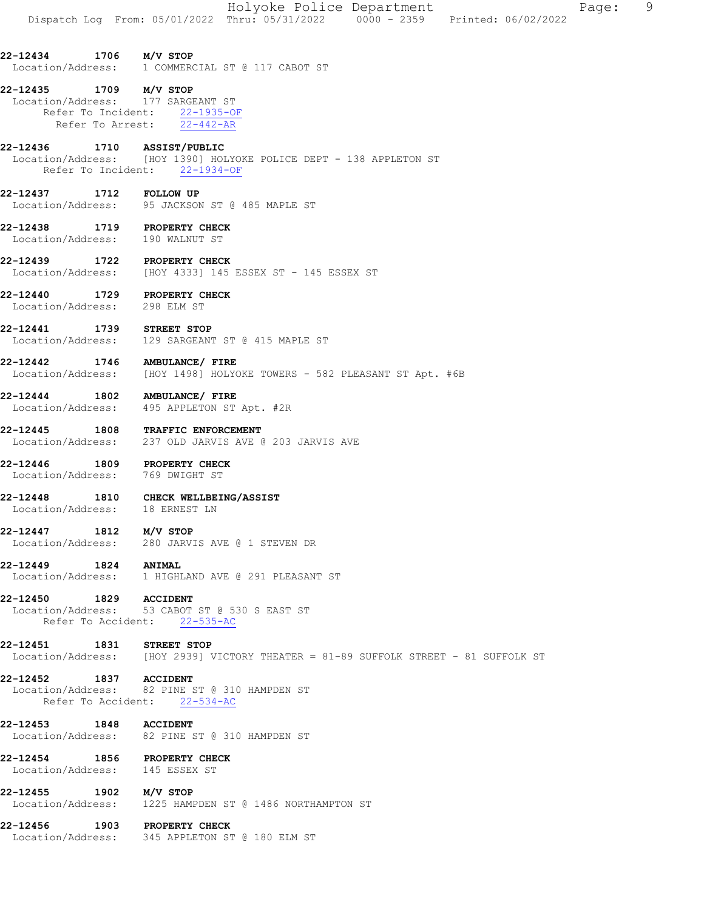**22-12434 1706 M/V STOP**
Location/Address: 1 COMMERCIAL ST @ 117 CABOT ST

**22-12435 1709 M/V STOP**
Location/Address: 177 SARGEANT ST
Refer To Incident: 22-1935-OF
Refer To Arrest: 22-442-AR

**22-12436 1710 ASSIST/PUBLIC**
Location/Address: [HOY 1390] HOLYOKE POLICE DEPT - 138 APPLETON ST
Refer To Incident: 22-1934-OF

**22-12437 1712 FOLLOW UP**
Location/Address: 95 JACKSON ST @ 485 MAPLE ST

**22-12438 1719 PROPERTY CHECK**
Location/Address: 190 WALNUT ST

**22-12439 1722 PROPERTY CHECK**
Location/Address: [HOY 4333] 145 ESSEX ST - 145 ESSEX ST

**22-12440 1729 PROPERTY CHECK**
Location/Address: 298 ELM ST

**22-12441 1739 STREET STOP**
Location/Address: 129 SARGEANT ST @ 415 MAPLE ST

**22-12442 1746 AMBULANCE/ FIRE**
Location/Address: [HOY 1498] HOLYOKE TOWERS - 582 PLEASANT ST Apt. #6B

**22-12444 1802 AMBULANCE/ FIRE**
Location/Address: 495 APPLETON ST Apt. #2R

**22-12445 1808 TRAFFIC ENFORCEMENT**
Location/Address: 237 OLD JARVIS AVE @ 203 JARVIS AVE

**22-12446 1809 PROPERTY CHECK**
Location/Address: 769 DWIGHT ST

**22-12448 1810 CHECK WELLBEING/ASSIST**
Location/Address: 18 ERNEST LN

**22-12447 1812 M/V STOP**
Location/Address: 280 JARVIS AVE @ 1 STEVEN DR

**22-12449 1824 ANIMAL**
Location/Address: 1 HIGHLAND AVE @ 291 PLEASANT ST

**22-12450 1829 ACCIDENT**
Location/Address: 53 CABOT ST @ 530 S EAST ST
Refer To Accident: 22-535-AC

**22-12451 1831 STREET STOP**
Location/Address: [HOY 2939] VICTORY THEATER = 81-89 SUFFOLK STREET - 81 SUFFOLK ST

**22-12452 1837 ACCIDENT**
Location/Address: 82 PINE ST @ 310 HAMPDEN ST
Refer To Accident: 22-534-AC

**22-12453 1848 ACCIDENT**
Location/Address: 82 PINE ST @ 310 HAMPDEN ST

**22-12454 1856 PROPERTY CHECK**
Location/Address: 145 ESSEX ST

**22-12455 1902 M/V STOP**
Location/Address: 1225 HAMPDEN ST @ 1486 NORTHAMPTON ST

**22-12456 1903 PROPERTY CHECK**
Location/Address: 345 APPLETON ST @ 180 ELM ST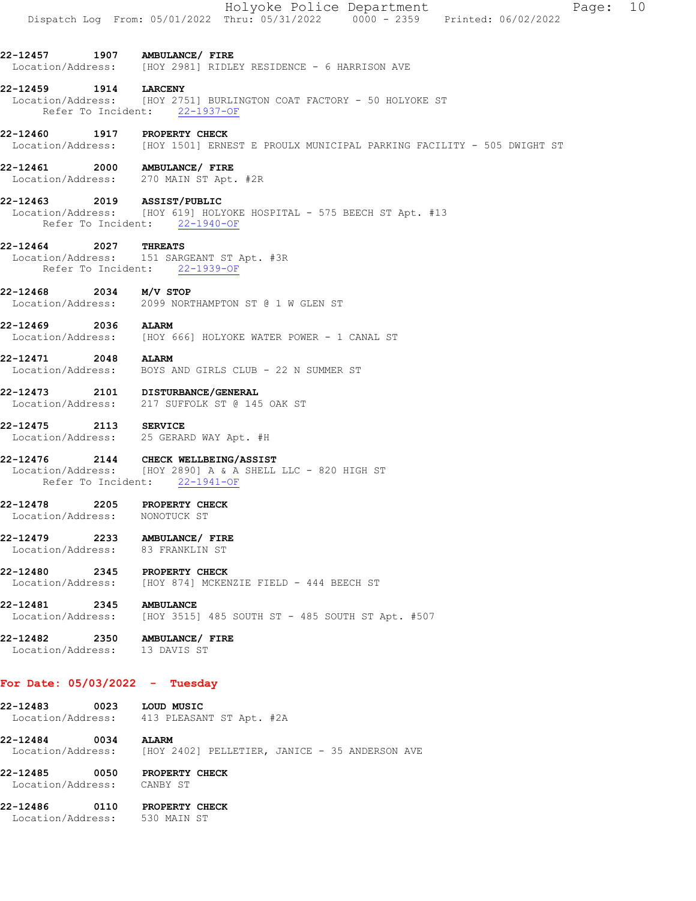**22-12457 1907 AMBULANCE/ FIRE**
Location/Address: [HOY 2981] RIDLEY RESIDENCE - 6 HARRISON AVE

**22-12459 1914 LARCENY**
Location/Address: [HOY 2751] BURLINGTON COAT FACTORY - 50 HOLYOKE ST
Refer To Incident: 22-1937-OF

**22-12460 1917 PROPERTY CHECK**
Location/Address: [HOY 1501] ERNEST E PROULX MUNICIPAL PARKING FACILITY - 505 DWIGHT ST

**22-12461 2000 AMBULANCE/ FIRE**
Location/Address: 270 MAIN ST Apt. #2R

**22-12463 2019 ASSIST/PUBLIC**
Location/Address: [HOY 619] HOLYOKE HOSPITAL - 575 BEECH ST Apt. #13
Refer To Incident: 22-1940-OF

**22-12464 2027 THREATS**
Location/Address: 151 SARGEANT ST Apt. #3R
Refer To Incident: 22-1939-OF

**22-12468 2034 M/V STOP**
Location/Address: 2099 NORTHAMPTON ST @ 1 W GLEN ST

**22-12469 2036 ALARM**
Location/Address: [HOY 666] HOLYOKE WATER POWER - 1 CANAL ST

**22-12471 2048 ALARM**
Location/Address: BOYS AND GIRLS CLUB - 22 N SUMMER ST

**22-12473 2101 DISTURBANCE/GENERAL**
Location/Address: 217 SUFFOLK ST @ 145 OAK ST

**22-12475 2113 SERVICE**
Location/Address: 25 GERARD WAY Apt. #H

**22-12476 2144 CHECK WELLBEING/ASSIST**
Location/Address: [HOY 2890] A & A SHELL LLC - 820 HIGH ST
Refer To Incident: 22-1941-OF

**22-12478 2205 PROPERTY CHECK**
Location/Address: NONOTUCK ST

**22-12479 2233 AMBULANCE/ FIRE**
Location/Address: 83 FRANKLIN ST

**22-12480 2345 PROPERTY CHECK**
Location/Address: [HOY 874] MCKENZIE FIELD - 444 BEECH ST

**22-12481 2345 AMBULANCE**
Location/Address: [HOY 3515] 485 SOUTH ST - 485 SOUTH ST Apt. #507

**22-12482 2350 AMBULANCE/ FIRE**
Location/Address: 13 DAVIS ST

## For Date: 05/03/2022 - Tuesday

**22-12483 0023 LOUD MUSIC**
Location/Address: 413 PLEASANT ST Apt. #2A

**22-12484 0034 ALARM**
Location/Address: [HOY 2402] PELLETIER, JANICE - 35 ANDERSON AVE

**22-12485 0050 PROPERTY CHECK**
Location/Address: CANBY ST

**22-12486 0110 PROPERTY CHECK**
Location/Address: 530 MAIN ST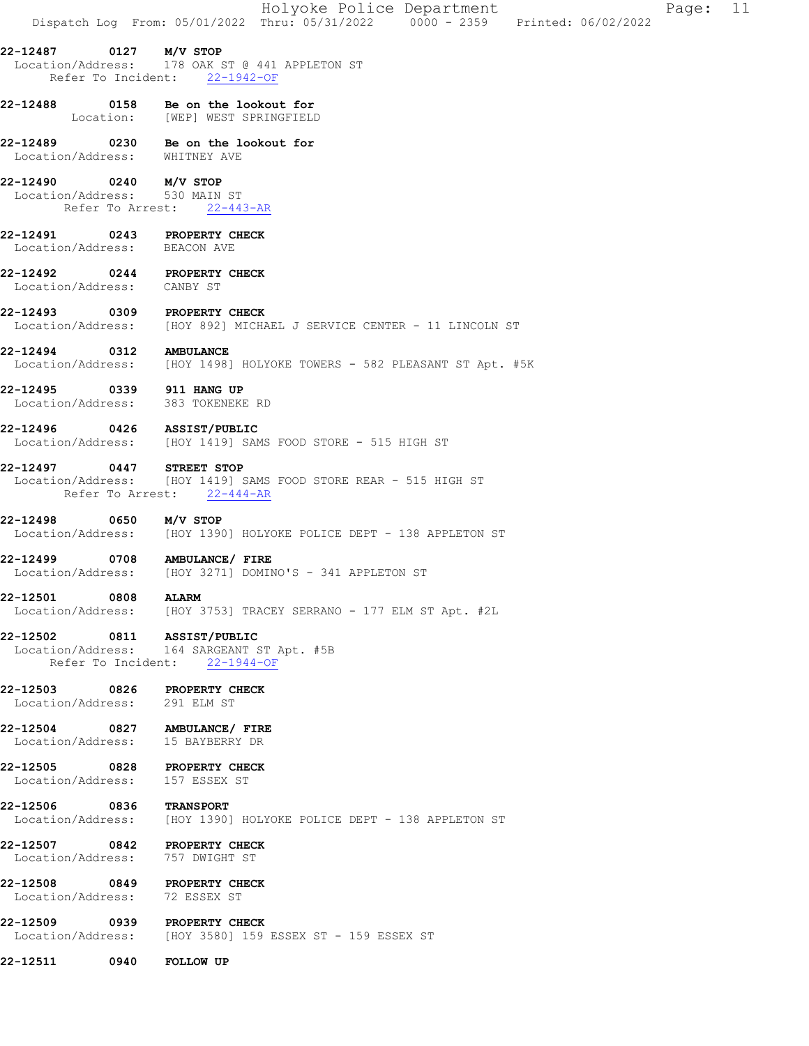22-12487 0127 **M/V STOP**
Location/Address: 178 OAK ST @ 441 APPLETON ST
Refer To Incident: 22-1942-OF

22-12488 0158 **Be on the lookout for**
Location: [WEP] WEST SPRINGFIELD

22-12489 0230 **Be on the lookout for**
Location/Address: WHITNEY AVE

22-12490 0240 **M/V STOP**
Location/Address: 530 MAIN ST
Refer To Arrest: 22-443-AR

22-12491 0243 **PROPERTY CHECK**
Location/Address: BEACON AVE

22-12492 0244 **PROPERTY CHECK**
Location/Address: CANBY ST

22-12493 0309 **PROPERTY CHECK**
Location/Address: [HOY 892] MICHAEL J SERVICE CENTER - 11 LINCOLN ST

22-12494 0312 **AMBULANCE**
Location/Address: [HOY 1498] HOLYOKE TOWERS - 582 PLEASANT ST Apt. #5K

22-12495 0339 **911 HANG UP**
Location/Address: 383 TOKENEKE RD

22-12496 0426 **ASSIST/PUBLIC**
Location/Address: [HOY 1419] SAMS FOOD STORE - 515 HIGH ST

22-12497 0447 **STREET STOP**
Location/Address: [HOY 1419] SAMS FOOD STORE REAR - 515 HIGH ST
Refer To Arrest: 22-444-AR

22-12498 0650 **M/V STOP**
Location/Address: [HOY 1390] HOLYOKE POLICE DEPT - 138 APPLETON ST

22-12499 0708 **AMBULANCE/ FIRE**
Location/Address: [HOY 3271] DOMINO'S - 341 APPLETON ST

22-12501 0808 **ALARM**
Location/Address: [HOY 3753] TRACEY SERRANO - 177 ELM ST Apt. #2L

22-12502 0811 **ASSIST/PUBLIC**
Location/Address: 164 SARGEANT ST Apt. #5B
Refer To Incident: 22-1944-OF

22-12503 0826 **PROPERTY CHECK**
Location/Address: 291 ELM ST

22-12504 0827 **AMBULANCE/ FIRE**
Location/Address: 15 BAYBERRY DR

22-12505 0828 **PROPERTY CHECK**
Location/Address: 157 ESSEX ST

22-12506 0836 **TRANSPORT**
Location/Address: [HOY 1390] HOLYOKE POLICE DEPT - 138 APPLETON ST

22-12507 0842 **PROPERTY CHECK**
Location/Address: 757 DWIGHT ST

22-12508 0849 **PROPERTY CHECK**
Location/Address: 72 ESSEX ST

22-12509 0939 **PROPERTY CHECK**
Location/Address: [HOY 3580] 159 ESSEX ST - 159 ESSEX ST

22-12511 0940 **FOLLOW UP**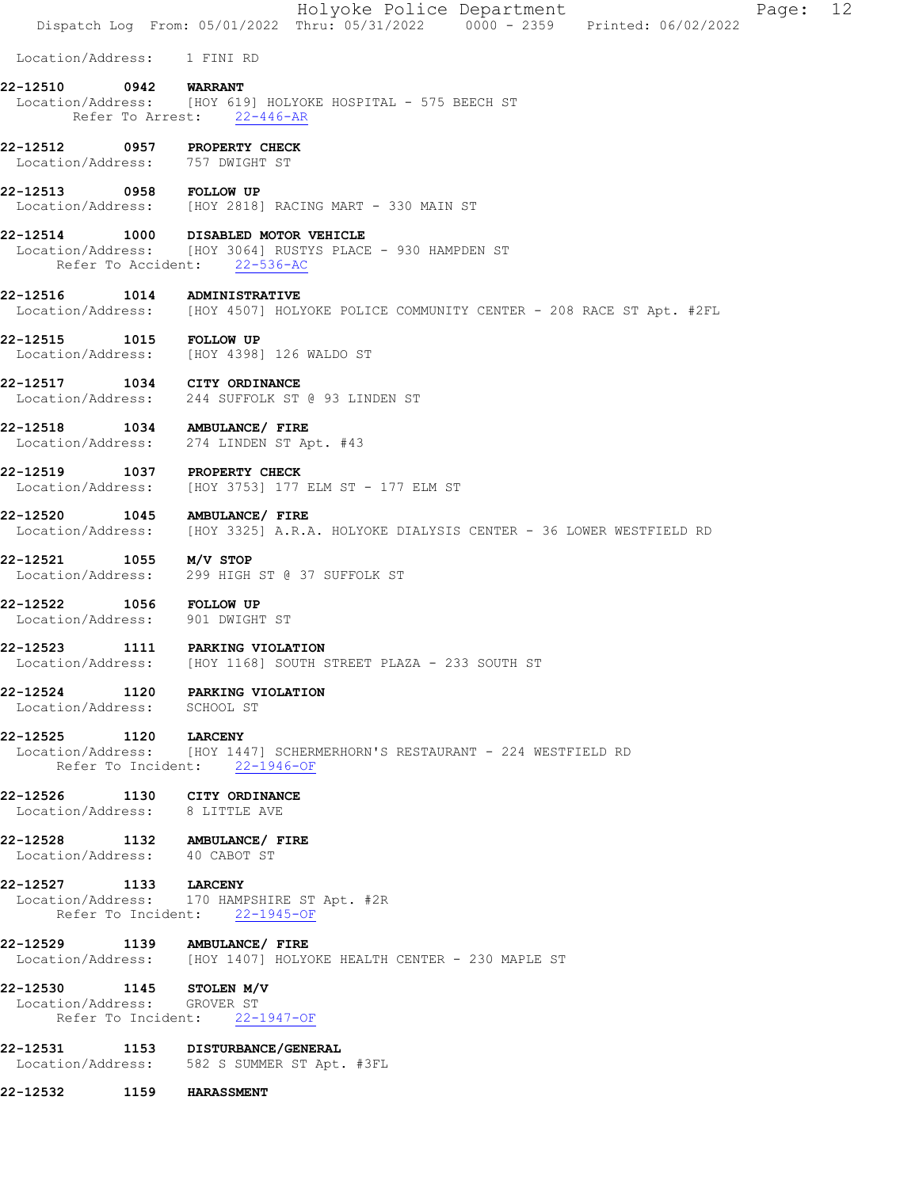Location/Address: 1 FINI RD

**22-12510 0942 WARRANT**
Location/Address: [HOY 619] HOLYOKE HOSPITAL - 575 BEECH ST
Refer To Arrest: 22-446-AR

**22-12512 0957 PROPERTY CHECK**
Location/Address: 757 DWIGHT ST

**22-12513 0958 FOLLOW UP**
Location/Address: [HOY 2818] RACING MART - 330 MAIN ST

**22-12514 1000 DISABLED MOTOR VEHICLE**
Location/Address: [HOY 3064] RUSTYS PLACE - 930 HAMPDEN ST
Refer To Accident: 22-536-AC

**22-12516 1014 ADMINISTRATIVE**
Location/Address: [HOY 4507] HOLYOKE POLICE COMMUNITY CENTER - 208 RACE ST Apt. #2FL

**22-12515 1015 FOLLOW UP**
Location/Address: [HOY 4398] 126 WALDO ST

**22-12517 1034 CITY ORDINANCE**
Location/Address: 244 SUFFOLK ST @ 93 LINDEN ST

**22-12518 1034 AMBULANCE/ FIRE**
Location/Address: 274 LINDEN ST Apt. #43

**22-12519 1037 PROPERTY CHECK**
Location/Address: [HOY 3753] 177 ELM ST - 177 ELM ST

**22-12520 1045 AMBULANCE/ FIRE**
Location/Address: [HOY 3325] A.R.A. HOLYOKE DIALYSIS CENTER - 36 LOWER WESTFIELD RD

**22-12521 1055 M/V STOP**
Location/Address: 299 HIGH ST @ 37 SUFFOLK ST

**22-12522 1056 FOLLOW UP**
Location/Address: 901 DWIGHT ST

**22-12523 1111 PARKING VIOLATION**
Location/Address: [HOY 1168] SOUTH STREET PLAZA - 233 SOUTH ST

**22-12524 1120 PARKING VIOLATION**
Location/Address: SCHOOL ST

**22-12525 1120 LARCENY**
Location/Address: [HOY 1447] SCHERMERHORN'S RESTAURANT - 224 WESTFIELD RD
Refer To Incident: 22-1946-OF

**22-12526 1130 CITY ORDINANCE**
Location/Address: 8 LITTLE AVE

**22-12528 1132 AMBULANCE/ FIRE**
Location/Address: 40 CABOT ST

**22-12527 1133 LARCENY**
Location/Address: 170 HAMPSHIRE ST Apt. #2R
Refer To Incident: 22-1945-OF

**22-12529 1139 AMBULANCE/ FIRE**
Location/Address: [HOY 1407] HOLYOKE HEALTH CENTER - 230 MAPLE ST

**22-12530 1145 STOLEN M/V**
Location/Address: GROVER ST
Refer To Incident: 22-1947-OF

**22-12531 1153 DISTURBANCE/GENERAL**
Location/Address: 582 S SUMMER ST Apt. #3FL

**22-12532 1159 HARASSMENT**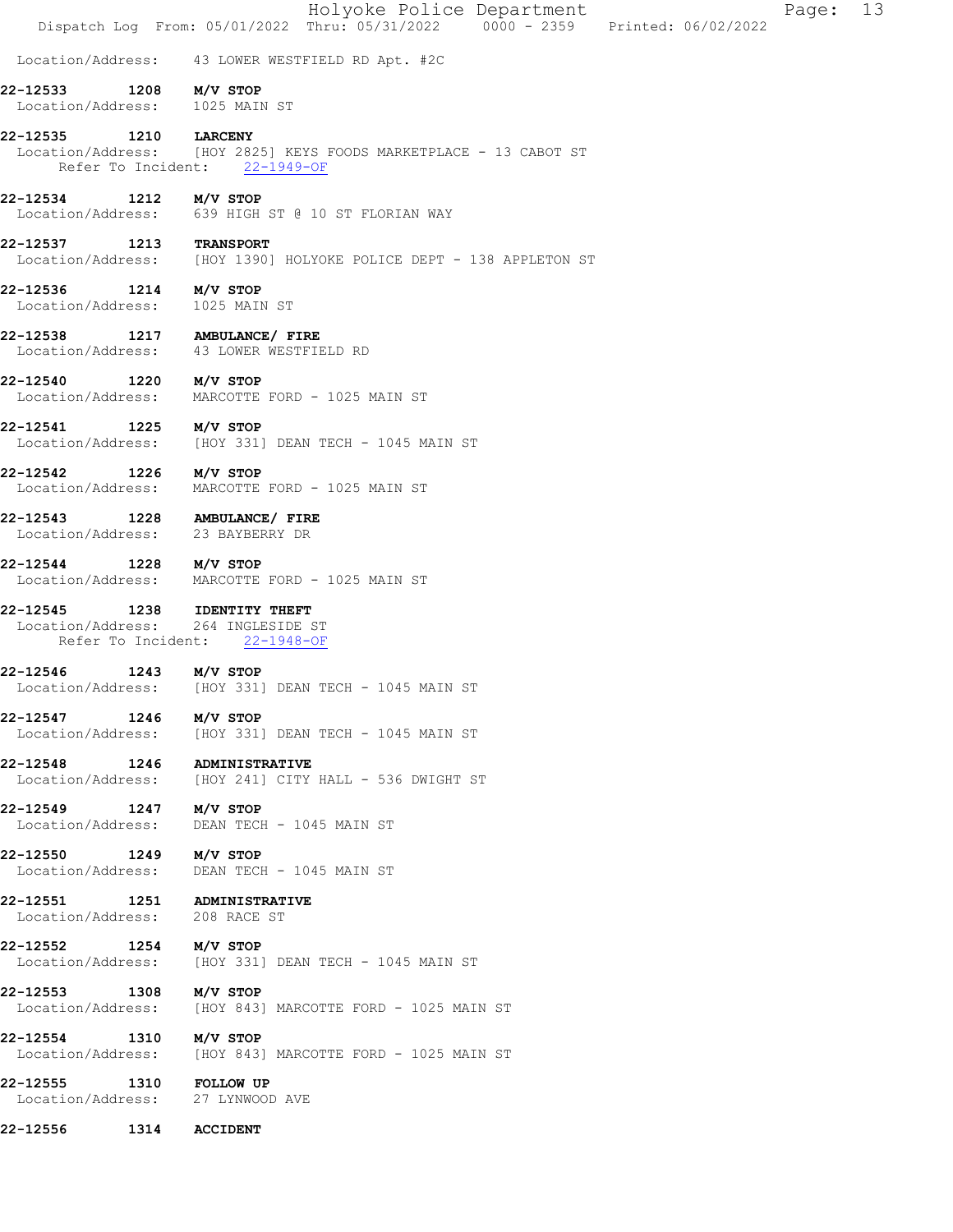Location/Address: 43 LOWER WESTFIELD RD Apt. #2C

**22-12533 1208 M/V STOP**
Location/Address: 1025 MAIN ST

**22-12535 1210 LARCENY**
Location/Address: [HOY 2825] KEYS FOODS MARKETPLACE - 13 CABOT ST
Refer To Incident: 22-1949-OF

**22-12534 1212 M/V STOP**
Location/Address: 639 HIGH ST @ 10 ST FLORIAN WAY

**22-12537 1213 TRANSPORT**
Location/Address: [HOY 1390] HOLYOKE POLICE DEPT - 138 APPLETON ST

**22-12536 1214 M/V STOP**
Location/Address: 1025 MAIN ST

**22-12538 1217 AMBULANCE/ FIRE**
Location/Address: 43 LOWER WESTFIELD RD

**22-12540 1220 M/V STOP**
Location/Address: MARCOTTE FORD - 1025 MAIN ST

**22-12541 1225 M/V STOP**
Location/Address: [HOY 331] DEAN TECH - 1045 MAIN ST

**22-12542 1226 M/V STOP**
Location/Address: MARCOTTE FORD - 1025 MAIN ST

**22-12543 1228 AMBULANCE/ FIRE**
Location/Address: 23 BAYBERRY DR

**22-12544 1228 M/V STOP**
Location/Address: MARCOTTE FORD - 1025 MAIN ST

**22-12545 1238 IDENTITY THEFT**
Location/Address: 264 INGLESIDE ST
Refer To Incident: 22-1948-OF

**22-12546 1243 M/V STOP**
Location/Address: [HOY 331] DEAN TECH - 1045 MAIN ST

**22-12547 1246 M/V STOP**
Location/Address: [HOY 331] DEAN TECH - 1045 MAIN ST

**22-12548 1246 ADMINISTRATIVE**
Location/Address: [HOY 241] CITY HALL - 536 DWIGHT ST

**22-12549 1247 M/V STOP**
Location/Address: DEAN TECH - 1045 MAIN ST

**22-12550 1249 M/V STOP**
Location/Address: DEAN TECH - 1045 MAIN ST

**22-12551 1251 ADMINISTRATIVE**
Location/Address: 208 RACE ST

**22-12552 1254 M/V STOP**
Location/Address: [HOY 331] DEAN TECH - 1045 MAIN ST

**22-12553 1308 M/V STOP**
Location/Address: [HOY 843] MARCOTTE FORD - 1025 MAIN ST

**22-12554 1310 M/V STOP**
Location/Address: [HOY 843] MARCOTTE FORD - 1025 MAIN ST

**22-12555 1310 FOLLOW UP**
Location/Address: 27 LYNWOOD AVE

**22-12556 1314 ACCIDENT**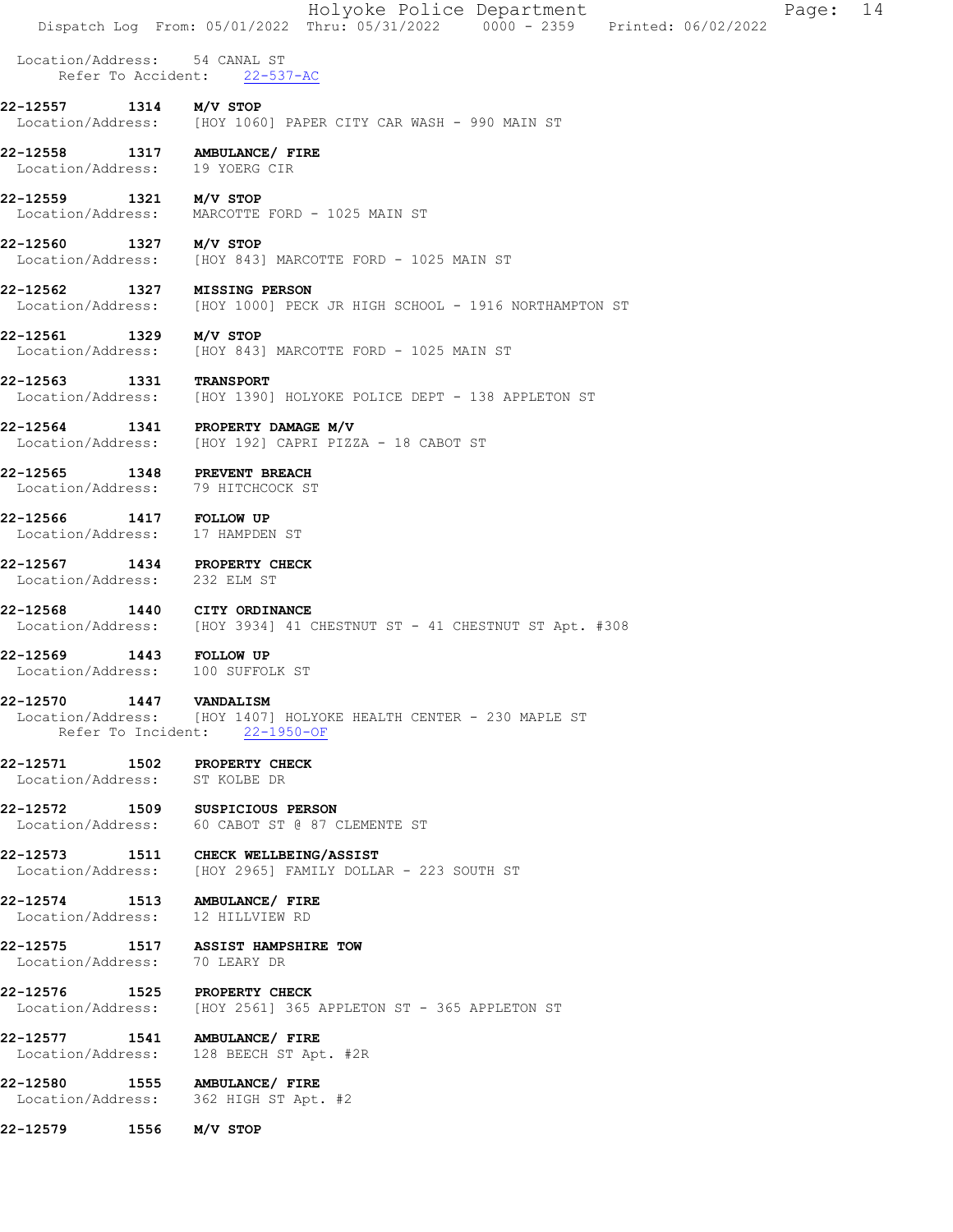Location/Address: 54 CANAL ST
Refer To Accident: 22-537-AC

**22-12557 1314 M/V STOP**
Location/Address: [HOY 1060] PAPER CITY CAR WASH - 990 MAIN ST

**22-12558 1317 AMBULANCE/ FIRE**
Location/Address: 19 YOERG CIR

**22-12559 1321 M/V STOP**
Location/Address: MARCOTTE FORD - 1025 MAIN ST

**22-12560 1327 M/V STOP**
Location/Address: [HOY 843] MARCOTTE FORD - 1025 MAIN ST

**22-12562 1327 MISSING PERSON**
Location/Address: [HOY 1000] PECK JR HIGH SCHOOL - 1916 NORTHAMPTON ST

**22-12561 1329 M/V STOP**
Location/Address: [HOY 843] MARCOTTE FORD - 1025 MAIN ST

**22-12563 1331 TRANSPORT**
Location/Address: [HOY 1390] HOLYOKE POLICE DEPT - 138 APPLETON ST

**22-12564 1341 PROPERTY DAMAGE M/V**
Location/Address: [HOY 192] CAPRI PIZZA - 18 CABOT ST

**22-12565 1348 PREVENT BREACH**
Location/Address: 79 HITCHCOCK ST

**22-12566 1417 FOLLOW UP**
Location/Address: 17 HAMPDEN ST

**22-12567 1434 PROPERTY CHECK**
Location/Address: 232 ELM ST

**22-12568 1440 CITY ORDINANCE**
Location/Address: [HOY 3934] 41 CHESTNUT ST - 41 CHESTNUT ST Apt. #308

**22-12569 1443 FOLLOW UP**
Location/Address: 100 SUFFOLK ST

**22-12570 1447 VANDALISM**
Location/Address: [HOY 1407] HOLYOKE HEALTH CENTER - 230 MAPLE ST
Refer To Incident: 22-1950-OF

**22-12571 1502 PROPERTY CHECK**
Location/Address: ST KOLBE DR

**22-12572 1509 SUSPICIOUS PERSON**
Location/Address: 60 CABOT ST @ 87 CLEMENTE ST

**22-12573 1511 CHECK WELLBEING/ASSIST**
Location/Address: [HOY 2965] FAMILY DOLLAR - 223 SOUTH ST

**22-12574 1513 AMBULANCE/ FIRE**
Location/Address: 12 HILLVIEW RD

**22-12575 1517 ASSIST HAMPSHIRE TOW**
Location/Address: 70 LEARY DR

**22-12576 1525 PROPERTY CHECK**
Location/Address: [HOY 2561] 365 APPLETON ST - 365 APPLETON ST

**22-12577 1541 AMBULANCE/ FIRE**
Location/Address: 128 BEECH ST Apt. #2R

**22-12580 1555 AMBULANCE/ FIRE**
Location/Address: 362 HIGH ST Apt. #2

**22-12579 1556 M/V STOP**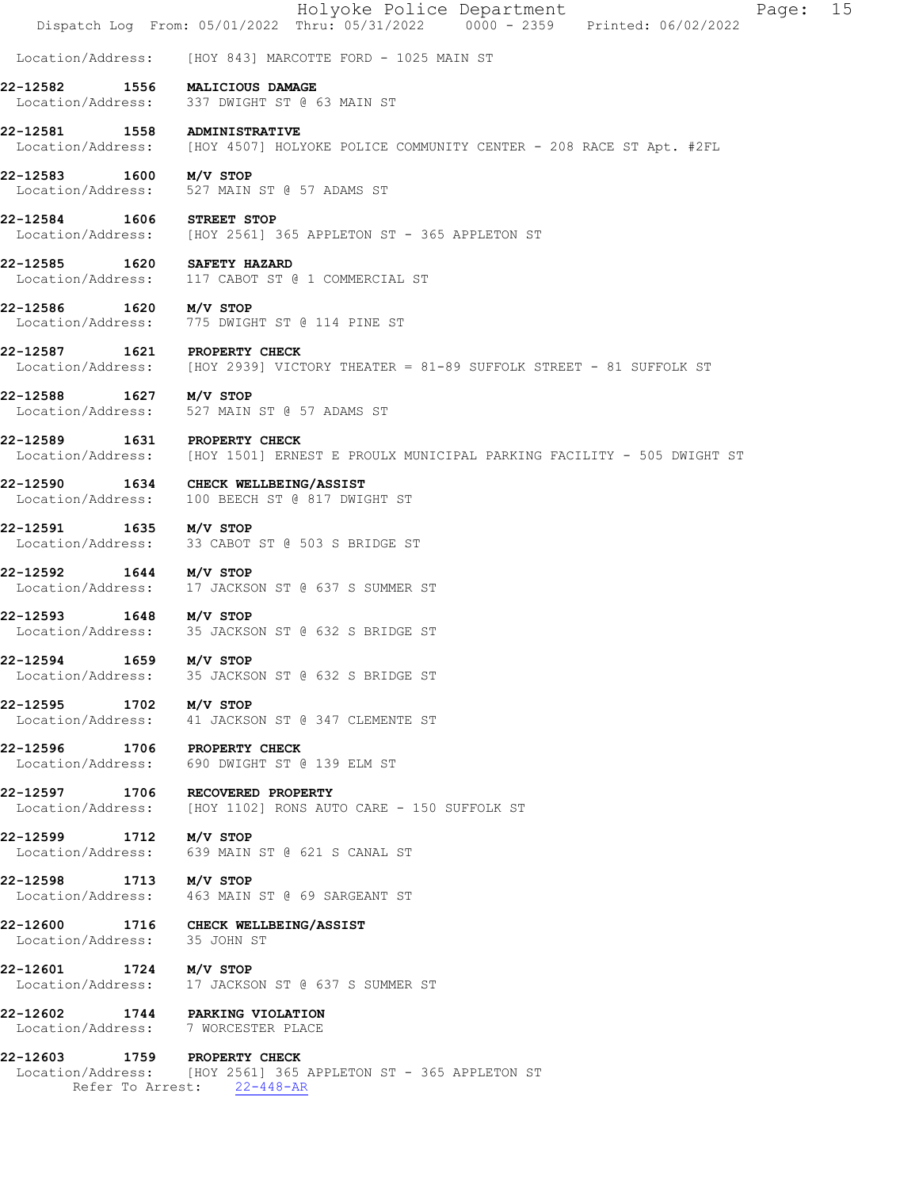Location/Address: [HOY 843] MARCOTTE FORD - 1025 MAIN ST

**22-12582 1556 MALICIOUS DAMAGE**
Location/Address: 337 DWIGHT ST @ 63 MAIN ST

**22-12581 1558 ADMINISTRATIVE**
Location/Address: [HOY 4507] HOLYOKE POLICE COMMUNITY CENTER - 208 RACE ST Apt. #2FL

**22-12583 1600 M/V STOP**
Location/Address: 527 MAIN ST @ 57 ADAMS ST

**22-12584 1606 STREET STOP**
Location/Address: [HOY 2561] 365 APPLETON ST - 365 APPLETON ST

**22-12585 1620 SAFETY HAZARD**
Location/Address: 117 CABOT ST @ 1 COMMERCIAL ST

**22-12586 1620 M/V STOP**
Location/Address: 775 DWIGHT ST @ 114 PINE ST

**22-12587 1621 PROPERTY CHECK**
Location/Address: [HOY 2939] VICTORY THEATER = 81-89 SUFFOLK STREET - 81 SUFFOLK ST

**22-12588 1627 M/V STOP**
Location/Address: 527 MAIN ST @ 57 ADAMS ST

**22-12589 1631 PROPERTY CHECK**
Location/Address: [HOY 1501] ERNEST E PROULX MUNICIPAL PARKING FACILITY - 505 DWIGHT ST

**22-12590 1634 CHECK WELLBEING/ASSIST**
Location/Address: 100 BEECH ST @ 817 DWIGHT ST

**22-12591 1635 M/V STOP**
Location/Address: 33 CABOT ST @ 503 S BRIDGE ST

**22-12592 1644 M/V STOP**
Location/Address: 17 JACKSON ST @ 637 S SUMMER ST

**22-12593 1648 M/V STOP**
Location/Address: 35 JACKSON ST @ 632 S BRIDGE ST

**22-12594 1659 M/V STOP**
Location/Address: 35 JACKSON ST @ 632 S BRIDGE ST

**22-12595 1702 M/V STOP**
Location/Address: 41 JACKSON ST @ 347 CLEMENTE ST

**22-12596 1706 PROPERTY CHECK**
Location/Address: 690 DWIGHT ST @ 139 ELM ST

**22-12597 1706 RECOVERED PROPERTY**
Location/Address: [HOY 1102] RONS AUTO CARE - 150 SUFFOLK ST

**22-12599 1712 M/V STOP**
Location/Address: 639 MAIN ST @ 621 S CANAL ST

**22-12598 1713 M/V STOP**
Location/Address: 463 MAIN ST @ 69 SARGEANT ST

**22-12600 1716 CHECK WELLBEING/ASSIST**
Location/Address: 35 JOHN ST

**22-12601 1724 M/V STOP**
Location/Address: 17 JACKSON ST @ 637 S SUMMER ST

**22-12602 1744 PARKING VIOLATION**
Location/Address: 7 WORCESTER PLACE

**22-12603 1759 PROPERTY CHECK**
Location/Address: [HOY 2561] 365 APPLETON ST - 365 APPLETON ST
Refer To Arrest: 22-448-AR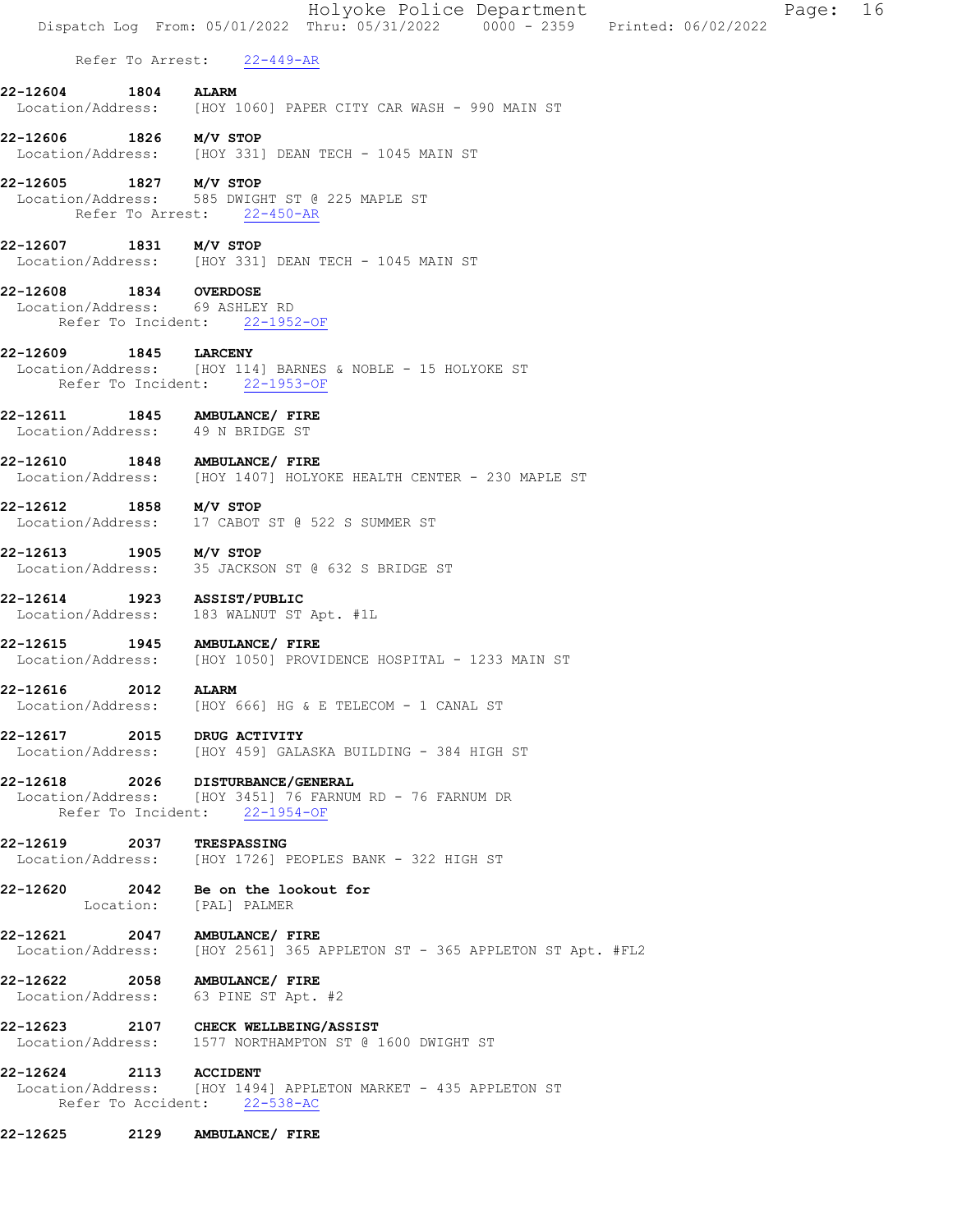Refer To Arrest: 22-449-AR

**22-12604 1804 ALARM**
Location/Address: [HOY 1060] PAPER CITY CAR WASH - 990 MAIN ST

**22-12606 1826 M/V STOP**
Location/Address: [HOY 331] DEAN TECH - 1045 MAIN ST

**22-12605 1827 M/V STOP**
Location/Address: 585 DWIGHT ST @ 225 MAPLE ST
Refer To Arrest: 22-450-AR

**22-12607 1831 M/V STOP**
Location/Address: [HOY 331] DEAN TECH - 1045 MAIN ST

**22-12608 1834 OVERDOSE**
Location/Address: 69 ASHLEY RD
Refer To Incident: 22-1952-OF

**22-12609 1845 LARCENY**
Location/Address: [HOY 114] BARNES & NOBLE - 15 HOLYOKE ST
Refer To Incident: 22-1953-OF

**22-12611 1845 AMBULANCE/ FIRE**
Location/Address: 49 N BRIDGE ST

**22-12610 1848 AMBULANCE/ FIRE**
Location/Address: [HOY 1407] HOLYOKE HEALTH CENTER - 230 MAPLE ST

**22-12612 1858 M/V STOP**
Location/Address: 17 CABOT ST @ 522 S SUMMER ST

**22-12613 1905 M/V STOP**
Location/Address: 35 JACKSON ST @ 632 S BRIDGE ST

**22-12614 1923 ASSIST/PUBLIC**
Location/Address: 183 WALNUT ST Apt. #1L

**22-12615 1945 AMBULANCE/ FIRE**
Location/Address: [HOY 1050] PROVIDENCE HOSPITAL - 1233 MAIN ST

**22-12616 2012 ALARM**
Location/Address: [HOY 666] HG & E TELECOM - 1 CANAL ST

**22-12617 2015 DRUG ACTIVITY**
Location/Address: [HOY 459] GALASKA BUILDING - 384 HIGH ST

**22-12618 2026 DISTURBANCE/GENERAL**
Location/Address: [HOY 3451] 76 FARNUM RD - 76 FARNUM DR
Refer To Incident: 22-1954-OF

**22-12619 2037 TRESPASSING**
Location/Address: [HOY 1726] PEOPLES BANK - 322 HIGH ST

**22-12620 2042 Be on the lookout for**
Location: [PAL] PALMER

**22-12621 2047 AMBULANCE/ FIRE**
Location/Address: [HOY 2561] 365 APPLETON ST - 365 APPLETON ST Apt. #FL2

**22-12622 2058 AMBULANCE/ FIRE**
Location/Address: 63 PINE ST Apt. #2

**22-12623 2107 CHECK WELLBEING/ASSIST**
Location/Address: 1577 NORTHAMPTON ST @ 1600 DWIGHT ST

**22-12624 2113 ACCIDENT**
Location/Address: [HOY 1494] APPLETON MARKET - 435 APPLETON ST
Refer To Accident: 22-538-AC

**22-12625 2129 AMBULANCE/ FIRE**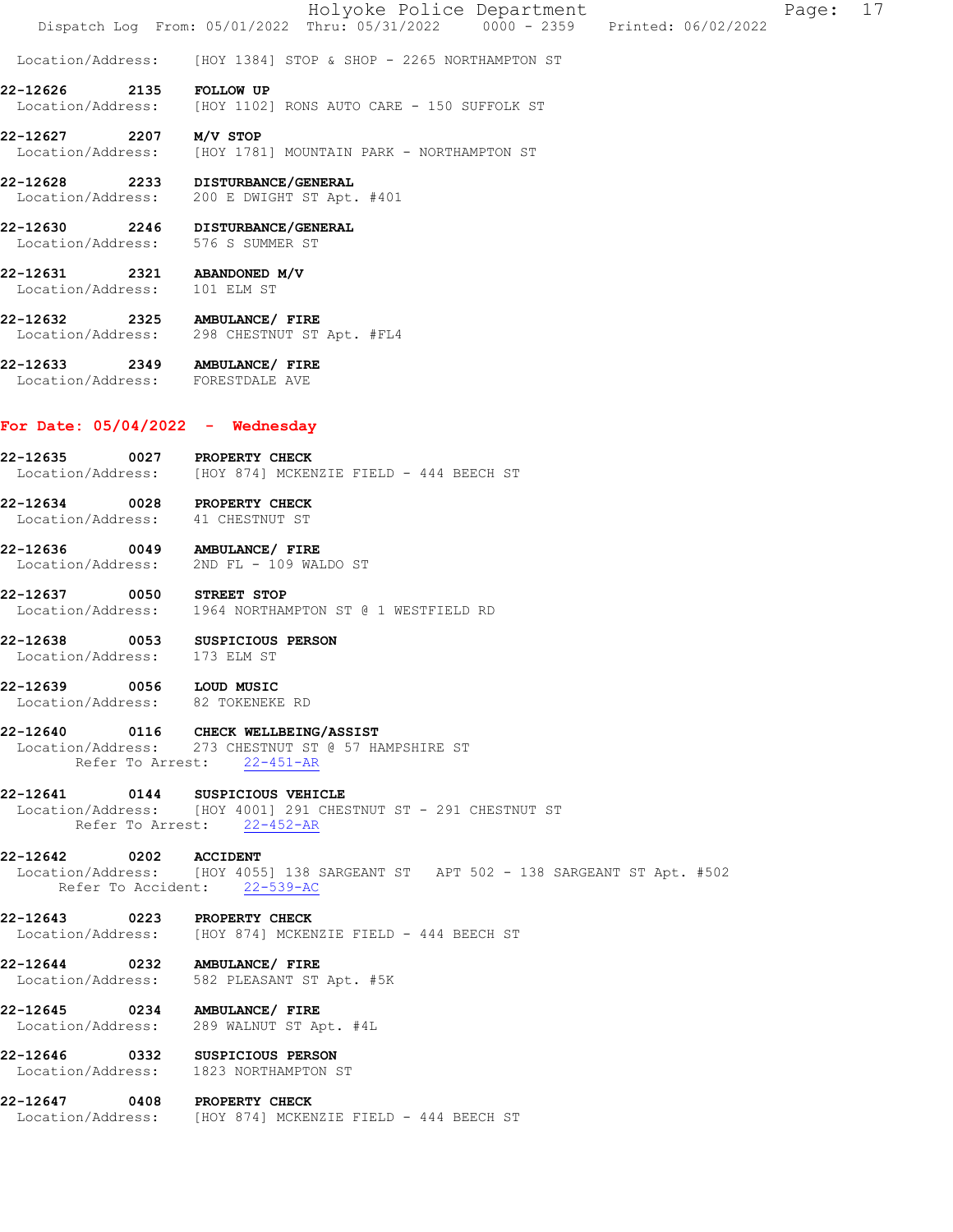Location/Address: [HOY 1384] STOP & SHOP - 2265 NORTHAMPTON ST

**22-12626 2135 FOLLOW UP**
Location/Address: [HOY 1102] RONS AUTO CARE - 150 SUFFOLK ST

**22-12627 2207 M/V STOP**
Location/Address: [HOY 1781] MOUNTAIN PARK - NORTHAMPTON ST

**22-12628 2233 DISTURBANCE/GENERAL**
Location/Address: 200 E DWIGHT ST Apt. #401

**22-12630 2246 DISTURBANCE/GENERAL**
Location/Address: 576 S SUMMER ST

**22-12631 2321 ABANDONED M/V**
Location/Address: 101 ELM ST

**22-12632 2325 AMBULANCE/ FIRE**
Location/Address: 298 CHESTNUT ST Apt. #FL4

**22-12633 2349 AMBULANCE/ FIRE**
Location/Address: FORESTDALE AVE

## For Date: 05/04/2022 - Wednesday

**22-12635 0027 PROPERTY CHECK**
Location/Address: [HOY 874] MCKENZIE FIELD - 444 BEECH ST

**22-12634 0028 PROPERTY CHECK**
Location/Address: 41 CHESTNUT ST

**22-12636 0049 AMBULANCE/ FIRE**
Location/Address: 2ND FL - 109 WALDO ST

**22-12637 0050 STREET STOP**
Location/Address: 1964 NORTHAMPTON ST @ 1 WESTFIELD RD

**22-12638 0053 SUSPICIOUS PERSON**
Location/Address: 173 ELM ST

**22-12639 0056 LOUD MUSIC**
Location/Address: 82 TOKENEKE RD

**22-12640 0116 CHECK WELLBEING/ASSIST**
Location/Address: 273 CHESTNUT ST @ 57 HAMPSHIRE ST
Refer To Arrest: 22-451-AR

**22-12641 0144 SUSPICIOUS VEHICLE**
Location/Address: [HOY 4001] 291 CHESTNUT ST - 291 CHESTNUT ST
Refer To Arrest: 22-452-AR

**22-12642 0202 ACCIDENT**
Location/Address: [HOY 4055] 138 SARGEANT ST APT 502 - 138 SARGEANT ST Apt. #502
Refer To Accident: 22-539-AC

**22-12643 0223 PROPERTY CHECK**
Location/Address: [HOY 874] MCKENZIE FIELD - 444 BEECH ST

**22-12644 0232 AMBULANCE/ FIRE**
Location/Address: 582 PLEASANT ST Apt. #5K

**22-12645 0234 AMBULANCE/ FIRE**
Location/Address: 289 WALNUT ST Apt. #4L

**22-12646 0332 SUSPICIOUS PERSON**
Location/Address: 1823 NORTHAMPTON ST

**22-12647 0408 PROPERTY CHECK**
Location/Address: [HOY 874] MCKENZIE FIELD - 444 BEECH ST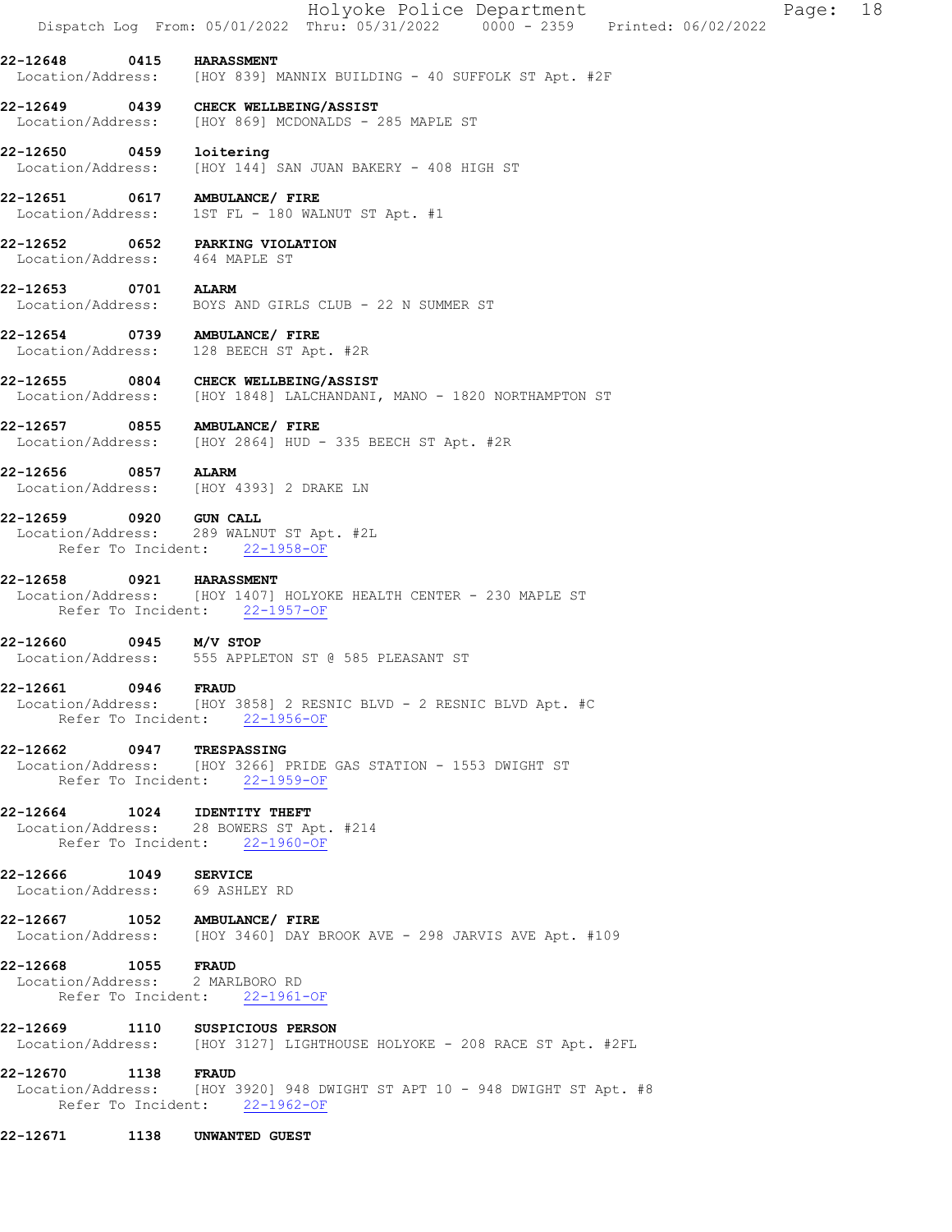**22-12648 0415 HARASSMENT**
Location/Address: [HOY 839] MANNIX BUILDING - 40 SUFFOLK ST Apt. #2F

**22-12649 0439 CHECK WELLBEING/ASSIST**
Location/Address: [HOY 869] MCDONALDS - 285 MAPLE ST

**22-12650 0459 loitering**
Location/Address: [HOY 144] SAN JUAN BAKERY - 408 HIGH ST

**22-12651 0617 AMBULANCE/ FIRE**
Location/Address: 1ST FL - 180 WALNUT ST Apt. #1

**22-12652 0652 PARKING VIOLATION**
Location/Address: 464 MAPLE ST

**22-12653 0701 ALARM**
Location/Address: BOYS AND GIRLS CLUB - 22 N SUMMER ST

**22-12654 0739 AMBULANCE/ FIRE**
Location/Address: 128 BEECH ST Apt. #2R

**22-12655 0804 CHECK WELLBEING/ASSIST**
Location/Address: [HOY 1848] LALCHANDANI, MANO - 1820 NORTHAMPTON ST

**22-12657 0855 AMBULANCE/ FIRE**
Location/Address: [HOY 2864] HUD - 335 BEECH ST Apt. #2R

**22-12656 0857 ALARM**
Location/Address: [HOY 4393] 2 DRAKE LN

**22-12659 0920 GUN CALL**
Location/Address: 289 WALNUT ST Apt. #2L
Refer To Incident: 22-1958-OF

**22-12658 0921 HARASSMENT**
Location/Address: [HOY 1407] HOLYOKE HEALTH CENTER - 230 MAPLE ST
Refer To Incident: 22-1957-OF

**22-12660 0945 M/V STOP**
Location/Address: 555 APPLETON ST @ 585 PLEASANT ST

**22-12661 0946 FRAUD**
Location/Address: [HOY 3858] 2 RESNIC BLVD - 2 RESNIC BLVD Apt. #C
Refer To Incident: 22-1956-OF

**22-12662 0947 TRESPASSING**
Location/Address: [HOY 3266] PRIDE GAS STATION - 1553 DWIGHT ST
Refer To Incident: 22-1959-OF

**22-12664 1024 IDENTITY THEFT**
Location/Address: 28 BOWERS ST Apt. #214
Refer To Incident: 22-1960-OF

**22-12666 1049 SERVICE**
Location/Address: 69 ASHLEY RD

**22-12667 1052 AMBULANCE/ FIRE**
Location/Address: [HOY 3460] DAY BROOK AVE - 298 JARVIS AVE Apt. #109

**22-12668 1055 FRAUD**
Location/Address: 2 MARLBORO RD
Refer To Incident: 22-1961-OF

**22-12669 1110 SUSPICIOUS PERSON**
Location/Address: [HOY 3127] LIGHTHOUSE HOLYOKE - 208 RACE ST Apt. #2FL

**22-12670 1138 FRAUD**
Location/Address: [HOY 3920] 948 DWIGHT ST APT 10 - 948 DWIGHT ST Apt. #8
Refer To Incident: 22-1962-OF

**22-12671 1138 UNWANTED GUEST**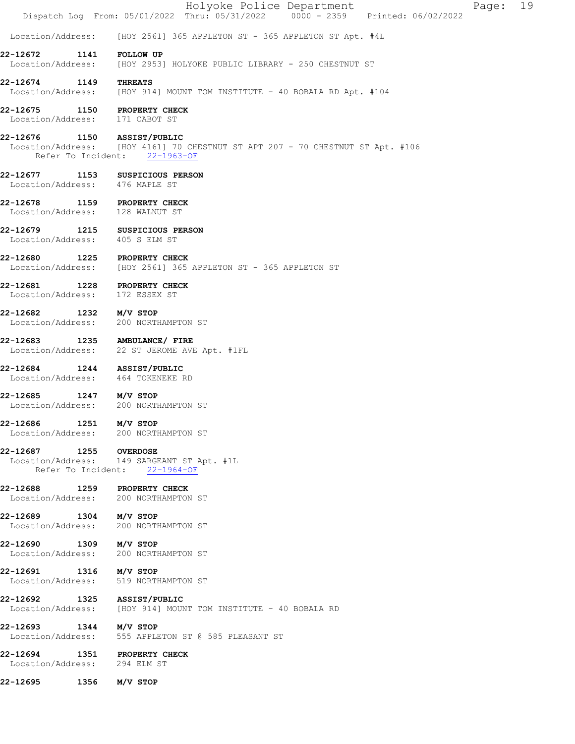Location/Address: [HOY 2561] 365 APPLETON ST - 365 APPLETON ST Apt. #4L

**22-12672 1141 FOLLOW UP**
Location/Address: [HOY 2953] HOLYOKE PUBLIC LIBRARY - 250 CHESTNUT ST

**22-12674 1149 THREATS**
Location/Address: [HOY 914] MOUNT TOM INSTITUTE - 40 BOBALA RD Apt. #104

**22-12675 1150 PROPERTY CHECK**
Location/Address: 171 CABOT ST

**22-12676 1150 ASSIST/PUBLIC**
Location/Address: [HOY 4161] 70 CHESTNUT ST APT 207 - 70 CHESTNUT ST Apt. #106
Refer To Incident: 22-1963-OF

**22-12677 1153 SUSPICIOUS PERSON**
Location/Address: 476 MAPLE ST

**22-12678 1159 PROPERTY CHECK**
Location/Address: 128 WALNUT ST

**22-12679 1215 SUSPICIOUS PERSON**
Location/Address: 405 S ELM ST

**22-12680 1225 PROPERTY CHECK**
Location/Address: [HOY 2561] 365 APPLETON ST - 365 APPLETON ST

**22-12681 1228 PROPERTY CHECK**
Location/Address: 172 ESSEX ST

**22-12682 1232 M/V STOP**
Location/Address: 200 NORTHAMPTON ST

**22-12683 1235 AMBULANCE/ FIRE**
Location/Address: 22 ST JEROME AVE Apt. #1FL

**22-12684 1244 ASSIST/PUBLIC**
Location/Address: 464 TOKENEKE RD

**22-12685 1247 M/V STOP**
Location/Address: 200 NORTHAMPTON ST

**22-12686 1251 M/V STOP**
Location/Address: 200 NORTHAMPTON ST

**22-12687 1255 OVERDOSE**
Location/Address: 149 SARGEANT ST Apt. #1L
Refer To Incident: 22-1964-OF

**22-12688 1259 PROPERTY CHECK**
Location/Address: 200 NORTHAMPTON ST

**22-12689 1304 M/V STOP**
Location/Address: 200 NORTHAMPTON ST

**22-12690 1309 M/V STOP**
Location/Address: 200 NORTHAMPTON ST

**22-12691 1316 M/V STOP**
Location/Address: 519 NORTHAMPTON ST

**22-12692 1325 ASSIST/PUBLIC**
Location/Address: [HOY 914] MOUNT TOM INSTITUTE - 40 BOBALA RD

**22-12693 1344 M/V STOP**
Location/Address: 555 APPLETON ST @ 585 PLEASANT ST

**22-12694 1351 PROPERTY CHECK**
Location/Address: 294 ELM ST

**22-12695 1356 M/V STOP**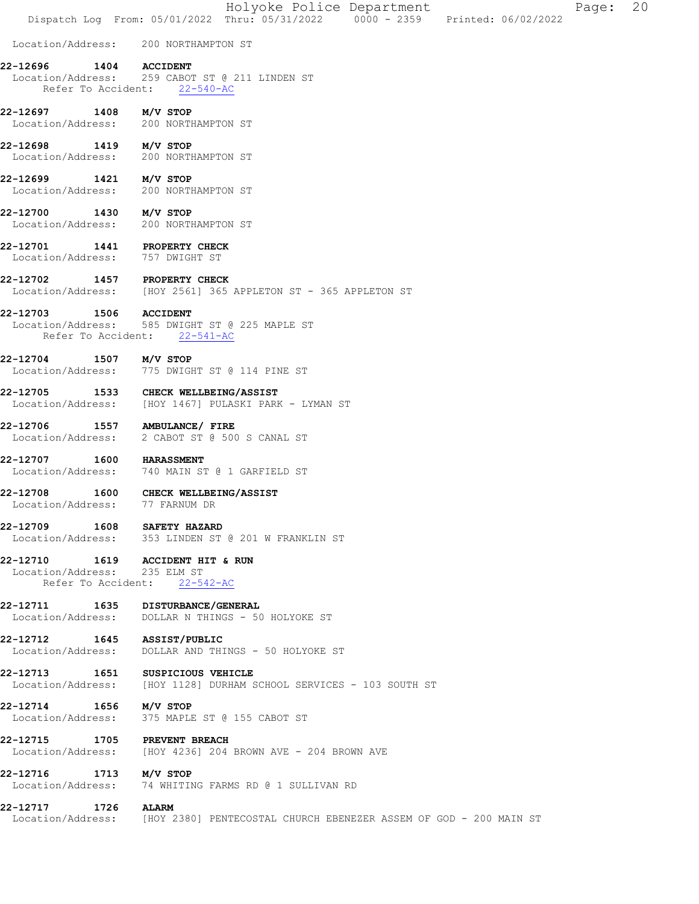Location/Address: 200 NORTHAMPTON ST

**22-12696 1404 ACCIDENT**
Location/Address: 259 CABOT ST @ 211 LINDEN ST
Refer To Accident: 22-540-AC

**22-12697 1408 M/V STOP**
Location/Address: 200 NORTHAMPTON ST

**22-12698 1419 M/V STOP**
Location/Address: 200 NORTHAMPTON ST

**22-12699 1421 M/V STOP**
Location/Address: 200 NORTHAMPTON ST

**22-12700 1430 M/V STOP**
Location/Address: 200 NORTHAMPTON ST

**22-12701 1441 PROPERTY CHECK**
Location/Address: 757 DWIGHT ST

**22-12702 1457 PROPERTY CHECK**
Location/Address: [HOY 2561] 365 APPLETON ST - 365 APPLETON ST

**22-12703 1506 ACCIDENT**
Location/Address: 585 DWIGHT ST @ 225 MAPLE ST
Refer To Accident: 22-541-AC

**22-12704 1507 M/V STOP**
Location/Address: 775 DWIGHT ST @ 114 PINE ST

**22-12705 1533 CHECK WELLBEING/ASSIST**
Location/Address: [HOY 1467] PULASKI PARK - LYMAN ST

**22-12706 1557 AMBULANCE/ FIRE**
Location/Address: 2 CABOT ST @ 500 S CANAL ST

**22-12707 1600 HARASSMENT**
Location/Address: 740 MAIN ST @ 1 GARFIELD ST

**22-12708 1600 CHECK WELLBEING/ASSIST**
Location/Address: 77 FARNUM DR

**22-12709 1608 SAFETY HAZARD**
Location/Address: 353 LINDEN ST @ 201 W FRANKLIN ST

**22-12710 1619 ACCIDENT HIT & RUN**
Location/Address: 235 ELM ST
Refer To Accident: 22-542-AC

**22-12711 1635 DISTURBANCE/GENERAL**
Location/Address: DOLLAR N THINGS - 50 HOLYOKE ST

**22-12712 1645 ASSIST/PUBLIC**
Location/Address: DOLLAR AND THINGS - 50 HOLYOKE ST

**22-12713 1651 SUSPICIOUS VEHICLE**
Location/Address: [HOY 1128] DURHAM SCHOOL SERVICES - 103 SOUTH ST

**22-12714 1656 M/V STOP**
Location/Address: 375 MAPLE ST @ 155 CABOT ST

**22-12715 1705 PREVENT BREACH**
Location/Address: [HOY 4236] 204 BROWN AVE - 204 BROWN AVE

**22-12716 1713 M/V STOP**
Location/Address: 74 WHITING FARMS RD @ 1 SULLIVAN RD

**22-12717 1726 ALARM**
Location/Address: [HOY 2380] PENTECOSTAL CHURCH EBENEZER ASSEM OF GOD - 200 MAIN ST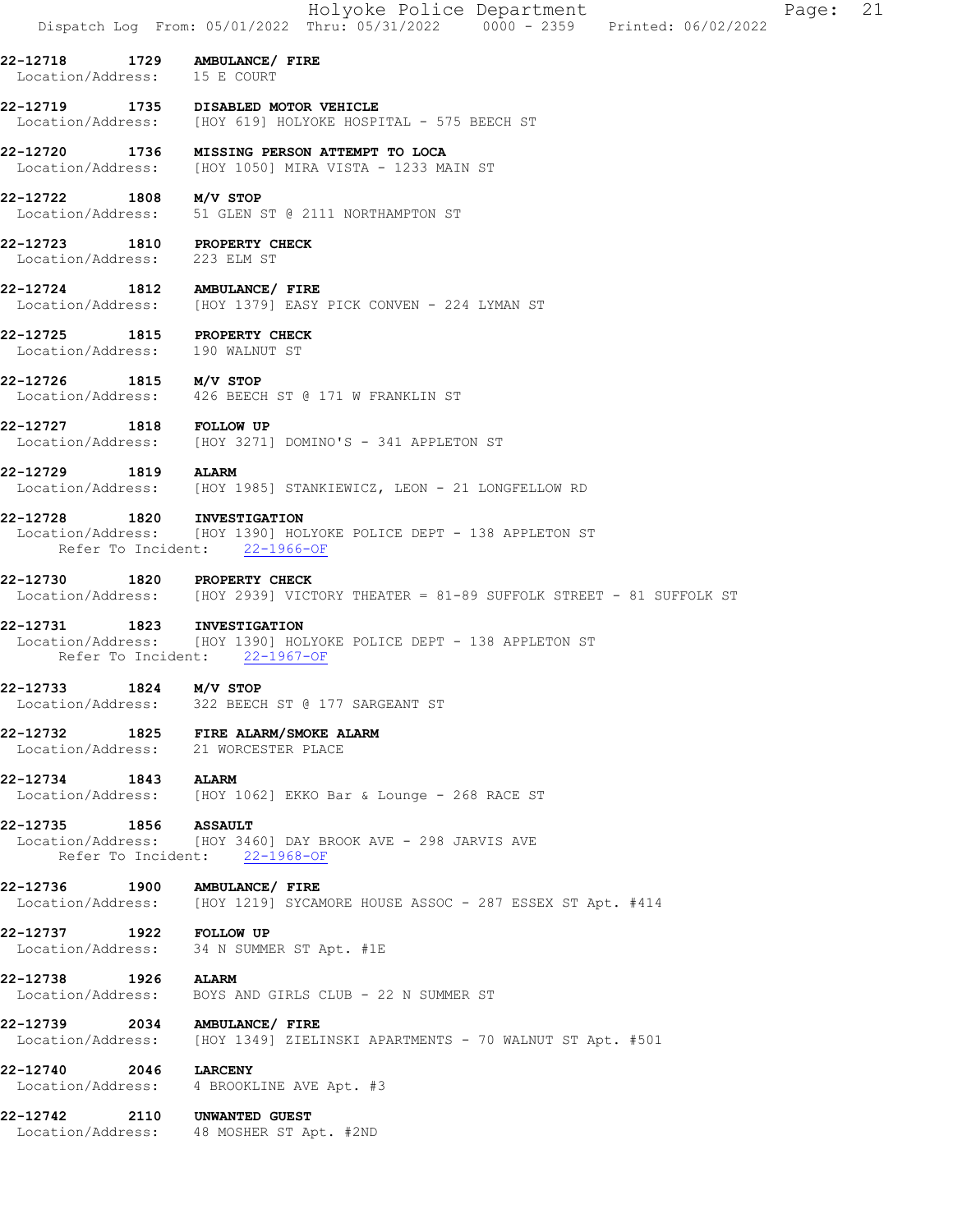**22-12718 1729 AMBULANCE/ FIRE**
Location/Address: 15 E COURT

**22-12719 1735 DISABLED MOTOR VEHICLE**
Location/Address: [HOY 619] HOLYOKE HOSPITAL - 575 BEECH ST

**22-12720 1736 MISSING PERSON ATTEMPT TO LOCA**
Location/Address: [HOY 1050] MIRA VISTA - 1233 MAIN ST

**22-12722 1808 M/V STOP**
Location/Address: 51 GLEN ST @ 2111 NORTHAMPTON ST

**22-12723 1810 PROPERTY CHECK**
Location/Address: 223 ELM ST

**22-12724 1812 AMBULANCE/ FIRE**
Location/Address: [HOY 1379] EASY PICK CONVEN - 224 LYMAN ST

**22-12725 1815 PROPERTY CHECK**
Location/Address: 190 WALNUT ST

**22-12726 1815 M/V STOP**
Location/Address: 426 BEECH ST @ 171 W FRANKLIN ST

**22-12727 1818 FOLLOW UP**
Location/Address: [HOY 3271] DOMINO'S - 341 APPLETON ST

**22-12729 1819 ALARM**
Location/Address: [HOY 1985] STANKIEWICZ, LEON - 21 LONGFELLOW RD

**22-12728 1820 INVESTIGATION**
Location/Address: [HOY 1390] HOLYOKE POLICE DEPT - 138 APPLETON ST
Refer To Incident: 22-1966-OF

**22-12730 1820 PROPERTY CHECK**
Location/Address: [HOY 2939] VICTORY THEATER = 81-89 SUFFOLK STREET - 81 SUFFOLK ST

**22-12731 1823 INVESTIGATION**
Location/Address: [HOY 1390] HOLYOKE POLICE DEPT - 138 APPLETON ST
Refer To Incident: 22-1967-OF

**22-12733 1824 M/V STOP**
Location/Address: 322 BEECH ST @ 177 SARGEANT ST

**22-12732 1825 FIRE ALARM/SMOKE ALARM**
Location/Address: 21 WORCESTER PLACE

**22-12734 1843 ALARM**
Location/Address: [HOY 1062] EKKO Bar & Lounge - 268 RACE ST

**22-12735 1856 ASSAULT**
Location/Address: [HOY 3460] DAY BROOK AVE - 298 JARVIS AVE
Refer To Incident: 22-1968-OF

**22-12736 1900 AMBULANCE/ FIRE**
Location/Address: [HOY 1219] SYCAMORE HOUSE ASSOC - 287 ESSEX ST Apt. #414

**22-12737 1922 FOLLOW UP**
Location/Address: 34 N SUMMER ST Apt. #1E

**22-12738 1926 ALARM**
Location/Address: BOYS AND GIRLS CLUB - 22 N SUMMER ST

**22-12739 2034 AMBULANCE/ FIRE**
Location/Address: [HOY 1349] ZIELINSKI APARTMENTS - 70 WALNUT ST Apt. #501

**22-12740 2046 LARCENY**
Location/Address: 4 BROOKLINE AVE Apt. #3

**22-12742 2110 UNWANTED GUEST**
Location/Address: 48 MOSHER ST Apt. #2ND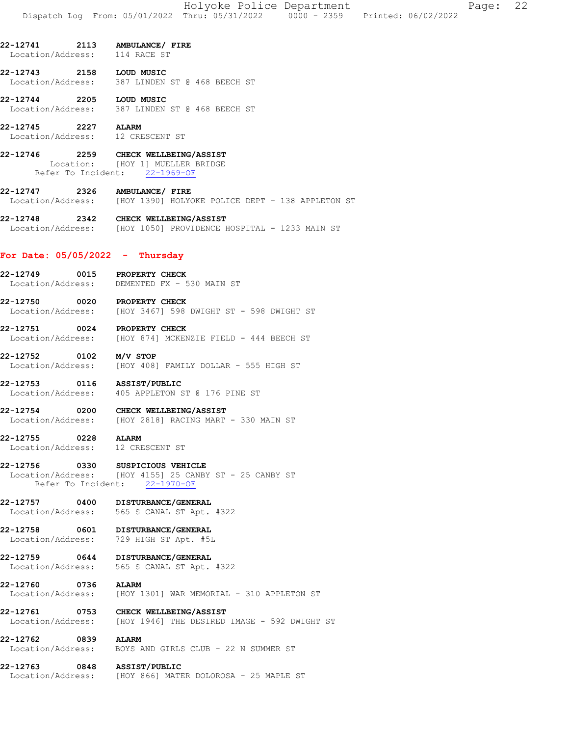**22-12741 2113 AMBULANCE/ FIRE**
Location/Address: 114 RACE ST

**22-12743 2158 LOUD MUSIC**
Location/Address: 387 LINDEN ST @ 468 BEECH ST

**22-12744 2205 LOUD MUSIC**
Location/Address: 387 LINDEN ST @ 468 BEECH ST

**22-12745 2227 ALARM**
Location/Address: 12 CRESCENT ST

**22-12746 2259 CHECK WELLBEING/ASSIST**
Location: [HOY 1] MUELLER BRIDGE
Refer To Incident: 22-1969-OF

**22-12747 2326 AMBULANCE/ FIRE**
Location/Address: [HOY 1390] HOLYOKE POLICE DEPT - 138 APPLETON ST

**22-12748 2342 CHECK WELLBEING/ASSIST**
Location/Address: [HOY 1050] PROVIDENCE HOSPITAL - 1233 MAIN ST

## For Date: 05/05/2022 - Thursday

**22-12749 0015 PROPERTY CHECK**
Location/Address: DEMENTED FX - 530 MAIN ST

**22-12750 0020 PROPERTY CHECK**
Location/Address: [HOY 3467] 598 DWIGHT ST - 598 DWIGHT ST

**22-12751 0024 PROPERTY CHECK**
Location/Address: [HOY 874] MCKENZIE FIELD - 444 BEECH ST

**22-12752 0102 M/V STOP**
Location/Address: [HOY 408] FAMILY DOLLAR - 555 HIGH ST

**22-12753 0116 ASSIST/PUBLIC**
Location/Address: 405 APPLETON ST @ 176 PINE ST

**22-12754 0200 CHECK WELLBEING/ASSIST**
Location/Address: [HOY 2818] RACING MART - 330 MAIN ST

**22-12755 0228 ALARM**
Location/Address: 12 CRESCENT ST

**22-12756 0330 SUSPICIOUS VEHICLE**
Location/Address: [HOY 4155] 25 CANBY ST - 25 CANBY ST
Refer To Incident: 22-1970-OF

**22-12757 0400 DISTURBANCE/GENERAL**
Location/Address: 565 S CANAL ST Apt. #322

**22-12758 0601 DISTURBANCE/GENERAL**
Location/Address: 729 HIGH ST Apt. #5L

**22-12759 0644 DISTURBANCE/GENERAL**
Location/Address: 565 S CANAL ST Apt. #322

**22-12760 0736 ALARM**
Location/Address: [HOY 1301] WAR MEMORIAL - 310 APPLETON ST

**22-12761 0753 CHECK WELLBEING/ASSIST**
Location/Address: [HOY 1946] THE DESIRED IMAGE - 592 DWIGHT ST

**22-12762 0839 ALARM**
Location/Address: BOYS AND GIRLS CLUB - 22 N SUMMER ST

**22-12763 0848 ASSIST/PUBLIC**
Location/Address: [HOY 866] MATER DOLOROSA - 25 MAPLE ST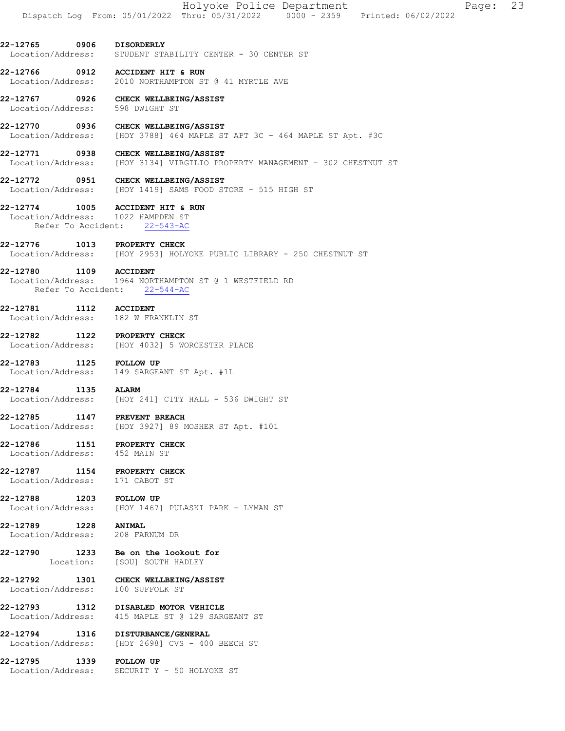**22-12765 0906 DISORDERLY**
Location/Address: STUDENT STABILITY CENTER - 30 CENTER ST

**22-12766 0912 ACCIDENT HIT & RUN**
Location/Address: 2010 NORTHAMPTON ST @ 41 MYRTLE AVE

**22-12767 0926 CHECK WELLBEING/ASSIST**
Location/Address: 598 DWIGHT ST

**22-12770 0936 CHECK WELLBEING/ASSIST**
Location/Address: [HOY 3788] 464 MAPLE ST APT 3C - 464 MAPLE ST Apt. #3C

**22-12771 0938 CHECK WELLBEING/ASSIST**
Location/Address: [HOY 3134] VIRGILIO PROPERTY MANAGEMENT - 302 CHESTNUT ST

**22-12772 0951 CHECK WELLBEING/ASSIST**
Location/Address: [HOY 1419] SAMS FOOD STORE - 515 HIGH ST

**22-12774 1005 ACCIDENT HIT & RUN**
Location/Address: 1022 HAMPDEN ST
Refer To Accident: 22-543-AC

**22-12776 1013 PROPERTY CHECK**
Location/Address: [HOY 2953] HOLYOKE PUBLIC LIBRARY - 250 CHESTNUT ST

**22-12780 1109 ACCIDENT**
Location/Address: 1964 NORTHAMPTON ST @ 1 WESTFIELD RD
Refer To Accident: 22-544-AC

**22-12781 1112 ACCIDENT**
Location/Address: 182 W FRANKLIN ST

**22-12782 1122 PROPERTY CHECK**
Location/Address: [HOY 4032] 5 WORCESTER PLACE

**22-12783 1125 FOLLOW UP**
Location/Address: 149 SARGEANT ST Apt. #1L

**22-12784 1135 ALARM**
Location/Address: [HOY 241] CITY HALL - 536 DWIGHT ST

**22-12785 1147 PREVENT BREACH**
Location/Address: [HOY 3927] 89 MOSHER ST Apt. #101

**22-12786 1151 PROPERTY CHECK**
Location/Address: 452 MAIN ST

**22-12787 1154 PROPERTY CHECK**
Location/Address: 171 CABOT ST

**22-12788 1203 FOLLOW UP**
Location/Address: [HOY 1467] PULASKI PARK - LYMAN ST

**22-12789 1228 ANIMAL**
Location/Address: 208 FARNUM DR

**22-12790 1233 Be on the lookout for**
Location: [SOU] SOUTH HADLEY

**22-12792 1301 CHECK WELLBEING/ASSIST**
Location/Address: 100 SUFFOLK ST

**22-12793 1312 DISABLED MOTOR VEHICLE**
Location/Address: 415 MAPLE ST @ 129 SARGEANT ST

**22-12794 1316 DISTURBANCE/GENERAL**
Location/Address: [HOY 2698] CVS - 400 BEECH ST

**22-12795 1339 FOLLOW UP**
Location/Address: SECURIT Y - 50 HOLYOKE ST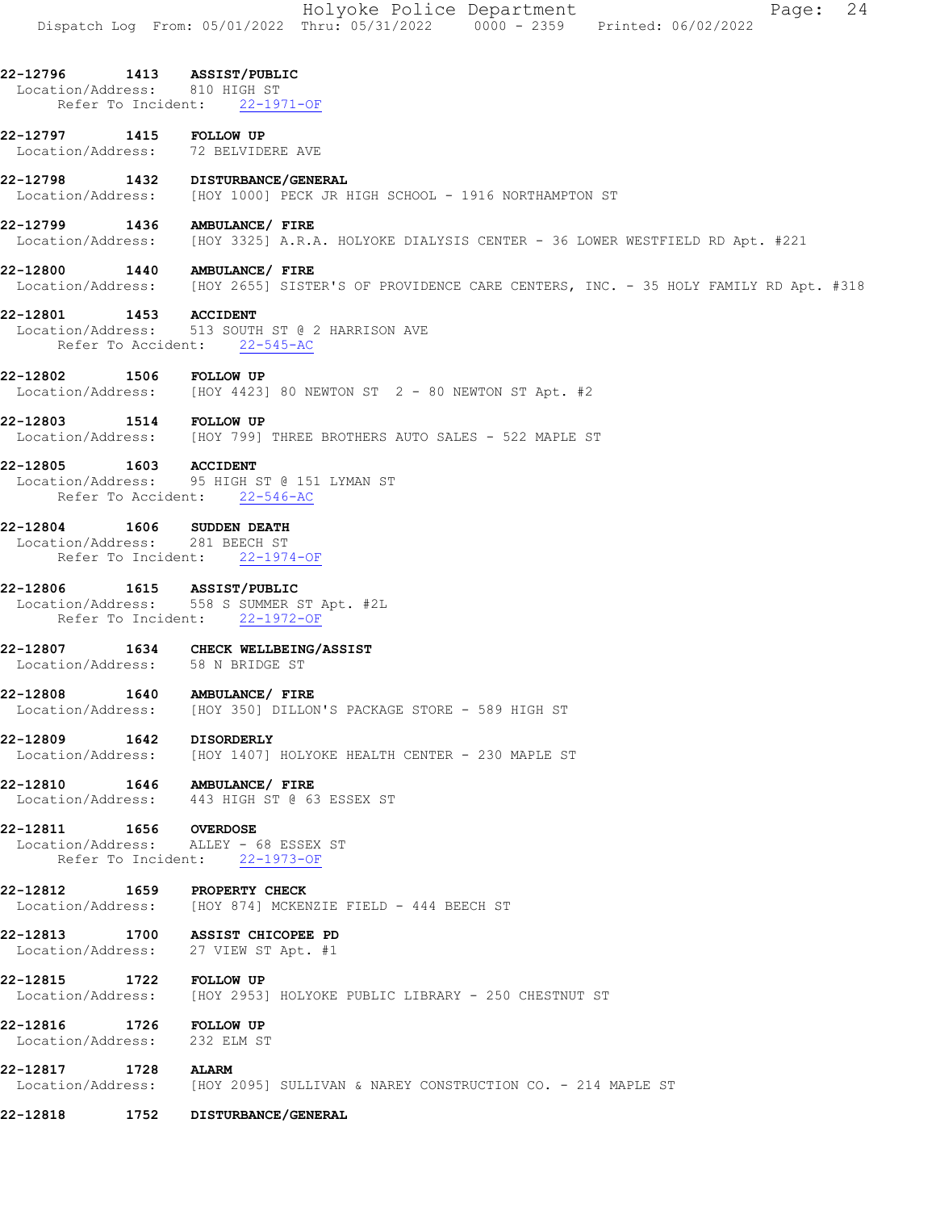**22-12796 1413 ASSIST/PUBLIC**
Location/Address: 810 HIGH ST
Refer To Incident: 22-1971-OF

**22-12797 1415 FOLLOW UP**
Location/Address: 72 BELVIDERE AVE

**22-12798 1432 DISTURBANCE/GENERAL**
Location/Address: [HOY 1000] PECK JR HIGH SCHOOL - 1916 NORTHAMPTON ST

**22-12799 1436 AMBULANCE/ FIRE**
Location/Address: [HOY 3325] A.R.A. HOLYOKE DIALYSIS CENTER - 36 LOWER WESTFIELD RD Apt. #221

**22-12800 1440 AMBULANCE/ FIRE**
Location/Address: [HOY 2655] SISTER'S OF PROVIDENCE CARE CENTERS, INC. - 35 HOLY FAMILY RD Apt. #318

**22-12801 1453 ACCIDENT**
Location/Address: 513 SOUTH ST @ 2 HARRISON AVE
Refer To Accident: 22-545-AC

**22-12802 1506 FOLLOW UP**
Location/Address: [HOY 4423] 80 NEWTON ST 2 - 80 NEWTON ST Apt. #2

**22-12803 1514 FOLLOW UP**
Location/Address: [HOY 799] THREE BROTHERS AUTO SALES - 522 MAPLE ST

**22-12805 1603 ACCIDENT**
Location/Address: 95 HIGH ST @ 151 LYMAN ST
Refer To Accident: 22-546-AC

**22-12804 1606 SUDDEN DEATH**
Location/Address: 281 BEECH ST
Refer To Incident: 22-1974-OF

**22-12806 1615 ASSIST/PUBLIC**
Location/Address: 558 S SUMMER ST Apt. #2L
Refer To Incident: 22-1972-OF

**22-12807 1634 CHECK WELLBEING/ASSIST**
Location/Address: 58 N BRIDGE ST

**22-12808 1640 AMBULANCE/ FIRE**
Location/Address: [HOY 350] DILLON'S PACKAGE STORE - 589 HIGH ST

**22-12809 1642 DISORDERLY**
Location/Address: [HOY 1407] HOLYOKE HEALTH CENTER - 230 MAPLE ST

**22-12810 1646 AMBULANCE/ FIRE**
Location/Address: 443 HIGH ST @ 63 ESSEX ST

**22-12811 1656 OVERDOSE**
Location/Address: ALLEY - 68 ESSEX ST
Refer To Incident: 22-1973-OF

**22-12812 1659 PROPERTY CHECK**
Location/Address: [HOY 874] MCKENZIE FIELD - 444 BEECH ST

**22-12813 1700 ASSIST CHICOPEE PD**
Location/Address: 27 VIEW ST Apt. #1

**22-12815 1722 FOLLOW UP**
Location/Address: [HOY 2953] HOLYOKE PUBLIC LIBRARY - 250 CHESTNUT ST

**22-12816 1726 FOLLOW UP**
Location/Address: 232 ELM ST

**22-12817 1728 ALARM**
Location/Address: [HOY 2095] SULLIVAN & NAREY CONSTRUCTION CO. - 214 MAPLE ST

**22-12818 1752 DISTURBANCE/GENERAL**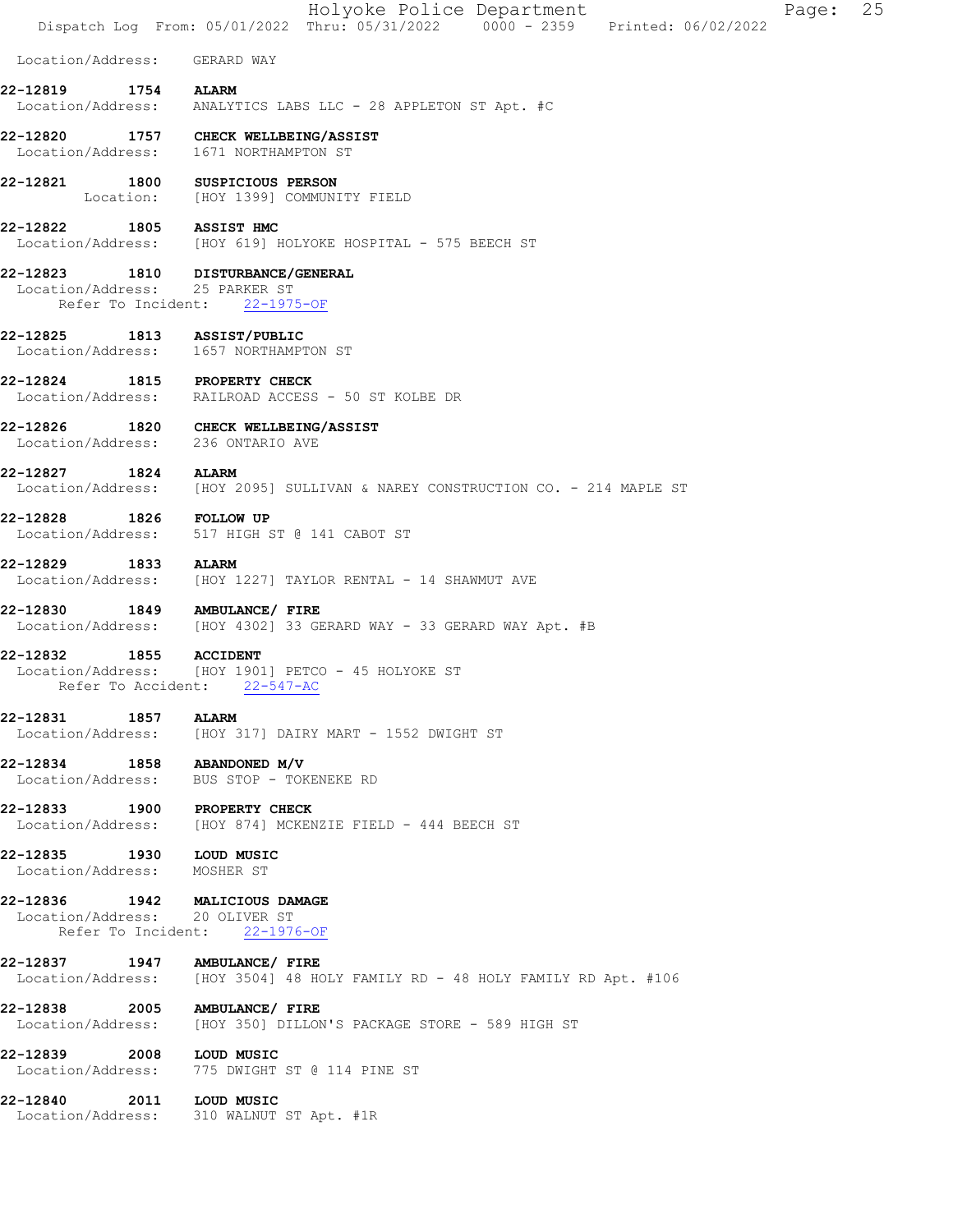Location/Address: GERARD WAY

**22-12819 1754 ALARM**
Location/Address: ANALYTICS LABS LLC - 28 APPLETON ST Apt. #C

**22-12820 1757 CHECK WELLBEING/ASSIST**
Location/Address: 1671 NORTHAMPTON ST

**22-12821 1800 SUSPICIOUS PERSON**
Location: [HOY 1399] COMMUNITY FIELD

**22-12822 1805 ASSIST HMC**
Location/Address: [HOY 619] HOLYOKE HOSPITAL - 575 BEECH ST

**22-12823 1810 DISTURBANCE/GENERAL**
Location/Address: 25 PARKER ST
Refer To Incident: 22-1975-OF

**22-12825 1813 ASSIST/PUBLIC**
Location/Address: 1657 NORTHAMPTON ST

**22-12824 1815 PROPERTY CHECK**
Location/Address: RAILROAD ACCESS - 50 ST KOLBE DR

**22-12826 1820 CHECK WELLBEING/ASSIST**
Location/Address: 236 ONTARIO AVE

**22-12827 1824 ALARM**
Location/Address: [HOY 2095] SULLIVAN & NAREY CONSTRUCTION CO. - 214 MAPLE ST

**22-12828 1826 FOLLOW UP**
Location/Address: 517 HIGH ST @ 141 CABOT ST

**22-12829 1833 ALARM**
Location/Address: [HOY 1227] TAYLOR RENTAL - 14 SHAWMUT AVE

**22-12830 1849 AMBULANCE/ FIRE**
Location/Address: [HOY 4302] 33 GERARD WAY - 33 GERARD WAY Apt. #B

**22-12832 1855 ACCIDENT**
Location/Address: [HOY 1901] PETCO - 45 HOLYOKE ST
Refer To Accident: 22-547-AC

**22-12831 1857 ALARM**
Location/Address: [HOY 317] DAIRY MART - 1552 DWIGHT ST

**22-12834 1858 ABANDONED M/V**
Location/Address: BUS STOP - TOKENEKE RD

**22-12833 1900 PROPERTY CHECK**
Location/Address: [HOY 874] MCKENZIE FIELD - 444 BEECH ST

**22-12835 1930 LOUD MUSIC**
Location/Address: MOSHER ST

**22-12836 1942 MALICIOUS DAMAGE**
Location/Address: 20 OLIVER ST
Refer To Incident: 22-1976-OF

**22-12837 1947 AMBULANCE/ FIRE**
Location/Address: [HOY 3504] 48 HOLY FAMILY RD - 48 HOLY FAMILY RD Apt. #106

**22-12838 2005 AMBULANCE/ FIRE**
Location/Address: [HOY 350] DILLON'S PACKAGE STORE - 589 HIGH ST

**22-12839 2008 LOUD MUSIC**
Location/Address: 775 DWIGHT ST @ 114 PINE ST

**22-12840 2011 LOUD MUSIC**
Location/Address: 310 WALNUT ST Apt. #1R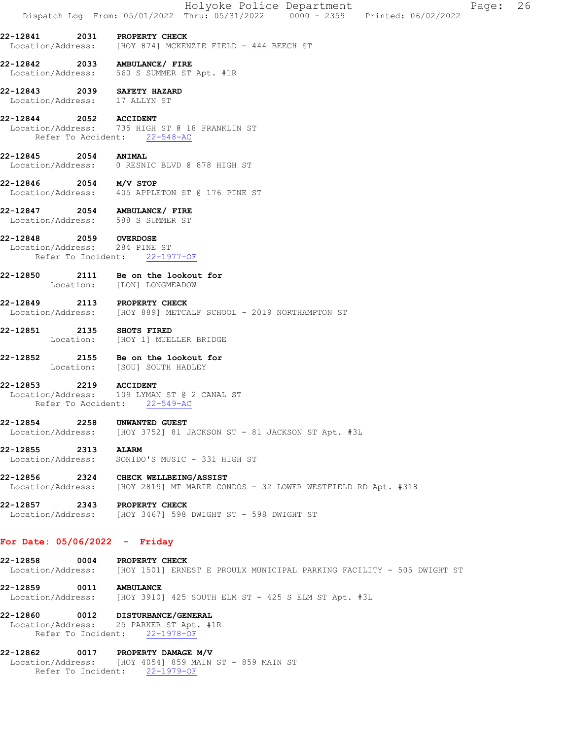22-12841 2031 **PROPERTY CHECK**
Location/Address: [HOY 874] MCKENZIE FIELD - 444 BEECH ST

22-12842 2033 **AMBULANCE/ FIRE**
Location/Address: 560 S SUMMER ST Apt. #1R

22-12843 2039 **SAFETY HAZARD**
Location/Address: 17 ALLYN ST

22-12844 2052 **ACCIDENT**
Location/Address: 735 HIGH ST @ 18 FRANKLIN ST
Refer To Accident: 22-548-AC

22-12845 2054 **ANIMAL**
Location/Address: 0 RESNIC BLVD @ 878 HIGH ST

22-12846 2054 **M/V STOP**
Location/Address: 405 APPLETON ST @ 176 PINE ST

22-12847 2054 **AMBULANCE/ FIRE**
Location/Address: 588 S SUMMER ST

22-12848 2059 **OVERDOSE**
Location/Address: 284 PINE ST
Refer To Incident: 22-1977-OF

22-12850 2111 **Be on the lookout for**
Location: [LON] LONGMEADOW

22-12849 2113 **PROPERTY CHECK**
Location/Address: [HOY 889] METCALF SCHOOL - 2019 NORTHAMPTON ST

22-12851 2135 **SHOTS FIRED**
Location: [HOY 1] MUELLER BRIDGE

22-12852 2155 **Be on the lookout for**
Location: [SOU] SOUTH HADLEY

22-12853 2219 **ACCIDENT**
Location/Address: 109 LYMAN ST @ 2 CANAL ST
Refer To Accident: 22-549-AC

22-12854 2258 **UNWANTED GUEST**
Location/Address: [HOY 3752] 81 JACKSON ST - 81 JACKSON ST Apt. #3L

22-12855 2313 **ALARM**
Location/Address: SONIDO'S MUSIC - 331 HIGH ST

22-12856 2324 **CHECK WELLBEING/ASSIST**
Location/Address: [HOY 2819] MT MARIE CONDOS - 32 LOWER WESTFIELD RD Apt. #318

22-12857 2343 **PROPERTY CHECK**
Location/Address: [HOY 3467] 598 DWIGHT ST - 598 DWIGHT ST

## For Date: 05/06/2022 - Friday

22-12858 0004 **PROPERTY CHECK**
Location/Address: [HOY 1501] ERNEST E PROULX MUNICIPAL PARKING FACILITY - 505 DWIGHT ST

22-12859 0011 **AMBULANCE**
Location/Address: [HOY 3910] 425 SOUTH ELM ST - 425 S ELM ST Apt. #3L

22-12860 0012 **DISTURBANCE/GENERAL**
Location/Address: 25 PARKER ST Apt. #1R
Refer To Incident: 22-1978-OF

22-12862 0017 **PROPERTY DAMAGE M/V**
Location/Address: [HOY 4054] 859 MAIN ST - 859 MAIN ST
Refer To Incident: 22-1979-OF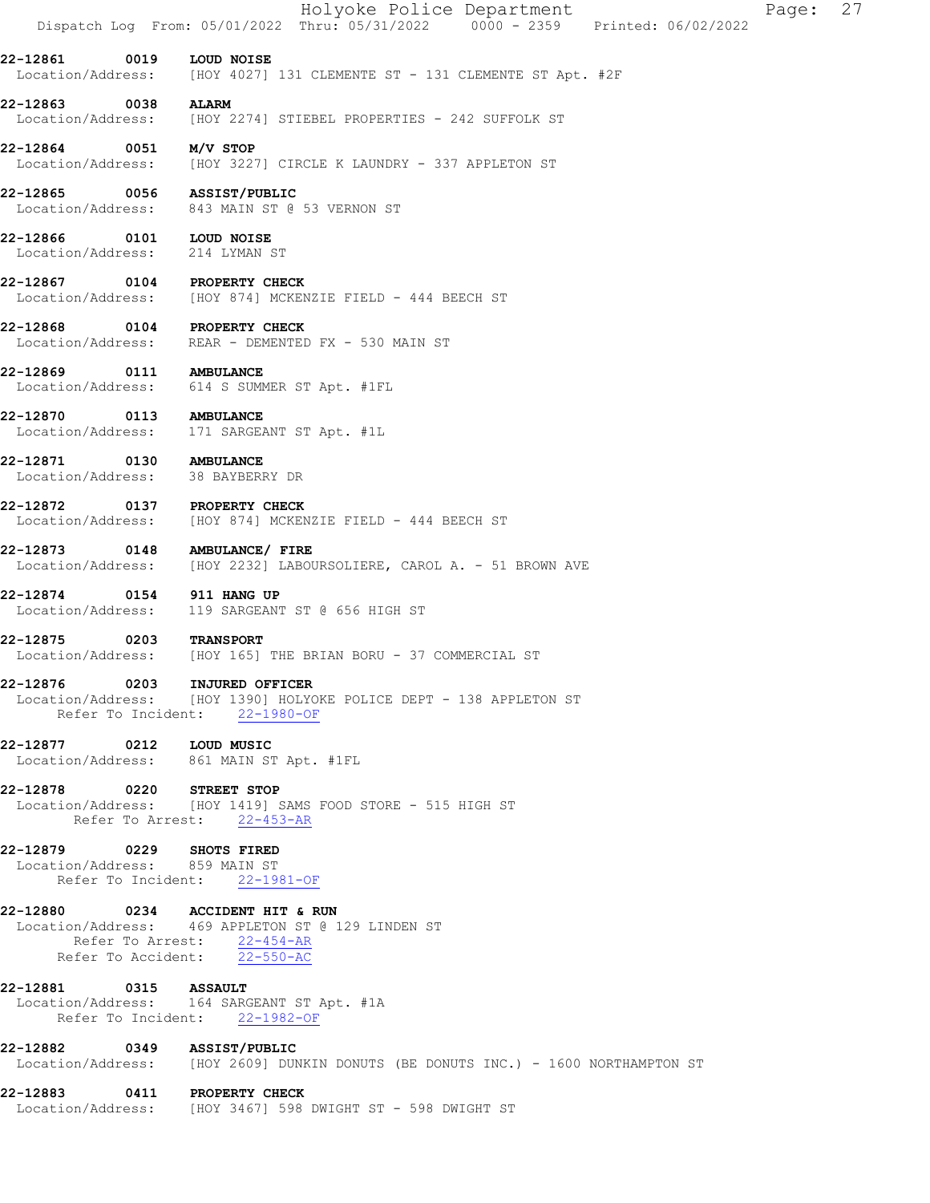**22-12861 0019 LOUD NOISE**
Location/Address: [HOY 4027] 131 CLEMENTE ST - 131 CLEMENTE ST Apt. #2F

**22-12863 0038 ALARM**
Location/Address: [HOY 2274] STIEBEL PROPERTIES - 242 SUFFOLK ST

**22-12864 0051 M/V STOP**
Location/Address: [HOY 3227] CIRCLE K LAUNDRY - 337 APPLETON ST

**22-12865 0056 ASSIST/PUBLIC**
Location/Address: 843 MAIN ST @ 53 VERNON ST

**22-12866 0101 LOUD NOISE**
Location/Address: 214 LYMAN ST

**22-12867 0104 PROPERTY CHECK**
Location/Address: [HOY 874] MCKENZIE FIELD - 444 BEECH ST

**22-12868 0104 PROPERTY CHECK**
Location/Address: REAR - DEMENTED FX - 530 MAIN ST

**22-12869 0111 AMBULANCE**
Location/Address: 614 S SUMMER ST Apt. #1FL

**22-12870 0113 AMBULANCE**
Location/Address: 171 SARGEANT ST Apt. #1L

**22-12871 0130 AMBULANCE**
Location/Address: 38 BAYBERRY DR

**22-12872 0137 PROPERTY CHECK**
Location/Address: [HOY 874] MCKENZIE FIELD - 444 BEECH ST

**22-12873 0148 AMBULANCE/ FIRE**
Location/Address: [HOY 2232] LABOURSOLIERE, CAROL A. - 51 BROWN AVE

**22-12874 0154 911 HANG UP**
Location/Address: 119 SARGEANT ST @ 656 HIGH ST

**22-12875 0203 TRANSPORT**
Location/Address: [HOY 165] THE BRIAN BORU - 37 COMMERCIAL ST

**22-12876 0203 INJURED OFFICER**
Location/Address: [HOY 1390] HOLYOKE POLICE DEPT - 138 APPLETON ST
Refer To Incident: 22-1980-OF

**22-12877 0212 LOUD MUSIC**
Location/Address: 861 MAIN ST Apt. #1FL

**22-12878 0220 STREET STOP**
Location/Address: [HOY 1419] SAMS FOOD STORE - 515 HIGH ST
Refer To Arrest: 22-453-AR

**22-12879 0229 SHOTS FIRED**
Location/Address: 859 MAIN ST
Refer To Incident: 22-1981-OF

**22-12880 0234 ACCIDENT HIT & RUN**
Location/Address: 469 APPLETON ST @ 129 LINDEN ST
Refer To Arrest: 22-454-AR
Refer To Accident: 22-550-AC

**22-12881 0315 ASSAULT**
Location/Address: 164 SARGEANT ST Apt. #1A
Refer To Incident: 22-1982-OF

**22-12882 0349 ASSIST/PUBLIC**
Location/Address: [HOY 2609] DUNKIN DONUTS (BE DONUTS INC.) - 1600 NORTHAMPTON ST

**22-12883 0411 PROPERTY CHECK**
Location/Address: [HOY 3467] 598 DWIGHT ST - 598 DWIGHT ST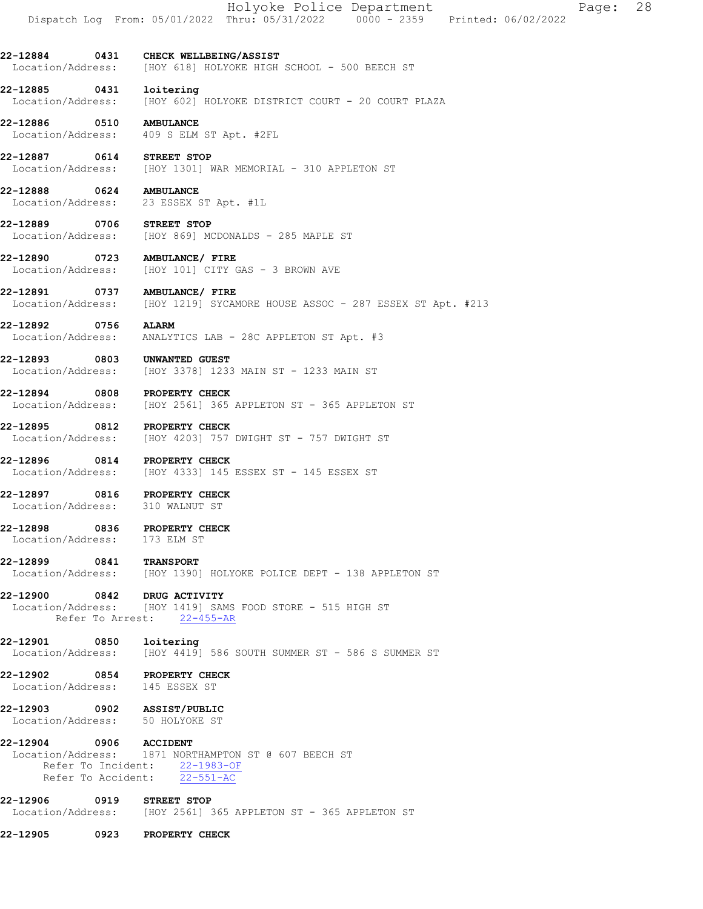22-12884 0431 **CHECK WELLBEING/ASSIST**
Location/Address: [HOY 618] HOLYOKE HIGH SCHOOL - 500 BEECH ST

22-12885 0431 **loitering**
Location/Address: [HOY 602] HOLYOKE DISTRICT COURT - 20 COURT PLAZA

22-12886 0510 **AMBULANCE**
Location/Address: 409 S ELM ST Apt. #2FL

22-12887 0614 **STREET STOP**
Location/Address: [HOY 1301] WAR MEMORIAL - 310 APPLETON ST

22-12888 0624 **AMBULANCE**
Location/Address: 23 ESSEX ST Apt. #1L

22-12889 0706 **STREET STOP**
Location/Address: [HOY 869] MCDONALDS - 285 MAPLE ST

22-12890 0723 **AMBULANCE/ FIRE**
Location/Address: [HOY 101] CITY GAS - 3 BROWN AVE

22-12891 0737 **AMBULANCE/ FIRE**
Location/Address: [HOY 1219] SYCAMORE HOUSE ASSOC - 287 ESSEX ST Apt. #213

22-12892 0756 **ALARM**
Location/Address: ANALYTICS LAB - 28C APPLETON ST Apt. #3

22-12893 0803 **UNWANTED GUEST**
Location/Address: [HOY 3378] 1233 MAIN ST - 1233 MAIN ST

22-12894 0808 **PROPERTY CHECK**
Location/Address: [HOY 2561] 365 APPLETON ST - 365 APPLETON ST

22-12895 0812 **PROPERTY CHECK**
Location/Address: [HOY 4203] 757 DWIGHT ST - 757 DWIGHT ST

22-12896 0814 **PROPERTY CHECK**
Location/Address: [HOY 4333] 145 ESSEX ST - 145 ESSEX ST

22-12897 0816 **PROPERTY CHECK**
Location/Address: 310 WALNUT ST

22-12898 0836 **PROPERTY CHECK**
Location/Address: 173 ELM ST

22-12899 0841 **TRANSPORT**
Location/Address: [HOY 1390] HOLYOKE POLICE DEPT - 138 APPLETON ST

22-12900 0842 **DRUG ACTIVITY**
Location/Address: [HOY 1419] SAMS FOOD STORE - 515 HIGH ST
Refer To Arrest: 22-455-AR

22-12901 0850 **loitering**
Location/Address: [HOY 4419] 586 SOUTH SUMMER ST - 586 S SUMMER ST

22-12902 0854 **PROPERTY CHECK**
Location/Address: 145 ESSEX ST

22-12903 0902 **ASSIST/PUBLIC**
Location/Address: 50 HOLYOKE ST

22-12904 0906 **ACCIDENT**
Location/Address: 1871 NORTHAMPTON ST @ 607 BEECH ST
Refer To Incident: 22-1983-OF
Refer To Accident: 22-551-AC

22-12906 0919 **STREET STOP**
Location/Address: [HOY 2561] 365 APPLETON ST - 365 APPLETON ST

22-12905 0923 **PROPERTY CHECK**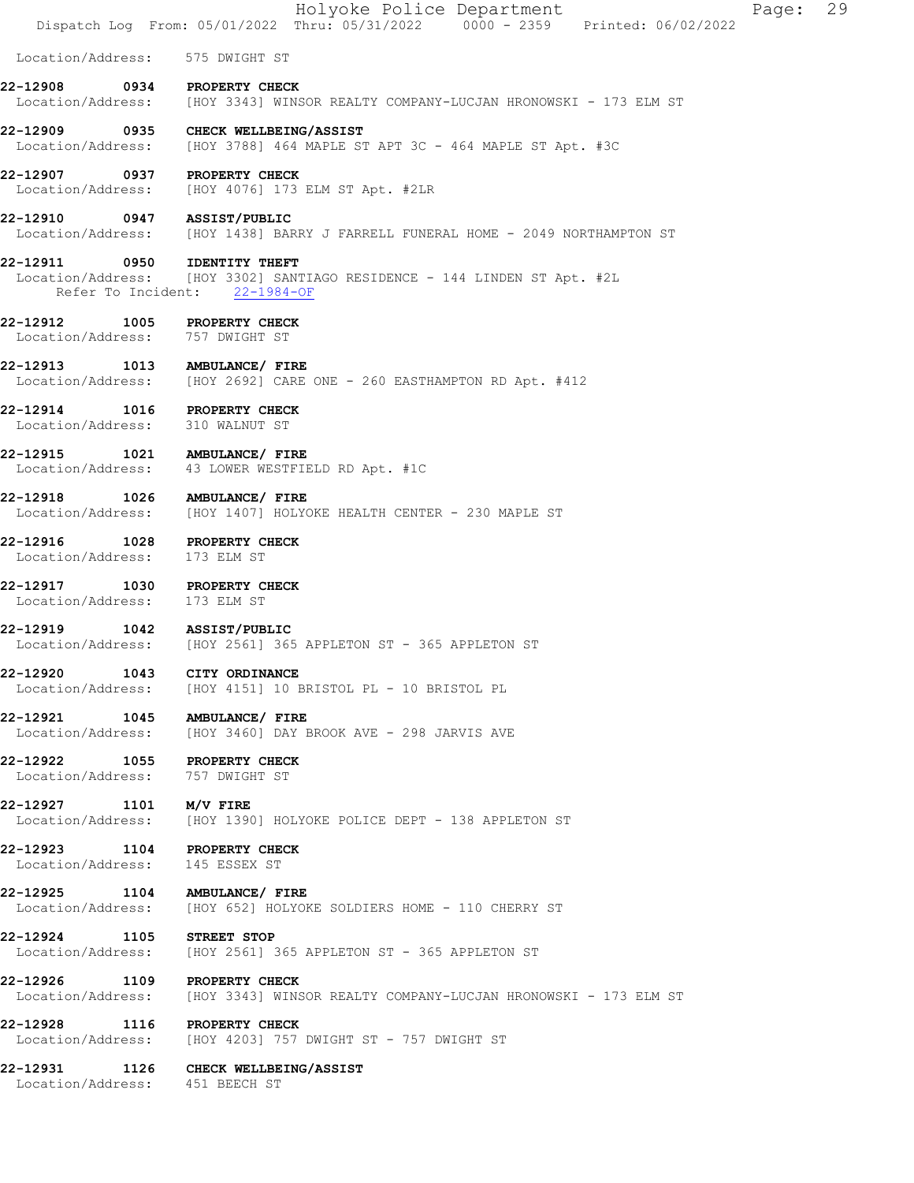Location/Address: 575 DWIGHT ST

**22-12908 0934 PROPERTY CHECK**
Location/Address: [HOY 3343] WINSOR REALTY COMPANY-LUCJAN HRONOWSKI - 173 ELM ST

**22-12909 0935 CHECK WELLBEING/ASSIST**
Location/Address: [HOY 3788] 464 MAPLE ST APT 3C - 464 MAPLE ST Apt. #3C

**22-12907 0937 PROPERTY CHECK**
Location/Address: [HOY 4076] 173 ELM ST Apt. #2LR

**22-12910 0947 ASSIST/PUBLIC**
Location/Address: [HOY 1438] BARRY J FARRELL FUNERAL HOME - 2049 NORTHAMPTON ST

**22-12911 0950 IDENTITY THEFT**
Location/Address: [HOY 3302] SANTIAGO RESIDENCE - 144 LINDEN ST Apt. #2L
Refer To Incident: 22-1984-OF

**22-12912 1005 PROPERTY CHECK**
Location/Address: 757 DWIGHT ST

**22-12913 1013 AMBULANCE/ FIRE**
Location/Address: [HOY 2692] CARE ONE - 260 EASTHAMPTON RD Apt. #412

**22-12914 1016 PROPERTY CHECK**
Location/Address: 310 WALNUT ST

**22-12915 1021 AMBULANCE/ FIRE**
Location/Address: 43 LOWER WESTFIELD RD Apt. #1C

**22-12918 1026 AMBULANCE/ FIRE**
Location/Address: [HOY 1407] HOLYOKE HEALTH CENTER - 230 MAPLE ST

**22-12916 1028 PROPERTY CHECK**
Location/Address: 173 ELM ST

**22-12917 1030 PROPERTY CHECK**
Location/Address: 173 ELM ST

**22-12919 1042 ASSIST/PUBLIC**
Location/Address: [HOY 2561] 365 APPLETON ST - 365 APPLETON ST

**22-12920 1043 CITY ORDINANCE**
Location/Address: [HOY 4151] 10 BRISTOL PL - 10 BRISTOL PL

**22-12921 1045 AMBULANCE/ FIRE**
Location/Address: [HOY 3460] DAY BROOK AVE - 298 JARVIS AVE

**22-12922 1055 PROPERTY CHECK**
Location/Address: 757 DWIGHT ST

**22-12927 1101 M/V FIRE**
Location/Address: [HOY 1390] HOLYOKE POLICE DEPT - 138 APPLETON ST

**22-12923 1104 PROPERTY CHECK**
Location/Address: 145 ESSEX ST

**22-12925 1104 AMBULANCE/ FIRE**
Location/Address: [HOY 652] HOLYOKE SOLDIERS HOME - 110 CHERRY ST

**22-12924 1105 STREET STOP**
Location/Address: [HOY 2561] 365 APPLETON ST - 365 APPLETON ST

**22-12926 1109 PROPERTY CHECK**
Location/Address: [HOY 3343] WINSOR REALTY COMPANY-LUCJAN HRONOWSKI - 173 ELM ST

**22-12928 1116 PROPERTY CHECK**
Location/Address: [HOY 4203] 757 DWIGHT ST - 757 DWIGHT ST

**22-12931 1126 CHECK WELLBEING/ASSIST**
Location/Address: 451 BEECH ST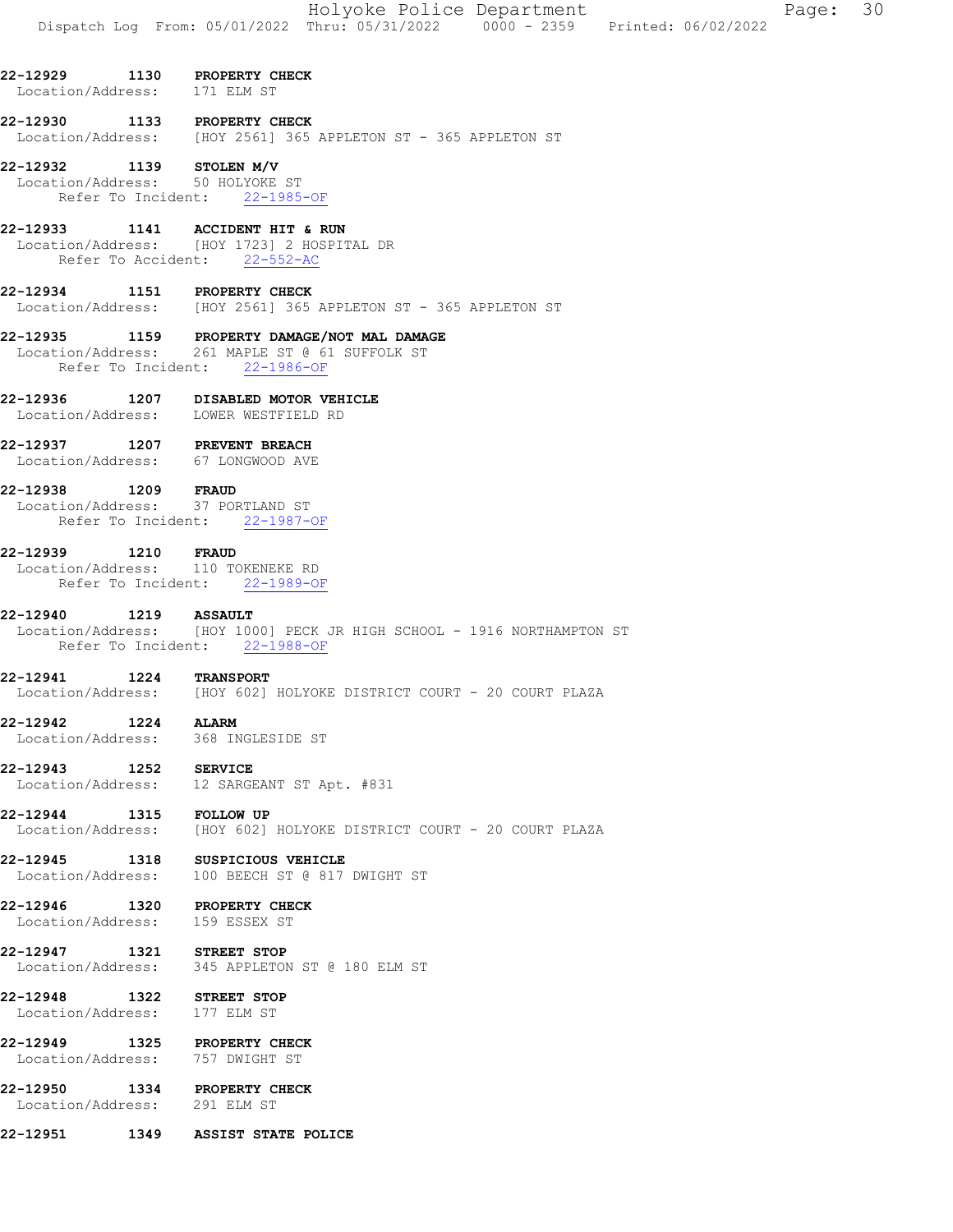**22-12929 1130 PROPERTY CHECK**
Location/Address: 171 ELM ST

**22-12930 1133 PROPERTY CHECK**
Location/Address: [HOY 2561] 365 APPLETON ST - 365 APPLETON ST

**22-12932 1139 STOLEN M/V**
Location/Address: 50 HOLYOKE ST
Refer To Incident: 22-1985-OF

**22-12933 1141 ACCIDENT HIT & RUN**
Location/Address: [HOY 1723] 2 HOSPITAL DR
Refer To Accident: 22-552-AC

**22-12934 1151 PROPERTY CHECK**
Location/Address: [HOY 2561] 365 APPLETON ST - 365 APPLETON ST

**22-12935 1159 PROPERTY DAMAGE/NOT MAL DAMAGE**
Location/Address: 261 MAPLE ST @ 61 SUFFOLK ST
Refer To Incident: 22-1986-OF

**22-12936 1207 DISABLED MOTOR VEHICLE**
Location/Address: LOWER WESTFIELD RD

**22-12937 1207 PREVENT BREACH**
Location/Address: 67 LONGWOOD AVE

**22-12938 1209 FRAUD**
Location/Address: 37 PORTLAND ST
Refer To Incident: 22-1987-OF

**22-12939 1210 FRAUD**
Location/Address: 110 TOKENEKE RD
Refer To Incident: 22-1989-OF

**22-12940 1219 ASSAULT**
Location/Address: [HOY 1000] PECK JR HIGH SCHOOL - 1916 NORTHAMPTON ST
Refer To Incident: 22-1988-OF

**22-12941 1224 TRANSPORT**
Location/Address: [HOY 602] HOLYOKE DISTRICT COURT - 20 COURT PLAZA

**22-12942 1224 ALARM**
Location/Address: 368 INGLESIDE ST

**22-12943 1252 SERVICE**
Location/Address: 12 SARGEANT ST Apt. #831

**22-12944 1315 FOLLOW UP**
Location/Address: [HOY 602] HOLYOKE DISTRICT COURT - 20 COURT PLAZA

**22-12945 1318 SUSPICIOUS VEHICLE**
Location/Address: 100 BEECH ST @ 817 DWIGHT ST

**22-12946 1320 PROPERTY CHECK**
Location/Address: 159 ESSEX ST

**22-12947 1321 STREET STOP**
Location/Address: 345 APPLETON ST @ 180 ELM ST

**22-12948 1322 STREET STOP**
Location/Address: 177 ELM ST

**22-12949 1325 PROPERTY CHECK**
Location/Address: 757 DWIGHT ST

**22-12950 1334 PROPERTY CHECK**
Location/Address: 291 ELM ST

**22-12951 1349 ASSIST STATE POLICE**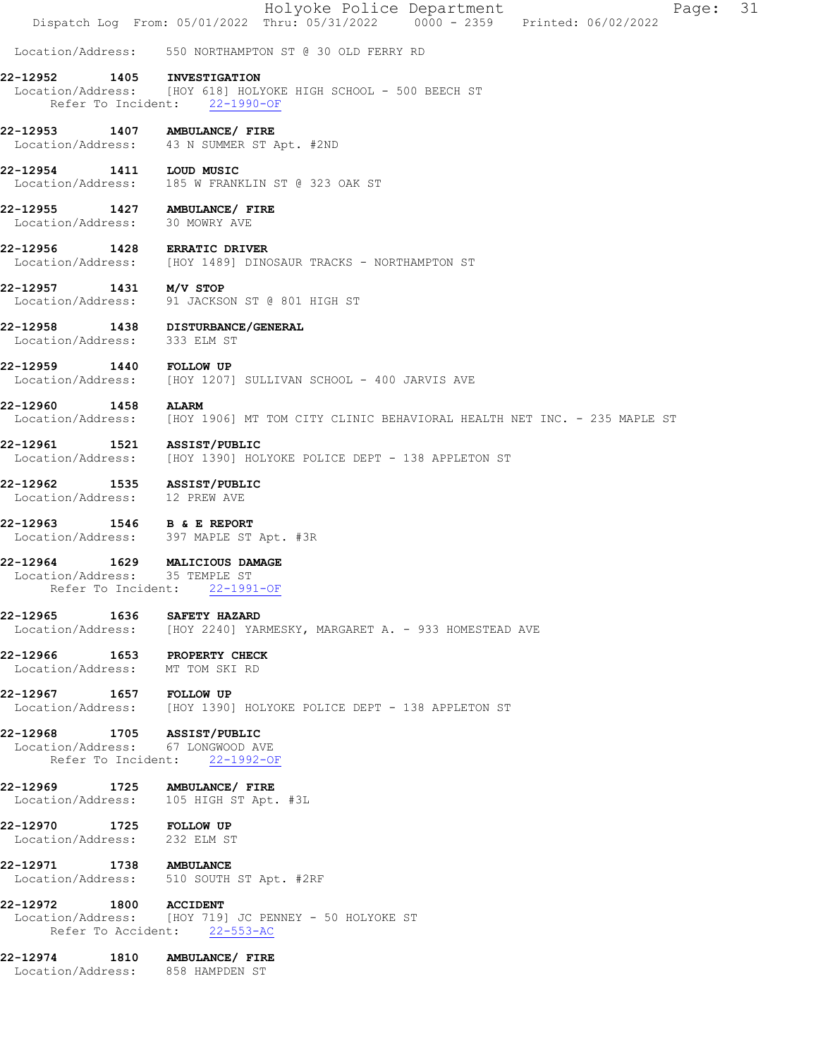Location/Address: 550 NORTHAMPTON ST @ 30 OLD FERRY RD

**22-12952 1405 INVESTIGATION**
Location/Address: [HOY 618] HOLYOKE HIGH SCHOOL - 500 BEECH ST
Refer To Incident: 22-1990-OF

**22-12953 1407 AMBULANCE/ FIRE**
Location/Address: 43 N SUMMER ST Apt. #2ND

**22-12954 1411 LOUD MUSIC**
Location/Address: 185 W FRANKLIN ST @ 323 OAK ST

**22-12955 1427 AMBULANCE/ FIRE**
Location/Address: 30 MOWRY AVE

**22-12956 1428 ERRATIC DRIVER**
Location/Address: [HOY 1489] DINOSAUR TRACKS - NORTHAMPTON ST

**22-12957 1431 M/V STOP**
Location/Address: 91 JACKSON ST @ 801 HIGH ST

**22-12958 1438 DISTURBANCE/GENERAL**
Location/Address: 333 ELM ST

**22-12959 1440 FOLLOW UP**
Location/Address: [HOY 1207] SULLIVAN SCHOOL - 400 JARVIS AVE

**22-12960 1458 ALARM**
Location/Address: [HOY 1906] MT TOM CITY CLINIC BEHAVIORAL HEALTH NET INC. - 235 MAPLE ST

**22-12961 1521 ASSIST/PUBLIC**
Location/Address: [HOY 1390] HOLYOKE POLICE DEPT - 138 APPLETON ST

**22-12962 1535 ASSIST/PUBLIC**
Location/Address: 12 PREW AVE

**22-12963 1546 B & E REPORT**
Location/Address: 397 MAPLE ST Apt. #3R

**22-12964 1629 MALICIOUS DAMAGE**
Location/Address: 35 TEMPLE ST
Refer To Incident: 22-1991-OF

**22-12965 1636 SAFETY HAZARD**
Location/Address: [HOY 2240] YARMESKY, MARGARET A. - 933 HOMESTEAD AVE

**22-12966 1653 PROPERTY CHECK**
Location/Address: MT TOM SKI RD

**22-12967 1657 FOLLOW UP**
Location/Address: [HOY 1390] HOLYOKE POLICE DEPT - 138 APPLETON ST

**22-12968 1705 ASSIST/PUBLIC**
Location/Address: 67 LONGWOOD AVE
Refer To Incident: 22-1992-OF

**22-12969 1725 AMBULANCE/ FIRE**
Location/Address: 105 HIGH ST Apt. #3L

**22-12970 1725 FOLLOW UP**
Location/Address: 232 ELM ST

**22-12971 1738 AMBULANCE**
Location/Address: 510 SOUTH ST Apt. #2RF

**22-12972 1800 ACCIDENT**
Location/Address: [HOY 719] JC PENNEY - 50 HOLYOKE ST
Refer To Accident: 22-553-AC

**22-12974 1810 AMBULANCE/ FIRE**
Location/Address: 858 HAMPDEN ST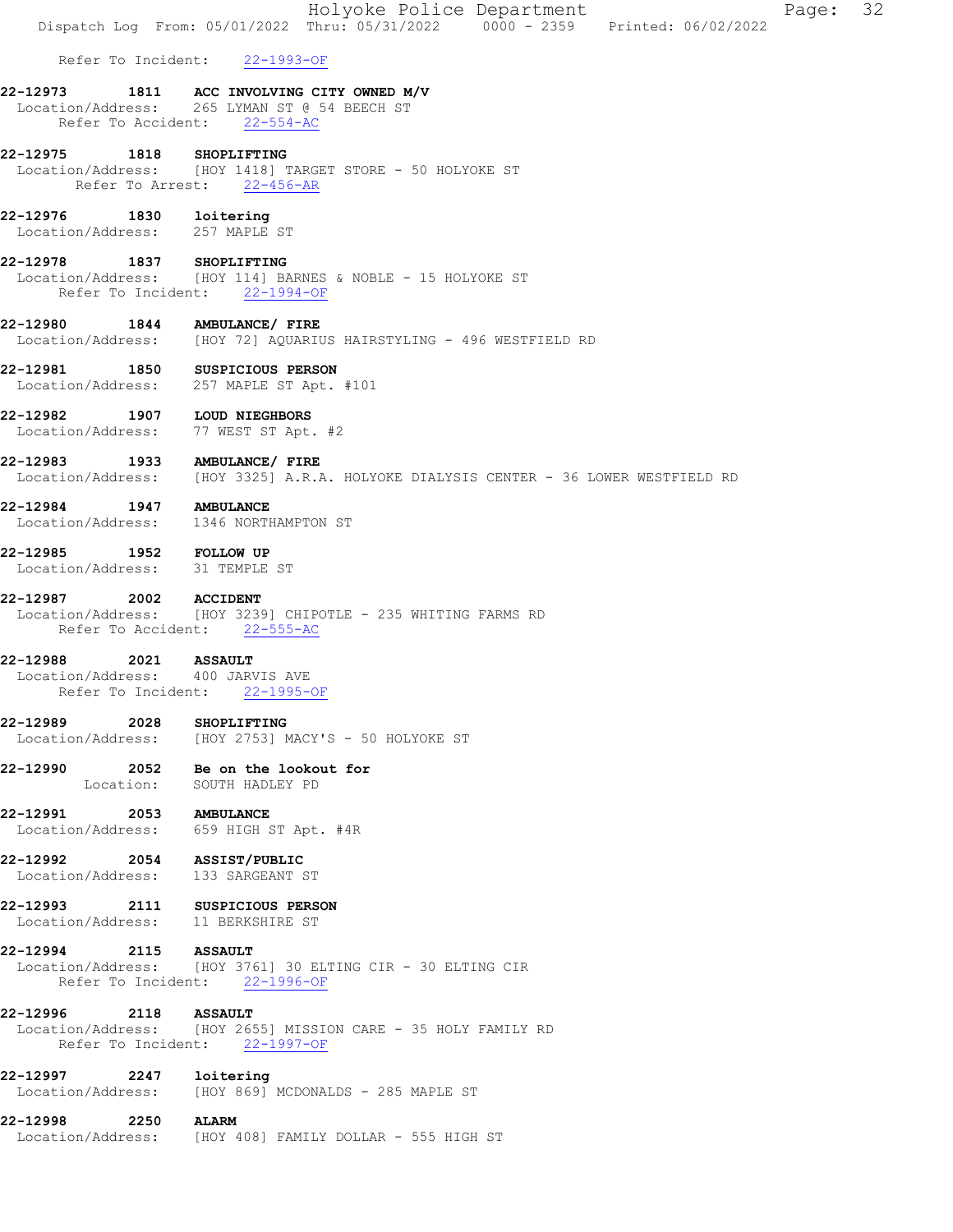Refer To Incident: 22-1993-OF

**22-12973 1811 ACC INVOLVING CITY OWNED M/V**
Location/Address: 265 LYMAN ST @ 54 BEECH ST
Refer To Accident: 22-554-AC

**22-12975 1818 SHOPLIFTING**
Location/Address: [HOY 1418] TARGET STORE - 50 HOLYOKE ST
Refer To Arrest: 22-456-AR

**22-12976 1830 loitering**
Location/Address: 257 MAPLE ST

**22-12978 1837 SHOPLIFTING**
Location/Address: [HOY 114] BARNES & NOBLE - 15 HOLYOKE ST
Refer To Incident: 22-1994-OF

**22-12980 1844 AMBULANCE/ FIRE**
Location/Address: [HOY 72] AQUARIUS HAIRSTYLING - 496 WESTFIELD RD

**22-12981 1850 SUSPICIOUS PERSON**
Location/Address: 257 MAPLE ST Apt. #101

**22-12982 1907 LOUD NIEGHBORS**
Location/Address: 77 WEST ST Apt. #2

**22-12983 1933 AMBULANCE/ FIRE**
Location/Address: [HOY 3325] A.R.A. HOLYOKE DIALYSIS CENTER - 36 LOWER WESTFIELD RD

**22-12984 1947 AMBULANCE**
Location/Address: 1346 NORTHAMPTON ST

**22-12985 1952 FOLLOW UP**
Location/Address: 31 TEMPLE ST

**22-12987 2002 ACCIDENT**
Location/Address: [HOY 3239] CHIPOTLE - 235 WHITING FARMS RD
Refer To Accident: 22-555-AC

**22-12988 2021 ASSAULT**
Location/Address: 400 JARVIS AVE
Refer To Incident: 22-1995-OF

**22-12989 2028 SHOPLIFTING**
Location/Address: [HOY 2753] MACY'S - 50 HOLYOKE ST

**22-12990 2052 Be on the lookout for**
Location: SOUTH HADLEY PD

**22-12991 2053 AMBULANCE**
Location/Address: 659 HIGH ST Apt. #4R

**22-12992 2054 ASSIST/PUBLIC**
Location/Address: 133 SARGEANT ST

**22-12993 2111 SUSPICIOUS PERSON**
Location/Address: 11 BERKSHIRE ST

**22-12994 2115 ASSAULT**
Location/Address: [HOY 3761] 30 ELTING CIR - 30 ELTING CIR
Refer To Incident: 22-1996-OF

**22-12996 2118 ASSAULT**
Location/Address: [HOY 2655] MISSION CARE - 35 HOLY FAMILY RD
Refer To Incident: 22-1997-OF

**22-12997 2247 loitering**
Location/Address: [HOY 869] MCDONALDS - 285 MAPLE ST

**22-12998 2250 ALARM**
Location/Address: [HOY 408] FAMILY DOLLAR - 555 HIGH ST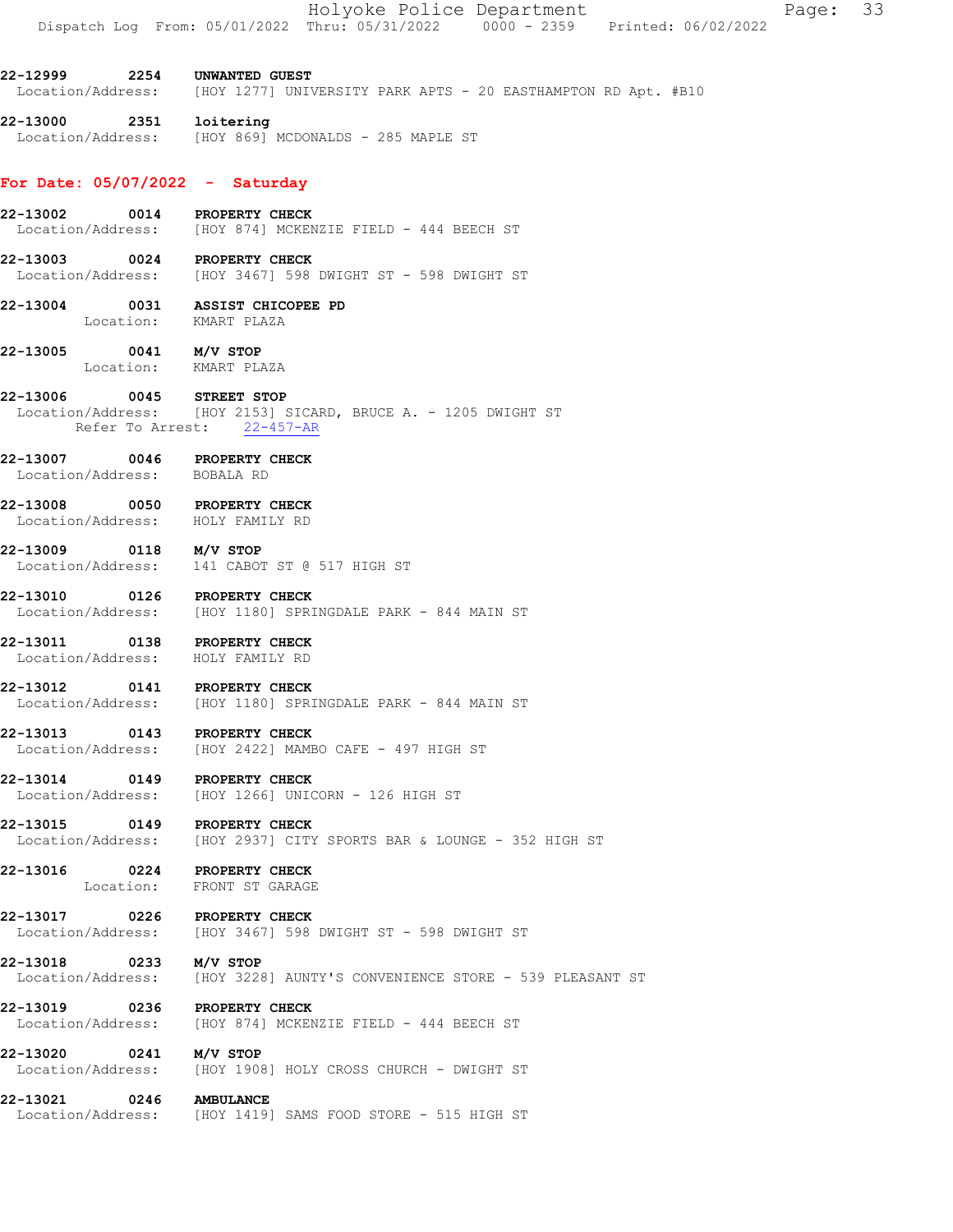22-12999 2254 **UNWANTED GUEST**
Location/Address: [HOY 1277] UNIVERSITY PARK APTS - 20 EASTHAMPTON RD Apt. #B10

22-13000 2351 **loitering**
Location/Address: [HOY 869] MCDONALDS - 285 MAPLE ST

## For Date: 05/07/2022 - Saturday

22-13002 0014 **PROPERTY CHECK**
Location/Address: [HOY 874] MCKENZIE FIELD - 444 BEECH ST

22-13003 0024 **PROPERTY CHECK**
Location/Address: [HOY 3467] 598 DWIGHT ST - 598 DWIGHT ST

22-13004 0031 **ASSIST CHICOPEE PD**
Location: KMART PLAZA

22-13005 0041 **M/V STOP**
Location: KMART PLAZA

22-13006 0045 **STREET STOP**
Location/Address: [HOY 2153] SICARD, BRUCE A. - 1205 DWIGHT ST
Refer To Arrest: 22-457-AR

22-13007 0046 **PROPERTY CHECK**
Location/Address: BOBALA RD

22-13008 0050 **PROPERTY CHECK**
Location/Address: HOLY FAMILY RD

22-13009 0118 **M/V STOP**
Location/Address: 141 CABOT ST @ 517 HIGH ST

22-13010 0126 **PROPERTY CHECK**
Location/Address: [HOY 1180] SPRINGDALE PARK - 844 MAIN ST

22-13011 0138 **PROPERTY CHECK**
Location/Address: HOLY FAMILY RD

22-13012 0141 **PROPERTY CHECK**
Location/Address: [HOY 1180] SPRINGDALE PARK - 844 MAIN ST

22-13013 0143 **PROPERTY CHECK**
Location/Address: [HOY 2422] MAMBO CAFE - 497 HIGH ST

22-13014 0149 **PROPERTY CHECK**
Location/Address: [HOY 1266] UNICORN - 126 HIGH ST

22-13015 0149 **PROPERTY CHECK**
Location/Address: [HOY 2937] CITY SPORTS BAR & LOUNGE - 352 HIGH ST

22-13016 0224 **PROPERTY CHECK**
Location: FRONT ST GARAGE

22-13017 0226 **PROPERTY CHECK**
Location/Address: [HOY 3467] 598 DWIGHT ST - 598 DWIGHT ST

22-13018 0233 **M/V STOP**
Location/Address: [HOY 3228] AUNTY'S CONVENIENCE STORE - 539 PLEASANT ST

22-13019 0236 **PROPERTY CHECK**
Location/Address: [HOY 874] MCKENZIE FIELD - 444 BEECH ST

22-13020 0241 **M/V STOP**
Location/Address: [HOY 1908] HOLY CROSS CHURCH - DWIGHT ST

22-13021 0246 **AMBULANCE**
Location/Address: [HOY 1419] SAMS FOOD STORE - 515 HIGH ST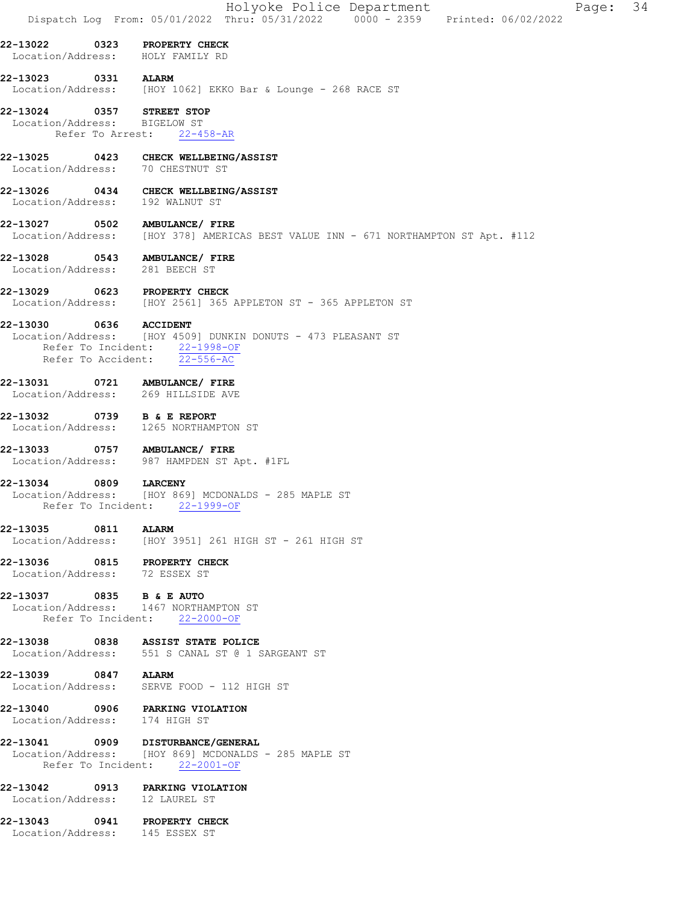**22-13022 0323 PROPERTY CHECK**
Location/Address: HOLY FAMILY RD

**22-13023 0331 ALARM**
Location/Address: [HOY 1062] EKKO Bar & Lounge - 268 RACE ST

**22-13024 0357 STREET STOP**
Location/Address: BIGELOW ST
Refer To Arrest: 22-458-AR

**22-13025 0423 CHECK WELLBEING/ASSIST**
Location/Address: 70 CHESTNUT ST

**22-13026 0434 CHECK WELLBEING/ASSIST**
Location/Address: 192 WALNUT ST

**22-13027 0502 AMBULANCE/ FIRE**
Location/Address: [HOY 378] AMERICAS BEST VALUE INN - 671 NORTHAMPTON ST Apt. #112

**22-13028 0543 AMBULANCE/ FIRE**
Location/Address: 281 BEECH ST

**22-13029 0623 PROPERTY CHECK**
Location/Address: [HOY 2561] 365 APPLETON ST - 365 APPLETON ST

**22-13030 0636 ACCIDENT**
Location/Address: [HOY 4509] DUNKIN DONUTS - 473 PLEASANT ST
Refer To Incident: 22-1998-OF
Refer To Accident: 22-556-AC

**22-13031 0721 AMBULANCE/ FIRE**
Location/Address: 269 HILLSIDE AVE

**22-13032 0739 B & E REPORT**
Location/Address: 1265 NORTHAMPTON ST

**22-13033 0757 AMBULANCE/ FIRE**
Location/Address: 987 HAMPDEN ST Apt. #1FL

**22-13034 0809 LARCENY**
Location/Address: [HOY 869] MCDONALDS - 285 MAPLE ST
Refer To Incident: 22-1999-OF

**22-13035 0811 ALARM**
Location/Address: [HOY 3951] 261 HIGH ST - 261 HIGH ST

**22-13036 0815 PROPERTY CHECK**
Location/Address: 72 ESSEX ST

**22-13037 0835 B & E AUTO**
Location/Address: 1467 NORTHAMPTON ST
Refer To Incident: 22-2000-OF

**22-13038 0838 ASSIST STATE POLICE**
Location/Address: 551 S CANAL ST @ 1 SARGEANT ST

**22-13039 0847 ALARM**
Location/Address: SERVE FOOD - 112 HIGH ST

**22-13040 0906 PARKING VIOLATION**
Location/Address: 174 HIGH ST

**22-13041 0909 DISTURBANCE/GENERAL**
Location/Address: [HOY 869] MCDONALDS - 285 MAPLE ST
Refer To Incident: 22-2001-OF

**22-13042 0913 PARKING VIOLATION**
Location/Address: 12 LAUREL ST

**22-13043 0941 PROPERTY CHECK**
Location/Address: 145 ESSEX ST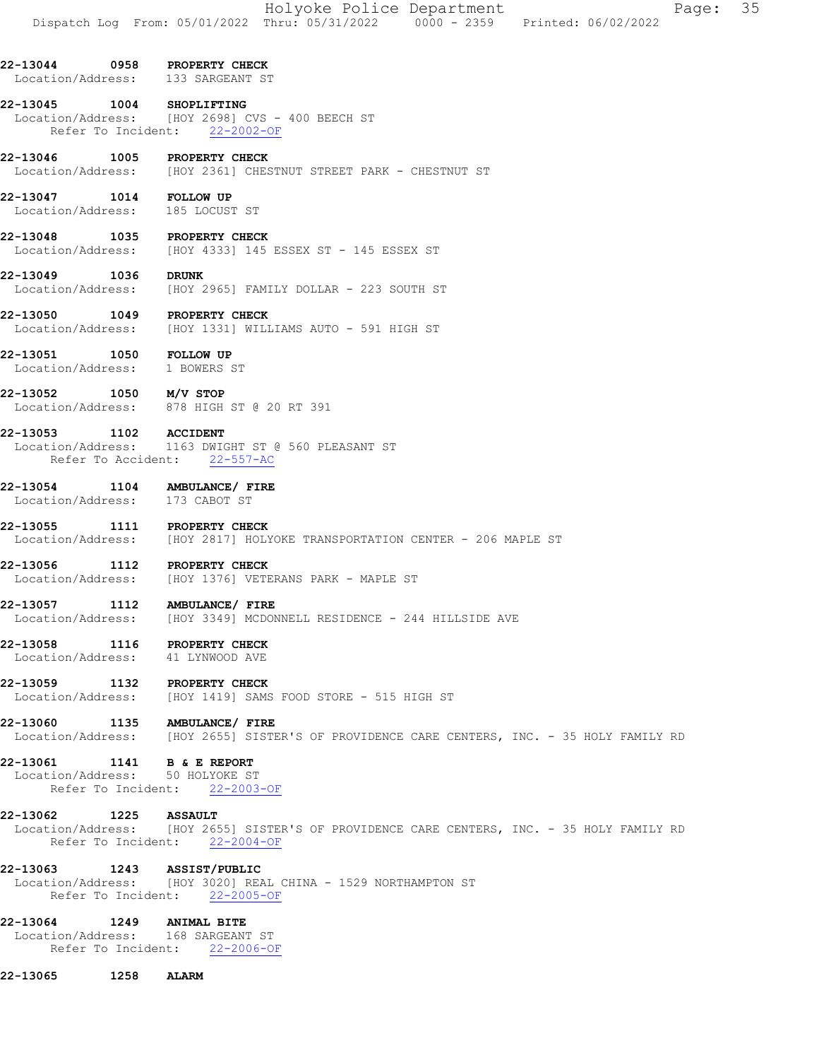**22-13044 0958 PROPERTY CHECK**
Location/Address: 133 SARGEANT ST

**22-13045 1004 SHOPLIFTING**
Location/Address: [HOY 2698] CVS - 400 BEECH ST
Refer To Incident: 22-2002-OF

**22-13046 1005 PROPERTY CHECK**
Location/Address: [HOY 2361] CHESTNUT STREET PARK - CHESTNUT ST

**22-13047 1014 FOLLOW UP**
Location/Address: 185 LOCUST ST

**22-13048 1035 PROPERTY CHECK**
Location/Address: [HOY 4333] 145 ESSEX ST - 145 ESSEX ST

**22-13049 1036 DRUNK**
Location/Address: [HOY 2965] FAMILY DOLLAR - 223 SOUTH ST

**22-13050 1049 PROPERTY CHECK**
Location/Address: [HOY 1331] WILLIAMS AUTO - 591 HIGH ST

**22-13051 1050 FOLLOW UP**
Location/Address: 1 BOWERS ST

**22-13052 1050 M/V STOP**
Location/Address: 878 HIGH ST @ 20 RT 391

**22-13053 1102 ACCIDENT**
Location/Address: 1163 DWIGHT ST @ 560 PLEASANT ST
Refer To Accident: 22-557-AC

**22-13054 1104 AMBULANCE/ FIRE**
Location/Address: 173 CABOT ST

**22-13055 1111 PROPERTY CHECK**
Location/Address: [HOY 2817] HOLYOKE TRANSPORTATION CENTER - 206 MAPLE ST

**22-13056 1112 PROPERTY CHECK**
Location/Address: [HOY 1376] VETERANS PARK - MAPLE ST

**22-13057 1112 AMBULANCE/ FIRE**
Location/Address: [HOY 3349] MCDONNELL RESIDENCE - 244 HILLSIDE AVE

**22-13058 1116 PROPERTY CHECK**
Location/Address: 41 LYNWOOD AVE

**22-13059 1132 PROPERTY CHECK**
Location/Address: [HOY 1419] SAMS FOOD STORE - 515 HIGH ST

**22-13060 1135 AMBULANCE/ FIRE**
Location/Address: [HOY 2655] SISTER'S OF PROVIDENCE CARE CENTERS, INC. - 35 HOLY FAMILY RD

**22-13061 1141 B & E REPORT**
Location/Address: 50 HOLYOKE ST
Refer To Incident: 22-2003-OF

**22-13062 1225 ASSAULT**
Location/Address: [HOY 2655] SISTER'S OF PROVIDENCE CARE CENTERS, INC. - 35 HOLY FAMILY RD
Refer To Incident: 22-2004-OF

**22-13063 1243 ASSIST/PUBLIC**
Location/Address: [HOY 3020] REAL CHINA - 1529 NORTHAMPTON ST
Refer To Incident: 22-2005-OF

**22-13064 1249 ANIMAL BITE**
Location/Address: 168 SARGEANT ST
Refer To Incident: 22-2006-OF

**22-13065 1258 ALARM**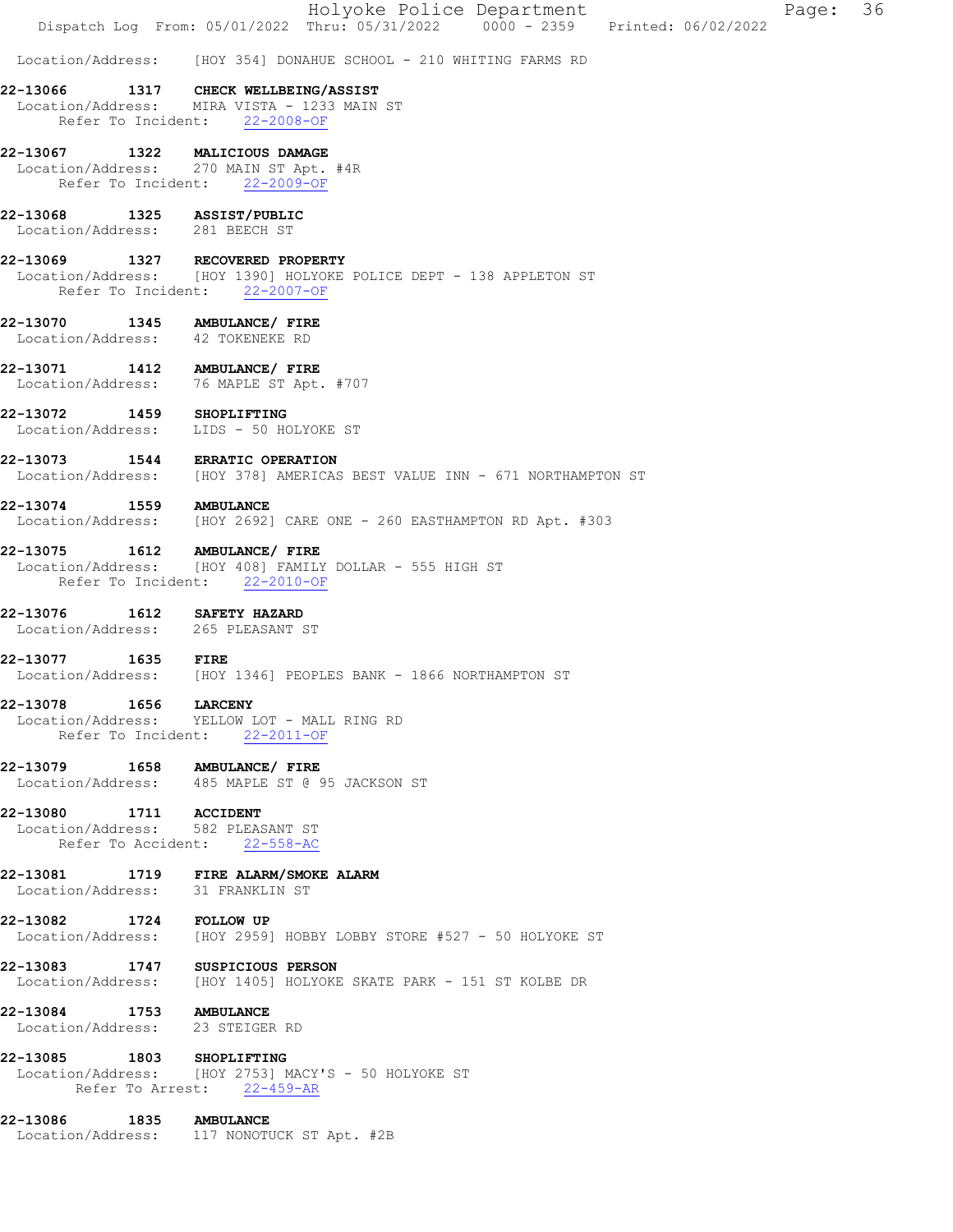Location/Address: [HOY 354] DONAHUE SCHOOL - 210 WHITING FARMS RD

**22-13066 1317 CHECK WELLBEING/ASSIST**
Location/Address: MIRA VISTA - 1233 MAIN ST
Refer To Incident: 22-2008-OF

**22-13067 1322 MALICIOUS DAMAGE**
Location/Address: 270 MAIN ST Apt. #4R
Refer To Incident: 22-2009-OF

**22-13068 1325 ASSIST/PUBLIC**
Location/Address: 281 BEECH ST

**22-13069 1327 RECOVERED PROPERTY**
Location/Address: [HOY 1390] HOLYOKE POLICE DEPT - 138 APPLETON ST
Refer To Incident: 22-2007-OF

**22-13070 1345 AMBULANCE/ FIRE**
Location/Address: 42 TOKENEKE RD

**22-13071 1412 AMBULANCE/ FIRE**
Location/Address: 76 MAPLE ST Apt. #707

**22-13072 1459 SHOPLIFTING**
Location/Address: LIDS - 50 HOLYOKE ST

**22-13073 1544 ERRATIC OPERATION**
Location/Address: [HOY 378] AMERICAS BEST VALUE INN - 671 NORTHAMPTON ST

**22-13074 1559 AMBULANCE**
Location/Address: [HOY 2692] CARE ONE - 260 EASTHAMPTON RD Apt. #303

**22-13075 1612 AMBULANCE/ FIRE**
Location/Address: [HOY 408] FAMILY DOLLAR - 555 HIGH ST
Refer To Incident: 22-2010-OF

**22-13076 1612 SAFETY HAZARD**
Location/Address: 265 PLEASANT ST

**22-13077 1635 FIRE**
Location/Address: [HOY 1346] PEOPLES BANK - 1866 NORTHAMPTON ST

**22-13078 1656 LARCENY**
Location/Address: YELLOW LOT - MALL RING RD
Refer To Incident: 22-2011-OF

**22-13079 1658 AMBULANCE/ FIRE**
Location/Address: 485 MAPLE ST @ 95 JACKSON ST

**22-13080 1711 ACCIDENT**
Location/Address: 582 PLEASANT ST
Refer To Accident: 22-558-AC

**22-13081 1719 FIRE ALARM/SMOKE ALARM**
Location/Address: 31 FRANKLIN ST

**22-13082 1724 FOLLOW UP**
Location/Address: [HOY 2959] HOBBY LOBBY STORE #527 - 50 HOLYOKE ST

**22-13083 1747 SUSPICIOUS PERSON**
Location/Address: [HOY 1405] HOLYOKE SKATE PARK - 151 ST KOLBE DR

**22-13084 1753 AMBULANCE**
Location/Address: 23 STEIGER RD

**22-13085 1803 SHOPLIFTING**
Location/Address: [HOY 2753] MACY'S - 50 HOLYOKE ST
Refer To Arrest: 22-459-AR

**22-13086 1835 AMBULANCE**
Location/Address: 117 NONOTUCK ST Apt. #2B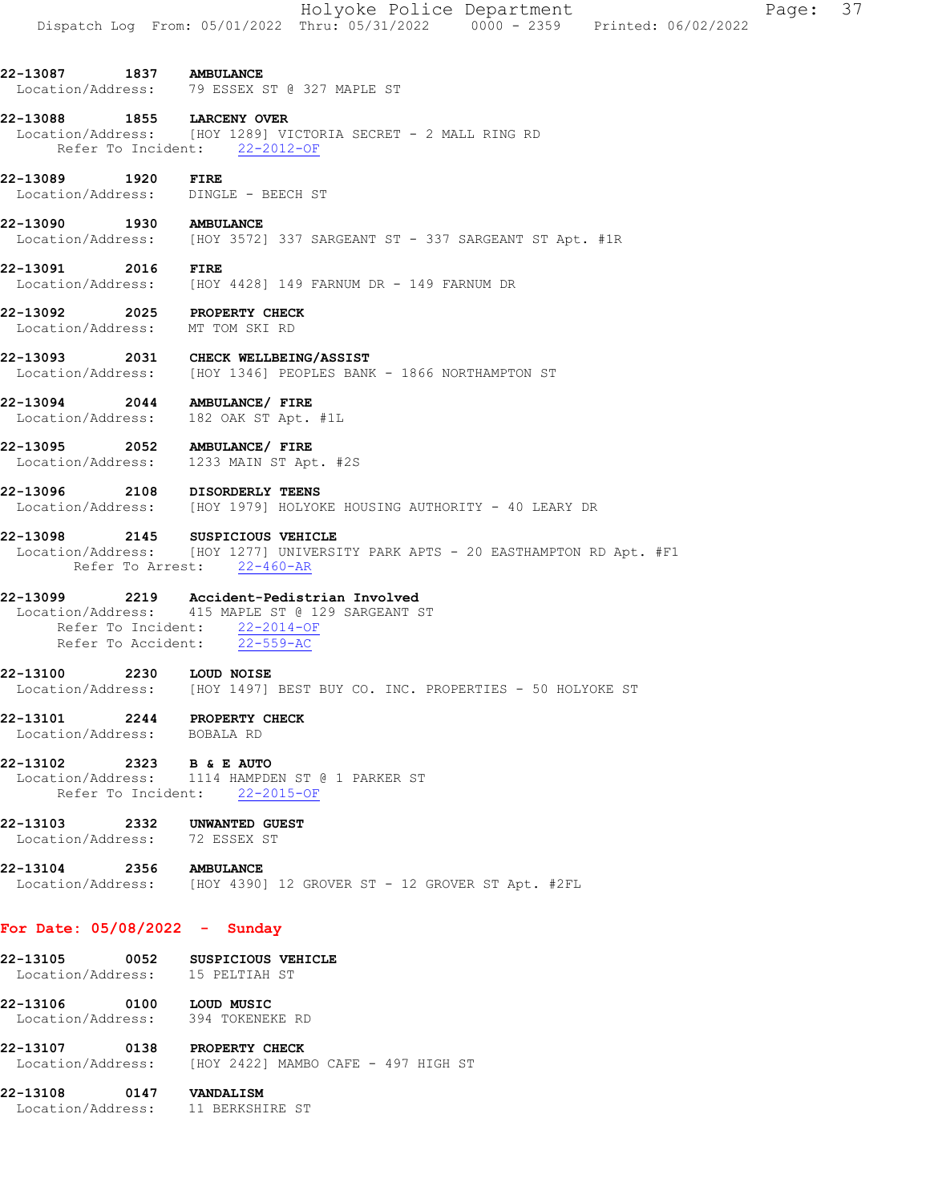**22-13087 1837 AMBULANCE**
Location/Address: 79 ESSEX ST @ 327 MAPLE ST

**22-13088 1855 LARCENY OVER**
Location/Address: [HOY 1289] VICTORIA SECRET - 2 MALL RING RD
Refer To Incident: 22-2012-OF

**22-13089 1920 FIRE**
Location/Address: DINGLE - BEECH ST

**22-13090 1930 AMBULANCE**
Location/Address: [HOY 3572] 337 SARGEANT ST - 337 SARGEANT ST Apt. #1R

**22-13091 2016 FIRE**
Location/Address: [HOY 4428] 149 FARNUM DR - 149 FARNUM DR

**22-13092 2025 PROPERTY CHECK**
Location/Address: MT TOM SKI RD

**22-13093 2031 CHECK WELLBEING/ASSIST**
Location/Address: [HOY 1346] PEOPLES BANK - 1866 NORTHAMPTON ST

**22-13094 2044 AMBULANCE/ FIRE**
Location/Address: 182 OAK ST Apt. #1L

**22-13095 2052 AMBULANCE/ FIRE**
Location/Address: 1233 MAIN ST Apt. #2S

**22-13096 2108 DISORDERLY TEENS**
Location/Address: [HOY 1979] HOLYOKE HOUSING AUTHORITY - 40 LEARY DR

**22-13098 2145 SUSPICIOUS VEHICLE**
Location/Address: [HOY 1277] UNIVERSITY PARK APTS - 20 EASTHAMPTON RD Apt. #F1
Refer To Arrest: 22-460-AR

**22-13099 2219 Accident-Pedestrian Involved**
Location/Address: 415 MAPLE ST @ 129 SARGEANT ST
Refer To Incident: 22-2014-OF
Refer To Accident: 22-559-AC

**22-13100 2230 LOUD NOISE**
Location/Address: [HOY 1497] BEST BUY CO. INC. PROPERTIES - 50 HOLYOKE ST

**22-13101 2244 PROPERTY CHECK**
Location/Address: BOBALA RD

**22-13102 2323 B & E AUTO**
Location/Address: 1114 HAMPDEN ST @ 1 PARKER ST
Refer To Incident: 22-2015-OF

**22-13103 2332 UNWANTED GUEST**
Location/Address: 72 ESSEX ST

**22-13104 2356 AMBULANCE**
Location/Address: [HOY 4390] 12 GROVER ST - 12 GROVER ST Apt. #2FL

## For Date: 05/08/2022 - Sunday

**22-13105 0052 SUSPICIOUS VEHICLE**
Location/Address: 15 PELTIAH ST

**22-13106 0100 LOUD MUSIC**
Location/Address: 394 TOKENEKE RD

**22-13107 0138 PROPERTY CHECK**
Location/Address: [HOY 2422] MAMBO CAFE - 497 HIGH ST

**22-13108 0147 VANDALISM**
Location/Address: 11 BERKSHIRE ST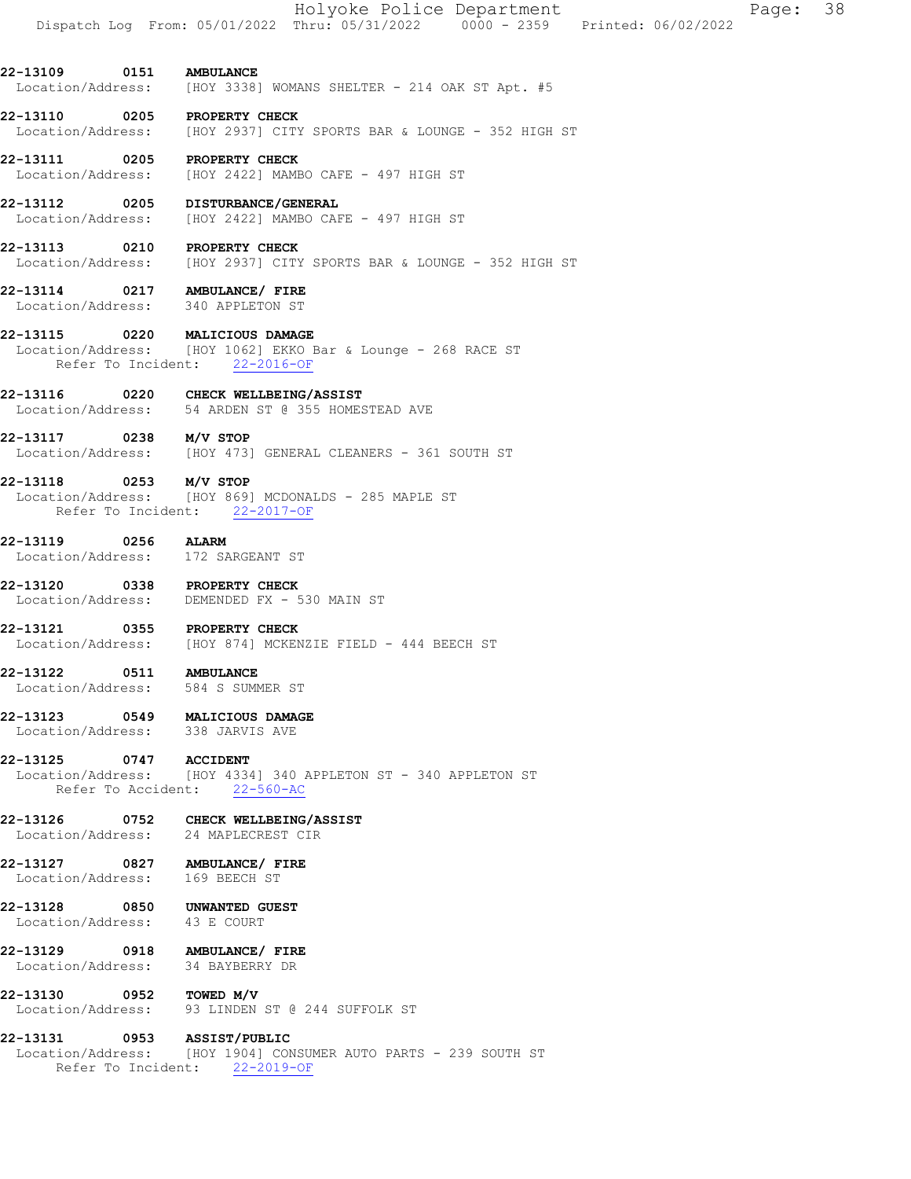**22-13109 0151 AMBULANCE**
Location/Address: [HOY 3338] WOMANS SHELTER - 214 OAK ST Apt. #5

**22-13110 0205 PROPERTY CHECK**
Location/Address: [HOY 2937] CITY SPORTS BAR & LOUNGE - 352 HIGH ST

**22-13111 0205 PROPERTY CHECK**
Location/Address: [HOY 2422] MAMBO CAFE - 497 HIGH ST

**22-13112 0205 DISTURBANCE/GENERAL**
Location/Address: [HOY 2422] MAMBO CAFE - 497 HIGH ST

**22-13113 0210 PROPERTY CHECK**
Location/Address: [HOY 2937] CITY SPORTS BAR & LOUNGE - 352 HIGH ST

**22-13114 0217 AMBULANCE/ FIRE**
Location/Address: 340 APPLETON ST

**22-13115 0220 MALICIOUS DAMAGE**
Location/Address: [HOY 1062] EKKO Bar & Lounge - 268 RACE ST
Refer To Incident: 22-2016-OF

**22-13116 0220 CHECK WELLBEING/ASSIST**
Location/Address: 54 ARDEN ST @ 355 HOMESTEAD AVE

**22-13117 0238 M/V STOP**
Location/Address: [HOY 473] GENERAL CLEANERS - 361 SOUTH ST

**22-13118 0253 M/V STOP**
Location/Address: [HOY 869] MCDONALDS - 285 MAPLE ST
Refer To Incident: 22-2017-OF

**22-13119 0256 ALARM**
Location/Address: 172 SARGEANT ST

**22-13120 0338 PROPERTY CHECK**
Location/Address: DEMENDED FX - 530 MAIN ST

**22-13121 0355 PROPERTY CHECK**
Location/Address: [HOY 874] MCKENZIE FIELD - 444 BEECH ST

**22-13122 0511 AMBULANCE**
Location/Address: 584 S SUMMER ST

**22-13123 0549 MALICIOUS DAMAGE**
Location/Address: 338 JARVIS AVE

**22-13125 0747 ACCIDENT**
Location/Address: [HOY 4334] 340 APPLETON ST - 340 APPLETON ST
Refer To Accident: 22-560-AC

**22-13126 0752 CHECK WELLBEING/ASSIST**
Location/Address: 24 MAPLECREST CIR

**22-13127 0827 AMBULANCE/ FIRE**
Location/Address: 169 BEECH ST

**22-13128 0850 UNWANTED GUEST**
Location/Address: 43 E COURT

**22-13129 0918 AMBULANCE/ FIRE**
Location/Address: 34 BAYBERRY DR

**22-13130 0952 TOWED M/V**
Location/Address: 93 LINDEN ST @ 244 SUFFOLK ST

**22-13131 0953 ASSIST/PUBLIC**
Location/Address: [HOY 1904] CONSUMER AUTO PARTS - 239 SOUTH ST
Refer To Incident: 22-2019-OF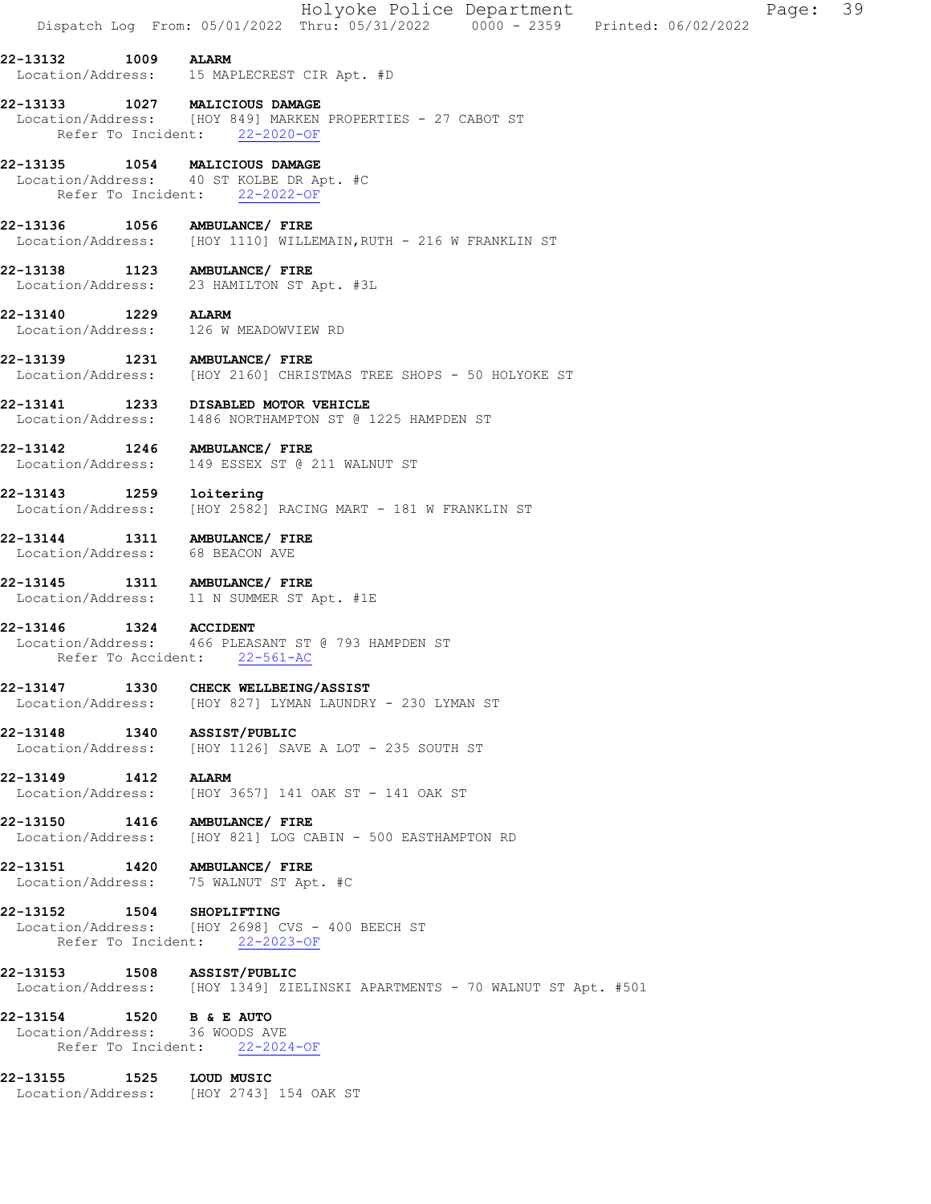**22-13132 1009 ALARM**
Location/Address: 15 MAPLECREST CIR Apt. #D

**22-13133 1027 MALICIOUS DAMAGE**
Location/Address: [HOY 849] MARKEN PROPERTIES - 27 CABOT ST
Refer To Incident: 22-2020-OF

**22-13135 1054 MALICIOUS DAMAGE**
Location/Address: 40 ST KOLBE DR Apt. #C
Refer To Incident: 22-2022-OF

**22-13136 1056 AMBULANCE/ FIRE**
Location/Address: [HOY 1110] WILLEMAIN,RUTH - 216 W FRANKLIN ST

**22-13138 1123 AMBULANCE/ FIRE**
Location/Address: 23 HAMILTON ST Apt. #3L

**22-13140 1229 ALARM**
Location/Address: 126 W MEADOWVIEW RD

**22-13139 1231 AMBULANCE/ FIRE**
Location/Address: [HOY 2160] CHRISTMAS TREE SHOPS - 50 HOLYOKE ST

**22-13141 1233 DISABLED MOTOR VEHICLE**
Location/Address: 1486 NORTHAMPTON ST @ 1225 HAMPDEN ST

**22-13142 1246 AMBULANCE/ FIRE**
Location/Address: 149 ESSEX ST @ 211 WALNUT ST

**22-13143 1259 loitering**
Location/Address: [HOY 2582] RACING MART - 181 W FRANKLIN ST

**22-13144 1311 AMBULANCE/ FIRE**
Location/Address: 68 BEACON AVE

**22-13145 1311 AMBULANCE/ FIRE**
Location/Address: 11 N SUMMER ST Apt. #1E

**22-13146 1324 ACCIDENT**
Location/Address: 466 PLEASANT ST @ 793 HAMPDEN ST
Refer To Accident: 22-561-AC

**22-13147 1330 CHECK WELLBEING/ASSIST**
Location/Address: [HOY 827] LYMAN LAUNDRY - 230 LYMAN ST

**22-13148 1340 ASSIST/PUBLIC**
Location/Address: [HOY 1126] SAVE A LOT - 235 SOUTH ST

**22-13149 1412 ALARM**
Location/Address: [HOY 3657] 141 OAK ST - 141 OAK ST

**22-13150 1416 AMBULANCE/ FIRE**
Location/Address: [HOY 821] LOG CABIN - 500 EASTHAMPTON RD

**22-13151 1420 AMBULANCE/ FIRE**
Location/Address: 75 WALNUT ST Apt. #C

**22-13152 1504 SHOPLIFTING**
Location/Address: [HOY 2698] CVS - 400 BEECH ST
Refer To Incident: 22-2023-OF

**22-13153 1508 ASSIST/PUBLIC**
Location/Address: [HOY 1349] ZIELINSKI APARTMENTS - 70 WALNUT ST Apt. #501

**22-13154 1520 B & E AUTO**
Location/Address: 36 WOODS AVE
Refer To Incident: 22-2024-OF

**22-13155 1525 LOUD MUSIC**
Location/Address: [HOY 2743] 154 OAK ST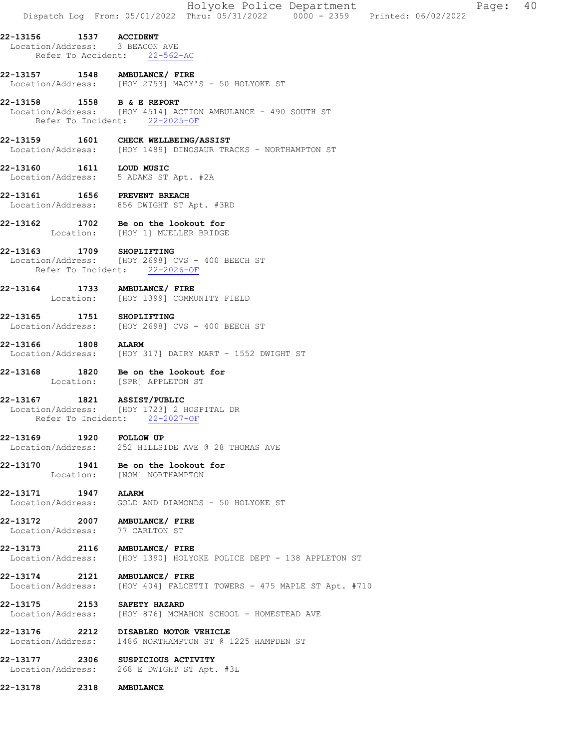**22-13156 1537 ACCIDENT**
Location/Address: 3 BEACON AVE
Refer To Accident: 22-562-AC

**22-13157 1548 AMBULANCE/ FIRE**
Location/Address: [HOY 2753] MACY'S - 50 HOLYOKE ST

**22-13158 1558 B & E REPORT**
Location/Address: [HOY 4514] ACTION AMBULANCE - 490 SOUTH ST
Refer To Incident: 22-2025-OF

**22-13159 1601 CHECK WELLBEING/ASSIST**
Location/Address: [HOY 1489] DINOSAUR TRACKS - NORTHAMPTON ST

**22-13160 1611 LOUD MUSIC**
Location/Address: 5 ADAMS ST Apt. #2A

**22-13161 1656 PREVENT BREACH**
Location/Address: 856 DWIGHT ST Apt. #3RD

**22-13162 1702 Be on the lookout for**
Location: [HOY 1] MUELLER BRIDGE

**22-13163 1709 SHOPLIFTING**
Location/Address: [HOY 2698] CVS - 400 BEECH ST
Refer To Incident: 22-2026-OF

**22-13164 1733 AMBULANCE/ FIRE**
Location: [HOY 1399] COMMUNITY FIELD

**22-13165 1751 SHOPLIFTING**
Location/Address: [HOY 2698] CVS - 400 BEECH ST

**22-13166 1808 ALARM**
Location/Address: [HOY 317] DAIRY MART - 1552 DWIGHT ST

**22-13168 1820 Be on the lookout for**
Location: [SPR] APPLETON ST

**22-13167 1821 ASSIST/PUBLIC**
Location/Address: [HOY 1723] 2 HOSPITAL DR
Refer To Incident: 22-2027-OF

**22-13169 1920 FOLLOW UP**
Location/Address: 252 HILLSIDE AVE @ 28 THOMAS AVE

**22-13170 1941 Be on the lookout for**
Location: [NOM] NORTHAMPTON

**22-13171 1947 ALARM**
Location/Address: GOLD AND DIAMONDS - 50 HOLYOKE ST

**22-13172 2007 AMBULANCE/ FIRE**
Location/Address: 77 CARLTON ST

**22-13173 2116 AMBULANCE/ FIRE**
Location/Address: [HOY 1390] HOLYOKE POLICE DEPT - 138 APPLETON ST

**22-13174 2121 AMBULANCE/ FIRE**
Location/Address: [HOY 404] FALCETTI TOWERS - 475 MAPLE ST Apt. #710

**22-13175 2153 SAFETY HAZARD**
Location/Address: [HOY 876] MCMAHON SCHOOL - HOMESTEAD AVE

**22-13176 2212 DISABLED MOTOR VEHICLE**
Location/Address: 1486 NORTHAMPTON ST @ 1225 HAMPDEN ST

**22-13177 2306 SUSPICIOUS ACTIVITY**
Location/Address: 268 E DWIGHT ST Apt. #3L

**22-13178 2318 AMBULANCE**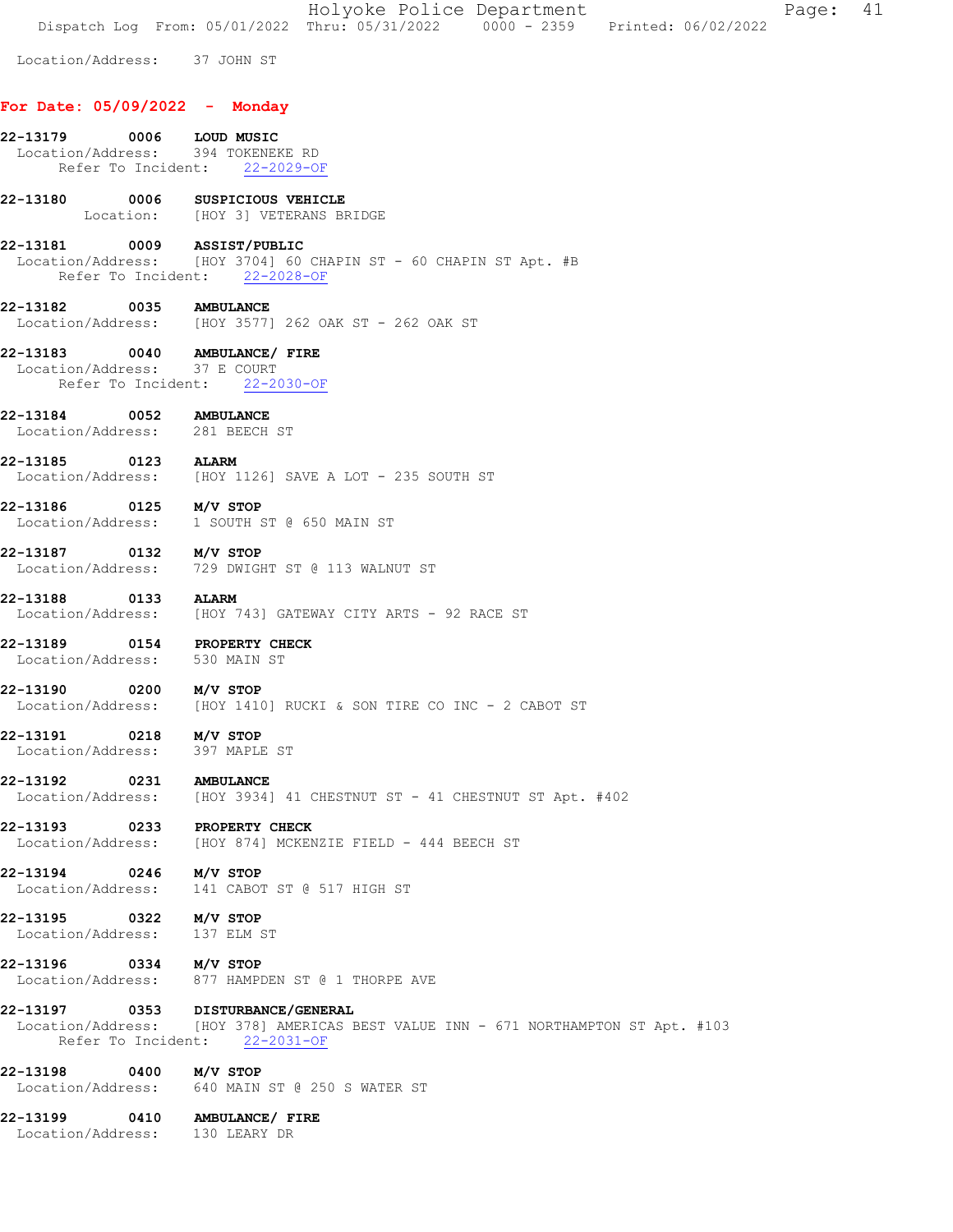Location/Address: 37 JOHN ST

## For Date: 05/09/2022 - Monday

**22-13179 0006 LOUD MUSIC**
Location/Address: 394 TOKENEKE RD
Refer To Incident: 22-2029-OF

**22-13180 0006 SUSPICIOUS VEHICLE**
Location: [HOY 3] VETERANS BRIDGE

**22-13181 0009 ASSIST/PUBLIC**
Location/Address: [HOY 3704] 60 CHAPIN ST - 60 CHAPIN ST Apt. #B
Refer To Incident: 22-2028-OF

**22-13182 0035 AMBULANCE**
Location/Address: [HOY 3577] 262 OAK ST - 262 OAK ST

**22-13183 0040 AMBULANCE/ FIRE**
Location/Address: 37 E COURT
Refer To Incident: 22-2030-OF

**22-13184 0052 AMBULANCE**
Location/Address: 281 BEECH ST

**22-13185 0123 ALARM**
Location/Address: [HOY 1126] SAVE A LOT - 235 SOUTH ST

**22-13186 0125 M/V STOP**
Location/Address: 1 SOUTH ST @ 650 MAIN ST

**22-13187 0132 M/V STOP**
Location/Address: 729 DWIGHT ST @ 113 WALNUT ST

**22-13188 0133 ALARM**
Location/Address: [HOY 743] GATEWAY CITY ARTS - 92 RACE ST

**22-13189 0154 PROPERTY CHECK**
Location/Address: 530 MAIN ST

**22-13190 0200 M/V STOP**
Location/Address: [HOY 1410] RUCKI & SON TIRE CO INC - 2 CABOT ST

**22-13191 0218 M/V STOP**
Location/Address: 397 MAPLE ST

**22-13192 0231 AMBULANCE**
Location/Address: [HOY 3934] 41 CHESTNUT ST - 41 CHESTNUT ST Apt. #402

**22-13193 0233 PROPERTY CHECK**
Location/Address: [HOY 874] MCKENZIE FIELD - 444 BEECH ST

**22-13194 0246 M/V STOP**
Location/Address: 141 CABOT ST @ 517 HIGH ST

**22-13195 0322 M/V STOP**
Location/Address: 137 ELM ST

**22-13196 0334 M/V STOP**
Location/Address: 877 HAMPDEN ST @ 1 THORPE AVE

**22-13197 0353 DISTURBANCE/GENERAL**
Location/Address: [HOY 378] AMERICAS BEST VALUE INN - 671 NORTHAMPTON ST Apt. #103
Refer To Incident: 22-2031-OF

**22-13198 0400 M/V STOP**
Location/Address: 640 MAIN ST @ 250 S WATER ST

**22-13199 0410 AMBULANCE/ FIRE**
Location/Address: 130 LEARY DR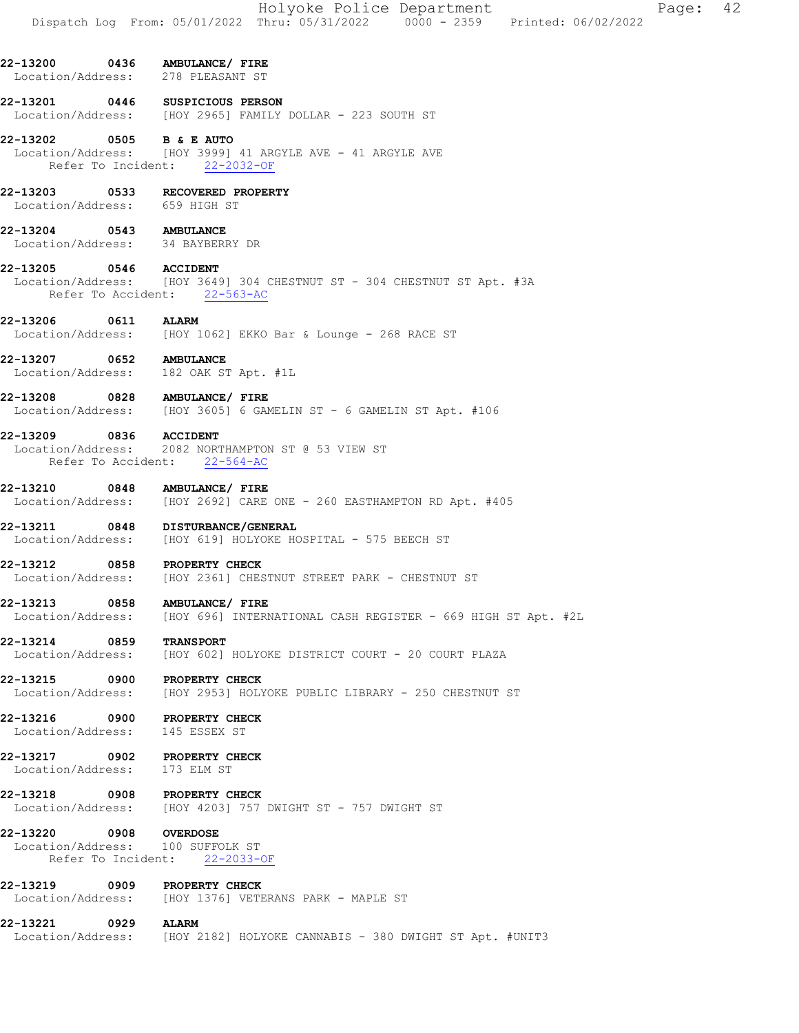**22-13200 0436 AMBULANCE/ FIRE**
Location/Address: 278 PLEASANT ST

**22-13201 0446 SUSPICIOUS PERSON**
Location/Address: [HOY 2965] FAMILY DOLLAR - 223 SOUTH ST

**22-13202 0505 B & E AUTO**
Location/Address: [HOY 3999] 41 ARGYLE AVE - 41 ARGYLE AVE
Refer To Incident: 22-2032-OF

**22-13203 0533 RECOVERED PROPERTY**
Location/Address: 659 HIGH ST

**22-13204 0543 AMBULANCE**
Location/Address: 34 BAYBERRY DR

**22-13205 0546 ACCIDENT**
Location/Address: [HOY 3649] 304 CHESTNUT ST - 304 CHESTNUT ST Apt. #3A
Refer To Accident: 22-563-AC

**22-13206 0611 ALARM**
Location/Address: [HOY 1062] EKKO Bar & Lounge - 268 RACE ST

**22-13207 0652 AMBULANCE**
Location/Address: 182 OAK ST Apt. #1L

**22-13208 0828 AMBULANCE/ FIRE**
Location/Address: [HOY 3605] 6 GAMELIN ST - 6 GAMELIN ST Apt. #106

**22-13209 0836 ACCIDENT**
Location/Address: 2082 NORTHAMPTON ST @ 53 VIEW ST
Refer To Accident: 22-564-AC

**22-13210 0848 AMBULANCE/ FIRE**
Location/Address: [HOY 2692] CARE ONE - 260 EASTHAMPTON RD Apt. #405

**22-13211 0848 DISTURBANCE/GENERAL**
Location/Address: [HOY 619] HOLYOKE HOSPITAL - 575 BEECH ST

**22-13212 0858 PROPERTY CHECK**
Location/Address: [HOY 2361] CHESTNUT STREET PARK - CHESTNUT ST

**22-13213 0858 AMBULANCE/ FIRE**
Location/Address: [HOY 696] INTERNATIONAL CASH REGISTER - 669 HIGH ST Apt. #2L

**22-13214 0859 TRANSPORT**
Location/Address: [HOY 602] HOLYOKE DISTRICT COURT - 20 COURT PLAZA

**22-13215 0900 PROPERTY CHECK**
Location/Address: [HOY 2953] HOLYOKE PUBLIC LIBRARY - 250 CHESTNUT ST

**22-13216 0900 PROPERTY CHECK**
Location/Address: 145 ESSEX ST

**22-13217 0902 PROPERTY CHECK**
Location/Address: 173 ELM ST

**22-13218 0908 PROPERTY CHECK**
Location/Address: [HOY 4203] 757 DWIGHT ST - 757 DWIGHT ST

**22-13220 0908 OVERDOSE**
Location/Address: 100 SUFFOLK ST
Refer To Incident: 22-2033-OF

**22-13219 0909 PROPERTY CHECK**
Location/Address: [HOY 1376] VETERANS PARK - MAPLE ST

**22-13221 0929 ALARM**
Location/Address: [HOY 2182] HOLYOKE CANNABIS - 380 DWIGHT ST Apt. #UNIT3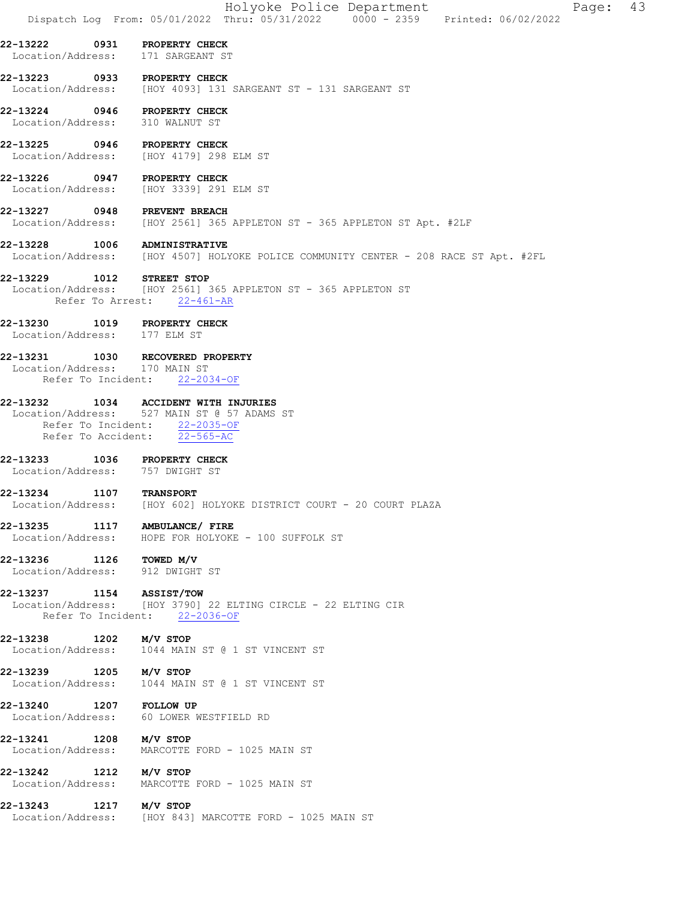**22-13222 0931 PROPERTY CHECK**
Location/Address: 171 SARGEANT ST

**22-13223 0933 PROPERTY CHECK**
Location/Address: [HOY 4093] 131 SARGEANT ST - 131 SARGEANT ST

**22-13224 0946 PROPERTY CHECK**
Location/Address: 310 WALNUT ST

**22-13225 0946 PROPERTY CHECK**
Location/Address: [HOY 4179] 298 ELM ST

**22-13226 0947 PROPERTY CHECK**
Location/Address: [HOY 3339] 291 ELM ST

**22-13227 0948 PREVENT BREACH**
Location/Address: [HOY 2561] 365 APPLETON ST - 365 APPLETON ST Apt. #2LF

**22-13228 1006 ADMINISTRATIVE**
Location/Address: [HOY 4507] HOLYOKE POLICE COMMUNITY CENTER - 208 RACE ST Apt. #2FL

**22-13229 1012 STREET STOP**
Location/Address: [HOY 2561] 365 APPLETON ST - 365 APPLETON ST
Refer To Arrest: 22-461-AR

**22-13230 1019 PROPERTY CHECK**
Location/Address: 177 ELM ST

**22-13231 1030 RECOVERED PROPERTY**
Location/Address: 170 MAIN ST
Refer To Incident: 22-2034-OF

**22-13232 1034 ACCIDENT WITH INJURIES**
Location/Address: 527 MAIN ST @ 57 ADAMS ST
Refer To Incident: 22-2035-OF
Refer To Accident: 22-565-AC

**22-13233 1036 PROPERTY CHECK**
Location/Address: 757 DWIGHT ST

**22-13234 1107 TRANSPORT**
Location/Address: [HOY 602] HOLYOKE DISTRICT COURT - 20 COURT PLAZA

**22-13235 1117 AMBULANCE/ FIRE**
Location/Address: HOPE FOR HOLYOKE - 100 SUFFOLK ST

**22-13236 1126 TOWED M/V**
Location/Address: 912 DWIGHT ST

**22-13237 1154 ASSIST/TOW**
Location/Address: [HOY 3790] 22 ELTING CIRCLE - 22 ELTING CIR
Refer To Incident: 22-2036-OF

**22-13238 1202 M/V STOP**
Location/Address: 1044 MAIN ST @ 1 ST VINCENT ST

**22-13239 1205 M/V STOP**
Location/Address: 1044 MAIN ST @ 1 ST VINCENT ST

**22-13240 1207 FOLLOW UP**
Location/Address: 60 LOWER WESTFIELD RD

**22-13241 1208 M/V STOP**
Location/Address: MARCOTTE FORD - 1025 MAIN ST

**22-13242 1212 M/V STOP**
Location/Address: MARCOTTE FORD - 1025 MAIN ST

**22-13243 1217 M/V STOP**
Location/Address: [HOY 843] MARCOTTE FORD - 1025 MAIN ST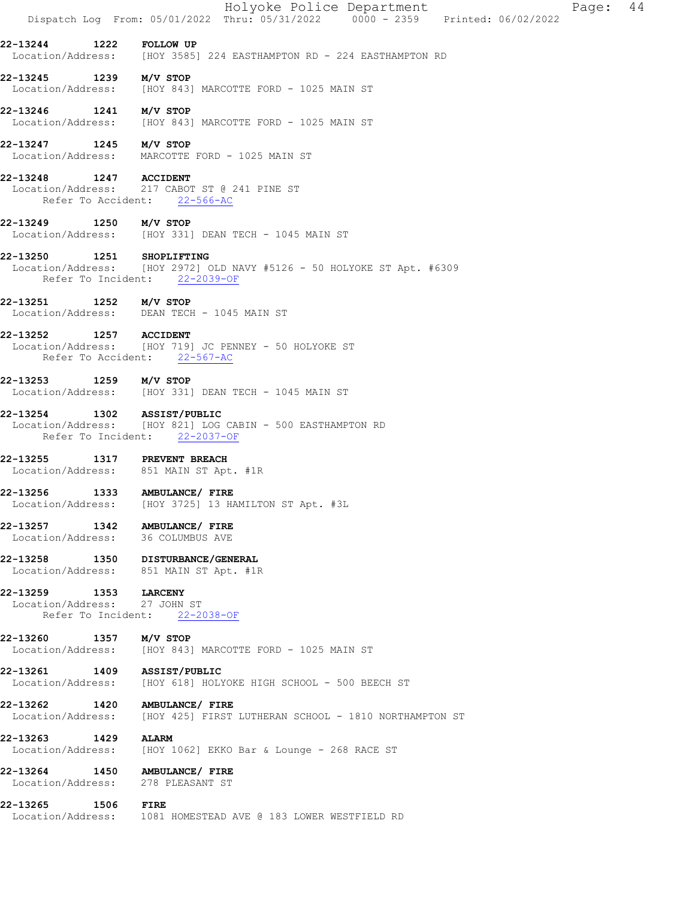22-13244 1222 **FOLLOW UP**
Location/Address: [HOY 3585] 224 EASTHAMPTON RD - 224 EASTHAMPTON RD

22-13245 1239 **M/V STOP**
Location/Address: [HOY 843] MARCOTTE FORD - 1025 MAIN ST

22-13246 1241 **M/V STOP**
Location/Address: [HOY 843] MARCOTTE FORD - 1025 MAIN ST

22-13247 1245 **M/V STOP**
Location/Address: MARCOTTE FORD - 1025 MAIN ST

22-13248 1247 **ACCIDENT**
Location/Address: 217 CABOT ST @ 241 PINE ST
Refer To Accident: 22-566-AC

22-13249 1250 **M/V STOP**
Location/Address: [HOY 331] DEAN TECH - 1045 MAIN ST

22-13250 1251 **SHOPLIFTING**
Location/Address: [HOY 2972] OLD NAVY #5126 - 50 HOLYOKE ST Apt. #6309
Refer To Incident: 22-2039-OF

22-13251 1252 **M/V STOP**
Location/Address: DEAN TECH - 1045 MAIN ST

22-13252 1257 **ACCIDENT**
Location/Address: [HOY 719] JC PENNEY - 50 HOLYOKE ST
Refer To Accident: 22-567-AC

22-13253 1259 **M/V STOP**
Location/Address: [HOY 331] DEAN TECH - 1045 MAIN ST

22-13254 1302 **ASSIST/PUBLIC**
Location/Address: [HOY 821] LOG CABIN - 500 EASTHAMPTON RD
Refer To Incident: 22-2037-OF

22-13255 1317 **PREVENT BREACH**
Location/Address: 851 MAIN ST Apt. #1R

22-13256 1333 **AMBULANCE/ FIRE**
Location/Address: [HOY 3725] 13 HAMILTON ST Apt. #3L

22-13257 1342 **AMBULANCE/ FIRE**
Location/Address: 36 COLUMBUS AVE

22-13258 1350 **DISTURBANCE/GENERAL**
Location/Address: 851 MAIN ST Apt. #1R

22-13259 1353 **LARCENY**
Location/Address: 27 JOHN ST
Refer To Incident: 22-2038-OF

22-13260 1357 **M/V STOP**
Location/Address: [HOY 843] MARCOTTE FORD - 1025 MAIN ST

22-13261 1409 **ASSIST/PUBLIC**
Location/Address: [HOY 618] HOLYOKE HIGH SCHOOL - 500 BEECH ST

22-13262 1420 **AMBULANCE/ FIRE**
Location/Address: [HOY 425] FIRST LUTHERAN SCHOOL - 1810 NORTHAMPTON ST

22-13263 1429 **ALARM**
Location/Address: [HOY 1062] EKKO Bar & Lounge - 268 RACE ST

22-13264 1450 **AMBULANCE/ FIRE**
Location/Address: 278 PLEASANT ST

22-13265 1506 **FIRE**
Location/Address: 1081 HOMESTEAD AVE @ 183 LOWER WESTFIELD RD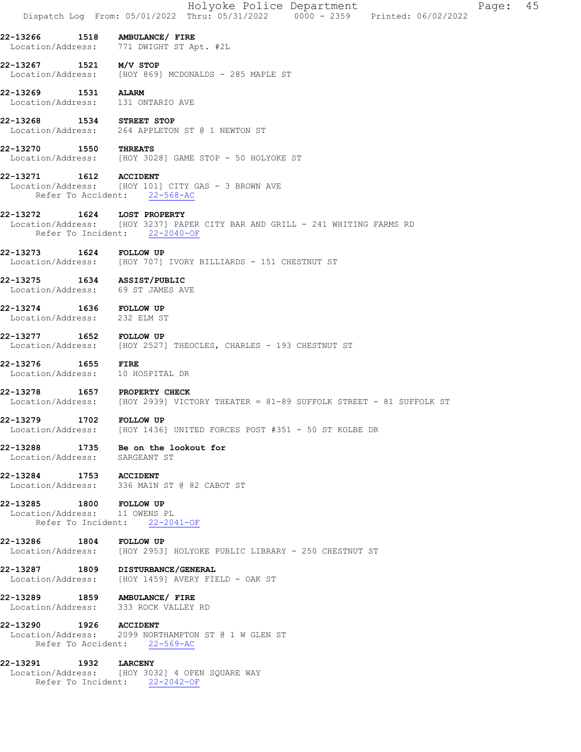22-13266 1518 **AMBULANCE/ FIRE**
Location/Address: 771 DWIGHT ST Apt. #2L

22-13267 1521 **M/V STOP**
Location/Address: [HOY 869] MCDONALDS - 285 MAPLE ST

22-13269 1531 **ALARM**
Location/Address: 131 ONTARIO AVE

22-13268 1534 **STREET STOP**
Location/Address: 264 APPLETON ST @ 1 NEWTON ST

22-13270 1550 **THREATS**
Location/Address: [HOY 3028] GAME STOP - 50 HOLYOKE ST

22-13271 1612 **ACCIDENT**
Location/Address: [HOY 101] CITY GAS - 3 BROWN AVE
Refer To Accident: 22-568-AC

22-13272 1624 **LOST PROPERTY**
Location/Address: [HOY 3237] PAPER CITY BAR AND GRILL - 241 WHITING FARMS RD
Refer To Incident: 22-2040-OF

22-13273 1624 **FOLLOW UP**
Location/Address: [HOY 707] IVORY BILLIARDS - 151 CHESTNUT ST

22-13275 1634 **ASSIST/PUBLIC**
Location/Address: 69 ST JAMES AVE

22-13274 1636 **FOLLOW UP**
Location/Address: 232 ELM ST

22-13277 1652 **FOLLOW UP**
Location/Address: [HOY 2527] THEOCLES, CHARLES - 193 CHESTNUT ST

22-13276 1655 **FIRE**
Location/Address: 10 HOSPITAL DR

22-13278 1657 **PROPERTY CHECK**
Location/Address: [HOY 2939] VICTORY THEATER = 81-89 SUFFOLK STREET - 81 SUFFOLK ST

22-13279 1702 **FOLLOW UP**
Location/Address: [HOY 1436] UNITED FORCES POST #351 - 50 ST KOLBE DR

22-13288 1735 **Be on the lookout for**
Location/Address: SARGEANT ST

22-13284 1753 **ACCIDENT**
Location/Address: 336 MAIN ST @ 82 CABOT ST

22-13285 1800 **FOLLOW UP**
Location/Address: 11 OWENS PL
Refer To Incident: 22-2041-OF

22-13286 1804 **FOLLOW UP**
Location/Address: [HOY 2953] HOLYOKE PUBLIC LIBRARY - 250 CHESTNUT ST

22-13287 1809 **DISTURBANCE/GENERAL**
Location/Address: [HOY 1459] AVERY FIELD - OAK ST

22-13289 1859 **AMBULANCE/ FIRE**
Location/Address: 333 ROCK VALLEY RD

22-13290 1926 **ACCIDENT**
Location/Address: 2099 NORTHAMPTON ST @ 1 W GLEN ST
Refer To Accident: 22-569-AC

22-13291 1932 **LARCENY**
Location/Address: [HOY 3032] 4 OPEN SQUARE WAY
Refer To Incident: 22-2042-OF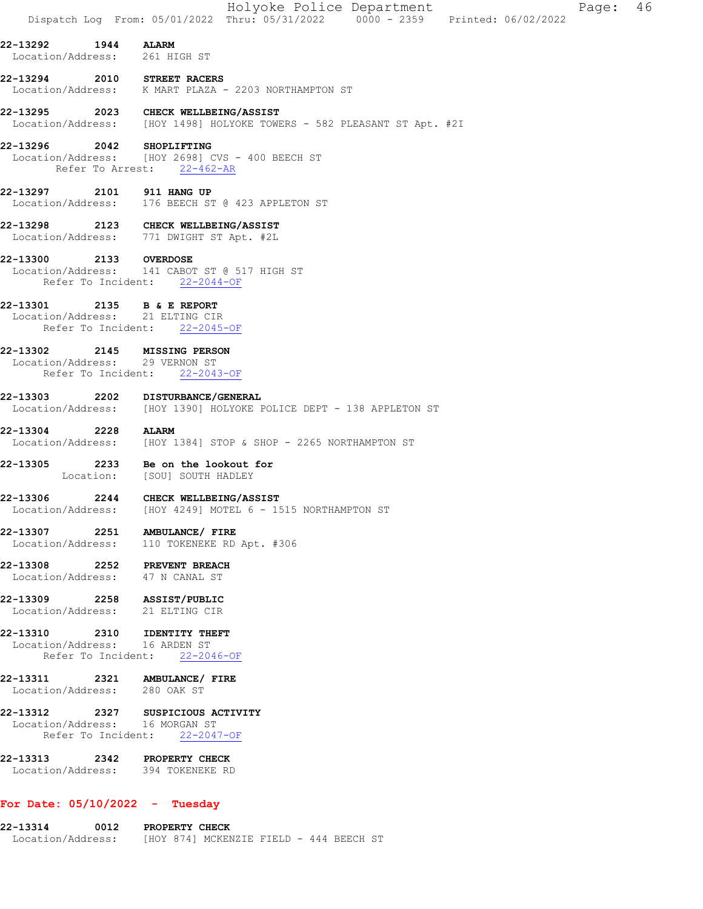**22-13292 1944 ALARM**
Location/Address: 261 HIGH ST

**22-13294 2010 STREET RACERS**
Location/Address: K MART PLAZA - 2203 NORTHAMPTON ST

**22-13295 2023 CHECK WELLBEING/ASSIST**
Location/Address: [HOY 1498] HOLYOKE TOWERS - 582 PLEASANT ST Apt. #2I

**22-13296 2042 SHOPLIFTING**
Location/Address: [HOY 2698] CVS - 400 BEECH ST
Refer To Arrest: 22-462-AR

**22-13297 2101 911 HANG UP**
Location/Address: 176 BEECH ST @ 423 APPLETON ST

**22-13298 2123 CHECK WELLBEING/ASSIST**
Location/Address: 771 DWIGHT ST Apt. #2L

**22-13300 2133 OVERDOSE**
Location/Address: 141 CABOT ST @ 517 HIGH ST
Refer To Incident: 22-2044-OF

**22-13301 2135 B & E REPORT**
Location/Address: 21 ELTING CIR
Refer To Incident: 22-2045-OF

**22-13302 2145 MISSING PERSON**
Location/Address: 29 VERNON ST
Refer To Incident: 22-2043-OF

**22-13303 2202 DISTURBANCE/GENERAL**
Location/Address: [HOY 1390] HOLYOKE POLICE DEPT - 138 APPLETON ST

**22-13304 2228 ALARM**
Location/Address: [HOY 1384] STOP & SHOP - 2265 NORTHAMPTON ST

**22-13305 2233 Be on the lookout for**
Location: [SOU] SOUTH HADLEY

**22-13306 2244 CHECK WELLBEING/ASSIST**
Location/Address: [HOY 4249] MOTEL 6 - 1515 NORTHAMPTON ST

**22-13307 2251 AMBULANCE/ FIRE**
Location/Address: 110 TOKENEKE RD Apt. #306

**22-13308 2252 PREVENT BREACH**
Location/Address: 47 N CANAL ST

**22-13309 2258 ASSIST/PUBLIC**
Location/Address: 21 ELTING CIR

**22-13310 2310 IDENTITY THEFT**
Location/Address: 16 ARDEN ST
Refer To Incident: 22-2046-OF

**22-13311 2321 AMBULANCE/ FIRE**
Location/Address: 280 OAK ST

**22-13312 2327 SUSPICIOUS ACTIVITY**
Location/Address: 16 MORGAN ST
Refer To Incident: 22-2047-OF

**22-13313 2342 PROPERTY CHECK**
Location/Address: 394 TOKENEKE RD

## For Date: 05/10/2022 - Tuesday

**22-13314 0012 PROPERTY CHECK**
Location/Address: [HOY 874] MCKENZIE FIELD - 444 BEECH ST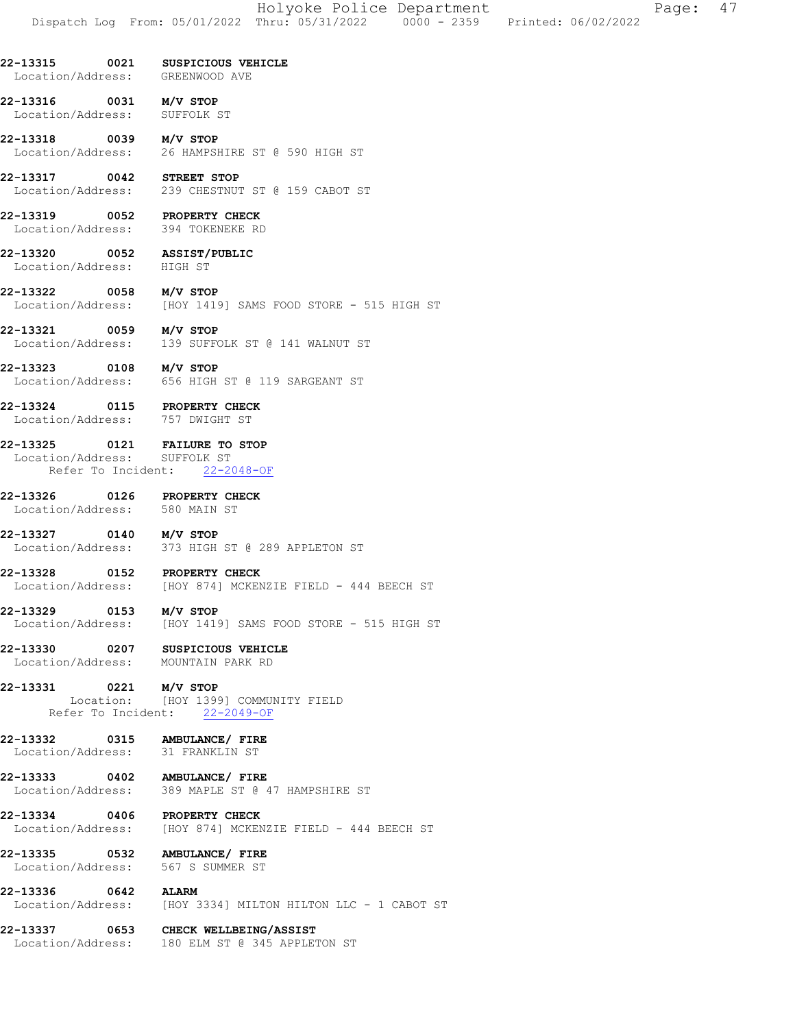**22-13315 0021 SUSPICIOUS VEHICLE**
Location/Address: GREENWOOD AVE

**22-13316 0031 M/V STOP**
Location/Address: SUFFOLK ST

**22-13318 0039 M/V STOP**
Location/Address: 26 HAMPSHIRE ST @ 590 HIGH ST

**22-13317 0042 STREET STOP**
Location/Address: 239 CHESTNUT ST @ 159 CABOT ST

**22-13319 0052 PROPERTY CHECK**
Location/Address: 394 TOKENEKE RD

**22-13320 0052 ASSIST/PUBLIC**
Location/Address: HIGH ST

**22-13322 0058 M/V STOP**
Location/Address: [HOY 1419] SAMS FOOD STORE - 515 HIGH ST

**22-13321 0059 M/V STOP**
Location/Address: 139 SUFFOLK ST @ 141 WALNUT ST

**22-13323 0108 M/V STOP**
Location/Address: 656 HIGH ST @ 119 SARGEANT ST

**22-13324 0115 PROPERTY CHECK**
Location/Address: 757 DWIGHT ST

**22-13325 0121 FAILURE TO STOP**
Location/Address: SUFFOLK ST
Refer To Incident: 22-2048-OF

**22-13326 0126 PROPERTY CHECK**
Location/Address: 580 MAIN ST

**22-13327 0140 M/V STOP**
Location/Address: 373 HIGH ST @ 289 APPLETON ST

**22-13328 0152 PROPERTY CHECK**
Location/Address: [HOY 874] MCKENZIE FIELD - 444 BEECH ST

**22-13329 0153 M/V STOP**
Location/Address: [HOY 1419] SAMS FOOD STORE - 515 HIGH ST

**22-13330 0207 SUSPICIOUS VEHICLE**
Location/Address: MOUNTAIN PARK RD

**22-13331 0221 M/V STOP**
Location: [HOY 1399] COMMUNITY FIELD
Refer To Incident: 22-2049-OF

**22-13332 0315 AMBULANCE/ FIRE**
Location/Address: 31 FRANKLIN ST

**22-13333 0402 AMBULANCE/ FIRE**
Location/Address: 389 MAPLE ST @ 47 HAMPSHIRE ST

**22-13334 0406 PROPERTY CHECK**
Location/Address: [HOY 874] MCKENZIE FIELD - 444 BEECH ST

**22-13335 0532 AMBULANCE/ FIRE**
Location/Address: 567 S SUMMER ST

**22-13336 0642 ALARM**
Location/Address: [HOY 3334] MILTON HILTON LLC - 1 CABOT ST

**22-13337 0653 CHECK WELLBEING/ASSIST**
Location/Address: 180 ELM ST @ 345 APPLETON ST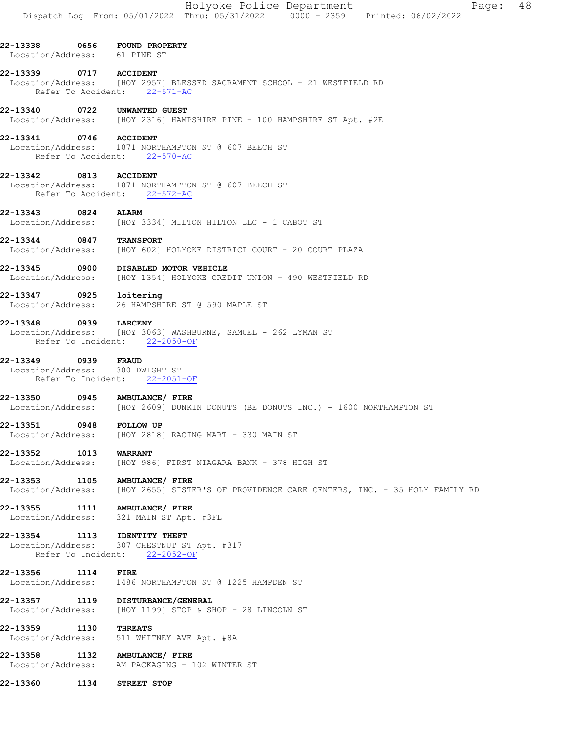**22-13338 0656 FOUND PROPERTY**
Location/Address: 61 PINE ST

**22-13339 0717 ACCIDENT**
Location/Address: [HOY 2957] BLESSED SACRAMENT SCHOOL - 21 WESTFIELD RD
Refer To Accident: 22-571-AC

**22-13340 0722 UNWANTED GUEST**
Location/Address: [HOY 2316] HAMPSHIRE PINE - 100 HAMPSHIRE ST Apt. #2E

**22-13341 0746 ACCIDENT**
Location/Address: 1871 NORTHAMPTON ST @ 607 BEECH ST
Refer To Accident: 22-570-AC

**22-13342 0813 ACCIDENT**
Location/Address: 1871 NORTHAMPTON ST @ 607 BEECH ST
Refer To Accident: 22-572-AC

**22-13343 0824 ALARM**
Location/Address: [HOY 3334] MILTON HILTON LLC - 1 CABOT ST

**22-13344 0847 TRANSPORT**
Location/Address: [HOY 602] HOLYOKE DISTRICT COURT - 20 COURT PLAZA

**22-13345 0900 DISABLED MOTOR VEHICLE**
Location/Address: [HOY 1354] HOLYOKE CREDIT UNION - 490 WESTFIELD RD

**22-13347 0925 loitering**
Location/Address: 26 HAMPSHIRE ST @ 590 MAPLE ST

**22-13348 0939 LARCENY**
Location/Address: [HOY 3063] WASHBURNE, SAMUEL - 262 LYMAN ST
Refer To Incident: 22-2050-OF

**22-13349 0939 FRAUD**
Location/Address: 380 DWIGHT ST
Refer To Incident: 22-2051-OF

**22-13350 0945 AMBULANCE/ FIRE**
Location/Address: [HOY 2609] DUNKIN DONUTS (BE DONUTS INC.) - 1600 NORTHAMPTON ST

**22-13351 0948 FOLLOW UP**
Location/Address: [HOY 2818] RACING MART - 330 MAIN ST

**22-13352 1013 WARRANT**
Location/Address: [HOY 986] FIRST NIAGARA BANK - 378 HIGH ST

**22-13353 1105 AMBULANCE/ FIRE**
Location/Address: [HOY 2655] SISTER'S OF PROVIDENCE CARE CENTERS, INC. - 35 HOLY FAMILY RD

**22-13355 1111 AMBULANCE/ FIRE**
Location/Address: 321 MAIN ST Apt. #3FL

**22-13354 1113 IDENTITY THEFT**
Location/Address: 307 CHESTNUT ST Apt. #317
Refer To Incident: 22-2052-OF

**22-13356 1114 FIRE**
Location/Address: 1486 NORTHAMPTON ST @ 1225 HAMPDEN ST

**22-13357 1119 DISTURBANCE/GENERAL**
Location/Address: [HOY 1199] STOP & SHOP - 28 LINCOLN ST

**22-13359 1130 THREATS**
Location/Address: 511 WHITNEY AVE Apt. #8A

**22-13358 1132 AMBULANCE/ FIRE**
Location/Address: AM PACKAGING - 102 WINTER ST

**22-13360 1134 STREET STOP**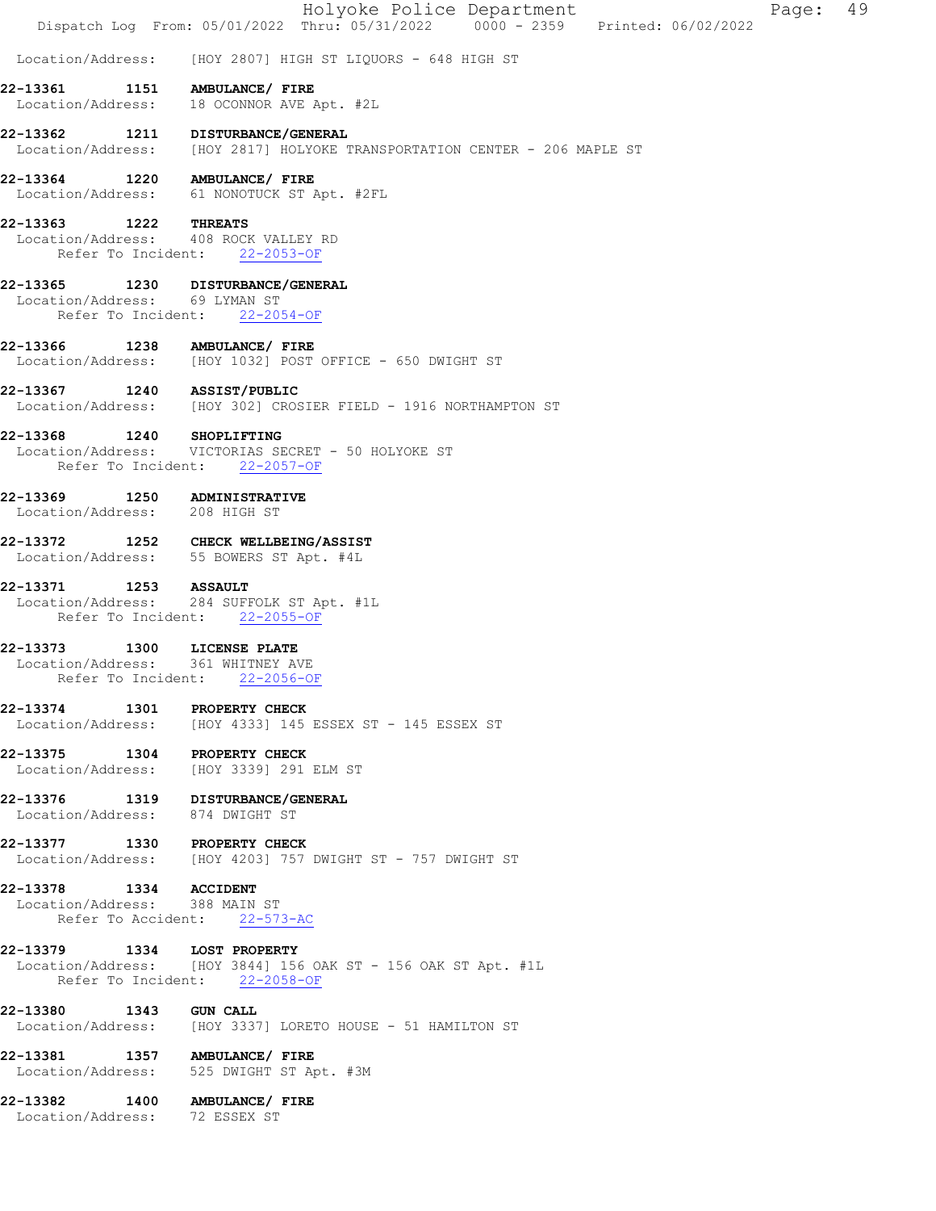Location/Address: [HOY 2807] HIGH ST LIQUORS - 648 HIGH ST

**22-13361 1151 AMBULANCE/ FIRE**
Location/Address: 18 OCONNOR AVE Apt. #2L

**22-13362 1211 DISTURBANCE/GENERAL**
Location/Address: [HOY 2817] HOLYOKE TRANSPORTATION CENTER - 206 MAPLE ST

**22-13364 1220 AMBULANCE/ FIRE**
Location/Address: 61 NONOTUCK ST Apt. #2FL

**22-13363 1222 THREATS**
Location/Address: 408 ROCK VALLEY RD
Refer To Incident: 22-2053-OF

**22-13365 1230 DISTURBANCE/GENERAL**
Location/Address: 69 LYMAN ST
Refer To Incident: 22-2054-OF

**22-13366 1238 AMBULANCE/ FIRE**
Location/Address: [HOY 1032] POST OFFICE - 650 DWIGHT ST

**22-13367 1240 ASSIST/PUBLIC**
Location/Address: [HOY 302] CROSIER FIELD - 1916 NORTHAMPTON ST

**22-13368 1240 SHOPLIFTING**
Location/Address: VICTORIAS SECRET - 50 HOLYOKE ST
Refer To Incident: 22-2057-OF

**22-13369 1250 ADMINISTRATIVE**
Location/Address: 208 HIGH ST

**22-13372 1252 CHECK WELLBEING/ASSIST**
Location/Address: 55 BOWERS ST Apt. #4L

**22-13371 1253 ASSAULT**
Location/Address: 284 SUFFOLK ST Apt. #1L
Refer To Incident: 22-2055-OF

**22-13373 1300 LICENSE PLATE**
Location/Address: 361 WHITNEY AVE
Refer To Incident: 22-2056-OF

**22-13374 1301 PROPERTY CHECK**
Location/Address: [HOY 4333] 145 ESSEX ST - 145 ESSEX ST

**22-13375 1304 PROPERTY CHECK**
Location/Address: [HOY 3339] 291 ELM ST

**22-13376 1319 DISTURBANCE/GENERAL**
Location/Address: 874 DWIGHT ST

**22-13377 1330 PROPERTY CHECK**
Location/Address: [HOY 4203] 757 DWIGHT ST - 757 DWIGHT ST

**22-13378 1334 ACCIDENT**
Location/Address: 388 MAIN ST
Refer To Accident: 22-573-AC

**22-13379 1334 LOST PROPERTY**
Location/Address: [HOY 3844] 156 OAK ST - 156 OAK ST Apt. #1L
Refer To Incident: 22-2058-OF

**22-13380 1343 GUN CALL**
Location/Address: [HOY 3337] LORETO HOUSE - 51 HAMILTON ST

**22-13381 1357 AMBULANCE/ FIRE**
Location/Address: 525 DWIGHT ST Apt. #3M

**22-13382 1400 AMBULANCE/ FIRE**
Location/Address: 72 ESSEX ST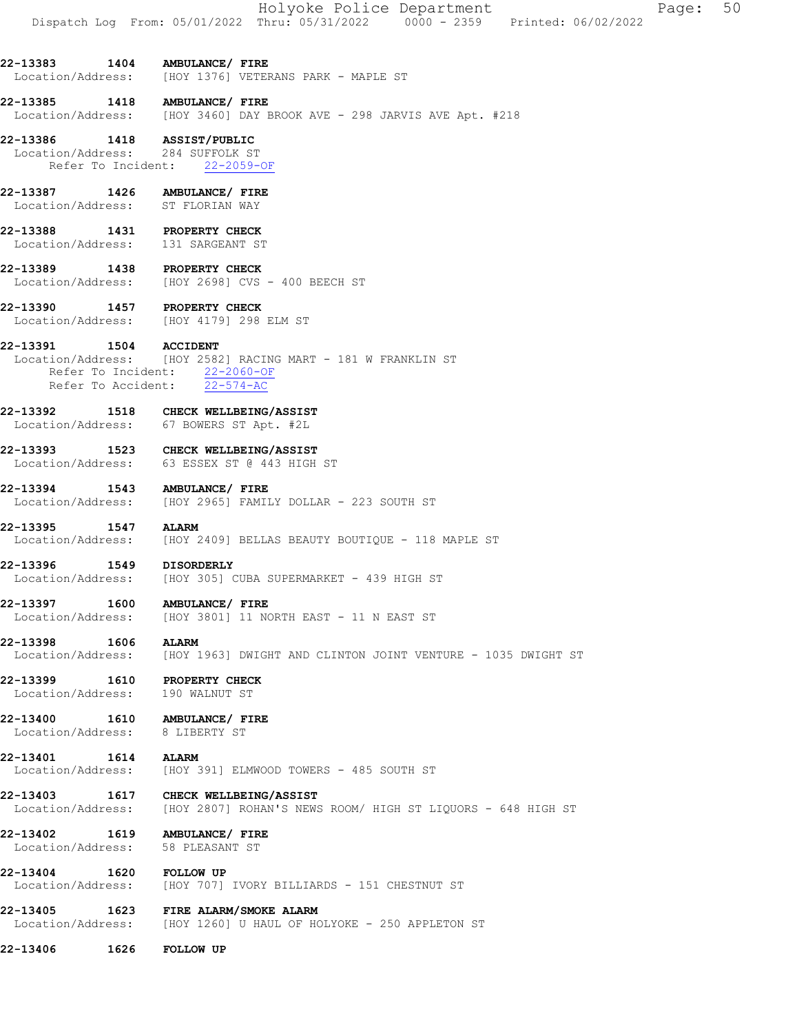**22-13383 1404 AMBULANCE/ FIRE**
Location/Address: [HOY 1376] VETERANS PARK - MAPLE ST

**22-13385 1418 AMBULANCE/ FIRE**
Location/Address: [HOY 3460] DAY BROOK AVE - 298 JARVIS AVE Apt. #218

**22-13386 1418 ASSIST/PUBLIC**
Location/Address: 284 SUFFOLK ST
Refer To Incident: 22-2059-OF

**22-13387 1426 AMBULANCE/ FIRE**
Location/Address: ST FLORIAN WAY

**22-13388 1431 PROPERTY CHECK**
Location/Address: 131 SARGEANT ST

**22-13389 1438 PROPERTY CHECK**
Location/Address: [HOY 2698] CVS - 400 BEECH ST

**22-13390 1457 PROPERTY CHECK**
Location/Address: [HOY 4179] 298 ELM ST

**22-13391 1504 ACCIDENT**
Location/Address: [HOY 2582] RACING MART - 181 W FRANKLIN ST
Refer To Incident: 22-2060-OF
Refer To Accident: 22-574-AC

**22-13392 1518 CHECK WELLBEING/ASSIST**
Location/Address: 67 BOWERS ST Apt. #2L

**22-13393 1523 CHECK WELLBEING/ASSIST**
Location/Address: 63 ESSEX ST @ 443 HIGH ST

**22-13394 1543 AMBULANCE/ FIRE**
Location/Address: [HOY 2965] FAMILY DOLLAR - 223 SOUTH ST

**22-13395 1547 ALARM**
Location/Address: [HOY 2409] BELLAS BEAUTY BOUTIQUE - 118 MAPLE ST

**22-13396 1549 DISORDERLY**
Location/Address: [HOY 305] CUBA SUPERMARKET - 439 HIGH ST

**22-13397 1600 AMBULANCE/ FIRE**
Location/Address: [HOY 3801] 11 NORTH EAST - 11 N EAST ST

**22-13398 1606 ALARM**
Location/Address: [HOY 1963] DWIGHT AND CLINTON JOINT VENTURE - 1035 DWIGHT ST

**22-13399 1610 PROPERTY CHECK**
Location/Address: 190 WALNUT ST

**22-13400 1610 AMBULANCE/ FIRE**
Location/Address: 8 LIBERTY ST

**22-13401 1614 ALARM**
Location/Address: [HOY 391] ELMWOOD TOWERS - 485 SOUTH ST

**22-13403 1617 CHECK WELLBEING/ASSIST**
Location/Address: [HOY 2807] ROHAN'S NEWS ROOM/ HIGH ST LIQUORS - 648 HIGH ST

**22-13402 1619 AMBULANCE/ FIRE**
Location/Address: 58 PLEASANT ST

**22-13404 1620 FOLLOW UP**
Location/Address: [HOY 707] IVORY BILLIARDS - 151 CHESTNUT ST

**22-13405 1623 FIRE ALARM/SMOKE ALARM**
Location/Address: [HOY 1260] U HAUL OF HOLYOKE - 250 APPLETON ST

**22-13406 1626 FOLLOW UP**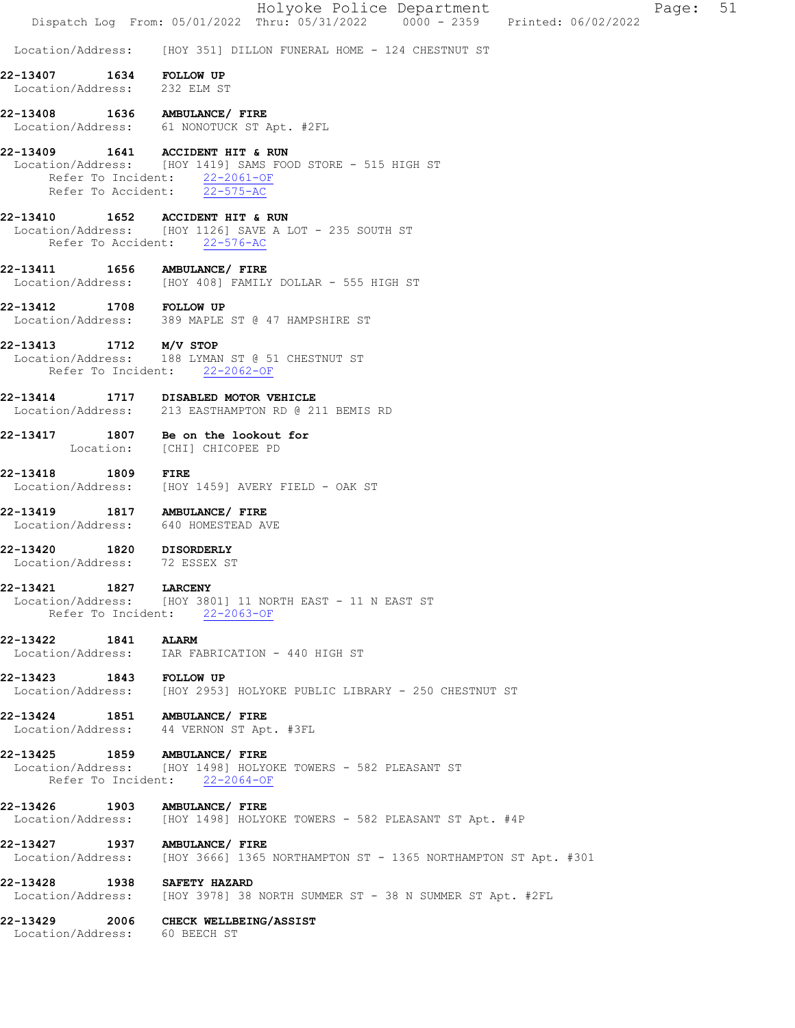Location/Address: [HOY 351] DILLON FUNERAL HOME - 124 CHESTNUT ST

**22-13407 1634 FOLLOW UP**
Location/Address: 232 ELM ST

**22-13408 1636 AMBULANCE/ FIRE**
Location/Address: 61 NONOTUCK ST Apt. #2FL

**22-13409 1641 ACCIDENT HIT & RUN**
Location/Address: [HOY 1419] SAMS FOOD STORE - 515 HIGH ST
Refer To Incident: 22-2061-OF
Refer To Accident: 22-575-AC

**22-13410 1652 ACCIDENT HIT & RUN**
Location/Address: [HOY 1126] SAVE A LOT - 235 SOUTH ST
Refer To Accident: 22-576-AC

**22-13411 1656 AMBULANCE/ FIRE**
Location/Address: [HOY 408] FAMILY DOLLAR - 555 HIGH ST

**22-13412 1708 FOLLOW UP**
Location/Address: 389 MAPLE ST @ 47 HAMPSHIRE ST

**22-13413 1712 M/V STOP**
Location/Address: 188 LYMAN ST @ 51 CHESTNUT ST
Refer To Incident: 22-2062-OF

**22-13414 1717 DISABLED MOTOR VEHICLE**
Location/Address: 213 EASTHAMPTON RD @ 211 BEMIS RD

**22-13417 1807 Be on the lookout for**
Location: [CHI] CHICOPEE PD

**22-13418 1809 FIRE**
Location/Address: [HOY 1459] AVERY FIELD - OAK ST

**22-13419 1817 AMBULANCE/ FIRE**
Location/Address: 640 HOMESTEAD AVE

**22-13420 1820 DISORDERLY**
Location/Address: 72 ESSEX ST

**22-13421 1827 LARCENY**
Location/Address: [HOY 3801] 11 NORTH EAST - 11 N EAST ST
Refer To Incident: 22-2063-OF

**22-13422 1841 ALARM**
Location/Address: IAR FABRICATION - 440 HIGH ST

**22-13423 1843 FOLLOW UP**
Location/Address: [HOY 2953] HOLYOKE PUBLIC LIBRARY - 250 CHESTNUT ST

**22-13424 1851 AMBULANCE/ FIRE**
Location/Address: 44 VERNON ST Apt. #3FL

**22-13425 1859 AMBULANCE/ FIRE**
Location/Address: [HOY 1498] HOLYOKE TOWERS - 582 PLEASANT ST
Refer To Incident: 22-2064-OF

**22-13426 1903 AMBULANCE/ FIRE**
Location/Address: [HOY 1498] HOLYOKE TOWERS - 582 PLEASANT ST Apt. #4P

**22-13427 1937 AMBULANCE/ FIRE**
Location/Address: [HOY 3666] 1365 NORTHAMPTON ST - 1365 NORTHAMPTON ST Apt. #301

**22-13428 1938 SAFETY HAZARD**
Location/Address: [HOY 3978] 38 NORTH SUMMER ST - 38 N SUMMER ST Apt. #2FL

**22-13429 2006 CHECK WELLBEING/ASSIST**
Location/Address: 60 BEECH ST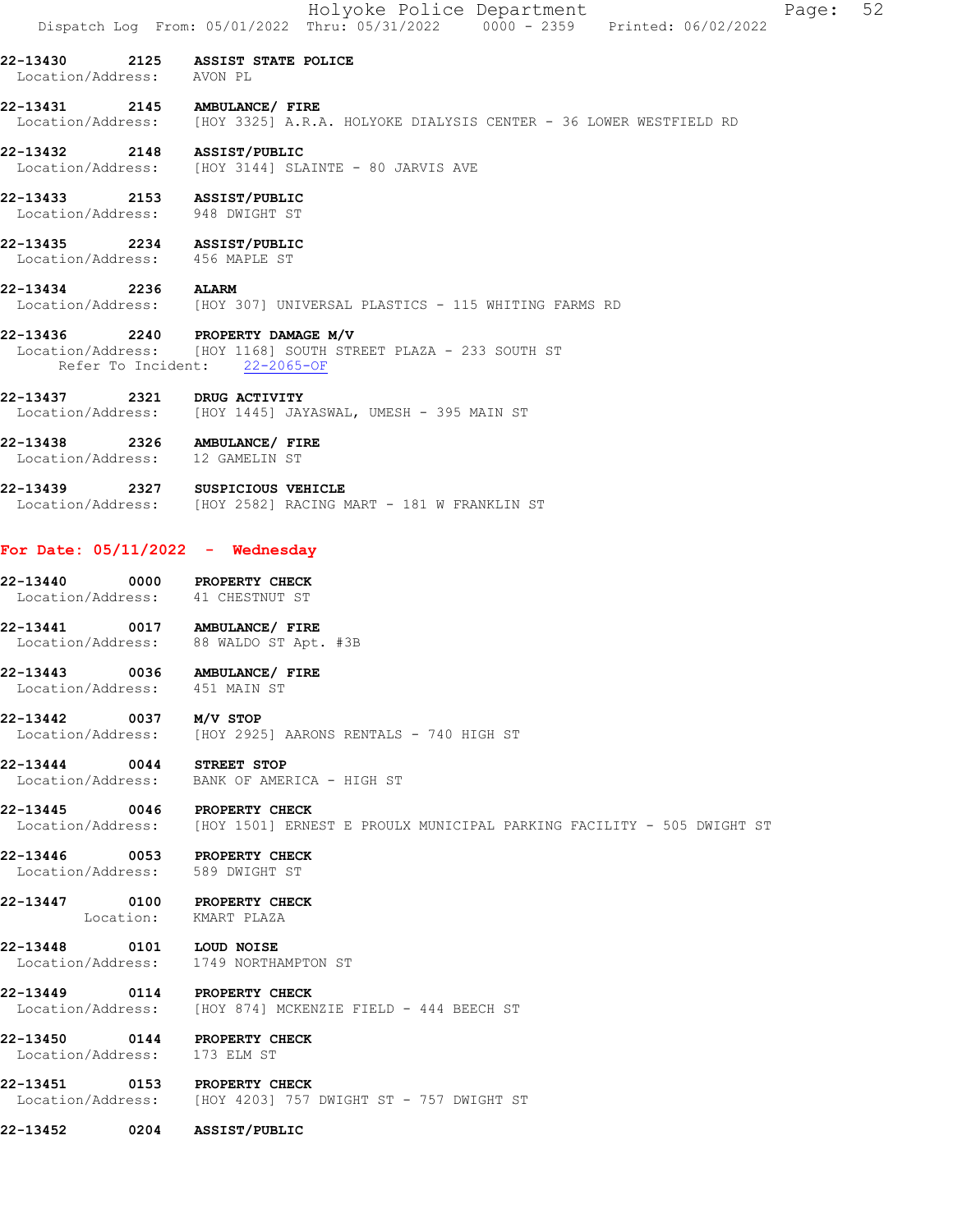**22-13430 2125 ASSIST STATE POLICE**
Location/Address: AVON PL

**22-13431 2145 AMBULANCE/ FIRE**
Location/Address: [HOY 3325] A.R.A. HOLYOKE DIALYSIS CENTER - 36 LOWER WESTFIELD RD

**22-13432 2148 ASSIST/PUBLIC**
Location/Address: [HOY 3144] SLAINTE - 80 JARVIS AVE

**22-13433 2153 ASSIST/PUBLIC**
Location/Address: 948 DWIGHT ST

**22-13435 2234 ASSIST/PUBLIC**
Location/Address: 456 MAPLE ST

**22-13434 2236 ALARM**
Location/Address: [HOY 307] UNIVERSAL PLASTICS - 115 WHITING FARMS RD

**22-13436 2240 PROPERTY DAMAGE M/V**
Location/Address: [HOY 1168] SOUTH STREET PLAZA - 233 SOUTH ST
Refer To Incident: 22-2065-OF

**22-13437 2321 DRUG ACTIVITY**
Location/Address: [HOY 1445] JAYASWAL, UMESH - 395 MAIN ST

**22-13438 2326 AMBULANCE/ FIRE**
Location/Address: 12 GAMELIN ST

**22-13439 2327 SUSPICIOUS VEHICLE**
Location/Address: [HOY 2582] RACING MART - 181 W FRANKLIN ST

## For Date: 05/11/2022 - Wednesday

**22-13440 0000 PROPERTY CHECK**
Location/Address: 41 CHESTNUT ST

**22-13441 0017 AMBULANCE/ FIRE**
Location/Address: 88 WALDO ST Apt. #3B

**22-13443 0036 AMBULANCE/ FIRE**
Location/Address: 451 MAIN ST

**22-13442 0037 M/V STOP**
Location/Address: [HOY 2925] AARONS RENTALS - 740 HIGH ST

**22-13444 0044 STREET STOP**
Location/Address: BANK OF AMERICA - HIGH ST

**22-13445 0046 PROPERTY CHECK**
Location/Address: [HOY 1501] ERNEST E PROULX MUNICIPAL PARKING FACILITY - 505 DWIGHT ST

**22-13446 0053 PROPERTY CHECK**
Location/Address: 589 DWIGHT ST

**22-13447 0100 PROPERTY CHECK**
Location: KMART PLAZA

**22-13448 0101 LOUD NOISE**
Location/Address: 1749 NORTHAMPTON ST

**22-13449 0114 PROPERTY CHECK**
Location/Address: [HOY 874] MCKENZIE FIELD - 444 BEECH ST

**22-13450 0144 PROPERTY CHECK**
Location/Address: 173 ELM ST

**22-13451 0153 PROPERTY CHECK**
Location/Address: [HOY 4203] 757 DWIGHT ST - 757 DWIGHT ST

**22-13452 0204 ASSIST/PUBLIC**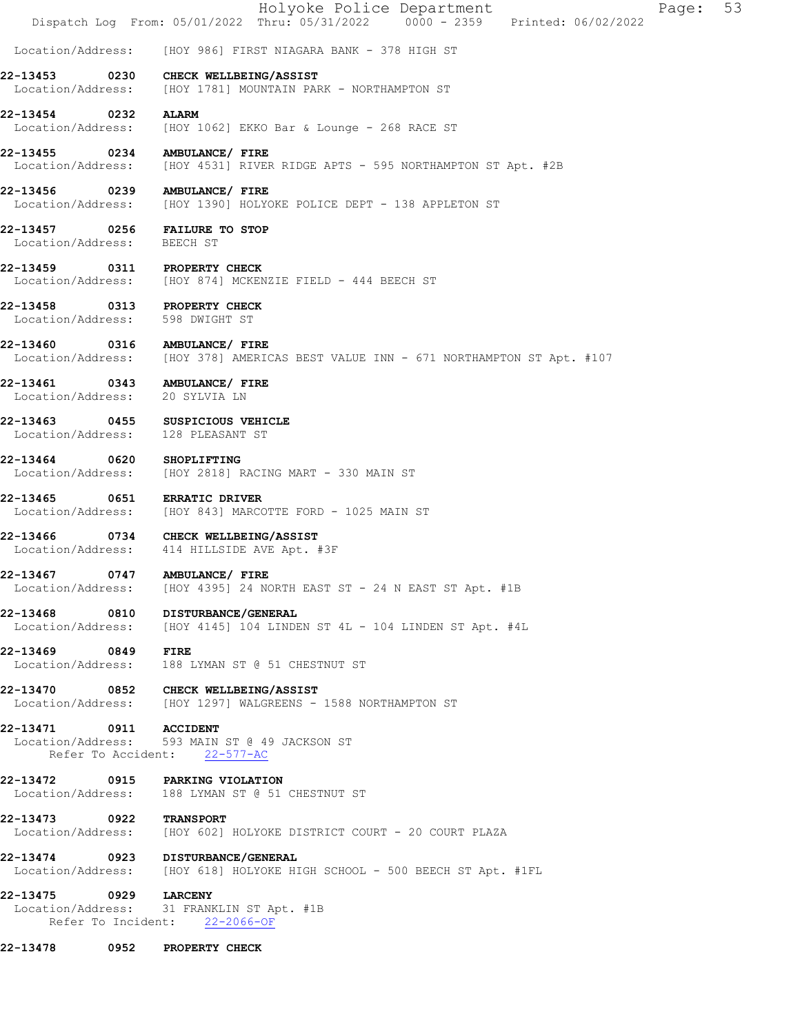Location/Address: [HOY 986] FIRST NIAGARA BANK - 378 HIGH ST

**22-13453 0230 CHECK WELLBEING/ASSIST**
Location/Address: [HOY 1781] MOUNTAIN PARK - NORTHAMPTON ST

**22-13454 0232 ALARM**
Location/Address: [HOY 1062] EKKO Bar & Lounge - 268 RACE ST

**22-13455 0234 AMBULANCE/ FIRE**
Location/Address: [HOY 4531] RIVER RIDGE APTS - 595 NORTHAMPTON ST Apt. #2B

**22-13456 0239 AMBULANCE/ FIRE**
Location/Address: [HOY 1390] HOLYOKE POLICE DEPT - 138 APPLETON ST

**22-13457 0256 FAILURE TO STOP**
Location/Address: BEECH ST

**22-13459 0311 PROPERTY CHECK**
Location/Address: [HOY 874] MCKENZIE FIELD - 444 BEECH ST

**22-13458 0313 PROPERTY CHECK**
Location/Address: 598 DWIGHT ST

**22-13460 0316 AMBULANCE/ FIRE**
Location/Address: [HOY 378] AMERICAS BEST VALUE INN - 671 NORTHAMPTON ST Apt. #107

**22-13461 0343 AMBULANCE/ FIRE**
Location/Address: 20 SYLVIA LN

**22-13463 0455 SUSPICIOUS VEHICLE**
Location/Address: 128 PLEASANT ST

**22-13464 0620 SHOPLIFTING**
Location/Address: [HOY 2818] RACING MART - 330 MAIN ST

**22-13465 0651 ERRATIC DRIVER**
Location/Address: [HOY 843] MARCOTTE FORD - 1025 MAIN ST

**22-13466 0734 CHECK WELLBEING/ASSIST**
Location/Address: 414 HILLSIDE AVE Apt. #3F

**22-13467 0747 AMBULANCE/ FIRE**
Location/Address: [HOY 4395] 24 NORTH EAST ST - 24 N EAST ST Apt. #1B

**22-13468 0810 DISTURBANCE/GENERAL**
Location/Address: [HOY 4145] 104 LINDEN ST 4L - 104 LINDEN ST Apt. #4L

**22-13469 0849 FIRE**
Location/Address: 188 LYMAN ST @ 51 CHESTNUT ST

**22-13470 0852 CHECK WELLBEING/ASSIST**
Location/Address: [HOY 1297] WALGREENS - 1588 NORTHAMPTON ST

**22-13471 0911 ACCIDENT**
Location/Address: 593 MAIN ST @ 49 JACKSON ST
Refer To Accident: 22-577-AC

**22-13472 0915 PARKING VIOLATION**
Location/Address: 188 LYMAN ST @ 51 CHESTNUT ST

**22-13473 0922 TRANSPORT**
Location/Address: [HOY 602] HOLYOKE DISTRICT COURT - 20 COURT PLAZA

**22-13474 0923 DISTURBANCE/GENERAL**
Location/Address: [HOY 618] HOLYOKE HIGH SCHOOL - 500 BEECH ST Apt. #1FL

**22-13475 0929 LARCENY**
Location/Address: 31 FRANKLIN ST Apt. #1B
Refer To Incident: 22-2066-OF

**22-13478 0952 PROPERTY CHECK**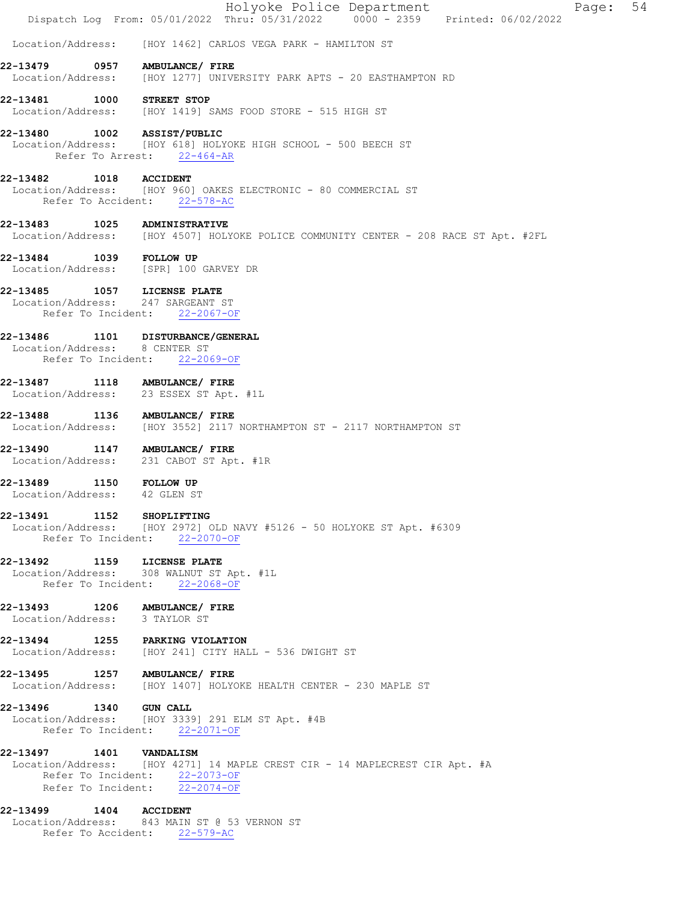Location/Address: [HOY 1462] CARLOS VEGA PARK - HAMILTON ST

**22-13479 0957 AMBULANCE/ FIRE**
Location/Address: [HOY 1277] UNIVERSITY PARK APTS - 20 EASTHAMPTON RD

**22-13481 1000 STREET STOP**
Location/Address: [HOY 1419] SAMS FOOD STORE - 515 HIGH ST

**22-13480 1002 ASSIST/PUBLIC**
Location/Address: [HOY 618] HOLYOKE HIGH SCHOOL - 500 BEECH ST
Refer To Arrest: 22-464-AR

**22-13482 1018 ACCIDENT**
Location/Address: [HOY 960] OAKES ELECTRONIC - 80 COMMERCIAL ST
Refer To Accident: 22-578-AC

**22-13483 1025 ADMINISTRATIVE**
Location/Address: [HOY 4507] HOLYOKE POLICE COMMUNITY CENTER - 208 RACE ST Apt. #2FL

**22-13484 1039 FOLLOW UP**
Location/Address: [SPR] 100 GARVEY DR

**22-13485 1057 LICENSE PLATE**
Location/Address: 247 SARGEANT ST
Refer To Incident: 22-2067-OF

**22-13486 1101 DISTURBANCE/GENERAL**
Location/Address: 8 CENTER ST
Refer To Incident: 22-2069-OF

**22-13487 1118 AMBULANCE/ FIRE**
Location/Address: 23 ESSEX ST Apt. #1L

**22-13488 1136 AMBULANCE/ FIRE**
Location/Address: [HOY 3552] 2117 NORTHAMPTON ST - 2117 NORTHAMPTON ST

**22-13490 1147 AMBULANCE/ FIRE**
Location/Address: 231 CABOT ST Apt. #1R

**22-13489 1150 FOLLOW UP**
Location/Address: 42 GLEN ST

**22-13491 1152 SHOPLIFTING**
Location/Address: [HOY 2972] OLD NAVY #5126 - 50 HOLYOKE ST Apt. #6309
Refer To Incident: 22-2070-OF

**22-13492 1159 LICENSE PLATE**
Location/Address: 308 WALNUT ST Apt. #1L
Refer To Incident: 22-2068-OF

**22-13493 1206 AMBULANCE/ FIRE**
Location/Address: 3 TAYLOR ST

**22-13494 1255 PARKING VIOLATION**
Location/Address: [HOY 241] CITY HALL - 536 DWIGHT ST

**22-13495 1257 AMBULANCE/ FIRE**
Location/Address: [HOY 1407] HOLYOKE HEALTH CENTER - 230 MAPLE ST

**22-13496 1340 GUN CALL**
Location/Address: [HOY 3339] 291 ELM ST Apt. #4B
Refer To Incident: 22-2071-OF

**22-13497 1401 VANDALISM**
Location/Address: [HOY 4271] 14 MAPLE CREST CIR - 14 MAPLECREST CIR Apt. #A
Refer To Incident: 22-2073-OF
Refer To Incident: 22-2074-OF

**22-13499 1404 ACCIDENT**
Location/Address: 843 MAIN ST @ 53 VERNON ST
Refer To Accident: 22-579-AC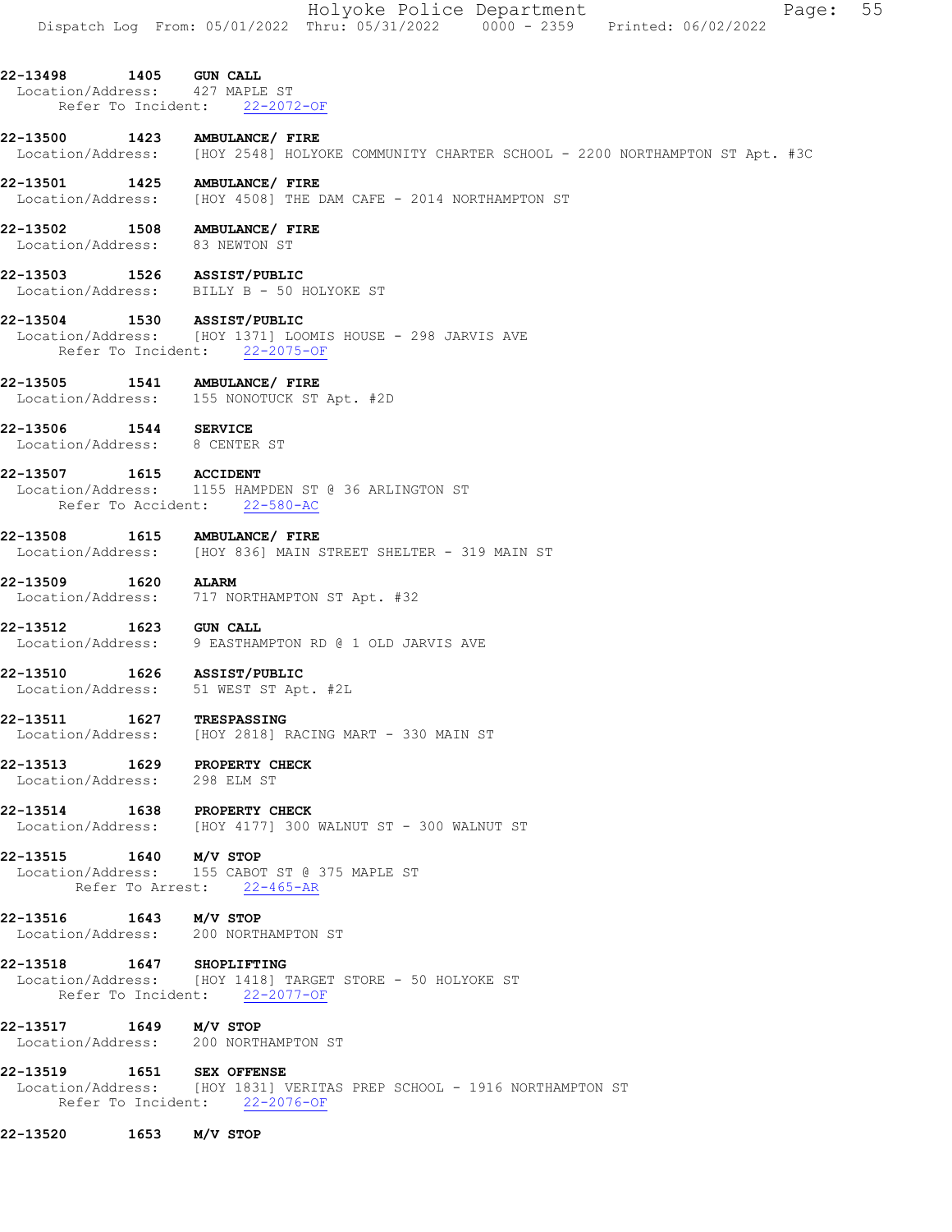**22-13498 1405 GUN CALL**
Location/Address: 427 MAPLE ST
Refer To Incident: 22-2072-OF

**22-13500 1423 AMBULANCE/ FIRE**
Location/Address: [HOY 2548] HOLYOKE COMMUNITY CHARTER SCHOOL - 2200 NORTHAMPTON ST Apt. #3C

**22-13501 1425 AMBULANCE/ FIRE**
Location/Address: [HOY 4508] THE DAM CAFE - 2014 NORTHAMPTON ST

**22-13502 1508 AMBULANCE/ FIRE**
Location/Address: 83 NEWTON ST

**22-13503 1526 ASSIST/PUBLIC**
Location/Address: BILLY B - 50 HOLYOKE ST

**22-13504 1530 ASSIST/PUBLIC**
Location/Address: [HOY 1371] LOOMIS HOUSE - 298 JARVIS AVE
Refer To Incident: 22-2075-OF

**22-13505 1541 AMBULANCE/ FIRE**
Location/Address: 155 NONOTUCK ST Apt. #2D

**22-13506 1544 SERVICE**
Location/Address: 8 CENTER ST

**22-13507 1615 ACCIDENT**
Location/Address: 1155 HAMPDEN ST @ 36 ARLINGTON ST
Refer To Accident: 22-580-AC

**22-13508 1615 AMBULANCE/ FIRE**
Location/Address: [HOY 836] MAIN STREET SHELTER - 319 MAIN ST

**22-13509 1620 ALARM**
Location/Address: 717 NORTHAMPTON ST Apt. #32

**22-13512 1623 GUN CALL**
Location/Address: 9 EASTHAMPTON RD @ 1 OLD JARVIS AVE

**22-13510 1626 ASSIST/PUBLIC**
Location/Address: 51 WEST ST Apt. #2L

**22-13511 1627 TRESPASSING**
Location/Address: [HOY 2818] RACING MART - 330 MAIN ST

**22-13513 1629 PROPERTY CHECK**
Location/Address: 298 ELM ST

**22-13514 1638 PROPERTY CHECK**
Location/Address: [HOY 4177] 300 WALNUT ST - 300 WALNUT ST

**22-13515 1640 M/V STOP**
Location/Address: 155 CABOT ST @ 375 MAPLE ST
Refer To Arrest: 22-465-AR

**22-13516 1643 M/V STOP**
Location/Address: 200 NORTHAMPTON ST

**22-13518 1647 SHOPLIFTING**
Location/Address: [HOY 1418] TARGET STORE - 50 HOLYOKE ST
Refer To Incident: 22-2077-OF

**22-13517 1649 M/V STOP**
Location/Address: 200 NORTHAMPTON ST

**22-13519 1651 SEX OFFENSE**
Location/Address: [HOY 1831] VERITAS PREP SCHOOL - 1916 NORTHAMPTON ST
Refer To Incident: 22-2076-OF

**22-13520 1653 M/V STOP**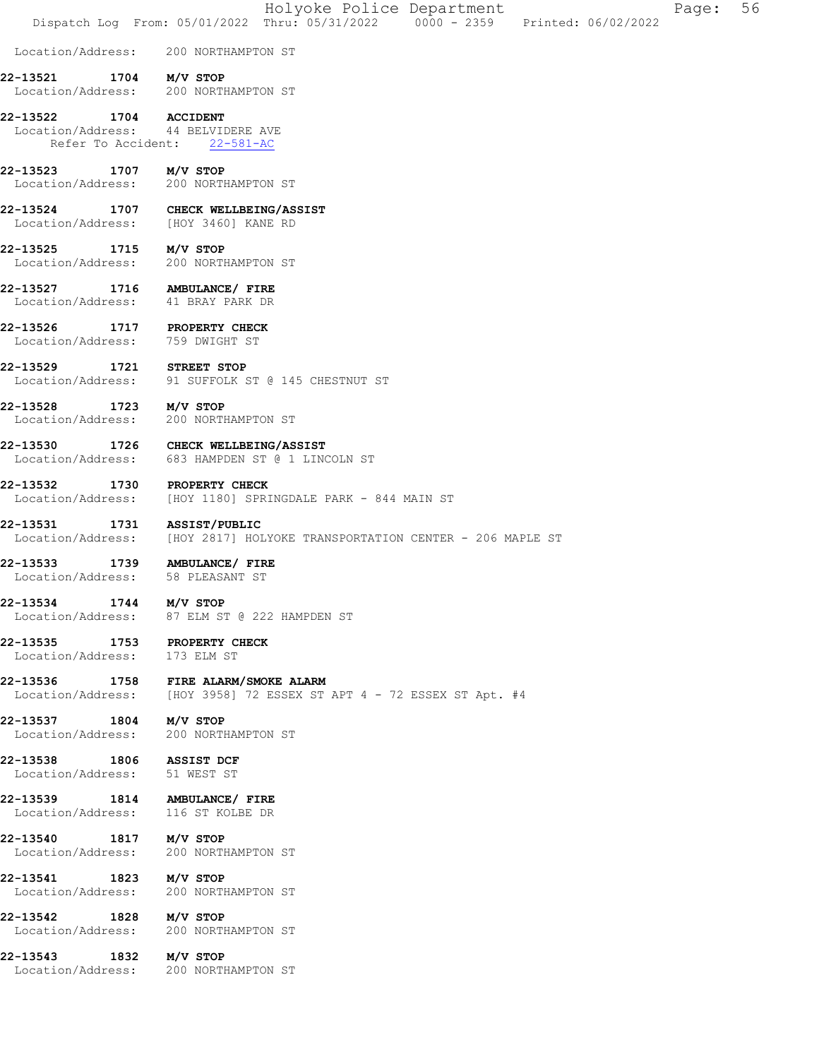Location/Address: 200 NORTHAMPTON ST

**22-13521 1704 M/V STOP**
Location/Address: 200 NORTHAMPTON ST

**22-13522 1704 ACCIDENT**
Location/Address: 44 BELVIDERE AVE
Refer To Accident: 22-581-AC

**22-13523 1707 M/V STOP**
Location/Address: 200 NORTHAMPTON ST

**22-13524 1707 CHECK WELLBEING/ASSIST**
Location/Address: [HOY 3460] KANE RD

**22-13525 1715 M/V STOP**
Location/Address: 200 NORTHAMPTON ST

**22-13527 1716 AMBULANCE/ FIRE**
Location/Address: 41 BRAY PARK DR

**22-13526 1717 PROPERTY CHECK**
Location/Address: 759 DWIGHT ST

**22-13529 1721 STREET STOP**
Location/Address: 91 SUFFOLK ST @ 145 CHESTNUT ST

**22-13528 1723 M/V STOP**
Location/Address: 200 NORTHAMPTON ST

**22-13530 1726 CHECK WELLBEING/ASSIST**
Location/Address: 683 HAMPDEN ST @ 1 LINCOLN ST

**22-13532 1730 PROPERTY CHECK**
Location/Address: [HOY 1180] SPRINGDALE PARK - 844 MAIN ST

**22-13531 1731 ASSIST/PUBLIC**
Location/Address: [HOY 2817] HOLYOKE TRANSPORTATION CENTER - 206 MAPLE ST

**22-13533 1739 AMBULANCE/ FIRE**
Location/Address: 58 PLEASANT ST

**22-13534 1744 M/V STOP**
Location/Address: 87 ELM ST @ 222 HAMPDEN ST

**22-13535 1753 PROPERTY CHECK**
Location/Address: 173 ELM ST

**22-13536 1758 FIRE ALARM/SMOKE ALARM**
Location/Address: [HOY 3958] 72 ESSEX ST APT 4 - 72 ESSEX ST Apt. #4

**22-13537 1804 M/V STOP**
Location/Address: 200 NORTHAMPTON ST

**22-13538 1806 ASSIST DCF**
Location/Address: 51 WEST ST

**22-13539 1814 AMBULANCE/ FIRE**
Location/Address: 116 ST KOLBE DR

**22-13540 1817 M/V STOP**
Location/Address: 200 NORTHAMPTON ST

**22-13541 1823 M/V STOP**
Location/Address: 200 NORTHAMPTON ST

**22-13542 1828 M/V STOP**
Location/Address: 200 NORTHAMPTON ST

**22-13543 1832 M/V STOP**
Location/Address: 200 NORTHAMPTON ST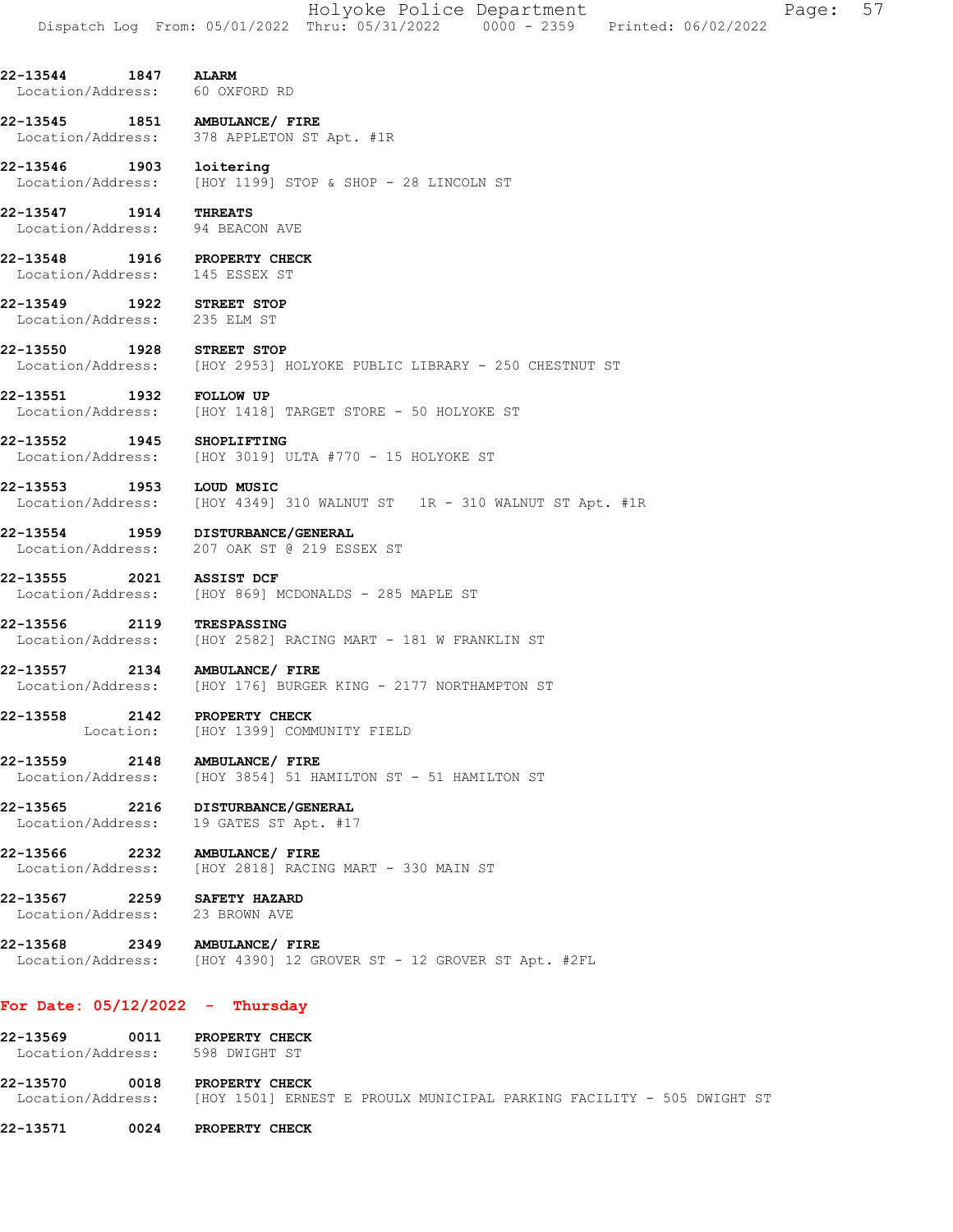**22-13544 1847 ALARM**
Location/Address: 60 OXFORD RD

**22-13545 1851 AMBULANCE/ FIRE**
Location/Address: 378 APPLETON ST Apt. #1R

**22-13546 1903 loitering**
Location/Address: [HOY 1199] STOP & SHOP - 28 LINCOLN ST

**22-13547 1914 THREATS**
Location/Address: 94 BEACON AVE

**22-13548 1916 PROPERTY CHECK**
Location/Address: 145 ESSEX ST

**22-13549 1922 STREET STOP**
Location/Address: 235 ELM ST

**22-13550 1928 STREET STOP**
Location/Address: [HOY 2953] HOLYOKE PUBLIC LIBRARY - 250 CHESTNUT ST

**22-13551 1932 FOLLOW UP**
Location/Address: [HOY 1418] TARGET STORE - 50 HOLYOKE ST

**22-13552 1945 SHOPLIFTING**
Location/Address: [HOY 3019] ULTA #770 - 15 HOLYOKE ST

**22-13553 1953 LOUD MUSIC**
Location/Address: [HOY 4349] 310 WALNUT ST 1R - 310 WALNUT ST Apt. #1R

**22-13554 1959 DISTURBANCE/GENERAL**
Location/Address: 207 OAK ST @ 219 ESSEX ST

**22-13555 2021 ASSIST DCF**
Location/Address: [HOY 869] MCDONALDS - 285 MAPLE ST

**22-13556 2119 TRESPASSING**
Location/Address: [HOY 2582] RACING MART - 181 W FRANKLIN ST

**22-13557 2134 AMBULANCE/ FIRE**
Location/Address: [HOY 176] BURGER KING - 2177 NORTHAMPTON ST

**22-13558 2142 PROPERTY CHECK**
Location: [HOY 1399] COMMUNITY FIELD

**22-13559 2148 AMBULANCE/ FIRE**
Location/Address: [HOY 3854] 51 HAMILTON ST - 51 HAMILTON ST

**22-13565 2216 DISTURBANCE/GENERAL**
Location/Address: 19 GATES ST Apt. #17

**22-13566 2232 AMBULANCE/ FIRE**
Location/Address: [HOY 2818] RACING MART - 330 MAIN ST

**22-13567 2259 SAFETY HAZARD**
Location/Address: 23 BROWN AVE

**22-13568 2349 AMBULANCE/ FIRE**
Location/Address: [HOY 4390] 12 GROVER ST - 12 GROVER ST Apt. #2FL

## For Date: 05/12/2022 - Thursday

**22-13569 0011 PROPERTY CHECK**
Location/Address: 598 DWIGHT ST

**22-13570 0018 PROPERTY CHECK**
Location/Address: [HOY 1501] ERNEST E PROULX MUNICIPAL PARKING FACILITY - 505 DWIGHT ST

**22-13571 0024 PROPERTY CHECK**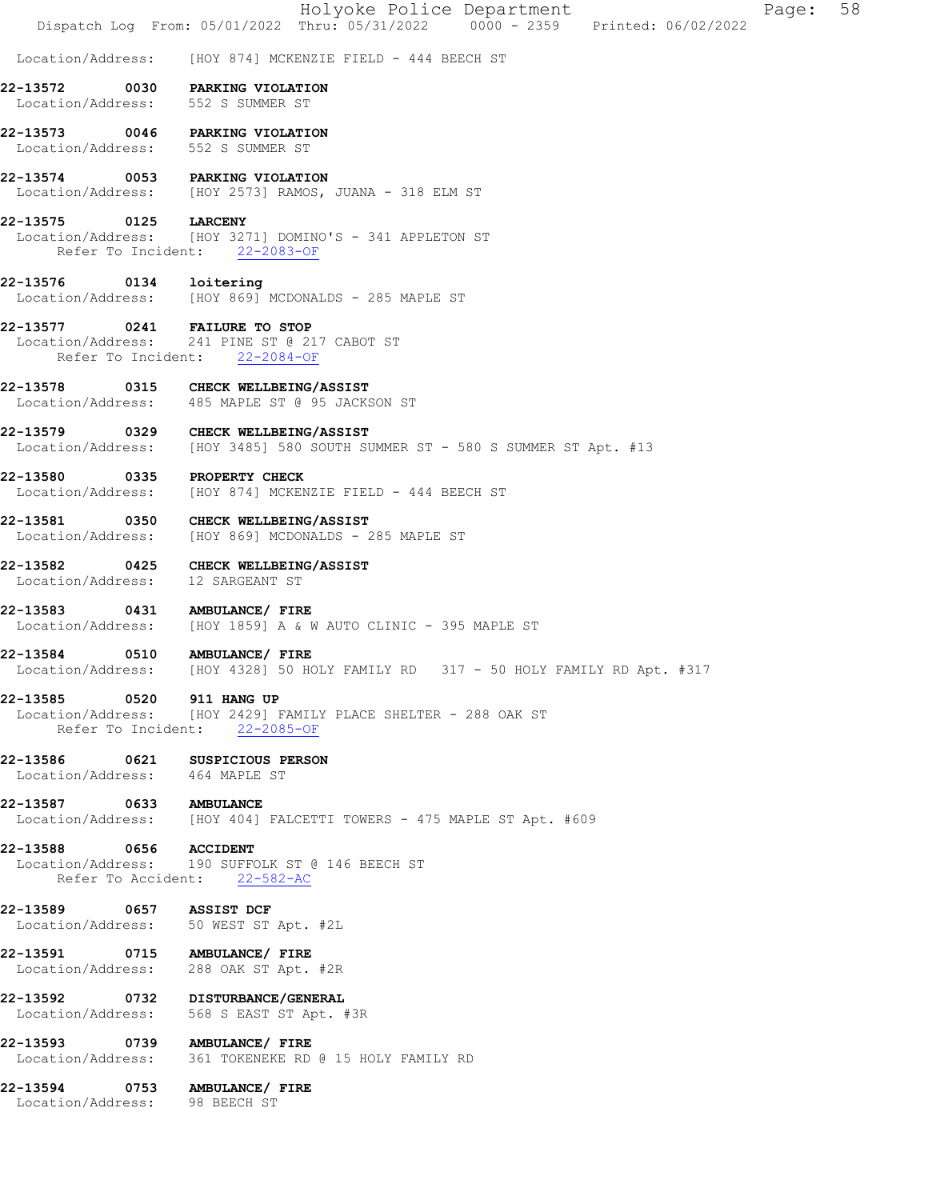Location/Address: [HOY 874] MCKENZIE FIELD - 444 BEECH ST

**22-13572 0030 PARKING VIOLATION**
Location/Address: 552 S SUMMER ST

**22-13573 0046 PARKING VIOLATION**
Location/Address: 552 S SUMMER ST

**22-13574 0053 PARKING VIOLATION**
Location/Address: [HOY 2573] RAMOS, JUANA - 318 ELM ST

**22-13575 0125 LARCENY**
Location/Address: [HOY 3271] DOMINO'S - 341 APPLETON ST
Refer To Incident: 22-2083-OF

**22-13576 0134 loitering**
Location/Address: [HOY 869] MCDONALDS - 285 MAPLE ST

**22-13577 0241 FAILURE TO STOP**
Location/Address: 241 PINE ST @ 217 CABOT ST
Refer To Incident: 22-2084-OF

**22-13578 0315 CHECK WELLBEING/ASSIST**
Location/Address: 485 MAPLE ST @ 95 JACKSON ST

**22-13579 0329 CHECK WELLBEING/ASSIST**
Location/Address: [HOY 3485] 580 SOUTH SUMMER ST - 580 S SUMMER ST Apt. #13

**22-13580 0335 PROPERTY CHECK**
Location/Address: [HOY 874] MCKENZIE FIELD - 444 BEECH ST

**22-13581 0350 CHECK WELLBEING/ASSIST**
Location/Address: [HOY 869] MCDONALDS - 285 MAPLE ST

**22-13582 0425 CHECK WELLBEING/ASSIST**
Location/Address: 12 SARGEANT ST

**22-13583 0431 AMBULANCE/ FIRE**
Location/Address: [HOY 1859] A & W AUTO CLINIC - 395 MAPLE ST

**22-13584 0510 AMBULANCE/ FIRE**
Location/Address: [HOY 4328] 50 HOLY FAMILY RD 317 - 50 HOLY FAMILY RD Apt. #317

**22-13585 0520 911 HANG UP**
Location/Address: [HOY 2429] FAMILY PLACE SHELTER - 288 OAK ST
Refer To Incident: 22-2085-OF

**22-13586 0621 SUSPICIOUS PERSON**
Location/Address: 464 MAPLE ST

**22-13587 0633 AMBULANCE**
Location/Address: [HOY 404] FALCETTI TOWERS - 475 MAPLE ST Apt. #609

**22-13588 0656 ACCIDENT**
Location/Address: 190 SUFFOLK ST @ 146 BEECH ST
Refer To Accident: 22-582-AC

**22-13589 0657 ASSIST DCF**
Location/Address: 50 WEST ST Apt. #2L

**22-13591 0715 AMBULANCE/ FIRE**
Location/Address: 288 OAK ST Apt. #2R

**22-13592 0732 DISTURBANCE/GENERAL**
Location/Address: 568 S EAST ST Apt. #3R

**22-13593 0739 AMBULANCE/ FIRE**
Location/Address: 361 TOKENEKE RD @ 15 HOLY FAMILY RD

**22-13594 0753 AMBULANCE/ FIRE**
Location/Address: 98 BEECH ST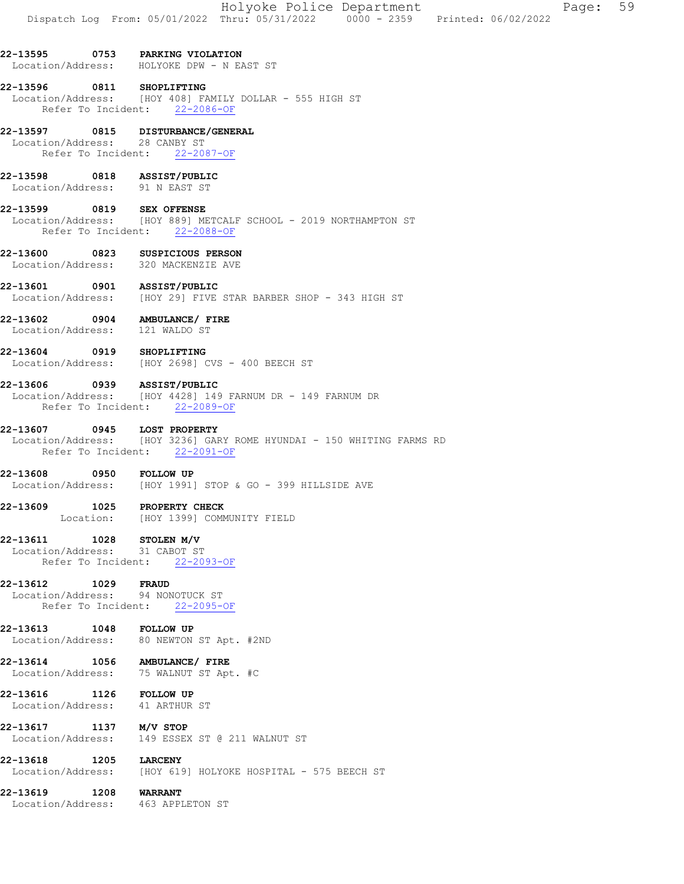**22-13595 0753 PARKING VIOLATION**
Location/Address: HOLYOKE DPW - N EAST ST

**22-13596 0811 SHOPLIFTING**
Location/Address: [HOY 408] FAMILY DOLLAR - 555 HIGH ST
Refer To Incident: 22-2086-OF

**22-13597 0815 DISTURBANCE/GENERAL**
Location/Address: 28 CANBY ST
Refer To Incident: 22-2087-OF

**22-13598 0818 ASSIST/PUBLIC**
Location/Address: 91 N EAST ST

**22-13599 0819 SEX OFFENSE**
Location/Address: [HOY 889] METCALF SCHOOL - 2019 NORTHAMPTON ST
Refer To Incident: 22-2088-OF

**22-13600 0823 SUSPICIOUS PERSON**
Location/Address: 320 MACKENZIE AVE

**22-13601 0901 ASSIST/PUBLIC**
Location/Address: [HOY 29] FIVE STAR BARBER SHOP - 343 HIGH ST

**22-13602 0904 AMBULANCE/ FIRE**
Location/Address: 121 WALDO ST

**22-13604 0919 SHOPLIFTING**
Location/Address: [HOY 2698] CVS - 400 BEECH ST

**22-13606 0939 ASSIST/PUBLIC**
Location/Address: [HOY 4428] 149 FARNUM DR - 149 FARNUM DR
Refer To Incident: 22-2089-OF

**22-13607 0945 LOST PROPERTY**
Location/Address: [HOY 3236] GARY ROME HYUNDAI - 150 WHITING FARMS RD
Refer To Incident: 22-2091-OF

**22-13608 0950 FOLLOW UP**
Location/Address: [HOY 1991] STOP & GO - 399 HILLSIDE AVE

**22-13609 1025 PROPERTY CHECK**
Location: [HOY 1399] COMMUNITY FIELD

**22-13611 1028 STOLEN M/V**
Location/Address: 31 CABOT ST
Refer To Incident: 22-2093-OF

**22-13612 1029 FRAUD**
Location/Address: 94 NONOTUCK ST
Refer To Incident: 22-2095-OF

**22-13613 1048 FOLLOW UP**
Location/Address: 80 NEWTON ST Apt. #2ND

**22-13614 1056 AMBULANCE/ FIRE**
Location/Address: 75 WALNUT ST Apt. #C

**22-13616 1126 FOLLOW UP**
Location/Address: 41 ARTHUR ST

**22-13617 1137 M/V STOP**
Location/Address: 149 ESSEX ST @ 211 WALNUT ST

**22-13618 1205 LARCENY**
Location/Address: [HOY 619] HOLYOKE HOSPITAL - 575 BEECH ST

**22-13619 1208 WARRANT**
Location/Address: 463 APPLETON ST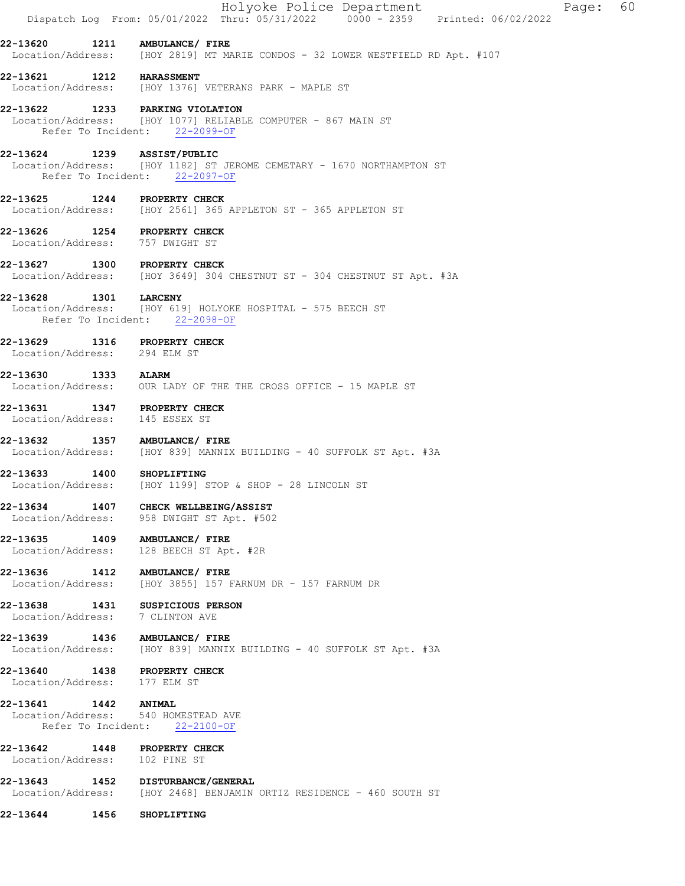**22-13620 1211 AMBULANCE/ FIRE**
Location/Address: [HOY 2819] MT MARIE CONDOS - 32 LOWER WESTFIELD RD Apt. #107

**22-13621 1212 HARASSMENT**
Location/Address: [HOY 1376] VETERANS PARK - MAPLE ST

**22-13622 1233 PARKING VIOLATION**
Location/Address: [HOY 1077] RELIABLE COMPUTER - 867 MAIN ST
Refer To Incident: 22-2099-OF

**22-13624 1239 ASSIST/PUBLIC**
Location/Address: [HOY 1182] ST JEROME CEMETARY - 1670 NORTHAMPTON ST
Refer To Incident: 22-2097-OF

**22-13625 1244 PROPERTY CHECK**
Location/Address: [HOY 2561] 365 APPLETON ST - 365 APPLETON ST

**22-13626 1254 PROPERTY CHECK**
Location/Address: 757 DWIGHT ST

**22-13627 1300 PROPERTY CHECK**
Location/Address: [HOY 3649] 304 CHESTNUT ST - 304 CHESTNUT ST Apt. #3A

**22-13628 1301 LARCENY**
Location/Address: [HOY 619] HOLYOKE HOSPITAL - 575 BEECH ST
Refer To Incident: 22-2098-OF

**22-13629 1316 PROPERTY CHECK**
Location/Address: 294 ELM ST

**22-13630 1333 ALARM**
Location/Address: OUR LADY OF THE THE CROSS OFFICE - 15 MAPLE ST

**22-13631 1347 PROPERTY CHECK**
Location/Address: 145 ESSEX ST

**22-13632 1357 AMBULANCE/ FIRE**
Location/Address: [HOY 839] MANNIX BUILDING - 40 SUFFOLK ST Apt. #3A

**22-13633 1400 SHOPLIFTING**
Location/Address: [HOY 1199] STOP & SHOP - 28 LINCOLN ST

**22-13634 1407 CHECK WELLBEING/ASSIST**
Location/Address: 958 DWIGHT ST Apt. #502

**22-13635 1409 AMBULANCE/ FIRE**
Location/Address: 128 BEECH ST Apt. #2R

**22-13636 1412 AMBULANCE/ FIRE**
Location/Address: [HOY 3855] 157 FARNUM DR - 157 FARNUM DR

**22-13638 1431 SUSPICIOUS PERSON**
Location/Address: 7 CLINTON AVE

**22-13639 1436 AMBULANCE/ FIRE**
Location/Address: [HOY 839] MANNIX BUILDING - 40 SUFFOLK ST Apt. #3A

**22-13640 1438 PROPERTY CHECK**
Location/Address: 177 ELM ST

**22-13641 1442 ANIMAL**
Location/Address: 540 HOMESTEAD AVE
Refer To Incident: 22-2100-OF

**22-13642 1448 PROPERTY CHECK**
Location/Address: 102 PINE ST

**22-13643 1452 DISTURBANCE/GENERAL**
Location/Address: [HOY 2468] BENJAMIN ORTIZ RESIDENCE - 460 SOUTH ST

**22-13644 1456 SHOPLIFTING**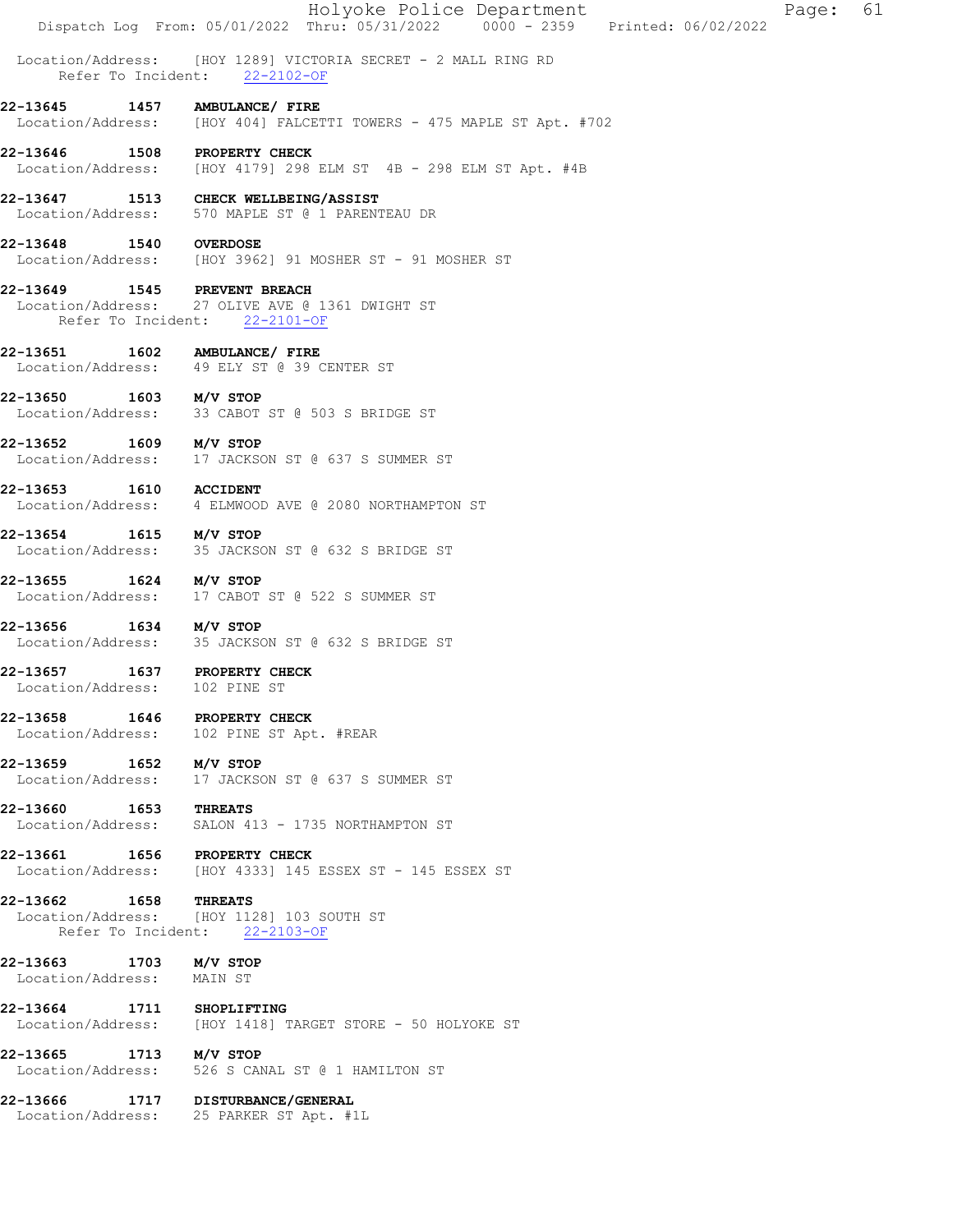Location/Address: [HOY 1289] VICTORIA SECRET - 2 MALL RING RD
Refer To Incident: 22-2102-OF

**22-13645 1457 AMBULANCE/ FIRE**
Location/Address: [HOY 404] FALCETTI TOWERS - 475 MAPLE ST Apt. #702

**22-13646 1508 PROPERTY CHECK**
Location/Address: [HOY 4179] 298 ELM ST 4B - 298 ELM ST Apt. #4B

**22-13647 1513 CHECK WELLBEING/ASSIST**
Location/Address: 570 MAPLE ST @ 1 PARENTEAU DR

**22-13648 1540 OVERDOSE**
Location/Address: [HOY 3962] 91 MOSHER ST - 91 MOSHER ST

**22-13649 1545 PREVENT BREACH**
Location/Address: 27 OLIVE AVE @ 1361 DWIGHT ST
Refer To Incident: 22-2101-OF

**22-13651 1602 AMBULANCE/ FIRE**
Location/Address: 49 ELY ST @ 39 CENTER ST

**22-13650 1603 M/V STOP**
Location/Address: 33 CABOT ST @ 503 S BRIDGE ST

**22-13652 1609 M/V STOP**
Location/Address: 17 JACKSON ST @ 637 S SUMMER ST

**22-13653 1610 ACCIDENT**
Location/Address: 4 ELMWOOD AVE @ 2080 NORTHAMPTON ST

**22-13654 1615 M/V STOP**
Location/Address: 35 JACKSON ST @ 632 S BRIDGE ST

**22-13655 1624 M/V STOP**
Location/Address: 17 CABOT ST @ 522 S SUMMER ST

**22-13656 1634 M/V STOP**
Location/Address: 35 JACKSON ST @ 632 S BRIDGE ST

**22-13657 1637 PROPERTY CHECK**
Location/Address: 102 PINE ST

**22-13658 1646 PROPERTY CHECK**
Location/Address: 102 PINE ST Apt. #REAR

**22-13659 1652 M/V STOP**
Location/Address: 17 JACKSON ST @ 637 S SUMMER ST

**22-13660 1653 THREATS**
Location/Address: SALON 413 - 1735 NORTHAMPTON ST

**22-13661 1656 PROPERTY CHECK**
Location/Address: [HOY 4333] 145 ESSEX ST - 145 ESSEX ST

**22-13662 1658 THREATS**
Location/Address: [HOY 1128] 103 SOUTH ST
Refer To Incident: 22-2103-OF

**22-13663 1703 M/V STOP**
Location/Address: MAIN ST

**22-13664 1711 SHOPLIFTING**
Location/Address: [HOY 1418] TARGET STORE - 50 HOLYOKE ST

**22-13665 1713 M/V STOP**
Location/Address: 526 S CANAL ST @ 1 HAMILTON ST

**22-13666 1717 DISTURBANCE/GENERAL**
Location/Address: 25 PARKER ST Apt. #1L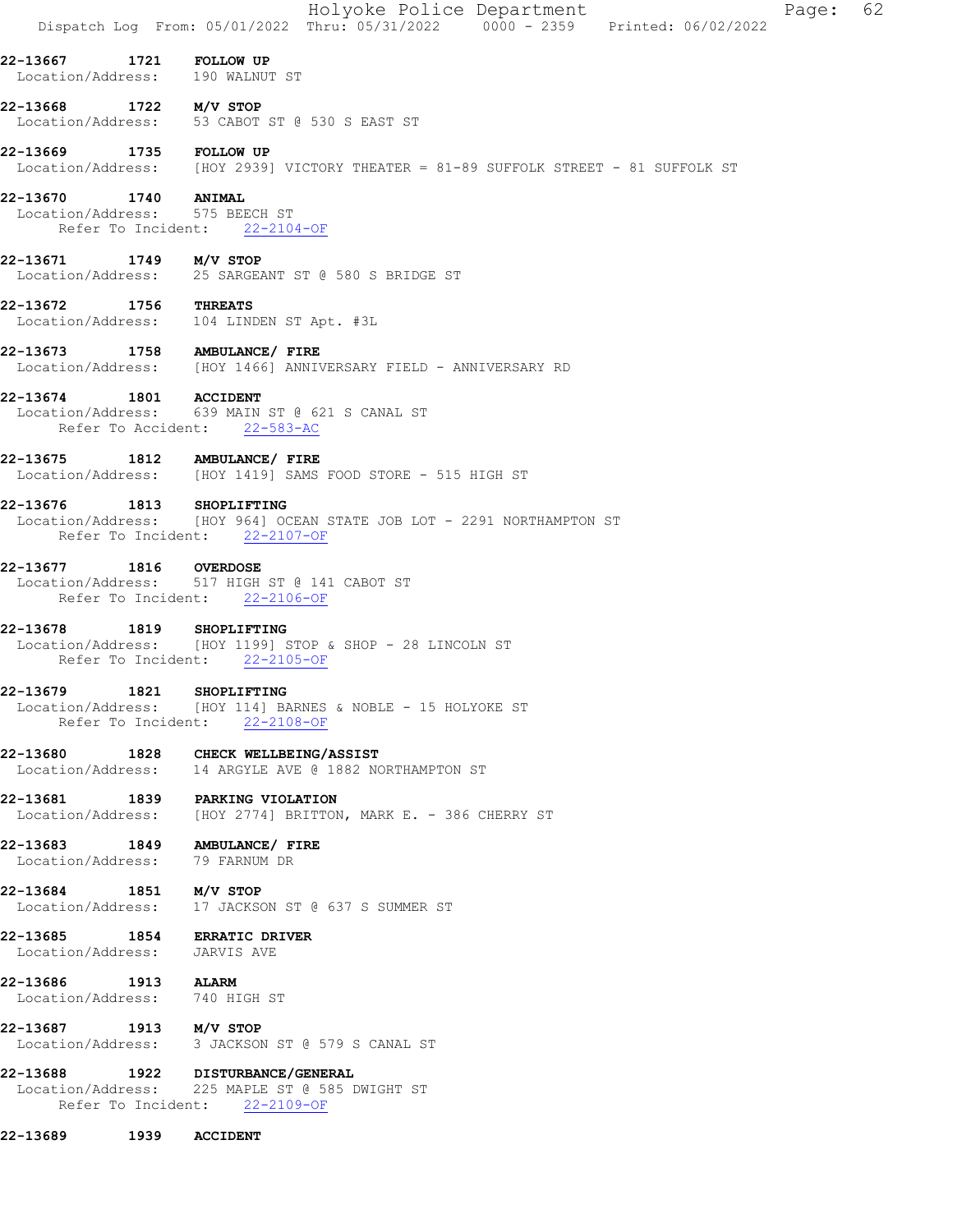**22-13667 1721 FOLLOW UP**
Location/Address: 190 WALNUT ST

**22-13668 1722 M/V STOP**
Location/Address: 53 CABOT ST @ 530 S EAST ST

**22-13669 1735 FOLLOW UP**
Location/Address: [HOY 2939] VICTORY THEATER = 81-89 SUFFOLK STREET - 81 SUFFOLK ST

**22-13670 1740 ANIMAL**
Location/Address: 575 BEECH ST
Refer To Incident: 22-2104-OF

**22-13671 1749 M/V STOP**
Location/Address: 25 SARGEANT ST @ 580 S BRIDGE ST

**22-13672 1756 THREATS**
Location/Address: 104 LINDEN ST Apt. #3L

**22-13673 1758 AMBULANCE/ FIRE**
Location/Address: [HOY 1466] ANNIVERSARY FIELD - ANNIVERSARY RD

**22-13674 1801 ACCIDENT**
Location/Address: 639 MAIN ST @ 621 S CANAL ST
Refer To Accident: 22-583-AC

**22-13675 1812 AMBULANCE/ FIRE**
Location/Address: [HOY 1419] SAMS FOOD STORE - 515 HIGH ST

**22-13676 1813 SHOPLIFTING**
Location/Address: [HOY 964] OCEAN STATE JOB LOT - 2291 NORTHAMPTON ST
Refer To Incident: 22-2107-OF

**22-13677 1816 OVERDOSE**
Location/Address: 517 HIGH ST @ 141 CABOT ST
Refer To Incident: 22-2106-OF

**22-13678 1819 SHOPLIFTING**
Location/Address: [HOY 1199] STOP & SHOP - 28 LINCOLN ST
Refer To Incident: 22-2105-OF

**22-13679 1821 SHOPLIFTING**
Location/Address: [HOY 114] BARNES & NOBLE - 15 HOLYOKE ST
Refer To Incident: 22-2108-OF

**22-13680 1828 CHECK WELLBEING/ASSIST**
Location/Address: 14 ARGYLE AVE @ 1882 NORTHAMPTON ST

**22-13681 1839 PARKING VIOLATION**
Location/Address: [HOY 2774] BRITTON, MARK E. - 386 CHERRY ST

**22-13683 1849 AMBULANCE/ FIRE**
Location/Address: 79 FARNUM DR

**22-13684 1851 M/V STOP**
Location/Address: 17 JACKSON ST @ 637 S SUMMER ST

**22-13685 1854 ERRATIC DRIVER**
Location/Address: JARVIS AVE

**22-13686 1913 ALARM**
Location/Address: 740 HIGH ST

**22-13687 1913 M/V STOP**
Location/Address: 3 JACKSON ST @ 579 S CANAL ST

**22-13688 1922 DISTURBANCE/GENERAL**
Location/Address: 225 MAPLE ST @ 585 DWIGHT ST
Refer To Incident: 22-2109-OF

**22-13689 1939 ACCIDENT**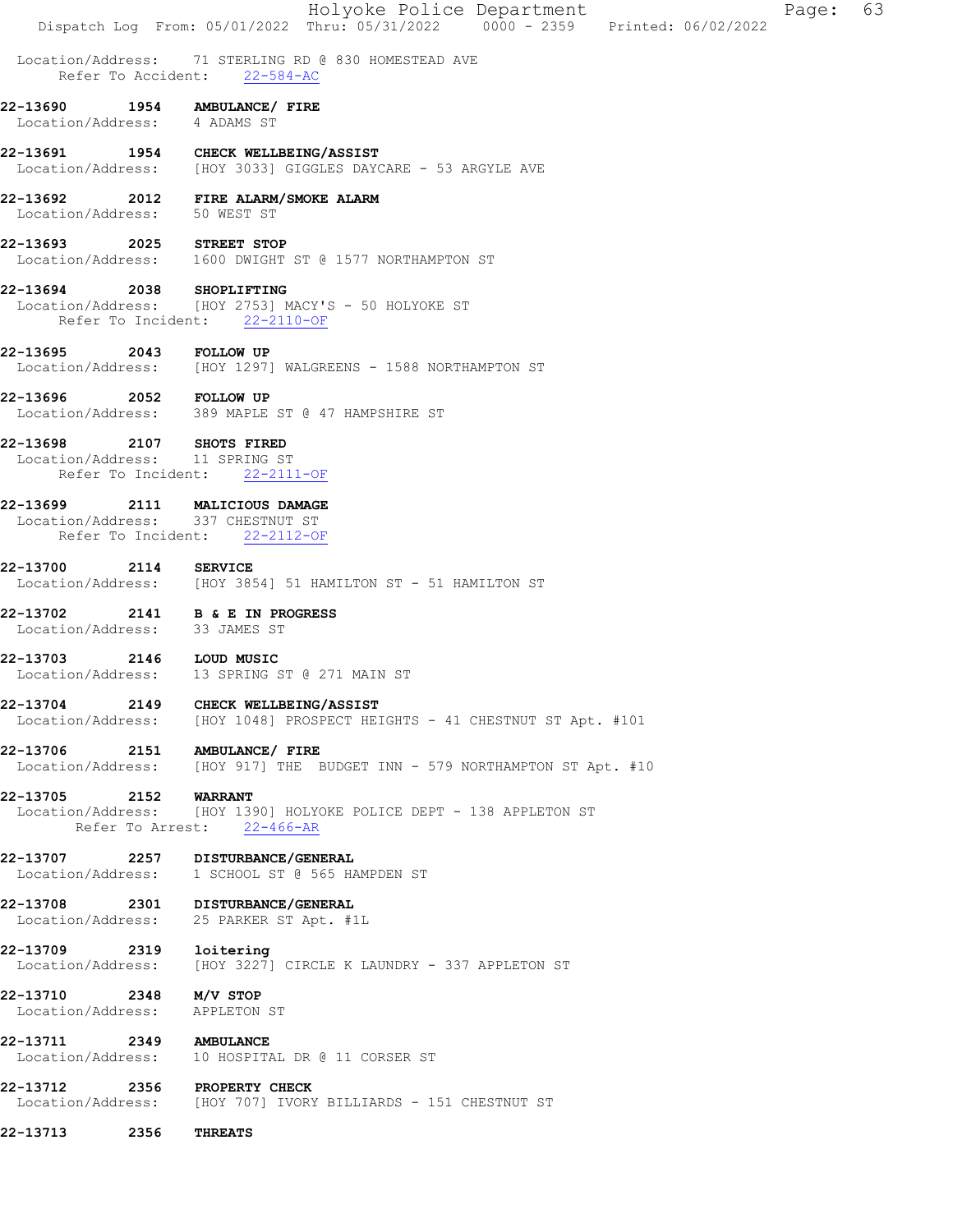Location/Address: 71 STERLING RD @ 830 HOMESTEAD AVE
Refer To Accident: 22-584-AC

**22-13690 1954 AMBULANCE/ FIRE**
Location/Address: 4 ADAMS ST

**22-13691 1954 CHECK WELLBEING/ASSIST**
Location/Address: [HOY 3033] GIGGLES DAYCARE - 53 ARGYLE AVE

**22-13692 2012 FIRE ALARM/SMOKE ALARM**
Location/Address: 50 WEST ST

**22-13693 2025 STREET STOP**
Location/Address: 1600 DWIGHT ST @ 1577 NORTHAMPTON ST

**22-13694 2038 SHOPLIFTING**
Location/Address: [HOY 2753] MACY'S - 50 HOLYOKE ST
Refer To Incident: 22-2110-OF

**22-13695 2043 FOLLOW UP**
Location/Address: [HOY 1297] WALGREENS - 1588 NORTHAMPTON ST

**22-13696 2052 FOLLOW UP**
Location/Address: 389 MAPLE ST @ 47 HAMPSHIRE ST

**22-13698 2107 SHOTS FIRED**
Location/Address: 11 SPRING ST
Refer To Incident: 22-2111-OF

**22-13699 2111 MALICIOUS DAMAGE**
Location/Address: 337 CHESTNUT ST
Refer To Incident: 22-2112-OF

**22-13700 2114 SERVICE**
Location/Address: [HOY 3854] 51 HAMILTON ST - 51 HAMILTON ST

**22-13702 2141 B & E IN PROGRESS**
Location/Address: 33 JAMES ST

**22-13703 2146 LOUD MUSIC**
Location/Address: 13 SPRING ST @ 271 MAIN ST

**22-13704 2149 CHECK WELLBEING/ASSIST**
Location/Address: [HOY 1048] PROSPECT HEIGHTS - 41 CHESTNUT ST Apt. #101

**22-13706 2151 AMBULANCE/ FIRE**
Location/Address: [HOY 917] THE BUDGET INN - 579 NORTHAMPTON ST Apt. #10

**22-13705 2152 WARRANT**
Location/Address: [HOY 1390] HOLYOKE POLICE DEPT - 138 APPLETON ST
Refer To Arrest: 22-466-AR

**22-13707 2257 DISTURBANCE/GENERAL**
Location/Address: 1 SCHOOL ST @ 565 HAMPDEN ST

**22-13708 2301 DISTURBANCE/GENERAL**
Location/Address: 25 PARKER ST Apt. #1L

**22-13709 2319 loitering**
Location/Address: [HOY 3227] CIRCLE K LAUNDRY - 337 APPLETON ST

**22-13710 2348 M/V STOP**
Location/Address: APPLETON ST

**22-13711 2349 AMBULANCE**
Location/Address: 10 HOSPITAL DR @ 11 CORSER ST

**22-13712 2356 PROPERTY CHECK**
Location/Address: [HOY 707] IVORY BILLIARDS - 151 CHESTNUT ST

**22-13713 2356 THREATS**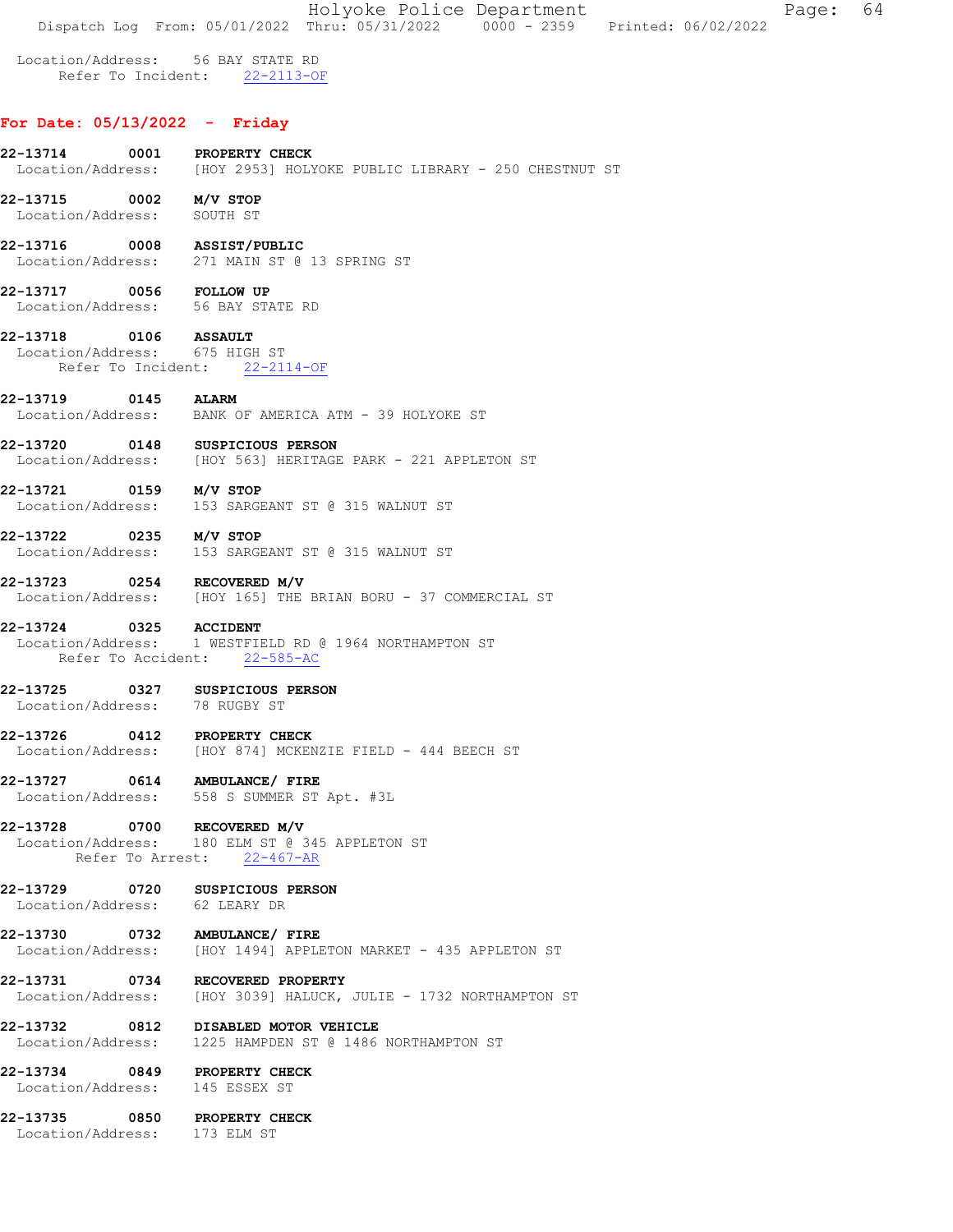Location/Address: 56 BAY STATE RD
Refer To Incident: 22-2113-OF

## For Date: 05/13/2022 - Friday

**22-13714 0001 PROPERTY CHECK**
Location/Address: [HOY 2953] HOLYOKE PUBLIC LIBRARY - 250 CHESTNUT ST

**22-13715 0002 M/V STOP**
Location/Address: SOUTH ST

**22-13716 0008 ASSIST/PUBLIC**
Location/Address: 271 MAIN ST @ 13 SPRING ST

**22-13717 0056 FOLLOW UP**
Location/Address: 56 BAY STATE RD

**22-13718 0106 ASSAULT**
Location/Address: 675 HIGH ST
Refer To Incident: 22-2114-OF

**22-13719 0145 ALARM**
Location/Address: BANK OF AMERICA ATM - 39 HOLYOKE ST

**22-13720 0148 SUSPICIOUS PERSON**
Location/Address: [HOY 563] HERITAGE PARK - 221 APPLETON ST

**22-13721 0159 M/V STOP**
Location/Address: 153 SARGEANT ST @ 315 WALNUT ST

**22-13722 0235 M/V STOP**
Location/Address: 153 SARGEANT ST @ 315 WALNUT ST

**22-13723 0254 RECOVERED M/V**
Location/Address: [HOY 165] THE BRIAN BORU - 37 COMMERCIAL ST

**22-13724 0325 ACCIDENT**
Location/Address: 1 WESTFIELD RD @ 1964 NORTHAMPTON ST
Refer To Accident: 22-585-AC

**22-13725 0327 SUSPICIOUS PERSON**
Location/Address: 78 RUGBY ST

**22-13726 0412 PROPERTY CHECK**
Location/Address: [HOY 874] MCKENZIE FIELD - 444 BEECH ST

**22-13727 0614 AMBULANCE/ FIRE**
Location/Address: 558 S SUMMER ST Apt. #3L

**22-13728 0700 RECOVERED M/V**
Location/Address: 180 ELM ST @ 345 APPLETON ST
Refer To Arrest: 22-467-AR

**22-13729 0720 SUSPICIOUS PERSON**
Location/Address: 62 LEARY DR

**22-13730 0732 AMBULANCE/ FIRE**
Location/Address: [HOY 1494] APPLETON MARKET - 435 APPLETON ST

**22-13731 0734 RECOVERED PROPERTY**
Location/Address: [HOY 3039] HALUCK, JULIE - 1732 NORTHAMPTON ST

**22-13732 0812 DISABLED MOTOR VEHICLE**
Location/Address: 1225 HAMPDEN ST @ 1486 NORTHAMPTON ST

**22-13734 0849 PROPERTY CHECK**
Location/Address: 145 ESSEX ST

**22-13735 0850 PROPERTY CHECK**
Location/Address: 173 ELM ST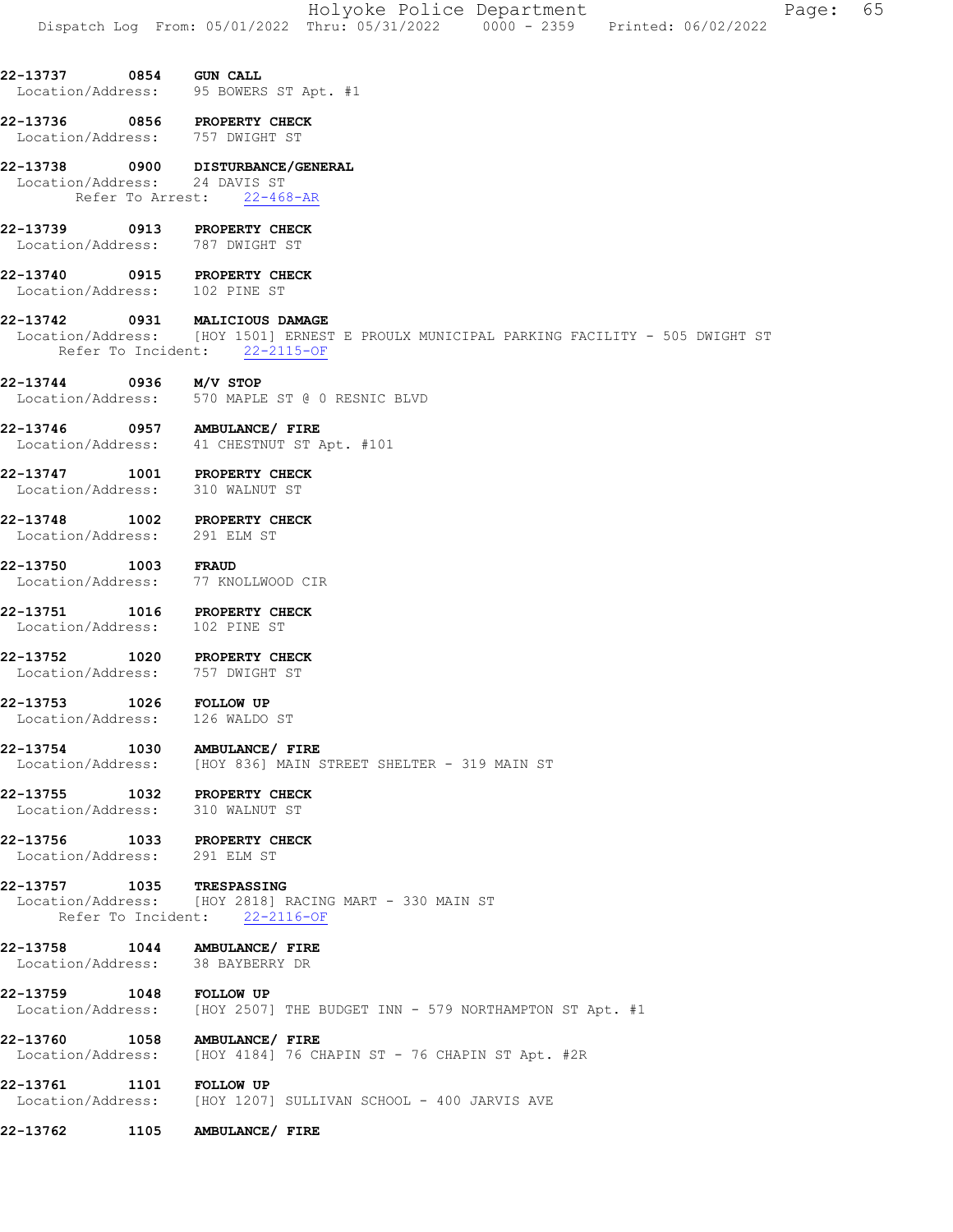**22-13737 0854 GUN CALL**
Location/Address: 95 BOWERS ST Apt. #1

**22-13736 0856 PROPERTY CHECK**
Location/Address: 757 DWIGHT ST

**22-13738 0900 DISTURBANCE/GENERAL**
Location/Address: 24 DAVIS ST
Refer To Arrest: 22-468-AR

**22-13739 0913 PROPERTY CHECK**
Location/Address: 787 DWIGHT ST

**22-13740 0915 PROPERTY CHECK**
Location/Address: 102 PINE ST

**22-13742 0931 MALICIOUS DAMAGE**
Location/Address: [HOY 1501] ERNEST E PROULX MUNICIPAL PARKING FACILITY - 505 DWIGHT ST
Refer To Incident: 22-2115-OF

**22-13744 0936 M/V STOP**
Location/Address: 570 MAPLE ST @ 0 RESNIC BLVD

**22-13746 0957 AMBULANCE/ FIRE**
Location/Address: 41 CHESTNUT ST Apt. #101

**22-13747 1001 PROPERTY CHECK**
Location/Address: 310 WALNUT ST

**22-13748 1002 PROPERTY CHECK**
Location/Address: 291 ELM ST

**22-13750 1003 FRAUD**
Location/Address: 77 KNOLLWOOD CIR

**22-13751 1016 PROPERTY CHECK**
Location/Address: 102 PINE ST

**22-13752 1020 PROPERTY CHECK**
Location/Address: 757 DWIGHT ST

**22-13753 1026 FOLLOW UP**
Location/Address: 126 WALDO ST

**22-13754 1030 AMBULANCE/ FIRE**
Location/Address: [HOY 836] MAIN STREET SHELTER - 319 MAIN ST

**22-13755 1032 PROPERTY CHECK**
Location/Address: 310 WALNUT ST

**22-13756 1033 PROPERTY CHECK**
Location/Address: 291 ELM ST

**22-13757 1035 TRESPASSING**
Location/Address: [HOY 2818] RACING MART - 330 MAIN ST
Refer To Incident: 22-2116-OF

**22-13758 1044 AMBULANCE/ FIRE**
Location/Address: 38 BAYBERRY DR

**22-13759 1048 FOLLOW UP**
Location/Address: [HOY 2507] THE BUDGET INN - 579 NORTHAMPTON ST Apt. #1

**22-13760 1058 AMBULANCE/ FIRE**
Location/Address: [HOY 4184] 76 CHAPIN ST - 76 CHAPIN ST Apt. #2R

**22-13761 1101 FOLLOW UP**
Location/Address: [HOY 1207] SULLIVAN SCHOOL - 400 JARVIS AVE

**22-13762 1105 AMBULANCE/ FIRE**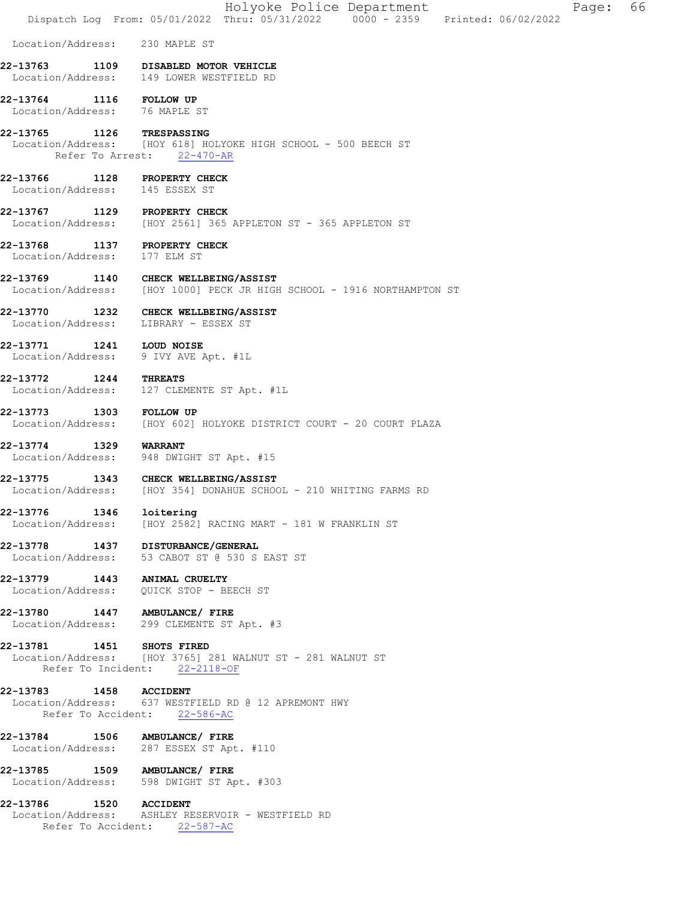Location/Address: 230 MAPLE ST

**22-13763 1109 DISABLED MOTOR VEHICLE**
Location/Address: 149 LOWER WESTFIELD RD

**22-13764 1116 FOLLOW UP**
Location/Address: 76 MAPLE ST

**22-13765 1126 TRESPASSING**
Location/Address: [HOY 618] HOLYOKE HIGH SCHOOL - 500 BEECH ST
Refer To Arrest: 22-470-AR

**22-13766 1128 PROPERTY CHECK**
Location/Address: 145 ESSEX ST

**22-13767 1129 PROPERTY CHECK**
Location/Address: [HOY 2561] 365 APPLETON ST - 365 APPLETON ST

**22-13768 1137 PROPERTY CHECK**
Location/Address: 177 ELM ST

**22-13769 1140 CHECK WELLBEING/ASSIST**
Location/Address: [HOY 1000] PECK JR HIGH SCHOOL - 1916 NORTHAMPTON ST

**22-13770 1232 CHECK WELLBEING/ASSIST**
Location/Address: LIBRARY - ESSEX ST

**22-13771 1241 LOUD NOISE**
Location/Address: 9 IVY AVE Apt. #1L

**22-13772 1244 THREATS**
Location/Address: 127 CLEMENTE ST Apt. #1L

**22-13773 1303 FOLLOW UP**
Location/Address: [HOY 602] HOLYOKE DISTRICT COURT - 20 COURT PLAZA

**22-13774 1329 WARRANT**
Location/Address: 948 DWIGHT ST Apt. #15

**22-13775 1343 CHECK WELLBEING/ASSIST**
Location/Address: [HOY 354] DONAHUE SCHOOL - 210 WHITING FARMS RD

**22-13776 1346 loitering**
Location/Address: [HOY 2582] RACING MART - 181 W FRANKLIN ST

**22-13778 1437 DISTURBANCE/GENERAL**
Location/Address: 53 CABOT ST @ 530 S EAST ST

**22-13779 1443 ANIMAL CRUELTY**
Location/Address: QUICK STOP - BEECH ST

**22-13780 1447 AMBULANCE/ FIRE**
Location/Address: 299 CLEMENTE ST Apt. #3

**22-13781 1451 SHOTS FIRED**
Location/Address: [HOY 3765] 281 WALNUT ST - 281 WALNUT ST
Refer To Incident: 22-2118-OF

**22-13783 1458 ACCIDENT**
Location/Address: 637 WESTFIELD RD @ 12 APREMONT HWY
Refer To Accident: 22-586-AC

**22-13784 1506 AMBULANCE/ FIRE**
Location/Address: 287 ESSEX ST Apt. #110

**22-13785 1509 AMBULANCE/ FIRE**
Location/Address: 598 DWIGHT ST Apt. #303

**22-13786 1520 ACCIDENT**
Location/Address: ASHLEY RESERVOIR - WESTFIELD RD
Refer To Accident: 22-587-AC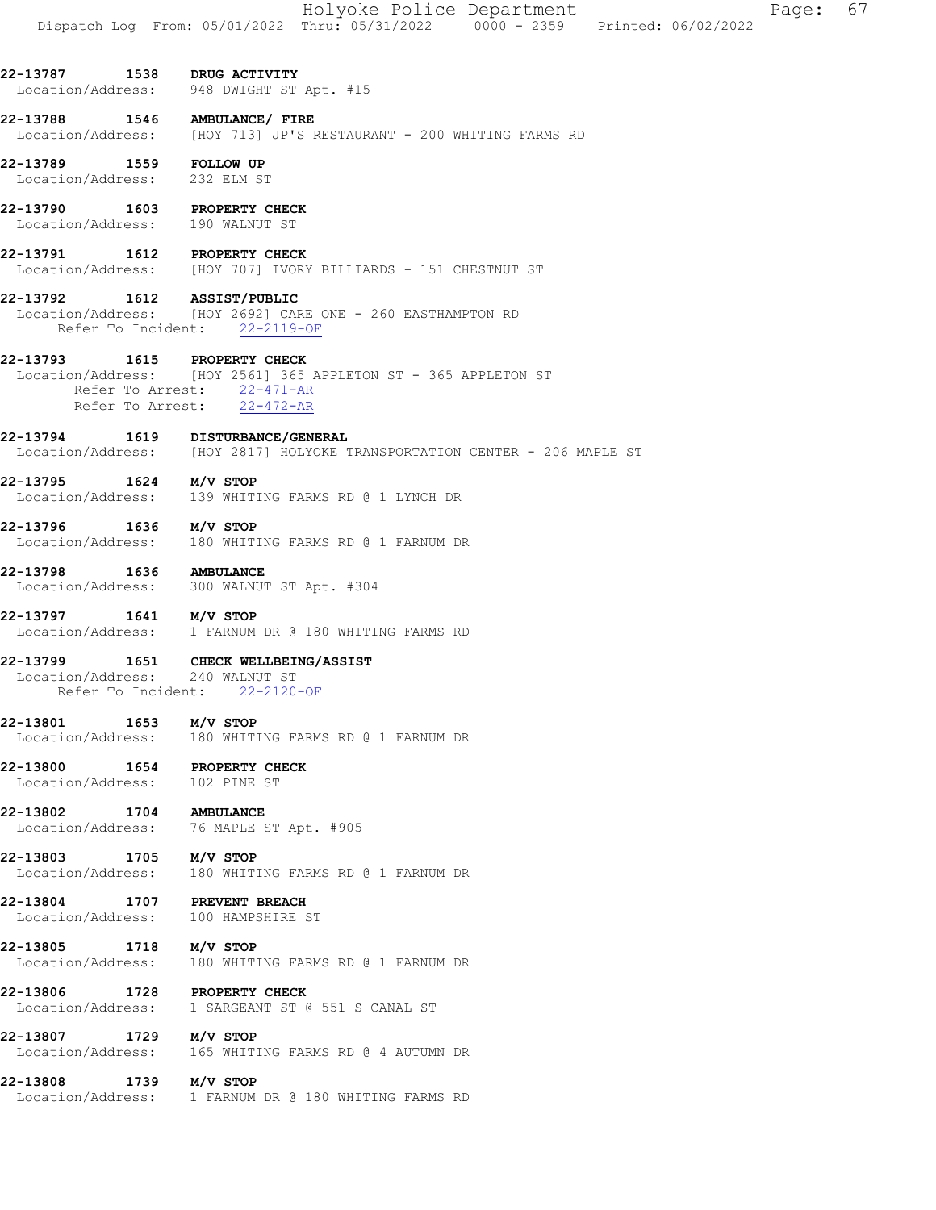**22-13787 1538 DRUG ACTIVITY**
Location/Address: 948 DWIGHT ST Apt. #15

**22-13788 1546 AMBULANCE/ FIRE**
Location/Address: [HOY 713] JP'S RESTAURANT - 200 WHITING FARMS RD

**22-13789 1559 FOLLOW UP**
Location/Address: 232 ELM ST

**22-13790 1603 PROPERTY CHECK**
Location/Address: 190 WALNUT ST

**22-13791 1612 PROPERTY CHECK**
Location/Address: [HOY 707] IVORY BILLIARDS - 151 CHESTNUT ST

**22-13792 1612 ASSIST/PUBLIC**
Location/Address: [HOY 2692] CARE ONE - 260 EASTHAMPTON RD
Refer To Incident: 22-2119-OF

**22-13793 1615 PROPERTY CHECK**
Location/Address: [HOY 2561] 365 APPLETON ST - 365 APPLETON ST
Refer To Arrest: 22-471-AR
Refer To Arrest: 22-472-AR

**22-13794 1619 DISTURBANCE/GENERAL**
Location/Address: [HOY 2817] HOLYOKE TRANSPORTATION CENTER - 206 MAPLE ST

**22-13795 1624 M/V STOP**
Location/Address: 139 WHITING FARMS RD @ 1 LYNCH DR

**22-13796 1636 M/V STOP**
Location/Address: 180 WHITING FARMS RD @ 1 FARNUM DR

**22-13798 1636 AMBULANCE**
Location/Address: 300 WALNUT ST Apt. #304

**22-13797 1641 M/V STOP**
Location/Address: 1 FARNUM DR @ 180 WHITING FARMS RD

**22-13799 1651 CHECK WELLBEING/ASSIST**
Location/Address: 240 WALNUT ST
Refer To Incident: 22-2120-OF

**22-13801 1653 M/V STOP**
Location/Address: 180 WHITING FARMS RD @ 1 FARNUM DR

**22-13800 1654 PROPERTY CHECK**
Location/Address: 102 PINE ST

**22-13802 1704 AMBULANCE**
Location/Address: 76 MAPLE ST Apt. #905

**22-13803 1705 M/V STOP**
Location/Address: 180 WHITING FARMS RD @ 1 FARNUM DR

**22-13804 1707 PREVENT BREACH**
Location/Address: 100 HAMPSHIRE ST

**22-13805 1718 M/V STOP**
Location/Address: 180 WHITING FARMS RD @ 1 FARNUM DR

**22-13806 1728 PROPERTY CHECK**
Location/Address: 1 SARGEANT ST @ 551 S CANAL ST

**22-13807 1729 M/V STOP**
Location/Address: 165 WHITING FARMS RD @ 4 AUTUMN DR

**22-13808 1739 M/V STOP**
Location/Address: 1 FARNUM DR @ 180 WHITING FARMS RD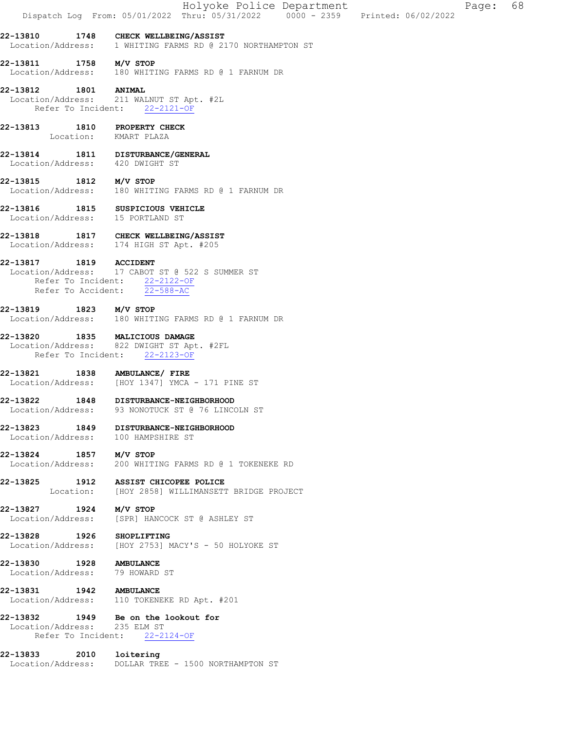22-13810 1748 **CHECK WELLBEING/ASSIST**
Location/Address: 1 WHITING FARMS RD @ 2170 NORTHAMPTON ST

22-13811 1758 **M/V STOP**
Location/Address: 180 WHITING FARMS RD @ 1 FARNUM DR

22-13812 1801 **ANIMAL**
Location/Address: 211 WALNUT ST Apt. #2L
Refer To Incident: 22-2121-OF

22-13813 1810 **PROPERTY CHECK**
Location: KMART PLAZA

22-13814 1811 **DISTURBANCE/GENERAL**
Location/Address: 420 DWIGHT ST

22-13815 1812 **M/V STOP**
Location/Address: 180 WHITING FARMS RD @ 1 FARNUM DR

22-13816 1815 **SUSPICIOUS VEHICLE**
Location/Address: 15 PORTLAND ST

22-13818 1817 **CHECK WELLBEING/ASSIST**
Location/Address: 174 HIGH ST Apt. #205

22-13817 1819 **ACCIDENT**
Location/Address: 17 CABOT ST @ 522 S SUMMER ST
Refer To Incident: 22-2122-OF
Refer To Accident: 22-588-AC

22-13819 1823 **M/V STOP**
Location/Address: 180 WHITING FARMS RD @ 1 FARNUM DR

22-13820 1835 **MALICIOUS DAMAGE**
Location/Address: 822 DWIGHT ST Apt. #2FL
Refer To Incident: 22-2123-OF

22-13821 1838 **AMBULANCE/ FIRE**
Location/Address: [HOY 1347] YMCA - 171 PINE ST

22-13822 1848 **DISTURBANCE-NEIGHBORHOOD**
Location/Address: 93 NONOTUCK ST @ 76 LINCOLN ST

22-13823 1849 **DISTURBANCE-NEIGHBORHOOD**
Location/Address: 100 HAMPSHIRE ST

22-13824 1857 **M/V STOP**
Location/Address: 200 WHITING FARMS RD @ 1 TOKENEKE RD

22-13825 1912 **ASSIST CHICOPEE POLICE**
Location: [HOY 2858] WILLIMANSETT BRIDGE PROJECT

22-13827 1924 **M/V STOP**
Location/Address: [SPR] HANCOCK ST @ ASHLEY ST

22-13828 1926 **SHOPLIFTING**
Location/Address: [HOY 2753] MACY'S - 50 HOLYOKE ST

22-13830 1928 **AMBULANCE**
Location/Address: 79 HOWARD ST

22-13831 1942 **AMBULANCE**
Location/Address: 110 TOKENEKE RD Apt. #201

22-13832 1949 **Be on the lookout for**
Location/Address: 235 ELM ST
Refer To Incident: 22-2124-OF

22-13833 2010 **loitering**
Location/Address: DOLLAR TREE - 1500 NORTHAMPTON ST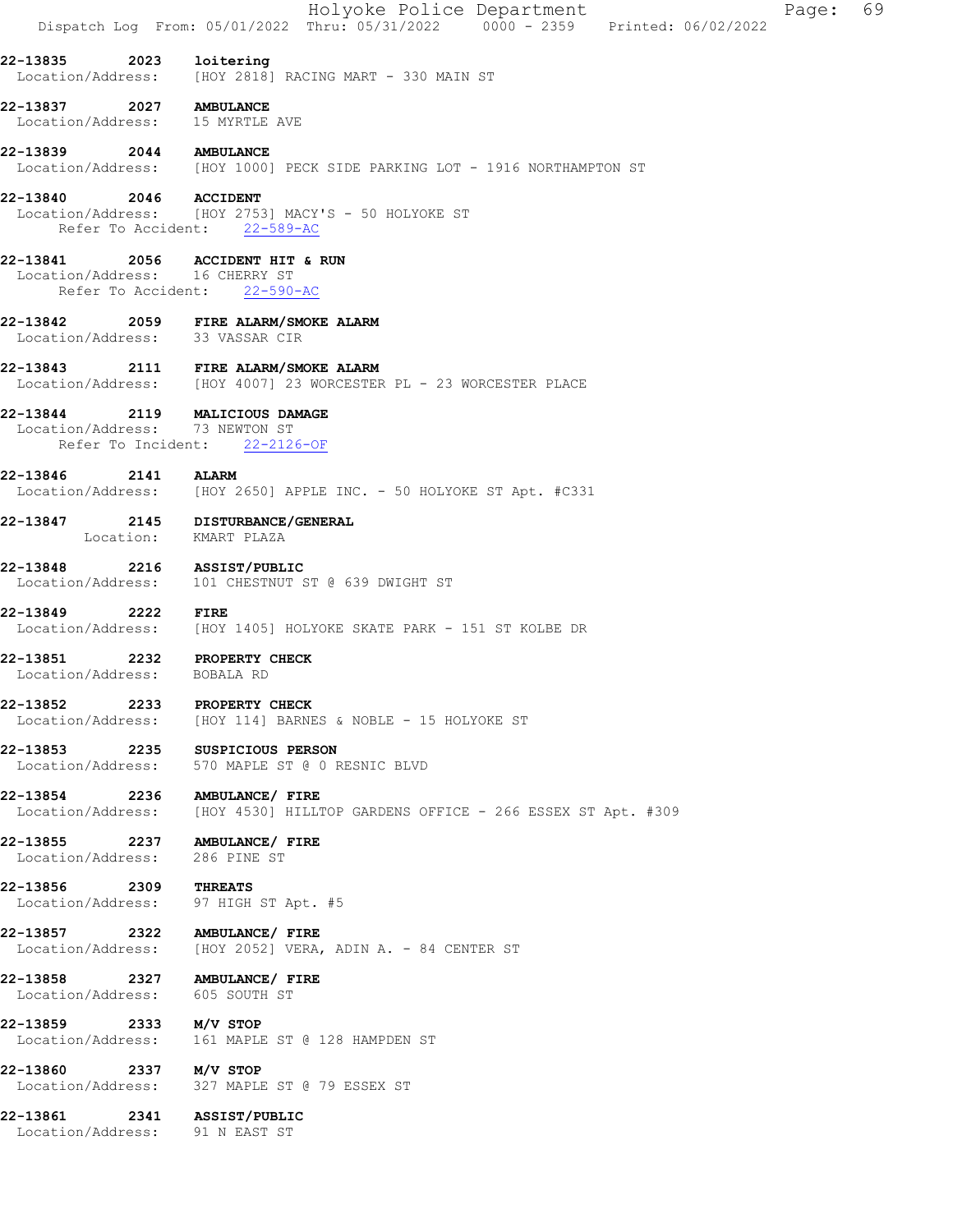**22-13835 2023 loitering**
Location/Address: [HOY 2818] RACING MART - 330 MAIN ST

**22-13837 2027 AMBULANCE**
Location/Address: 15 MYRTLE AVE

**22-13839 2044 AMBULANCE**
Location/Address: [HOY 1000] PECK SIDE PARKING LOT - 1916 NORTHAMPTON ST

**22-13840 2046 ACCIDENT**
Location/Address: [HOY 2753] MACY'S - 50 HOLYOKE ST
Refer To Accident: 22-589-AC

**22-13841 2056 ACCIDENT HIT & RUN**
Location/Address: 16 CHERRY ST
Refer To Accident: 22-590-AC

**22-13842 2059 FIRE ALARM/SMOKE ALARM**
Location/Address: 33 VASSAR CIR

**22-13843 2111 FIRE ALARM/SMOKE ALARM**
Location/Address: [HOY 4007] 23 WORCESTER PL - 23 WORCESTER PLACE

**22-13844 2119 MALICIOUS DAMAGE**
Location/Address: 73 NEWTON ST
Refer To Incident: 22-2126-OF

**22-13846 2141 ALARM**
Location/Address: [HOY 2650] APPLE INC. - 50 HOLYOKE ST Apt. #C331

**22-13847 2145 DISTURBANCE/GENERAL**
Location: KMART PLAZA

**22-13848 2216 ASSIST/PUBLIC**
Location/Address: 101 CHESTNUT ST @ 639 DWIGHT ST

**22-13849 2222 FIRE**
Location/Address: [HOY 1405] HOLYOKE SKATE PARK - 151 ST KOLBE DR

**22-13851 2232 PROPERTY CHECK**
Location/Address: BOBALA RD

**22-13852 2233 PROPERTY CHECK**
Location/Address: [HOY 114] BARNES & NOBLE - 15 HOLYOKE ST

**22-13853 2235 SUSPICIOUS PERSON**
Location/Address: 570 MAPLE ST @ 0 RESNIC BLVD

**22-13854 2236 AMBULANCE/ FIRE**
Location/Address: [HOY 4530] HILLTOP GARDENS OFFICE - 266 ESSEX ST Apt. #309

**22-13855 2237 AMBULANCE/ FIRE**
Location/Address: 286 PINE ST

**22-13856 2309 THREATS**
Location/Address: 97 HIGH ST Apt. #5

**22-13857 2322 AMBULANCE/ FIRE**
Location/Address: [HOY 2052] VERA, ADIN A. - 84 CENTER ST

**22-13858 2327 AMBULANCE/ FIRE**
Location/Address: 605 SOUTH ST

**22-13859 2333 M/V STOP**
Location/Address: 161 MAPLE ST @ 128 HAMPDEN ST

**22-13860 2337 M/V STOP**
Location/Address: 327 MAPLE ST @ 79 ESSEX ST

**22-13861 2341 ASSIST/PUBLIC**
Location/Address: 91 N EAST ST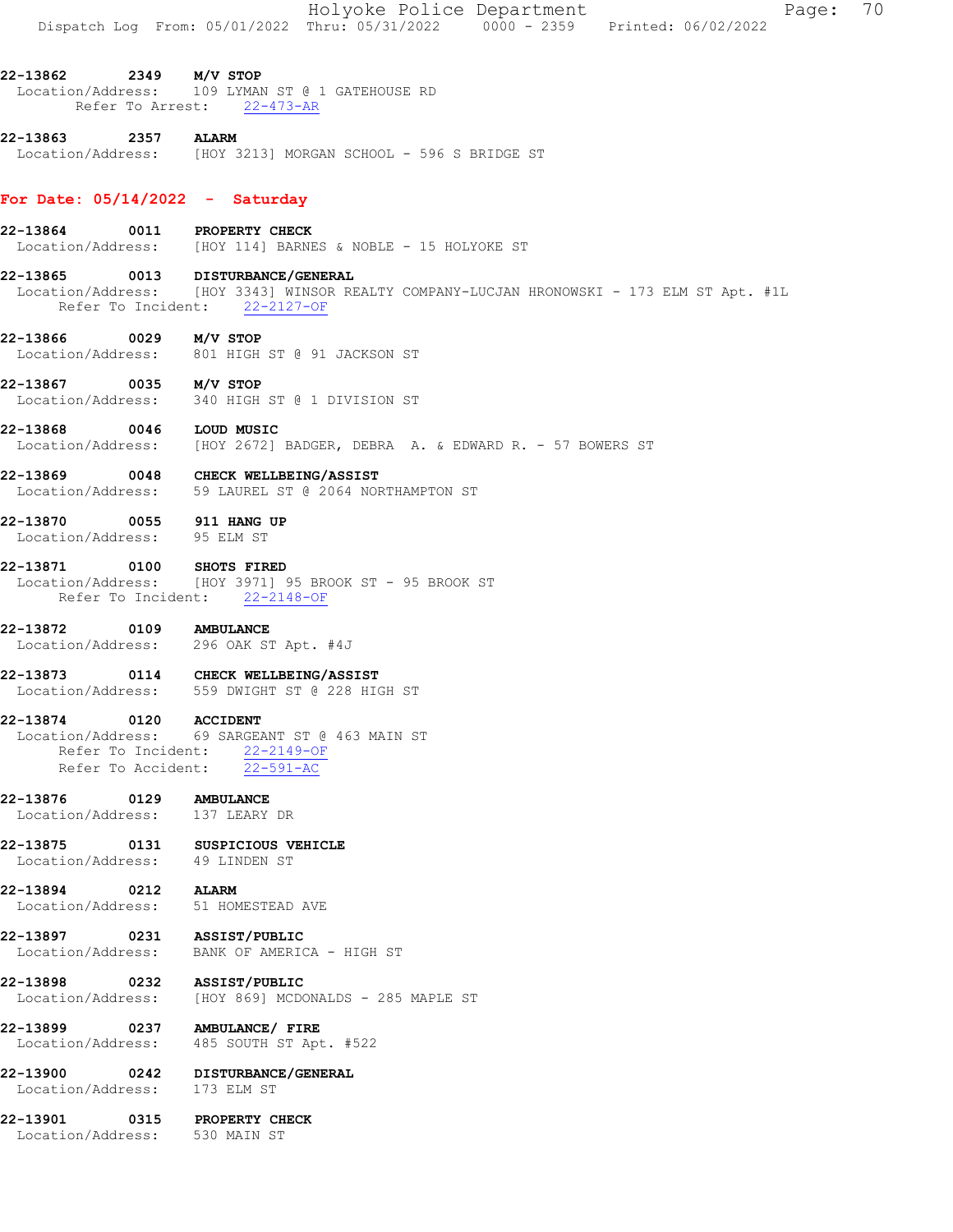22-13862 2349 **M/V STOP**
Location/Address: 109 LYMAN ST @ 1 GATEHOUSE RD
Refer To Arrest: 22-473-AR

22-13863 2357 **ALARM**
Location/Address: [HOY 3213] MORGAN SCHOOL - 596 S BRIDGE ST

## For Date: 05/14/2022 - Saturday

22-13864 0011 **PROPERTY CHECK**
Location/Address: [HOY 114] BARNES & NOBLE - 15 HOLYOKE ST

22-13865 0013 **DISTURBANCE/GENERAL**
Location/Address: [HOY 3343] WINSOR REALTY COMPANY-LUCJAN HRONOWSKI - 173 ELM ST Apt. #1L
Refer To Incident: 22-2127-OF

22-13866 0029 **M/V STOP**
Location/Address: 801 HIGH ST @ 91 JACKSON ST

22-13867 0035 **M/V STOP**
Location/Address: 340 HIGH ST @ 1 DIVISION ST

22-13868 0046 **LOUD MUSIC**
Location/Address: [HOY 2672] BADGER, DEBRA A. & EDWARD R. - 57 BOWERS ST

22-13869 0048 **CHECK WELLBEING/ASSIST**
Location/Address: 59 LAUREL ST @ 2064 NORTHAMPTON ST

22-13870 0055 **911 HANG UP**
Location/Address: 95 ELM ST

22-13871 0100 **SHOTS FIRED**
Location/Address: [HOY 3971] 95 BROOK ST - 95 BROOK ST
Refer To Incident: 22-2148-OF

22-13872 0109 **AMBULANCE**
Location/Address: 296 OAK ST Apt. #4J

22-13873 0114 **CHECK WELLBEING/ASSIST**
Location/Address: 559 DWIGHT ST @ 228 HIGH ST

22-13874 0120 **ACCIDENT**
Location/Address: 69 SARGEANT ST @ 463 MAIN ST
Refer To Incident: 22-2149-OF
Refer To Accident: 22-591-AC

22-13876 0129 **AMBULANCE**
Location/Address: 137 LEARY DR

22-13875 0131 **SUSPICIOUS VEHICLE**
Location/Address: 49 LINDEN ST

22-13894 0212 **ALARM**
Location/Address: 51 HOMESTEAD AVE

22-13897 0231 **ASSIST/PUBLIC**
Location/Address: BANK OF AMERICA - HIGH ST

22-13898 0232 **ASSIST/PUBLIC**
Location/Address: [HOY 869] MCDONALDS - 285 MAPLE ST

22-13899 0237 **AMBULANCE/ FIRE**
Location/Address: 485 SOUTH ST Apt. #522

22-13900 0242 **DISTURBANCE/GENERAL**
Location/Address: 173 ELM ST

22-13901 0315 **PROPERTY CHECK**
Location/Address: 530 MAIN ST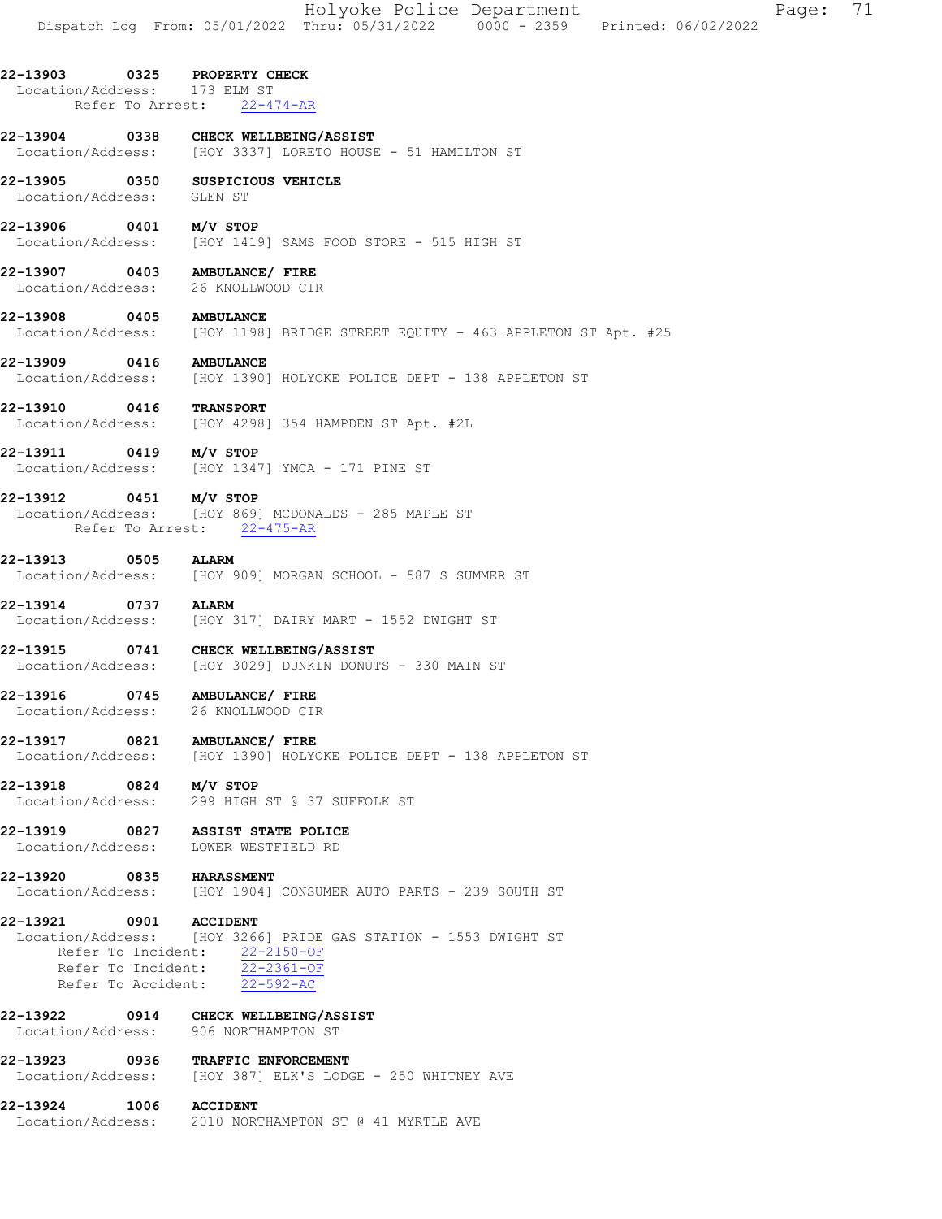**22-13903 0325 PROPERTY CHECK**
Location/Address: 173 ELM ST
Refer To Arrest: 22-474-AR

**22-13904 0338 CHECK WELLBEING/ASSIST**
Location/Address: [HOY 3337] LORETO HOUSE - 51 HAMILTON ST

**22-13905 0350 SUSPICIOUS VEHICLE**
Location/Address: GLEN ST

**22-13906 0401 M/V STOP**
Location/Address: [HOY 1419] SAMS FOOD STORE - 515 HIGH ST

**22-13907 0403 AMBULANCE/ FIRE**
Location/Address: 26 KNOLLWOOD CIR

**22-13908 0405 AMBULANCE**
Location/Address: [HOY 1198] BRIDGE STREET EQUITY - 463 APPLETON ST Apt. #25

**22-13909 0416 AMBULANCE**
Location/Address: [HOY 1390] HOLYOKE POLICE DEPT - 138 APPLETON ST

**22-13910 0416 TRANSPORT**
Location/Address: [HOY 4298] 354 HAMPDEN ST Apt. #2L

**22-13911 0419 M/V STOP**
Location/Address: [HOY 1347] YMCA - 171 PINE ST

**22-13912 0451 M/V STOP**
Location/Address: [HOY 869] MCDONALDS - 285 MAPLE ST
Refer To Arrest: 22-475-AR

**22-13913 0505 ALARM**
Location/Address: [HOY 909] MORGAN SCHOOL - 587 S SUMMER ST

**22-13914 0737 ALARM**
Location/Address: [HOY 317] DAIRY MART - 1552 DWIGHT ST

**22-13915 0741 CHECK WELLBEING/ASSIST**
Location/Address: [HOY 3029] DUNKIN DONUTS - 330 MAIN ST

**22-13916 0745 AMBULANCE/ FIRE**
Location/Address: 26 KNOLLWOOD CIR

**22-13917 0821 AMBULANCE/ FIRE**
Location/Address: [HOY 1390] HOLYOKE POLICE DEPT - 138 APPLETON ST

**22-13918 0824 M/V STOP**
Location/Address: 299 HIGH ST @ 37 SUFFOLK ST

**22-13919 0827 ASSIST STATE POLICE**
Location/Address: LOWER WESTFIELD RD

**22-13920 0835 HARASSMENT**
Location/Address: [HOY 1904] CONSUMER AUTO PARTS - 239 SOUTH ST

**22-13921 0901 ACCIDENT**
Location/Address: [HOY 3266] PRIDE GAS STATION - 1553 DWIGHT ST
Refer To Incident: 22-2150-OF
Refer To Incident: 22-2361-OF
Refer To Accident: 22-592-AC

**22-13922 0914 CHECK WELLBEING/ASSIST**
Location/Address: 906 NORTHAMPTON ST

**22-13923 0936 TRAFFIC ENFORCEMENT**
Location/Address: [HOY 387] ELK'S LODGE - 250 WHITNEY AVE

**22-13924 1006 ACCIDENT**
Location/Address: 2010 NORTHAMPTON ST @ 41 MYRTLE AVE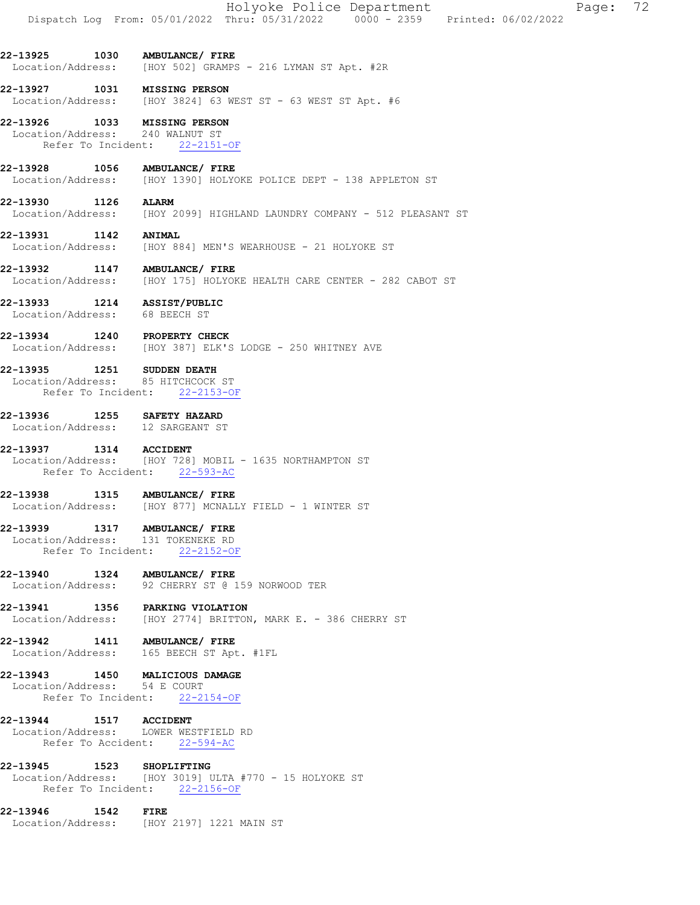**22-13925 1030 AMBULANCE/ FIRE**
Location/Address: [HOY 502] GRAMPS - 216 LYMAN ST Apt. #2R

**22-13927 1031 MISSING PERSON**
Location/Address: [HOY 3824] 63 WEST ST - 63 WEST ST Apt. #6

**22-13926 1033 MISSING PERSON**
Location/Address: 240 WALNUT ST
Refer To Incident: 22-2151-OF

**22-13928 1056 AMBULANCE/ FIRE**
Location/Address: [HOY 1390] HOLYOKE POLICE DEPT - 138 APPLETON ST

**22-13930 1126 ALARM**
Location/Address: [HOY 2099] HIGHLAND LAUNDRY COMPANY - 512 PLEASANT ST

**22-13931 1142 ANIMAL**
Location/Address: [HOY 884] MEN'S WEARHOUSE - 21 HOLYOKE ST

**22-13932 1147 AMBULANCE/ FIRE**
Location/Address: [HOY 175] HOLYOKE HEALTH CARE CENTER - 282 CABOT ST

**22-13933 1214 ASSIST/PUBLIC**
Location/Address: 68 BEECH ST

**22-13934 1240 PROPERTY CHECK**
Location/Address: [HOY 387] ELK'S LODGE - 250 WHITNEY AVE

**22-13935 1251 SUDDEN DEATH**
Location/Address: 85 HITCHCOCK ST
Refer To Incident: 22-2153-OF

**22-13936 1255 SAFETY HAZARD**
Location/Address: 12 SARGEANT ST

**22-13937 1314 ACCIDENT**
Location/Address: [HOY 728] MOBIL - 1635 NORTHAMPTON ST
Refer To Accident: 22-593-AC

**22-13938 1315 AMBULANCE/ FIRE**
Location/Address: [HOY 877] MCNALLY FIELD - 1 WINTER ST

**22-13939 1317 AMBULANCE/ FIRE**
Location/Address: 131 TOKENEKE RD
Refer To Incident: 22-2152-OF

**22-13940 1324 AMBULANCE/ FIRE**
Location/Address: 92 CHERRY ST @ 159 NORWOOD TER

**22-13941 1356 PARKING VIOLATION**
Location/Address: [HOY 2774] BRITTON, MARK E. - 386 CHERRY ST

**22-13942 1411 AMBULANCE/ FIRE**
Location/Address: 165 BEECH ST Apt. #1FL

**22-13943 1450 MALICIOUS DAMAGE**
Location/Address: 54 E COURT
Refer To Incident: 22-2154-OF

**22-13944 1517 ACCIDENT**
Location/Address: LOWER WESTFIELD RD
Refer To Accident: 22-594-AC

**22-13945 1523 SHOPLIFTING**
Location/Address: [HOY 3019] ULTA #770 - 15 HOLYOKE ST
Refer To Incident: 22-2156-OF

**22-13946 1542 FIRE**
Location/Address: [HOY 2197] 1221 MAIN ST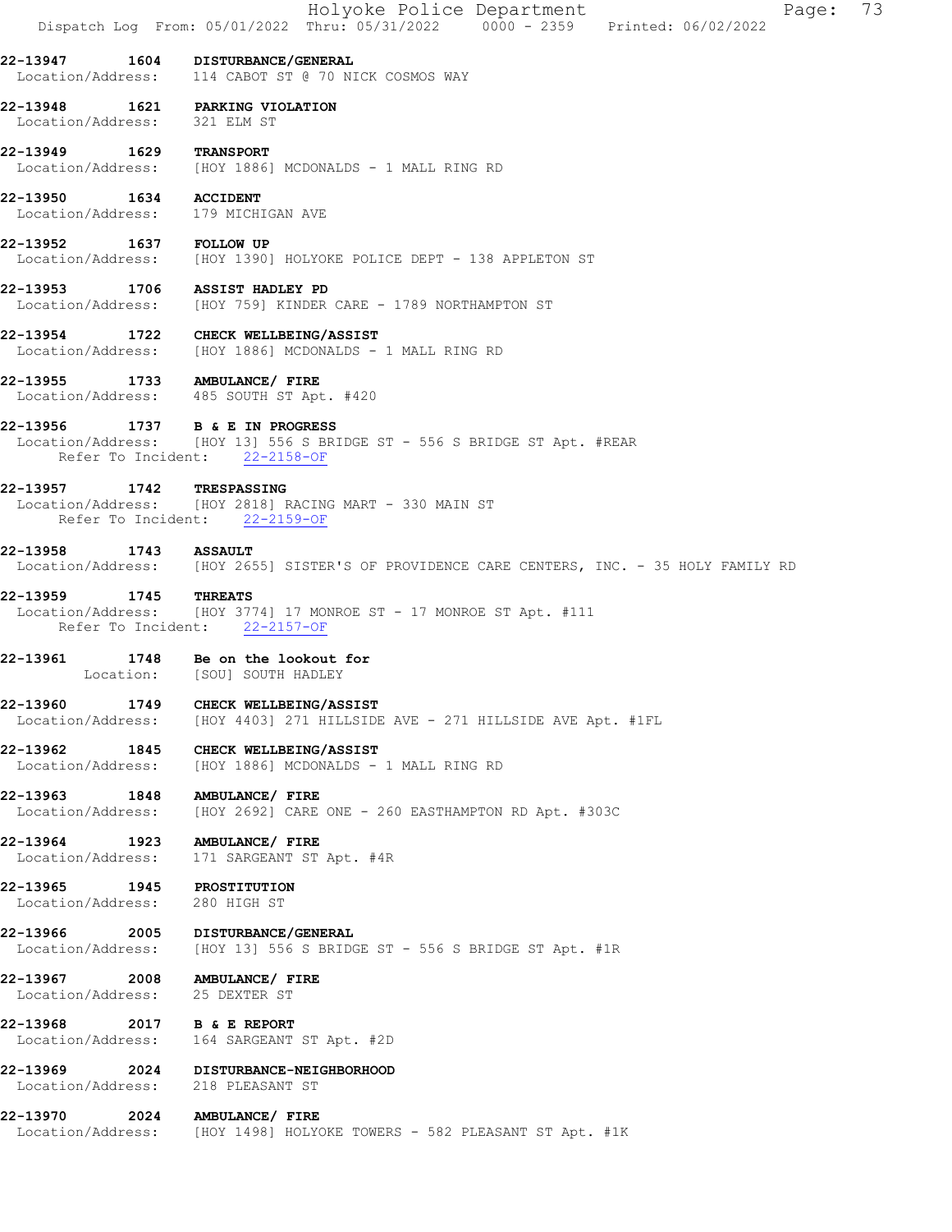**22-13947 1604 DISTURBANCE/GENERAL**
Location/Address: 114 CABOT ST @ 70 NICK COSMOS WAY

**22-13948 1621 PARKING VIOLATION**
Location/Address: 321 ELM ST

**22-13949 1629 TRANSPORT**
Location/Address: [HOY 1886] MCDONALDS - 1 MALL RING RD

**22-13950 1634 ACCIDENT**
Location/Address: 179 MICHIGAN AVE

**22-13952 1637 FOLLOW UP**
Location/Address: [HOY 1390] HOLYOKE POLICE DEPT - 138 APPLETON ST

**22-13953 1706 ASSIST HADLEY PD**
Location/Address: [HOY 759] KINDER CARE - 1789 NORTHAMPTON ST

**22-13954 1722 CHECK WELLBEING/ASSIST**
Location/Address: [HOY 1886] MCDONALDS - 1 MALL RING RD

**22-13955 1733 AMBULANCE/ FIRE**
Location/Address: 485 SOUTH ST Apt. #420

**22-13956 1737 B & E IN PROGRESS**
Location/Address: [HOY 13] 556 S BRIDGE ST - 556 S BRIDGE ST Apt. #REAR
Refer To Incident: 22-2158-OF

**22-13957 1742 TRESPASSING**
Location/Address: [HOY 2818] RACING MART - 330 MAIN ST
Refer To Incident: 22-2159-OF

**22-13958 1743 ASSAULT**
Location/Address: [HOY 2655] SISTER'S OF PROVIDENCE CARE CENTERS, INC. - 35 HOLY FAMILY RD

**22-13959 1745 THREATS**
Location/Address: [HOY 3774] 17 MONROE ST - 17 MONROE ST Apt. #111
Refer To Incident: 22-2157-OF

**22-13961 1748 Be on the lookout for**
Location: [SOU] SOUTH HADLEY

**22-13960 1749 CHECK WELLBEING/ASSIST**
Location/Address: [HOY 4403] 271 HILLSIDE AVE - 271 HILLSIDE AVE Apt. #1FL

**22-13962 1845 CHECK WELLBEING/ASSIST**
Location/Address: [HOY 1886] MCDONALDS - 1 MALL RING RD

**22-13963 1848 AMBULANCE/ FIRE**
Location/Address: [HOY 2692] CARE ONE - 260 EASTHAMPTON RD Apt. #303C

**22-13964 1923 AMBULANCE/ FIRE**
Location/Address: 171 SARGEANT ST Apt. #4R

**22-13965 1945 PROSTITUTION**
Location/Address: 280 HIGH ST

**22-13966 2005 DISTURBANCE/GENERAL**
Location/Address: [HOY 13] 556 S BRIDGE ST - 556 S BRIDGE ST Apt. #1R

**22-13967 2008 AMBULANCE/ FIRE**
Location/Address: 25 DEXTER ST

**22-13968 2017 B & E REPORT**
Location/Address: 164 SARGEANT ST Apt. #2D

**22-13969 2024 DISTURBANCE-NEIGHBORHOOD**
Location/Address: 218 PLEASANT ST

**22-13970 2024 AMBULANCE/ FIRE**
Location/Address: [HOY 1498] HOLYOKE TOWERS - 582 PLEASANT ST Apt. #1K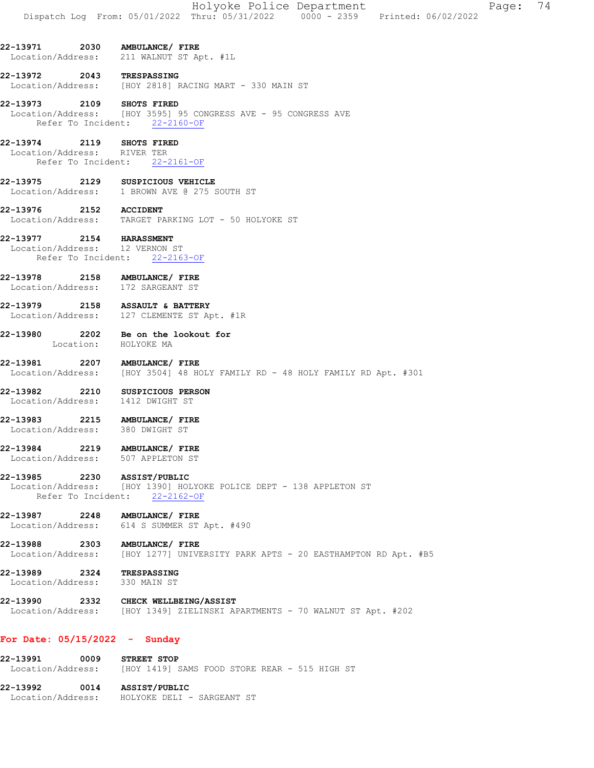**22-13971 2030 AMBULANCE/ FIRE**
Location/Address: 211 WALNUT ST Apt. #1L

**22-13972 2043 TRESPASSING**
Location/Address: [HOY 2818] RACING MART - 330 MAIN ST

**22-13973 2109 SHOTS FIRED**
Location/Address: [HOY 3595] 95 CONGRESS AVE - 95 CONGRESS AVE
Refer To Incident: 22-2160-OF

**22-13974 2119 SHOTS FIRED**
Location/Address: RIVER TER
Refer To Incident: 22-2161-OF

**22-13975 2129 SUSPICIOUS VEHICLE**
Location/Address: 1 BROWN AVE @ 275 SOUTH ST

**22-13976 2152 ACCIDENT**
Location/Address: TARGET PARKING LOT - 50 HOLYOKE ST

**22-13977 2154 HARASSMENT**
Location/Address: 12 VERNON ST
Refer To Incident: 22-2163-OF

**22-13978 2158 AMBULANCE/ FIRE**
Location/Address: 172 SARGEANT ST

**22-13979 2158 ASSAULT & BATTERY**
Location/Address: 127 CLEMENTE ST Apt. #1R

**22-13980 2202 Be on the lookout for**
Location: HOLYOKE MA

**22-13981 2207 AMBULANCE/ FIRE**
Location/Address: [HOY 3504] 48 HOLY FAMILY RD - 48 HOLY FAMILY RD Apt. #301

**22-13982 2210 SUSPICIOUS PERSON**
Location/Address: 1412 DWIGHT ST

**22-13983 2215 AMBULANCE/ FIRE**
Location/Address: 380 DWIGHT ST

**22-13984 2219 AMBULANCE/ FIRE**
Location/Address: 507 APPLETON ST

**22-13985 2230 ASSIST/PUBLIC**
Location/Address: [HOY 1390] HOLYOKE POLICE DEPT - 138 APPLETON ST
Refer To Incident: 22-2162-OF

**22-13987 2248 AMBULANCE/ FIRE**
Location/Address: 614 S SUMMER ST Apt. #490

**22-13988 2303 AMBULANCE/ FIRE**
Location/Address: [HOY 1277] UNIVERSITY PARK APTS - 20 EASTHAMPTON RD Apt. #B5

**22-13989 2324 TRESPASSING**
Location/Address: 330 MAIN ST

**22-13990 2332 CHECK WELLBEING/ASSIST**
Location/Address: [HOY 1349] ZIELINSKI APARTMENTS - 70 WALNUT ST Apt. #202

## For Date: 05/15/2022 - Sunday

**22-13991 0009 STREET STOP**
Location/Address: [HOY 1419] SAMS FOOD STORE REAR - 515 HIGH ST

**22-13992 0014 ASSIST/PUBLIC**
Location/Address: HOLYOKE DELI - SARGEANT ST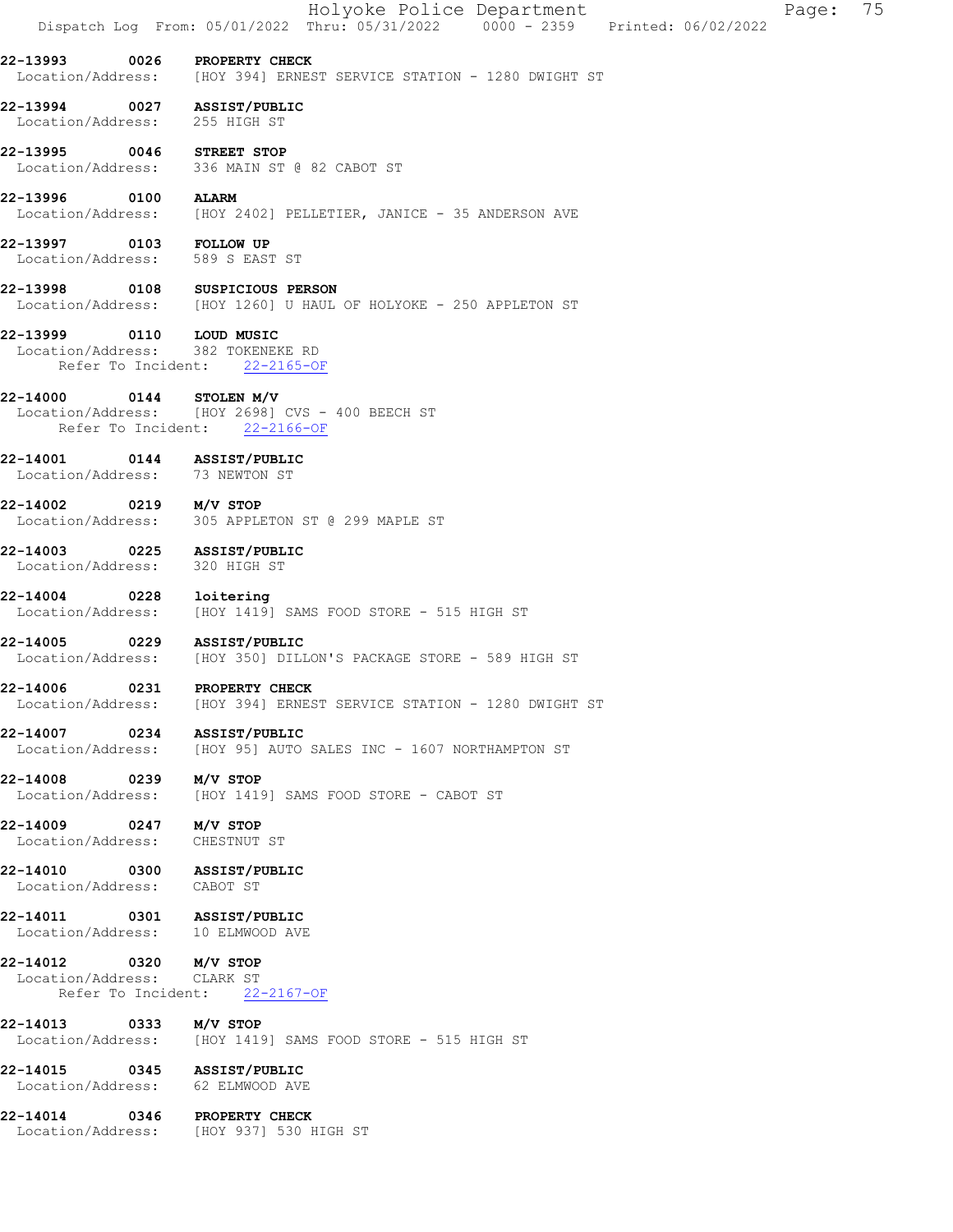**22-13993 0026 PROPERTY CHECK**
Location/Address: [HOY 394] ERNEST SERVICE STATION - 1280 DWIGHT ST

**22-13994 0027 ASSIST/PUBLIC**
Location/Address: 255 HIGH ST

**22-13995 0046 STREET STOP**
Location/Address: 336 MAIN ST @ 82 CABOT ST

**22-13996 0100 ALARM**
Location/Address: [HOY 2402] PELLETIER, JANICE - 35 ANDERSON AVE

**22-13997 0103 FOLLOW UP**
Location/Address: 589 S EAST ST

**22-13998 0108 SUSPICIOUS PERSON**
Location/Address: [HOY 1260] U HAUL OF HOLYOKE - 250 APPLETON ST

**22-13999 0110 LOUD MUSIC**
Location/Address: 382 TOKENEKE RD
Refer To Incident: 22-2165-OF

**22-14000 0144 STOLEN M/V**
Location/Address: [HOY 2698] CVS - 400 BEECH ST
Refer To Incident: 22-2166-OF

**22-14001 0144 ASSIST/PUBLIC**
Location/Address: 73 NEWTON ST

**22-14002 0219 M/V STOP**
Location/Address: 305 APPLETON ST @ 299 MAPLE ST

**22-14003 0225 ASSIST/PUBLIC**
Location/Address: 320 HIGH ST

**22-14004 0228 loitering**
Location/Address: [HOY 1419] SAMS FOOD STORE - 515 HIGH ST

**22-14005 0229 ASSIST/PUBLIC**
Location/Address: [HOY 350] DILLON'S PACKAGE STORE - 589 HIGH ST

**22-14006 0231 PROPERTY CHECK**
Location/Address: [HOY 394] ERNEST SERVICE STATION - 1280 DWIGHT ST

**22-14007 0234 ASSIST/PUBLIC**
Location/Address: [HOY 95] AUTO SALES INC - 1607 NORTHAMPTON ST

**22-14008 0239 M/V STOP**
Location/Address: [HOY 1419] SAMS FOOD STORE - CABOT ST

**22-14009 0247 M/V STOP**
Location/Address: CHESTNUT ST

**22-14010 0300 ASSIST/PUBLIC**
Location/Address: CABOT ST

**22-14011 0301 ASSIST/PUBLIC**
Location/Address: 10 ELMWOOD AVE

**22-14012 0320 M/V STOP**
Location/Address: CLARK ST
Refer To Incident: 22-2167-OF

**22-14013 0333 M/V STOP**
Location/Address: [HOY 1419] SAMS FOOD STORE - 515 HIGH ST

**22-14015 0345 ASSIST/PUBLIC**
Location/Address: 62 ELMWOOD AVE

**22-14014 0346 PROPERTY CHECK**
Location/Address: [HOY 937] 530 HIGH ST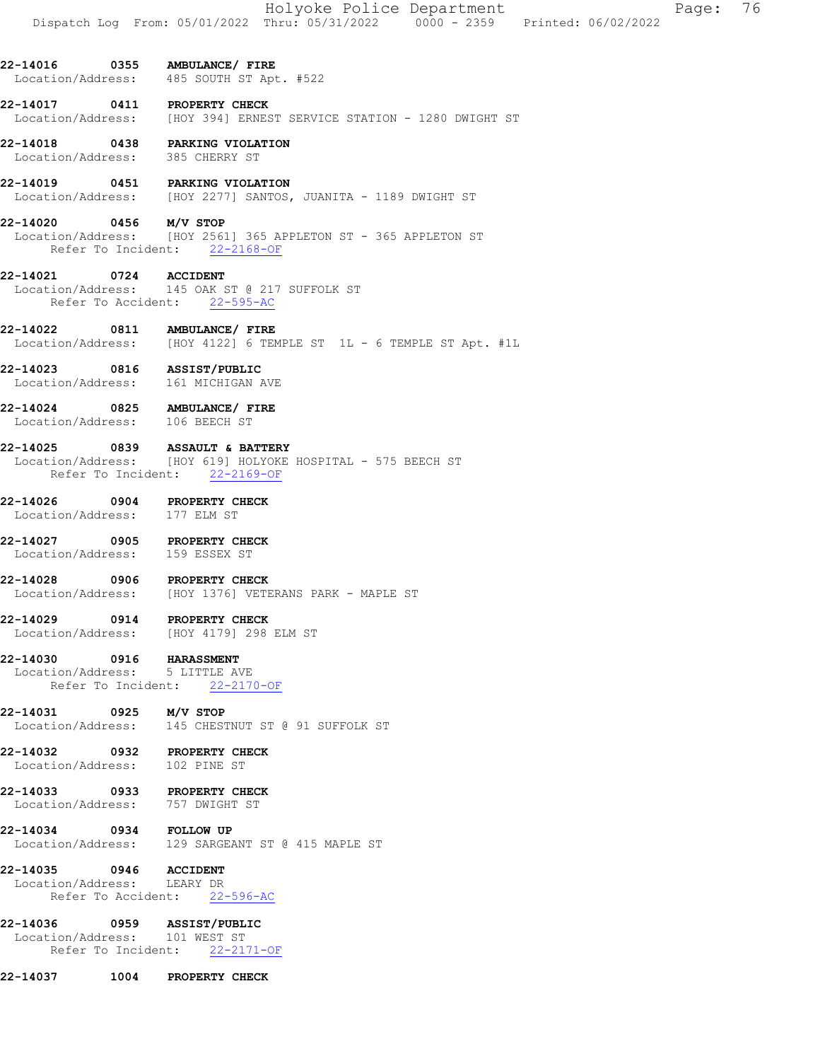**22-14016 0355 AMBULANCE/ FIRE**
Location/Address: 485 SOUTH ST Apt. #522

**22-14017 0411 PROPERTY CHECK**
Location/Address: [HOY 394] ERNEST SERVICE STATION - 1280 DWIGHT ST

**22-14018 0438 PARKING VIOLATION**
Location/Address: 385 CHERRY ST

**22-14019 0451 PARKING VIOLATION**
Location/Address: [HOY 2277] SANTOS, JUANITA - 1189 DWIGHT ST

**22-14020 0456 M/V STOP**
Location/Address: [HOY 2561] 365 APPLETON ST - 365 APPLETON ST
Refer To Incident: 22-2168-OF

**22-14021 0724 ACCIDENT**
Location/Address: 145 OAK ST @ 217 SUFFOLK ST
Refer To Accident: 22-595-AC

**22-14022 0811 AMBULANCE/ FIRE**
Location/Address: [HOY 4122] 6 TEMPLE ST 1L - 6 TEMPLE ST Apt. #1L

**22-14023 0816 ASSIST/PUBLIC**
Location/Address: 161 MICHIGAN AVE

**22-14024 0825 AMBULANCE/ FIRE**
Location/Address: 106 BEECH ST

**22-14025 0839 ASSAULT & BATTERY**
Location/Address: [HOY 619] HOLYOKE HOSPITAL - 575 BEECH ST
Refer To Incident: 22-2169-OF

**22-14026 0904 PROPERTY CHECK**
Location/Address: 177 ELM ST

**22-14027 0905 PROPERTY CHECK**
Location/Address: 159 ESSEX ST

**22-14028 0906 PROPERTY CHECK**
Location/Address: [HOY 1376] VETERANS PARK - MAPLE ST

**22-14029 0914 PROPERTY CHECK**
Location/Address: [HOY 4179] 298 ELM ST

**22-14030 0916 HARASSMENT**
Location/Address: 5 LITTLE AVE
Refer To Incident: 22-2170-OF

**22-14031 0925 M/V STOP**
Location/Address: 145 CHESTNUT ST @ 91 SUFFOLK ST

**22-14032 0932 PROPERTY CHECK**
Location/Address: 102 PINE ST

**22-14033 0933 PROPERTY CHECK**
Location/Address: 757 DWIGHT ST

**22-14034 0934 FOLLOW UP**
Location/Address: 129 SARGEANT ST @ 415 MAPLE ST

**22-14035 0946 ACCIDENT**
Location/Address: LEARY DR
Refer To Accident: 22-596-AC

**22-14036 0959 ASSIST/PUBLIC**
Location/Address: 101 WEST ST
Refer To Incident: 22-2171-OF

**22-14037 1004 PROPERTY CHECK**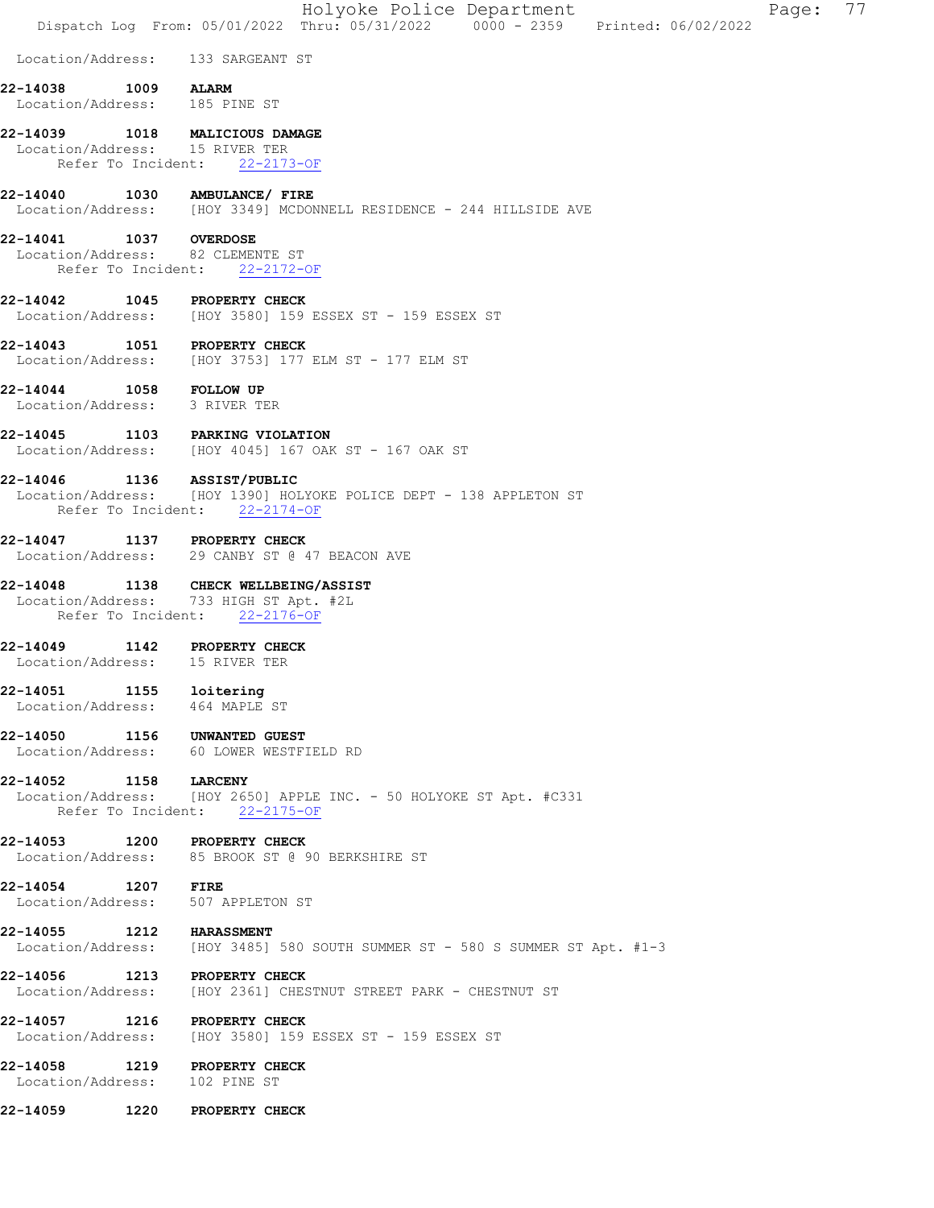Location/Address: 133 SARGEANT ST

**22-14038 1009 ALARM**
Location/Address: 185 PINE ST

**22-14039 1018 MALICIOUS DAMAGE**
Location/Address: 15 RIVER TER
Refer To Incident: 22-2173-OF

**22-14040 1030 AMBULANCE/ FIRE**
Location/Address: [HOY 3349] MCDONNELL RESIDENCE - 244 HILLSIDE AVE

**22-14041 1037 OVERDOSE**
Location/Address: 82 CLEMENTE ST
Refer To Incident: 22-2172-OF

**22-14042 1045 PROPERTY CHECK**
Location/Address: [HOY 3580] 159 ESSEX ST - 159 ESSEX ST

**22-14043 1051 PROPERTY CHECK**
Location/Address: [HOY 3753] 177 ELM ST - 177 ELM ST

**22-14044 1058 FOLLOW UP**
Location/Address: 3 RIVER TER

**22-14045 1103 PARKING VIOLATION**
Location/Address: [HOY 4045] 167 OAK ST - 167 OAK ST

**22-14046 1136 ASSIST/PUBLIC**
Location/Address: [HOY 1390] HOLYOKE POLICE DEPT - 138 APPLETON ST
Refer To Incident: 22-2174-OF

**22-14047 1137 PROPERTY CHECK**
Location/Address: 29 CANBY ST @ 47 BEACON AVE

**22-14048 1138 CHECK WELLBEING/ASSIST**
Location/Address: 733 HIGH ST Apt. #2L
Refer To Incident: 22-2176-OF

**22-14049 1142 PROPERTY CHECK**
Location/Address: 15 RIVER TER

**22-14051 1155 loitering**
Location/Address: 464 MAPLE ST

**22-14050 1156 UNWANTED GUEST**
Location/Address: 60 LOWER WESTFIELD RD

**22-14052 1158 LARCENY**
Location/Address: [HOY 2650] APPLE INC. - 50 HOLYOKE ST Apt. #C331
Refer To Incident: 22-2175-OF

**22-14053 1200 PROPERTY CHECK**
Location/Address: 85 BROOK ST @ 90 BERKSHIRE ST

**22-14054 1207 FIRE**
Location/Address: 507 APPLETON ST

**22-14055 1212 HARASSMENT**
Location/Address: [HOY 3485] 580 SOUTH SUMMER ST - 580 S SUMMER ST Apt. #1-3

**22-14056 1213 PROPERTY CHECK**
Location/Address: [HOY 2361] CHESTNUT STREET PARK - CHESTNUT ST

**22-14057 1216 PROPERTY CHECK**
Location/Address: [HOY 3580] 159 ESSEX ST - 159 ESSEX ST

**22-14058 1219 PROPERTY CHECK**
Location/Address: 102 PINE ST

**22-14059 1220 PROPERTY CHECK**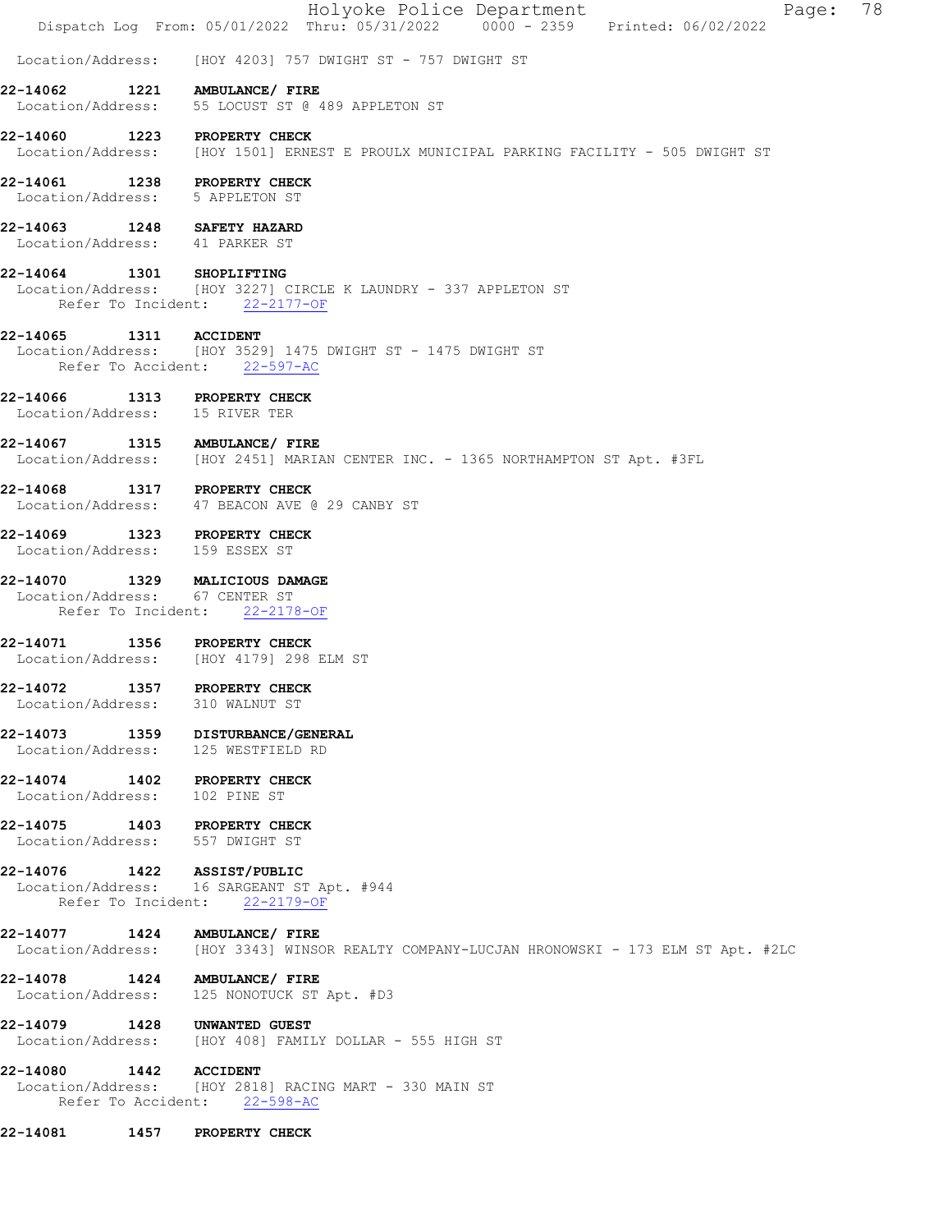Location/Address: [HOY 4203] 757 DWIGHT ST - 757 DWIGHT ST

**22-14062 1221 AMBULANCE/ FIRE**
Location/Address: 55 LOCUST ST @ 489 APPLETON ST

**22-14060 1223 PROPERTY CHECK**
Location/Address: [HOY 1501] ERNEST E PROULX MUNICIPAL PARKING FACILITY - 505 DWIGHT ST

**22-14061 1238 PROPERTY CHECK**
Location/Address: 5 APPLETON ST

**22-14063 1248 SAFETY HAZARD**
Location/Address: 41 PARKER ST

**22-14064 1301 SHOPLIFTING**
Location/Address: [HOY 3227] CIRCLE K LAUNDRY - 337 APPLETON ST
Refer To Incident: 22-2177-OF

**22-14065 1311 ACCIDENT**
Location/Address: [HOY 3529] 1475 DWIGHT ST - 1475 DWIGHT ST
Refer To Accident: 22-597-AC

**22-14066 1313 PROPERTY CHECK**
Location/Address: 15 RIVER TER

**22-14067 1315 AMBULANCE/ FIRE**
Location/Address: [HOY 2451] MARIAN CENTER INC. - 1365 NORTHAMPTON ST Apt. #3FL

**22-14068 1317 PROPERTY CHECK**
Location/Address: 47 BEACON AVE @ 29 CANBY ST

**22-14069 1323 PROPERTY CHECK**
Location/Address: 159 ESSEX ST

**22-14070 1329 MALICIOUS DAMAGE**
Location/Address: 67 CENTER ST
Refer To Incident: 22-2178-OF

**22-14071 1356 PROPERTY CHECK**
Location/Address: [HOY 4179] 298 ELM ST

**22-14072 1357 PROPERTY CHECK**
Location/Address: 310 WALNUT ST

**22-14073 1359 DISTURBANCE/GENERAL**
Location/Address: 125 WESTFIELD RD

**22-14074 1402 PROPERTY CHECK**
Location/Address: 102 PINE ST

**22-14075 1403 PROPERTY CHECK**
Location/Address: 557 DWIGHT ST

**22-14076 1422 ASSIST/PUBLIC**
Location/Address: 16 SARGEANT ST Apt. #944
Refer To Incident: 22-2179-OF

**22-14077 1424 AMBULANCE/ FIRE**
Location/Address: [HOY 3343] WINSOR REALTY COMPANY-LUCJAN HRONOWSKI - 173 ELM ST Apt. #2LC

**22-14078 1424 AMBULANCE/ FIRE**
Location/Address: 125 NONOTUCK ST Apt. #D3

**22-14079 1428 UNWANTED GUEST**
Location/Address: [HOY 408] FAMILY DOLLAR - 555 HIGH ST

**22-14080 1442 ACCIDENT**
Location/Address: [HOY 2818] RACING MART - 330 MAIN ST
Refer To Accident: 22-598-AC

**22-14081 1457 PROPERTY CHECK**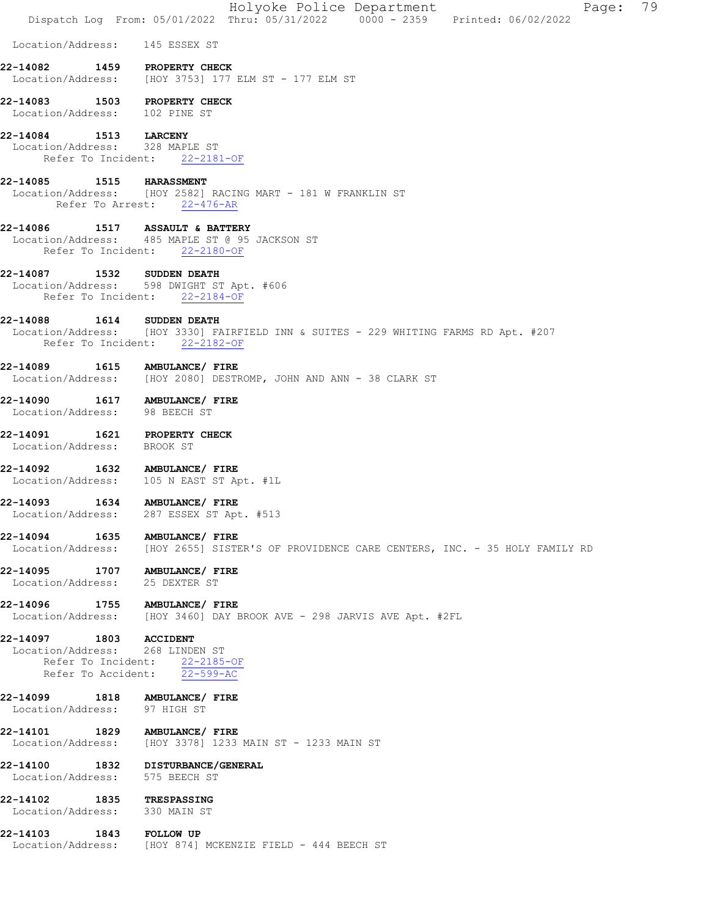Location/Address: 145 ESSEX ST

**22-14082 1459 PROPERTY CHECK**
Location/Address: [HOY 3753] 177 ELM ST - 177 ELM ST

**22-14083 1503 PROPERTY CHECK**
Location/Address: 102 PINE ST

**22-14084 1513 LARCENY**
Location/Address: 328 MAPLE ST
Refer To Incident: 22-2181-OF

**22-14085 1515 HARASSMENT**
Location/Address: [HOY 2582] RACING MART - 181 W FRANKLIN ST
Refer To Arrest: 22-476-AR

**22-14086 1517 ASSAULT & BATTERY**
Location/Address: 485 MAPLE ST @ 95 JACKSON ST
Refer To Incident: 22-2180-OF

**22-14087 1532 SUDDEN DEATH**
Location/Address: 598 DWIGHT ST Apt. #606
Refer To Incident: 22-2184-OF

**22-14088 1614 SUDDEN DEATH**
Location/Address: [HOY 3330] FAIRFIELD INN & SUITES - 229 WHITING FARMS RD Apt. #207
Refer To Incident: 22-2182-OF

**22-14089 1615 AMBULANCE/ FIRE**
Location/Address: [HOY 2080] DESTROMP, JOHN AND ANN - 38 CLARK ST

**22-14090 1617 AMBULANCE/ FIRE**
Location/Address: 98 BEECH ST

**22-14091 1621 PROPERTY CHECK**
Location/Address: BROOK ST

**22-14092 1632 AMBULANCE/ FIRE**
Location/Address: 105 N EAST ST Apt. #1L

**22-14093 1634 AMBULANCE/ FIRE**
Location/Address: 287 ESSEX ST Apt. #513

**22-14094 1635 AMBULANCE/ FIRE**
Location/Address: [HOY 2655] SISTER'S OF PROVIDENCE CARE CENTERS, INC. - 35 HOLY FAMILY RD

**22-14095 1707 AMBULANCE/ FIRE**
Location/Address: 25 DEXTER ST

**22-14096 1755 AMBULANCE/ FIRE**
Location/Address: [HOY 3460] DAY BROOK AVE - 298 JARVIS AVE Apt. #2FL

**22-14097 1803 ACCIDENT**
Location/Address: 268 LINDEN ST
Refer To Incident: 22-2185-OF
Refer To Accident: 22-599-AC

**22-14099 1818 AMBULANCE/ FIRE**
Location/Address: 97 HIGH ST

**22-14101 1829 AMBULANCE/ FIRE**
Location/Address: [HOY 3378] 1233 MAIN ST - 1233 MAIN ST

**22-14100 1832 DISTURBANCE/GENERAL**
Location/Address: 575 BEECH ST

**22-14102 1835 TRESPASSING**
Location/Address: 330 MAIN ST

**22-14103 1843 FOLLOW UP**
Location/Address: [HOY 874] MCKENZIE FIELD - 444 BEECH ST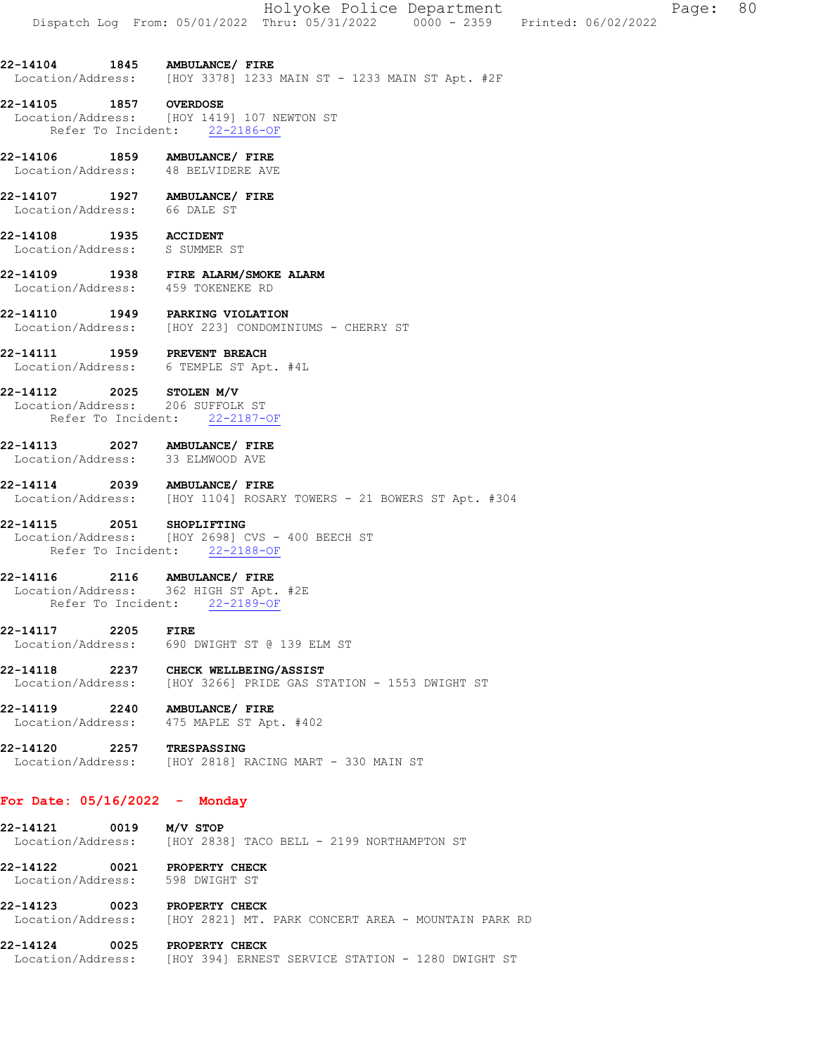**22-14104 1845 AMBULANCE/ FIRE**
Location/Address: [HOY 3378] 1233 MAIN ST - 1233 MAIN ST Apt. #2F

**22-14105 1857 OVERDOSE**
Location/Address: [HOY 1419] 107 NEWTON ST
Refer To Incident: 22-2186-OF

**22-14106 1859 AMBULANCE/ FIRE**
Location/Address: 48 BELVIDERE AVE

**22-14107 1927 AMBULANCE/ FIRE**
Location/Address: 66 DALE ST

**22-14108 1935 ACCIDENT**
Location/Address: S SUMMER ST

**22-14109 1938 FIRE ALARM/SMOKE ALARM**
Location/Address: 459 TOKENEKE RD

**22-14110 1949 PARKING VIOLATION**
Location/Address: [HOY 223] CONDOMINIUMS - CHERRY ST

**22-14111 1959 PREVENT BREACH**
Location/Address: 6 TEMPLE ST Apt. #4L

**22-14112 2025 STOLEN M/V**
Location/Address: 206 SUFFOLK ST
Refer To Incident: 22-2187-OF

**22-14113 2027 AMBULANCE/ FIRE**
Location/Address: 33 ELMWOOD AVE

**22-14114 2039 AMBULANCE/ FIRE**
Location/Address: [HOY 1104] ROSARY TOWERS - 21 BOWERS ST Apt. #304

**22-14115 2051 SHOPLIFTING**
Location/Address: [HOY 2698] CVS - 400 BEECH ST
Refer To Incident: 22-2188-OF

**22-14116 2116 AMBULANCE/ FIRE**
Location/Address: 362 HIGH ST Apt. #2E
Refer To Incident: 22-2189-OF

**22-14117 2205 FIRE**
Location/Address: 690 DWIGHT ST @ 139 ELM ST

**22-14118 2237 CHECK WELLBEING/ASSIST**
Location/Address: [HOY 3266] PRIDE GAS STATION - 1553 DWIGHT ST

**22-14119 2240 AMBULANCE/ FIRE**
Location/Address: 475 MAPLE ST Apt. #402

**22-14120 2257 TRESPASSING**
Location/Address: [HOY 2818] RACING MART - 330 MAIN ST

## For Date: 05/16/2022 - Monday

**22-14121 0019 M/V STOP**
Location/Address: [HOY 2838] TACO BELL - 2199 NORTHAMPTON ST

**22-14122 0021 PROPERTY CHECK**
Location/Address: 598 DWIGHT ST

**22-14123 0023 PROPERTY CHECK**
Location/Address: [HOY 2821] MT. PARK CONCERT AREA - MOUNTAIN PARK RD

**22-14124 0025 PROPERTY CHECK**
Location/Address: [HOY 394] ERNEST SERVICE STATION - 1280 DWIGHT ST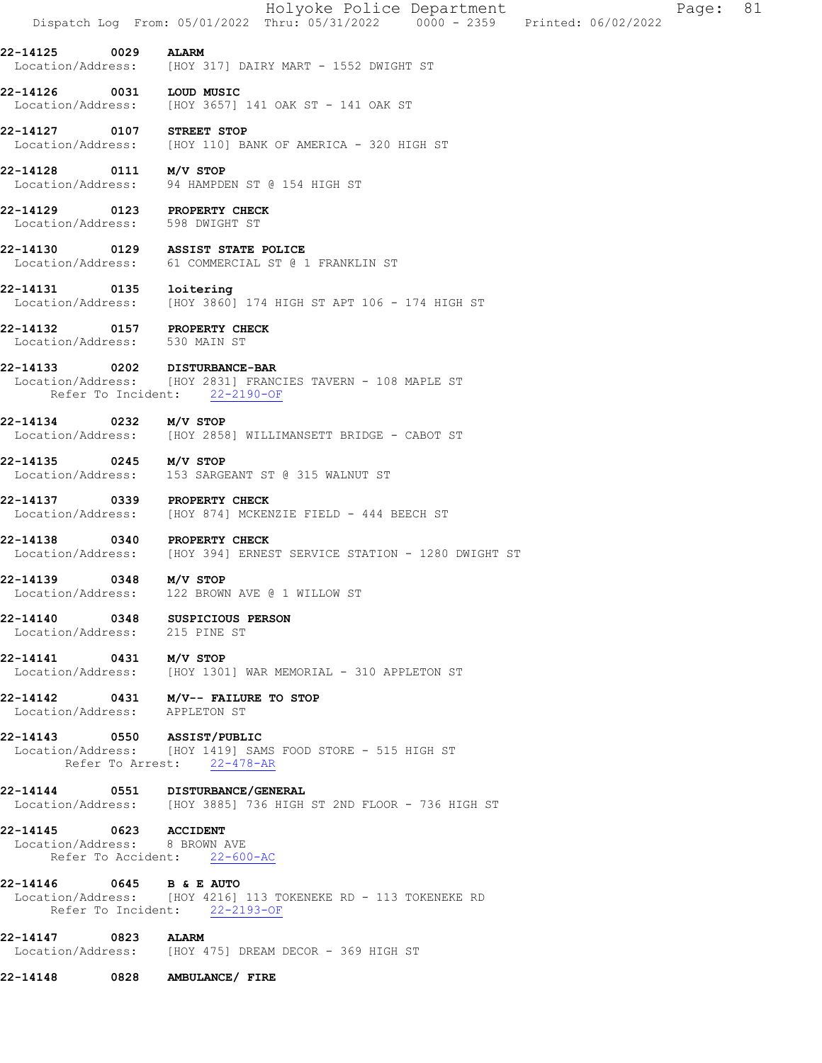**22-14125 0029 ALARM**
Location/Address: [HOY 317] DAIRY MART - 1552 DWIGHT ST

**22-14126 0031 LOUD MUSIC**
Location/Address: [HOY 3657] 141 OAK ST - 141 OAK ST

**22-14127 0107 STREET STOP**
Location/Address: [HOY 110] BANK OF AMERICA - 320 HIGH ST

**22-14128 0111 M/V STOP**
Location/Address: 94 HAMPDEN ST @ 154 HIGH ST

**22-14129 0123 PROPERTY CHECK**
Location/Address: 598 DWIGHT ST

**22-14130 0129 ASSIST STATE POLICE**
Location/Address: 61 COMMERCIAL ST @ 1 FRANKLIN ST

**22-14131 0135 loitering**
Location/Address: [HOY 3860] 174 HIGH ST APT 106 - 174 HIGH ST

**22-14132 0157 PROPERTY CHECK**
Location/Address: 530 MAIN ST

**22-14133 0202 DISTURBANCE-BAR**
Location/Address: [HOY 2831] FRANCIES TAVERN - 108 MAPLE ST
Refer To Incident: 22-2190-OF

**22-14134 0232 M/V STOP**
Location/Address: [HOY 2858] WILLIMANSETT BRIDGE - CABOT ST

**22-14135 0245 M/V STOP**
Location/Address: 153 SARGEANT ST @ 315 WALNUT ST

**22-14137 0339 PROPERTY CHECK**
Location/Address: [HOY 874] MCKENZIE FIELD - 444 BEECH ST

**22-14138 0340 PROPERTY CHECK**
Location/Address: [HOY 394] ERNEST SERVICE STATION - 1280 DWIGHT ST

**22-14139 0348 M/V STOP**
Location/Address: 122 BROWN AVE @ 1 WILLOW ST

**22-14140 0348 SUSPICIOUS PERSON**
Location/Address: 215 PINE ST

**22-14141 0431 M/V STOP**
Location/Address: [HOY 1301] WAR MEMORIAL - 310 APPLETON ST

**22-14142 0431 M/V-- FAILURE TO STOP**
Location/Address: APPLETON ST

**22-14143 0550 ASSIST/PUBLIC**
Location/Address: [HOY 1419] SAMS FOOD STORE - 515 HIGH ST
Refer To Arrest: 22-478-AR

**22-14144 0551 DISTURBANCE/GENERAL**
Location/Address: [HOY 3885] 736 HIGH ST 2ND FLOOR - 736 HIGH ST

**22-14145 0623 ACCIDENT**
Location/Address: 8 BROWN AVE
Refer To Accident: 22-600-AC

**22-14146 0645 B & E AUTO**
Location/Address: [HOY 4216] 113 TOKENEKE RD - 113 TOKENEKE RD
Refer To Incident: 22-2193-OF

**22-14147 0823 ALARM**
Location/Address: [HOY 475] DREAM DECOR - 369 HIGH ST

**22-14148 0828 AMBULANCE/ FIRE**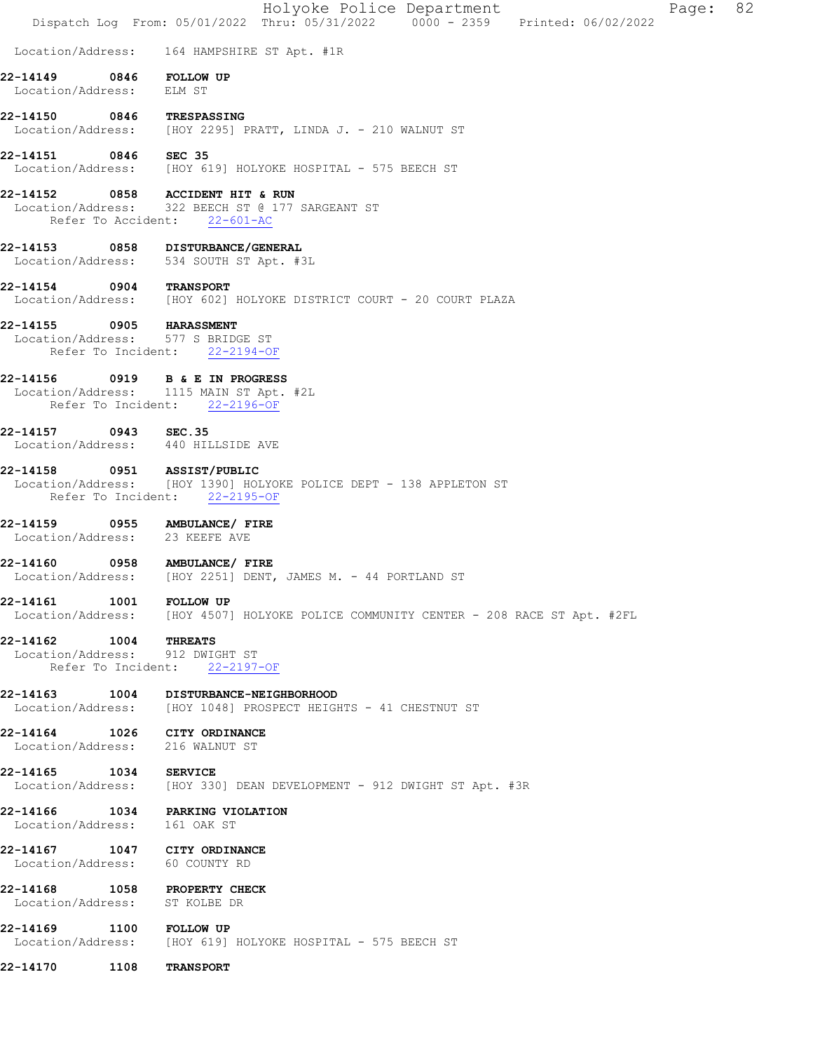Location/Address: 164 HAMPSHIRE ST Apt. #1R

**22-14149 0846 FOLLOW UP**
Location/Address: ELM ST

**22-14150 0846 TRESPASSING**
Location/Address: [HOY 2295] PRATT, LINDA J. - 210 WALNUT ST

**22-14151 0846 SEC 35**
Location/Address: [HOY 619] HOLYOKE HOSPITAL - 575 BEECH ST

**22-14152 0858 ACCIDENT HIT & RUN**
Location/Address: 322 BEECH ST @ 177 SARGEANT ST
Refer To Accident: 22-601-AC

**22-14153 0858 DISTURBANCE/GENERAL**
Location/Address: 534 SOUTH ST Apt. #3L

**22-14154 0904 TRANSPORT**
Location/Address: [HOY 602] HOLYOKE DISTRICT COURT - 20 COURT PLAZA

**22-14155 0905 HARASSMENT**
Location/Address: 577 S BRIDGE ST
Refer To Incident: 22-2194-OF

**22-14156 0919 B & E IN PROGRESS**
Location/Address: 1115 MAIN ST Apt. #2L
Refer To Incident: 22-2196-OF

**22-14157 0943 SEC.35**
Location/Address: 440 HILLSIDE AVE

**22-14158 0951 ASSIST/PUBLIC**
Location/Address: [HOY 1390] HOLYOKE POLICE DEPT - 138 APPLETON ST
Refer To Incident: 22-2195-OF

**22-14159 0955 AMBULANCE/ FIRE**
Location/Address: 23 KEEFE AVE

**22-14160 0958 AMBULANCE/ FIRE**
Location/Address: [HOY 2251] DENT, JAMES M. - 44 PORTLAND ST

**22-14161 1001 FOLLOW UP**
Location/Address: [HOY 4507] HOLYOKE POLICE COMMUNITY CENTER - 208 RACE ST Apt. #2FL

**22-14162 1004 THREATS**
Location/Address: 912 DWIGHT ST
Refer To Incident: 22-2197-OF

**22-14163 1004 DISTURBANCE-NEIGHBORHOOD**
Location/Address: [HOY 1048] PROSPECT HEIGHTS - 41 CHESTNUT ST

**22-14164 1026 CITY ORDINANCE**
Location/Address: 216 WALNUT ST

**22-14165 1034 SERVICE**
Location/Address: [HOY 330] DEAN DEVELOPMENT - 912 DWIGHT ST Apt. #3R

**22-14166 1034 PARKING VIOLATION**
Location/Address: 161 OAK ST

**22-14167 1047 CITY ORDINANCE**
Location/Address: 60 COUNTY RD

**22-14168 1058 PROPERTY CHECK**
Location/Address: ST KOLBE DR

**22-14169 1100 FOLLOW UP**
Location/Address: [HOY 619] HOLYOKE HOSPITAL - 575 BEECH ST

**22-14170 1108 TRANSPORT**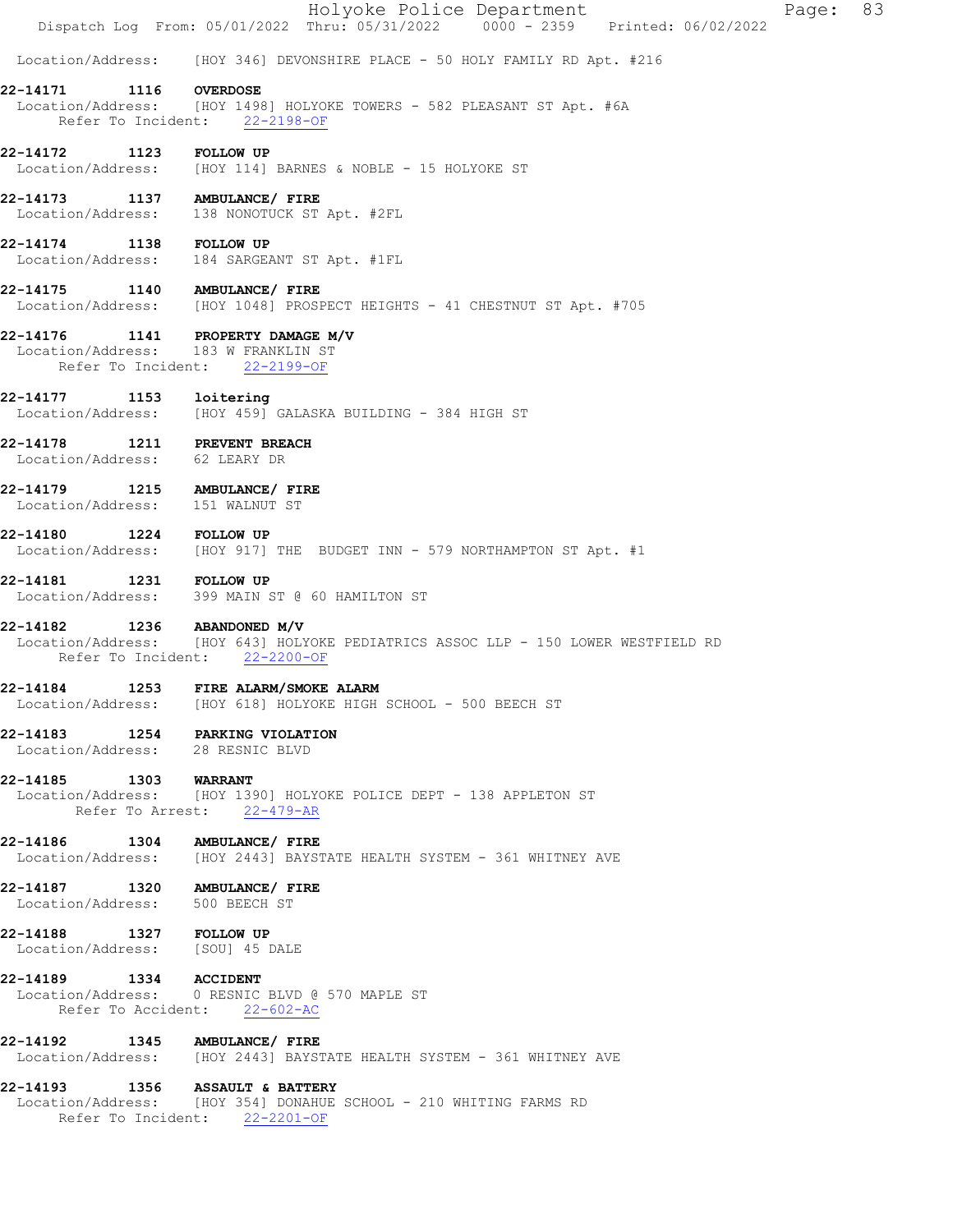Location/Address: [HOY 346] DEVONSHIRE PLACE - 50 HOLY FAMILY RD Apt. #216

**22-14171 1116 OVERDOSE**
Location/Address: [HOY 1498] HOLYOKE TOWERS - 582 PLEASANT ST Apt. #6A
Refer To Incident: 22-2198-OF

**22-14172 1123 FOLLOW UP**
Location/Address: [HOY 114] BARNES & NOBLE - 15 HOLYOKE ST

**22-14173 1137 AMBULANCE/ FIRE**
Location/Address: 138 NONOTUCK ST Apt. #2FL

**22-14174 1138 FOLLOW UP**
Location/Address: 184 SARGEANT ST Apt. #1FL

**22-14175 1140 AMBULANCE/ FIRE**
Location/Address: [HOY 1048] PROSPECT HEIGHTS - 41 CHESTNUT ST Apt. #705

**22-14176 1141 PROPERTY DAMAGE M/V**
Location/Address: 183 W FRANKLIN ST
Refer To Incident: 22-2199-OF

**22-14177 1153 loitering**
Location/Address: [HOY 459] GALASKA BUILDING - 384 HIGH ST

**22-14178 1211 PREVENT BREACH**
Location/Address: 62 LEARY DR

**22-14179 1215 AMBULANCE/ FIRE**
Location/Address: 151 WALNUT ST

**22-14180 1224 FOLLOW UP**
Location/Address: [HOY 917] THE BUDGET INN - 579 NORTHAMPTON ST Apt. #1

**22-14181 1231 FOLLOW UP**
Location/Address: 399 MAIN ST @ 60 HAMILTON ST

**22-14182 1236 ABANDONED M/V**
Location/Address: [HOY 643] HOLYOKE PEDIATRICS ASSOC LLP - 150 LOWER WESTFIELD RD
Refer To Incident: 22-2200-OF

**22-14184 1253 FIRE ALARM/SMOKE ALARM**
Location/Address: [HOY 618] HOLYOKE HIGH SCHOOL - 500 BEECH ST

**22-14183 1254 PARKING VIOLATION**
Location/Address: 28 RESNIC BLVD

**22-14185 1303 WARRANT**
Location/Address: [HOY 1390] HOLYOKE POLICE DEPT - 138 APPLETON ST
Refer To Arrest: 22-479-AR

**22-14186 1304 AMBULANCE/ FIRE**
Location/Address: [HOY 2443] BAYSTATE HEALTH SYSTEM - 361 WHITNEY AVE

**22-14187 1320 AMBULANCE/ FIRE**
Location/Address: 500 BEECH ST

**22-14188 1327 FOLLOW UP**
Location/Address: [SOU] 45 DALE

**22-14189 1334 ACCIDENT**
Location/Address: 0 RESNIC BLVD @ 570 MAPLE ST
Refer To Accident: 22-602-AC

**22-14192 1345 AMBULANCE/ FIRE**
Location/Address: [HOY 2443] BAYSTATE HEALTH SYSTEM - 361 WHITNEY AVE

**22-14193 1356 ASSAULT & BATTERY**
Location/Address: [HOY 354] DONAHUE SCHOOL - 210 WHITING FARMS RD
Refer To Incident: 22-2201-OF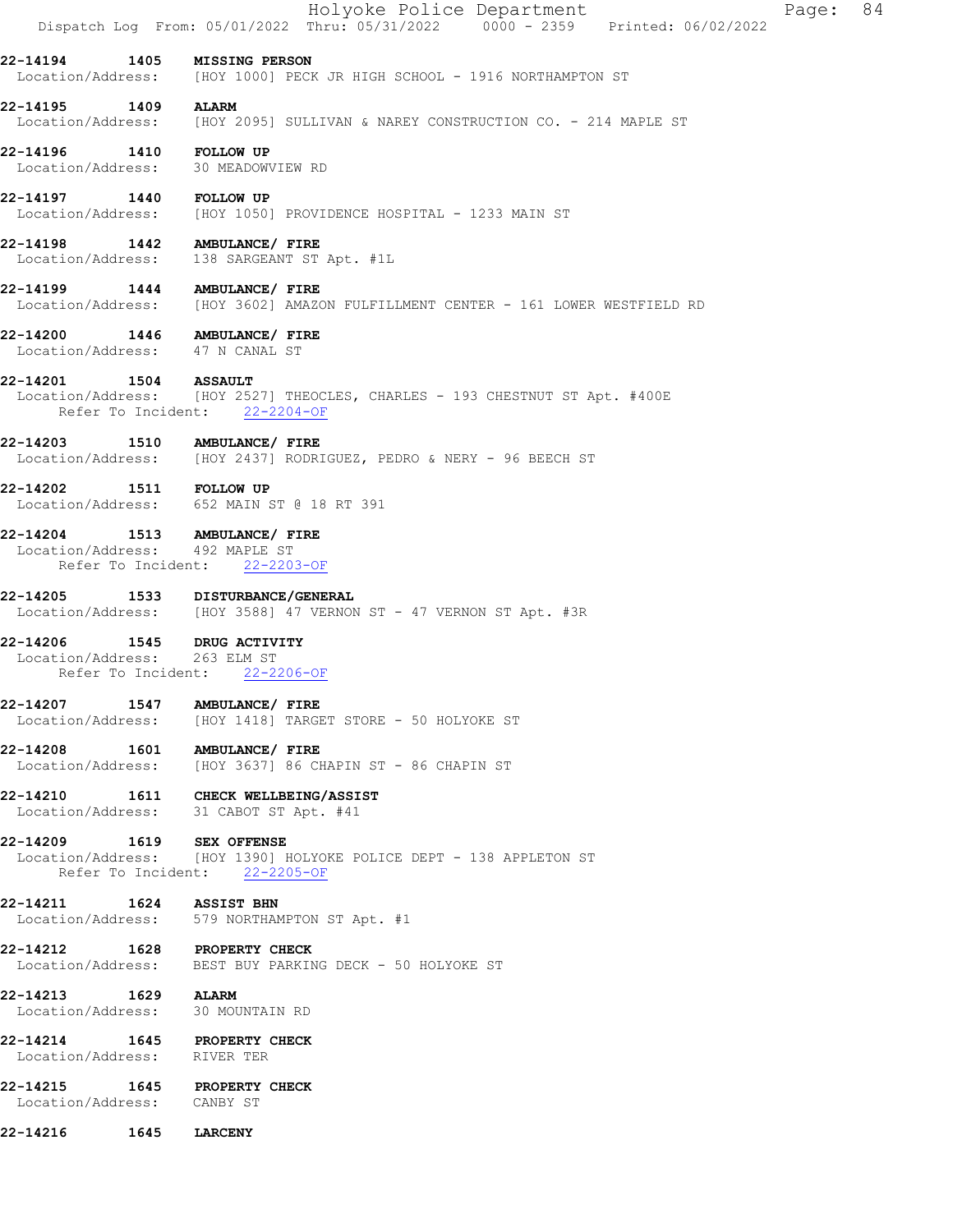**22-14194 1405 MISSING PERSON**
Location/Address: [HOY 1000] PECK JR HIGH SCHOOL - 1916 NORTHAMPTON ST

**22-14195 1409 ALARM**
Location/Address: [HOY 2095] SULLIVAN & NAREY CONSTRUCTION CO. - 214 MAPLE ST

**22-14196 1410 FOLLOW UP**
Location/Address: 30 MEADOWVIEW RD

**22-14197 1440 FOLLOW UP**
Location/Address: [HOY 1050] PROVIDENCE HOSPITAL - 1233 MAIN ST

**22-14198 1442 AMBULANCE/ FIRE**
Location/Address: 138 SARGEANT ST Apt. #1L

**22-14199 1444 AMBULANCE/ FIRE**
Location/Address: [HOY 3602] AMAZON FULFILLMENT CENTER - 161 LOWER WESTFIELD RD

**22-14200 1446 AMBULANCE/ FIRE**
Location/Address: 47 N CANAL ST

**22-14201 1504 ASSAULT**
Location/Address: [HOY 2527] THEOCLES, CHARLES - 193 CHESTNUT ST Apt. #400E
Refer To Incident: 22-2204-OF

**22-14203 1510 AMBULANCE/ FIRE**
Location/Address: [HOY 2437] RODRIGUEZ, PEDRO & NERY - 96 BEECH ST

**22-14202 1511 FOLLOW UP**
Location/Address: 652 MAIN ST @ 18 RT 391

**22-14204 1513 AMBULANCE/ FIRE**
Location/Address: 492 MAPLE ST
Refer To Incident: 22-2203-OF

**22-14205 1533 DISTURBANCE/GENERAL**
Location/Address: [HOY 3588] 47 VERNON ST - 47 VERNON ST Apt. #3R

**22-14206 1545 DRUG ACTIVITY**
Location/Address: 263 ELM ST
Refer To Incident: 22-2206-OF

**22-14207 1547 AMBULANCE/ FIRE**
Location/Address: [HOY 1418] TARGET STORE - 50 HOLYOKE ST

**22-14208 1601 AMBULANCE/ FIRE**
Location/Address: [HOY 3637] 86 CHAPIN ST - 86 CHAPIN ST

**22-14210 1611 CHECK WELLBEING/ASSIST**
Location/Address: 31 CABOT ST Apt. #41

**22-14209 1619 SEX OFFENSE**
Location/Address: [HOY 1390] HOLYOKE POLICE DEPT - 138 APPLETON ST
Refer To Incident: 22-2205-OF

**22-14211 1624 ASSIST BHN**
Location/Address: 579 NORTHAMPTON ST Apt. #1

**22-14212 1628 PROPERTY CHECK**
Location/Address: BEST BUY PARKING DECK - 50 HOLYOKE ST

**22-14213 1629 ALARM**
Location/Address: 30 MOUNTAIN RD

**22-14214 1645 PROPERTY CHECK**
Location/Address: RIVER TER

**22-14215 1645 PROPERTY CHECK**
Location/Address: CANBY ST

**22-14216 1645 LARCENY**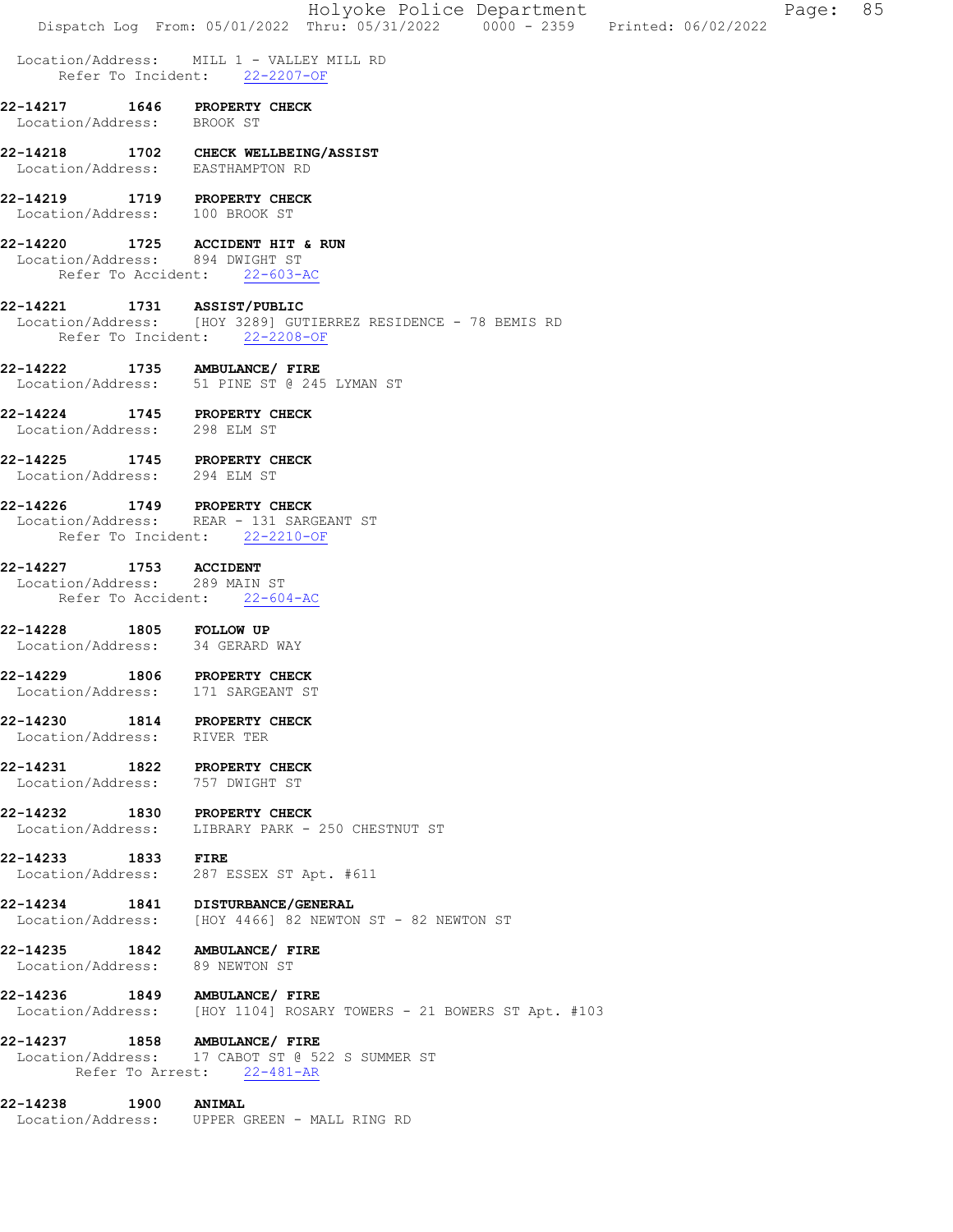Location/Address: MILL 1 - VALLEY MILL RD
Refer To Incident: 22-2207-OF

**22-14217 1646 PROPERTY CHECK**
Location/Address: BROOK ST

**22-14218 1702 CHECK WELLBEING/ASSIST**
Location/Address: EASTHAMPTON RD

**22-14219 1719 PROPERTY CHECK**
Location/Address: 100 BROOK ST

**22-14220 1725 ACCIDENT HIT & RUN**
Location/Address: 894 DWIGHT ST
Refer To Accident: 22-603-AC

**22-14221 1731 ASSIST/PUBLIC**
Location/Address: [HOY 3289] GUTIERREZ RESIDENCE - 78 BEMIS RD
Refer To Incident: 22-2208-OF

**22-14222 1735 AMBULANCE/ FIRE**
Location/Address: 51 PINE ST @ 245 LYMAN ST

**22-14224 1745 PROPERTY CHECK**
Location/Address: 298 ELM ST

**22-14225 1745 PROPERTY CHECK**
Location/Address: 294 ELM ST

**22-14226 1749 PROPERTY CHECK**
Location/Address: REAR - 131 SARGEANT ST
Refer To Incident: 22-2210-OF

**22-14227 1753 ACCIDENT**
Location/Address: 289 MAIN ST
Refer To Accident: 22-604-AC

**22-14228 1805 FOLLOW UP**
Location/Address: 34 GERARD WAY

**22-14229 1806 PROPERTY CHECK**
Location/Address: 171 SARGEANT ST

**22-14230 1814 PROPERTY CHECK**
Location/Address: RIVER TER

**22-14231 1822 PROPERTY CHECK**
Location/Address: 757 DWIGHT ST

**22-14232 1830 PROPERTY CHECK**
Location/Address: LIBRARY PARK - 250 CHESTNUT ST

**22-14233 1833 FIRE**
Location/Address: 287 ESSEX ST Apt. #611

**22-14234 1841 DISTURBANCE/GENERAL**
Location/Address: [HOY 4466] 82 NEWTON ST - 82 NEWTON ST

**22-14235 1842 AMBULANCE/ FIRE**
Location/Address: 89 NEWTON ST

**22-14236 1849 AMBULANCE/ FIRE**
Location/Address: [HOY 1104] ROSARY TOWERS - 21 BOWERS ST Apt. #103

**22-14237 1858 AMBULANCE/ FIRE**
Location/Address: 17 CABOT ST @ 522 S SUMMER ST
Refer To Arrest: 22-481-AR

**22-14238 1900 ANIMAL**
Location/Address: UPPER GREEN - MALL RING RD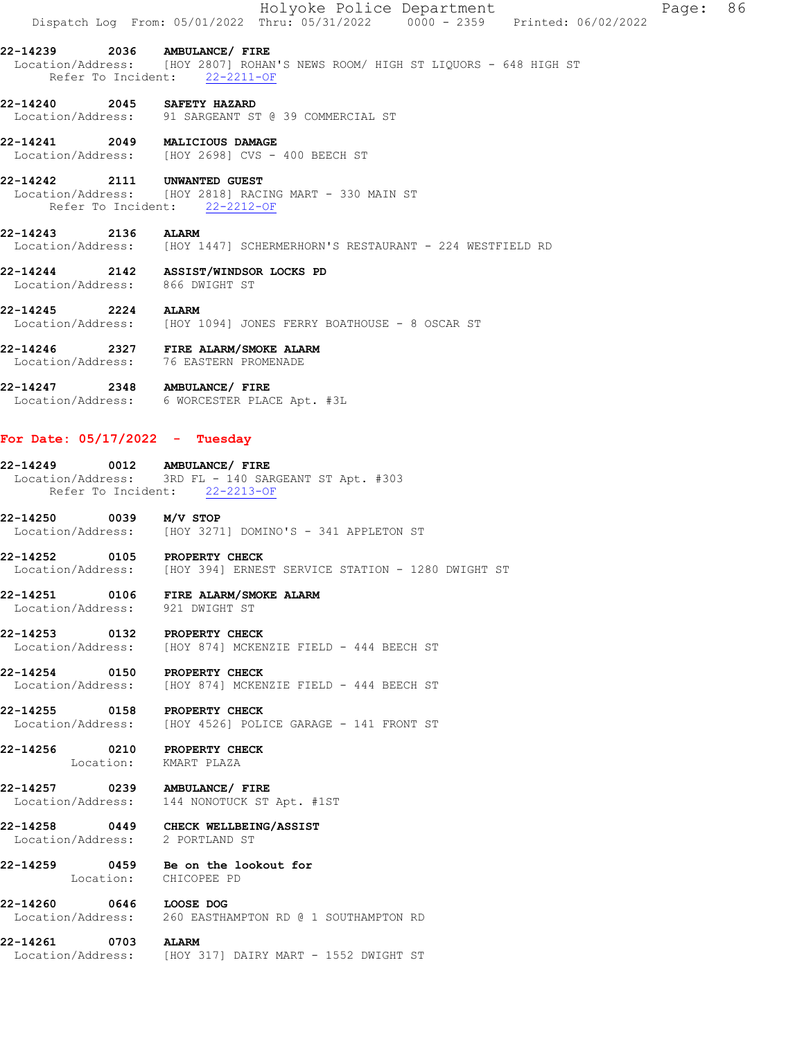22-14239 2036 **AMBULANCE/ FIRE**
Location/Address: [HOY 2807] ROHAN'S NEWS ROOM/ HIGH ST LIQUORS - 648 HIGH ST
Refer To Incident: 22-2211-OF

22-14240 2045 **SAFETY HAZARD**
Location/Address: 91 SARGEANT ST @ 39 COMMERCIAL ST

22-14241 2049 **MALICIOUS DAMAGE**
Location/Address: [HOY 2698] CVS - 400 BEECH ST

22-14242 2111 **UNWANTED GUEST**
Location/Address: [HOY 2818] RACING MART - 330 MAIN ST
Refer To Incident: 22-2212-OF

22-14243 2136 **ALARM**
Location/Address: [HOY 1447] SCHERMERHORN'S RESTAURANT - 224 WESTFIELD RD

22-14244 2142 **ASSIST/WINDSOR LOCKS PD**
Location/Address: 866 DWIGHT ST

22-14245 2224 **ALARM**
Location/Address: [HOY 1094] JONES FERRY BOATHOUSE - 8 OSCAR ST

22-14246 2327 **FIRE ALARM/SMOKE ALARM**
Location/Address: 76 EASTERN PROMENADE

22-14247 2348 **AMBULANCE/ FIRE**
Location/Address: 6 WORCESTER PLACE Apt. #3L

## For Date: 05/17/2022 - Tuesday

22-14249 0012 **AMBULANCE/ FIRE**
Location/Address: 3RD FL - 140 SARGEANT ST Apt. #303
Refer To Incident: 22-2213-OF

22-14250 0039 **M/V STOP**
Location/Address: [HOY 3271] DOMINO'S - 341 APPLETON ST

22-14252 0105 **PROPERTY CHECK**
Location/Address: [HOY 394] ERNEST SERVICE STATION - 1280 DWIGHT ST

22-14251 0106 **FIRE ALARM/SMOKE ALARM**
Location/Address: 921 DWIGHT ST

22-14253 0132 **PROPERTY CHECK**
Location/Address: [HOY 874] MCKENZIE FIELD - 444 BEECH ST

22-14254 0150 **PROPERTY CHECK**
Location/Address: [HOY 874] MCKENZIE FIELD - 444 BEECH ST

22-14255 0158 **PROPERTY CHECK**
Location/Address: [HOY 4526] POLICE GARAGE - 141 FRONT ST

22-14256 0210 **PROPERTY CHECK**
Location: KMART PLAZA

22-14257 0239 **AMBULANCE/ FIRE**
Location/Address: 144 NONOTUCK ST Apt. #1ST

22-14258 0449 **CHECK WELLBEING/ASSIST**
Location/Address: 2 PORTLAND ST

22-14259 0459 **Be on the lookout for**
Location: CHICOPEE PD

22-14260 0646 **LOOSE DOG**
Location/Address: 260 EASTHAMPTON RD @ 1 SOUTHAMPTON RD

22-14261 0703 **ALARM**
Location/Address: [HOY 317] DAIRY MART - 1552 DWIGHT ST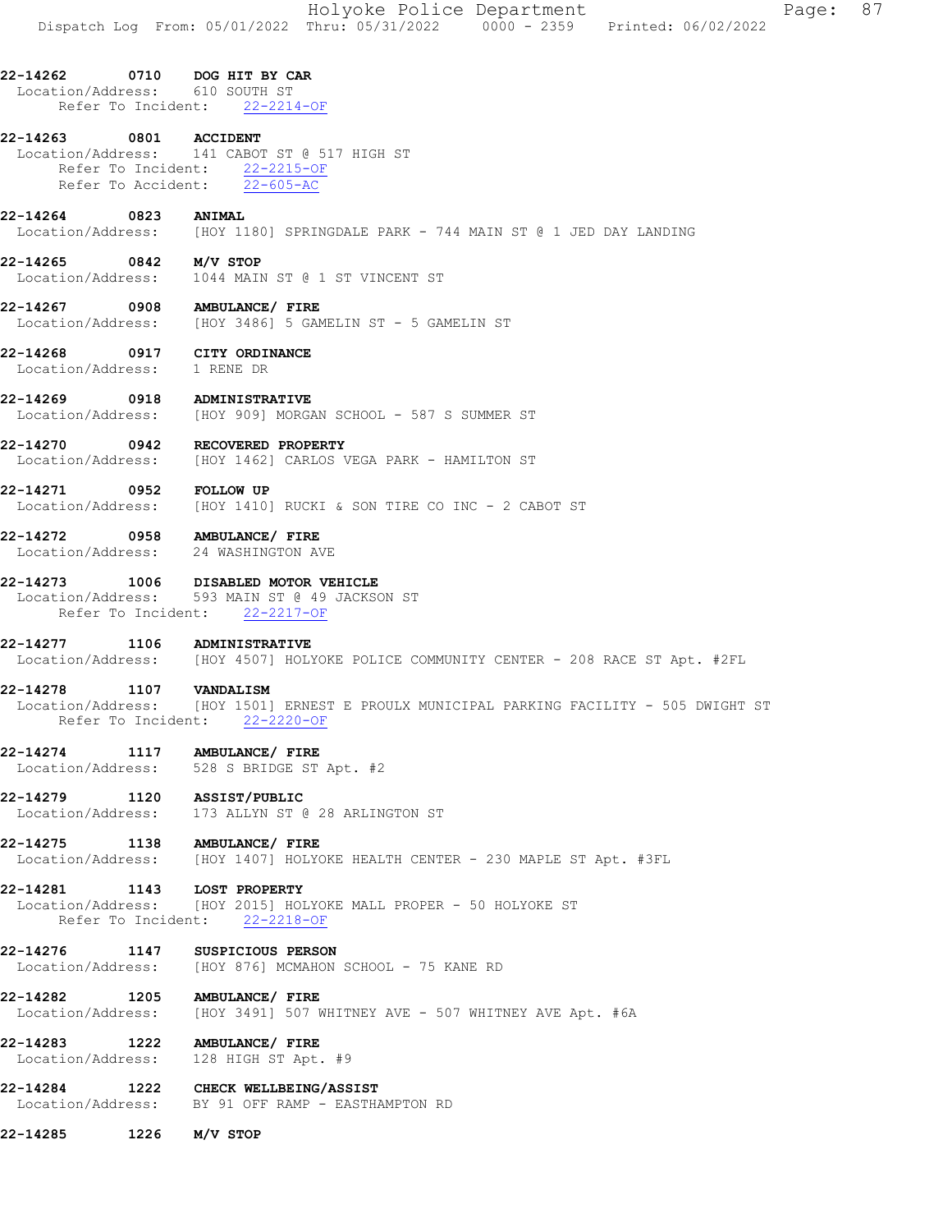**22-14262 0710 DOG HIT BY CAR**
Location/Address: 610 SOUTH ST
Refer To Incident: 22-2214-OF

**22-14263 0801 ACCIDENT**
Location/Address: 141 CABOT ST @ 517 HIGH ST
Refer To Incident: 22-2215-OF
Refer To Accident: 22-605-AC

**22-14264 0823 ANIMAL**
Location/Address: [HOY 1180] SPRINGDALE PARK - 744 MAIN ST @ 1 JED DAY LANDING

**22-14265 0842 M/V STOP**
Location/Address: 1044 MAIN ST @ 1 ST VINCENT ST

**22-14267 0908 AMBULANCE/ FIRE**
Location/Address: [HOY 3486] 5 GAMELIN ST - 5 GAMELIN ST

**22-14268 0917 CITY ORDINANCE**
Location/Address: 1 RENE DR

**22-14269 0918 ADMINISTRATIVE**
Location/Address: [HOY 909] MORGAN SCHOOL - 587 S SUMMER ST

**22-14270 0942 RECOVERED PROPERTY**
Location/Address: [HOY 1462] CARLOS VEGA PARK - HAMILTON ST

**22-14271 0952 FOLLOW UP**
Location/Address: [HOY 1410] RUCKI & SON TIRE CO INC - 2 CABOT ST

**22-14272 0958 AMBULANCE/ FIRE**
Location/Address: 24 WASHINGTON AVE

**22-14273 1006 DISABLED MOTOR VEHICLE**
Location/Address: 593 MAIN ST @ 49 JACKSON ST
Refer To Incident: 22-2217-OF

**22-14277 1106 ADMINISTRATIVE**
Location/Address: [HOY 4507] HOLYOKE POLICE COMMUNITY CENTER - 208 RACE ST Apt. #2FL

**22-14278 1107 VANDALISM**
Location/Address: [HOY 1501] ERNEST E PROULX MUNICIPAL PARKING FACILITY - 505 DWIGHT ST
Refer To Incident: 22-2220-OF

**22-14274 1117 AMBULANCE/ FIRE**
Location/Address: 528 S BRIDGE ST Apt. #2

**22-14279 1120 ASSIST/PUBLIC**
Location/Address: 173 ALLYN ST @ 28 ARLINGTON ST

**22-14275 1138 AMBULANCE/ FIRE**
Location/Address: [HOY 1407] HOLYOKE HEALTH CENTER - 230 MAPLE ST Apt. #3FL

**22-14281 1143 LOST PROPERTY**
Location/Address: [HOY 2015] HOLYOKE MALL PROPER - 50 HOLYOKE ST
Refer To Incident: 22-2218-OF

**22-14276 1147 SUSPICIOUS PERSON**
Location/Address: [HOY 876] MCMAHON SCHOOL - 75 KANE RD

**22-14282 1205 AMBULANCE/ FIRE**
Location/Address: [HOY 3491] 507 WHITNEY AVE - 507 WHITNEY AVE Apt. #6A

**22-14283 1222 AMBULANCE/ FIRE**
Location/Address: 128 HIGH ST Apt. #9

**22-14284 1222 CHECK WELLBEING/ASSIST**
Location/Address: BY 91 OFF RAMP - EASTHAMPTON RD

**22-14285 1226 M/V STOP**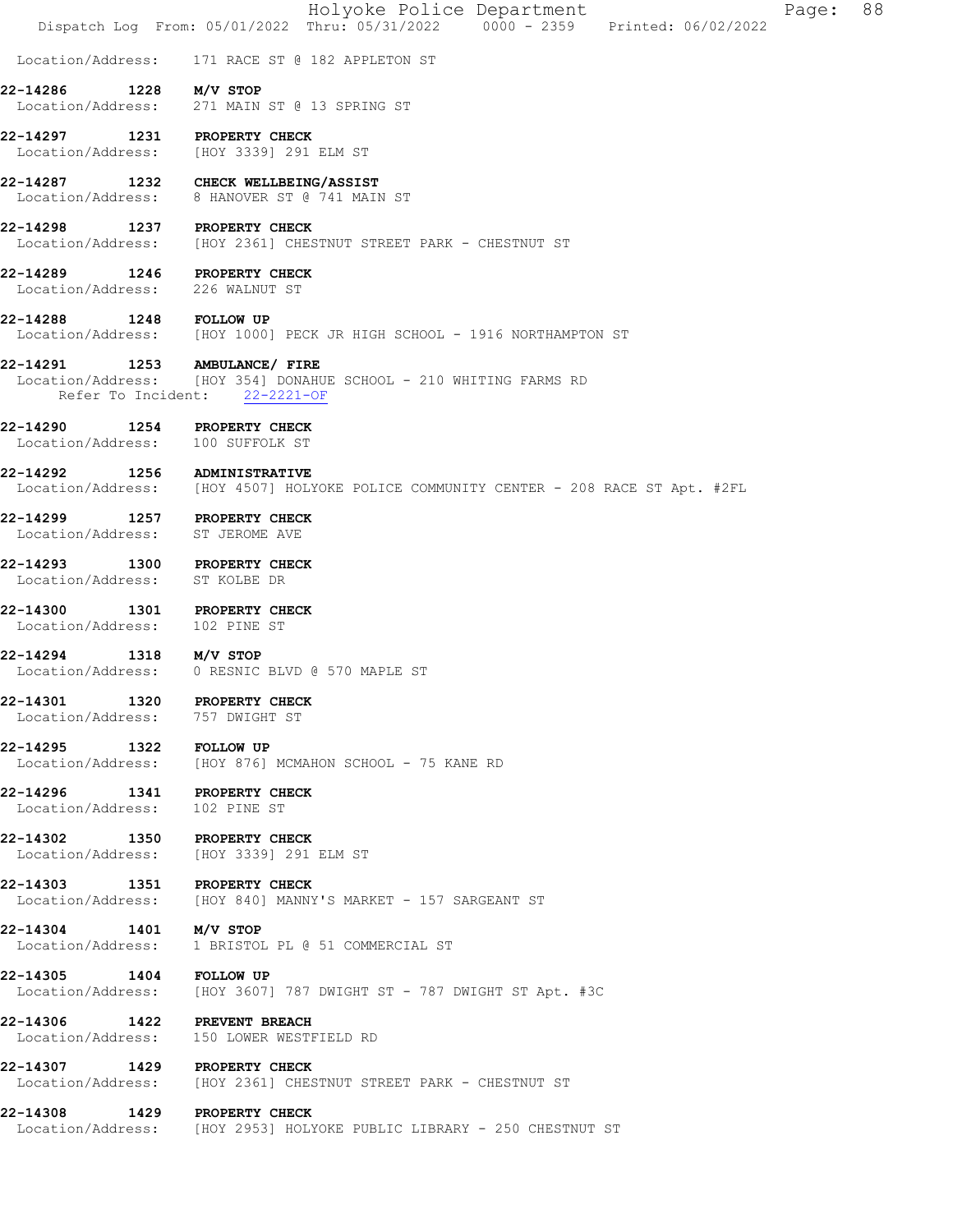Location/Address: 171 RACE ST @ 182 APPLETON ST

**22-14286 1228 M/V STOP**
Location/Address: 271 MAIN ST @ 13 SPRING ST

**22-14297 1231 PROPERTY CHECK**
Location/Address: [HOY 3339] 291 ELM ST

**22-14287 1232 CHECK WELLBEING/ASSIST**
Location/Address: 8 HANOVER ST @ 741 MAIN ST

**22-14298 1237 PROPERTY CHECK**
Location/Address: [HOY 2361] CHESTNUT STREET PARK - CHESTNUT ST

**22-14289 1246 PROPERTY CHECK**
Location/Address: 226 WALNUT ST

**22-14288 1248 FOLLOW UP**
Location/Address: [HOY 1000] PECK JR HIGH SCHOOL - 1916 NORTHAMPTON ST

**22-14291 1253 AMBULANCE/ FIRE**
Location/Address: [HOY 354] DONAHUE SCHOOL - 210 WHITING FARMS RD
Refer To Incident: 22-2221-OF

**22-14290 1254 PROPERTY CHECK**
Location/Address: 100 SUFFOLK ST

**22-14292 1256 ADMINISTRATIVE**
Location/Address: [HOY 4507] HOLYOKE POLICE COMMUNITY CENTER - 208 RACE ST Apt. #2FL

**22-14299 1257 PROPERTY CHECK**
Location/Address: ST JEROME AVE

**22-14293 1300 PROPERTY CHECK**
Location/Address: ST KOLBE DR

**22-14300 1301 PROPERTY CHECK**
Location/Address: 102 PINE ST

**22-14294 1318 M/V STOP**
Location/Address: 0 RESNIC BLVD @ 570 MAPLE ST

**22-14301 1320 PROPERTY CHECK**
Location/Address: 757 DWIGHT ST

**22-14295 1322 FOLLOW UP**
Location/Address: [HOY 876] MCMAHON SCHOOL - 75 KANE RD

**22-14296 1341 PROPERTY CHECK**
Location/Address: 102 PINE ST

**22-14302 1350 PROPERTY CHECK**
Location/Address: [HOY 3339] 291 ELM ST

**22-14303 1351 PROPERTY CHECK**
Location/Address: [HOY 840] MANNY'S MARKET - 157 SARGEANT ST

**22-14304 1401 M/V STOP**
Location/Address: 1 BRISTOL PL @ 51 COMMERCIAL ST

**22-14305 1404 FOLLOW UP**
Location/Address: [HOY 3607] 787 DWIGHT ST - 787 DWIGHT ST Apt. #3C

**22-14306 1422 PREVENT BREACH**
Location/Address: 150 LOWER WESTFIELD RD

**22-14307 1429 PROPERTY CHECK**
Location/Address: [HOY 2361] CHESTNUT STREET PARK - CHESTNUT ST

**22-14308 1429 PROPERTY CHECK**
Location/Address: [HOY 2953] HOLYOKE PUBLIC LIBRARY - 250 CHESTNUT ST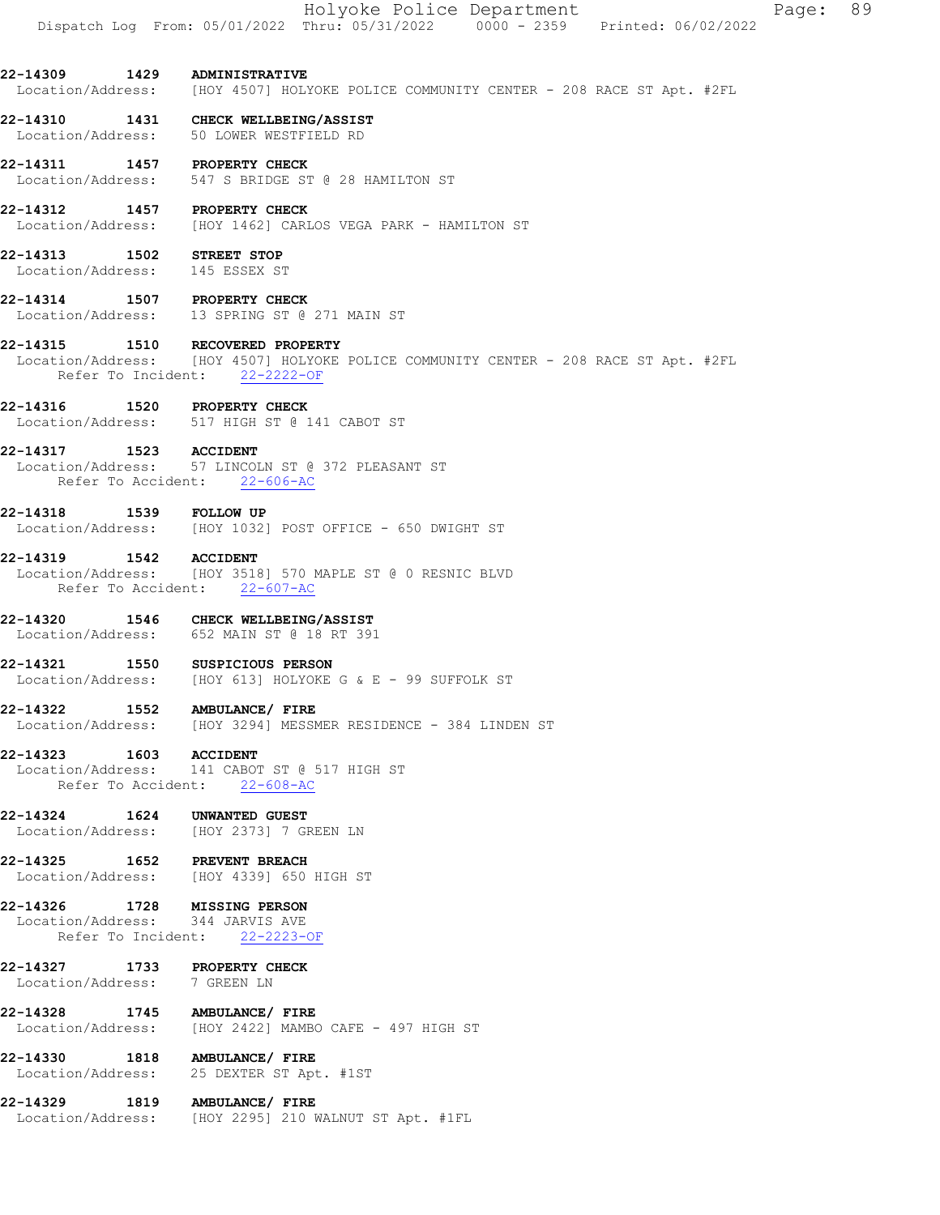**22-14309 1429 ADMINISTRATIVE**
Location/Address: [HOY 4507] HOLYOKE POLICE COMMUNITY CENTER - 208 RACE ST Apt. #2FL

**22-14310 1431 CHECK WELLBEING/ASSIST**
Location/Address: 50 LOWER WESTFIELD RD

**22-14311 1457 PROPERTY CHECK**
Location/Address: 547 S BRIDGE ST @ 28 HAMILTON ST

**22-14312 1457 PROPERTY CHECK**
Location/Address: [HOY 1462] CARLOS VEGA PARK - HAMILTON ST

**22-14313 1502 STREET STOP**
Location/Address: 145 ESSEX ST

**22-14314 1507 PROPERTY CHECK**
Location/Address: 13 SPRING ST @ 271 MAIN ST

**22-14315 1510 RECOVERED PROPERTY**
Location/Address: [HOY 4507] HOLYOKE POLICE COMMUNITY CENTER - 208 RACE ST Apt. #2FL
Refer To Incident: 22-2222-OF

**22-14316 1520 PROPERTY CHECK**
Location/Address: 517 HIGH ST @ 141 CABOT ST

**22-14317 1523 ACCIDENT**
Location/Address: 57 LINCOLN ST @ 372 PLEASANT ST
Refer To Accident: 22-606-AC

**22-14318 1539 FOLLOW UP**
Location/Address: [HOY 1032] POST OFFICE - 650 DWIGHT ST

**22-14319 1542 ACCIDENT**
Location/Address: [HOY 3518] 570 MAPLE ST @ 0 RESNIC BLVD
Refer To Accident: 22-607-AC

**22-14320 1546 CHECK WELLBEING/ASSIST**
Location/Address: 652 MAIN ST @ 18 RT 391

**22-14321 1550 SUSPICIOUS PERSON**
Location/Address: [HOY 613] HOLYOKE G & E - 99 SUFFOLK ST

**22-14322 1552 AMBULANCE/ FIRE**
Location/Address: [HOY 3294] MESSMER RESIDENCE - 384 LINDEN ST

**22-14323 1603 ACCIDENT**
Location/Address: 141 CABOT ST @ 517 HIGH ST
Refer To Accident: 22-608-AC

**22-14324 1624 UNWANTED GUEST**
Location/Address: [HOY 2373] 7 GREEN LN

**22-14325 1652 PREVENT BREACH**
Location/Address: [HOY 4339] 650 HIGH ST

**22-14326 1728 MISSING PERSON**
Location/Address: 344 JARVIS AVE
Refer To Incident: 22-2223-OF

**22-14327 1733 PROPERTY CHECK**
Location/Address: 7 GREEN LN

**22-14328 1745 AMBULANCE/ FIRE**
Location/Address: [HOY 2422] MAMBO CAFE - 497 HIGH ST

**22-14330 1818 AMBULANCE/ FIRE**
Location/Address: 25 DEXTER ST Apt. #1ST

**22-14329 1819 AMBULANCE/ FIRE**
Location/Address: [HOY 2295] 210 WALNUT ST Apt. #1FL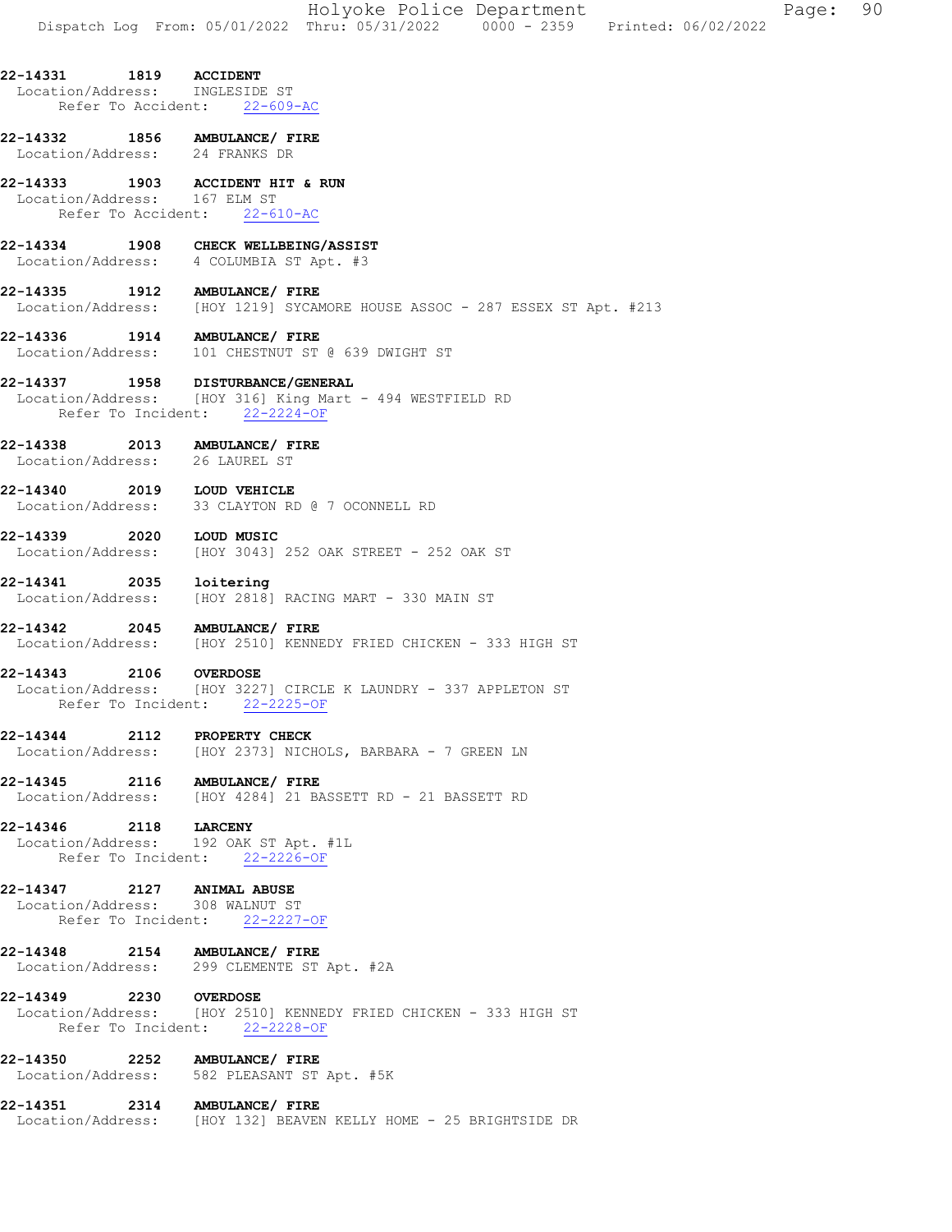**22-14331 1819 ACCIDENT**
Location/Address: INGLESIDE ST
Refer To Accident: 22-609-AC

**22-14332 1856 AMBULANCE/ FIRE**
Location/Address: 24 FRANKS DR

**22-14333 1903 ACCIDENT HIT & RUN**
Location/Address: 167 ELM ST
Refer To Accident: 22-610-AC

**22-14334 1908 CHECK WELLBEING/ASSIST**
Location/Address: 4 COLUMBIA ST Apt. #3

**22-14335 1912 AMBULANCE/ FIRE**
Location/Address: [HOY 1219] SYCAMORE HOUSE ASSOC - 287 ESSEX ST Apt. #213

**22-14336 1914 AMBULANCE/ FIRE**
Location/Address: 101 CHESTNUT ST @ 639 DWIGHT ST

**22-14337 1958 DISTURBANCE/GENERAL**
Location/Address: [HOY 316] King Mart - 494 WESTFIELD RD
Refer To Incident: 22-2224-OF

**22-14338 2013 AMBULANCE/ FIRE**
Location/Address: 26 LAUREL ST

**22-14340 2019 LOUD VEHICLE**
Location/Address: 33 CLAYTON RD @ 7 OCONNELL RD

**22-14339 2020 LOUD MUSIC**
Location/Address: [HOY 3043] 252 OAK STREET - 252 OAK ST

**22-14341 2035 loitering**
Location/Address: [HOY 2818] RACING MART - 330 MAIN ST

**22-14342 2045 AMBULANCE/ FIRE**
Location/Address: [HOY 2510] KENNEDY FRIED CHICKEN - 333 HIGH ST

**22-14343 2106 OVERDOSE**
Location/Address: [HOY 3227] CIRCLE K LAUNDRY - 337 APPLETON ST
Refer To Incident: 22-2225-OF

**22-14344 2112 PROPERTY CHECK**
Location/Address: [HOY 2373] NICHOLS, BARBARA - 7 GREEN LN

**22-14345 2116 AMBULANCE/ FIRE**
Location/Address: [HOY 4284] 21 BASSETT RD - 21 BASSETT RD

**22-14346 2118 LARCENY**
Location/Address: 192 OAK ST Apt. #1L
Refer To Incident: 22-2226-OF

**22-14347 2127 ANIMAL ABUSE**
Location/Address: 308 WALNUT ST
Refer To Incident: 22-2227-OF

**22-14348 2154 AMBULANCE/ FIRE**
Location/Address: 299 CLEMENTE ST Apt. #2A

**22-14349 2230 OVERDOSE**
Location/Address: [HOY 2510] KENNEDY FRIED CHICKEN - 333 HIGH ST
Refer To Incident: 22-2228-OF

**22-14350 2252 AMBULANCE/ FIRE**
Location/Address: 582 PLEASANT ST Apt. #5K

**22-14351 2314 AMBULANCE/ FIRE**
Location/Address: [HOY 132] BEAVEN KELLY HOME - 25 BRIGHTSIDE DR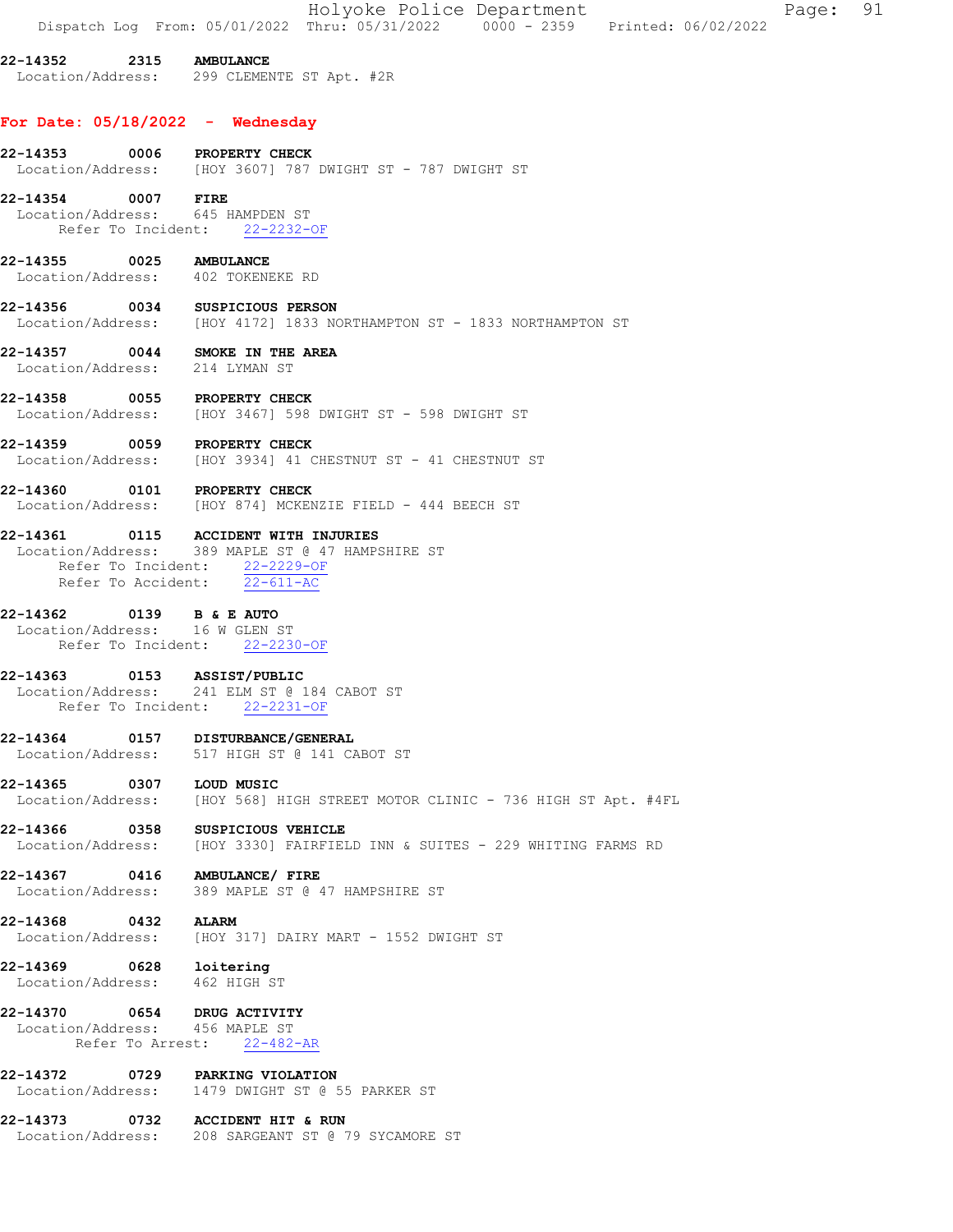22-14352 2315 **AMBULANCE**
Location/Address: 299 CLEMENTE ST Apt. #2R

## For Date: 05/18/2022 - Wednesday

22-14353 0006 **PROPERTY CHECK**
Location/Address: [HOY 3607] 787 DWIGHT ST - 787 DWIGHT ST

22-14354 0007 **FIRE**
Location/Address: 645 HAMPDEN ST
Refer To Incident: 22-2232-OF

22-14355 0025 **AMBULANCE**
Location/Address: 402 TOKENEKE RD

22-14356 0034 **SUSPICIOUS PERSON**
Location/Address: [HOY 4172] 1833 NORTHAMPTON ST - 1833 NORTHAMPTON ST

22-14357 0044 **SMOKE IN THE AREA**
Location/Address: 214 LYMAN ST

22-14358 0055 **PROPERTY CHECK**
Location/Address: [HOY 3467] 598 DWIGHT ST - 598 DWIGHT ST

22-14359 0059 **PROPERTY CHECK**
Location/Address: [HOY 3934] 41 CHESTNUT ST - 41 CHESTNUT ST

22-14360 0101 **PROPERTY CHECK**
Location/Address: [HOY 874] MCKENZIE FIELD - 444 BEECH ST

22-14361 0115 **ACCIDENT WITH INJURIES**
Location/Address: 389 MAPLE ST @ 47 HAMPSHIRE ST
Refer To Incident: 22-2229-OF
Refer To Accident: 22-611-AC

22-14362 0139 **B & E AUTO**
Location/Address: 16 W GLEN ST
Refer To Incident: 22-2230-OF

22-14363 0153 **ASSIST/PUBLIC**
Location/Address: 241 ELM ST @ 184 CABOT ST
Refer To Incident: 22-2231-OF

22-14364 0157 **DISTURBANCE/GENERAL**
Location/Address: 517 HIGH ST @ 141 CABOT ST

22-14365 0307 **LOUD MUSIC**
Location/Address: [HOY 568] HIGH STREET MOTOR CLINIC - 736 HIGH ST Apt. #4FL

22-14366 0358 **SUSPICIOUS VEHICLE**
Location/Address: [HOY 3330] FAIRFIELD INN & SUITES - 229 WHITING FARMS RD

22-14367 0416 **AMBULANCE/ FIRE**
Location/Address: 389 MAPLE ST @ 47 HAMPSHIRE ST

22-14368 0432 **ALARM**
Location/Address: [HOY 317] DAIRY MART - 1552 DWIGHT ST

22-14369 0628 **loitering**
Location/Address: 462 HIGH ST

22-14370 0654 **DRUG ACTIVITY**
Location/Address: 456 MAPLE ST
Refer To Arrest: 22-482-AR

22-14372 0729 **PARKING VIOLATION**
Location/Address: 1479 DWIGHT ST @ 55 PARKER ST

22-14373 0732 **ACCIDENT HIT & RUN**
Location/Address: 208 SARGEANT ST @ 79 SYCAMORE ST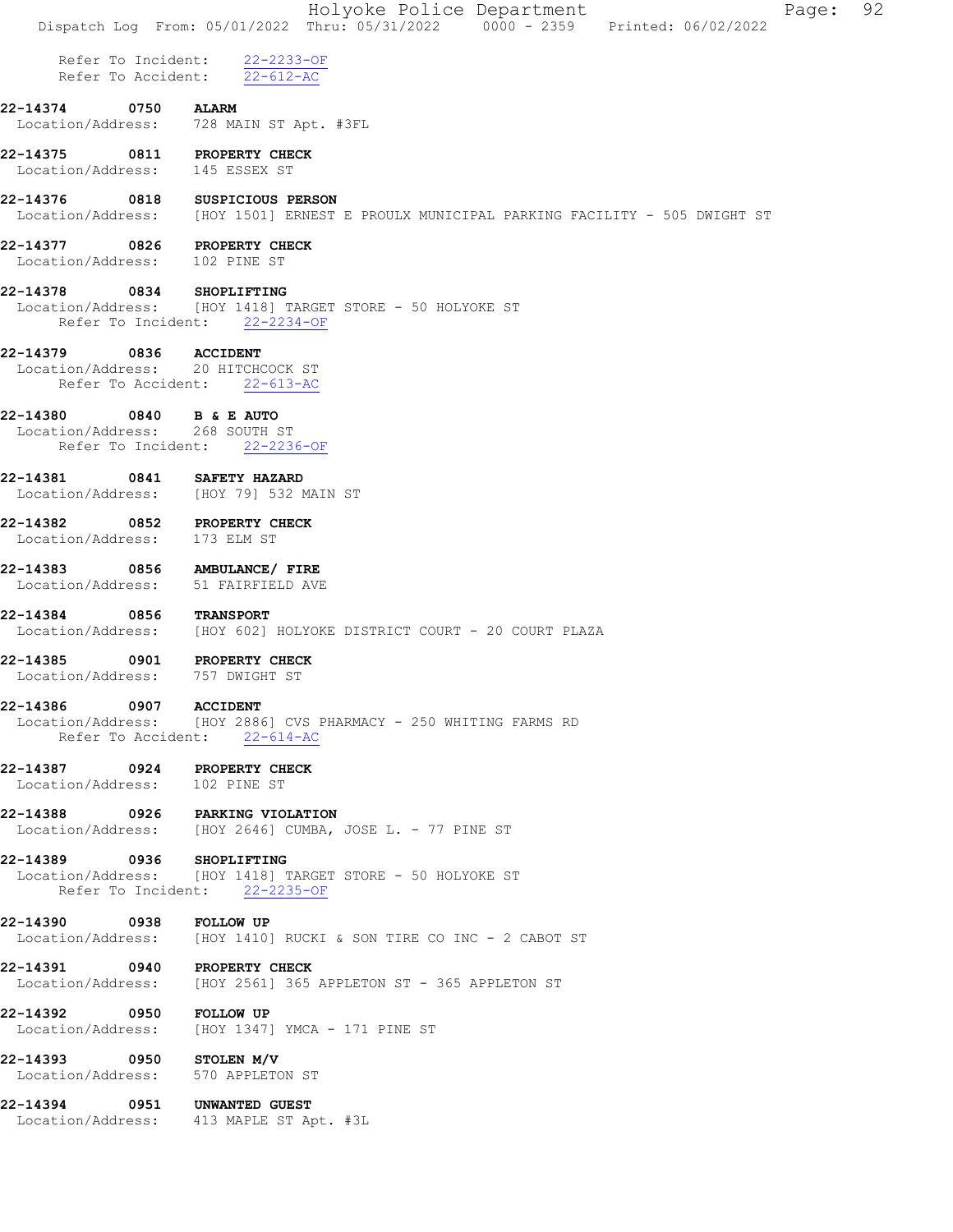Refer To Incident: 22-2233-OF
Refer To Accident: 22-612-AC

**22-14374 0750 ALARM**
Location/Address: 728 MAIN ST Apt. #3FL

**22-14375 0811 PROPERTY CHECK**
Location/Address: 145 ESSEX ST

**22-14376 0818 SUSPICIOUS PERSON**
Location/Address: [HOY 1501] ERNEST E PROULX MUNICIPAL PARKING FACILITY - 505 DWIGHT ST

**22-14377 0826 PROPERTY CHECK**
Location/Address: 102 PINE ST

**22-14378 0834 SHOPLIFTING**
Location/Address: [HOY 1418] TARGET STORE - 50 HOLYOKE ST
Refer To Incident: 22-2234-OF

**22-14379 0836 ACCIDENT**
Location/Address: 20 HITCHCOCK ST
Refer To Accident: 22-613-AC

**22-14380 0840 B & E AUTO**
Location/Address: 268 SOUTH ST
Refer To Incident: 22-2236-OF

**22-14381 0841 SAFETY HAZARD**
Location/Address: [HOY 79] 532 MAIN ST

**22-14382 0852 PROPERTY CHECK**
Location/Address: 173 ELM ST

**22-14383 0856 AMBULANCE/ FIRE**
Location/Address: 51 FAIRFIELD AVE

**22-14384 0856 TRANSPORT**
Location/Address: [HOY 602] HOLYOKE DISTRICT COURT - 20 COURT PLAZA

**22-14385 0901 PROPERTY CHECK**
Location/Address: 757 DWIGHT ST

**22-14386 0907 ACCIDENT**
Location/Address: [HOY 2886] CVS PHARMACY - 250 WHITING FARMS RD
Refer To Accident: 22-614-AC

**22-14387 0924 PROPERTY CHECK**
Location/Address: 102 PINE ST

**22-14388 0926 PARKING VIOLATION**
Location/Address: [HOY 2646] CUMBA, JOSE L. - 77 PINE ST

**22-14389 0936 SHOPLIFTING**
Location/Address: [HOY 1418] TARGET STORE - 50 HOLYOKE ST
Refer To Incident: 22-2235-OF

**22-14390 0938 FOLLOW UP**
Location/Address: [HOY 1410] RUCKI & SON TIRE CO INC - 2 CABOT ST

**22-14391 0940 PROPERTY CHECK**
Location/Address: [HOY 2561] 365 APPLETON ST - 365 APPLETON ST

**22-14392 0950 FOLLOW UP**
Location/Address: [HOY 1347] YMCA - 171 PINE ST

**22-14393 0950 STOLEN M/V**
Location/Address: 570 APPLETON ST

**22-14394 0951 UNWANTED GUEST**
Location/Address: 413 MAPLE ST Apt. #3L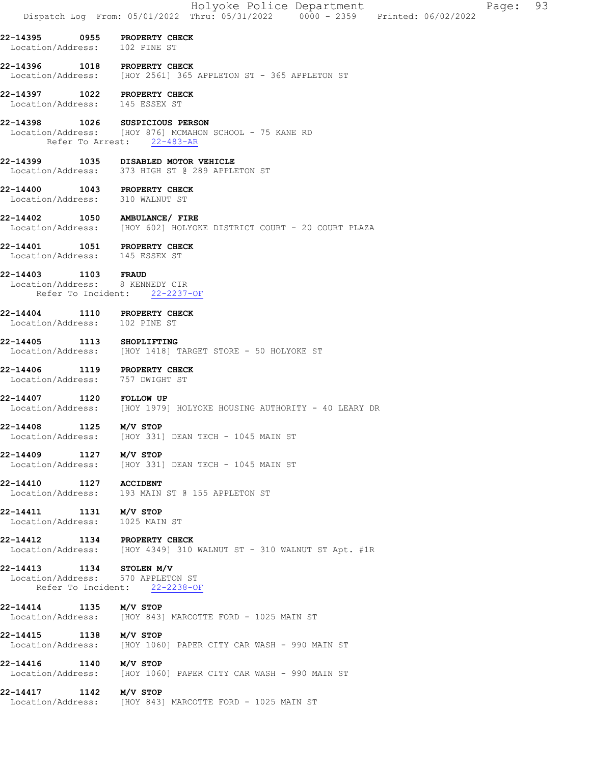**22-14395 0955 PROPERTY CHECK**
Location/Address: 102 PINE ST

**22-14396 1018 PROPERTY CHECK**
Location/Address: [HOY 2561] 365 APPLETON ST - 365 APPLETON ST

**22-14397 1022 PROPERTY CHECK**
Location/Address: 145 ESSEX ST

**22-14398 1026 SUSPICIOUS PERSON**
Location/Address: [HOY 876] MCMAHON SCHOOL - 75 KANE RD
Refer To Arrest: 22-483-AR

**22-14399 1035 DISABLED MOTOR VEHICLE**
Location/Address: 373 HIGH ST @ 289 APPLETON ST

**22-14400 1043 PROPERTY CHECK**
Location/Address: 310 WALNUT ST

**22-14402 1050 AMBULANCE/ FIRE**
Location/Address: [HOY 602] HOLYOKE DISTRICT COURT - 20 COURT PLAZA

**22-14401 1051 PROPERTY CHECK**
Location/Address: 145 ESSEX ST

**22-14403 1103 FRAUD**
Location/Address: 8 KENNEDY CIR
Refer To Incident: 22-2237-OF

**22-14404 1110 PROPERTY CHECK**
Location/Address: 102 PINE ST

**22-14405 1113 SHOPLIFTING**
Location/Address: [HOY 1418] TARGET STORE - 50 HOLYOKE ST

**22-14406 1119 PROPERTY CHECK**
Location/Address: 757 DWIGHT ST

**22-14407 1120 FOLLOW UP**
Location/Address: [HOY 1979] HOLYOKE HOUSING AUTHORITY - 40 LEARY DR

**22-14408 1125 M/V STOP**
Location/Address: [HOY 331] DEAN TECH - 1045 MAIN ST

**22-14409 1127 M/V STOP**
Location/Address: [HOY 331] DEAN TECH - 1045 MAIN ST

**22-14410 1127 ACCIDENT**
Location/Address: 193 MAIN ST @ 155 APPLETON ST

**22-14411 1131 M/V STOP**
Location/Address: 1025 MAIN ST

**22-14412 1134 PROPERTY CHECK**
Location/Address: [HOY 4349] 310 WALNUT ST - 310 WALNUT ST Apt. #1R

**22-14413 1134 STOLEN M/V**
Location/Address: 570 APPLETON ST
Refer To Incident: 22-2238-OF

**22-14414 1135 M/V STOP**
Location/Address: [HOY 843] MARCOTTE FORD - 1025 MAIN ST

**22-14415 1138 M/V STOP**
Location/Address: [HOY 1060] PAPER CITY CAR WASH - 990 MAIN ST

**22-14416 1140 M/V STOP**
Location/Address: [HOY 1060] PAPER CITY CAR WASH - 990 MAIN ST

**22-14417 1142 M/V STOP**
Location/Address: [HOY 843] MARCOTTE FORD - 1025 MAIN ST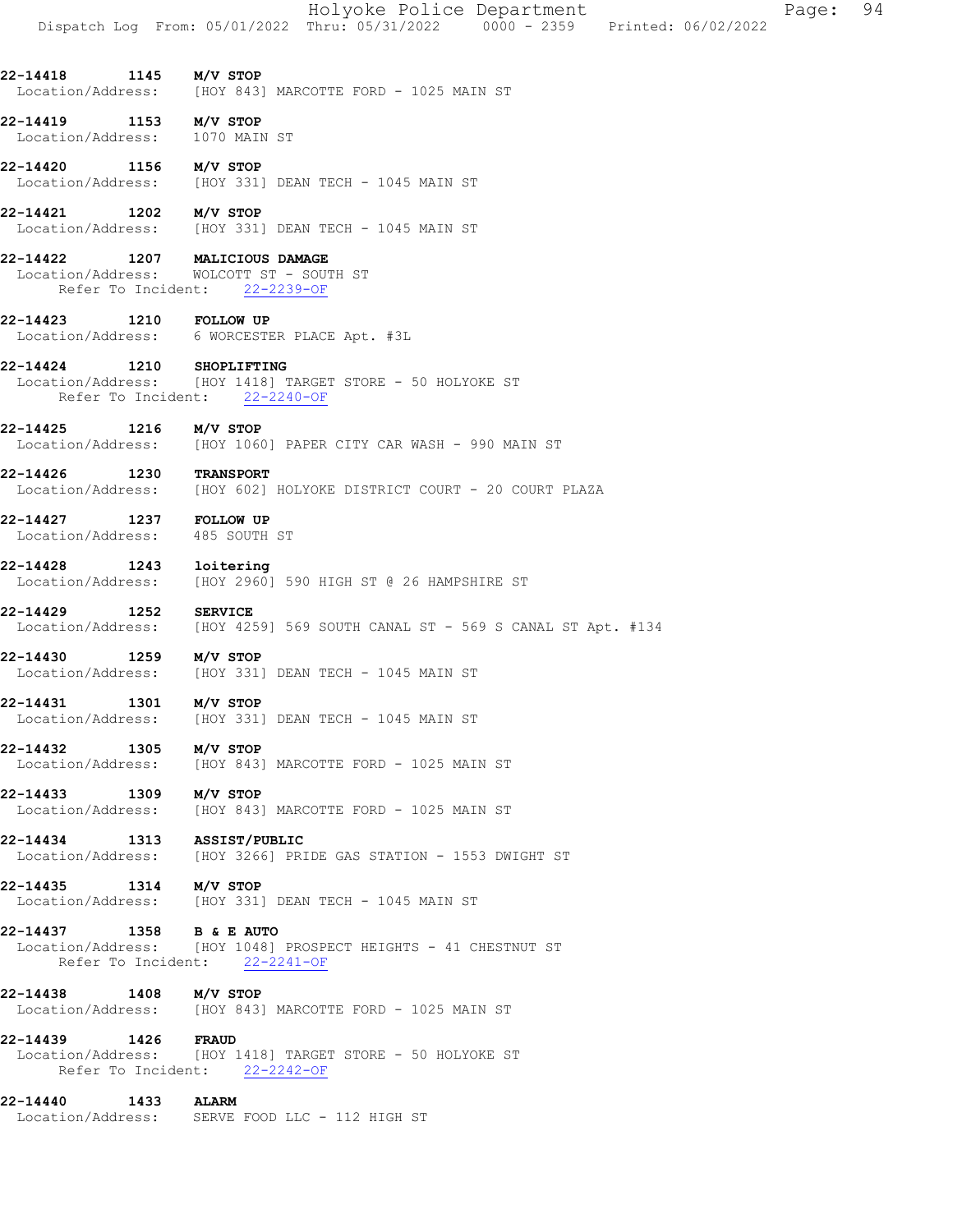**22-14418 1145 M/V STOP**
Location/Address: [HOY 843] MARCOTTE FORD - 1025 MAIN ST

**22-14419 1153 M/V STOP**
Location/Address: 1070 MAIN ST

**22-14420 1156 M/V STOP**
Location/Address: [HOY 331] DEAN TECH - 1045 MAIN ST

**22-14421 1202 M/V STOP**
Location/Address: [HOY 331] DEAN TECH - 1045 MAIN ST

**22-14422 1207 MALICIOUS DAMAGE**
Location/Address: WOLCOTT ST - SOUTH ST
Refer To Incident: 22-2239-OF

**22-14423 1210 FOLLOW UP**
Location/Address: 6 WORCESTER PLACE Apt. #3L

**22-14424 1210 SHOPLIFTING**
Location/Address: [HOY 1418] TARGET STORE - 50 HOLYOKE ST
Refer To Incident: 22-2240-OF

**22-14425 1216 M/V STOP**
Location/Address: [HOY 1060] PAPER CITY CAR WASH - 990 MAIN ST

**22-14426 1230 TRANSPORT**
Location/Address: [HOY 602] HOLYOKE DISTRICT COURT - 20 COURT PLAZA

**22-14427 1237 FOLLOW UP**
Location/Address: 485 SOUTH ST

**22-14428 1243 loitering**
Location/Address: [HOY 2960] 590 HIGH ST @ 26 HAMPSHIRE ST

**22-14429 1252 SERVICE**
Location/Address: [HOY 4259] 569 SOUTH CANAL ST - 569 S CANAL ST Apt. #134

**22-14430 1259 M/V STOP**
Location/Address: [HOY 331] DEAN TECH - 1045 MAIN ST

**22-14431 1301 M/V STOP**
Location/Address: [HOY 331] DEAN TECH - 1045 MAIN ST

**22-14432 1305 M/V STOP**
Location/Address: [HOY 843] MARCOTTE FORD - 1025 MAIN ST

**22-14433 1309 M/V STOP**
Location/Address: [HOY 843] MARCOTTE FORD - 1025 MAIN ST

**22-14434 1313 ASSIST/PUBLIC**
Location/Address: [HOY 3266] PRIDE GAS STATION - 1553 DWIGHT ST

**22-14435 1314 M/V STOP**
Location/Address: [HOY 331] DEAN TECH - 1045 MAIN ST

**22-14437 1358 B & E AUTO**
Location/Address: [HOY 1048] PROSPECT HEIGHTS - 41 CHESTNUT ST
Refer To Incident: 22-2241-OF

**22-14438 1408 M/V STOP**
Location/Address: [HOY 843] MARCOTTE FORD - 1025 MAIN ST

**22-14439 1426 FRAUD**
Location/Address: [HOY 1418] TARGET STORE - 50 HOLYOKE ST
Refer To Incident: 22-2242-OF

**22-14440 1433 ALARM**
Location/Address: SERVE FOOD LLC - 112 HIGH ST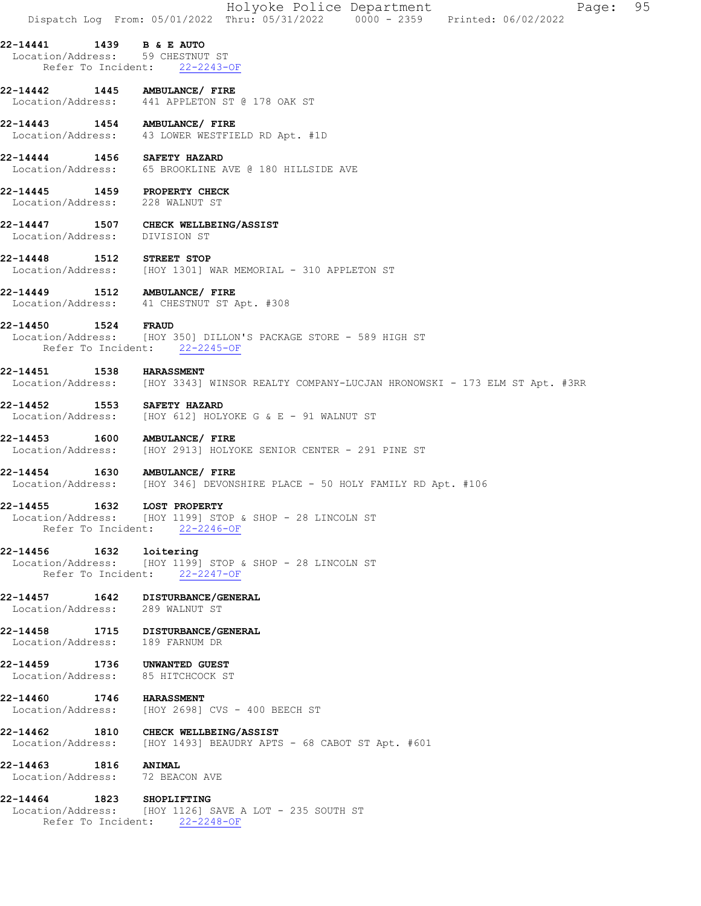22-14441 1439 **B & E AUTO**
Location/Address: 59 CHESTNUT ST
Refer To Incident: 22-2243-OF

22-14442 1445 **AMBULANCE/ FIRE**
Location/Address: 441 APPLETON ST @ 178 OAK ST

22-14443 1454 **AMBULANCE/ FIRE**
Location/Address: 43 LOWER WESTFIELD RD Apt. #1D

22-14444 1456 **SAFETY HAZARD**
Location/Address: 65 BROOKLINE AVE @ 180 HILLSIDE AVE

22-14445 1459 **PROPERTY CHECK**
Location/Address: 228 WALNUT ST

22-14447 1507 **CHECK WELLBEING/ASSIST**
Location/Address: DIVISION ST

22-14448 1512 **STREET STOP**
Location/Address: [HOY 1301] WAR MEMORIAL - 310 APPLETON ST

22-14449 1512 **AMBULANCE/ FIRE**
Location/Address: 41 CHESTNUT ST Apt. #308

22-14450 1524 **FRAUD**
Location/Address: [HOY 350] DILLON'S PACKAGE STORE - 589 HIGH ST
Refer To Incident: 22-2245-OF

22-14451 1538 **HARASSMENT**
Location/Address: [HOY 3343] WINSOR REALTY COMPANY-LUCJAN HRONOWSKI - 173 ELM ST Apt. #3RR

22-14452 1553 **SAFETY HAZARD**
Location/Address: [HOY 612] HOLYOKE G & E - 91 WALNUT ST

22-14453 1600 **AMBULANCE/ FIRE**
Location/Address: [HOY 2913] HOLYOKE SENIOR CENTER - 291 PINE ST

22-14454 1630 **AMBULANCE/ FIRE**
Location/Address: [HOY 346] DEVONSHIRE PLACE - 50 HOLY FAMILY RD Apt. #106

22-14455 1632 **LOST PROPERTY**
Location/Address: [HOY 1199] STOP & SHOP - 28 LINCOLN ST
Refer To Incident: 22-2246-OF

22-14456 1632 **loitering**
Location/Address: [HOY 1199] STOP & SHOP - 28 LINCOLN ST
Refer To Incident: 22-2247-OF

22-14457 1642 **DISTURBANCE/GENERAL**
Location/Address: 289 WALNUT ST

22-14458 1715 **DISTURBANCE/GENERAL**
Location/Address: 189 FARNUM DR

22-14459 1736 **UNWANTED GUEST**
Location/Address: 85 HITCHCOCK ST

22-14460 1746 **HARASSMENT**
Location/Address: [HOY 2698] CVS - 400 BEECH ST

22-14462 1810 **CHECK WELLBEING/ASSIST**
Location/Address: [HOY 1493] BEAUDRY APTS - 68 CABOT ST Apt. #601

22-14463 1816 **ANIMAL**
Location/Address: 72 BEACON AVE

22-14464 1823 **SHOPLIFTING**
Location/Address: [HOY 1126] SAVE A LOT - 235 SOUTH ST
Refer To Incident: 22-2248-OF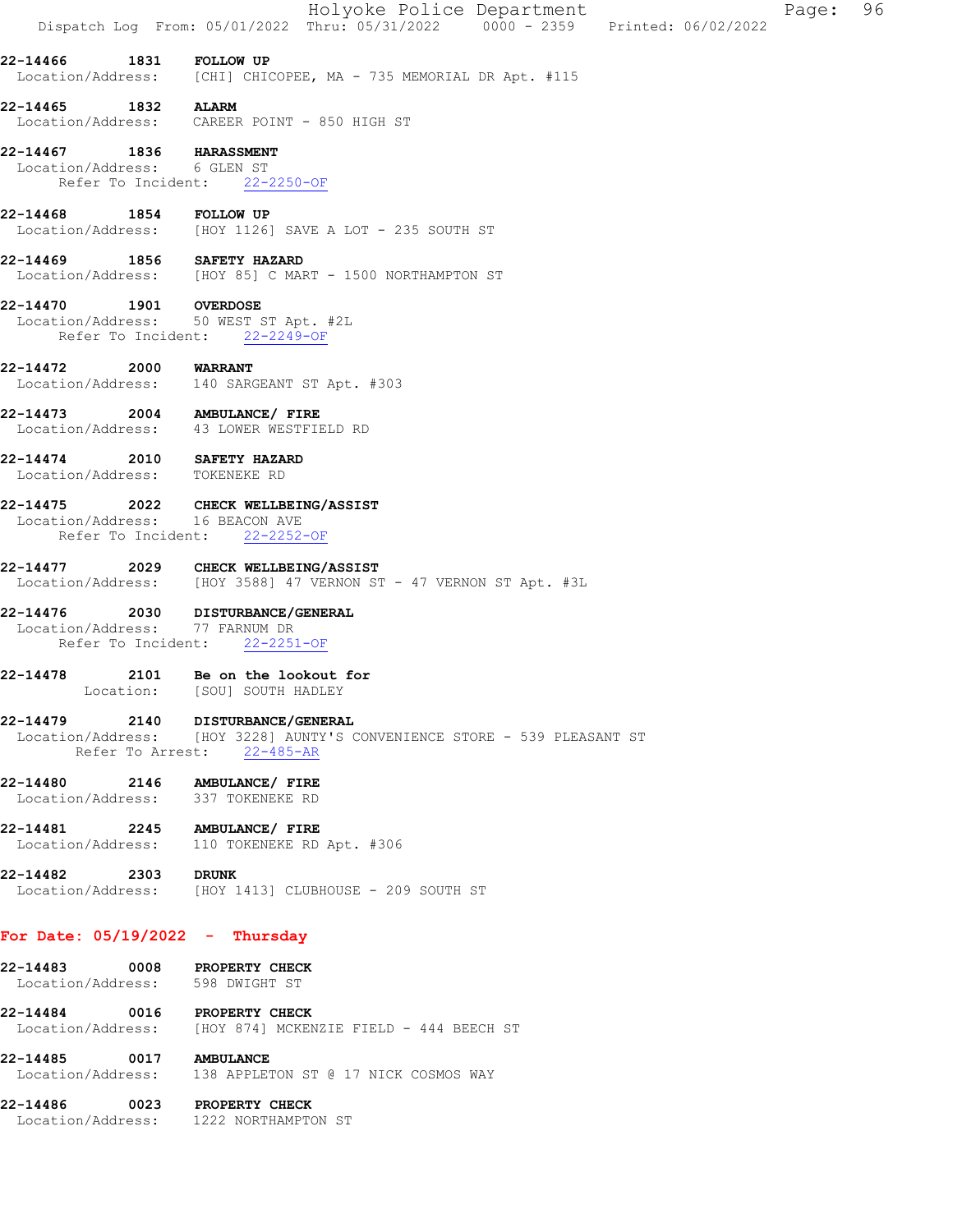22-14466 1831 **FOLLOW UP**
Location/Address: [CHI] CHICOPEE, MA - 735 MEMORIAL DR Apt. #115

22-14465 1832 **ALARM**
Location/Address: CAREER POINT - 850 HIGH ST

22-14467 1836 **HARASSMENT**
Location/Address: 6 GLEN ST
Refer To Incident: 22-2250-OF

22-14468 1854 **FOLLOW UP**
Location/Address: [HOY 1126] SAVE A LOT - 235 SOUTH ST

22-14469 1856 **SAFETY HAZARD**
Location/Address: [HOY 85] C MART - 1500 NORTHAMPTON ST

22-14470 1901 **OVERDOSE**
Location/Address: 50 WEST ST Apt. #2L
Refer To Incident: 22-2249-OF

22-14472 2000 **WARRANT**
Location/Address: 140 SARGEANT ST Apt. #303

22-14473 2004 **AMBULANCE/ FIRE**
Location/Address: 43 LOWER WESTFIELD RD

22-14474 2010 **SAFETY HAZARD**
Location/Address: TOKENEKE RD

22-14475 2022 **CHECK WELLBEING/ASSIST**
Location/Address: 16 BEACON AVE
Refer To Incident: 22-2252-OF

22-14477 2029 **CHECK WELLBEING/ASSIST**
Location/Address: [HOY 3588] 47 VERNON ST - 47 VERNON ST Apt. #3L

22-14476 2030 **DISTURBANCE/GENERAL**
Location/Address: 77 FARNUM DR
Refer To Incident: 22-2251-OF

22-14478 2101 **Be on the lookout for**
Location: [SOU] SOUTH HADLEY

22-14479 2140 **DISTURBANCE/GENERAL**
Location/Address: [HOY 3228] AUNTY'S CONVENIENCE STORE - 539 PLEASANT ST
Refer To Arrest: 22-485-AR

22-14480 2146 **AMBULANCE/ FIRE**
Location/Address: 337 TOKENEKE RD

22-14481 2245 **AMBULANCE/ FIRE**
Location/Address: 110 TOKENEKE RD Apt. #306

22-14482 2303 **DRUNK**
Location/Address: [HOY 1413] CLUBHOUSE - 209 SOUTH ST

## For Date: 05/19/2022 - Thursday

22-14483 0008 **PROPERTY CHECK**
Location/Address: 598 DWIGHT ST

22-14484 0016 **PROPERTY CHECK**
Location/Address: [HOY 874] MCKENZIE FIELD - 444 BEECH ST

22-14485 0017 **AMBULANCE**
Location/Address: 138 APPLETON ST @ 17 NICK COSMOS WAY

22-14486 0023 **PROPERTY CHECK**
Location/Address: 1222 NORTHAMPTON ST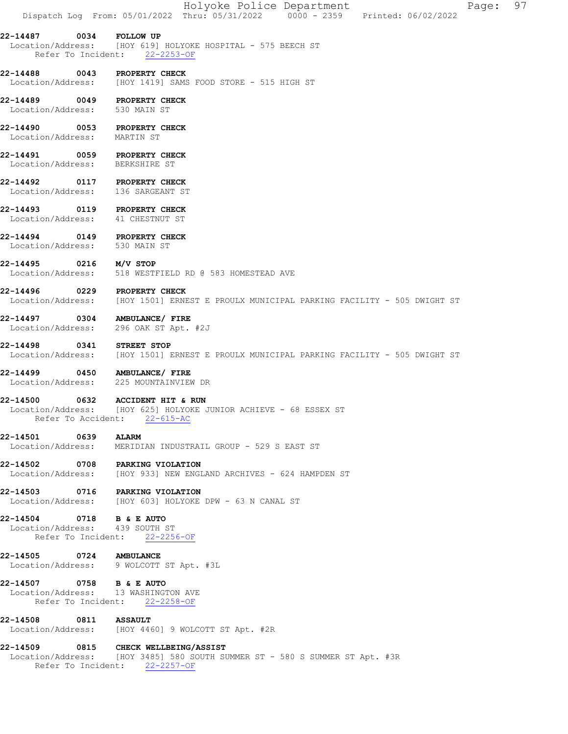**22-14487 0034 FOLLOW UP**
Location/Address: [HOY 619] HOLYOKE HOSPITAL - 575 BEECH ST
Refer To Incident: 22-2253-OF

**22-14488 0043 PROPERTY CHECK**
Location/Address: [HOY 1419] SAMS FOOD STORE - 515 HIGH ST

**22-14489 0049 PROPERTY CHECK**
Location/Address: 530 MAIN ST

**22-14490 0053 PROPERTY CHECK**
Location/Address: MARTIN ST

**22-14491 0059 PROPERTY CHECK**
Location/Address: BERKSHIRE ST

**22-14492 0117 PROPERTY CHECK**
Location/Address: 136 SARGEANT ST

**22-14493 0119 PROPERTY CHECK**
Location/Address: 41 CHESTNUT ST

**22-14494 0149 PROPERTY CHECK**
Location/Address: 530 MAIN ST

**22-14495 0216 M/V STOP**
Location/Address: 518 WESTFIELD RD @ 583 HOMESTEAD AVE

**22-14496 0229 PROPERTY CHECK**
Location/Address: [HOY 1501] ERNEST E PROULX MUNICIPAL PARKING FACILITY - 505 DWIGHT ST

**22-14497 0304 AMBULANCE/ FIRE**
Location/Address: 296 OAK ST Apt. #2J

**22-14498 0341 STREET STOP**
Location/Address: [HOY 1501] ERNEST E PROULX MUNICIPAL PARKING FACILITY - 505 DWIGHT ST

**22-14499 0450 AMBULANCE/ FIRE**
Location/Address: 225 MOUNTAINVIEW DR

**22-14500 0632 ACCIDENT HIT & RUN**
Location/Address: [HOY 625] HOLYOKE JUNIOR ACHIEVE - 68 ESSEX ST
Refer To Accident: 22-615-AC

**22-14501 0639 ALARM**
Location/Address: MERIDIAN INDUSTRAIL GROUP - 529 S EAST ST

**22-14502 0708 PARKING VIOLATION**
Location/Address: [HOY 933] NEW ENGLAND ARCHIVES - 624 HAMPDEN ST

**22-14503 0716 PARKING VIOLATION**
Location/Address: [HOY 603] HOLYOKE DPW - 63 N CANAL ST

**22-14504 0718 B & E AUTO**
Location/Address: 439 SOUTH ST
Refer To Incident: 22-2256-OF

**22-14505 0724 AMBULANCE**
Location/Address: 9 WOLCOTT ST Apt. #3L

**22-14507 0758 B & E AUTO**
Location/Address: 13 WASHINGTON AVE
Refer To Incident: 22-2258-OF

**22-14508 0811 ASSAULT**
Location/Address: [HOY 4460] 9 WOLCOTT ST Apt. #2R

**22-14509 0815 CHECK WELLBEING/ASSIST**
Location/Address: [HOY 3485] 580 SOUTH SUMMER ST - 580 S SUMMER ST Apt. #3R
Refer To Incident: 22-2257-OF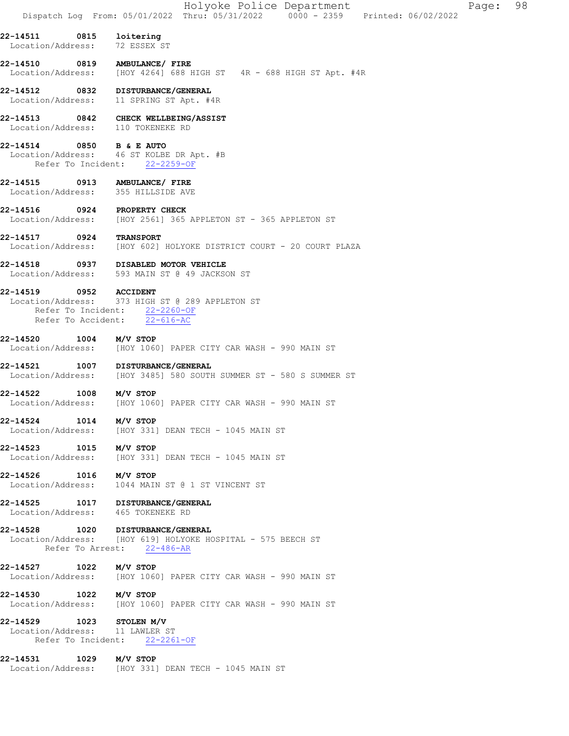**22-14511 0815 loitering**
Location/Address: 72 ESSEX ST

**22-14510 0819 AMBULANCE/ FIRE**
Location/Address: [HOY 4264] 688 HIGH ST 4R - 688 HIGH ST Apt. #4R

**22-14512 0832 DISTURBANCE/GENERAL**
Location/Address: 11 SPRING ST Apt. #4R

**22-14513 0842 CHECK WELLBEING/ASSIST**
Location/Address: 110 TOKENEKE RD

**22-14514 0850 B & E AUTO**
Location/Address: 46 ST KOLBE DR Apt. #B
Refer To Incident: 22-2259-OF

**22-14515 0913 AMBULANCE/ FIRE**
Location/Address: 355 HILLSIDE AVE

**22-14516 0924 PROPERTY CHECK**
Location/Address: [HOY 2561] 365 APPLETON ST - 365 APPLETON ST

**22-14517 0924 TRANSPORT**
Location/Address: [HOY 602] HOLYOKE DISTRICT COURT - 20 COURT PLAZA

**22-14518 0937 DISABLED MOTOR VEHICLE**
Location/Address: 593 MAIN ST @ 49 JACKSON ST

**22-14519 0952 ACCIDENT**
Location/Address: 373 HIGH ST @ 289 APPLETON ST
Refer To Incident: 22-2260-OF
Refer To Accident: 22-616-AC

**22-14520 1004 M/V STOP**
Location/Address: [HOY 1060] PAPER CITY CAR WASH - 990 MAIN ST

**22-14521 1007 DISTURBANCE/GENERAL**
Location/Address: [HOY 3485] 580 SOUTH SUMMER ST - 580 S SUMMER ST

**22-14522 1008 M/V STOP**
Location/Address: [HOY 1060] PAPER CITY CAR WASH - 990 MAIN ST

**22-14524 1014 M/V STOP**
Location/Address: [HOY 331] DEAN TECH - 1045 MAIN ST

**22-14523 1015 M/V STOP**
Location/Address: [HOY 331] DEAN TECH - 1045 MAIN ST

**22-14526 1016 M/V STOP**
Location/Address: 1044 MAIN ST @ 1 ST VINCENT ST

**22-14525 1017 DISTURBANCE/GENERAL**
Location/Address: 465 TOKENEKE RD

**22-14528 1020 DISTURBANCE/GENERAL**
Location/Address: [HOY 619] HOLYOKE HOSPITAL - 575 BEECH ST
Refer To Arrest: 22-486-AR

**22-14527 1022 M/V STOP**
Location/Address: [HOY 1060] PAPER CITY CAR WASH - 990 MAIN ST

**22-14530 1022 M/V STOP**
Location/Address: [HOY 1060] PAPER CITY CAR WASH - 990 MAIN ST

**22-14529 1023 STOLEN M/V**
Location/Address: 11 LAWLER ST
Refer To Incident: 22-2261-OF

**22-14531 1029 M/V STOP**
Location/Address: [HOY 331] DEAN TECH - 1045 MAIN ST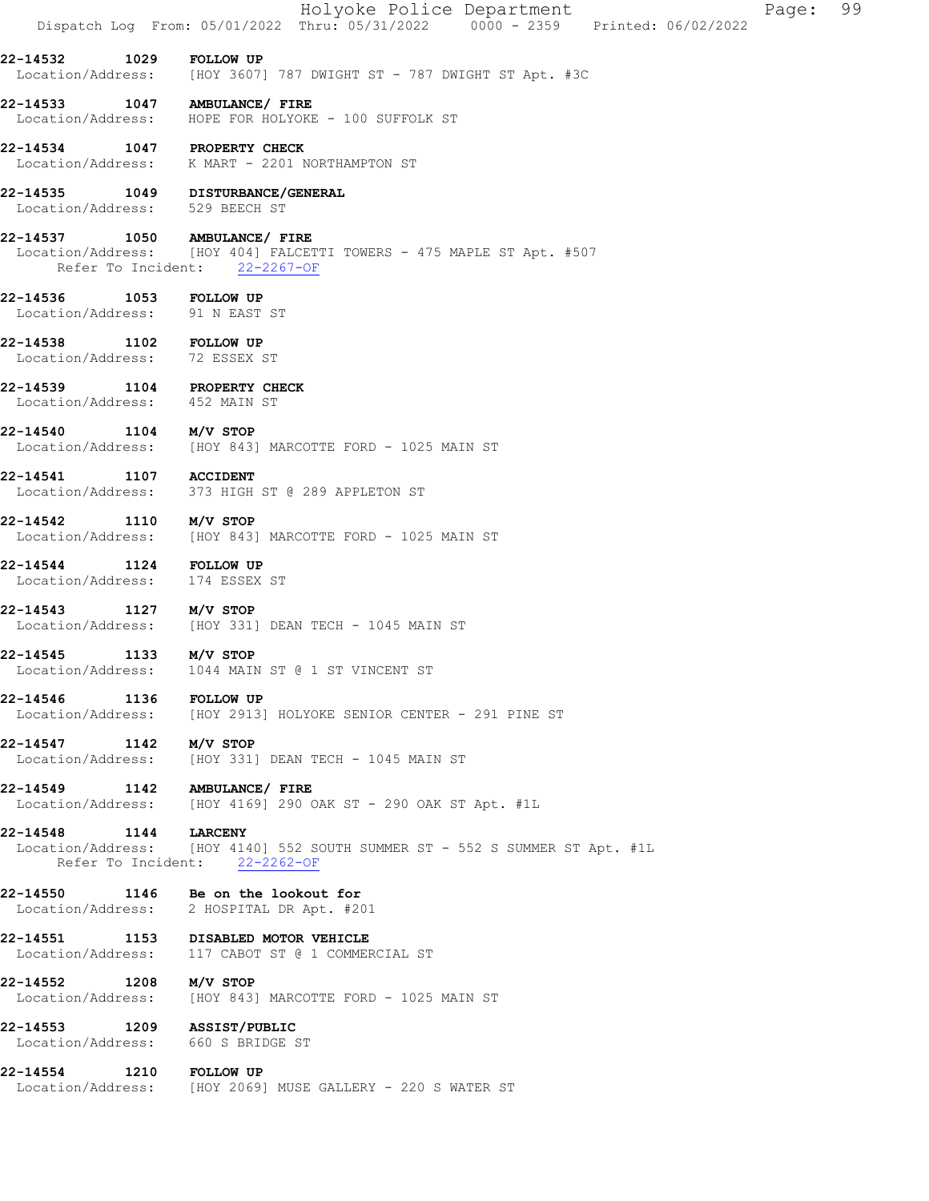**22-14532 1029 FOLLOW UP**
Location/Address: [HOY 3607] 787 DWIGHT ST - 787 DWIGHT ST Apt. #3C

**22-14533 1047 AMBULANCE/ FIRE**
Location/Address: HOPE FOR HOLYOKE - 100 SUFFOLK ST

**22-14534 1047 PROPERTY CHECK**
Location/Address: K MART - 2201 NORTHAMPTON ST

**22-14535 1049 DISTURBANCE/GENERAL**
Location/Address: 529 BEECH ST

**22-14537 1050 AMBULANCE/ FIRE**
Location/Address: [HOY 404] FALCETTI TOWERS - 475 MAPLE ST Apt. #507
Refer To Incident: 22-2267-OF

**22-14536 1053 FOLLOW UP**
Location/Address: 91 N EAST ST

**22-14538 1102 FOLLOW UP**
Location/Address: 72 ESSEX ST

**22-14539 1104 PROPERTY CHECK**
Location/Address: 452 MAIN ST

**22-14540 1104 M/V STOP**
Location/Address: [HOY 843] MARCOTTE FORD - 1025 MAIN ST

**22-14541 1107 ACCIDENT**
Location/Address: 373 HIGH ST @ 289 APPLETON ST

**22-14542 1110 M/V STOP**
Location/Address: [HOY 843] MARCOTTE FORD - 1025 MAIN ST

**22-14544 1124 FOLLOW UP**
Location/Address: 174 ESSEX ST

**22-14543 1127 M/V STOP**
Location/Address: [HOY 331] DEAN TECH - 1045 MAIN ST

**22-14545 1133 M/V STOP**
Location/Address: 1044 MAIN ST @ 1 ST VINCENT ST

**22-14546 1136 FOLLOW UP**
Location/Address: [HOY 2913] HOLYOKE SENIOR CENTER - 291 PINE ST

**22-14547 1142 M/V STOP**
Location/Address: [HOY 331] DEAN TECH - 1045 MAIN ST

**22-14549 1142 AMBULANCE/ FIRE**
Location/Address: [HOY 4169] 290 OAK ST - 290 OAK ST Apt. #1L

**22-14548 1144 LARCENY**
Location/Address: [HOY 4140] 552 SOUTH SUMMER ST - 552 S SUMMER ST Apt. #1L
Refer To Incident: 22-2262-OF

**22-14550 1146 Be on the lookout for**
Location/Address: 2 HOSPITAL DR Apt. #201

**22-14551 1153 DISABLED MOTOR VEHICLE**
Location/Address: 117 CABOT ST @ 1 COMMERCIAL ST

**22-14552 1208 M/V STOP**
Location/Address: [HOY 843] MARCOTTE FORD - 1025 MAIN ST

**22-14553 1209 ASSIST/PUBLIC**
Location/Address: 660 S BRIDGE ST

**22-14554 1210 FOLLOW UP**
Location/Address: [HOY 2069] MUSE GALLERY - 220 S WATER ST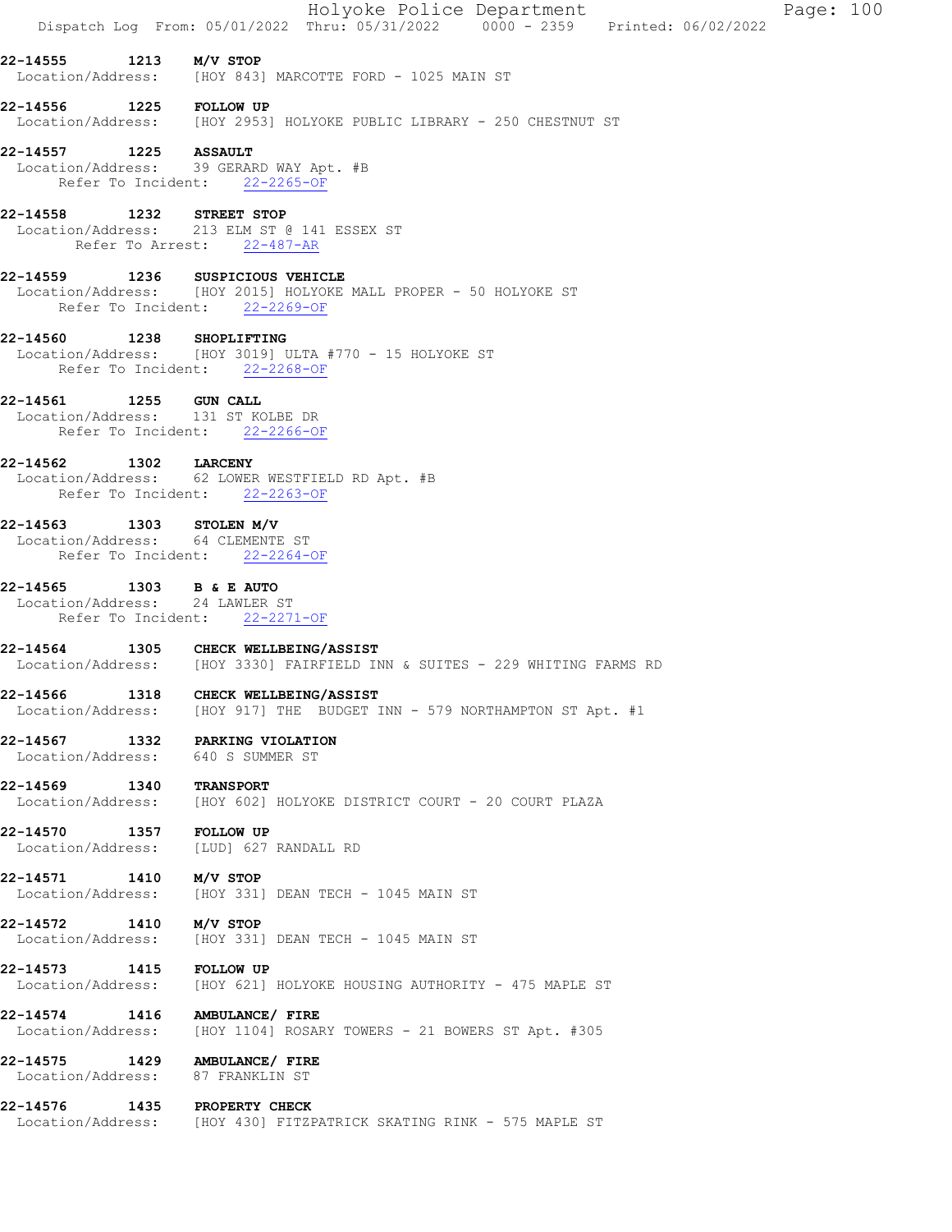**22-14555 1213 M/V STOP**
Location/Address: [HOY 843] MARCOTTE FORD - 1025 MAIN ST

**22-14556 1225 FOLLOW UP**
Location/Address: [HOY 2953] HOLYOKE PUBLIC LIBRARY - 250 CHESTNUT ST

**22-14557 1225 ASSAULT**
Location/Address: 39 GERARD WAY Apt. #B
Refer To Incident: 22-2265-OF

**22-14558 1232 STREET STOP**
Location/Address: 213 ELM ST @ 141 ESSEX ST
Refer To Arrest: 22-487-AR

**22-14559 1236 SUSPICIOUS VEHICLE**
Location/Address: [HOY 2015] HOLYOKE MALL PROPER - 50 HOLYOKE ST
Refer To Incident: 22-2269-OF

**22-14560 1238 SHOPLIFTING**
Location/Address: [HOY 3019] ULTA #770 - 15 HOLYOKE ST
Refer To Incident: 22-2268-OF

**22-14561 1255 GUN CALL**
Location/Address: 131 ST KOLBE DR
Refer To Incident: 22-2266-OF

**22-14562 1302 LARCENY**
Location/Address: 62 LOWER WESTFIELD RD Apt. #B
Refer To Incident: 22-2263-OF

**22-14563 1303 STOLEN M/V**
Location/Address: 64 CLEMENTE ST
Refer To Incident: 22-2264-OF

**22-14565 1303 B & E AUTO**
Location/Address: 24 LAWLER ST
Refer To Incident: 22-2271-OF

**22-14564 1305 CHECK WELLBEING/ASSIST**
Location/Address: [HOY 3330] FAIRFIELD INN & SUITES - 229 WHITING FARMS RD

**22-14566 1318 CHECK WELLBEING/ASSIST**
Location/Address: [HOY 917] THE BUDGET INN - 579 NORTHAMPTON ST Apt. #1

**22-14567 1332 PARKING VIOLATION**
Location/Address: 640 S SUMMER ST

**22-14569 1340 TRANSPORT**
Location/Address: [HOY 602] HOLYOKE DISTRICT COURT - 20 COURT PLAZA

**22-14570 1357 FOLLOW UP**
Location/Address: [LUD] 627 RANDALL RD

**22-14571 1410 M/V STOP**
Location/Address: [HOY 331] DEAN TECH - 1045 MAIN ST

**22-14572 1410 M/V STOP**
Location/Address: [HOY 331] DEAN TECH - 1045 MAIN ST

**22-14573 1415 FOLLOW UP**
Location/Address: [HOY 621] HOLYOKE HOUSING AUTHORITY - 475 MAPLE ST

**22-14574 1416 AMBULANCE/ FIRE**
Location/Address: [HOY 1104] ROSARY TOWERS - 21 BOWERS ST Apt. #305

**22-14575 1429 AMBULANCE/ FIRE**
Location/Address: 87 FRANKLIN ST

**22-14576 1435 PROPERTY CHECK**
Location/Address: [HOY 430] FITZPATRICK SKATING RINK - 575 MAPLE ST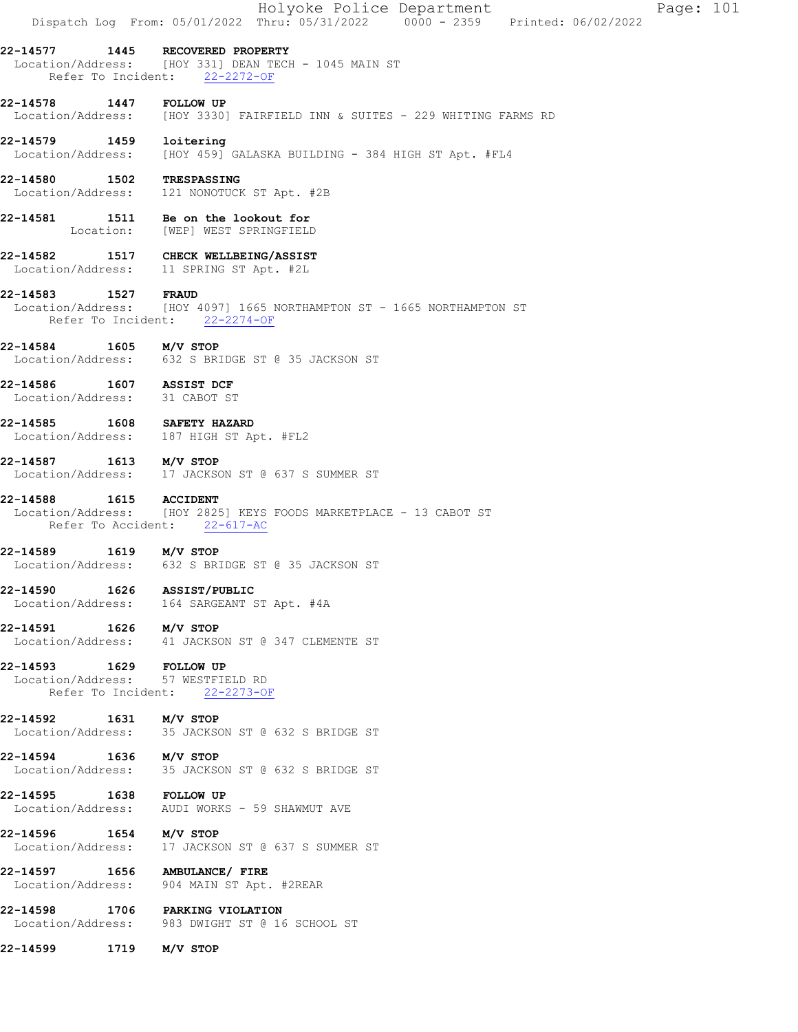22-14577 1445 **RECOVERED PROPERTY**
Location/Address: [HOY 331] DEAN TECH - 1045 MAIN ST
Refer To Incident: 22-2272-OF

22-14578 1447 **FOLLOW UP**
Location/Address: [HOY 3330] FAIRFIELD INN & SUITES - 229 WHITING FARMS RD

22-14579 1459 **loitering**
Location/Address: [HOY 459] GALASKA BUILDING - 384 HIGH ST Apt. #FL4

22-14580 1502 **TRESPASSING**
Location/Address: 121 NONOTUCK ST Apt. #2B

22-14581 1511 **Be on the lookout for**
Location: [WEP] WEST SPRINGFIELD

22-14582 1517 **CHECK WELLBEING/ASSIST**
Location/Address: 11 SPRING ST Apt. #2L

22-14583 1527 **FRAUD**
Location/Address: [HOY 4097] 1665 NORTHAMPTON ST - 1665 NORTHAMPTON ST
Refer To Incident: 22-2274-OF

22-14584 1605 **M/V STOP**
Location/Address: 632 S BRIDGE ST @ 35 JACKSON ST

22-14586 1607 **ASSIST DCF**
Location/Address: 31 CABOT ST

22-14585 1608 **SAFETY HAZARD**
Location/Address: 187 HIGH ST Apt. #FL2

22-14587 1613 **M/V STOP**
Location/Address: 17 JACKSON ST @ 637 S SUMMER ST

22-14588 1615 **ACCIDENT**
Location/Address: [HOY 2825] KEYS FOODS MARKETPLACE - 13 CABOT ST
Refer To Accident: 22-617-AC

22-14589 1619 **M/V STOP**
Location/Address: 632 S BRIDGE ST @ 35 JACKSON ST

22-14590 1626 **ASSIST/PUBLIC**
Location/Address: 164 SARGEANT ST Apt. #4A

22-14591 1626 **M/V STOP**
Location/Address: 41 JACKSON ST @ 347 CLEMENTE ST

22-14593 1629 **FOLLOW UP**
Location/Address: 57 WESTFIELD RD
Refer To Incident: 22-2273-OF

22-14592 1631 **M/V STOP**
Location/Address: 35 JACKSON ST @ 632 S BRIDGE ST

22-14594 1636 **M/V STOP**
Location/Address: 35 JACKSON ST @ 632 S BRIDGE ST

22-14595 1638 **FOLLOW UP**
Location/Address: AUDI WORKS - 59 SHAWMUT AVE

22-14596 1654 **M/V STOP**
Location/Address: 17 JACKSON ST @ 637 S SUMMER ST

22-14597 1656 **AMBULANCE/ FIRE**
Location/Address: 904 MAIN ST Apt. #2REAR

22-14598 1706 **PARKING VIOLATION**
Location/Address: 983 DWIGHT ST @ 16 SCHOOL ST

22-14599 1719 **M/V STOP**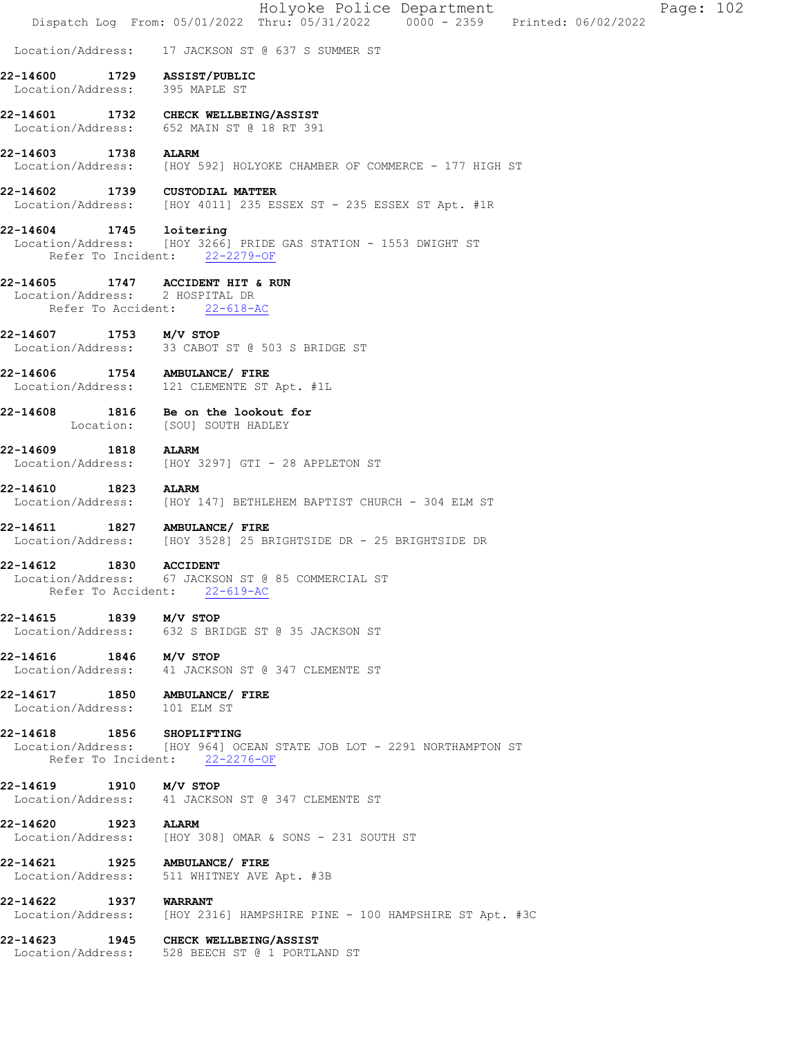Location/Address: 17 JACKSON ST @ 637 S SUMMER ST

**22-14600 1729 ASSIST/PUBLIC**
Location/Address: 395 MAPLE ST

**22-14601 1732 CHECK WELLBEING/ASSIST**
Location/Address: 652 MAIN ST @ 18 RT 391

**22-14603 1738 ALARM**
Location/Address: [HOY 592] HOLYOKE CHAMBER OF COMMERCE - 177 HIGH ST

**22-14602 1739 CUSTODIAL MATTER**
Location/Address: [HOY 4011] 235 ESSEX ST - 235 ESSEX ST Apt. #1R

**22-14604 1745 loitering**
Location/Address: [HOY 3266] PRIDE GAS STATION - 1553 DWIGHT ST
Refer To Incident: 22-2279-OF

**22-14605 1747 ACCIDENT HIT & RUN**
Location/Address: 2 HOSPITAL DR
Refer To Accident: 22-618-AC

**22-14607 1753 M/V STOP**
Location/Address: 33 CABOT ST @ 503 S BRIDGE ST

**22-14606 1754 AMBULANCE/ FIRE**
Location/Address: 121 CLEMENTE ST Apt. #1L

**22-14608 1816 Be on the lookout for**
Location: [SOU] SOUTH HADLEY

**22-14609 1818 ALARM**
Location/Address: [HOY 3297] GTI - 28 APPLETON ST

**22-14610 1823 ALARM**
Location/Address: [HOY 147] BETHLEHEM BAPTIST CHURCH - 304 ELM ST

**22-14611 1827 AMBULANCE/ FIRE**
Location/Address: [HOY 3528] 25 BRIGHTSIDE DR - 25 BRIGHTSIDE DR

**22-14612 1830 ACCIDENT**
Location/Address: 67 JACKSON ST @ 85 COMMERCIAL ST
Refer To Accident: 22-619-AC

**22-14615 1839 M/V STOP**
Location/Address: 632 S BRIDGE ST @ 35 JACKSON ST

**22-14616 1846 M/V STOP**
Location/Address: 41 JACKSON ST @ 347 CLEMENTE ST

**22-14617 1850 AMBULANCE/ FIRE**
Location/Address: 101 ELM ST

**22-14618 1856 SHOPLIFTING**
Location/Address: [HOY 964] OCEAN STATE JOB LOT - 2291 NORTHAMPTON ST
Refer To Incident: 22-2276-OF

**22-14619 1910 M/V STOP**
Location/Address: 41 JACKSON ST @ 347 CLEMENTE ST

**22-14620 1923 ALARM**
Location/Address: [HOY 308] OMAR & SONS - 231 SOUTH ST

**22-14621 1925 AMBULANCE/ FIRE**
Location/Address: 511 WHITNEY AVE Apt. #3B

**22-14622 1937 WARRANT**
Location/Address: [HOY 2316] HAMPSHIRE PINE - 100 HAMPSHIRE ST Apt. #3C

**22-14623 1945 CHECK WELLBEING/ASSIST**
Location/Address: 528 BEECH ST @ 1 PORTLAND ST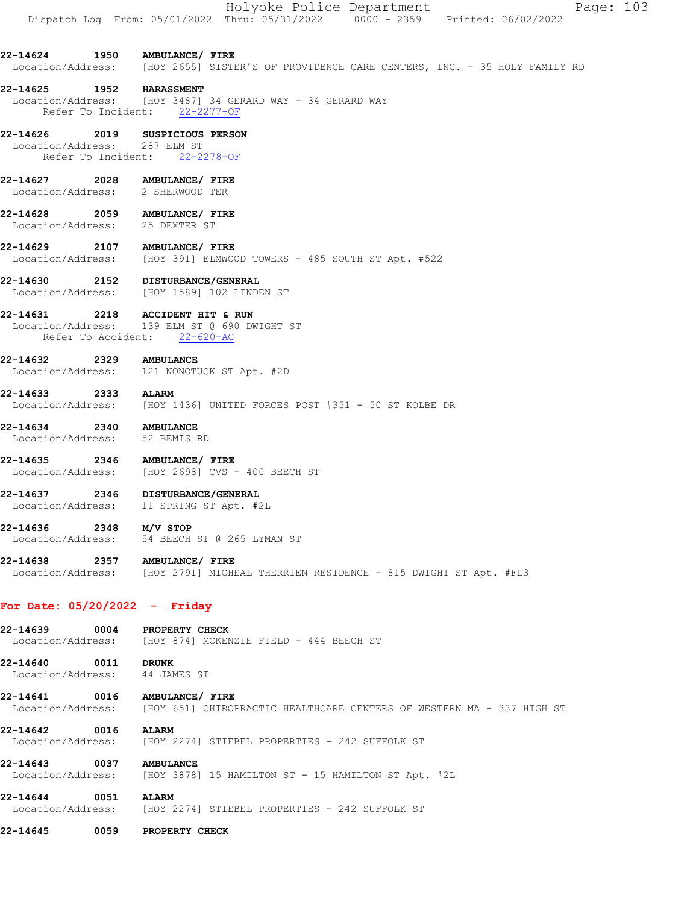**22-14624 1950 AMBULANCE/ FIRE**
Location/Address: [HOY 2655] SISTER'S OF PROVIDENCE CARE CENTERS, INC. - 35 HOLY FAMILY RD

**22-14625 1952 HARASSMENT**
Location/Address: [HOY 3487] 34 GERARD WAY - 34 GERARD WAY
Refer To Incident: 22-2277-OF

**22-14626 2019 SUSPICIOUS PERSON**
Location/Address: 287 ELM ST
Refer To Incident: 22-2278-OF

**22-14627 2028 AMBULANCE/ FIRE**
Location/Address: 2 SHERWOOD TER

**22-14628 2059 AMBULANCE/ FIRE**
Location/Address: 25 DEXTER ST

**22-14629 2107 AMBULANCE/ FIRE**
Location/Address: [HOY 391] ELMWOOD TOWERS - 485 SOUTH ST Apt. #522

**22-14630 2152 DISTURBANCE/GENERAL**
Location/Address: [HOY 1589] 102 LINDEN ST

**22-14631 2218 ACCIDENT HIT & RUN**
Location/Address: 139 ELM ST @ 690 DWIGHT ST
Refer To Accident: 22-620-AC

**22-14632 2329 AMBULANCE**
Location/Address: 121 NONOTUCK ST Apt. #2D

**22-14633 2333 ALARM**
Location/Address: [HOY 1436] UNITED FORCES POST #351 - 50 ST KOLBE DR

**22-14634 2340 AMBULANCE**
Location/Address: 52 BEMIS RD

**22-14635 2346 AMBULANCE/ FIRE**
Location/Address: [HOY 2698] CVS - 400 BEECH ST

**22-14637 2346 DISTURBANCE/GENERAL**
Location/Address: 11 SPRING ST Apt. #2L

**22-14636 2348 M/V STOP**
Location/Address: 54 BEECH ST @ 265 LYMAN ST

**22-14638 2357 AMBULANCE/ FIRE**
Location/Address: [HOY 2791] MICHEAL THERRIEN RESIDENCE - 815 DWIGHT ST Apt. #FL3

## For Date: 05/20/2022 - Friday

**22-14639 0004 PROPERTY CHECK**
Location/Address: [HOY 874] MCKENZIE FIELD - 444 BEECH ST

**22-14640 0011 DRUNK**
Location/Address: 44 JAMES ST

**22-14641 0016 AMBULANCE/ FIRE**
Location/Address: [HOY 651] CHIROPRACTIC HEALTHCARE CENTERS OF WESTERN MA - 337 HIGH ST

**22-14642 0016 ALARM**
Location/Address: [HOY 2274] STIEBEL PROPERTIES - 242 SUFFOLK ST

**22-14643 0037 AMBULANCE**
Location/Address: [HOY 3878] 15 HAMILTON ST - 15 HAMILTON ST Apt. #2L

**22-14644 0051 ALARM**
Location/Address: [HOY 2274] STIEBEL PROPERTIES - 242 SUFFOLK ST

**22-14645 0059 PROPERTY CHECK**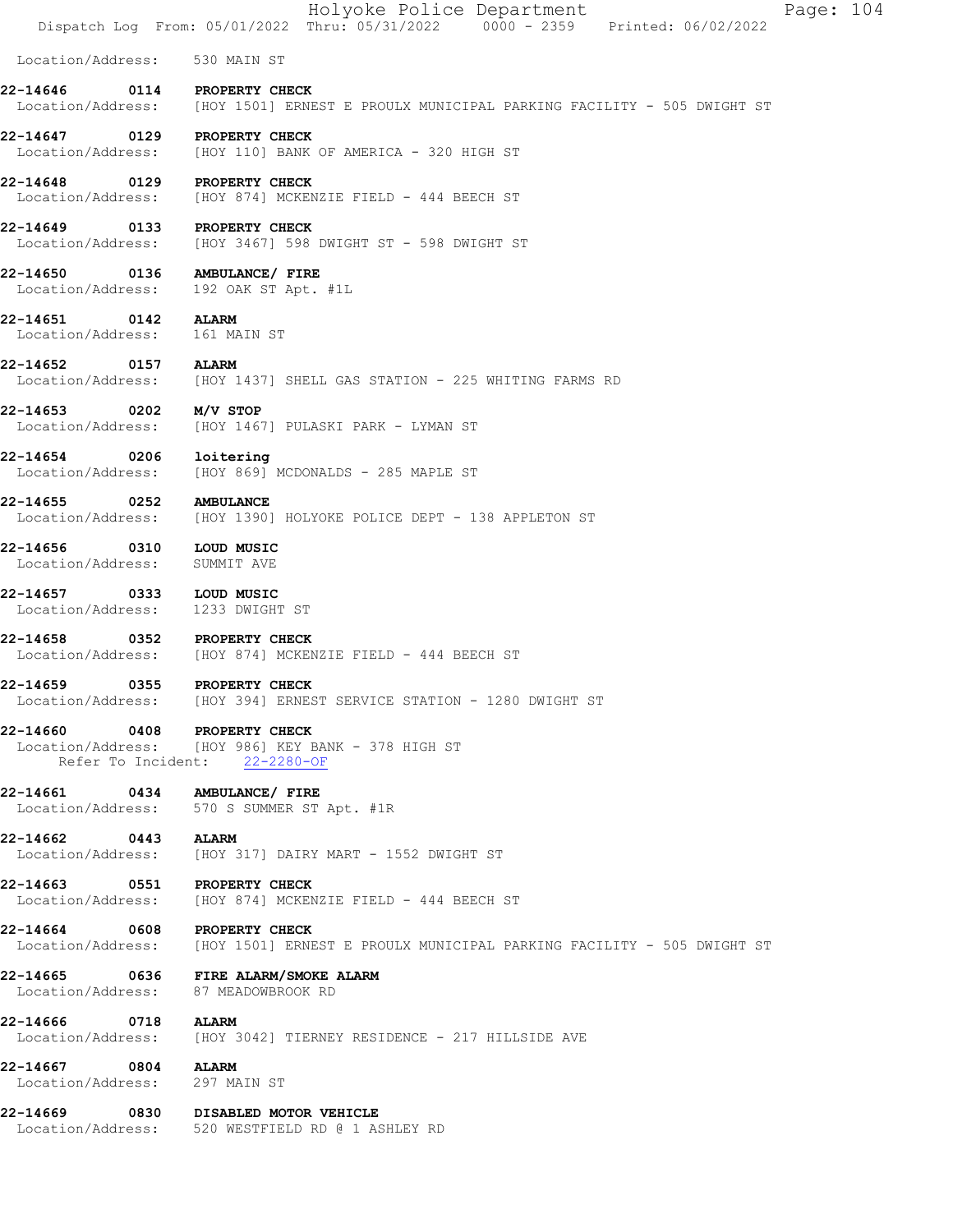Location/Address: 530 MAIN ST

**22-14646 0114 PROPERTY CHECK**
Location/Address: [HOY 1501] ERNEST E PROULX MUNICIPAL PARKING FACILITY - 505 DWIGHT ST

**22-14647 0129 PROPERTY CHECK**
Location/Address: [HOY 110] BANK OF AMERICA - 320 HIGH ST

**22-14648 0129 PROPERTY CHECK**
Location/Address: [HOY 874] MCKENZIE FIELD - 444 BEECH ST

**22-14649 0133 PROPERTY CHECK**
Location/Address: [HOY 3467] 598 DWIGHT ST - 598 DWIGHT ST

**22-14650 0136 AMBULANCE/ FIRE**
Location/Address: 192 OAK ST Apt. #1L

**22-14651 0142 ALARM**
Location/Address: 161 MAIN ST

**22-14652 0157 ALARM**
Location/Address: [HOY 1437] SHELL GAS STATION - 225 WHITING FARMS RD

**22-14653 0202 M/V STOP**
Location/Address: [HOY 1467] PULASKI PARK - LYMAN ST

**22-14654 0206 loitering**
Location/Address: [HOY 869] MCDONALDS - 285 MAPLE ST

**22-14655 0252 AMBULANCE**
Location/Address: [HOY 1390] HOLYOKE POLICE DEPT - 138 APPLETON ST

**22-14656 0310 LOUD MUSIC**
Location/Address: SUMMIT AVE

**22-14657 0333 LOUD MUSIC**
Location/Address: 1233 DWIGHT ST

**22-14658 0352 PROPERTY CHECK**
Location/Address: [HOY 874] MCKENZIE FIELD - 444 BEECH ST

**22-14659 0355 PROPERTY CHECK**
Location/Address: [HOY 394] ERNEST SERVICE STATION - 1280 DWIGHT ST

**22-14660 0408 PROPERTY CHECK**
Location/Address: [HOY 986] KEY BANK - 378 HIGH ST
Refer To Incident: 22-2280-OF

**22-14661 0434 AMBULANCE/ FIRE**
Location/Address: 570 S SUMMER ST Apt. #1R

**22-14662 0443 ALARM**
Location/Address: [HOY 317] DAIRY MART - 1552 DWIGHT ST

**22-14663 0551 PROPERTY CHECK**
Location/Address: [HOY 874] MCKENZIE FIELD - 444 BEECH ST

**22-14664 0608 PROPERTY CHECK**
Location/Address: [HOY 1501] ERNEST E PROULX MUNICIPAL PARKING FACILITY - 505 DWIGHT ST

**22-14665 0636 FIRE ALARM/SMOKE ALARM**
Location/Address: 87 MEADOWBROOK RD

**22-14666 0718 ALARM**
Location/Address: [HOY 3042] TIERNEY RESIDENCE - 217 HILLSIDE AVE

**22-14667 0804 ALARM**
Location/Address: 297 MAIN ST

**22-14669 0830 DISABLED MOTOR VEHICLE**
Location/Address: 520 WESTFIELD RD @ 1 ASHLEY RD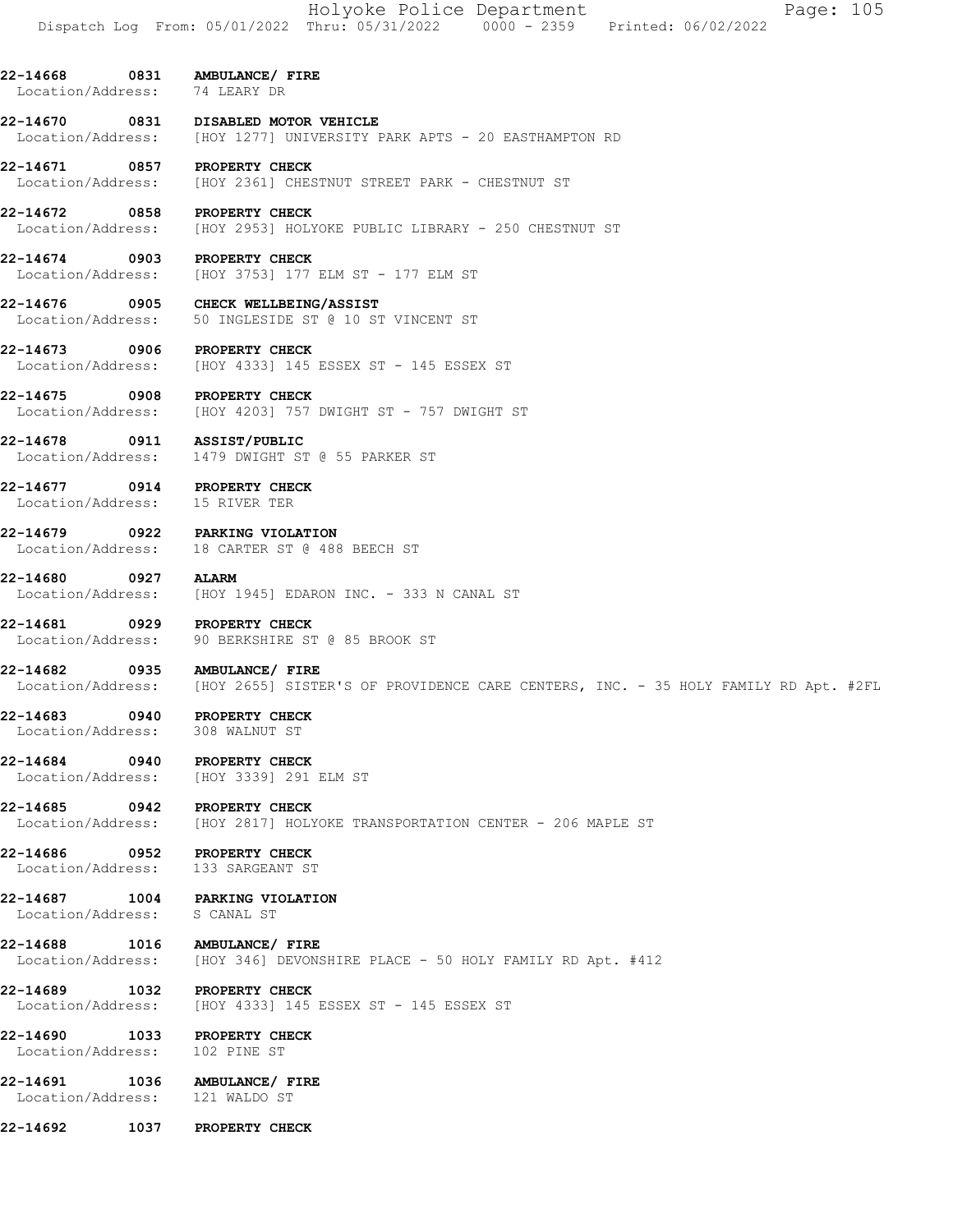**22-14668 0831 AMBULANCE/ FIRE**
Location/Address: 74 LEARY DR

**22-14670 0831 DISABLED MOTOR VEHICLE**
Location/Address: [HOY 1277] UNIVERSITY PARK APTS - 20 EASTHAMPTON RD

**22-14671 0857 PROPERTY CHECK**
Location/Address: [HOY 2361] CHESTNUT STREET PARK - CHESTNUT ST

**22-14672 0858 PROPERTY CHECK**
Location/Address: [HOY 2953] HOLYOKE PUBLIC LIBRARY - 250 CHESTNUT ST

**22-14674 0903 PROPERTY CHECK**
Location/Address: [HOY 3753] 177 ELM ST - 177 ELM ST

**22-14676 0905 CHECK WELLBEING/ASSIST**
Location/Address: 50 INGLESIDE ST @ 10 ST VINCENT ST

**22-14673 0906 PROPERTY CHECK**
Location/Address: [HOY 4333] 145 ESSEX ST - 145 ESSEX ST

**22-14675 0908 PROPERTY CHECK**
Location/Address: [HOY 4203] 757 DWIGHT ST - 757 DWIGHT ST

**22-14678 0911 ASSIST/PUBLIC**
Location/Address: 1479 DWIGHT ST @ 55 PARKER ST

**22-14677 0914 PROPERTY CHECK**
Location/Address: 15 RIVER TER

**22-14679 0922 PARKING VIOLATION**
Location/Address: 18 CARTER ST @ 488 BEECH ST

**22-14680 0927 ALARM**
Location/Address: [HOY 1945] EDARON INC. - 333 N CANAL ST

**22-14681 0929 PROPERTY CHECK**
Location/Address: 90 BERKSHIRE ST @ 85 BROOK ST

**22-14682 0935 AMBULANCE/ FIRE**
Location/Address: [HOY 2655] SISTER'S OF PROVIDENCE CARE CENTERS, INC. - 35 HOLY FAMILY RD Apt. #2FL

**22-14683 0940 PROPERTY CHECK**
Location/Address: 308 WALNUT ST

**22-14684 0940 PROPERTY CHECK**
Location/Address: [HOY 3339] 291 ELM ST

**22-14685 0942 PROPERTY CHECK**
Location/Address: [HOY 2817] HOLYOKE TRANSPORTATION CENTER - 206 MAPLE ST

**22-14686 0952 PROPERTY CHECK**
Location/Address: 133 SARGEANT ST

**22-14687 1004 PARKING VIOLATION**
Location/Address: S CANAL ST

**22-14688 1016 AMBULANCE/ FIRE**
Location/Address: [HOY 346] DEVONSHIRE PLACE - 50 HOLY FAMILY RD Apt. #412

**22-14689 1032 PROPERTY CHECK**
Location/Address: [HOY 4333] 145 ESSEX ST - 145 ESSEX ST

**22-14690 1033 PROPERTY CHECK**
Location/Address: 102 PINE ST

**22-14691 1036 AMBULANCE/ FIRE**
Location/Address: 121 WALDO ST

**22-14692 1037 PROPERTY CHECK**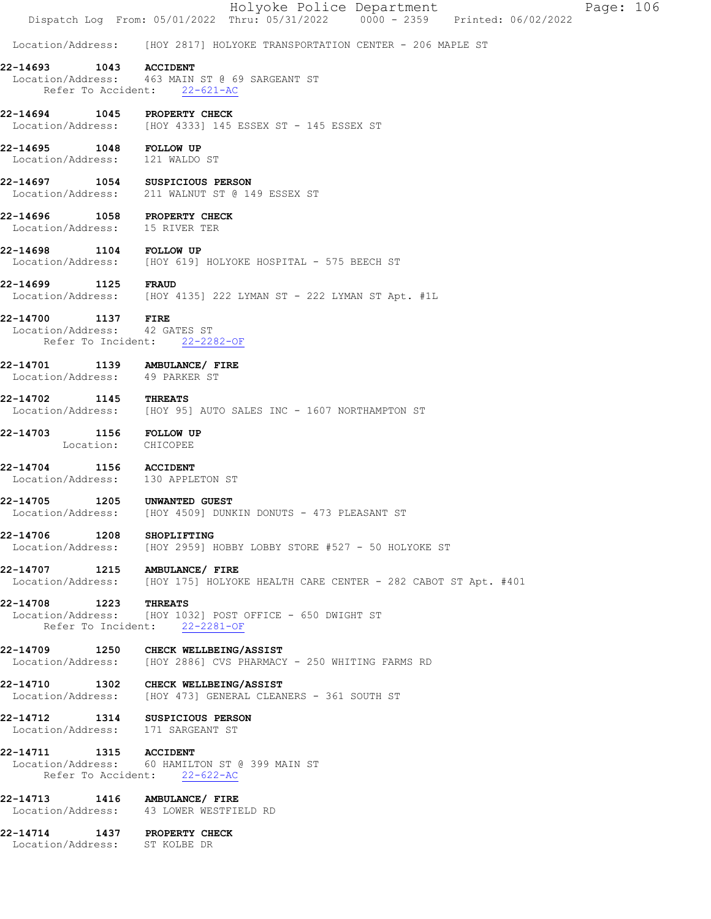Location/Address: [HOY 2817] HOLYOKE TRANSPORTATION CENTER - 206 MAPLE ST

**22-14693 1043 ACCIDENT**
Location/Address: 463 MAIN ST @ 69 SARGEANT ST
Refer To Accident: 22-621-AC

**22-14694 1045 PROPERTY CHECK**
Location/Address: [HOY 4333] 145 ESSEX ST - 145 ESSEX ST

**22-14695 1048 FOLLOW UP**
Location/Address: 121 WALDO ST

**22-14697 1054 SUSPICIOUS PERSON**
Location/Address: 211 WALNUT ST @ 149 ESSEX ST

**22-14696 1058 PROPERTY CHECK**
Location/Address: 15 RIVER TER

**22-14698 1104 FOLLOW UP**
Location/Address: [HOY 619] HOLYOKE HOSPITAL - 575 BEECH ST

**22-14699 1125 FRAUD**
Location/Address: [HOY 4135] 222 LYMAN ST - 222 LYMAN ST Apt. #1L

**22-14700 1137 FIRE**
Location/Address: 42 GATES ST
Refer To Incident: 22-2282-OF

**22-14701 1139 AMBULANCE/ FIRE**
Location/Address: 49 PARKER ST

**22-14702 1145 THREATS**
Location/Address: [HOY 95] AUTO SALES INC - 1607 NORTHAMPTON ST

**22-14703 1156 FOLLOW UP**
Location: CHICOPEE

**22-14704 1156 ACCIDENT**
Location/Address: 130 APPLETON ST

**22-14705 1205 UNWANTED GUEST**
Location/Address: [HOY 4509] DUNKIN DONUTS - 473 PLEASANT ST

**22-14706 1208 SHOPLIFTING**
Location/Address: [HOY 2959] HOBBY LOBBY STORE #527 - 50 HOLYOKE ST

**22-14707 1215 AMBULANCE/ FIRE**
Location/Address: [HOY 175] HOLYOKE HEALTH CARE CENTER - 282 CABOT ST Apt. #401

**22-14708 1223 THREATS**
Location/Address: [HOY 1032] POST OFFICE - 650 DWIGHT ST
Refer To Incident: 22-2281-OF

**22-14709 1250 CHECK WELLBEING/ASSIST**
Location/Address: [HOY 2886] CVS PHARMACY - 250 WHITING FARMS RD

**22-14710 1302 CHECK WELLBEING/ASSIST**
Location/Address: [HOY 473] GENERAL CLEANERS - 361 SOUTH ST

**22-14712 1314 SUSPICIOUS PERSON**
Location/Address: 171 SARGEANT ST

**22-14711 1315 ACCIDENT**
Location/Address: 60 HAMILTON ST @ 399 MAIN ST
Refer To Accident: 22-622-AC

**22-14713 1416 AMBULANCE/ FIRE**
Location/Address: 43 LOWER WESTFIELD RD

**22-14714 1437 PROPERTY CHECK**
Location/Address: ST KOLBE DR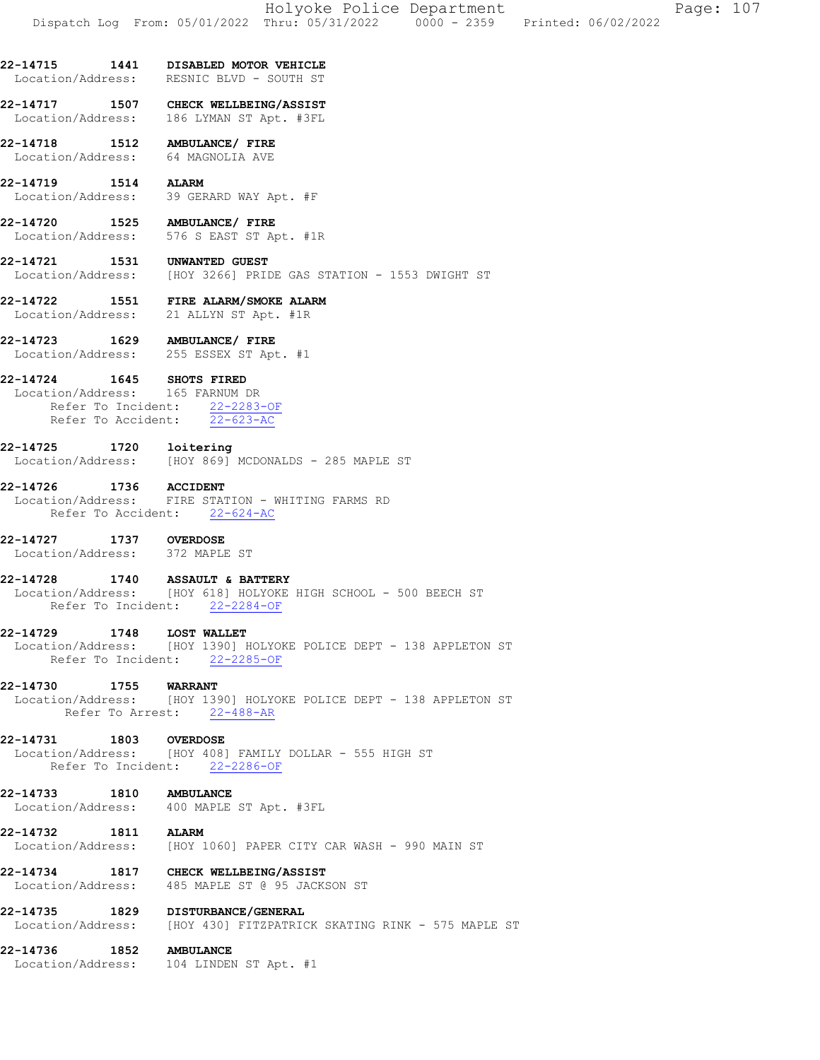**22-14715 1441 DISABLED MOTOR VEHICLE**
Location/Address: RESNIC BLVD - SOUTH ST

**22-14717 1507 CHECK WELLBEING/ASSIST**
Location/Address: 186 LYMAN ST Apt. #3FL

**22-14718 1512 AMBULANCE/ FIRE**
Location/Address: 64 MAGNOLIA AVE

**22-14719 1514 ALARM**
Location/Address: 39 GERARD WAY Apt. #F

**22-14720 1525 AMBULANCE/ FIRE**
Location/Address: 576 S EAST ST Apt. #1R

**22-14721 1531 UNWANTED GUEST**
Location/Address: [HOY 3266] PRIDE GAS STATION - 1553 DWIGHT ST

**22-14722 1551 FIRE ALARM/SMOKE ALARM**
Location/Address: 21 ALLYN ST Apt. #1R

**22-14723 1629 AMBULANCE/ FIRE**
Location/Address: 255 ESSEX ST Apt. #1

**22-14724 1645 SHOTS FIRED**
Location/Address: 165 FARNUM DR
Refer To Incident: 22-2283-OF
Refer To Accident: 22-623-AC

**22-14725 1720 loitering**
Location/Address: [HOY 869] MCDONALDS - 285 MAPLE ST

**22-14726 1736 ACCIDENT**
Location/Address: FIRE STATION - WHITING FARMS RD
Refer To Accident: 22-624-AC

**22-14727 1737 OVERDOSE**
Location/Address: 372 MAPLE ST

**22-14728 1740 ASSAULT & BATTERY**
Location/Address: [HOY 618] HOLYOKE HIGH SCHOOL - 500 BEECH ST
Refer To Incident: 22-2284-OF

**22-14729 1748 LOST WALLET**
Location/Address: [HOY 1390] HOLYOKE POLICE DEPT - 138 APPLETON ST
Refer To Incident: 22-2285-OF

**22-14730 1755 WARRANT**
Location/Address: [HOY 1390] HOLYOKE POLICE DEPT - 138 APPLETON ST
Refer To Arrest: 22-488-AR

**22-14731 1803 OVERDOSE**
Location/Address: [HOY 408] FAMILY DOLLAR - 555 HIGH ST
Refer To Incident: 22-2286-OF

**22-14733 1810 AMBULANCE**
Location/Address: 400 MAPLE ST Apt. #3FL

**22-14732 1811 ALARM**
Location/Address: [HOY 1060] PAPER CITY CAR WASH - 990 MAIN ST

**22-14734 1817 CHECK WELLBEING/ASSIST**
Location/Address: 485 MAPLE ST @ 95 JACKSON ST

**22-14735 1829 DISTURBANCE/GENERAL**
Location/Address: [HOY 430] FITZPATRICK SKATING RINK - 575 MAPLE ST

**22-14736 1852 AMBULANCE**
Location/Address: 104 LINDEN ST Apt. #1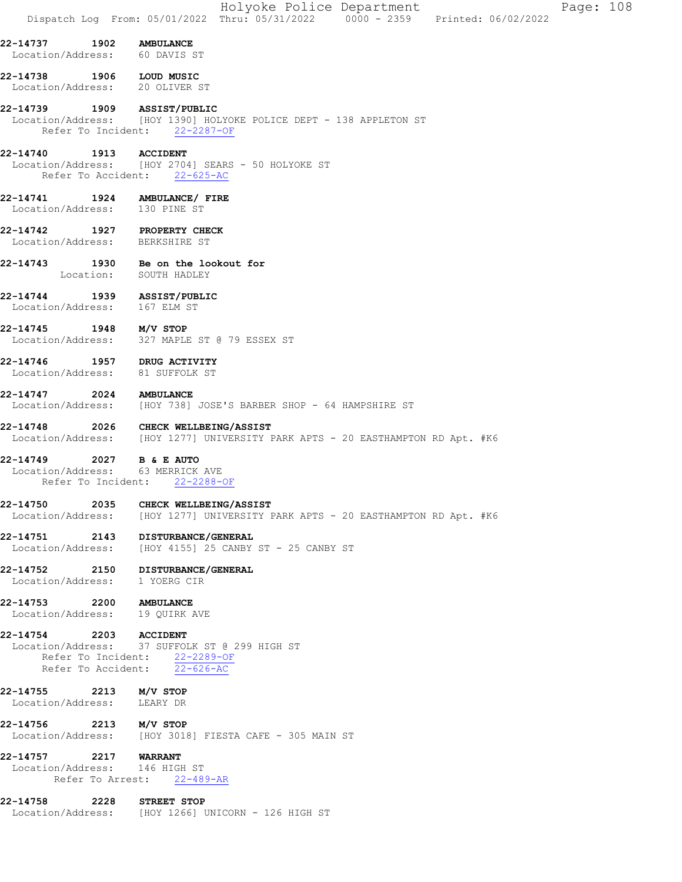**22-14737 1902 AMBULANCE**
Location/Address: 60 DAVIS ST

**22-14738 1906 LOUD MUSIC**
Location/Address: 20 OLIVER ST

**22-14739 1909 ASSIST/PUBLIC**
Location/Address: [HOY 1390] HOLYOKE POLICE DEPT - 138 APPLETON ST
Refer To Incident: 22-2287-OF

**22-14740 1913 ACCIDENT**
Location/Address: [HOY 2704] SEARS - 50 HOLYOKE ST
Refer To Accident: 22-625-AC

**22-14741 1924 AMBULANCE/ FIRE**
Location/Address: 130 PINE ST

**22-14742 1927 PROPERTY CHECK**
Location/Address: BERKSHIRE ST

**22-14743 1930 Be on the lookout for**
Location: SOUTH HADLEY

**22-14744 1939 ASSIST/PUBLIC**
Location/Address: 167 ELM ST

**22-14745 1948 M/V STOP**
Location/Address: 327 MAPLE ST @ 79 ESSEX ST

**22-14746 1957 DRUG ACTIVITY**
Location/Address: 81 SUFFOLK ST

**22-14747 2024 AMBULANCE**
Location/Address: [HOY 738] JOSE'S BARBER SHOP - 64 HAMPSHIRE ST

**22-14748 2026 CHECK WELLBEING/ASSIST**
Location/Address: [HOY 1277] UNIVERSITY PARK APTS - 20 EASTHAMPTON RD Apt. #K6

**22-14749 2027 B & E AUTO**
Location/Address: 63 MERRICK AVE
Refer To Incident: 22-2288-OF

**22-14750 2035 CHECK WELLBEING/ASSIST**
Location/Address: [HOY 1277] UNIVERSITY PARK APTS - 20 EASTHAMPTON RD Apt. #K6

**22-14751 2143 DISTURBANCE/GENERAL**
Location/Address: [HOY 4155] 25 CANBY ST - 25 CANBY ST

**22-14752 2150 DISTURBANCE/GENERAL**
Location/Address: 1 YOERG CIR

**22-14753 2200 AMBULANCE**
Location/Address: 19 QUIRK AVE

**22-14754 2203 ACCIDENT**
Location/Address: 37 SUFFOLK ST @ 299 HIGH ST
Refer To Incident: 22-2289-OF
Refer To Accident: 22-626-AC

**22-14755 2213 M/V STOP**
Location/Address: LEARY DR

**22-14756 2213 M/V STOP**
Location/Address: [HOY 3018] FIESTA CAFE - 305 MAIN ST

**22-14757 2217 WARRANT**
Location/Address: 146 HIGH ST
Refer To Arrest: 22-489-AR

**22-14758 2228 STREET STOP**
Location/Address: [HOY 1266] UNICORN - 126 HIGH ST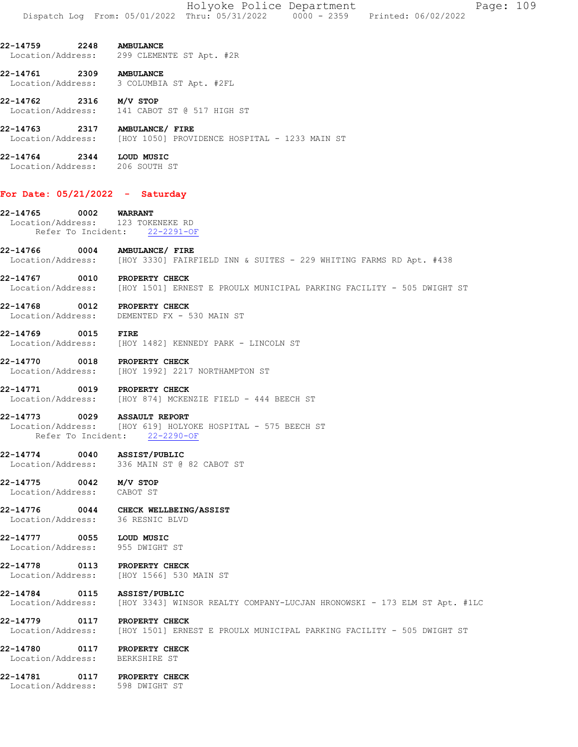22-14759 2248 **AMBULANCE**
Location/Address: 299 CLEMENTE ST Apt. #2R

22-14761 2309 **AMBULANCE**
Location/Address: 3 COLUMBIA ST Apt. #2FL

22-14762 2316 **M/V STOP**
Location/Address: 141 CABOT ST @ 517 HIGH ST

22-14763 2317 **AMBULANCE/ FIRE**
Location/Address: [HOY 1050] PROVIDENCE HOSPITAL - 1233 MAIN ST

22-14764 2344 **LOUD MUSIC**
Location/Address: 206 SOUTH ST

## For Date: 05/21/2022 - Saturday

22-14765 0002 **WARRANT**
Location/Address: 123 TOKENEKE RD
Refer To Incident: 22-2291-OF

22-14766 0004 **AMBULANCE/ FIRE**
Location/Address: [HOY 3330] FAIRFIELD INN & SUITES - 229 WHITING FARMS RD Apt. #438

22-14767 0010 **PROPERTY CHECK**
Location/Address: [HOY 1501] ERNEST E PROULX MUNICIPAL PARKING FACILITY - 505 DWIGHT ST

22-14768 0012 **PROPERTY CHECK**
Location/Address: DEMENTED FX - 530 MAIN ST

22-14769 0015 **FIRE**
Location/Address: [HOY 1482] KENNEDY PARK - LINCOLN ST

22-14770 0018 **PROPERTY CHECK**
Location/Address: [HOY 1992] 2217 NORTHAMPTON ST

22-14771 0019 **PROPERTY CHECK**
Location/Address: [HOY 874] MCKENZIE FIELD - 444 BEECH ST

22-14773 0029 **ASSAULT REPORT**
Location/Address: [HOY 619] HOLYOKE HOSPITAL - 575 BEECH ST
Refer To Incident: 22-2290-OF

22-14774 0040 **ASSIST/PUBLIC**
Location/Address: 336 MAIN ST @ 82 CABOT ST

22-14775 0042 **M/V STOP**
Location/Address: CABOT ST

22-14776 0044 **CHECK WELLBEING/ASSIST**
Location/Address: 36 RESNIC BLVD

22-14777 0055 **LOUD MUSIC**
Location/Address: 955 DWIGHT ST

22-14778 0113 **PROPERTY CHECK**
Location/Address: [HOY 1566] 530 MAIN ST

22-14784 0115 **ASSIST/PUBLIC**
Location/Address: [HOY 3343] WINSOR REALTY COMPANY-LUCJAN HRONOWSKI - 173 ELM ST Apt. #1LC

22-14779 0117 **PROPERTY CHECK**
Location/Address: [HOY 1501] ERNEST E PROULX MUNICIPAL PARKING FACILITY - 505 DWIGHT ST

22-14780 0117 **PROPERTY CHECK**
Location/Address: BERKSHIRE ST

22-14781 0117 **PROPERTY CHECK**
Location/Address: 598 DWIGHT ST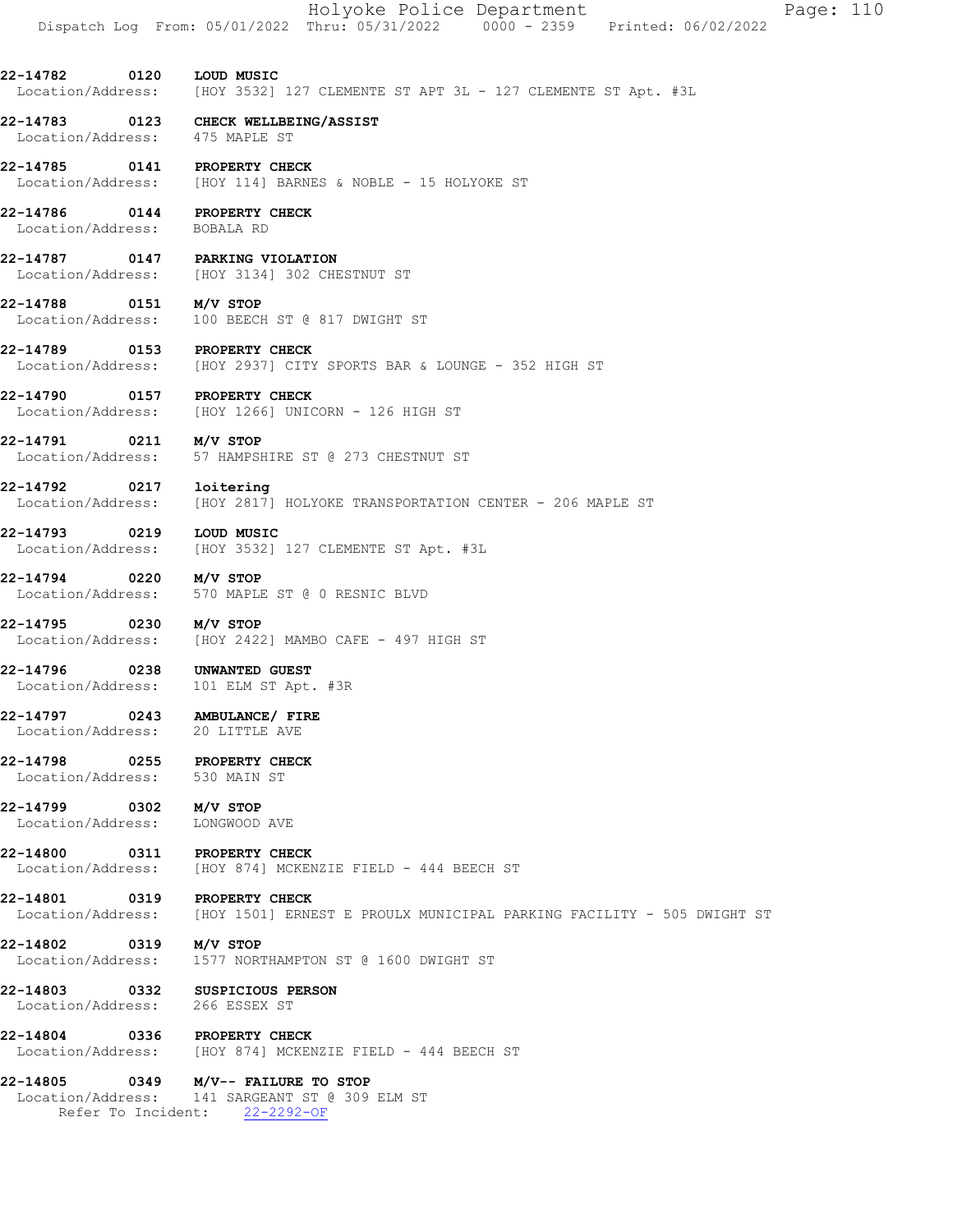**22-14782 0120 LOUD MUSIC**
Location/Address: [HOY 3532] 127 CLEMENTE ST APT 3L - 127 CLEMENTE ST Apt. #3L

**22-14783 0123 CHECK WELLBEING/ASSIST**
Location/Address: 475 MAPLE ST

**22-14785 0141 PROPERTY CHECK**
Location/Address: [HOY 114] BARNES & NOBLE - 15 HOLYOKE ST

**22-14786 0144 PROPERTY CHECK**
Location/Address: BOBALA RD

**22-14787 0147 PARKING VIOLATION**
Location/Address: [HOY 3134] 302 CHESTNUT ST

**22-14788 0151 M/V STOP**
Location/Address: 100 BEECH ST @ 817 DWIGHT ST

**22-14789 0153 PROPERTY CHECK**
Location/Address: [HOY 2937] CITY SPORTS BAR & LOUNGE - 352 HIGH ST

**22-14790 0157 PROPERTY CHECK**
Location/Address: [HOY 1266] UNICORN - 126 HIGH ST

**22-14791 0211 M/V STOP**
Location/Address: 57 HAMPSHIRE ST @ 273 CHESTNUT ST

**22-14792 0217 loitering**
Location/Address: [HOY 2817] HOLYOKE TRANSPORTATION CENTER - 206 MAPLE ST

**22-14793 0219 LOUD MUSIC**
Location/Address: [HOY 3532] 127 CLEMENTE ST Apt. #3L

**22-14794 0220 M/V STOP**
Location/Address: 570 MAPLE ST @ 0 RESNIC BLVD

**22-14795 0230 M/V STOP**
Location/Address: [HOY 2422] MAMBO CAFE - 497 HIGH ST

**22-14796 0238 UNWANTED GUEST**
Location/Address: 101 ELM ST Apt. #3R

**22-14797 0243 AMBULANCE/ FIRE**
Location/Address: 20 LITTLE AVE

**22-14798 0255 PROPERTY CHECK**
Location/Address: 530 MAIN ST

**22-14799 0302 M/V STOP**
Location/Address: LONGWOOD AVE

**22-14800 0311 PROPERTY CHECK**
Location/Address: [HOY 874] MCKENZIE FIELD - 444 BEECH ST

**22-14801 0319 PROPERTY CHECK**
Location/Address: [HOY 1501] ERNEST E PROULX MUNICIPAL PARKING FACILITY - 505 DWIGHT ST

**22-14802 0319 M/V STOP**
Location/Address: 1577 NORTHAMPTON ST @ 1600 DWIGHT ST

**22-14803 0332 SUSPICIOUS PERSON**
Location/Address: 266 ESSEX ST

**22-14804 0336 PROPERTY CHECK**
Location/Address: [HOY 874] MCKENZIE FIELD - 444 BEECH ST

**22-14805 0349 M/V-- FAILURE TO STOP**
Location/Address: 141 SARGEANT ST @ 309 ELM ST
Refer To Incident: 22-2292-OF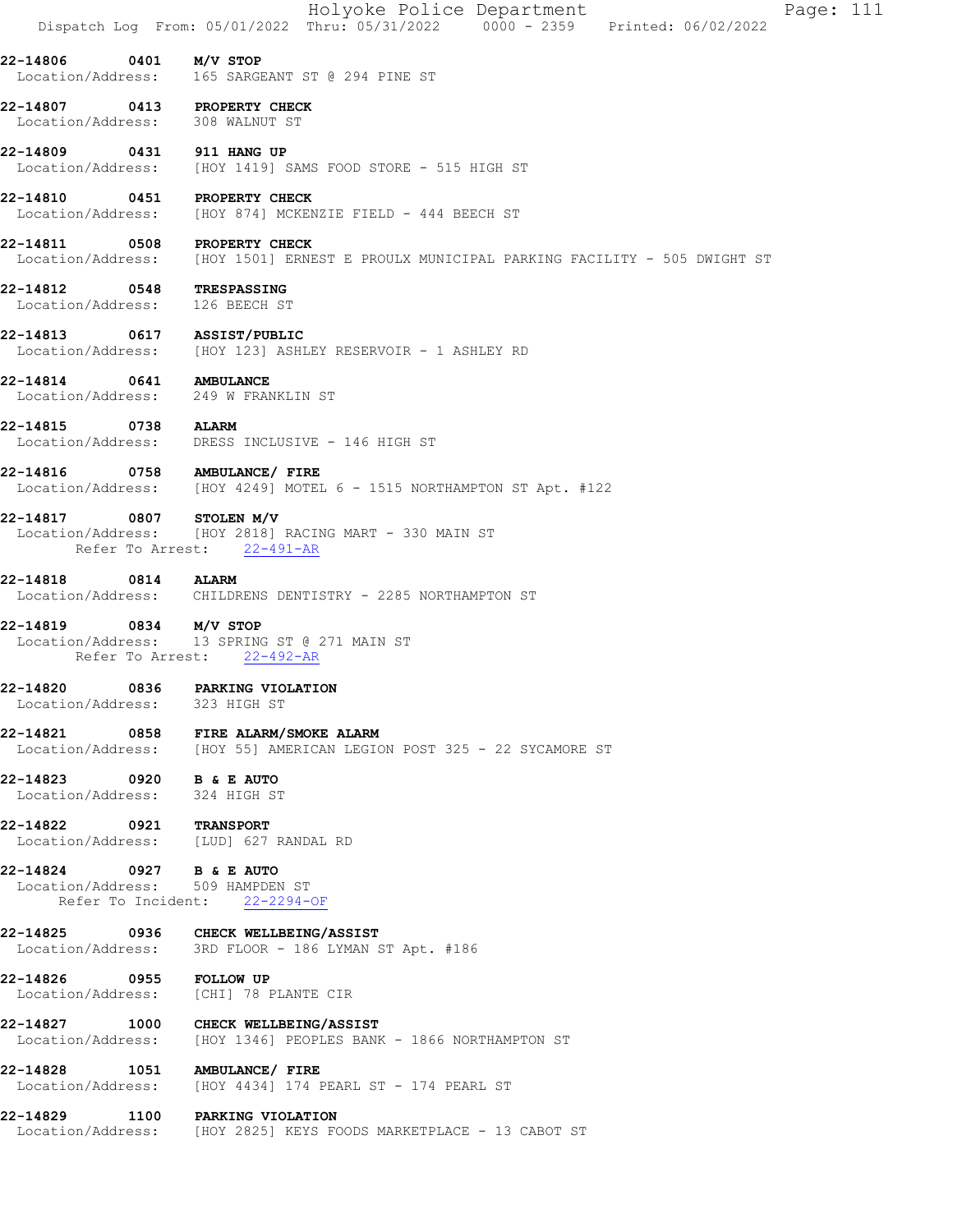**22-14806 0401 M/V STOP**
Location/Address: 165 SARGEANT ST @ 294 PINE ST

**22-14807 0413 PROPERTY CHECK**
Location/Address: 308 WALNUT ST

**22-14809 0431 911 HANG UP**
Location/Address: [HOY 1419] SAMS FOOD STORE - 515 HIGH ST

**22-14810 0451 PROPERTY CHECK**
Location/Address: [HOY 874] MCKENZIE FIELD - 444 BEECH ST

**22-14811 0508 PROPERTY CHECK**
Location/Address: [HOY 1501] ERNEST E PROULX MUNICIPAL PARKING FACILITY - 505 DWIGHT ST

**22-14812 0548 TRESPASSING**
Location/Address: 126 BEECH ST

**22-14813 0617 ASSIST/PUBLIC**
Location/Address: [HOY 123] ASHLEY RESERVOIR - 1 ASHLEY RD

**22-14814 0641 AMBULANCE**
Location/Address: 249 W FRANKLIN ST

**22-14815 0738 ALARM**
Location/Address: DRESS INCLUSIVE - 146 HIGH ST

**22-14816 0758 AMBULANCE/ FIRE**
Location/Address: [HOY 4249] MOTEL 6 - 1515 NORTHAMPTON ST Apt. #122

**22-14817 0807 STOLEN M/V**
Location/Address: [HOY 2818] RACING MART - 330 MAIN ST
Refer To Arrest: 22-491-AR

**22-14818 0814 ALARM**
Location/Address: CHILDRENS DENTISTRY - 2285 NORTHAMPTON ST

**22-14819 0834 M/V STOP**
Location/Address: 13 SPRING ST @ 271 MAIN ST
Refer To Arrest: 22-492-AR

**22-14820 0836 PARKING VIOLATION**
Location/Address: 323 HIGH ST

**22-14821 0858 FIRE ALARM/SMOKE ALARM**
Location/Address: [HOY 55] AMERICAN LEGION POST 325 - 22 SYCAMORE ST

**22-14823 0920 B & E AUTO**
Location/Address: 324 HIGH ST

**22-14822 0921 TRANSPORT**
Location/Address: [LUD] 627 RANDAL RD

**22-14824 0927 B & E AUTO**
Location/Address: 509 HAMPDEN ST
Refer To Incident: 22-2294-OF

**22-14825 0936 CHECK WELLBEING/ASSIST**
Location/Address: 3RD FLOOR - 186 LYMAN ST Apt. #186

**22-14826 0955 FOLLOW UP**
Location/Address: [CHI] 78 PLANTE CIR

**22-14827 1000 CHECK WELLBEING/ASSIST**
Location/Address: [HOY 1346] PEOPLES BANK - 1866 NORTHAMPTON ST

**22-14828 1051 AMBULANCE/ FIRE**
Location/Address: [HOY 4434] 174 PEARL ST - 174 PEARL ST

**22-14829 1100 PARKING VIOLATION**
Location/Address: [HOY 2825] KEYS FOODS MARKETPLACE - 13 CABOT ST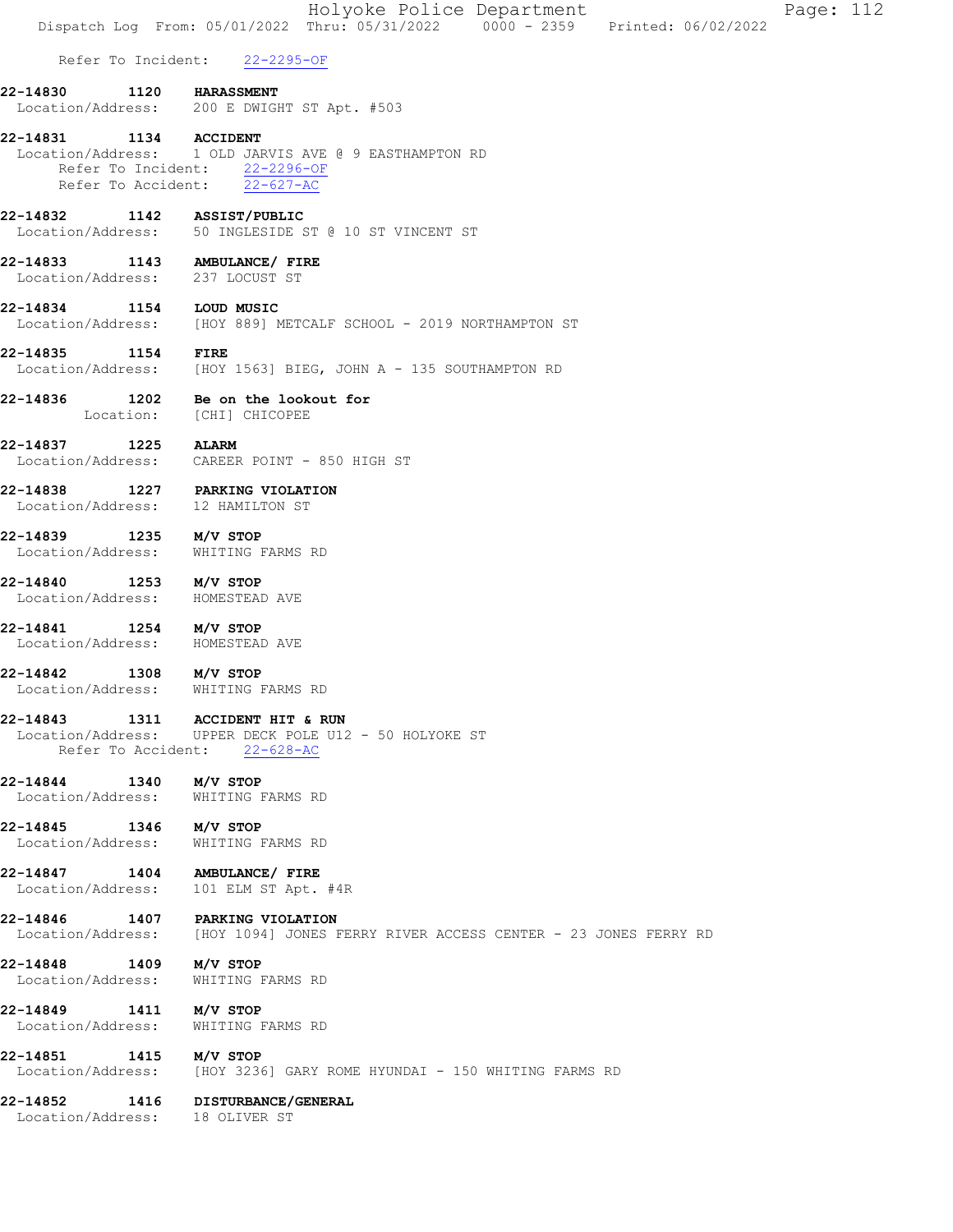Refer To Incident: 22-2295-OF

**22-14830 1120 HARASSMENT**
Location/Address: 200 E DWIGHT ST Apt. #503

**22-14831 1134 ACCIDENT**
Location/Address: 1 OLD JARVIS AVE @ 9 EASTHAMPTON RD
Refer To Incident: 22-2296-OF
Refer To Accident: 22-627-AC

**22-14832 1142 ASSIST/PUBLIC**
Location/Address: 50 INGLESIDE ST @ 10 ST VINCENT ST

**22-14833 1143 AMBULANCE/ FIRE**
Location/Address: 237 LOCUST ST

**22-14834 1154 LOUD MUSIC**
Location/Address: [HOY 889] METCALF SCHOOL - 2019 NORTHAMPTON ST

**22-14835 1154 FIRE**
Location/Address: [HOY 1563] BIEG, JOHN A - 135 SOUTHAMPTON RD

**22-14836 1202 Be on the lookout for**
Location: [CHI] CHICOPEE

**22-14837 1225 ALARM**
Location/Address: CAREER POINT - 850 HIGH ST

**22-14838 1227 PARKING VIOLATION**
Location/Address: 12 HAMILTON ST

**22-14839 1235 M/V STOP**
Location/Address: WHITING FARMS RD

**22-14840 1253 M/V STOP**
Location/Address: HOMESTEAD AVE

**22-14841 1254 M/V STOP**
Location/Address: HOMESTEAD AVE

**22-14842 1308 M/V STOP**
Location/Address: WHITING FARMS RD

**22-14843 1311 ACCIDENT HIT & RUN**
Location/Address: UPPER DECK POLE U12 - 50 HOLYOKE ST
Refer To Accident: 22-628-AC

**22-14844 1340 M/V STOP**
Location/Address: WHITING FARMS RD

**22-14845 1346 M/V STOP**
Location/Address: WHITING FARMS RD

**22-14847 1404 AMBULANCE/ FIRE**
Location/Address: 101 ELM ST Apt. #4R

**22-14846 1407 PARKING VIOLATION**
Location/Address: [HOY 1094] JONES FERRY RIVER ACCESS CENTER - 23 JONES FERRY RD

**22-14848 1409 M/V STOP**
Location/Address: WHITING FARMS RD

**22-14849 1411 M/V STOP**
Location/Address: WHITING FARMS RD

**22-14851 1415 M/V STOP**
Location/Address: [HOY 3236] GARY ROME HYUNDAI - 150 WHITING FARMS RD

**22-14852 1416 DISTURBANCE/GENERAL**
Location/Address: 18 OLIVER ST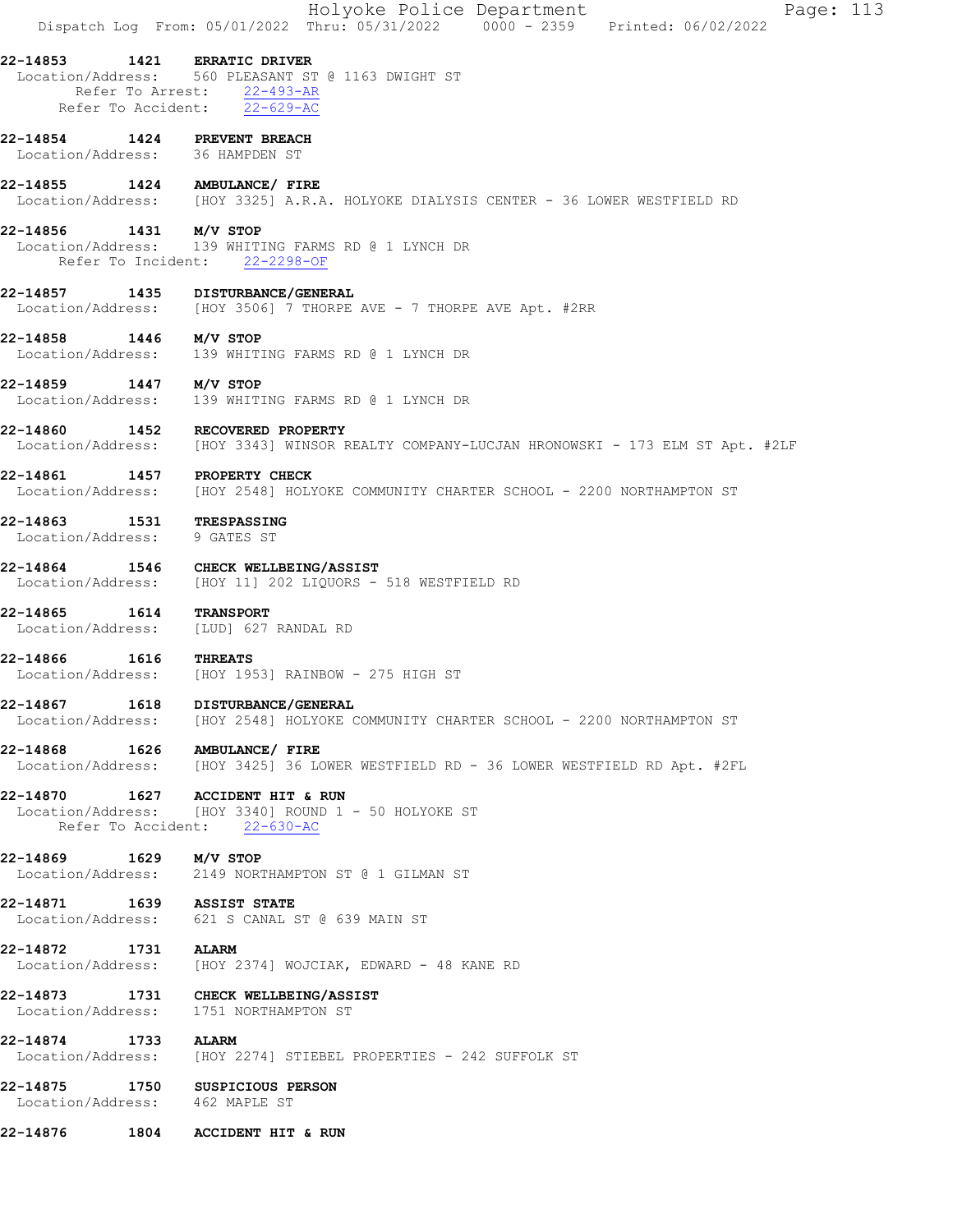**22-14853 1421 ERRATIC DRIVER**
Location/Address: 560 PLEASANT ST @ 1163 DWIGHT ST
Refer To Arrest: 22-493-AR
Refer To Accident: 22-629-AC

**22-14854 1424 PREVENT BREACH**
Location/Address: 36 HAMPDEN ST

**22-14855 1424 AMBULANCE/ FIRE**
Location/Address: [HOY 3325] A.R.A. HOLYOKE DIALYSIS CENTER - 36 LOWER WESTFIELD RD

**22-14856 1431 M/V STOP**
Location/Address: 139 WHITING FARMS RD @ 1 LYNCH DR
Refer To Incident: 22-2298-OF

**22-14857 1435 DISTURBANCE/GENERAL**
Location/Address: [HOY 3506] 7 THORPE AVE - 7 THORPE AVE Apt. #2RR

**22-14858 1446 M/V STOP**
Location/Address: 139 WHITING FARMS RD @ 1 LYNCH DR

**22-14859 1447 M/V STOP**
Location/Address: 139 WHITING FARMS RD @ 1 LYNCH DR

**22-14860 1452 RECOVERED PROPERTY**
Location/Address: [HOY 3343] WINSOR REALTY COMPANY-LUCJAN HRONOWSKI - 173 ELM ST Apt. #2LF

**22-14861 1457 PROPERTY CHECK**
Location/Address: [HOY 2548] HOLYOKE COMMUNITY CHARTER SCHOOL - 2200 NORTHAMPTON ST

**22-14863 1531 TRESPASSING**
Location/Address: 9 GATES ST

**22-14864 1546 CHECK WELLBEING/ASSIST**
Location/Address: [HOY 11] 202 LIQUORS - 518 WESTFIELD RD

**22-14865 1614 TRANSPORT**
Location/Address: [LUD] 627 RANDAL RD

**22-14866 1616 THREATS**
Location/Address: [HOY 1953] RAINBOW - 275 HIGH ST

**22-14867 1618 DISTURBANCE/GENERAL**
Location/Address: [HOY 2548] HOLYOKE COMMUNITY CHARTER SCHOOL - 2200 NORTHAMPTON ST

**22-14868 1626 AMBULANCE/ FIRE**
Location/Address: [HOY 3425] 36 LOWER WESTFIELD RD - 36 LOWER WESTFIELD RD Apt. #2FL

**22-14870 1627 ACCIDENT HIT & RUN**
Location/Address: [HOY 3340] ROUND 1 - 50 HOLYOKE ST
Refer To Accident: 22-630-AC

**22-14869 1629 M/V STOP**
Location/Address: 2149 NORTHAMPTON ST @ 1 GILMAN ST

**22-14871 1639 ASSIST STATE**
Location/Address: 621 S CANAL ST @ 639 MAIN ST

**22-14872 1731 ALARM**
Location/Address: [HOY 2374] WOJCIAK, EDWARD - 48 KANE RD

**22-14873 1731 CHECK WELLBEING/ASSIST**
Location/Address: 1751 NORTHAMPTON ST

**22-14874 1733 ALARM**
Location/Address: [HOY 2274] STIEBEL PROPERTIES - 242 SUFFOLK ST

**22-14875 1750 SUSPICIOUS PERSON**
Location/Address: 462 MAPLE ST

**22-14876 1804 ACCIDENT HIT & RUN**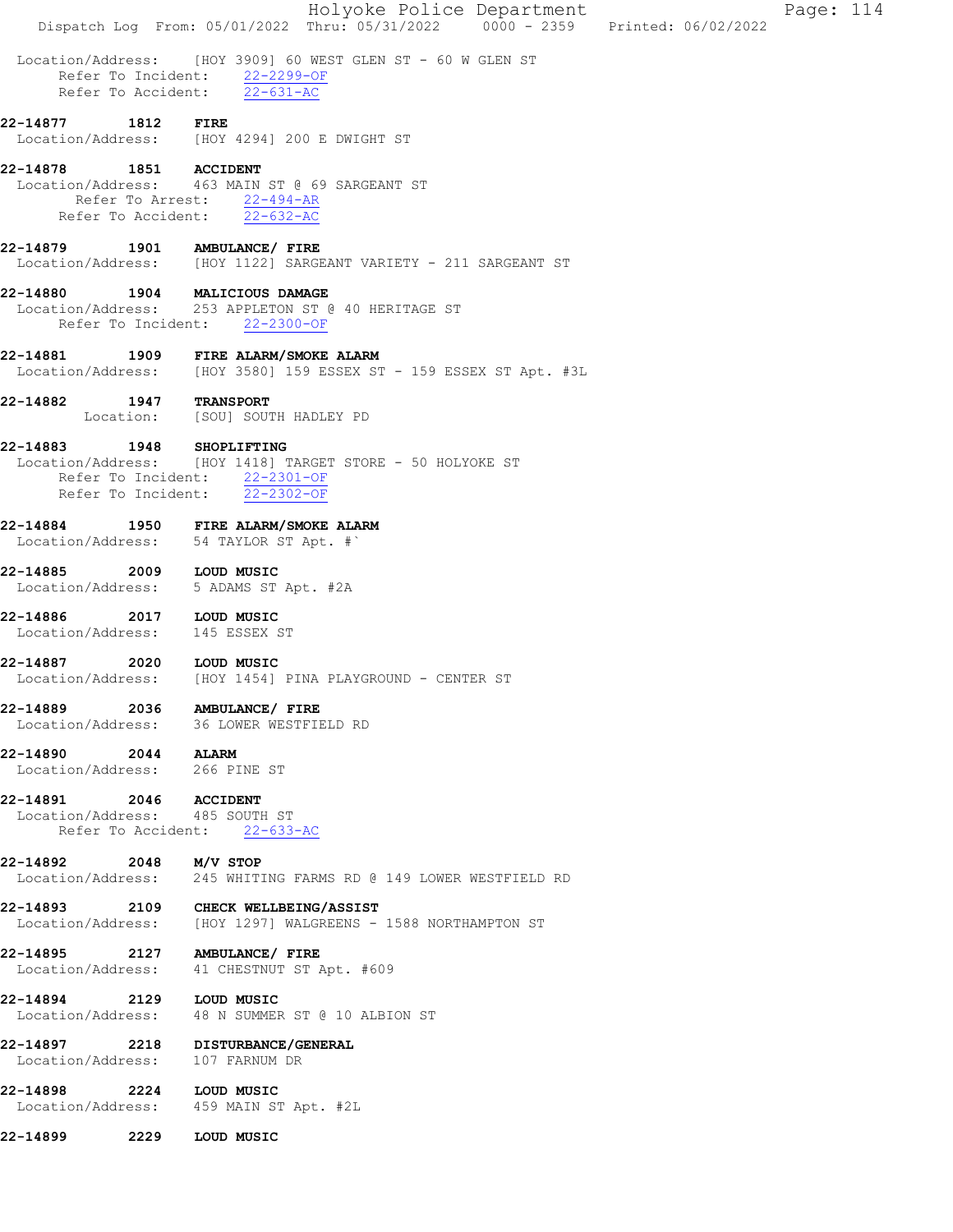Location/Address: [HOY 3909] 60 WEST GLEN ST - 60 W GLEN ST
Refer To Incident: 22-2299-OF
Refer To Accident: 22-631-AC

**22-14877 1812 FIRE**
Location/Address: [HOY 4294] 200 E DWIGHT ST

**22-14878 1851 ACCIDENT**
Location/Address: 463 MAIN ST @ 69 SARGEANT ST
Refer To Arrest: 22-494-AR
Refer To Accident: 22-632-AC

**22-14879 1901 AMBULANCE/ FIRE**
Location/Address: [HOY 1122] SARGEANT VARIETY - 211 SARGEANT ST

**22-14880 1904 MALICIOUS DAMAGE**
Location/Address: 253 APPLETON ST @ 40 HERITAGE ST
Refer To Incident: 22-2300-OF

**22-14881 1909 FIRE ALARM/SMOKE ALARM**
Location/Address: [HOY 3580] 159 ESSEX ST - 159 ESSEX ST Apt. #3L

**22-14882 1947 TRANSPORT**
Location: [SOU] SOUTH HADLEY PD

**22-14883 1948 SHOPLIFTING**
Location/Address: [HOY 1418] TARGET STORE - 50 HOLYOKE ST
Refer To Incident: 22-2301-OF
Refer To Incident: 22-2302-OF

**22-14884 1950 FIRE ALARM/SMOKE ALARM**
Location/Address: 54 TAYLOR ST Apt. #`

**22-14885 2009 LOUD MUSIC**
Location/Address: 5 ADAMS ST Apt. #2A

**22-14886 2017 LOUD MUSIC**
Location/Address: 145 ESSEX ST

**22-14887 2020 LOUD MUSIC**
Location/Address: [HOY 1454] PINA PLAYGROUND - CENTER ST

**22-14889 2036 AMBULANCE/ FIRE**
Location/Address: 36 LOWER WESTFIELD RD

**22-14890 2044 ALARM**
Location/Address: 266 PINE ST

**22-14891 2046 ACCIDENT**
Location/Address: 485 SOUTH ST
Refer To Accident: 22-633-AC

**22-14892 2048 M/V STOP**
Location/Address: 245 WHITING FARMS RD @ 149 LOWER WESTFIELD RD

**22-14893 2109 CHECK WELLBEING/ASSIST**
Location/Address: [HOY 1297] WALGREENS - 1588 NORTHAMPTON ST

**22-14895 2127 AMBULANCE/ FIRE**
Location/Address: 41 CHESTNUT ST Apt. #609

**22-14894 2129 LOUD MUSIC**
Location/Address: 48 N SUMMER ST @ 10 ALBION ST

**22-14897 2218 DISTURBANCE/GENERAL**
Location/Address: 107 FARNUM DR

**22-14898 2224 LOUD MUSIC**
Location/Address: 459 MAIN ST Apt. #2L

**22-14899 2229 LOUD MUSIC**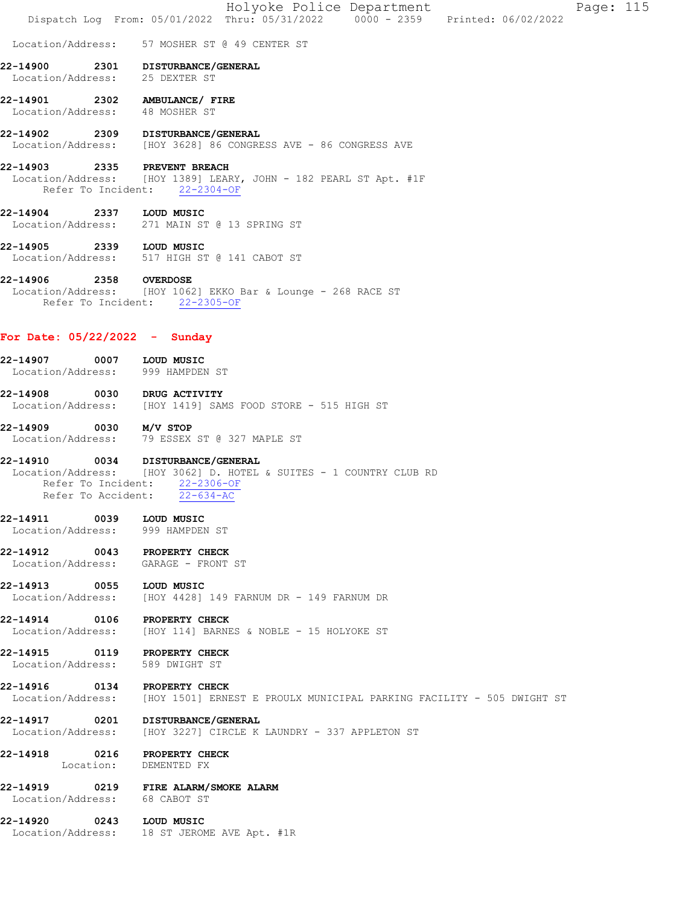Location/Address: 57 MOSHER ST @ 49 CENTER ST

**22-14900 2301 DISTURBANCE/GENERAL**
Location/Address: 25 DEXTER ST

**22-14901 2302 AMBULANCE/ FIRE**
Location/Address: 48 MOSHER ST

**22-14902 2309 DISTURBANCE/GENERAL**
Location/Address: [HOY 3628] 86 CONGRESS AVE - 86 CONGRESS AVE

**22-14903 2335 PREVENT BREACH**
Location/Address: [HOY 1389] LEARY, JOHN - 182 PEARL ST Apt. #1F
Refer To Incident: 22-2304-OF

**22-14904 2337 LOUD MUSIC**
Location/Address: 271 MAIN ST @ 13 SPRING ST

**22-14905 2339 LOUD MUSIC**
Location/Address: 517 HIGH ST @ 141 CABOT ST

**22-14906 2358 OVERDOSE**
Location/Address: [HOY 1062] EKKO Bar & Lounge - 268 RACE ST
Refer To Incident: 22-2305-OF

## For Date: 05/22/2022 - Sunday

**22-14907 0007 LOUD MUSIC**
Location/Address: 999 HAMPDEN ST

**22-14908 0030 DRUG ACTIVITY**
Location/Address: [HOY 1419] SAMS FOOD STORE - 515 HIGH ST

**22-14909 0030 M/V STOP**
Location/Address: 79 ESSEX ST @ 327 MAPLE ST

**22-14910 0034 DISTURBANCE/GENERAL**
Location/Address: [HOY 3062] D. HOTEL & SUITES - 1 COUNTRY CLUB RD
Refer To Incident: 22-2306-OF
Refer To Accident: 22-634-AC

**22-14911 0039 LOUD MUSIC**
Location/Address: 999 HAMPDEN ST

**22-14912 0043 PROPERTY CHECK**
Location/Address: GARAGE - FRONT ST

**22-14913 0055 LOUD MUSIC**
Location/Address: [HOY 4428] 149 FARNUM DR - 149 FARNUM DR

**22-14914 0106 PROPERTY CHECK**
Location/Address: [HOY 114] BARNES & NOBLE - 15 HOLYOKE ST

**22-14915 0119 PROPERTY CHECK**
Location/Address: 589 DWIGHT ST

**22-14916 0134 PROPERTY CHECK**
Location/Address: [HOY 1501] ERNEST E PROULX MUNICIPAL PARKING FACILITY - 505 DWIGHT ST

**22-14917 0201 DISTURBANCE/GENERAL**
Location/Address: [HOY 3227] CIRCLE K LAUNDRY - 337 APPLETON ST

**22-14918 0216 PROPERTY CHECK**
Location: DEMENTED FX

**22-14919 0219 FIRE ALARM/SMOKE ALARM**
Location/Address: 68 CABOT ST

**22-14920 0243 LOUD MUSIC**
Location/Address: 18 ST JEROME AVE Apt. #1R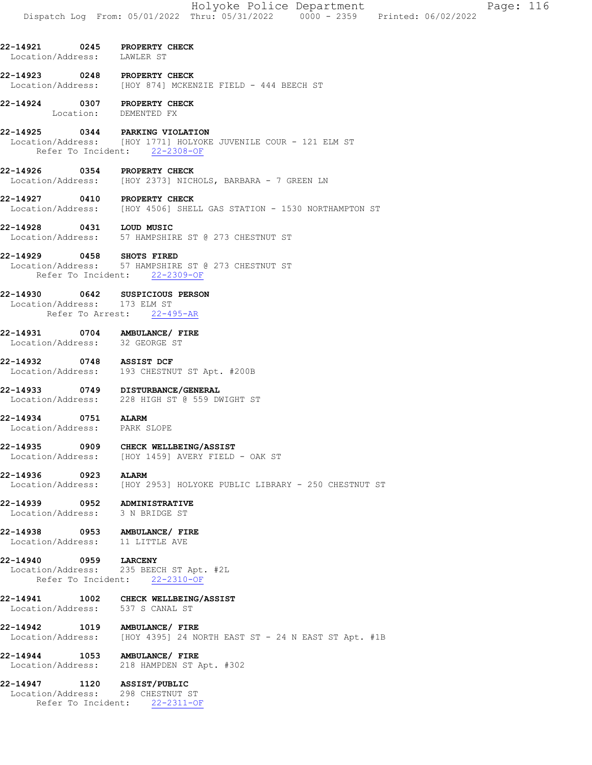22-14921 0245 **PROPERTY CHECK**
Location/Address: LAWLER ST

22-14923 0248 **PROPERTY CHECK**
Location/Address: [HOY 874] MCKENZIE FIELD - 444 BEECH ST

22-14924 0307 **PROPERTY CHECK**
Location: DEMENTED FX

22-14925 0344 **PARKING VIOLATION**
Location/Address: [HOY 1771] HOLYOKE JUVENILE COUR - 121 ELM ST
Refer To Incident: 22-2308-OF

22-14926 0354 **PROPERTY CHECK**
Location/Address: [HOY 2373] NICHOLS, BARBARA - 7 GREEN LN

22-14927 0410 **PROPERTY CHECK**
Location/Address: [HOY 4506] SHELL GAS STATION - 1530 NORTHAMPTON ST

22-14928 0431 **LOUD MUSIC**
Location/Address: 57 HAMPSHIRE ST @ 273 CHESTNUT ST

22-14929 0458 **SHOTS FIRED**
Location/Address: 57 HAMPSHIRE ST @ 273 CHESTNUT ST
Refer To Incident: 22-2309-OF

22-14930 0642 **SUSPICIOUS PERSON**
Location/Address: 173 ELM ST
Refer To Arrest: 22-495-AR

22-14931 0704 **AMBULANCE/ FIRE**
Location/Address: 32 GEORGE ST

22-14932 0748 **ASSIST DCF**
Location/Address: 193 CHESTNUT ST Apt. #200B

22-14933 0749 **DISTURBANCE/GENERAL**
Location/Address: 228 HIGH ST @ 559 DWIGHT ST

22-14934 0751 **ALARM**
Location/Address: PARK SLOPE

22-14935 0909 **CHECK WELLBEING/ASSIST**
Location/Address: [HOY 1459] AVERY FIELD - OAK ST

22-14936 0923 **ALARM**
Location/Address: [HOY 2953] HOLYOKE PUBLIC LIBRARY - 250 CHESTNUT ST

22-14939 0952 **ADMINISTRATIVE**
Location/Address: 3 N BRIDGE ST

22-14938 0953 **AMBULANCE/ FIRE**
Location/Address: 11 LITTLE AVE

22-14940 0959 **LARCENY**
Location/Address: 235 BEECH ST Apt. #2L
Refer To Incident: 22-2310-OF

22-14941 1002 **CHECK WELLBEING/ASSIST**
Location/Address: 537 S CANAL ST

22-14942 1019 **AMBULANCE/ FIRE**
Location/Address: [HOY 4395] 24 NORTH EAST ST - 24 N EAST ST Apt. #1B

22-14944 1053 **AMBULANCE/ FIRE**
Location/Address: 218 HAMPDEN ST Apt. #302

22-14947 1120 **ASSIST/PUBLIC**
Location/Address: 298 CHESTNUT ST
Refer To Incident: 22-2311-OF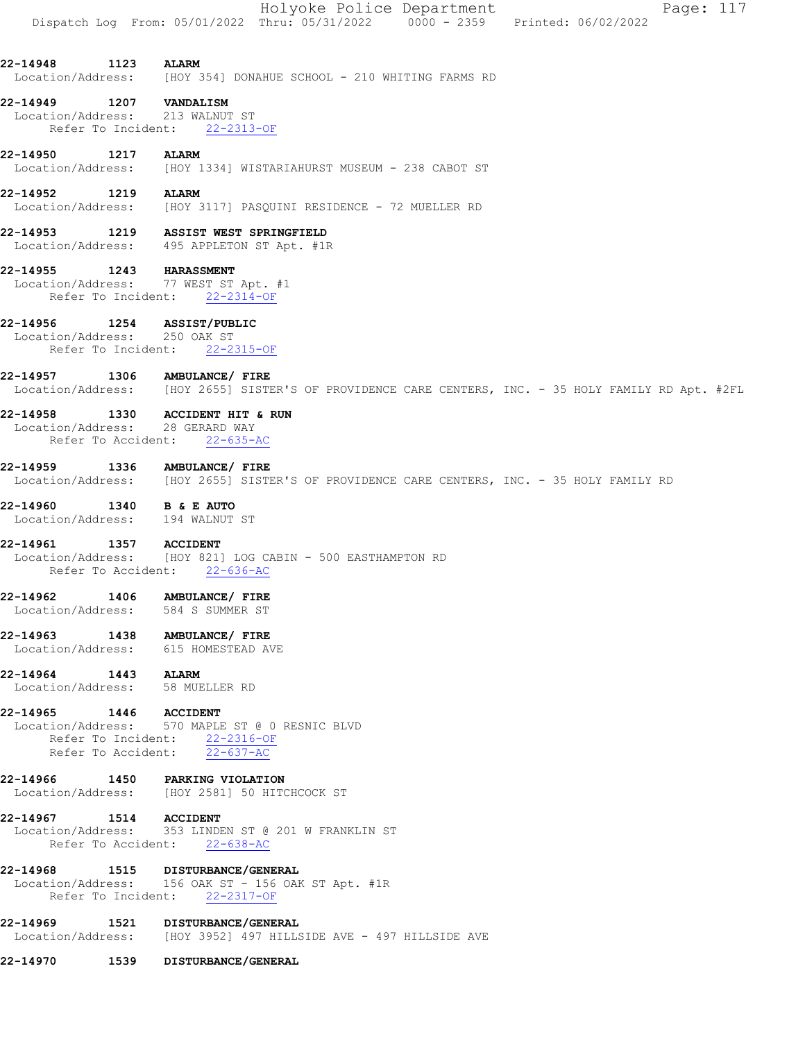**22-14948 1123 ALARM**
Location/Address: [HOY 354] DONAHUE SCHOOL - 210 WHITING FARMS RD

**22-14949 1207 VANDALISM**
Location/Address: 213 WALNUT ST
Refer To Incident: 22-2313-OF

**22-14950 1217 ALARM**
Location/Address: [HOY 1334] WISTARIAHURST MUSEUM - 238 CABOT ST

**22-14952 1219 ALARM**
Location/Address: [HOY 3117] PASQUINI RESIDENCE - 72 MUELLER RD

**22-14953 1219 ASSIST WEST SPRINGFIELD**
Location/Address: 495 APPLETON ST Apt. #1R

**22-14955 1243 HARASSMENT**
Location/Address: 77 WEST ST Apt. #1
Refer To Incident: 22-2314-OF

**22-14956 1254 ASSIST/PUBLIC**
Location/Address: 250 OAK ST
Refer To Incident: 22-2315-OF

**22-14957 1306 AMBULANCE/ FIRE**
Location/Address: [HOY 2655] SISTER'S OF PROVIDENCE CARE CENTERS, INC. - 35 HOLY FAMILY RD Apt. #2FL

**22-14958 1330 ACCIDENT HIT & RUN**
Location/Address: 28 GERARD WAY
Refer To Accident: 22-635-AC

**22-14959 1336 AMBULANCE/ FIRE**
Location/Address: [HOY 2655] SISTER'S OF PROVIDENCE CARE CENTERS, INC. - 35 HOLY FAMILY RD

**22-14960 1340 B & E AUTO**
Location/Address: 194 WALNUT ST

**22-14961 1357 ACCIDENT**
Location/Address: [HOY 821] LOG CABIN - 500 EASTHAMPTON RD
Refer To Accident: 22-636-AC

**22-14962 1406 AMBULANCE/ FIRE**
Location/Address: 584 S SUMMER ST

**22-14963 1438 AMBULANCE/ FIRE**
Location/Address: 615 HOMESTEAD AVE

**22-14964 1443 ALARM**
Location/Address: 58 MUELLER RD

**22-14965 1446 ACCIDENT**
Location/Address: 570 MAPLE ST @ 0 RESNIC BLVD
Refer To Incident: 22-2316-OF
Refer To Accident: 22-637-AC

**22-14966 1450 PARKING VIOLATION**
Location/Address: [HOY 2581] 50 HITCHCOCK ST

**22-14967 1514 ACCIDENT**
Location/Address: 353 LINDEN ST @ 201 W FRANKLIN ST
Refer To Accident: 22-638-AC

**22-14968 1515 DISTURBANCE/GENERAL**
Location/Address: 156 OAK ST - 156 OAK ST Apt. #1R
Refer To Incident: 22-2317-OF

**22-14969 1521 DISTURBANCE/GENERAL**
Location/Address: [HOY 3952] 497 HILLSIDE AVE - 497 HILLSIDE AVE

**22-14970 1539 DISTURBANCE/GENERAL**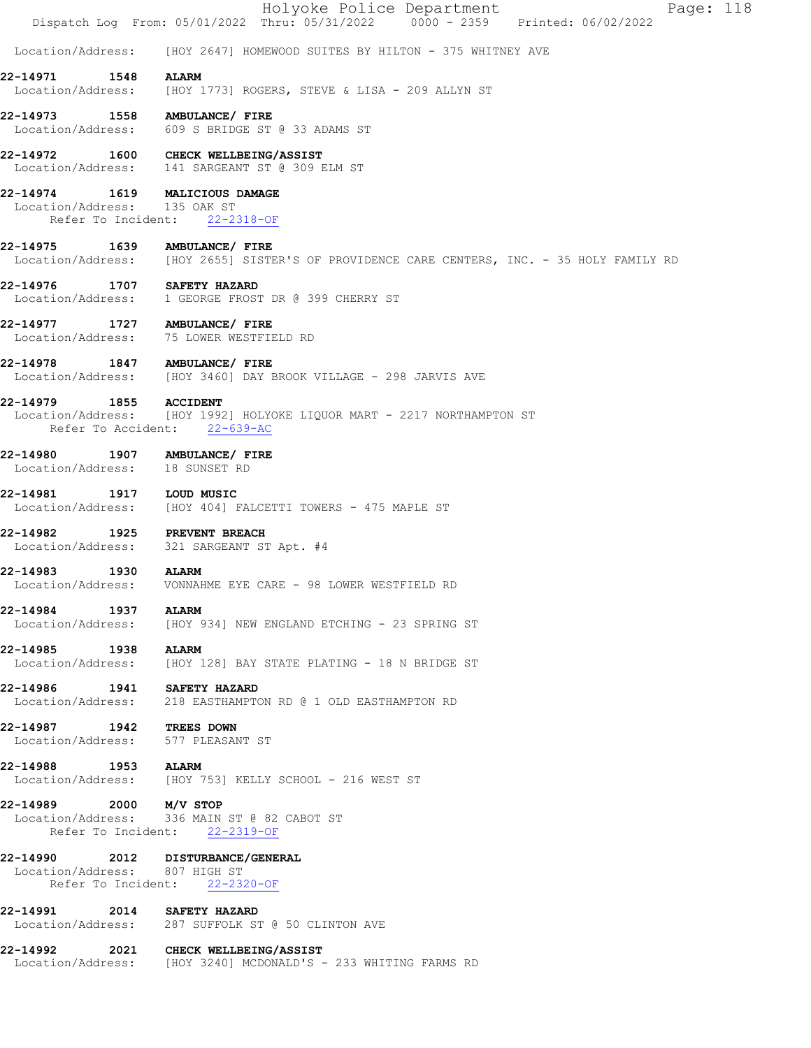Location/Address: [HOY 2647] HOMEWOOD SUITES BY HILTON - 375 WHITNEY AVE

**22-14971 1548 ALARM**
Location/Address: [HOY 1773] ROGERS, STEVE & LISA - 209 ALLYN ST

**22-14973 1558 AMBULANCE/ FIRE**
Location/Address: 609 S BRIDGE ST @ 33 ADAMS ST

**22-14972 1600 CHECK WELLBEING/ASSIST**
Location/Address: 141 SARGEANT ST @ 309 ELM ST

**22-14974 1619 MALICIOUS DAMAGE**
Location/Address: 135 OAK ST
Refer To Incident: 22-2318-OF

**22-14975 1639 AMBULANCE/ FIRE**
Location/Address: [HOY 2655] SISTER'S OF PROVIDENCE CARE CENTERS, INC. - 35 HOLY FAMILY RD

**22-14976 1707 SAFETY HAZARD**
Location/Address: 1 GEORGE FROST DR @ 399 CHERRY ST

**22-14977 1727 AMBULANCE/ FIRE**
Location/Address: 75 LOWER WESTFIELD RD

**22-14978 1847 AMBULANCE/ FIRE**
Location/Address: [HOY 3460] DAY BROOK VILLAGE - 298 JARVIS AVE

**22-14979 1855 ACCIDENT**
Location/Address: [HOY 1992] HOLYOKE LIQUOR MART - 2217 NORTHAMPTON ST
Refer To Accident: 22-639-AC

**22-14980 1907 AMBULANCE/ FIRE**
Location/Address: 18 SUNSET RD

**22-14981 1917 LOUD MUSIC**
Location/Address: [HOY 404] FALCETTI TOWERS - 475 MAPLE ST

**22-14982 1925 PREVENT BREACH**
Location/Address: 321 SARGEANT ST Apt. #4

**22-14983 1930 ALARM**
Location/Address: VONNAHME EYE CARE - 98 LOWER WESTFIELD RD

**22-14984 1937 ALARM**
Location/Address: [HOY 934] NEW ENGLAND ETCHING - 23 SPRING ST

**22-14985 1938 ALARM**
Location/Address: [HOY 128] BAY STATE PLATING - 18 N BRIDGE ST

**22-14986 1941 SAFETY HAZARD**
Location/Address: 218 EASTHAMPTON RD @ 1 OLD EASTHAMPTON RD

**22-14987 1942 TREES DOWN**
Location/Address: 577 PLEASANT ST

**22-14988 1953 ALARM**
Location/Address: [HOY 753] KELLY SCHOOL - 216 WEST ST

**22-14989 2000 M/V STOP**
Location/Address: 336 MAIN ST @ 82 CABOT ST
Refer To Incident: 22-2319-OF

**22-14990 2012 DISTURBANCE/GENERAL**
Location/Address: 807 HIGH ST
Refer To Incident: 22-2320-OF

**22-14991 2014 SAFETY HAZARD**
Location/Address: 287 SUFFOLK ST @ 50 CLINTON AVE

**22-14992 2021 CHECK WELLBEING/ASSIST**
Location/Address: [HOY 3240] MCDONALD'S - 233 WHITING FARMS RD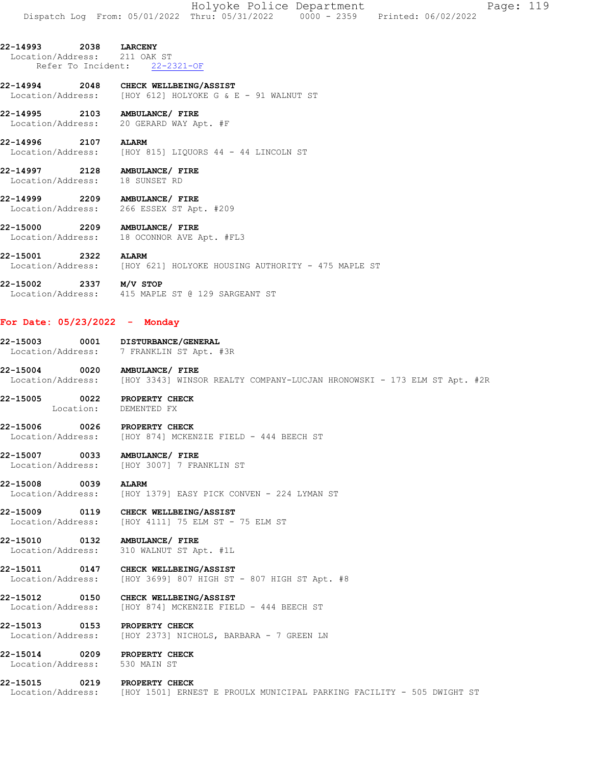**22-14993 2038 LARCENY**
Location/Address: 211 OAK ST
Refer To Incident: 22-2321-OF

**22-14994 2048 CHECK WELLBEING/ASSIST**
Location/Address: [HOY 612] HOLYOKE G & E - 91 WALNUT ST

**22-14995 2103 AMBULANCE/ FIRE**
Location/Address: 20 GERARD WAY Apt. #F

**22-14996 2107 ALARM**
Location/Address: [HOY 815] LIQUORS 44 - 44 LINCOLN ST

**22-14997 2128 AMBULANCE/ FIRE**
Location/Address: 18 SUNSET RD

**22-14999 2209 AMBULANCE/ FIRE**
Location/Address: 266 ESSEX ST Apt. #209

**22-15000 2209 AMBULANCE/ FIRE**
Location/Address: 18 OCONNOR AVE Apt. #FL3

**22-15001 2322 ALARM**
Location/Address: [HOY 621] HOLYOKE HOUSING AUTHORITY - 475 MAPLE ST

**22-15002 2337 M/V STOP**
Location/Address: 415 MAPLE ST @ 129 SARGEANT ST

## For Date: 05/23/2022 - Monday

**22-15003 0001 DISTURBANCE/GENERAL**
Location/Address: 7 FRANKLIN ST Apt. #3R

**22-15004 0020 AMBULANCE/ FIRE**
Location/Address: [HOY 3343] WINSOR REALTY COMPANY-LUCJAN HRONOWSKI - 173 ELM ST Apt. #2R

**22-15005 0022 PROPERTY CHECK**
Location: DEMENTED FX

**22-15006 0026 PROPERTY CHECK**
Location/Address: [HOY 874] MCKENZIE FIELD - 444 BEECH ST

**22-15007 0033 AMBULANCE/ FIRE**
Location/Address: [HOY 3007] 7 FRANKLIN ST

**22-15008 0039 ALARM**
Location/Address: [HOY 1379] EASY PICK CONVEN - 224 LYMAN ST

**22-15009 0119 CHECK WELLBEING/ASSIST**
Location/Address: [HOY 4111] 75 ELM ST - 75 ELM ST

**22-15010 0132 AMBULANCE/ FIRE**
Location/Address: 310 WALNUT ST Apt. #1L

**22-15011 0147 CHECK WELLBEING/ASSIST**
Location/Address: [HOY 3699] 807 HIGH ST - 807 HIGH ST Apt. #8

**22-15012 0150 CHECK WELLBEING/ASSIST**
Location/Address: [HOY 874] MCKENZIE FIELD - 444 BEECH ST

**22-15013 0153 PROPERTY CHECK**
Location/Address: [HOY 2373] NICHOLS, BARBARA - 7 GREEN LN

**22-15014 0209 PROPERTY CHECK**
Location/Address: 530 MAIN ST

**22-15015 0219 PROPERTY CHECK**
Location/Address: [HOY 1501] ERNEST E PROULX MUNICIPAL PARKING FACILITY - 505 DWIGHT ST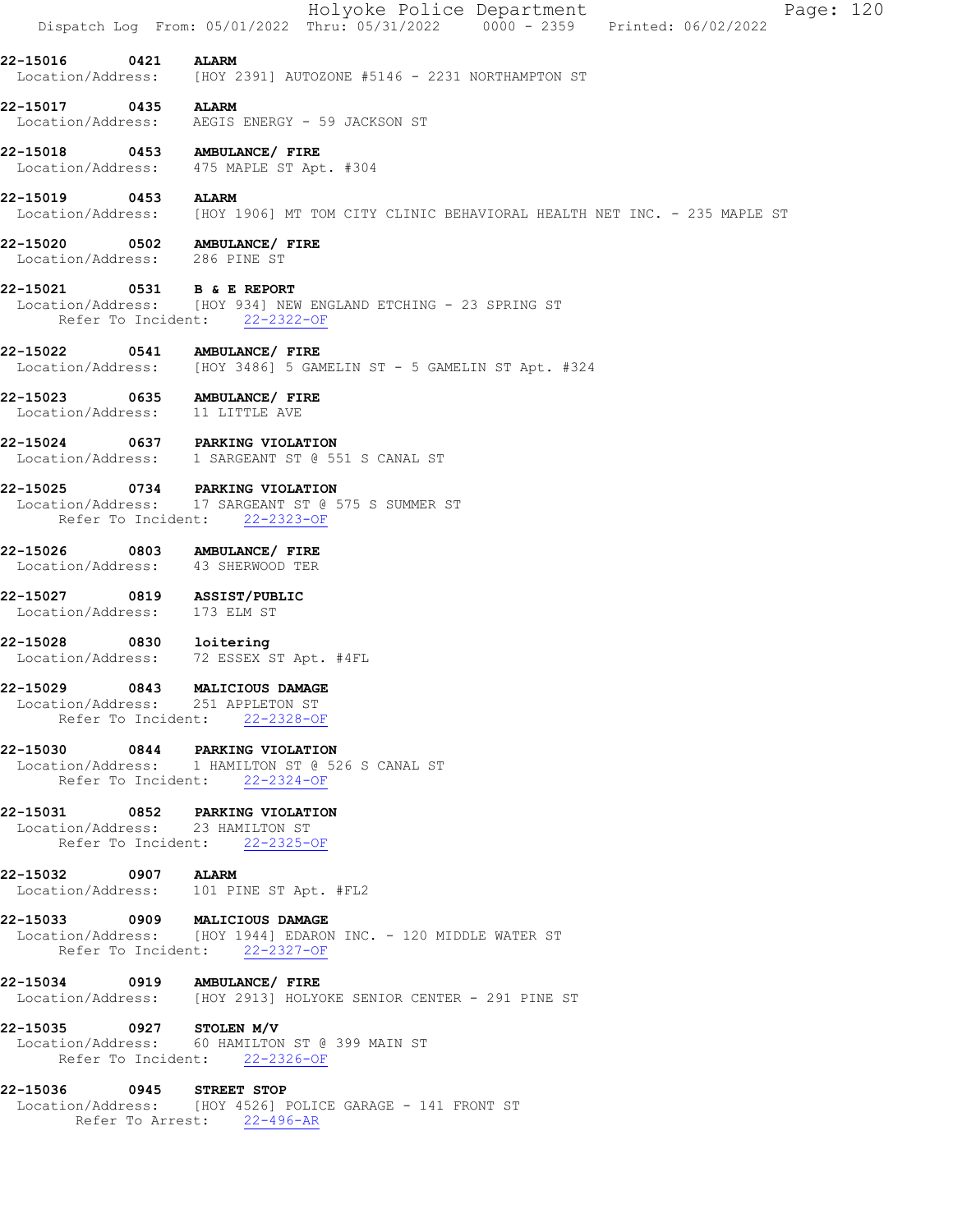**22-15016 0421 ALARM**
Location/Address: [HOY 2391] AUTOZONE #5146 - 2231 NORTHAMPTON ST

**22-15017 0435 ALARM**
Location/Address: AEGIS ENERGY - 59 JACKSON ST

**22-15018 0453 AMBULANCE/ FIRE**
Location/Address: 475 MAPLE ST Apt. #304

**22-15019 0453 ALARM**
Location/Address: [HOY 1906] MT TOM CITY CLINIC BEHAVIORAL HEALTH NET INC. - 235 MAPLE ST

**22-15020 0502 AMBULANCE/ FIRE**
Location/Address: 286 PINE ST

**22-15021 0531 B & E REPORT**
Location/Address: [HOY 934] NEW ENGLAND ETCHING - 23 SPRING ST
Refer To Incident: 22-2322-OF

**22-15022 0541 AMBULANCE/ FIRE**
Location/Address: [HOY 3486] 5 GAMELIN ST - 5 GAMELIN ST Apt. #324

**22-15023 0635 AMBULANCE/ FIRE**
Location/Address: 11 LITTLE AVE

**22-15024 0637 PARKING VIOLATION**
Location/Address: 1 SARGEANT ST @ 551 S CANAL ST

**22-15025 0734 PARKING VIOLATION**
Location/Address: 17 SARGEANT ST @ 575 S SUMMER ST
Refer To Incident: 22-2323-OF

**22-15026 0803 AMBULANCE/ FIRE**
Location/Address: 43 SHERWOOD TER

**22-15027 0819 ASSIST/PUBLIC**
Location/Address: 173 ELM ST

**22-15028 0830 loitering**
Location/Address: 72 ESSEX ST Apt. #4FL

**22-15029 0843 MALICIOUS DAMAGE**
Location/Address: 251 APPLETON ST
Refer To Incident: 22-2328-OF

**22-15030 0844 PARKING VIOLATION**
Location/Address: 1 HAMILTON ST @ 526 S CANAL ST
Refer To Incident: 22-2324-OF

**22-15031 0852 PARKING VIOLATION**
Location/Address: 23 HAMILTON ST
Refer To Incident: 22-2325-OF

**22-15032 0907 ALARM**
Location/Address: 101 PINE ST Apt. #FL2

**22-15033 0909 MALICIOUS DAMAGE**
Location/Address: [HOY 1944] EDARON INC. - 120 MIDDLE WATER ST
Refer To Incident: 22-2327-OF

**22-15034 0919 AMBULANCE/ FIRE**
Location/Address: [HOY 2913] HOLYOKE SENIOR CENTER - 291 PINE ST

**22-15035 0927 STOLEN M/V**
Location/Address: 60 HAMILTON ST @ 399 MAIN ST
Refer To Incident: 22-2326-OF

**22-15036 0945 STREET STOP**
Location/Address: [HOY 4526] POLICE GARAGE - 141 FRONT ST
Refer To Arrest: 22-496-AR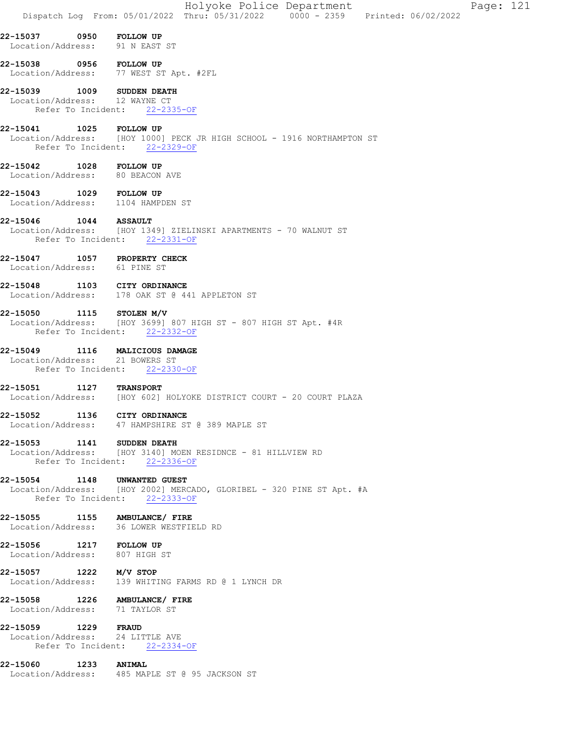**22-15037 0950 FOLLOW UP**
Location/Address: 91 N EAST ST

**22-15038 0956 FOLLOW UP**
Location/Address: 77 WEST ST Apt. #2FL

**22-15039 1009 SUDDEN DEATH**
Location/Address: 12 WAYNE CT
Refer To Incident: 22-2335-OF

**22-15041 1025 FOLLOW UP**
Location/Address: [HOY 1000] PECK JR HIGH SCHOOL - 1916 NORTHAMPTON ST
Refer To Incident: 22-2329-OF

**22-15042 1028 FOLLOW UP**
Location/Address: 80 BEACON AVE

**22-15043 1029 FOLLOW UP**
Location/Address: 1104 HAMPDEN ST

**22-15046 1044 ASSAULT**
Location/Address: [HOY 1349] ZIELINSKI APARTMENTS - 70 WALNUT ST
Refer To Incident: 22-2331-OF

**22-15047 1057 PROPERTY CHECK**
Location/Address: 61 PINE ST

**22-15048 1103 CITY ORDINANCE**
Location/Address: 178 OAK ST @ 441 APPLETON ST

**22-15050 1115 STOLEN M/V**
Location/Address: [HOY 3699] 807 HIGH ST - 807 HIGH ST Apt. #4R
Refer To Incident: 22-2332-OF

**22-15049 1116 MALICIOUS DAMAGE**
Location/Address: 21 BOWERS ST
Refer To Incident: 22-2330-OF

**22-15051 1127 TRANSPORT**
Location/Address: [HOY 602] HOLYOKE DISTRICT COURT - 20 COURT PLAZA

**22-15052 1136 CITY ORDINANCE**
Location/Address: 47 HAMPSHIRE ST @ 389 MAPLE ST

**22-15053 1141 SUDDEN DEATH**
Location/Address: [HOY 3140] MOEN RESIDNCE - 81 HILLVIEW RD
Refer To Incident: 22-2336-OF

**22-15054 1148 UNWANTED GUEST**
Location/Address: [HOY 2002] MERCADO, GLORIBEL - 320 PINE ST Apt. #A
Refer To Incident: 22-2333-OF

**22-15055 1155 AMBULANCE/ FIRE**
Location/Address: 36 LOWER WESTFIELD RD

**22-15056 1217 FOLLOW UP**
Location/Address: 807 HIGH ST

**22-15057 1222 M/V STOP**
Location/Address: 139 WHITING FARMS RD @ 1 LYNCH DR

**22-15058 1226 AMBULANCE/ FIRE**
Location/Address: 71 TAYLOR ST

**22-15059 1229 FRAUD**
Location/Address: 24 LITTLE AVE
Refer To Incident: 22-2334-OF

**22-15060 1233 ANIMAL**
Location/Address: 485 MAPLE ST @ 95 JACKSON ST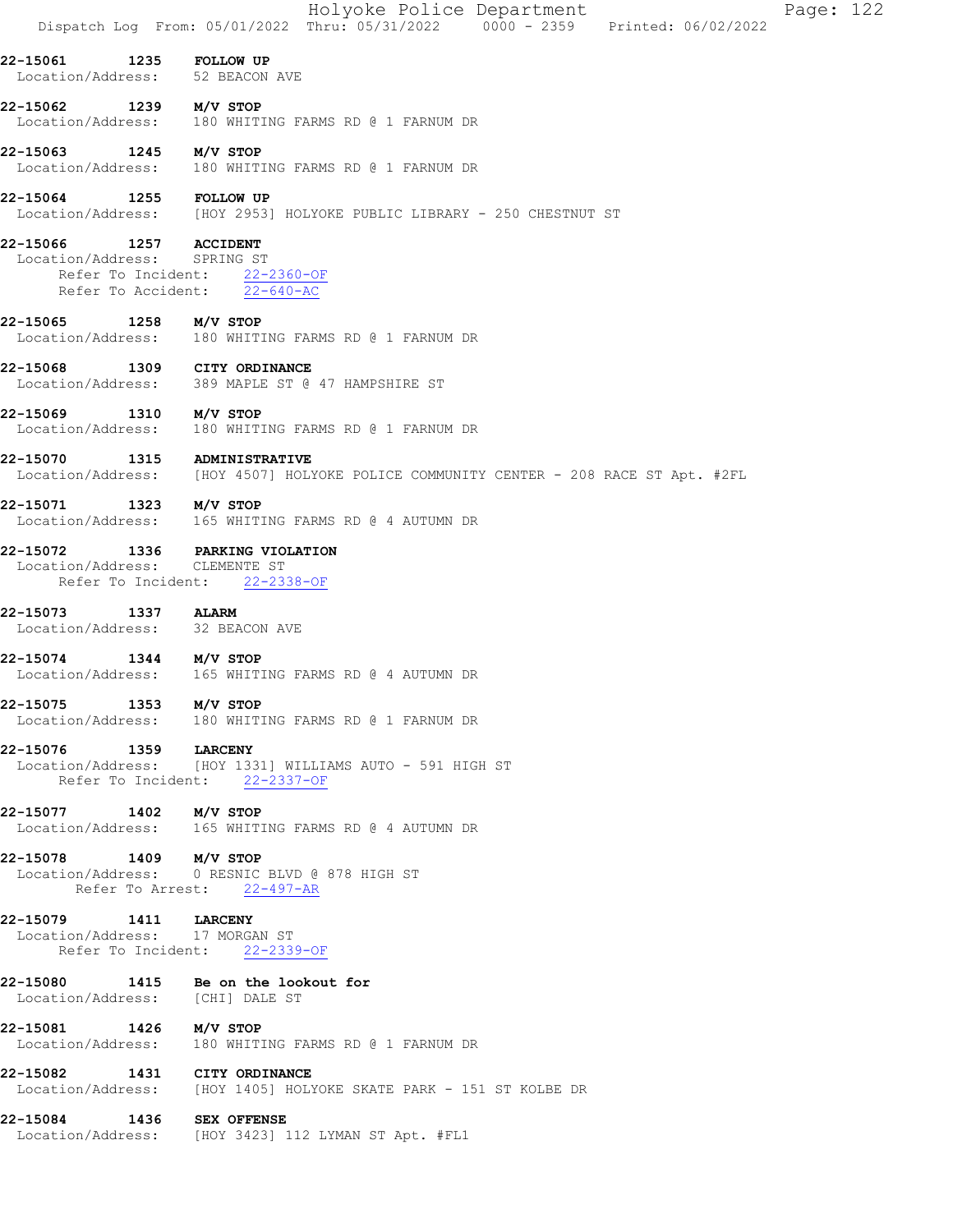22-15061 1235 **FOLLOW UP**
Location/Address: 52 BEACON AVE

22-15062 1239 **M/V STOP**
Location/Address: 180 WHITING FARMS RD @ 1 FARNUM DR

22-15063 1245 **M/V STOP**
Location/Address: 180 WHITING FARMS RD @ 1 FARNUM DR

22-15064 1255 **FOLLOW UP**
Location/Address: [HOY 2953] HOLYOKE PUBLIC LIBRARY - 250 CHESTNUT ST

22-15066 1257 **ACCIDENT**
Location/Address: SPRING ST
Refer To Incident: 22-2360-OF
Refer To Accident: 22-640-AC

22-15065 1258 **M/V STOP**
Location/Address: 180 WHITING FARMS RD @ 1 FARNUM DR

22-15068 1309 **CITY ORDINANCE**
Location/Address: 389 MAPLE ST @ 47 HAMPSHIRE ST

22-15069 1310 **M/V STOP**
Location/Address: 180 WHITING FARMS RD @ 1 FARNUM DR

22-15070 1315 **ADMINISTRATIVE**
Location/Address: [HOY 4507] HOLYOKE POLICE COMMUNITY CENTER - 208 RACE ST Apt. #2FL

22-15071 1323 **M/V STOP**
Location/Address: 165 WHITING FARMS RD @ 4 AUTUMN DR

22-15072 1336 **PARKING VIOLATION**
Location/Address: CLEMENTE ST
Refer To Incident: 22-2338-OF

22-15073 1337 **ALARM**
Location/Address: 32 BEACON AVE

22-15074 1344 **M/V STOP**
Location/Address: 165 WHITING FARMS RD @ 4 AUTUMN DR

22-15075 1353 **M/V STOP**
Location/Address: 180 WHITING FARMS RD @ 1 FARNUM DR

22-15076 1359 **LARCENY**
Location/Address: [HOY 1331] WILLIAMS AUTO - 591 HIGH ST
Refer To Incident: 22-2337-OF

22-15077 1402 **M/V STOP**
Location/Address: 165 WHITING FARMS RD @ 4 AUTUMN DR

22-15078 1409 **M/V STOP**
Location/Address: 0 RESNIC BLVD @ 878 HIGH ST
Refer To Arrest: 22-497-AR

22-15079 1411 **LARCENY**
Location/Address: 17 MORGAN ST
Refer To Incident: 22-2339-OF

22-15080 1415 **Be on the lookout for**
Location/Address: [CHI] DALE ST

22-15081 1426 **M/V STOP**
Location/Address: 180 WHITING FARMS RD @ 1 FARNUM DR

22-15082 1431 **CITY ORDINANCE**
Location/Address: [HOY 1405] HOLYOKE SKATE PARK - 151 ST KOLBE DR

22-15084 1436 **SEX OFFENSE**
Location/Address: [HOY 3423] 112 LYMAN ST Apt. #FL1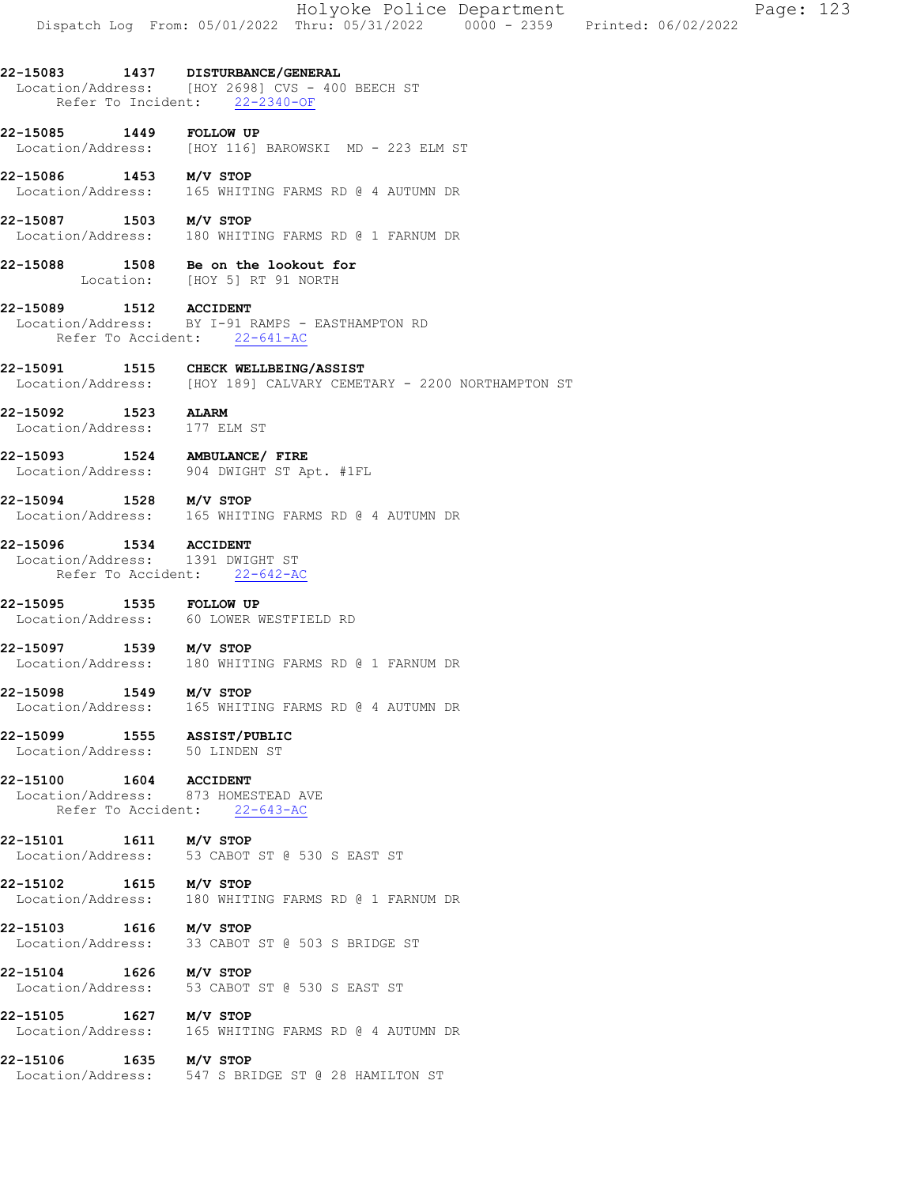**22-15083 1437 DISTURBANCE/GENERAL**
Location/Address: [HOY 2698] CVS - 400 BEECH ST
Refer To Incident: 22-2340-OF

**22-15085 1449 FOLLOW UP**
Location/Address: [HOY 116] BAROWSKI MD - 223 ELM ST

**22-15086 1453 M/V STOP**
Location/Address: 165 WHITING FARMS RD @ 4 AUTUMN DR

**22-15087 1503 M/V STOP**
Location/Address: 180 WHITING FARMS RD @ 1 FARNUM DR

**22-15088 1508 Be on the lookout for**
Location: [HOY 5] RT 91 NORTH

**22-15089 1512 ACCIDENT**
Location/Address: BY I-91 RAMPS - EASTHAMPTON RD
Refer To Accident: 22-641-AC

**22-15091 1515 CHECK WELLBEING/ASSIST**
Location/Address: [HOY 189] CALVARY CEMETARY - 2200 NORTHAMPTON ST

**22-15092 1523 ALARM**
Location/Address: 177 ELM ST

**22-15093 1524 AMBULANCE/ FIRE**
Location/Address: 904 DWIGHT ST Apt. #1FL

**22-15094 1528 M/V STOP**
Location/Address: 165 WHITING FARMS RD @ 4 AUTUMN DR

**22-15096 1534 ACCIDENT**
Location/Address: 1391 DWIGHT ST
Refer To Accident: 22-642-AC

**22-15095 1535 FOLLOW UP**
Location/Address: 60 LOWER WESTFIELD RD

**22-15097 1539 M/V STOP**
Location/Address: 180 WHITING FARMS RD @ 1 FARNUM DR

**22-15098 1549 M/V STOP**
Location/Address: 165 WHITING FARMS RD @ 4 AUTUMN DR

**22-15099 1555 ASSIST/PUBLIC**
Location/Address: 50 LINDEN ST

**22-15100 1604 ACCIDENT**
Location/Address: 873 HOMESTEAD AVE
Refer To Accident: 22-643-AC

**22-15101 1611 M/V STOP**
Location/Address: 53 CABOT ST @ 530 S EAST ST

**22-15102 1615 M/V STOP**
Location/Address: 180 WHITING FARMS RD @ 1 FARNUM DR

**22-15103 1616 M/V STOP**
Location/Address: 33 CABOT ST @ 503 S BRIDGE ST

**22-15104 1626 M/V STOP**
Location/Address: 53 CABOT ST @ 530 S EAST ST

**22-15105 1627 M/V STOP**
Location/Address: 165 WHITING FARMS RD @ 4 AUTUMN DR

**22-15106 1635 M/V STOP**
Location/Address: 547 S BRIDGE ST @ 28 HAMILTON ST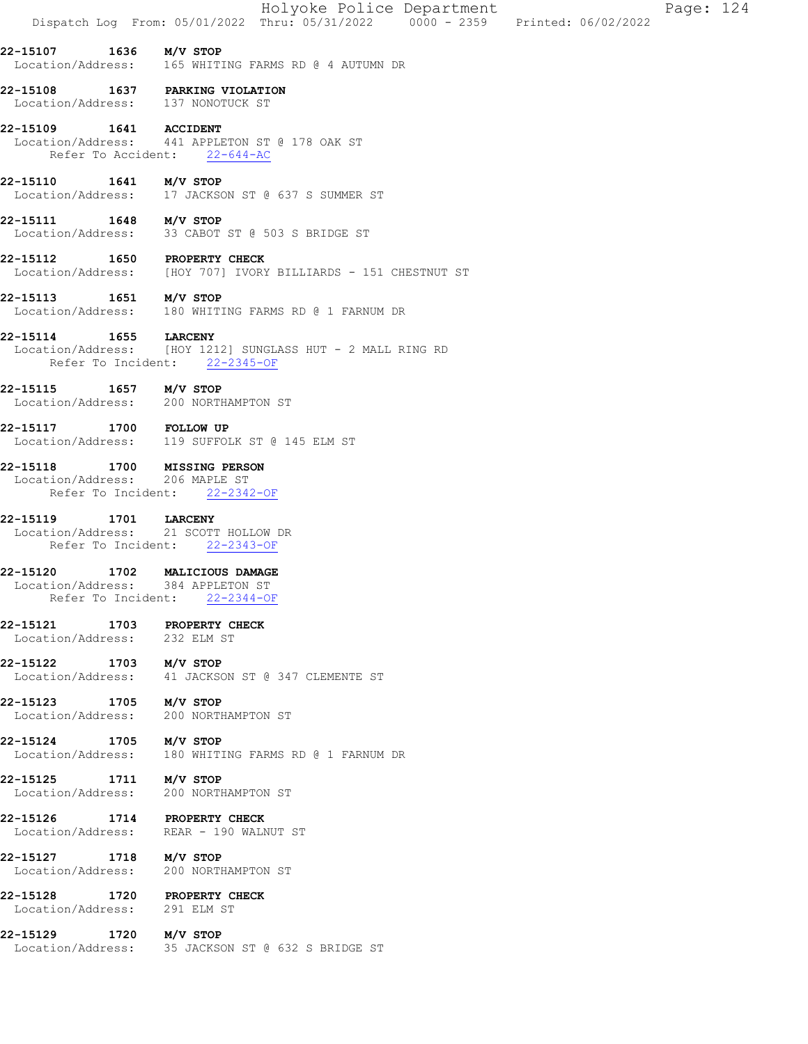**22-15107 1636 M/V STOP**
Location/Address: 165 WHITING FARMS RD @ 4 AUTUMN DR

**22-15108 1637 PARKING VIOLATION**
Location/Address: 137 NONOTUCK ST

**22-15109 1641 ACCIDENT**
Location/Address: 441 APPLETON ST @ 178 OAK ST
Refer To Accident: 22-644-AC

**22-15110 1641 M/V STOP**
Location/Address: 17 JACKSON ST @ 637 S SUMMER ST

**22-15111 1648 M/V STOP**
Location/Address: 33 CABOT ST @ 503 S BRIDGE ST

**22-15112 1650 PROPERTY CHECK**
Location/Address: [HOY 707] IVORY BILLIARDS - 151 CHESTNUT ST

**22-15113 1651 M/V STOP**
Location/Address: 180 WHITING FARMS RD @ 1 FARNUM DR

**22-15114 1655 LARCENY**
Location/Address: [HOY 1212] SUNGLASS HUT - 2 MALL RING RD
Refer To Incident: 22-2345-OF

**22-15115 1657 M/V STOP**
Location/Address: 200 NORTHAMPTON ST

**22-15117 1700 FOLLOW UP**
Location/Address: 119 SUFFOLK ST @ 145 ELM ST

**22-15118 1700 MISSING PERSON**
Location/Address: 206 MAPLE ST
Refer To Incident: 22-2342-OF

**22-15119 1701 LARCENY**
Location/Address: 21 SCOTT HOLLOW DR
Refer To Incident: 22-2343-OF

**22-15120 1702 MALICIOUS DAMAGE**
Location/Address: 384 APPLETON ST
Refer To Incident: 22-2344-OF

**22-15121 1703 PROPERTY CHECK**
Location/Address: 232 ELM ST

**22-15122 1703 M/V STOP**
Location/Address: 41 JACKSON ST @ 347 CLEMENTE ST

**22-15123 1705 M/V STOP**
Location/Address: 200 NORTHAMPTON ST

**22-15124 1705 M/V STOP**
Location/Address: 180 WHITING FARMS RD @ 1 FARNUM DR

**22-15125 1711 M/V STOP**
Location/Address: 200 NORTHAMPTON ST

**22-15126 1714 PROPERTY CHECK**
Location/Address: REAR - 190 WALNUT ST

**22-15127 1718 M/V STOP**
Location/Address: 200 NORTHAMPTON ST

**22-15128 1720 PROPERTY CHECK**
Location/Address: 291 ELM ST

**22-15129 1720 M/V STOP**
Location/Address: 35 JACKSON ST @ 632 S BRIDGE ST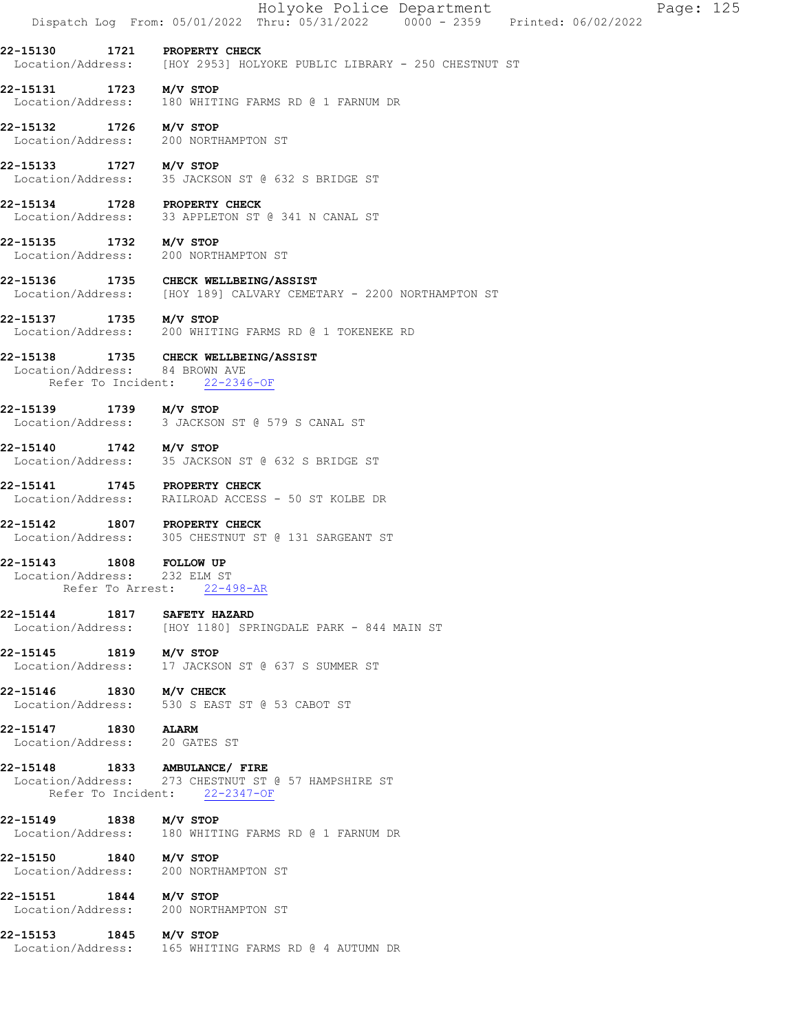**22-15130 1721 PROPERTY CHECK**
Location/Address: [HOY 2953] HOLYOKE PUBLIC LIBRARY - 250 CHESTNUT ST

**22-15131 1723 M/V STOP**
Location/Address: 180 WHITING FARMS RD @ 1 FARNUM DR

**22-15132 1726 M/V STOP**
Location/Address: 200 NORTHAMPTON ST

**22-15133 1727 M/V STOP**
Location/Address: 35 JACKSON ST @ 632 S BRIDGE ST

**22-15134 1728 PROPERTY CHECK**
Location/Address: 33 APPLETON ST @ 341 N CANAL ST

**22-15135 1732 M/V STOP**
Location/Address: 200 NORTHAMPTON ST

**22-15136 1735 CHECK WELLBEING/ASSIST**
Location/Address: [HOY 189] CALVARY CEMETARY - 2200 NORTHAMPTON ST

**22-15137 1735 M/V STOP**
Location/Address: 200 WHITING FARMS RD @ 1 TOKENEKE RD

**22-15138 1735 CHECK WELLBEING/ASSIST**
Location/Address: 84 BROWN AVE
Refer To Incident: 22-2346-OF

**22-15139 1739 M/V STOP**
Location/Address: 3 JACKSON ST @ 579 S CANAL ST

**22-15140 1742 M/V STOP**
Location/Address: 35 JACKSON ST @ 632 S BRIDGE ST

**22-15141 1745 PROPERTY CHECK**
Location/Address: RAILROAD ACCESS - 50 ST KOLBE DR

**22-15142 1807 PROPERTY CHECK**
Location/Address: 305 CHESTNUT ST @ 131 SARGEANT ST

**22-15143 1808 FOLLOW UP**
Location/Address: 232 ELM ST
Refer To Arrest: 22-498-AR

**22-15144 1817 SAFETY HAZARD**
Location/Address: [HOY 1180] SPRINGDALE PARK - 844 MAIN ST

**22-15145 1819 M/V STOP**
Location/Address: 17 JACKSON ST @ 637 S SUMMER ST

**22-15146 1830 M/V CHECK**
Location/Address: 530 S EAST ST @ 53 CABOT ST

**22-15147 1830 ALARM**
Location/Address: 20 GATES ST

**22-15148 1833 AMBULANCE/ FIRE**
Location/Address: 273 CHESTNUT ST @ 57 HAMPSHIRE ST
Refer To Incident: 22-2347-OF

**22-15149 1838 M/V STOP**
Location/Address: 180 WHITING FARMS RD @ 1 FARNUM DR

**22-15150 1840 M/V STOP**
Location/Address: 200 NORTHAMPTON ST

**22-15151 1844 M/V STOP**
Location/Address: 200 NORTHAMPTON ST

**22-15153 1845 M/V STOP**
Location/Address: 165 WHITING FARMS RD @ 4 AUTUMN DR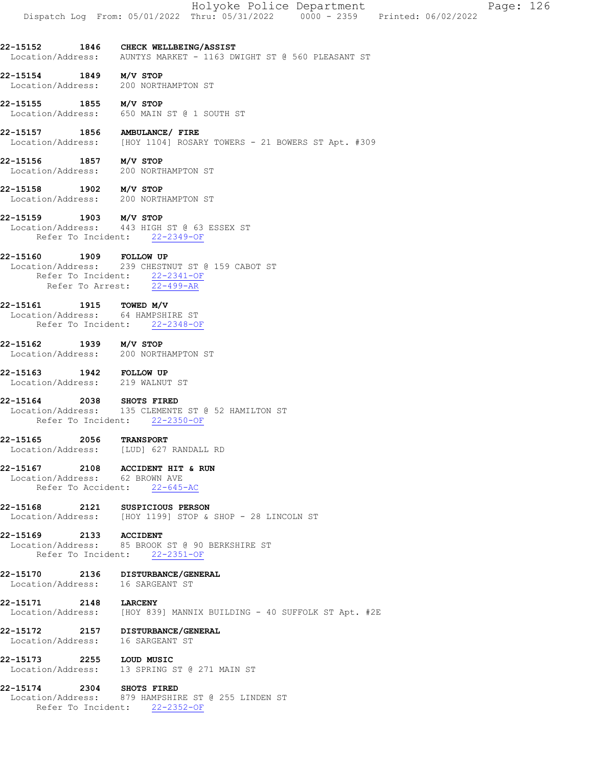**22-15152 1846 CHECK WELLBEING/ASSIST**
Location/Address: AUNTYS MARKET - 1163 DWIGHT ST @ 560 PLEASANT ST

**22-15154 1849 M/V STOP**
Location/Address: 200 NORTHAMPTON ST

**22-15155 1855 M/V STOP**
Location/Address: 650 MAIN ST @ 1 SOUTH ST

**22-15157 1856 AMBULANCE/ FIRE**
Location/Address: [HOY 1104] ROSARY TOWERS - 21 BOWERS ST Apt. #309

**22-15156 1857 M/V STOP**
Location/Address: 200 NORTHAMPTON ST

**22-15158 1902 M/V STOP**
Location/Address: 200 NORTHAMPTON ST

**22-15159 1903 M/V STOP**
Location/Address: 443 HIGH ST @ 63 ESSEX ST
Refer To Incident: 22-2349-OF

**22-15160 1909 FOLLOW UP**
Location/Address: 239 CHESTNUT ST @ 159 CABOT ST
Refer To Incident: 22-2341-OF
Refer To Arrest: 22-499-AR

**22-15161 1915 TOWED M/V**
Location/Address: 64 HAMPSHIRE ST
Refer To Incident: 22-2348-OF

**22-15162 1939 M/V STOP**
Location/Address: 200 NORTHAMPTON ST

**22-15163 1942 FOLLOW UP**
Location/Address: 219 WALNUT ST

**22-15164 2038 SHOTS FIRED**
Location/Address: 135 CLEMENTE ST @ 52 HAMILTON ST
Refer To Incident: 22-2350-OF

**22-15165 2056 TRANSPORT**
Location/Address: [LUD] 627 RANDALL RD

**22-15167 2108 ACCIDENT HIT & RUN**
Location/Address: 62 BROWN AVE
Refer To Accident: 22-645-AC

**22-15168 2121 SUSPICIOUS PERSON**
Location/Address: [HOY 1199] STOP & SHOP - 28 LINCOLN ST

**22-15169 2133 ACCIDENT**
Location/Address: 85 BROOK ST @ 90 BERKSHIRE ST
Refer To Incident: 22-2351-OF

**22-15170 2136 DISTURBANCE/GENERAL**
Location/Address: 16 SARGEANT ST

**22-15171 2148 LARCENY**
Location/Address: [HOY 839] MANNIX BUILDING - 40 SUFFOLK ST Apt. #2E

**22-15172 2157 DISTURBANCE/GENERAL**
Location/Address: 16 SARGEANT ST

**22-15173 2255 LOUD MUSIC**
Location/Address: 13 SPRING ST @ 271 MAIN ST

**22-15174 2304 SHOTS FIRED**
Location/Address: 879 HAMPSHIRE ST @ 255 LINDEN ST
Refer To Incident: 22-2352-OF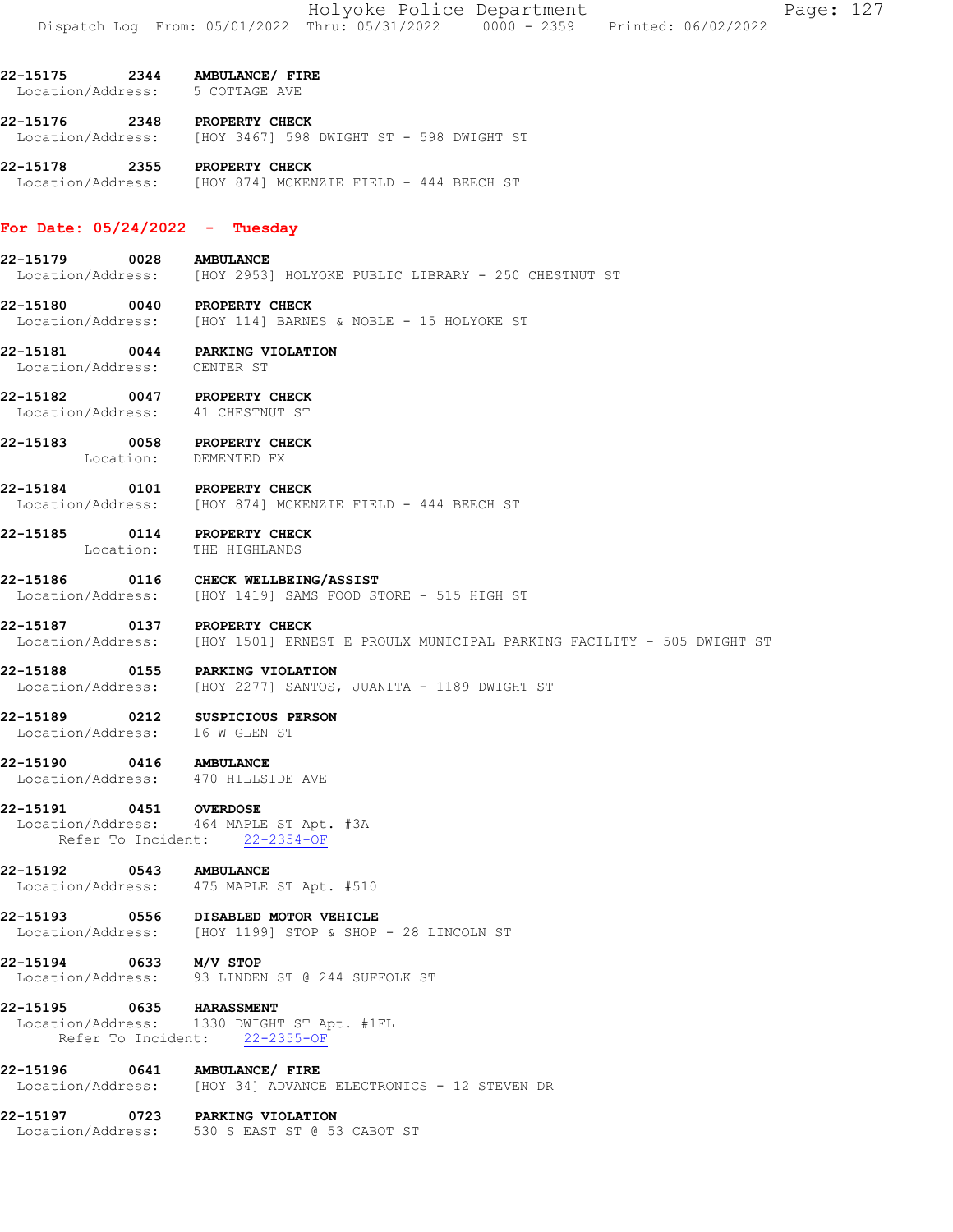**22-15175 2344 AMBULANCE/ FIRE**
Location/Address: 5 COTTAGE AVE

**22-15176 2348 PROPERTY CHECK**
Location/Address: [HOY 3467] 598 DWIGHT ST - 598 DWIGHT ST

**22-15178 2355 PROPERTY CHECK**
Location/Address: [HOY 874] MCKENZIE FIELD - 444 BEECH ST

## For Date: 05/24/2022 - Tuesday

**22-15179 0028 AMBULANCE**
Location/Address: [HOY 2953] HOLYOKE PUBLIC LIBRARY - 250 CHESTNUT ST

**22-15180 0040 PROPERTY CHECK**
Location/Address: [HOY 114] BARNES & NOBLE - 15 HOLYOKE ST

**22-15181 0044 PARKING VIOLATION**
Location/Address: CENTER ST

**22-15182 0047 PROPERTY CHECK**
Location/Address: 41 CHESTNUT ST

**22-15183 0058 PROPERTY CHECK**
Location: DEMENTED FX

**22-15184 0101 PROPERTY CHECK**
Location/Address: [HOY 874] MCKENZIE FIELD - 444 BEECH ST

**22-15185 0114 PROPERTY CHECK**
Location: THE HIGHLANDS

**22-15186 0116 CHECK WELLBEING/ASSIST**
Location/Address: [HOY 1419] SAMS FOOD STORE - 515 HIGH ST

**22-15187 0137 PROPERTY CHECK**
Location/Address: [HOY 1501] ERNEST E PROULX MUNICIPAL PARKING FACILITY - 505 DWIGHT ST

**22-15188 0155 PARKING VIOLATION**
Location/Address: [HOY 2277] SANTOS, JUANITA - 1189 DWIGHT ST

**22-15189 0212 SUSPICIOUS PERSON**
Location/Address: 16 W GLEN ST

**22-15190 0416 AMBULANCE**
Location/Address: 470 HILLSIDE AVE

**22-15191 0451 OVERDOSE**
Location/Address: 464 MAPLE ST Apt. #3A
Refer To Incident: 22-2354-OF

**22-15192 0543 AMBULANCE**
Location/Address: 475 MAPLE ST Apt. #510

**22-15193 0556 DISABLED MOTOR VEHICLE**
Location/Address: [HOY 1199] STOP & SHOP - 28 LINCOLN ST

**22-15194 0633 M/V STOP**
Location/Address: 93 LINDEN ST @ 244 SUFFOLK ST

**22-15195 0635 HARASSMENT**
Location/Address: 1330 DWIGHT ST Apt. #1FL
Refer To Incident: 22-2355-OF

**22-15196 0641 AMBULANCE/ FIRE**
Location/Address: [HOY 34] ADVANCE ELECTRONICS - 12 STEVEN DR

**22-15197 0723 PARKING VIOLATION**
Location/Address: 530 S EAST ST @ 53 CABOT ST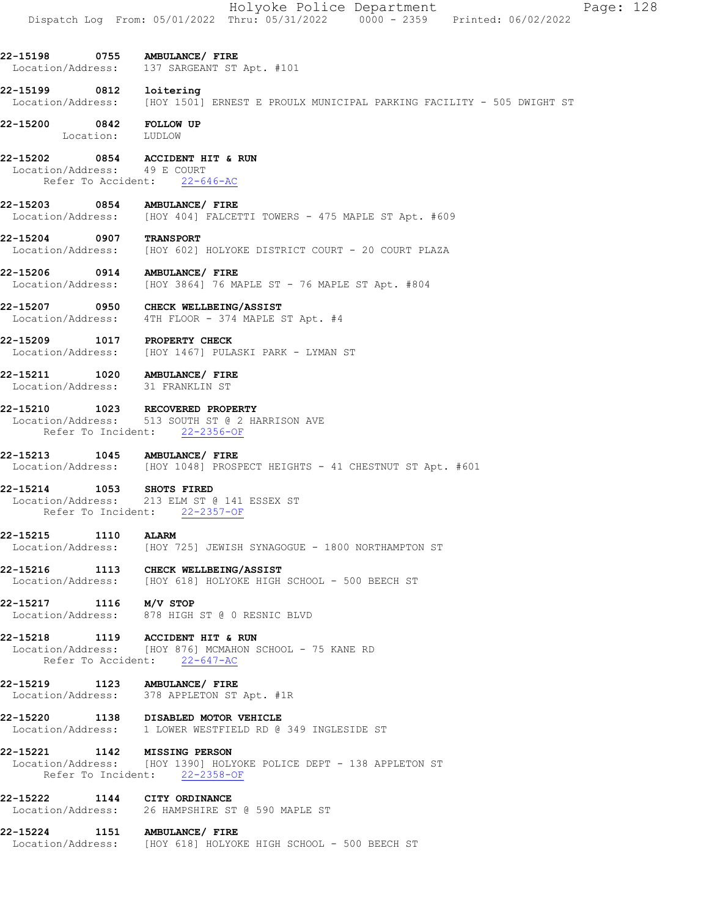**22-15198 0755 AMBULANCE/ FIRE**
Location/Address: 137 SARGEANT ST Apt. #101

**22-15199 0812 loitering**
Location/Address: [HOY 1501] ERNEST E PROULX MUNICIPAL PARKING FACILITY - 505 DWIGHT ST

**22-15200 0842 FOLLOW UP**
Location: LUDLOW

**22-15202 0854 ACCIDENT HIT & RUN**
Location/Address: 49 E COURT
Refer To Accident: 22-646-AC

**22-15203 0854 AMBULANCE/ FIRE**
Location/Address: [HOY 404] FALCETTI TOWERS - 475 MAPLE ST Apt. #609

**22-15204 0907 TRANSPORT**
Location/Address: [HOY 602] HOLYOKE DISTRICT COURT - 20 COURT PLAZA

**22-15206 0914 AMBULANCE/ FIRE**
Location/Address: [HOY 3864] 76 MAPLE ST - 76 MAPLE ST Apt. #804

**22-15207 0950 CHECK WELLBEING/ASSIST**
Location/Address: 4TH FLOOR - 374 MAPLE ST Apt. #4

**22-15209 1017 PROPERTY CHECK**
Location/Address: [HOY 1467] PULASKI PARK - LYMAN ST

**22-15211 1020 AMBULANCE/ FIRE**
Location/Address: 31 FRANKLIN ST

**22-15210 1023 RECOVERED PROPERTY**
Location/Address: 513 SOUTH ST @ 2 HARRISON AVE
Refer To Incident: 22-2356-OF

**22-15213 1045 AMBULANCE/ FIRE**
Location/Address: [HOY 1048] PROSPECT HEIGHTS - 41 CHESTNUT ST Apt. #601

**22-15214 1053 SHOTS FIRED**
Location/Address: 213 ELM ST @ 141 ESSEX ST
Refer To Incident: 22-2357-OF

**22-15215 1110 ALARM**
Location/Address: [HOY 725] JEWISH SYNAGOGUE - 1800 NORTHAMPTON ST

**22-15216 1113 CHECK WELLBEING/ASSIST**
Location/Address: [HOY 618] HOLYOKE HIGH SCHOOL - 500 BEECH ST

**22-15217 1116 M/V STOP**
Location/Address: 878 HIGH ST @ 0 RESNIC BLVD

**22-15218 1119 ACCIDENT HIT & RUN**
Location/Address: [HOY 876] MCMAHON SCHOOL - 75 KANE RD
Refer To Accident: 22-647-AC

**22-15219 1123 AMBULANCE/ FIRE**
Location/Address: 378 APPLETON ST Apt. #1R

**22-15220 1138 DISABLED MOTOR VEHICLE**
Location/Address: 1 LOWER WESTFIELD RD @ 349 INGLESIDE ST

**22-15221 1142 MISSING PERSON**
Location/Address: [HOY 1390] HOLYOKE POLICE DEPT - 138 APPLETON ST
Refer To Incident: 22-2358-OF

**22-15222 1144 CITY ORDINANCE**
Location/Address: 26 HAMPSHIRE ST @ 590 MAPLE ST

**22-15224 1151 AMBULANCE/ FIRE**
Location/Address: [HOY 618] HOLYOKE HIGH SCHOOL - 500 BEECH ST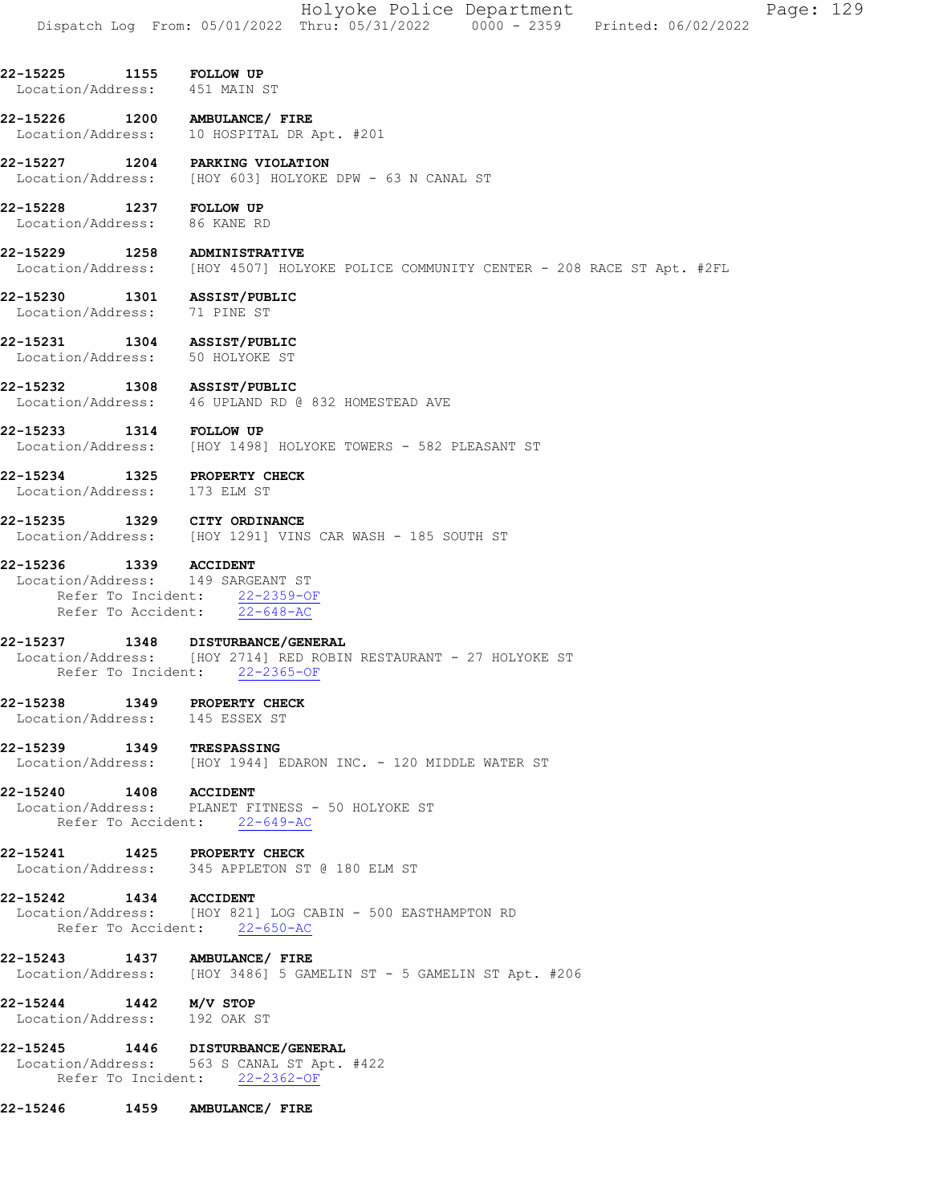**22-15225 1155 FOLLOW UP**
Location/Address: 451 MAIN ST

**22-15226 1200 AMBULANCE/ FIRE**
Location/Address: 10 HOSPITAL DR Apt. #201

**22-15227 1204 PARKING VIOLATION**
Location/Address: [HOY 603] HOLYOKE DPW - 63 N CANAL ST

**22-15228 1237 FOLLOW UP**
Location/Address: 86 KANE RD

**22-15229 1258 ADMINISTRATIVE**
Location/Address: [HOY 4507] HOLYOKE POLICE COMMUNITY CENTER - 208 RACE ST Apt. #2FL

**22-15230 1301 ASSIST/PUBLIC**
Location/Address: 71 PINE ST

**22-15231 1304 ASSIST/PUBLIC**
Location/Address: 50 HOLYOKE ST

**22-15232 1308 ASSIST/PUBLIC**
Location/Address: 46 UPLAND RD @ 832 HOMESTEAD AVE

**22-15233 1314 FOLLOW UP**
Location/Address: [HOY 1498] HOLYOKE TOWERS - 582 PLEASANT ST

**22-15234 1325 PROPERTY CHECK**
Location/Address: 173 ELM ST

**22-15235 1329 CITY ORDINANCE**
Location/Address: [HOY 1291] VINS CAR WASH - 185 SOUTH ST

**22-15236 1339 ACCIDENT**
Location/Address: 149 SARGEANT ST
Refer To Incident: 22-2359-OF
Refer To Accident: 22-648-AC

**22-15237 1348 DISTURBANCE/GENERAL**
Location/Address: [HOY 2714] RED ROBIN RESTAURANT - 27 HOLYOKE ST
Refer To Incident: 22-2365-OF

**22-15238 1349 PROPERTY CHECK**
Location/Address: 145 ESSEX ST

**22-15239 1349 TRESPASSING**
Location/Address: [HOY 1944] EDARON INC. - 120 MIDDLE WATER ST

**22-15240 1408 ACCIDENT**
Location/Address: PLANET FITNESS - 50 HOLYOKE ST
Refer To Accident: 22-649-AC

**22-15241 1425 PROPERTY CHECK**
Location/Address: 345 APPLETON ST @ 180 ELM ST

**22-15242 1434 ACCIDENT**
Location/Address: [HOY 821] LOG CABIN - 500 EASTHAMPTON RD
Refer To Accident: 22-650-AC

**22-15243 1437 AMBULANCE/ FIRE**
Location/Address: [HOY 3486] 5 GAMELIN ST - 5 GAMELIN ST Apt. #206

**22-15244 1442 M/V STOP**
Location/Address: 192 OAK ST

**22-15245 1446 DISTURBANCE/GENERAL**
Location/Address: 563 S CANAL ST Apt. #422
Refer To Incident: 22-2362-OF

**22-15246 1459 AMBULANCE/ FIRE**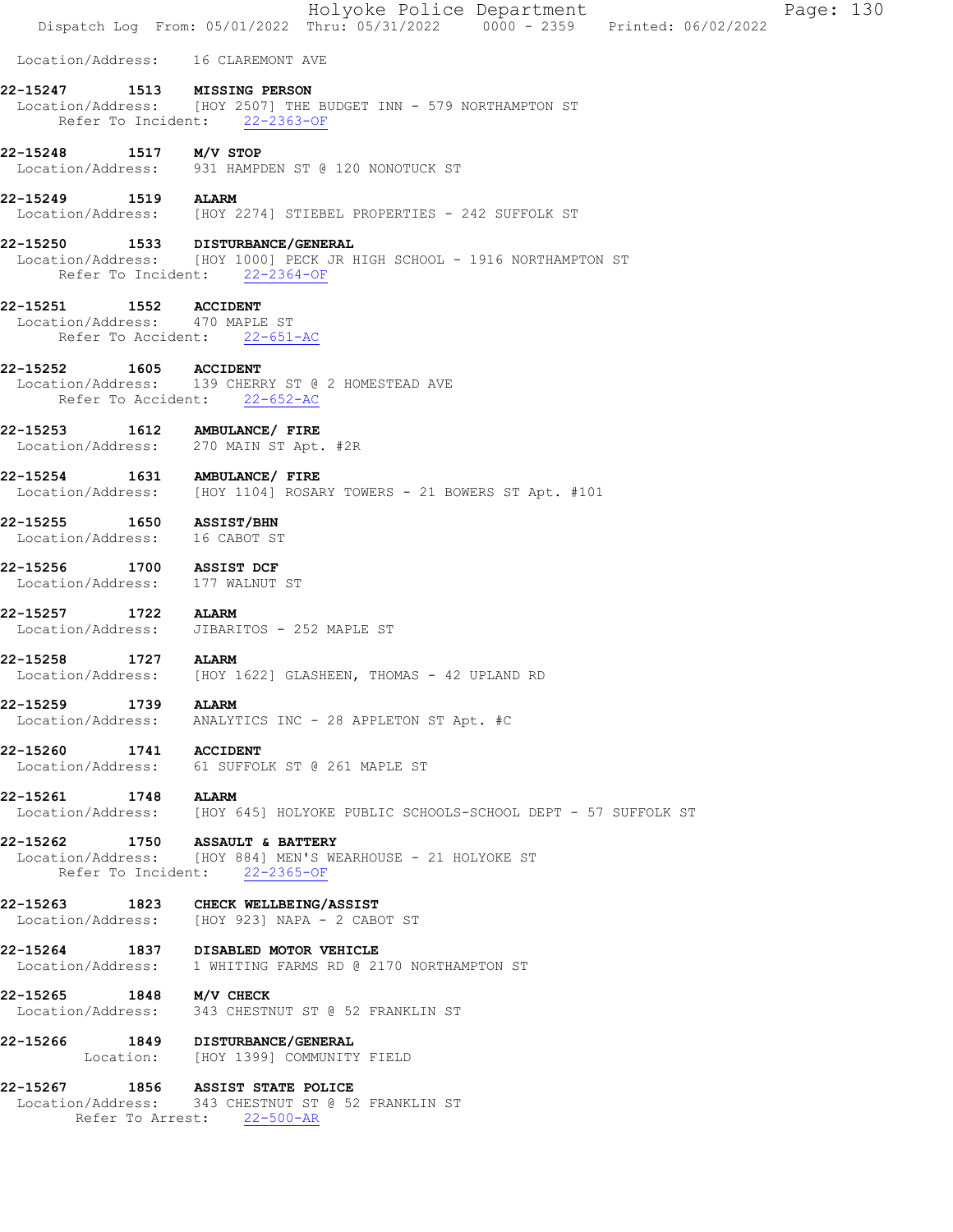Location/Address: 16 CLAREMONT AVE

**22-15247 1513 MISSING PERSON**
Location/Address: [HOY 2507] THE BUDGET INN - 579 NORTHAMPTON ST
Refer To Incident: 22-2363-OF

**22-15248 1517 M/V STOP**
Location/Address: 931 HAMPDEN ST @ 120 NONOTUCK ST

**22-15249 1519 ALARM**
Location/Address: [HOY 2274] STIEBEL PROPERTIES - 242 SUFFOLK ST

**22-15250 1533 DISTURBANCE/GENERAL**
Location/Address: [HOY 1000] PECK JR HIGH SCHOOL - 1916 NORTHAMPTON ST
Refer To Incident: 22-2364-OF

**22-15251 1552 ACCIDENT**
Location/Address: 470 MAPLE ST
Refer To Accident: 22-651-AC

**22-15252 1605 ACCIDENT**
Location/Address: 139 CHERRY ST @ 2 HOMESTEAD AVE
Refer To Accident: 22-652-AC

**22-15253 1612 AMBULANCE/ FIRE**
Location/Address: 270 MAIN ST Apt. #2R

**22-15254 1631 AMBULANCE/ FIRE**
Location/Address: [HOY 1104] ROSARY TOWERS - 21 BOWERS ST Apt. #101

**22-15255 1650 ASSIST/BHN**
Location/Address: 16 CABOT ST

**22-15256 1700 ASSIST DCF**
Location/Address: 177 WALNUT ST

**22-15257 1722 ALARM**
Location/Address: JIBARITOS - 252 MAPLE ST

**22-15258 1727 ALARM**
Location/Address: [HOY 1622] GLASHEEN, THOMAS - 42 UPLAND RD

**22-15259 1739 ALARM**
Location/Address: ANALYTICS INC - 28 APPLETON ST Apt. #C

**22-15260 1741 ACCIDENT**
Location/Address: 61 SUFFOLK ST @ 261 MAPLE ST

**22-15261 1748 ALARM**
Location/Address: [HOY 645] HOLYOKE PUBLIC SCHOOLS-SCHOOL DEPT - 57 SUFFOLK ST

**22-15262 1750 ASSAULT & BATTERY**
Location/Address: [HOY 884] MEN'S WEARHOUSE - 21 HOLYOKE ST
Refer To Incident: 22-2365-OF

**22-15263 1823 CHECK WELLBEING/ASSIST**
Location/Address: [HOY 923] NAPA - 2 CABOT ST

**22-15264 1837 DISABLED MOTOR VEHICLE**
Location/Address: 1 WHITING FARMS RD @ 2170 NORTHAMPTON ST

**22-15265 1848 M/V CHECK**
Location/Address: 343 CHESTNUT ST @ 52 FRANKLIN ST

**22-15266 1849 DISTURBANCE/GENERAL**
Location: [HOY 1399] COMMUNITY FIELD

**22-15267 1856 ASSIST STATE POLICE**
Location/Address: 343 CHESTNUT ST @ 52 FRANKLIN ST
Refer To Arrest: 22-500-AR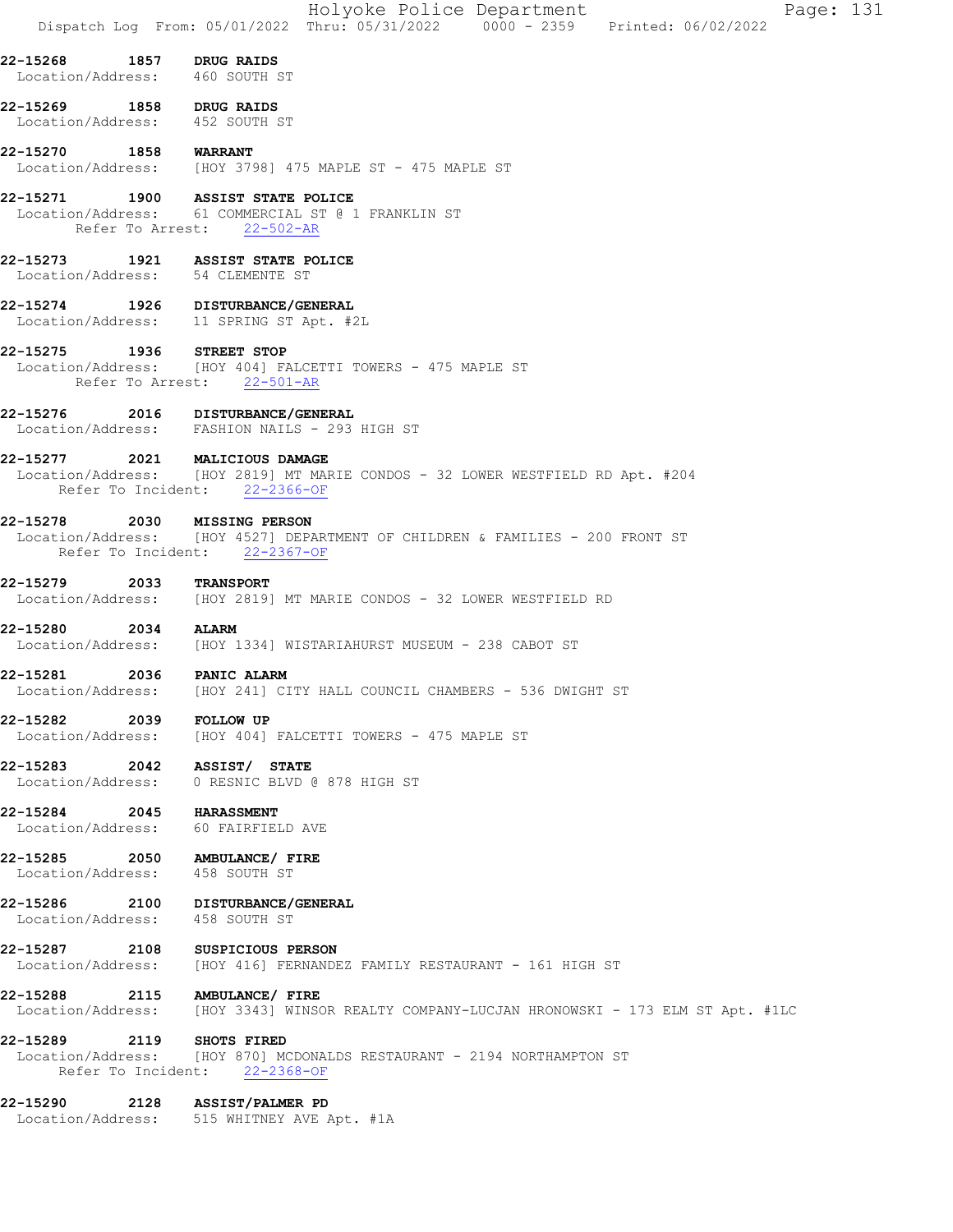**22-15268 1857 DRUG RAIDS**
Location/Address: 460 SOUTH ST

**22-15269 1858 DRUG RAIDS**
Location/Address: 452 SOUTH ST

**22-15270 1858 WARRANT**
Location/Address: [HOY 3798] 475 MAPLE ST - 475 MAPLE ST

**22-15271 1900 ASSIST STATE POLICE**
Location/Address: 61 COMMERCIAL ST @ 1 FRANKLIN ST
Refer To Arrest: 22-502-AR

**22-15273 1921 ASSIST STATE POLICE**
Location/Address: 54 CLEMENTE ST

**22-15274 1926 DISTURBANCE/GENERAL**
Location/Address: 11 SPRING ST Apt. #2L

**22-15275 1936 STREET STOP**
Location/Address: [HOY 404] FALCETTI TOWERS - 475 MAPLE ST
Refer To Arrest: 22-501-AR

**22-15276 2016 DISTURBANCE/GENERAL**
Location/Address: FASHION NAILS - 293 HIGH ST

**22-15277 2021 MALICIOUS DAMAGE**
Location/Address: [HOY 2819] MT MARIE CONDOS - 32 LOWER WESTFIELD RD Apt. #204
Refer To Incident: 22-2366-OF

**22-15278 2030 MISSING PERSON**
Location/Address: [HOY 4527] DEPARTMENT OF CHILDREN & FAMILIES - 200 FRONT ST
Refer To Incident: 22-2367-OF

**22-15279 2033 TRANSPORT**
Location/Address: [HOY 2819] MT MARIE CONDOS - 32 LOWER WESTFIELD RD

**22-15280 2034 ALARM**
Location/Address: [HOY 1334] WISTARIAHURST MUSEUM - 238 CABOT ST

**22-15281 2036 PANIC ALARM**
Location/Address: [HOY 241] CITY HALL COUNCIL CHAMBERS - 536 DWIGHT ST

**22-15282 2039 FOLLOW UP**
Location/Address: [HOY 404] FALCETTI TOWERS - 475 MAPLE ST

**22-15283 2042 ASSIST/ STATE**
Location/Address: 0 RESNIC BLVD @ 878 HIGH ST

**22-15284 2045 HARASSMENT**
Location/Address: 60 FAIRFIELD AVE

**22-15285 2050 AMBULANCE/ FIRE**
Location/Address: 458 SOUTH ST

**22-15286 2100 DISTURBANCE/GENERAL**
Location/Address: 458 SOUTH ST

**22-15287 2108 SUSPICIOUS PERSON**
Location/Address: [HOY 416] FERNANDEZ FAMILY RESTAURANT - 161 HIGH ST

**22-15288 2115 AMBULANCE/ FIRE**
Location/Address: [HOY 3343] WINSOR REALTY COMPANY-LUCJAN HRONOWSKI - 173 ELM ST Apt. #1LC

**22-15289 2119 SHOTS FIRED**
Location/Address: [HOY 870] MCDONALDS RESTAURANT - 2194 NORTHAMPTON ST
Refer To Incident: 22-2368-OF

**22-15290 2128 ASSIST/PALMER PD**
Location/Address: 515 WHITNEY AVE Apt. #1A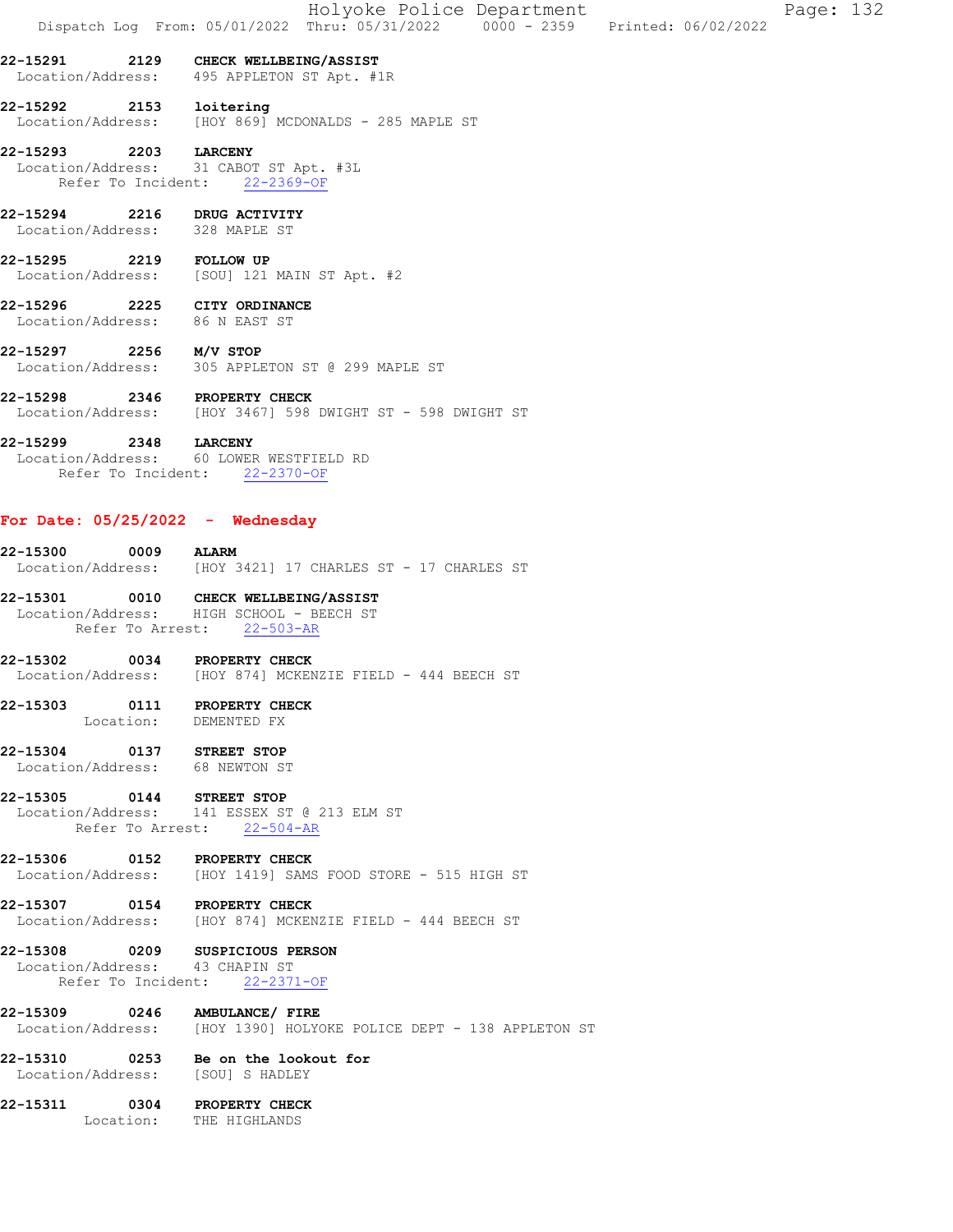**22-15291 2129 CHECK WELLBEING/ASSIST**
Location/Address: 495 APPLETON ST Apt. #1R

**22-15292 2153 loitering**
Location/Address: [HOY 869] MCDONALDS - 285 MAPLE ST

**22-15293 2203 LARCENY**
Location/Address: 31 CABOT ST Apt. #3L
Refer To Incident: 22-2369-OF

**22-15294 2216 DRUG ACTIVITY**
Location/Address: 328 MAPLE ST

**22-15295 2219 FOLLOW UP**
Location/Address: [SOU] 121 MAIN ST Apt. #2

**22-15296 2225 CITY ORDINANCE**
Location/Address: 86 N EAST ST

**22-15297 2256 M/V STOP**
Location/Address: 305 APPLETON ST @ 299 MAPLE ST

**22-15298 2346 PROPERTY CHECK**
Location/Address: [HOY 3467] 598 DWIGHT ST - 598 DWIGHT ST

**22-15299 2348 LARCENY**
Location/Address: 60 LOWER WESTFIELD RD
Refer To Incident: 22-2370-OF

## For Date: 05/25/2022 - Wednesday

**22-15300 0009 ALARM**
Location/Address: [HOY 3421] 17 CHARLES ST - 17 CHARLES ST

**22-15301 0010 CHECK WELLBEING/ASSIST**
Location/Address: HIGH SCHOOL - BEECH ST
Refer To Arrest: 22-503-AR

**22-15302 0034 PROPERTY CHECK**
Location/Address: [HOY 874] MCKENZIE FIELD - 444 BEECH ST

**22-15303 0111 PROPERTY CHECK**
Location: DEMENTED FX

**22-15304 0137 STREET STOP**
Location/Address: 68 NEWTON ST

**22-15305 0144 STREET STOP**
Location/Address: 141 ESSEX ST @ 213 ELM ST
Refer To Arrest: 22-504-AR

**22-15306 0152 PROPERTY CHECK**
Location/Address: [HOY 1419] SAMS FOOD STORE - 515 HIGH ST

**22-15307 0154 PROPERTY CHECK**
Location/Address: [HOY 874] MCKENZIE FIELD - 444 BEECH ST

**22-15308 0209 SUSPICIOUS PERSON**
Location/Address: 43 CHAPIN ST
Refer To Incident: 22-2371-OF

**22-15309 0246 AMBULANCE/ FIRE**
Location/Address: [HOY 1390] HOLYOKE POLICE DEPT - 138 APPLETON ST

**22-15310 0253 Be on the lookout for**
Location/Address: [SOU] S HADLEY

**22-15311 0304 PROPERTY CHECK**
Location: THE HIGHLANDS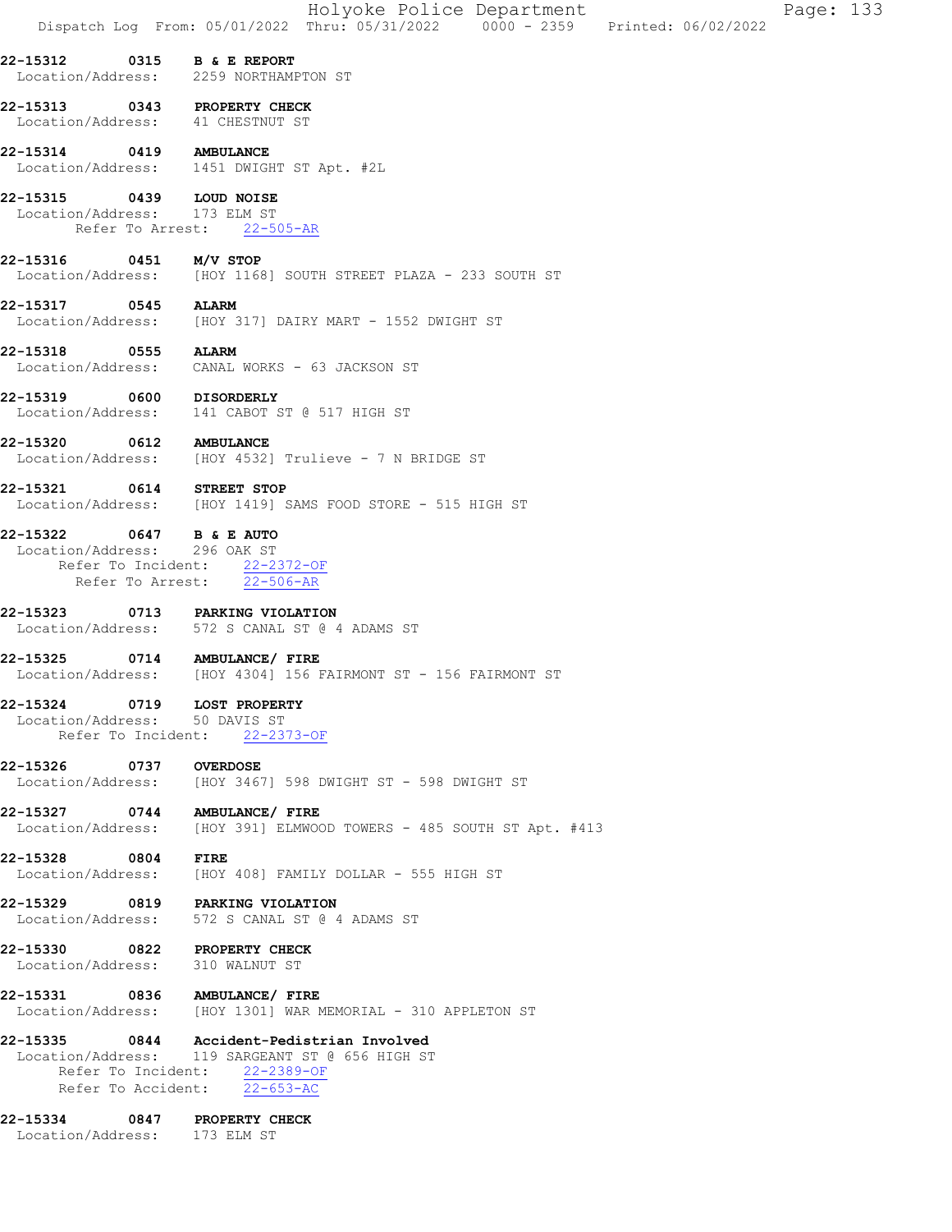**22-15312 0315 B & E REPORT**
Location/Address: 2259 NORTHAMPTON ST

**22-15313 0343 PROPERTY CHECK**
Location/Address: 41 CHESTNUT ST

**22-15314 0419 AMBULANCE**
Location/Address: 1451 DWIGHT ST Apt. #2L

**22-15315 0439 LOUD NOISE**
Location/Address: 173 ELM ST
Refer To Arrest: 22-505-AR

**22-15316 0451 M/V STOP**
Location/Address: [HOY 1168] SOUTH STREET PLAZA - 233 SOUTH ST

**22-15317 0545 ALARM**
Location/Address: [HOY 317] DAIRY MART - 1552 DWIGHT ST

**22-15318 0555 ALARM**
Location/Address: CANAL WORKS - 63 JACKSON ST

**22-15319 0600 DISORDERLY**
Location/Address: 141 CABOT ST @ 517 HIGH ST

**22-15320 0612 AMBULANCE**
Location/Address: [HOY 4532] Trulieve - 7 N BRIDGE ST

**22-15321 0614 STREET STOP**
Location/Address: [HOY 1419] SAMS FOOD STORE - 515 HIGH ST

**22-15322 0647 B & E AUTO**
Location/Address: 296 OAK ST
Refer To Incident: 22-2372-OF
Refer To Arrest: 22-506-AR

**22-15323 0713 PARKING VIOLATION**
Location/Address: 572 S CANAL ST @ 4 ADAMS ST

**22-15325 0714 AMBULANCE/ FIRE**
Location/Address: [HOY 4304] 156 FAIRMONT ST - 156 FAIRMONT ST

**22-15324 0719 LOST PROPERTY**
Location/Address: 50 DAVIS ST
Refer To Incident: 22-2373-OF

**22-15326 0737 OVERDOSE**
Location/Address: [HOY 3467] 598 DWIGHT ST - 598 DWIGHT ST

**22-15327 0744 AMBULANCE/ FIRE**
Location/Address: [HOY 391] ELMWOOD TOWERS - 485 SOUTH ST Apt. #413

**22-15328 0804 FIRE**
Location/Address: [HOY 408] FAMILY DOLLAR - 555 HIGH ST

**22-15329 0819 PARKING VIOLATION**
Location/Address: 572 S CANAL ST @ 4 ADAMS ST

**22-15330 0822 PROPERTY CHECK**
Location/Address: 310 WALNUT ST

**22-15331 0836 AMBULANCE/ FIRE**
Location/Address: [HOY 1301] WAR MEMORIAL - 310 APPLETON ST

**22-15335 0844 Accident-Pedestrian Involved**
Location/Address: 119 SARGEANT ST @ 656 HIGH ST
Refer To Incident: 22-2389-OF
Refer To Accident: 22-653-AC

**22-15334 0847 PROPERTY CHECK**
Location/Address: 173 ELM ST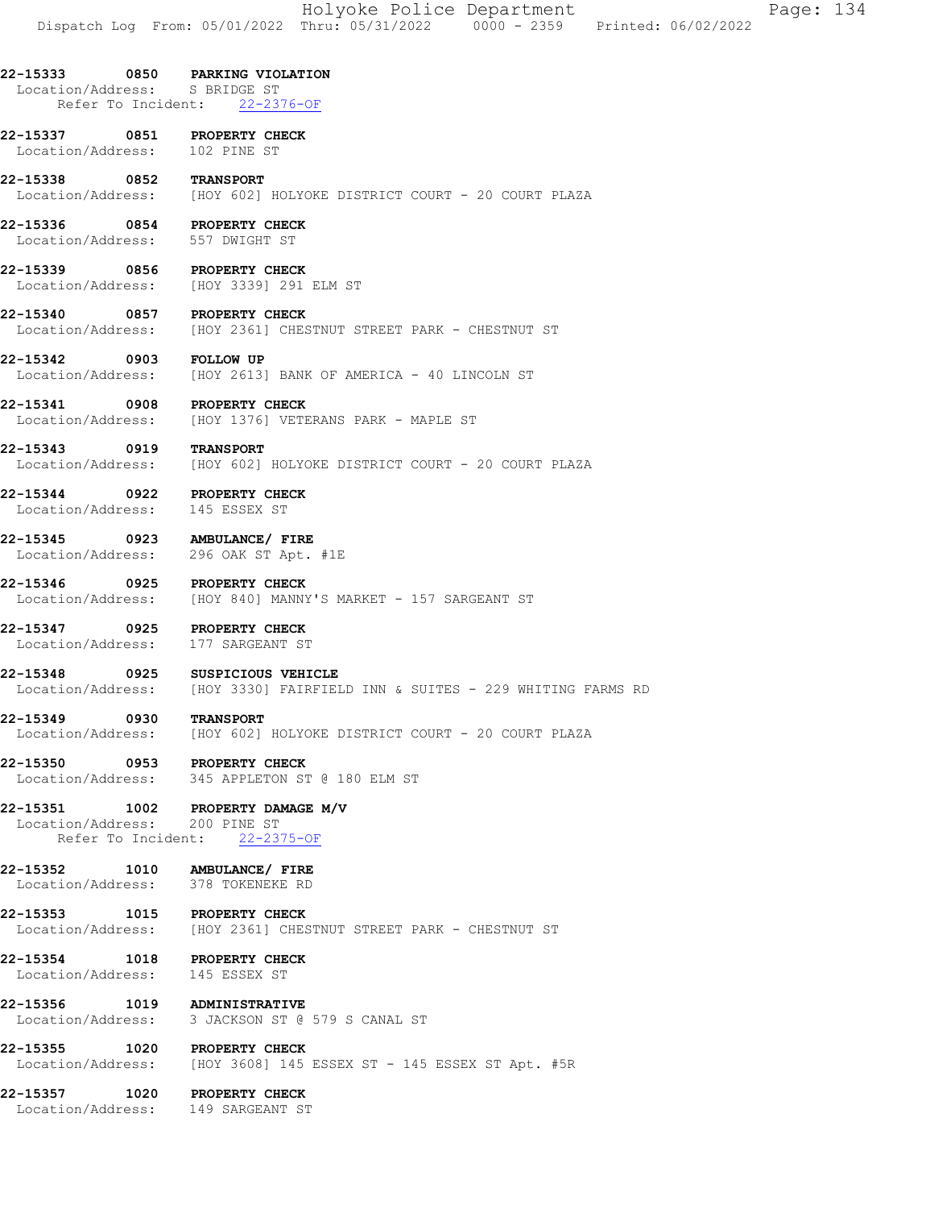**22-15333 0850 PARKING VIOLATION**
Location/Address: S BRIDGE ST
Refer To Incident: 22-2376-OF

**22-15337 0851 PROPERTY CHECK**
Location/Address: 102 PINE ST

**22-15338 0852 TRANSPORT**
Location/Address: [HOY 602] HOLYOKE DISTRICT COURT - 20 COURT PLAZA

**22-15336 0854 PROPERTY CHECK**
Location/Address: 557 DWIGHT ST

**22-15339 0856 PROPERTY CHECK**
Location/Address: [HOY 3339] 291 ELM ST

**22-15340 0857 PROPERTY CHECK**
Location/Address: [HOY 2361] CHESTNUT STREET PARK - CHESTNUT ST

**22-15342 0903 FOLLOW UP**
Location/Address: [HOY 2613] BANK OF AMERICA - 40 LINCOLN ST

**22-15341 0908 PROPERTY CHECK**
Location/Address: [HOY 1376] VETERANS PARK - MAPLE ST

**22-15343 0919 TRANSPORT**
Location/Address: [HOY 602] HOLYOKE DISTRICT COURT - 20 COURT PLAZA

**22-15344 0922 PROPERTY CHECK**
Location/Address: 145 ESSEX ST

**22-15345 0923 AMBULANCE/ FIRE**
Location/Address: 296 OAK ST Apt. #1E

**22-15346 0925 PROPERTY CHECK**
Location/Address: [HOY 840] MANNY'S MARKET - 157 SARGEANT ST

**22-15347 0925 PROPERTY CHECK**
Location/Address: 177 SARGEANT ST

**22-15348 0925 SUSPICIOUS VEHICLE**
Location/Address: [HOY 3330] FAIRFIELD INN & SUITES - 229 WHITING FARMS RD

**22-15349 0930 TRANSPORT**
Location/Address: [HOY 602] HOLYOKE DISTRICT COURT - 20 COURT PLAZA

**22-15350 0953 PROPERTY CHECK**
Location/Address: 345 APPLETON ST @ 180 ELM ST

**22-15351 1002 PROPERTY DAMAGE M/V**
Location/Address: 200 PINE ST
Refer To Incident: 22-2375-OF

**22-15352 1010 AMBULANCE/ FIRE**
Location/Address: 378 TOKENEKE RD

**22-15353 1015 PROPERTY CHECK**
Location/Address: [HOY 2361] CHESTNUT STREET PARK - CHESTNUT ST

**22-15354 1018 PROPERTY CHECK**
Location/Address: 145 ESSEX ST

**22-15356 1019 ADMINISTRATIVE**
Location/Address: 3 JACKSON ST @ 579 S CANAL ST

**22-15355 1020 PROPERTY CHECK**
Location/Address: [HOY 3608] 145 ESSEX ST - 145 ESSEX ST Apt. #5R

**22-15357 1020 PROPERTY CHECK**
Location/Address: 149 SARGEANT ST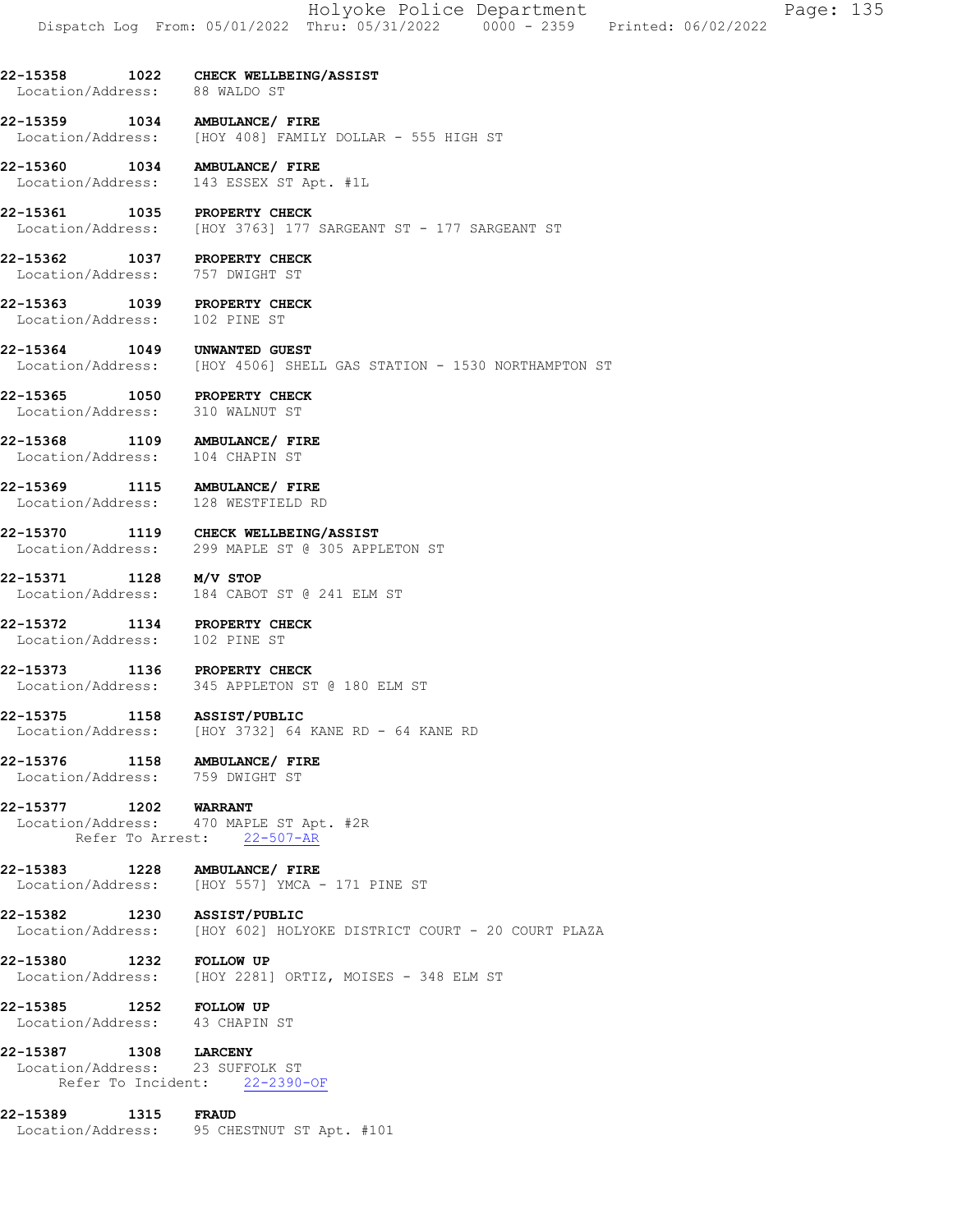**22-15358 1022 CHECK WELLBEING/ASSIST**
Location/Address: 88 WALDO ST

**22-15359 1034 AMBULANCE/ FIRE**
Location/Address: [HOY 408] FAMILY DOLLAR - 555 HIGH ST

**22-15360 1034 AMBULANCE/ FIRE**
Location/Address: 143 ESSEX ST Apt. #1L

**22-15361 1035 PROPERTY CHECK**
Location/Address: [HOY 3763] 177 SARGEANT ST - 177 SARGEANT ST

**22-15362 1037 PROPERTY CHECK**
Location/Address: 757 DWIGHT ST

**22-15363 1039 PROPERTY CHECK**
Location/Address: 102 PINE ST

**22-15364 1049 UNWANTED GUEST**
Location/Address: [HOY 4506] SHELL GAS STATION - 1530 NORTHAMPTON ST

**22-15365 1050 PROPERTY CHECK**
Location/Address: 310 WALNUT ST

**22-15368 1109 AMBULANCE/ FIRE**
Location/Address: 104 CHAPIN ST

**22-15369 1115 AMBULANCE/ FIRE**
Location/Address: 128 WESTFIELD RD

**22-15370 1119 CHECK WELLBEING/ASSIST**
Location/Address: 299 MAPLE ST @ 305 APPLETON ST

**22-15371 1128 M/V STOP**
Location/Address: 184 CABOT ST @ 241 ELM ST

**22-15372 1134 PROPERTY CHECK**
Location/Address: 102 PINE ST

**22-15373 1136 PROPERTY CHECK**
Location/Address: 345 APPLETON ST @ 180 ELM ST

**22-15375 1158 ASSIST/PUBLIC**
Location/Address: [HOY 3732] 64 KANE RD - 64 KANE RD

**22-15376 1158 AMBULANCE/ FIRE**
Location/Address: 759 DWIGHT ST

**22-15377 1202 WARRANT**
Location/Address: 470 MAPLE ST Apt. #2R
Refer To Arrest: 22-507-AR

**22-15383 1228 AMBULANCE/ FIRE**
Location/Address: [HOY 557] YMCA - 171 PINE ST

**22-15382 1230 ASSIST/PUBLIC**
Location/Address: [HOY 602] HOLYOKE DISTRICT COURT - 20 COURT PLAZA

**22-15380 1232 FOLLOW UP**
Location/Address: [HOY 2281] ORTIZ, MOISES - 348 ELM ST

**22-15385 1252 FOLLOW UP**
Location/Address: 43 CHAPIN ST

**22-15387 1308 LARCENY**
Location/Address: 23 SUFFOLK ST
Refer To Incident: 22-2390-OF

**22-15389 1315 FRAUD**
Location/Address: 95 CHESTNUT ST Apt. #101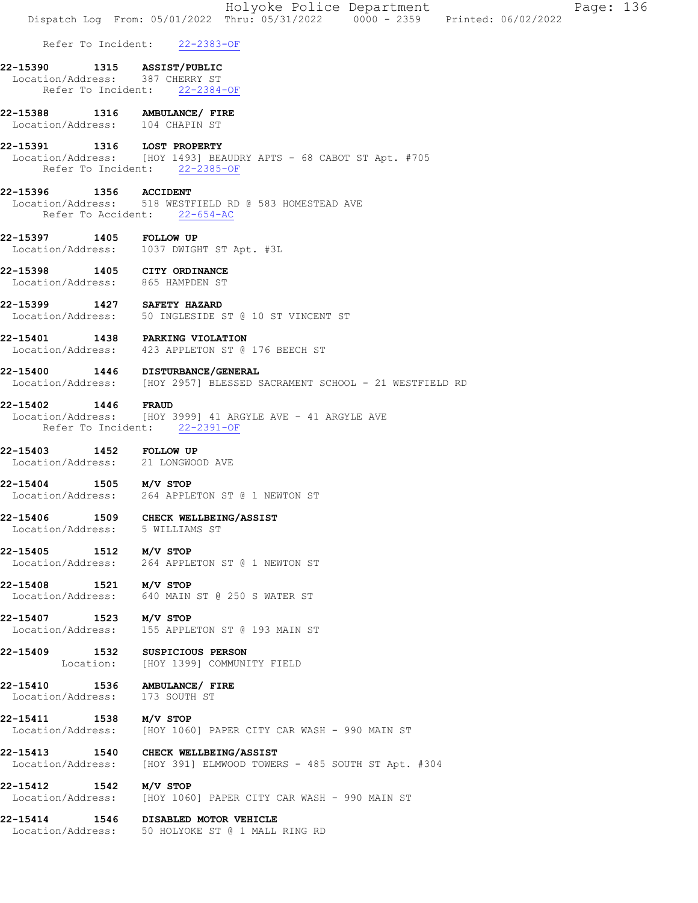Refer To Incident: 22-2383-OF

**22-15390 1315 ASSIST/PUBLIC**
Location/Address: 387 CHERRY ST
Refer To Incident: 22-2384-OF

**22-15388 1316 AMBULANCE/ FIRE**
Location/Address: 104 CHAPIN ST

**22-15391 1316 LOST PROPERTY**
Location/Address: [HOY 1493] BEAUDRY APTS - 68 CABOT ST Apt. #705
Refer To Incident: 22-2385-OF

**22-15396 1356 ACCIDENT**
Location/Address: 518 WESTFIELD RD @ 583 HOMESTEAD AVE
Refer To Accident: 22-654-AC

**22-15397 1405 FOLLOW UP**
Location/Address: 1037 DWIGHT ST Apt. #3L

**22-15398 1405 CITY ORDINANCE**
Location/Address: 865 HAMPDEN ST

**22-15399 1427 SAFETY HAZARD**
Location/Address: 50 INGLESIDE ST @ 10 ST VINCENT ST

**22-15401 1438 PARKING VIOLATION**
Location/Address: 423 APPLETON ST @ 176 BEECH ST

**22-15400 1446 DISTURBANCE/GENERAL**
Location/Address: [HOY 2957] BLESSED SACRAMENT SCHOOL - 21 WESTFIELD RD

**22-15402 1446 FRAUD**
Location/Address: [HOY 3999] 41 ARGYLE AVE - 41 ARGYLE AVE
Refer To Incident: 22-2391-OF

**22-15403 1452 FOLLOW UP**
Location/Address: 21 LONGWOOD AVE

**22-15404 1505 M/V STOP**
Location/Address: 264 APPLETON ST @ 1 NEWTON ST

**22-15406 1509 CHECK WELLBEING/ASSIST**
Location/Address: 5 WILLIAMS ST

**22-15405 1512 M/V STOP**
Location/Address: 264 APPLETON ST @ 1 NEWTON ST

**22-15408 1521 M/V STOP**
Location/Address: 640 MAIN ST @ 250 S WATER ST

**22-15407 1523 M/V STOP**
Location/Address: 155 APPLETON ST @ 193 MAIN ST

**22-15409 1532 SUSPICIOUS PERSON**
Location: [HOY 1399] COMMUNITY FIELD

**22-15410 1536 AMBULANCE/ FIRE**
Location/Address: 173 SOUTH ST

**22-15411 1538 M/V STOP**
Location/Address: [HOY 1060] PAPER CITY CAR WASH - 990 MAIN ST

**22-15413 1540 CHECK WELLBEING/ASSIST**
Location/Address: [HOY 391] ELMWOOD TOWERS - 485 SOUTH ST Apt. #304

**22-15412 1542 M/V STOP**
Location/Address: [HOY 1060] PAPER CITY CAR WASH - 990 MAIN ST

**22-15414 1546 DISABLED MOTOR VEHICLE**
Location/Address: 50 HOLYOKE ST @ 1 MALL RING RD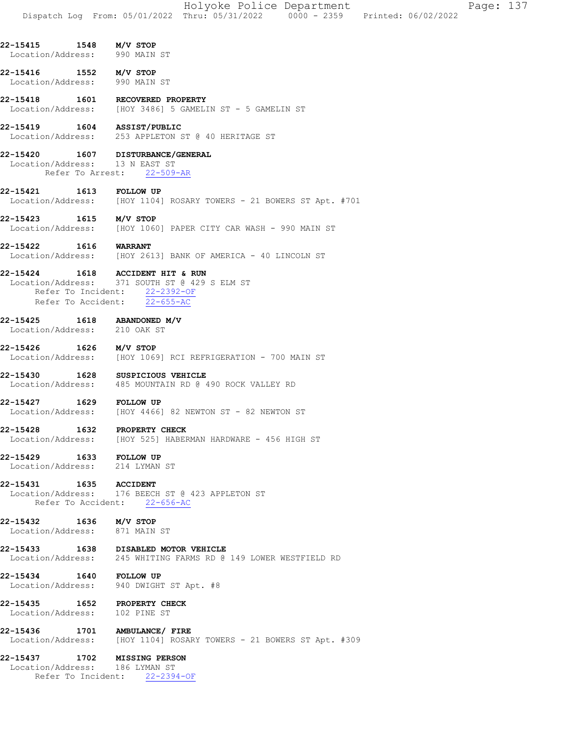**22-15415 1548 M/V STOP**
Location/Address: 990 MAIN ST

**22-15416 1552 M/V STOP**
Location/Address: 990 MAIN ST

**22-15418 1601 RECOVERED PROPERTY**
Location/Address: [HOY 3486] 5 GAMELIN ST - 5 GAMELIN ST

**22-15419 1604 ASSIST/PUBLIC**
Location/Address: 253 APPLETON ST @ 40 HERITAGE ST

**22-15420 1607 DISTURBANCE/GENERAL**
Location/Address: 13 N EAST ST
Refer To Arrest: 22-509-AR

**22-15421 1613 FOLLOW UP**
Location/Address: [HOY 1104] ROSARY TOWERS - 21 BOWERS ST Apt. #701

**22-15423 1615 M/V STOP**
Location/Address: [HOY 1060] PAPER CITY CAR WASH - 990 MAIN ST

**22-15422 1616 WARRANT**
Location/Address: [HOY 2613] BANK OF AMERICA - 40 LINCOLN ST

**22-15424 1618 ACCIDENT HIT & RUN**
Location/Address: 371 SOUTH ST @ 429 S ELM ST
Refer To Incident: 22-2392-OF
Refer To Accident: 22-655-AC

**22-15425 1618 ABANDONED M/V**
Location/Address: 210 OAK ST

**22-15426 1626 M/V STOP**
Location/Address: [HOY 1069] RCI REFRIGERATION - 700 MAIN ST

**22-15430 1628 SUSPICIOUS VEHICLE**
Location/Address: 485 MOUNTAIN RD @ 490 ROCK VALLEY RD

**22-15427 1629 FOLLOW UP**
Location/Address: [HOY 4466] 82 NEWTON ST - 82 NEWTON ST

**22-15428 1632 PROPERTY CHECK**
Location/Address: [HOY 525] HABERMAN HARDWARE - 456 HIGH ST

**22-15429 1633 FOLLOW UP**
Location/Address: 214 LYMAN ST

**22-15431 1635 ACCIDENT**
Location/Address: 176 BEECH ST @ 423 APPLETON ST
Refer To Accident: 22-656-AC

**22-15432 1636 M/V STOP**
Location/Address: 871 MAIN ST

**22-15433 1638 DISABLED MOTOR VEHICLE**
Location/Address: 245 WHITING FARMS RD @ 149 LOWER WESTFIELD RD

**22-15434 1640 FOLLOW UP**
Location/Address: 940 DWIGHT ST Apt. #8

**22-15435 1652 PROPERTY CHECK**
Location/Address: 102 PINE ST

**22-15436 1701 AMBULANCE/ FIRE**
Location/Address: [HOY 1104] ROSARY TOWERS - 21 BOWERS ST Apt. #309

**22-15437 1702 MISSING PERSON**
Location/Address: 186 LYMAN ST
Refer To Incident: 22-2394-OF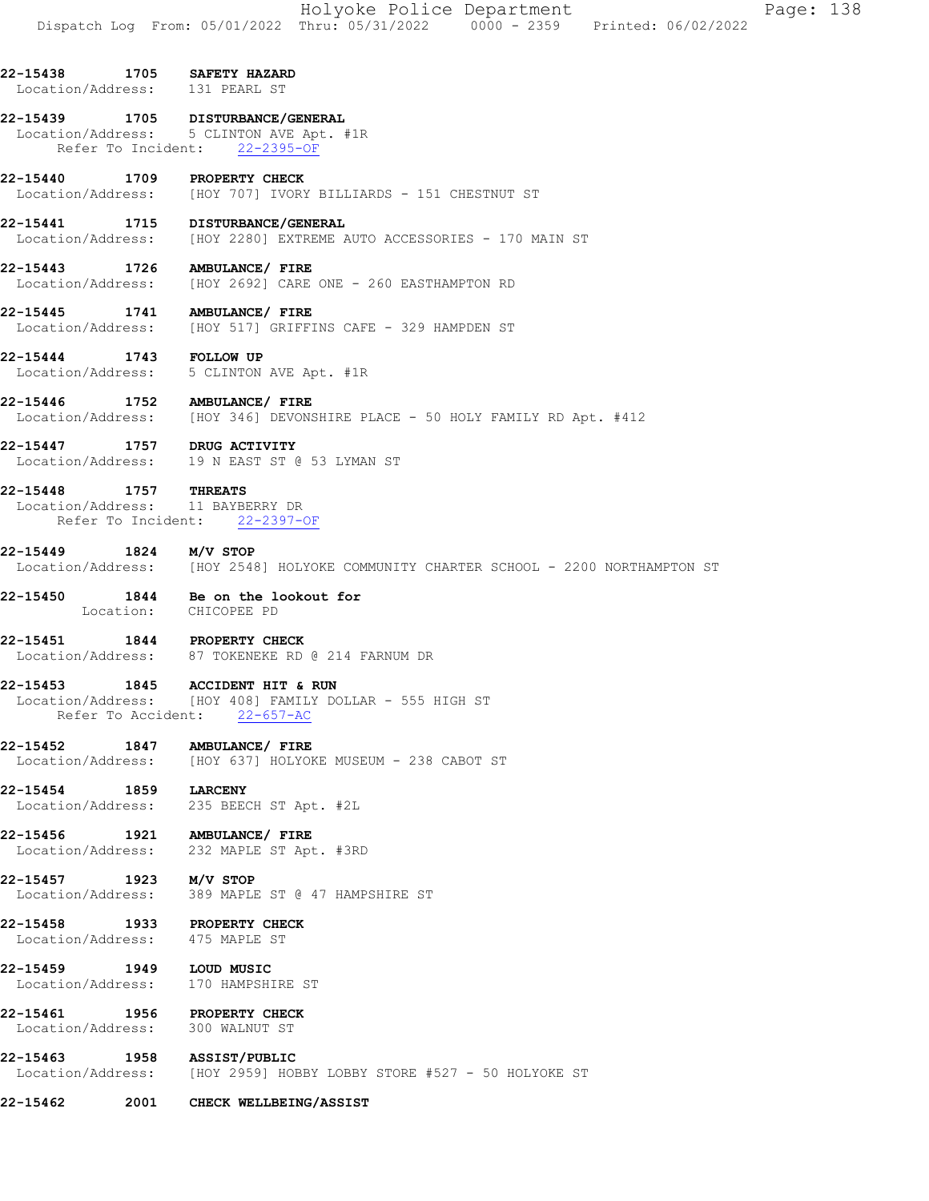**22-15438 1705 SAFETY HAZARD**
Location/Address: 131 PEARL ST

**22-15439 1705 DISTURBANCE/GENERAL**
Location/Address: 5 CLINTON AVE Apt. #1R
Refer To Incident: 22-2395-OF

**22-15440 1709 PROPERTY CHECK**
Location/Address: [HOY 707] IVORY BILLIARDS - 151 CHESTNUT ST

**22-15441 1715 DISTURBANCE/GENERAL**
Location/Address: [HOY 2280] EXTREME AUTO ACCESSORIES - 170 MAIN ST

**22-15443 1726 AMBULANCE/ FIRE**
Location/Address: [HOY 2692] CARE ONE - 260 EASTHAMPTON RD

**22-15445 1741 AMBULANCE/ FIRE**
Location/Address: [HOY 517] GRIFFINS CAFE - 329 HAMPDEN ST

**22-15444 1743 FOLLOW UP**
Location/Address: 5 CLINTON AVE Apt. #1R

**22-15446 1752 AMBULANCE/ FIRE**
Location/Address: [HOY 346] DEVONSHIRE PLACE - 50 HOLY FAMILY RD Apt. #412

**22-15447 1757 DRUG ACTIVITY**
Location/Address: 19 N EAST ST @ 53 LYMAN ST

**22-15448 1757 THREATS**
Location/Address: 11 BAYBERRY DR
Refer To Incident: 22-2397-OF

**22-15449 1824 M/V STOP**
Location/Address: [HOY 2548] HOLYOKE COMMUNITY CHARTER SCHOOL - 2200 NORTHAMPTON ST

**22-15450 1844 Be on the lookout for**
Location: CHICOPEE PD

**22-15451 1844 PROPERTY CHECK**
Location/Address: 87 TOKENEKE RD @ 214 FARNUM DR

**22-15453 1845 ACCIDENT HIT & RUN**
Location/Address: [HOY 408] FAMILY DOLLAR - 555 HIGH ST
Refer To Accident: 22-657-AC

**22-15452 1847 AMBULANCE/ FIRE**
Location/Address: [HOY 637] HOLYOKE MUSEUM - 238 CABOT ST

**22-15454 1859 LARCENY**
Location/Address: 235 BEECH ST Apt. #2L

**22-15456 1921 AMBULANCE/ FIRE**
Location/Address: 232 MAPLE ST Apt. #3RD

**22-15457 1923 M/V STOP**
Location/Address: 389 MAPLE ST @ 47 HAMPSHIRE ST

**22-15458 1933 PROPERTY CHECK**
Location/Address: 475 MAPLE ST

**22-15459 1949 LOUD MUSIC**
Location/Address: 170 HAMPSHIRE ST

**22-15461 1956 PROPERTY CHECK**
Location/Address: 300 WALNUT ST

**22-15463 1958 ASSIST/PUBLIC**
Location/Address: [HOY 2959] HOBBY LOBBY STORE #527 - 50 HOLYOKE ST

**22-15462 2001 CHECK WELLBEING/ASSIST**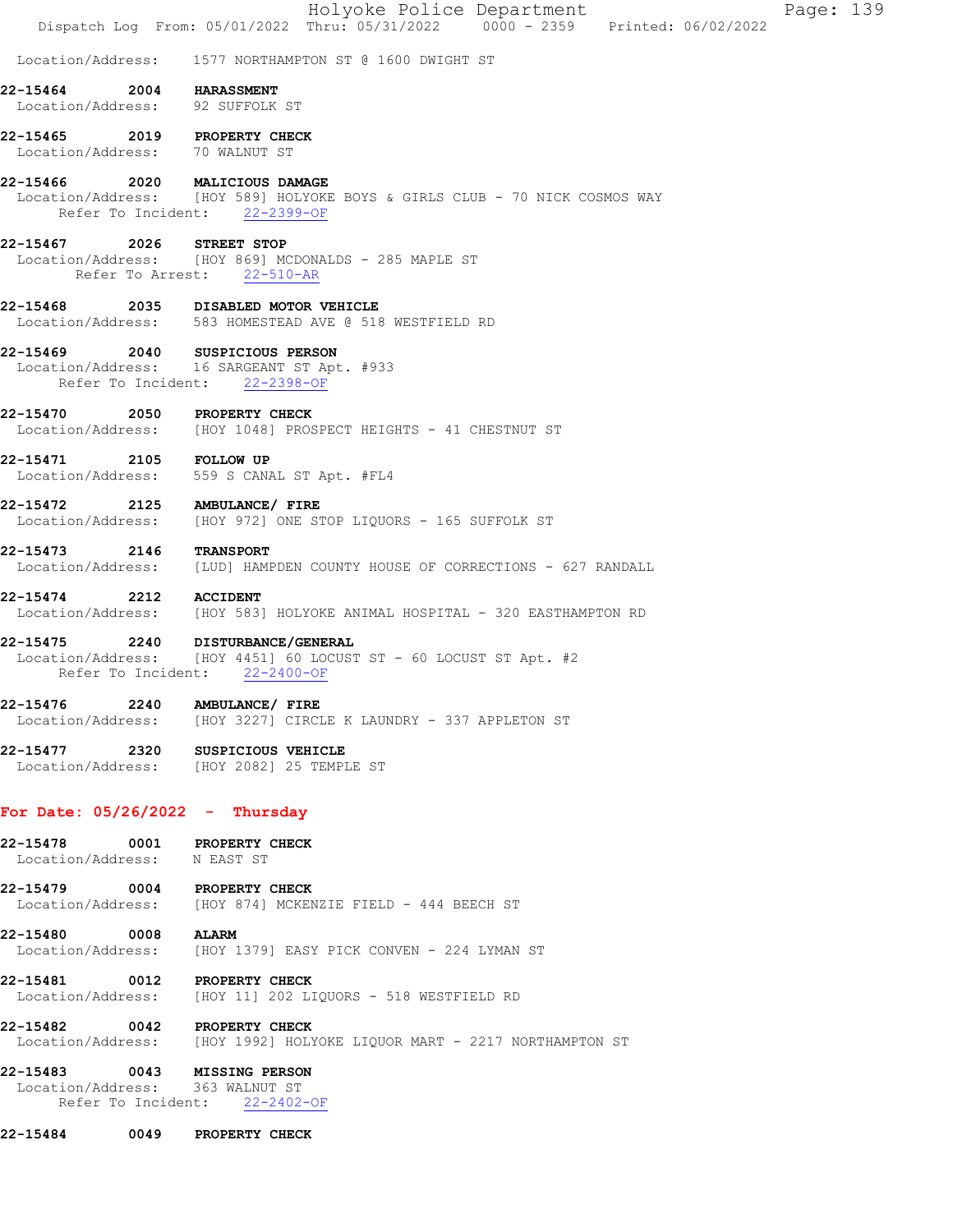Location/Address: 1577 NORTHAMPTON ST @ 1600 DWIGHT ST

**22-15464 2004 HARASSMENT**
Location/Address: 92 SUFFOLK ST

**22-15465 2019 PROPERTY CHECK**
Location/Address: 70 WALNUT ST

**22-15466 2020 MALICIOUS DAMAGE**
Location/Address: [HOY 589] HOLYOKE BOYS & GIRLS CLUB - 70 NICK COSMOS WAY
Refer To Incident: 22-2399-OF

**22-15467 2026 STREET STOP**
Location/Address: [HOY 869] MCDONALDS - 285 MAPLE ST
Refer To Arrest: 22-510-AR

**22-15468 2035 DISABLED MOTOR VEHICLE**
Location/Address: 583 HOMESTEAD AVE @ 518 WESTFIELD RD

**22-15469 2040 SUSPICIOUS PERSON**
Location/Address: 16 SARGEANT ST Apt. #933
Refer To Incident: 22-2398-OF

**22-15470 2050 PROPERTY CHECK**
Location/Address: [HOY 1048] PROSPECT HEIGHTS - 41 CHESTNUT ST

**22-15471 2105 FOLLOW UP**
Location/Address: 559 S CANAL ST Apt. #FL4

**22-15472 2125 AMBULANCE/ FIRE**
Location/Address: [HOY 972] ONE STOP LIQUORS - 165 SUFFOLK ST

**22-15473 2146 TRANSPORT**
Location/Address: [LUD] HAMPDEN COUNTY HOUSE OF CORRECTIONS - 627 RANDALL

**22-15474 2212 ACCIDENT**
Location/Address: [HOY 583] HOLYOKE ANIMAL HOSPITAL - 320 EASTHAMPTON RD

**22-15475 2240 DISTURBANCE/GENERAL**
Location/Address: [HOY 4451] 60 LOCUST ST - 60 LOCUST ST Apt. #2
Refer To Incident: 22-2400-OF

**22-15476 2240 AMBULANCE/ FIRE**
Location/Address: [HOY 3227] CIRCLE K LAUNDRY - 337 APPLETON ST

**22-15477 2320 SUSPICIOUS VEHICLE**
Location/Address: [HOY 2082] 25 TEMPLE ST

## For Date: 05/26/2022 - Thursday

**22-15478 0001 PROPERTY CHECK**
Location/Address: N EAST ST

**22-15479 0004 PROPERTY CHECK**
Location/Address: [HOY 874] MCKENZIE FIELD - 444 BEECH ST

**22-15480 0008 ALARM**
Location/Address: [HOY 1379] EASY PICK CONVEN - 224 LYMAN ST

**22-15481 0012 PROPERTY CHECK**
Location/Address: [HOY 11] 202 LIQUORS - 518 WESTFIELD RD

**22-15482 0042 PROPERTY CHECK**
Location/Address: [HOY 1992] HOLYOKE LIQUOR MART - 2217 NORTHAMPTON ST

**22-15483 0043 MISSING PERSON**
Location/Address: 363 WALNUT ST
Refer To Incident: 22-2402-OF

**22-15484 0049 PROPERTY CHECK**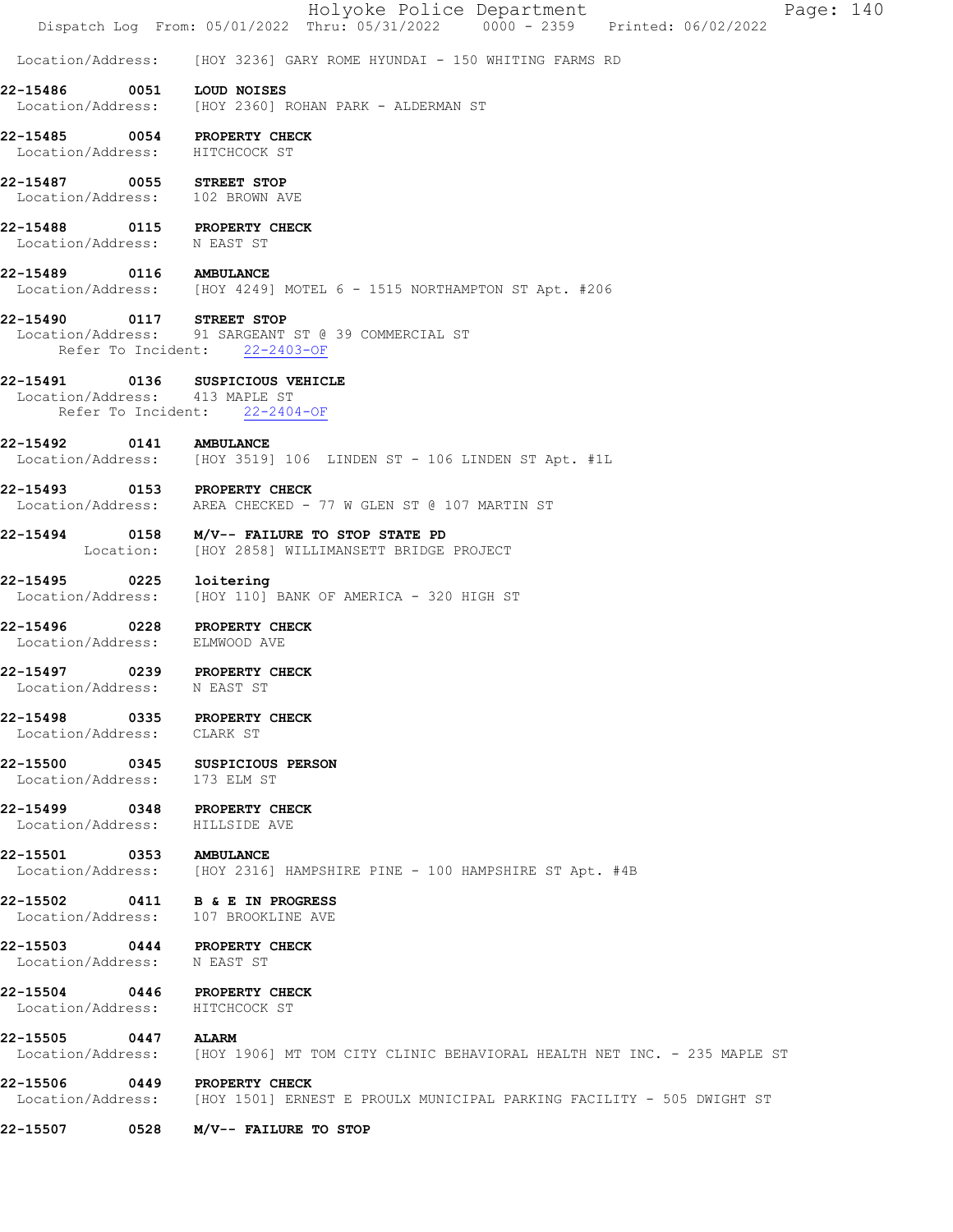Location/Address: [HOY 3236] GARY ROME HYUNDAI - 150 WHITING FARMS RD

**22-15486 0051 LOUD NOISES**
Location/Address: [HOY 2360] ROHAN PARK - ALDERMAN ST

**22-15485 0054 PROPERTY CHECK**
Location/Address: HITCHCOCK ST

**22-15487 0055 STREET STOP**
Location/Address: 102 BROWN AVE

**22-15488 0115 PROPERTY CHECK**
Location/Address: N EAST ST

**22-15489 0116 AMBULANCE**
Location/Address: [HOY 4249] MOTEL 6 - 1515 NORTHAMPTON ST Apt. #206

**22-15490 0117 STREET STOP**
Location/Address: 91 SARGEANT ST @ 39 COMMERCIAL ST
Refer To Incident: 22-2403-OF

**22-15491 0136 SUSPICIOUS VEHICLE**
Location/Address: 413 MAPLE ST
Refer To Incident: 22-2404-OF

**22-15492 0141 AMBULANCE**
Location/Address: [HOY 3519] 106 LINDEN ST - 106 LINDEN ST Apt. #1L

**22-15493 0153 PROPERTY CHECK**
Location/Address: AREA CHECKED - 77 W GLEN ST @ 107 MARTIN ST

**22-15494 0158 M/V-- FAILURE TO STOP STATE PD**
Location: [HOY 2858] WILLIMANSETT BRIDGE PROJECT

**22-15495 0225 loitering**
Location/Address: [HOY 110] BANK OF AMERICA - 320 HIGH ST

**22-15496 0228 PROPERTY CHECK**
Location/Address: ELMWOOD AVE

**22-15497 0239 PROPERTY CHECK**
Location/Address: N EAST ST

**22-15498 0335 PROPERTY CHECK**
Location/Address: CLARK ST

**22-15500 0345 SUSPICIOUS PERSON**
Location/Address: 173 ELM ST

**22-15499 0348 PROPERTY CHECK**
Location/Address: HILLSIDE AVE

**22-15501 0353 AMBULANCE**
Location/Address: [HOY 2316] HAMPSHIRE PINE - 100 HAMPSHIRE ST Apt. #4B

**22-15502 0411 B & E IN PROGRESS**
Location/Address: 107 BROOKLINE AVE

**22-15503 0444 PROPERTY CHECK**
Location/Address: N EAST ST

**22-15504 0446 PROPERTY CHECK**
Location/Address: HITCHCOCK ST

**22-15505 0447 ALARM**
Location/Address: [HOY 1906] MT TOM CITY CLINIC BEHAVIORAL HEALTH NET INC. - 235 MAPLE ST

**22-15506 0449 PROPERTY CHECK**
Location/Address: [HOY 1501] ERNEST E PROULX MUNICIPAL PARKING FACILITY - 505 DWIGHT ST

**22-15507 0528 M/V-- FAILURE TO STOP**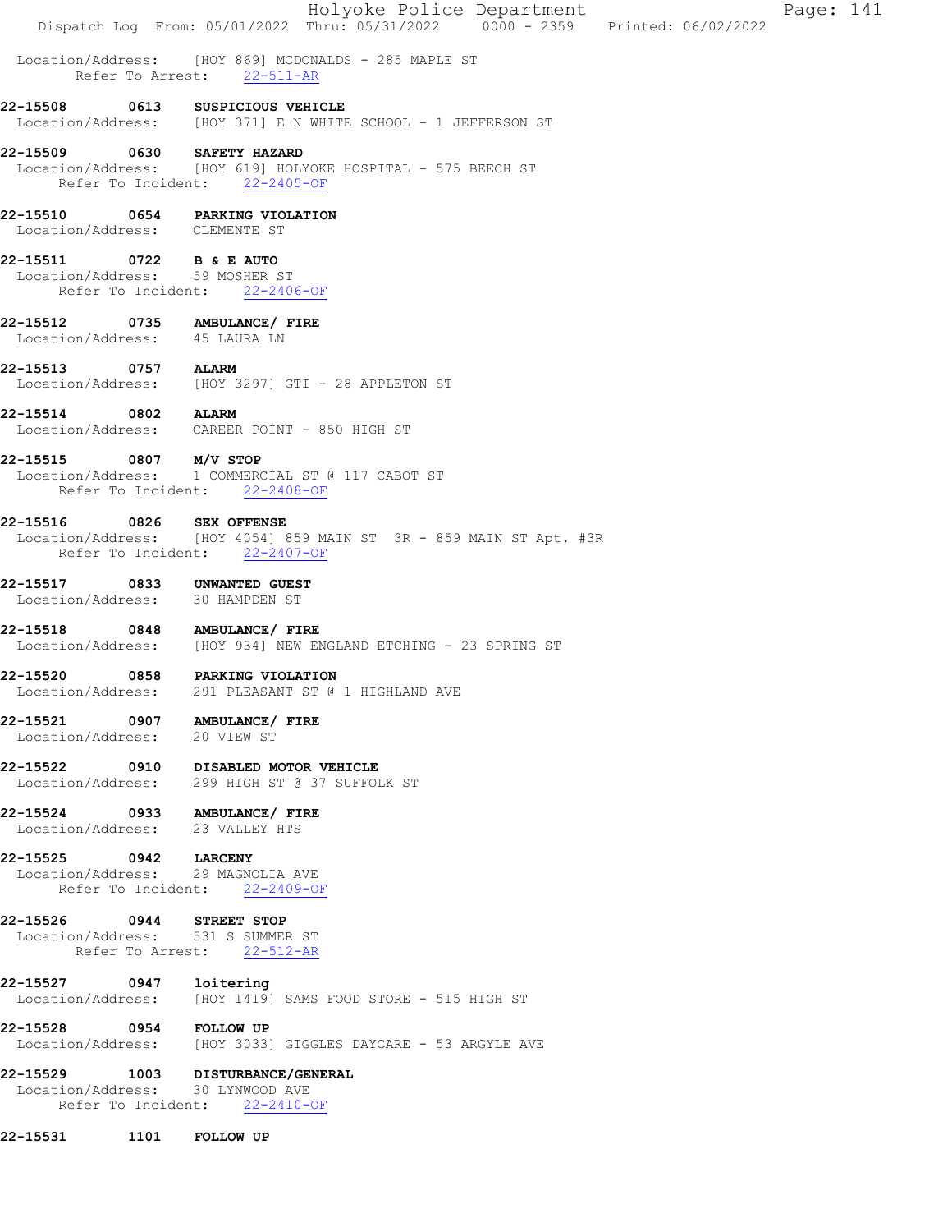Location/Address: [HOY 869] MCDONALDS - 285 MAPLE ST
Refer To Arrest: 22-511-AR

**22-15508 0613 SUSPICIOUS VEHICLE**
Location/Address: [HOY 371] E N WHITE SCHOOL - 1 JEFFERSON ST

**22-15509 0630 SAFETY HAZARD**
Location/Address: [HOY 619] HOLYOKE HOSPITAL - 575 BEECH ST
Refer To Incident: 22-2405-OF

**22-15510 0654 PARKING VIOLATION**
Location/Address: CLEMENTE ST

**22-15511 0722 B & E AUTO**
Location/Address: 59 MOSHER ST
Refer To Incident: 22-2406-OF

**22-15512 0735 AMBULANCE/ FIRE**
Location/Address: 45 LAURA LN

**22-15513 0757 ALARM**
Location/Address: [HOY 3297] GTI - 28 APPLETON ST

**22-15514 0802 ALARM**
Location/Address: CAREER POINT - 850 HIGH ST

**22-15515 0807 M/V STOP**
Location/Address: 1 COMMERCIAL ST @ 117 CABOT ST
Refer To Incident: 22-2408-OF

**22-15516 0826 SEX OFFENSE**
Location/Address: [HOY 4054] 859 MAIN ST 3R - 859 MAIN ST Apt. #3R
Refer To Incident: 22-2407-OF

**22-15517 0833 UNWANTED GUEST**
Location/Address: 30 HAMPDEN ST

**22-15518 0848 AMBULANCE/ FIRE**
Location/Address: [HOY 934] NEW ENGLAND ETCHING - 23 SPRING ST

**22-15520 0858 PARKING VIOLATION**
Location/Address: 291 PLEASANT ST @ 1 HIGHLAND AVE

**22-15521 0907 AMBULANCE/ FIRE**
Location/Address: 20 VIEW ST

**22-15522 0910 DISABLED MOTOR VEHICLE**
Location/Address: 299 HIGH ST @ 37 SUFFOLK ST

**22-15524 0933 AMBULANCE/ FIRE**
Location/Address: 23 VALLEY HTS

**22-15525 0942 LARCENY**
Location/Address: 29 MAGNOLIA AVE
Refer To Incident: 22-2409-OF

**22-15526 0944 STREET STOP**
Location/Address: 531 S SUMMER ST
Refer To Arrest: 22-512-AR

**22-15527 0947 loitering**
Location/Address: [HOY 1419] SAMS FOOD STORE - 515 HIGH ST

**22-15528 0954 FOLLOW UP**
Location/Address: [HOY 3033] GIGGLES DAYCARE - 53 ARGYLE AVE

**22-15529 1003 DISTURBANCE/GENERAL**
Location/Address: 30 LYNWOOD AVE
Refer To Incident: 22-2410-OF

**22-15531 1101 FOLLOW UP**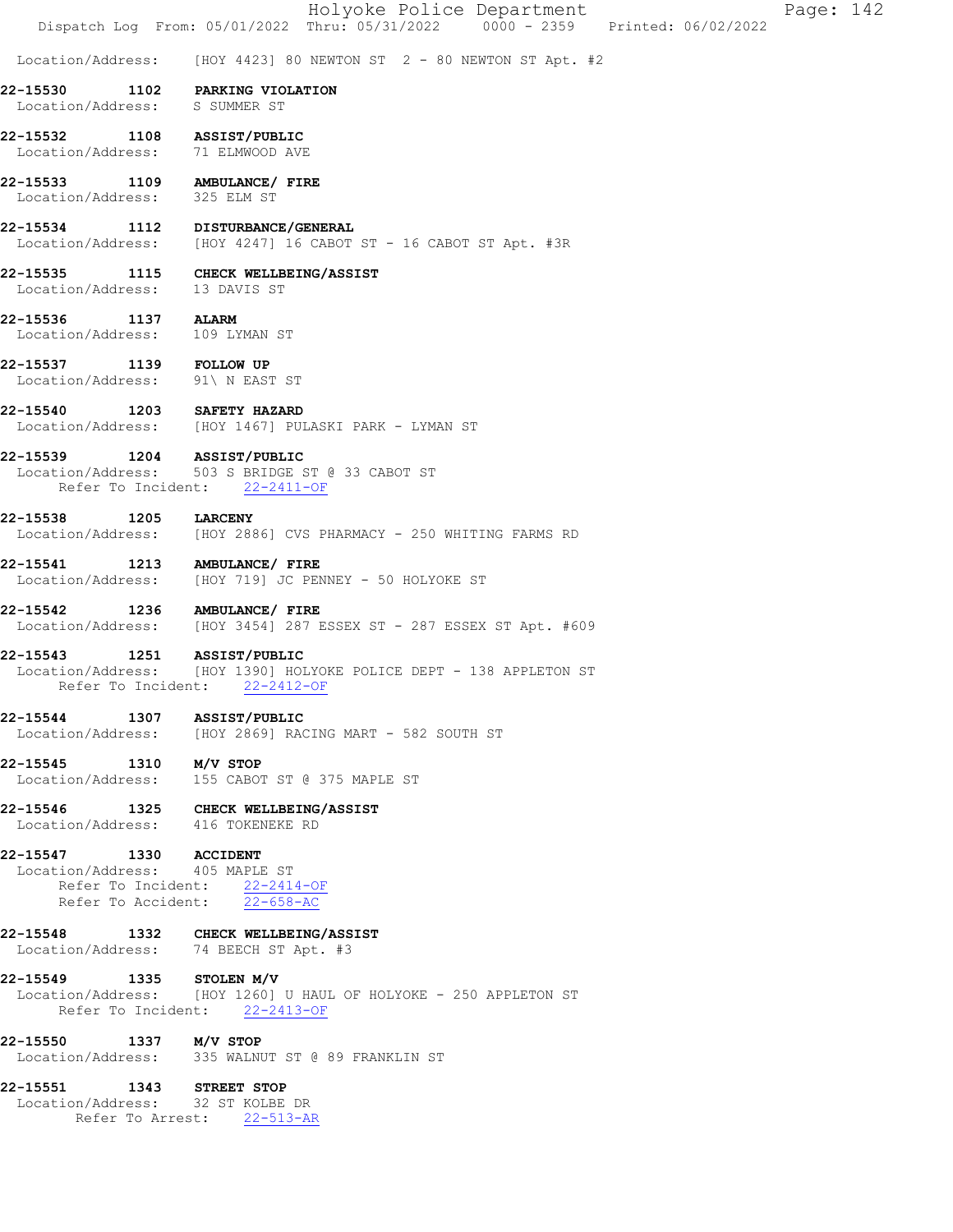Location/Address: [HOY 4423] 80 NEWTON ST 2 - 80 NEWTON ST Apt. #2

**22-15530 1102 PARKING VIOLATION**
Location/Address: S SUMMER ST

**22-15532 1108 ASSIST/PUBLIC**
Location/Address: 71 ELMWOOD AVE

**22-15533 1109 AMBULANCE/ FIRE**
Location/Address: 325 ELM ST

**22-15534 1112 DISTURBANCE/GENERAL**
Location/Address: [HOY 4247] 16 CABOT ST - 16 CABOT ST Apt. #3R

**22-15535 1115 CHECK WELLBEING/ASSIST**
Location/Address: 13 DAVIS ST

**22-15536 1137 ALARM**
Location/Address: 109 LYMAN ST

**22-15537 1139 FOLLOW UP**
Location/Address: 91\ N EAST ST

**22-15540 1203 SAFETY HAZARD**
Location/Address: [HOY 1467] PULASKI PARK - LYMAN ST

**22-15539 1204 ASSIST/PUBLIC**
Location/Address: 503 S BRIDGE ST @ 33 CABOT ST
Refer To Incident: 22-2411-OF

**22-15538 1205 LARCENY**
Location/Address: [HOY 2886] CVS PHARMACY - 250 WHITING FARMS RD

**22-15541 1213 AMBULANCE/ FIRE**
Location/Address: [HOY 719] JC PENNEY - 50 HOLYOKE ST

**22-15542 1236 AMBULANCE/ FIRE**
Location/Address: [HOY 3454] 287 ESSEX ST - 287 ESSEX ST Apt. #609

**22-15543 1251 ASSIST/PUBLIC**
Location/Address: [HOY 1390] HOLYOKE POLICE DEPT - 138 APPLETON ST
Refer To Incident: 22-2412-OF

**22-15544 1307 ASSIST/PUBLIC**
Location/Address: [HOY 2869] RACING MART - 582 SOUTH ST

**22-15545 1310 M/V STOP**
Location/Address: 155 CABOT ST @ 375 MAPLE ST

**22-15546 1325 CHECK WELLBEING/ASSIST**
Location/Address: 416 TOKENEKE RD

**22-15547 1330 ACCIDENT**
Location/Address: 405 MAPLE ST
Refer To Incident: 22-2414-OF
Refer To Accident: 22-658-AC

**22-15548 1332 CHECK WELLBEING/ASSIST**
Location/Address: 74 BEECH ST Apt. #3

**22-15549 1335 STOLEN M/V**
Location/Address: [HOY 1260] U HAUL OF HOLYOKE - 250 APPLETON ST
Refer To Incident: 22-2413-OF

**22-15550 1337 M/V STOP**
Location/Address: 335 WALNUT ST @ 89 FRANKLIN ST

**22-15551 1343 STREET STOP**
Location/Address: 32 ST KOLBE DR
Refer To Arrest: 22-513-AR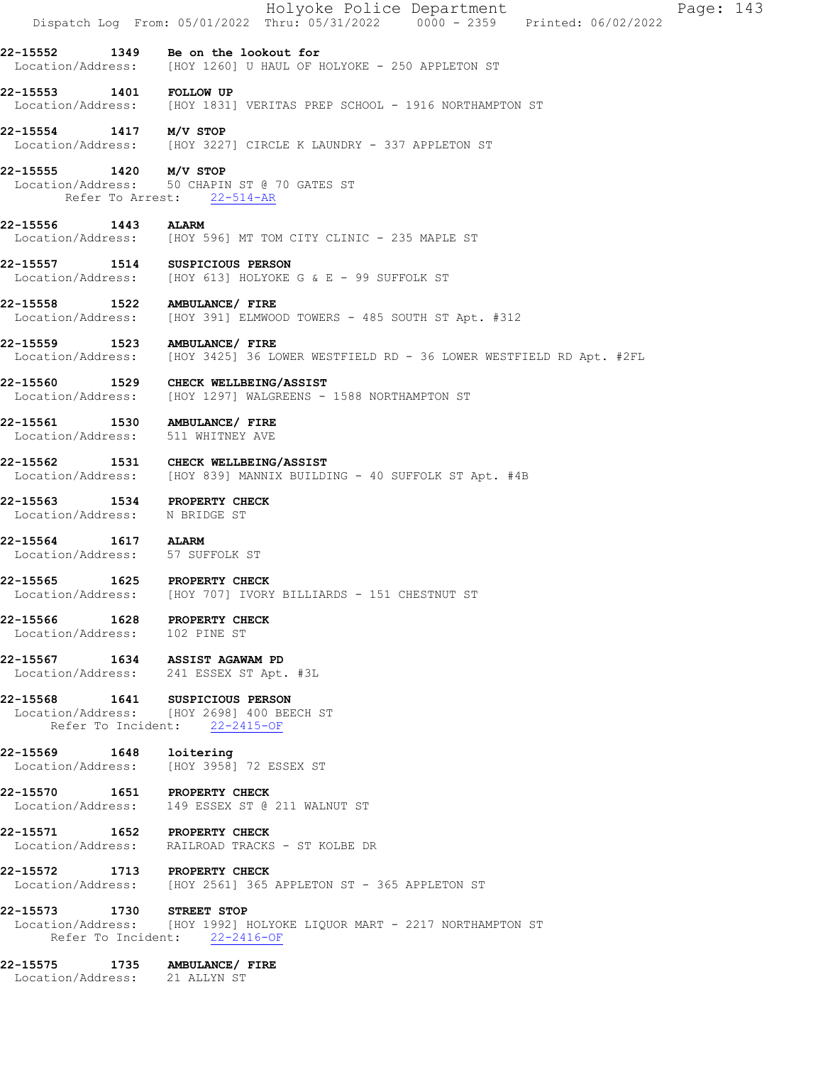**22-15552 1349 Be on the lookout for**
Location/Address: [HOY 1260] U HAUL OF HOLYOKE - 250 APPLETON ST

**22-15553 1401 FOLLOW UP**
Location/Address: [HOY 1831] VERITAS PREP SCHOOL - 1916 NORTHAMPTON ST

**22-15554 1417 M/V STOP**
Location/Address: [HOY 3227] CIRCLE K LAUNDRY - 337 APPLETON ST

**22-15555 1420 M/V STOP**
Location/Address: 50 CHAPIN ST @ 70 GATES ST
Refer To Arrest: 22-514-AR

**22-15556 1443 ALARM**
Location/Address: [HOY 596] MT TOM CITY CLINIC - 235 MAPLE ST

**22-15557 1514 SUSPICIOUS PERSON**
Location/Address: [HOY 613] HOLYOKE G & E - 99 SUFFOLK ST

**22-15558 1522 AMBULANCE/ FIRE**
Location/Address: [HOY 391] ELMWOOD TOWERS - 485 SOUTH ST Apt. #312

**22-15559 1523 AMBULANCE/ FIRE**
Location/Address: [HOY 3425] 36 LOWER WESTFIELD RD - 36 LOWER WESTFIELD RD Apt. #2FL

**22-15560 1529 CHECK WELLBEING/ASSIST**
Location/Address: [HOY 1297] WALGREENS - 1588 NORTHAMPTON ST

**22-15561 1530 AMBULANCE/ FIRE**
Location/Address: 511 WHITNEY AVE

**22-15562 1531 CHECK WELLBEING/ASSIST**
Location/Address: [HOY 839] MANNIX BUILDING - 40 SUFFOLK ST Apt. #4B

**22-15563 1534 PROPERTY CHECK**
Location/Address: N BRIDGE ST

**22-15564 1617 ALARM**
Location/Address: 57 SUFFOLK ST

**22-15565 1625 PROPERTY CHECK**
Location/Address: [HOY 707] IVORY BILLIARDS - 151 CHESTNUT ST

**22-15566 1628 PROPERTY CHECK**
Location/Address: 102 PINE ST

**22-15567 1634 ASSIST AGAWAM PD**
Location/Address: 241 ESSEX ST Apt. #3L

**22-15568 1641 SUSPICIOUS PERSON**
Location/Address: [HOY 2698] 400 BEECH ST
Refer To Incident: 22-2415-OF

**22-15569 1648 loitering**
Location/Address: [HOY 3958] 72 ESSEX ST

**22-15570 1651 PROPERTY CHECK**
Location/Address: 149 ESSEX ST @ 211 WALNUT ST

**22-15571 1652 PROPERTY CHECK**
Location/Address: RAILROAD TRACKS - ST KOLBE DR

**22-15572 1713 PROPERTY CHECK**
Location/Address: [HOY 2561] 365 APPLETON ST - 365 APPLETON ST

**22-15573 1730 STREET STOP**
Location/Address: [HOY 1992] HOLYOKE LIQUOR MART - 2217 NORTHAMPTON ST
Refer To Incident: 22-2416-OF

**22-15575 1735 AMBULANCE/ FIRE**
Location/Address: 21 ALLYN ST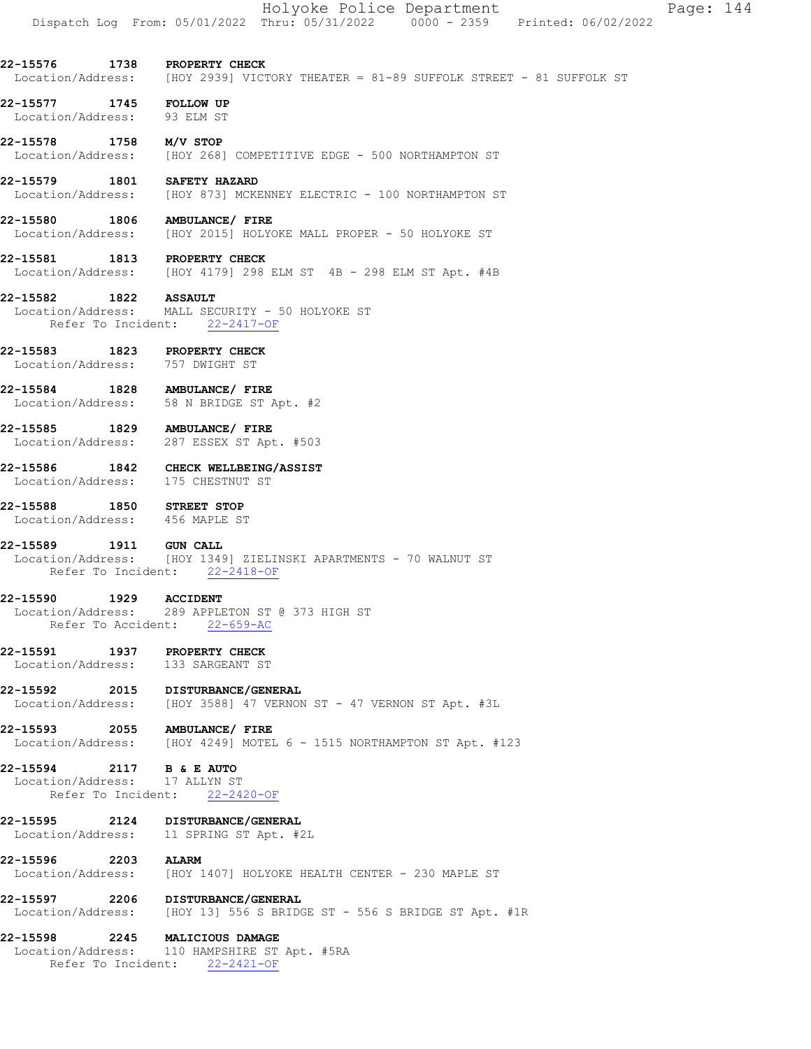22-15576 1738 **PROPERTY CHECK**
Location/Address: [HOY 2939] VICTORY THEATER = 81-89 SUFFOLK STREET - 81 SUFFOLK ST

22-15577 1745 **FOLLOW UP**
Location/Address: 93 ELM ST

22-15578 1758 **M/V STOP**
Location/Address: [HOY 268] COMPETITIVE EDGE - 500 NORTHAMPTON ST

22-15579 1801 **SAFETY HAZARD**
Location/Address: [HOY 873] MCKENNEY ELECTRIC - 100 NORTHAMPTON ST

22-15580 1806 **AMBULANCE/ FIRE**
Location/Address: [HOY 2015] HOLYOKE MALL PROPER - 50 HOLYOKE ST

22-15581 1813 **PROPERTY CHECK**
Location/Address: [HOY 4179] 298 ELM ST 4B - 298 ELM ST Apt. #4B

22-15582 1822 **ASSAULT**
Location/Address: MALL SECURITY - 50 HOLYOKE ST
Refer To Incident: 22-2417-OF

22-15583 1823 **PROPERTY CHECK**
Location/Address: 757 DWIGHT ST

22-15584 1828 **AMBULANCE/ FIRE**
Location/Address: 58 N BRIDGE ST Apt. #2

22-15585 1829 **AMBULANCE/ FIRE**
Location/Address: 287 ESSEX ST Apt. #503

22-15586 1842 **CHECK WELLBEING/ASSIST**
Location/Address: 175 CHESTNUT ST

22-15588 1850 **STREET STOP**
Location/Address: 456 MAPLE ST

22-15589 1911 **GUN CALL**
Location/Address: [HOY 1349] ZIELINSKI APARTMENTS - 70 WALNUT ST
Refer To Incident: 22-2418-OF

22-15590 1929 **ACCIDENT**
Location/Address: 289 APPLETON ST @ 373 HIGH ST
Refer To Accident: 22-659-AC

22-15591 1937 **PROPERTY CHECK**
Location/Address: 133 SARGEANT ST

22-15592 2015 **DISTURBANCE/GENERAL**
Location/Address: [HOY 3588] 47 VERNON ST - 47 VERNON ST Apt. #3L

22-15593 2055 **AMBULANCE/ FIRE**
Location/Address: [HOY 4249] MOTEL 6 - 1515 NORTHAMPTON ST Apt. #123

22-15594 2117 **B & E AUTO**
Location/Address: 17 ALLYN ST
Refer To Incident: 22-2420-OF

22-15595 2124 **DISTURBANCE/GENERAL**
Location/Address: 11 SPRING ST Apt. #2L

22-15596 2203 **ALARM**
Location/Address: [HOY 1407] HOLYOKE HEALTH CENTER - 230 MAPLE ST

22-15597 2206 **DISTURBANCE/GENERAL**
Location/Address: [HOY 13] 556 S BRIDGE ST - 556 S BRIDGE ST Apt. #1R

22-15598 2245 **MALICIOUS DAMAGE**
Location/Address: 110 HAMPSHIRE ST Apt. #5RA
Refer To Incident: 22-2421-OF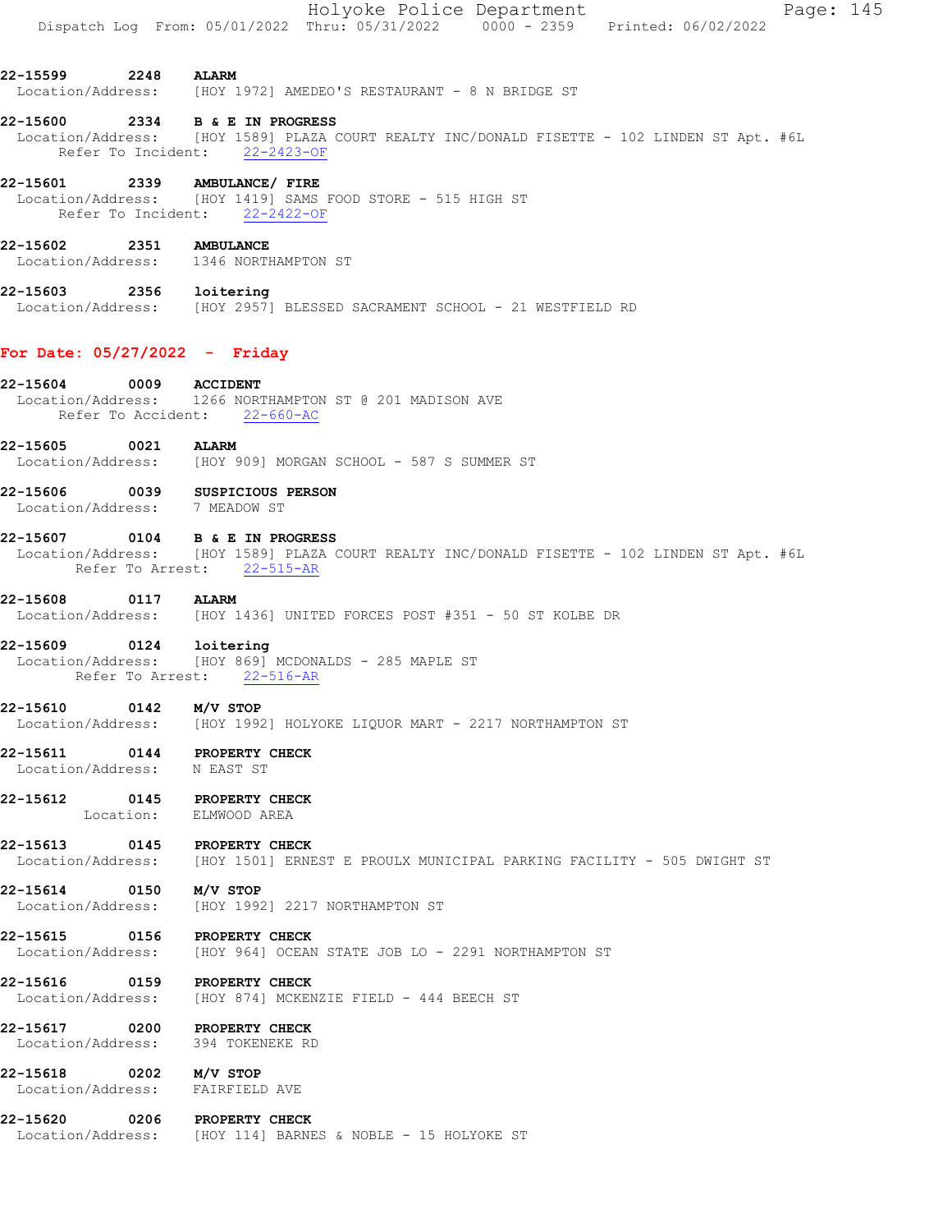**22-15599 2248 ALARM**
Location/Address: [HOY 1972] AMEDEO'S RESTAURANT - 8 N BRIDGE ST

**22-15600 2334 B & E IN PROGRESS**
Location/Address: [HOY 1589] PLAZA COURT REALTY INC/DONALD FISETTE - 102 LINDEN ST Apt. #6L
Refer To Incident: 22-2423-OF

**22-15601 2339 AMBULANCE/ FIRE**
Location/Address: [HOY 1419] SAMS FOOD STORE - 515 HIGH ST
Refer To Incident: 22-2422-OF

**22-15602 2351 AMBULANCE**
Location/Address: 1346 NORTHAMPTON ST

**22-15603 2356 loitering**
Location/Address: [HOY 2957] BLESSED SACRAMENT SCHOOL - 21 WESTFIELD RD

## For Date: 05/27/2022 - Friday

**22-15604 0009 ACCIDENT**
Location/Address: 1266 NORTHAMPTON ST @ 201 MADISON AVE
Refer To Accident: 22-660-AC

**22-15605 0021 ALARM**
Location/Address: [HOY 909] MORGAN SCHOOL - 587 S SUMMER ST

**22-15606 0039 SUSPICIOUS PERSON**
Location/Address: 7 MEADOW ST

**22-15607 0104 B & E IN PROGRESS**
Location/Address: [HOY 1589] PLAZA COURT REALTY INC/DONALD FISETTE - 102 LINDEN ST Apt. #6L
Refer To Arrest: 22-515-AR

**22-15608 0117 ALARM**
Location/Address: [HOY 1436] UNITED FORCES POST #351 - 50 ST KOLBE DR

**22-15609 0124 loitering**
Location/Address: [HOY 869] MCDONALDS - 285 MAPLE ST
Refer To Arrest: 22-516-AR

**22-15610 0142 M/V STOP**
Location/Address: [HOY 1992] HOLYOKE LIQUOR MART - 2217 NORTHAMPTON ST

**22-15611 0144 PROPERTY CHECK**
Location/Address: N EAST ST

**22-15612 0145 PROPERTY CHECK**
Location: ELMWOOD AREA

**22-15613 0145 PROPERTY CHECK**
Location/Address: [HOY 1501] ERNEST E PROULX MUNICIPAL PARKING FACILITY - 505 DWIGHT ST

**22-15614 0150 M/V STOP**
Location/Address: [HOY 1992] 2217 NORTHAMPTON ST

**22-15615 0156 PROPERTY CHECK**
Location/Address: [HOY 964] OCEAN STATE JOB LO - 2291 NORTHAMPTON ST

**22-15616 0159 PROPERTY CHECK**
Location/Address: [HOY 874] MCKENZIE FIELD - 444 BEECH ST

**22-15617 0200 PROPERTY CHECK**
Location/Address: 394 TOKENEKE RD

**22-15618 0202 M/V STOP**
Location/Address: FAIRFIELD AVE

**22-15620 0206 PROPERTY CHECK**
Location/Address: [HOY 114] BARNES & NOBLE - 15 HOLYOKE ST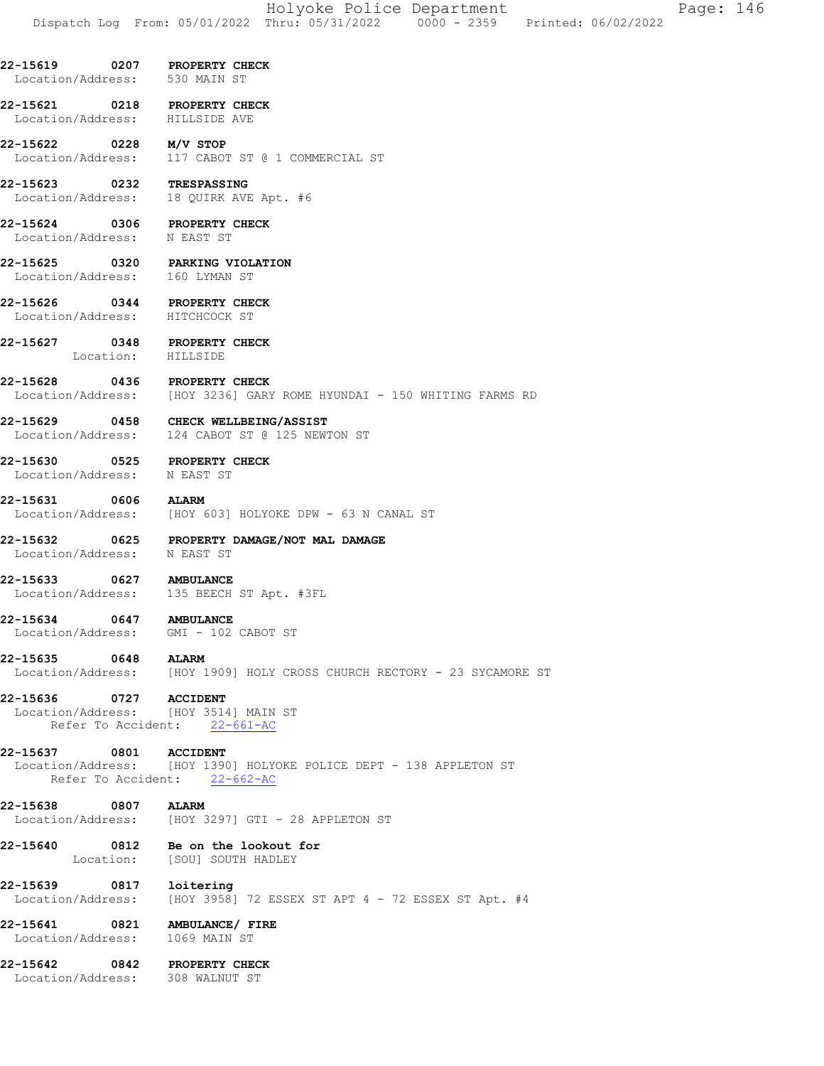**22-15619 0207 PROPERTY CHECK**
Location/Address: 530 MAIN ST

**22-15621 0218 PROPERTY CHECK**
Location/Address: HILLSIDE AVE

**22-15622 0228 M/V STOP**
Location/Address: 117 CABOT ST @ 1 COMMERCIAL ST

**22-15623 0232 TRESPASSING**
Location/Address: 18 QUIRK AVE Apt. #6

**22-15624 0306 PROPERTY CHECK**
Location/Address: N EAST ST

**22-15625 0320 PARKING VIOLATION**
Location/Address: 160 LYMAN ST

**22-15626 0344 PROPERTY CHECK**
Location/Address: HITCHCOCK ST

**22-15627 0348 PROPERTY CHECK**
Location: HILLSIDE

**22-15628 0436 PROPERTY CHECK**
Location/Address: [HOY 3236] GARY ROME HYUNDAI - 150 WHITING FARMS RD

**22-15629 0458 CHECK WELLBEING/ASSIST**
Location/Address: 124 CABOT ST @ 125 NEWTON ST

**22-15630 0525 PROPERTY CHECK**
Location/Address: N EAST ST

**22-15631 0606 ALARM**
Location/Address: [HOY 603] HOLYOKE DPW - 63 N CANAL ST

**22-15632 0625 PROPERTY DAMAGE/NOT MAL DAMAGE**
Location/Address: N EAST ST

**22-15633 0627 AMBULANCE**
Location/Address: 135 BEECH ST Apt. #3FL

**22-15634 0647 AMBULANCE**
Location/Address: GMI - 102 CABOT ST

**22-15635 0648 ALARM**
Location/Address: [HOY 1909] HOLY CROSS CHURCH RECTORY - 23 SYCAMORE ST

**22-15636 0727 ACCIDENT**
Location/Address: [HOY 3514] MAIN ST
Refer To Accident: 22-661-AC

**22-15637 0801 ACCIDENT**
Location/Address: [HOY 1390] HOLYOKE POLICE DEPT - 138 APPLETON ST
Refer To Accident: 22-662-AC

**22-15638 0807 ALARM**
Location/Address: [HOY 3297] GTI - 28 APPLETON ST

**22-15640 0812 Be on the lookout for**
Location: [SOU] SOUTH HADLEY

**22-15639 0817 loitering**
Location/Address: [HOY 3958] 72 ESSEX ST APT 4 - 72 ESSEX ST Apt. #4

**22-15641 0821 AMBULANCE/ FIRE**
Location/Address: 1069 MAIN ST

**22-15642 0842 PROPERTY CHECK**
Location/Address: 308 WALNUT ST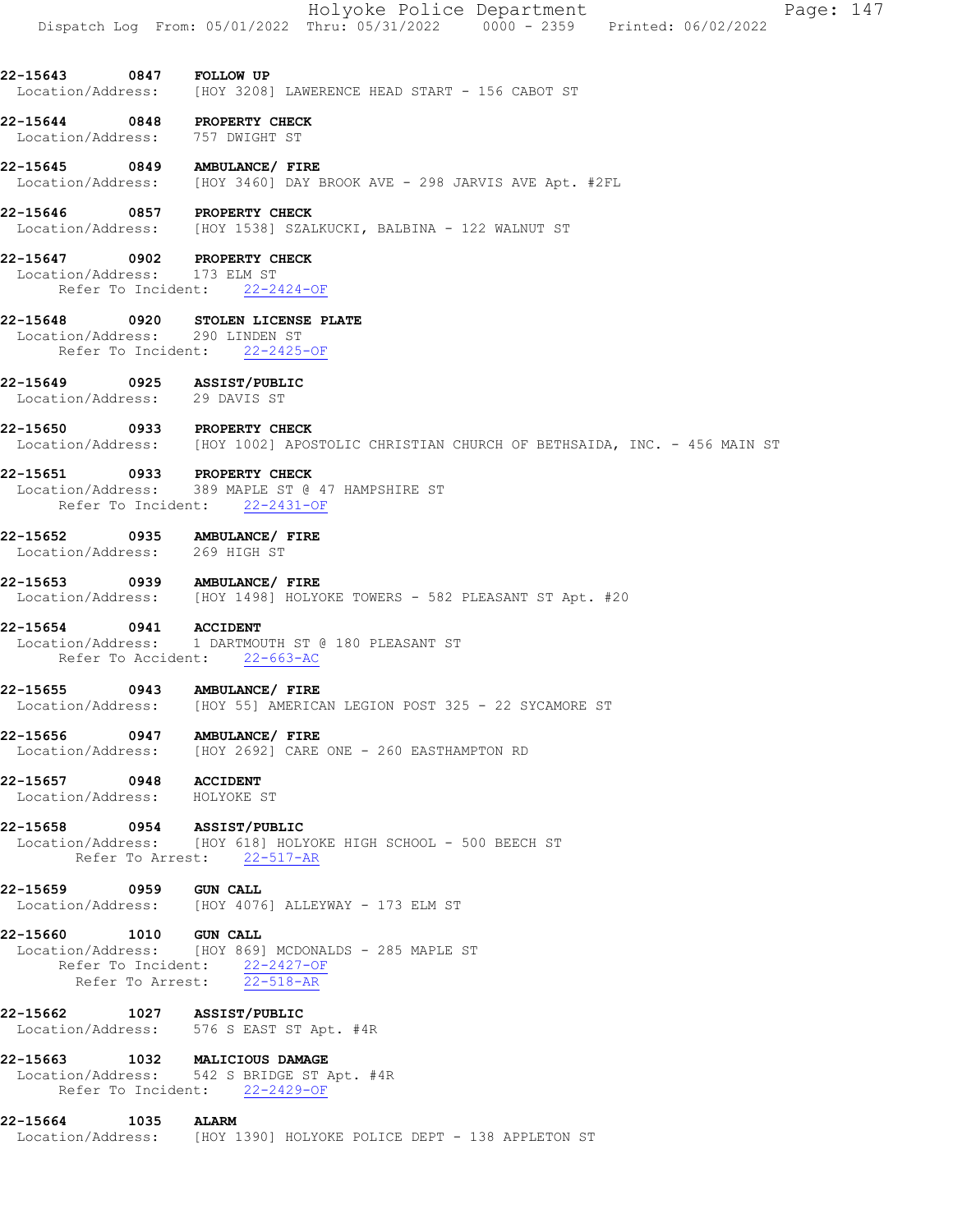22-15643 0847 **FOLLOW UP**
Location/Address: [HOY 3208] LAWERENCE HEAD START - 156 CABOT ST

22-15644 0848 **PROPERTY CHECK**
Location/Address: 757 DWIGHT ST

22-15645 0849 **AMBULANCE/ FIRE**
Location/Address: [HOY 3460] DAY BROOK AVE - 298 JARVIS AVE Apt. #2FL

22-15646 0857 **PROPERTY CHECK**
Location/Address: [HOY 1538] SZALKUCKI, BALBINA - 122 WALNUT ST

22-15647 0902 **PROPERTY CHECK**
Location/Address: 173 ELM ST
Refer To Incident: 22-2424-OF

22-15648 0920 **STOLEN LICENSE PLATE**
Location/Address: 290 LINDEN ST
Refer To Incident: 22-2425-OF

22-15649 0925 **ASSIST/PUBLIC**
Location/Address: 29 DAVIS ST

22-15650 0933 **PROPERTY CHECK**
Location/Address: [HOY 1002] APOSTOLIC CHRISTIAN CHURCH OF BETHSAIDA, INC. - 456 MAIN ST

22-15651 0933 **PROPERTY CHECK**
Location/Address: 389 MAPLE ST @ 47 HAMPSHIRE ST
Refer To Incident: 22-2431-OF

22-15652 0935 **AMBULANCE/ FIRE**
Location/Address: 269 HIGH ST

22-15653 0939 **AMBULANCE/ FIRE**
Location/Address: [HOY 1498] HOLYOKE TOWERS - 582 PLEASANT ST Apt. #20

22-15654 0941 **ACCIDENT**
Location/Address: 1 DARTMOUTH ST @ 180 PLEASANT ST
Refer To Accident: 22-663-AC

22-15655 0943 **AMBULANCE/ FIRE**
Location/Address: [HOY 55] AMERICAN LEGION POST 325 - 22 SYCAMORE ST

22-15656 0947 **AMBULANCE/ FIRE**
Location/Address: [HOY 2692] CARE ONE - 260 EASTHAMPTON RD

22-15657 0948 **ACCIDENT**
Location/Address: HOLYOKE ST

22-15658 0954 **ASSIST/PUBLIC**
Location/Address: [HOY 618] HOLYOKE HIGH SCHOOL - 500 BEECH ST
Refer To Arrest: 22-517-AR

22-15659 0959 **GUN CALL**
Location/Address: [HOY 4076] ALLEYWAY - 173 ELM ST

22-15660 1010 **GUN CALL**
Location/Address: [HOY 869] MCDONALDS - 285 MAPLE ST
Refer To Incident: 22-2427-OF
Refer To Arrest: 22-518-AR

22-15662 1027 **ASSIST/PUBLIC**
Location/Address: 576 S EAST ST Apt. #4R

22-15663 1032 **MALICIOUS DAMAGE**
Location/Address: 542 S BRIDGE ST Apt. #4R
Refer To Incident: 22-2429-OF

22-15664 1035 **ALARM**
Location/Address: [HOY 1390] HOLYOKE POLICE DEPT - 138 APPLETON ST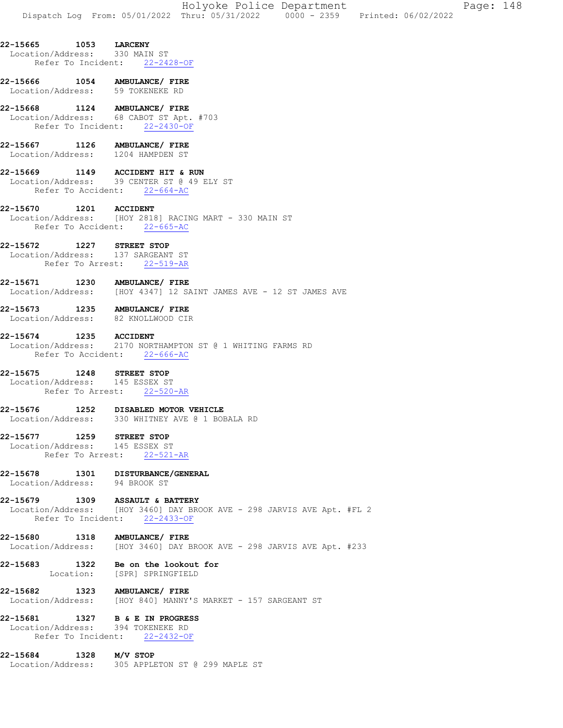**22-15665 1053 LARCENY**
Location/Address: 330 MAIN ST
Refer To Incident: 22-2428-OF

**22-15666 1054 AMBULANCE/ FIRE**
Location/Address: 59 TOKENEKE RD

**22-15668 1124 AMBULANCE/ FIRE**
Location/Address: 68 CABOT ST Apt. #703
Refer To Incident: 22-2430-OF

**22-15667 1126 AMBULANCE/ FIRE**
Location/Address: 1204 HAMPDEN ST

**22-15669 1149 ACCIDENT HIT & RUN**
Location/Address: 39 CENTER ST @ 49 ELY ST
Refer To Accident: 22-664-AC

**22-15670 1201 ACCIDENT**
Location/Address: [HOY 2818] RACING MART - 330 MAIN ST
Refer To Accident: 22-665-AC

**22-15672 1227 STREET STOP**
Location/Address: 137 SARGEANT ST
Refer To Arrest: 22-519-AR

**22-15671 1230 AMBULANCE/ FIRE**
Location/Address: [HOY 4347] 12 SAINT JAMES AVE - 12 ST JAMES AVE

**22-15673 1235 AMBULANCE/ FIRE**
Location/Address: 82 KNOLLWOOD CIR

**22-15674 1235 ACCIDENT**
Location/Address: 2170 NORTHAMPTON ST @ 1 WHITING FARMS RD
Refer To Accident: 22-666-AC

**22-15675 1248 STREET STOP**
Location/Address: 145 ESSEX ST
Refer To Arrest: 22-520-AR

**22-15676 1252 DISABLED MOTOR VEHICLE**
Location/Address: 330 WHITNEY AVE @ 1 BOBALA RD

**22-15677 1259 STREET STOP**
Location/Address: 145 ESSEX ST
Refer To Arrest: 22-521-AR

**22-15678 1301 DISTURBANCE/GENERAL**
Location/Address: 94 BROOK ST

**22-15679 1309 ASSAULT & BATTERY**
Location/Address: [HOY 3460] DAY BROOK AVE - 298 JARVIS AVE Apt. #FL 2
Refer To Incident: 22-2433-OF

**22-15680 1318 AMBULANCE/ FIRE**
Location/Address: [HOY 3460] DAY BROOK AVE - 298 JARVIS AVE Apt. #233

**22-15683 1322 Be on the lookout for**
Location: [SPR] SPRINGFIELD

**22-15682 1323 AMBULANCE/ FIRE**
Location/Address: [HOY 840] MANNY'S MARKET - 157 SARGEANT ST

**22-15681 1327 B & E IN PROGRESS**
Location/Address: 394 TOKENEKE RD
Refer To Incident: 22-2432-OF

**22-15684 1328 M/V STOP**
Location/Address: 305 APPLETON ST @ 299 MAPLE ST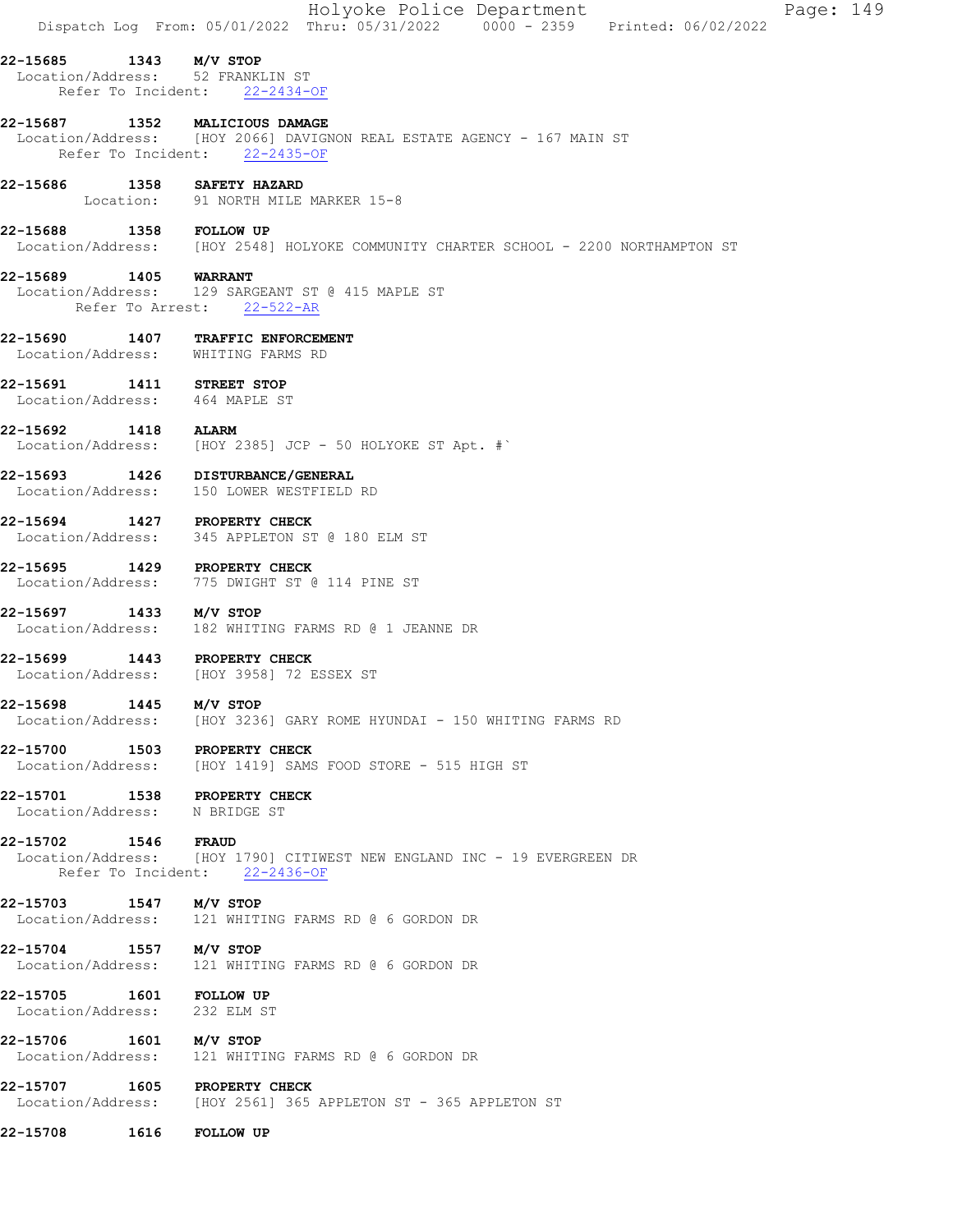**22-15685 1343 M/V STOP**
Location/Address: 52 FRANKLIN ST
Refer To Incident: 22-2434-OF

**22-15687 1352 MALICIOUS DAMAGE**
Location/Address: [HOY 2066] DAVIGNON REAL ESTATE AGENCY - 167 MAIN ST
Refer To Incident: 22-2435-OF

**22-15686 1358 SAFETY HAZARD**
Location: 91 NORTH MILE MARKER 15-8

**22-15688 1358 FOLLOW UP**
Location/Address: [HOY 2548] HOLYOKE COMMUNITY CHARTER SCHOOL - 2200 NORTHAMPTON ST

**22-15689 1405 WARRANT**
Location/Address: 129 SARGEANT ST @ 415 MAPLE ST
Refer To Arrest: 22-522-AR

**22-15690 1407 TRAFFIC ENFORCEMENT**
Location/Address: WHITING FARMS RD

**22-15691 1411 STREET STOP**
Location/Address: 464 MAPLE ST

**22-15692 1418 ALARM**
Location/Address: [HOY 2385] JCP - 50 HOLYOKE ST Apt. #`

**22-15693 1426 DISTURBANCE/GENERAL**
Location/Address: 150 LOWER WESTFIELD RD

**22-15694 1427 PROPERTY CHECK**
Location/Address: 345 APPLETON ST @ 180 ELM ST

**22-15695 1429 PROPERTY CHECK**
Location/Address: 775 DWIGHT ST @ 114 PINE ST

**22-15697 1433 M/V STOP**
Location/Address: 182 WHITING FARMS RD @ 1 JEANNE DR

**22-15699 1443 PROPERTY CHECK**
Location/Address: [HOY 3958] 72 ESSEX ST

**22-15698 1445 M/V STOP**
Location/Address: [HOY 3236] GARY ROME HYUNDAI - 150 WHITING FARMS RD

**22-15700 1503 PROPERTY CHECK**
Location/Address: [HOY 1419] SAMS FOOD STORE - 515 HIGH ST

**22-15701 1538 PROPERTY CHECK**
Location/Address: N BRIDGE ST

**22-15702 1546 FRAUD**
Location/Address: [HOY 1790] CITIWEST NEW ENGLAND INC - 19 EVERGREEN DR
Refer To Incident: 22-2436-OF

**22-15703 1547 M/V STOP**
Location/Address: 121 WHITING FARMS RD @ 6 GORDON DR

**22-15704 1557 M/V STOP**
Location/Address: 121 WHITING FARMS RD @ 6 GORDON DR

**22-15705 1601 FOLLOW UP**
Location/Address: 232 ELM ST

**22-15706 1601 M/V STOP**
Location/Address: 121 WHITING FARMS RD @ 6 GORDON DR

**22-15707 1605 PROPERTY CHECK**
Location/Address: [HOY 2561] 365 APPLETON ST - 365 APPLETON ST

**22-15708 1616 FOLLOW UP**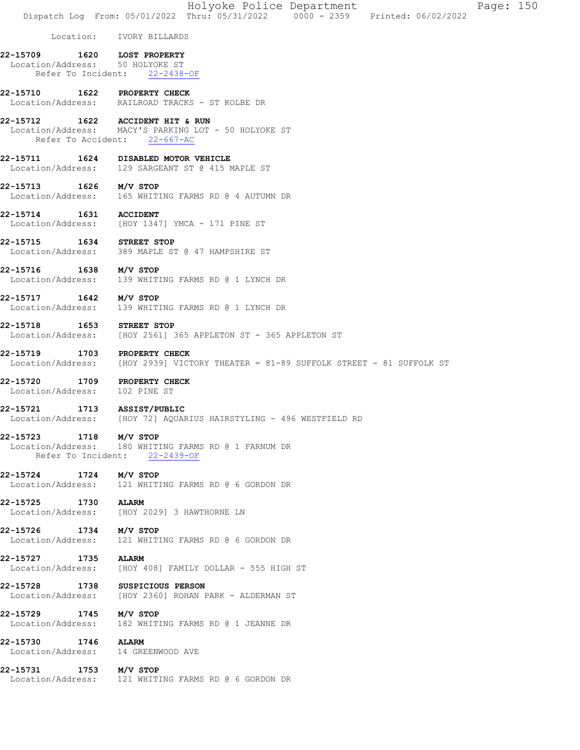Location: IVORY BILLARDS

**22-15709 1620 LOST PROPERTY**
Location/Address: 50 HOLYOKE ST
Refer To Incident: 22-2438-OF

**22-15710 1622 PROPERTY CHECK**
Location/Address: RAILROAD TRACKS - ST KOLBE DR

**22-15712 1622 ACCIDENT HIT & RUN**
Location/Address: MACY'S PARKING LOT - 50 HOLYOKE ST
Refer To Accident: 22-667-AC

**22-15711 1624 DISABLED MOTOR VEHICLE**
Location/Address: 129 SARGEANT ST @ 415 MAPLE ST

**22-15713 1626 M/V STOP**
Location/Address: 165 WHITING FARMS RD @ 4 AUTUMN DR

**22-15714 1631 ACCIDENT**
Location/Address: [HOY 1347] YMCA - 171 PINE ST

**22-15715 1634 STREET STOP**
Location/Address: 389 MAPLE ST @ 47 HAMPSHIRE ST

**22-15716 1638 M/V STOP**
Location/Address: 139 WHITING FARMS RD @ 1 LYNCH DR

**22-15717 1642 M/V STOP**
Location/Address: 139 WHITING FARMS RD @ 1 LYNCH DR

**22-15718 1653 STREET STOP**
Location/Address: [HOY 2561] 365 APPLETON ST - 365 APPLETON ST

**22-15719 1703 PROPERTY CHECK**
Location/Address: [HOY 2939] VICTORY THEATER = 81-89 SUFFOLK STREET - 81 SUFFOLK ST

**22-15720 1709 PROPERTY CHECK**
Location/Address: 102 PINE ST

**22-15721 1713 ASSIST/PUBLIC**
Location/Address: [HOY 72] AQUARIUS HAIRSTYLING - 496 WESTFIELD RD

**22-15723 1718 M/V STOP**
Location/Address: 180 WHITING FARMS RD @ 1 FARNUM DR
Refer To Incident: 22-2439-OF

**22-15724 1724 M/V STOP**
Location/Address: 121 WHITING FARMS RD @ 6 GORDON DR

**22-15725 1730 ALARM**
Location/Address: [HOY 2029] 3 HAWTHORNE LN

**22-15726 1734 M/V STOP**
Location/Address: 121 WHITING FARMS RD @ 6 GORDON DR

**22-15727 1735 ALARM**
Location/Address: [HOY 408] FAMILY DOLLAR - 555 HIGH ST

**22-15728 1738 SUSPICIOUS PERSON**
Location/Address: [HOY 2360] ROHAN PARK - ALDERMAN ST

**22-15729 1745 M/V STOP**
Location/Address: 182 WHITING FARMS RD @ 1 JEANNE DR

**22-15730 1746 ALARM**
Location/Address: 14 GREENWOOD AVE

**22-15731 1753 M/V STOP**
Location/Address: 121 WHITING FARMS RD @ 6 GORDON DR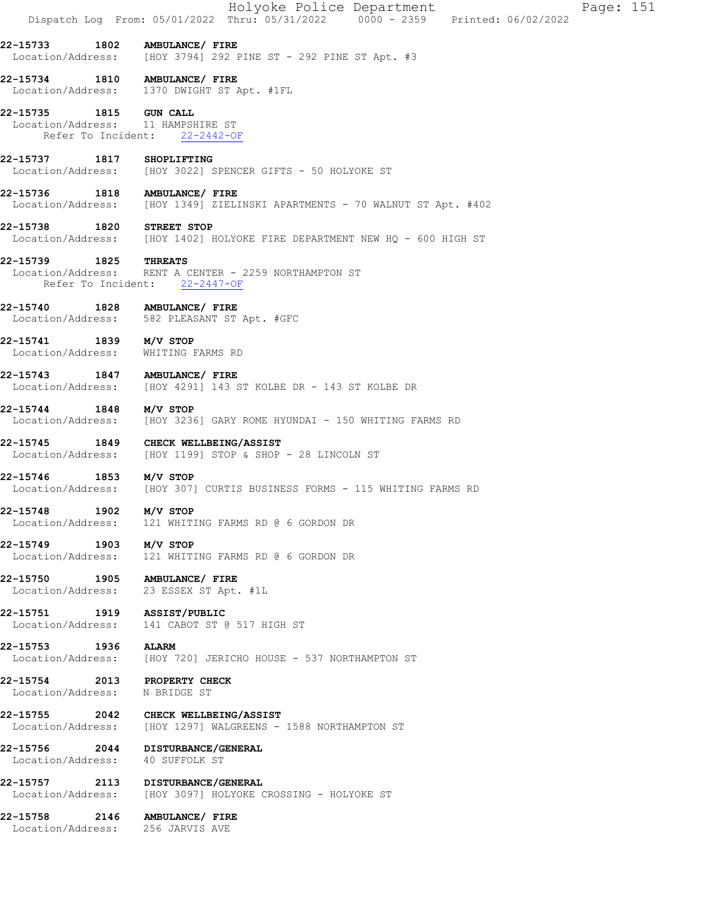**22-15733 1802 AMBULANCE/ FIRE**
Location/Address: [HOY 3794] 292 PINE ST - 292 PINE ST Apt. #3

**22-15734 1810 AMBULANCE/ FIRE**
Location/Address: 1370 DWIGHT ST Apt. #1FL

**22-15735 1815 GUN CALL**
Location/Address: 11 HAMPSHIRE ST
Refer To Incident: 22-2442-OF

**22-15737 1817 SHOPLIFTING**
Location/Address: [HOY 3022] SPENCER GIFTS - 50 HOLYOKE ST

**22-15736 1818 AMBULANCE/ FIRE**
Location/Address: [HOY 1349] ZIELINSKI APARTMENTS - 70 WALNUT ST Apt. #402

**22-15738 1820 STREET STOP**
Location/Address: [HOY 1402] HOLYOKE FIRE DEPARTMENT NEW HQ - 600 HIGH ST

**22-15739 1825 THREATS**
Location/Address: RENT A CENTER - 2259 NORTHAMPTON ST
Refer To Incident: 22-2447-OF

**22-15740 1828 AMBULANCE/ FIRE**
Location/Address: 582 PLEASANT ST Apt. #GFC

**22-15741 1839 M/V STOP**
Location/Address: WHITING FARMS RD

**22-15743 1847 AMBULANCE/ FIRE**
Location/Address: [HOY 4291] 143 ST KOLBE DR - 143 ST KOLBE DR

**22-15744 1848 M/V STOP**
Location/Address: [HOY 3236] GARY ROME HYUNDAI - 150 WHITING FARMS RD

**22-15745 1849 CHECK WELLBEING/ASSIST**
Location/Address: [HOY 1199] STOP & SHOP - 28 LINCOLN ST

**22-15746 1853 M/V STOP**
Location/Address: [HOY 307] CURTIS BUSINESS FORMS - 115 WHITING FARMS RD

**22-15748 1902 M/V STOP**
Location/Address: 121 WHITING FARMS RD @ 6 GORDON DR

**22-15749 1903 M/V STOP**
Location/Address: 121 WHITING FARMS RD @ 6 GORDON DR

**22-15750 1905 AMBULANCE/ FIRE**
Location/Address: 23 ESSEX ST Apt. #1L

**22-15751 1919 ASSIST/PUBLIC**
Location/Address: 141 CABOT ST @ 517 HIGH ST

**22-15753 1936 ALARM**
Location/Address: [HOY 720] JERICHO HOUSE - 537 NORTHAMPTON ST

**22-15754 2013 PROPERTY CHECK**
Location/Address: N BRIDGE ST

**22-15755 2042 CHECK WELLBEING/ASSIST**
Location/Address: [HOY 1297] WALGREENS - 1588 NORTHAMPTON ST

**22-15756 2044 DISTURBANCE/GENERAL**
Location/Address: 40 SUFFOLK ST

**22-15757 2113 DISTURBANCE/GENERAL**
Location/Address: [HOY 3097] HOLYOKE CROSSING - HOLYOKE ST

**22-15758 2146 AMBULANCE/ FIRE**
Location/Address: 256 JARVIS AVE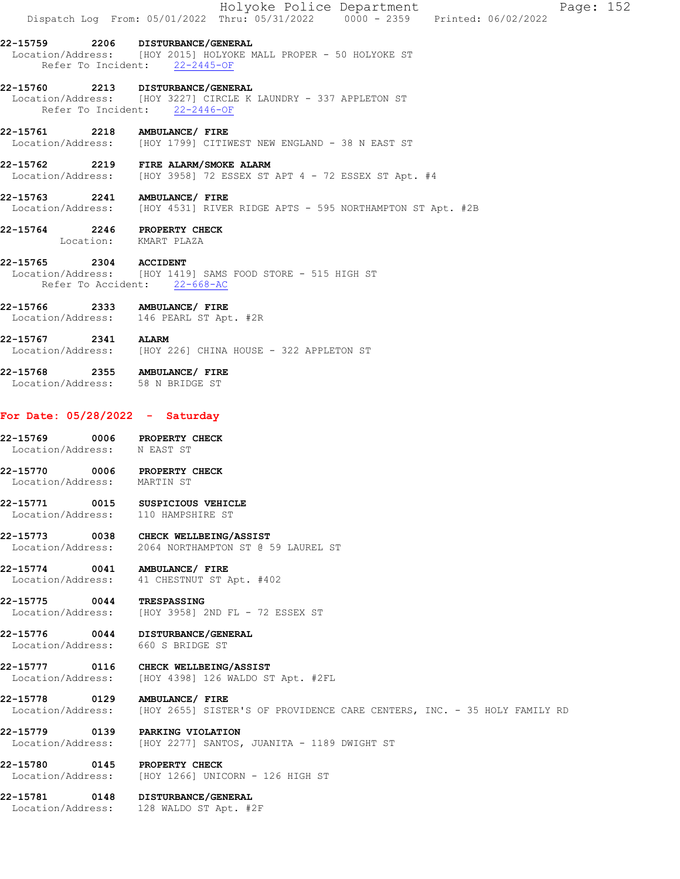22-15759 2206 **DISTURBANCE/GENERAL**
Location/Address: [HOY 2015] HOLYOKE MALL PROPER - 50 HOLYOKE ST
Refer To Incident: 22-2445-OF

22-15760 2213 **DISTURBANCE/GENERAL**
Location/Address: [HOY 3227] CIRCLE K LAUNDRY - 337 APPLETON ST
Refer To Incident: 22-2446-OF

22-15761 2218 **AMBULANCE/ FIRE**
Location/Address: [HOY 1799] CITIWEST NEW ENGLAND - 38 N EAST ST

22-15762 2219 **FIRE ALARM/SMOKE ALARM**
Location/Address: [HOY 3958] 72 ESSEX ST APT 4 - 72 ESSEX ST Apt. #4

22-15763 2241 **AMBULANCE/ FIRE**
Location/Address: [HOY 4531] RIVER RIDGE APTS - 595 NORTHAMPTON ST Apt. #2B

22-15764 2246 **PROPERTY CHECK**
Location: KMART PLAZA

22-15765 2304 **ACCIDENT**
Location/Address: [HOY 1419] SAMS FOOD STORE - 515 HIGH ST
Refer To Accident: 22-668-AC

22-15766 2333 **AMBULANCE/ FIRE**
Location/Address: 146 PEARL ST Apt. #2R

22-15767 2341 **ALARM**
Location/Address: [HOY 226] CHINA HOUSE - 322 APPLETON ST

22-15768 2355 **AMBULANCE/ FIRE**
Location/Address: 58 N BRIDGE ST

## For Date: 05/28/2022 - Saturday

22-15769 0006 **PROPERTY CHECK**
Location/Address: N EAST ST

22-15770 0006 **PROPERTY CHECK**
Location/Address: MARTIN ST

22-15771 0015 **SUSPICIOUS VEHICLE**
Location/Address: 110 HAMPSHIRE ST

22-15773 0038 **CHECK WELLBEING/ASSIST**
Location/Address: 2064 NORTHAMPTON ST @ 59 LAUREL ST

22-15774 0041 **AMBULANCE/ FIRE**
Location/Address: 41 CHESTNUT ST Apt. #402

22-15775 0044 **TRESPASSING**
Location/Address: [HOY 3958] 2ND FL - 72 ESSEX ST

22-15776 0044 **DISTURBANCE/GENERAL**
Location/Address: 660 S BRIDGE ST

22-15777 0116 **CHECK WELLBEING/ASSIST**
Location/Address: [HOY 4398] 126 WALDO ST Apt. #2FL

22-15778 0129 **AMBULANCE/ FIRE**
Location/Address: [HOY 2655] SISTER'S OF PROVIDENCE CARE CENTERS, INC. - 35 HOLY FAMILY RD

22-15779 0139 **PARKING VIOLATION**
Location/Address: [HOY 2277] SANTOS, JUANITA - 1189 DWIGHT ST

22-15780 0145 **PROPERTY CHECK**
Location/Address: [HOY 1266] UNICORN - 126 HIGH ST

22-15781 0148 **DISTURBANCE/GENERAL**
Location/Address: 128 WALDO ST Apt. #2F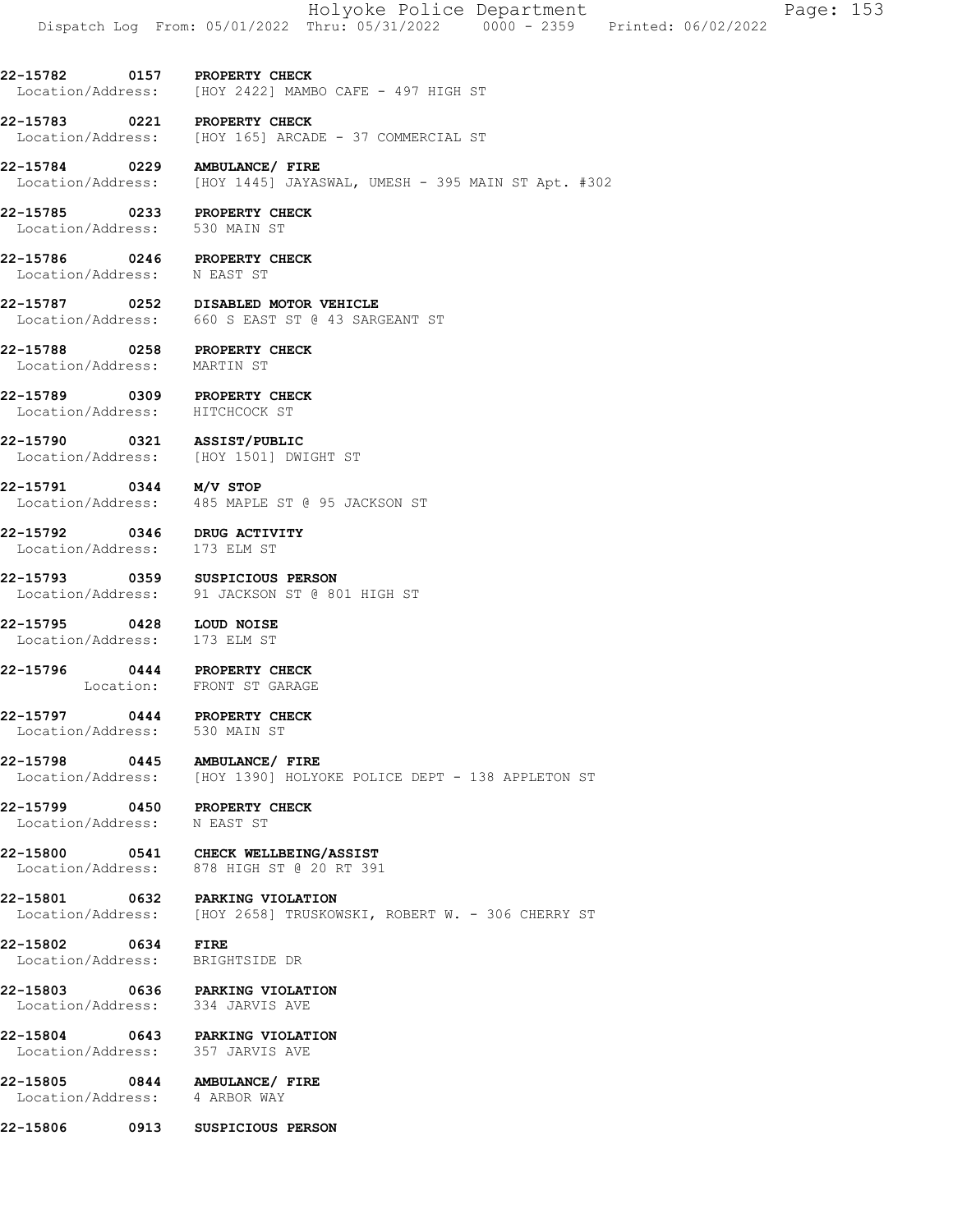**22-15782 0157 PROPERTY CHECK**
Location/Address: [HOY 2422] MAMBO CAFE - 497 HIGH ST

**22-15783 0221 PROPERTY CHECK**
Location/Address: [HOY 165] ARCADE - 37 COMMERCIAL ST

**22-15784 0229 AMBULANCE/ FIRE**
Location/Address: [HOY 1445] JAYASWAL, UMESH - 395 MAIN ST Apt. #302

**22-15785 0233 PROPERTY CHECK**
Location/Address: 530 MAIN ST

**22-15786 0246 PROPERTY CHECK**
Location/Address: N EAST ST

**22-15787 0252 DISABLED MOTOR VEHICLE**
Location/Address: 660 S EAST ST @ 43 SARGEANT ST

**22-15788 0258 PROPERTY CHECK**
Location/Address: MARTIN ST

**22-15789 0309 PROPERTY CHECK**
Location/Address: HITCHCOCK ST

**22-15790 0321 ASSIST/PUBLIC**
Location/Address: [HOY 1501] DWIGHT ST

**22-15791 0344 M/V STOP**
Location/Address: 485 MAPLE ST @ 95 JACKSON ST

**22-15792 0346 DRUG ACTIVITY**
Location/Address: 173 ELM ST

**22-15793 0359 SUSPICIOUS PERSON**
Location/Address: 91 JACKSON ST @ 801 HIGH ST

**22-15795 0428 LOUD NOISE**
Location/Address: 173 ELM ST

**22-15796 0444 PROPERTY CHECK**
Location: FRONT ST GARAGE

**22-15797 0444 PROPERTY CHECK**
Location/Address: 530 MAIN ST

**22-15798 0445 AMBULANCE/ FIRE**
Location/Address: [HOY 1390] HOLYOKE POLICE DEPT - 138 APPLETON ST

**22-15799 0450 PROPERTY CHECK**
Location/Address: N EAST ST

**22-15800 0541 CHECK WELLBEING/ASSIST**
Location/Address: 878 HIGH ST @ 20 RT 391

**22-15801 0632 PARKING VIOLATION**
Location/Address: [HOY 2658] TRUSKOWSKI, ROBERT W. - 306 CHERRY ST

**22-15802 0634 FIRE**
Location/Address: BRIGHTSIDE DR

**22-15803 0636 PARKING VIOLATION**
Location/Address: 334 JARVIS AVE

**22-15804 0643 PARKING VIOLATION**
Location/Address: 357 JARVIS AVE

**22-15805 0844 AMBULANCE/ FIRE**
Location/Address: 4 ARBOR WAY

**22-15806 0913 SUSPICIOUS PERSON**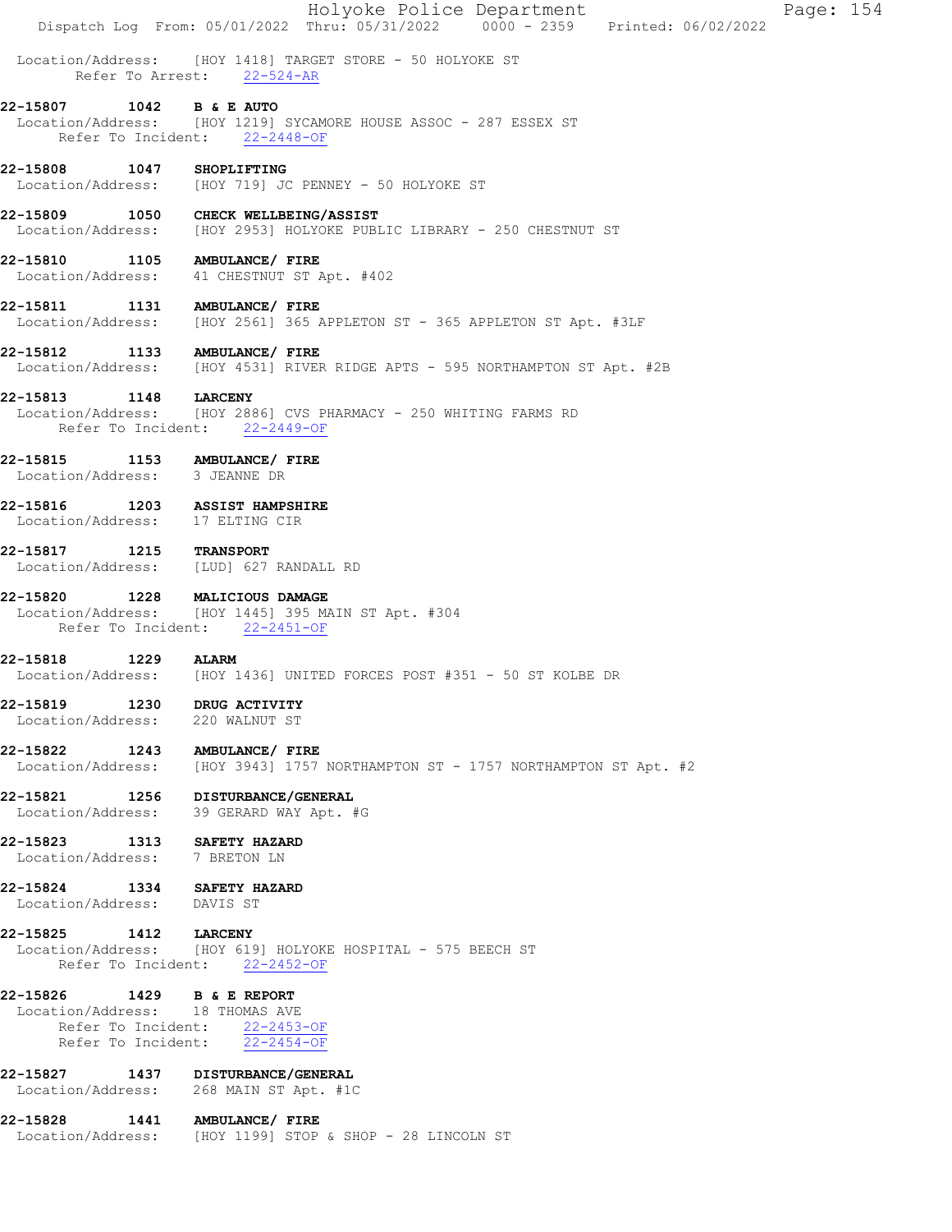Location/Address: [HOY 1418] TARGET STORE - 50 HOLYOKE ST
Refer To Arrest: 22-524-AR

**22-15807 1042 B & E AUTO**
Location/Address: [HOY 1219] SYCAMORE HOUSE ASSOC - 287 ESSEX ST
Refer To Incident: 22-2448-OF

**22-15808 1047 SHOPLIFTING**
Location/Address: [HOY 719] JC PENNEY - 50 HOLYOKE ST

**22-15809 1050 CHECK WELLBEING/ASSIST**
Location/Address: [HOY 2953] HOLYOKE PUBLIC LIBRARY - 250 CHESTNUT ST

**22-15810 1105 AMBULANCE/ FIRE**
Location/Address: 41 CHESTNUT ST Apt. #402

**22-15811 1131 AMBULANCE/ FIRE**
Location/Address: [HOY 2561] 365 APPLETON ST - 365 APPLETON ST Apt. #3LF

**22-15812 1133 AMBULANCE/ FIRE**
Location/Address: [HOY 4531] RIVER RIDGE APTS - 595 NORTHAMPTON ST Apt. #2B

**22-15813 1148 LARCENY**
Location/Address: [HOY 2886] CVS PHARMACY - 250 WHITING FARMS RD
Refer To Incident: 22-2449-OF

**22-15815 1153 AMBULANCE/ FIRE**
Location/Address: 3 JEANNE DR

**22-15816 1203 ASSIST HAMPSHIRE**
Location/Address: 17 ELTING CIR

**22-15817 1215 TRANSPORT**
Location/Address: [LUD] 627 RANDALL RD

**22-15820 1228 MALICIOUS DAMAGE**
Location/Address: [HOY 1445] 395 MAIN ST Apt. #304
Refer To Incident: 22-2451-OF

**22-15818 1229 ALARM**
Location/Address: [HOY 1436] UNITED FORCES POST #351 - 50 ST KOLBE DR

**22-15819 1230 DRUG ACTIVITY**
Location/Address: 220 WALNUT ST

**22-15822 1243 AMBULANCE/ FIRE**
Location/Address: [HOY 3943] 1757 NORTHAMPTON ST - 1757 NORTHAMPTON ST Apt. #2

**22-15821 1256 DISTURBANCE/GENERAL**
Location/Address: 39 GERARD WAY Apt. #G

**22-15823 1313 SAFETY HAZARD**
Location/Address: 7 BRETON LN

**22-15824 1334 SAFETY HAZARD**
Location/Address: DAVIS ST

**22-15825 1412 LARCENY**
Location/Address: [HOY 619] HOLYOKE HOSPITAL - 575 BEECH ST
Refer To Incident: 22-2452-OF

**22-15826 1429 B & E REPORT**
Location/Address: 18 THOMAS AVE
Refer To Incident: 22-2453-OF
Refer To Incident: 22-2454-OF

**22-15827 1437 DISTURBANCE/GENERAL**
Location/Address: 268 MAIN ST Apt. #1C

**22-15828 1441 AMBULANCE/ FIRE**
Location/Address: [HOY 1199] STOP & SHOP - 28 LINCOLN ST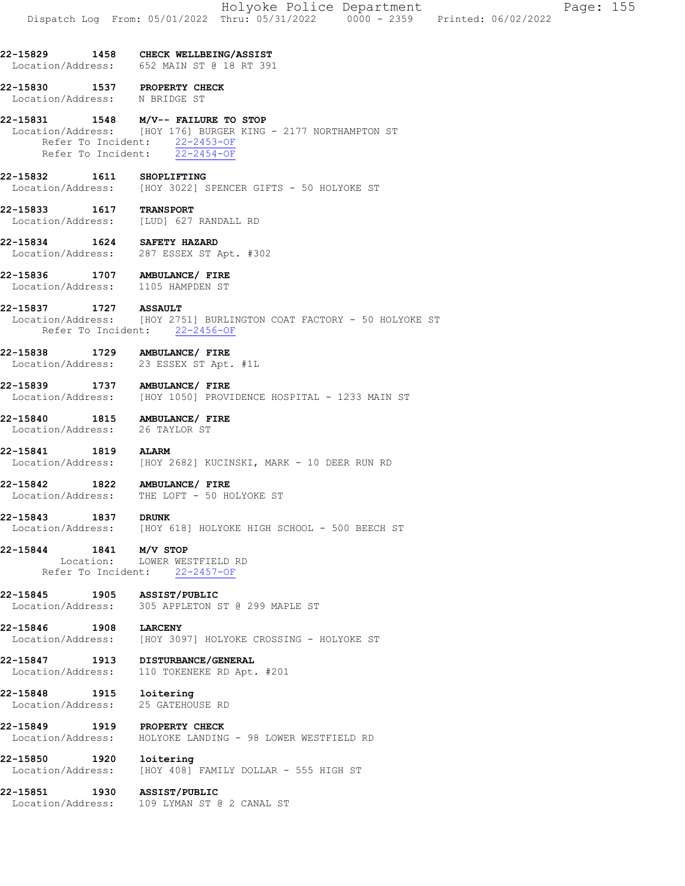**22-15829 1458 CHECK WELLBEING/ASSIST**
Location/Address: 652 MAIN ST @ 18 RT 391

**22-15830 1537 PROPERTY CHECK**
Location/Address: N BRIDGE ST

**22-15831 1548 M/V-- FAILURE TO STOP**
Location/Address: [HOY 176] BURGER KING - 2177 NORTHAMPTON ST
Refer To Incident: 22-2453-OF
Refer To Incident: 22-2454-OF

**22-15832 1611 SHOPLIFTING**
Location/Address: [HOY 3022] SPENCER GIFTS - 50 HOLYOKE ST

**22-15833 1617 TRANSPORT**
Location/Address: [LUD] 627 RANDALL RD

**22-15834 1624 SAFETY HAZARD**
Location/Address: 287 ESSEX ST Apt. #302

**22-15836 1707 AMBULANCE/ FIRE**
Location/Address: 1105 HAMPDEN ST

**22-15837 1727 ASSAULT**
Location/Address: [HOY 2751] BURLINGTON COAT FACTORY - 50 HOLYOKE ST
Refer To Incident: 22-2456-OF

**22-15838 1729 AMBULANCE/ FIRE**
Location/Address: 23 ESSEX ST Apt. #1L

**22-15839 1737 AMBULANCE/ FIRE**
Location/Address: [HOY 1050] PROVIDENCE HOSPITAL - 1233 MAIN ST

**22-15840 1815 AMBULANCE/ FIRE**
Location/Address: 26 TAYLOR ST

**22-15841 1819 ALARM**
Location/Address: [HOY 2682] KUCINSKI, MARK - 10 DEER RUN RD

**22-15842 1822 AMBULANCE/ FIRE**
Location/Address: THE LOFT - 50 HOLYOKE ST

**22-15843 1837 DRUNK**
Location/Address: [HOY 618] HOLYOKE HIGH SCHOOL - 500 BEECH ST

**22-15844 1841 M/V STOP**
Location: LOWER WESTFIELD RD
Refer To Incident: 22-2457-OF

**22-15845 1905 ASSIST/PUBLIC**
Location/Address: 305 APPLETON ST @ 299 MAPLE ST

**22-15846 1908 LARCENY**
Location/Address: [HOY 3097] HOLYOKE CROSSING - HOLYOKE ST

**22-15847 1913 DISTURBANCE/GENERAL**
Location/Address: 110 TOKENEKE RD Apt. #201

**22-15848 1915 loitering**
Location/Address: 25 GATEHOUSE RD

**22-15849 1919 PROPERTY CHECK**
Location/Address: HOLYOKE LANDING - 98 LOWER WESTFIELD RD

**22-15850 1920 loitering**
Location/Address: [HOY 408] FAMILY DOLLAR - 555 HIGH ST

**22-15851 1930 ASSIST/PUBLIC**
Location/Address: 109 LYMAN ST @ 2 CANAL ST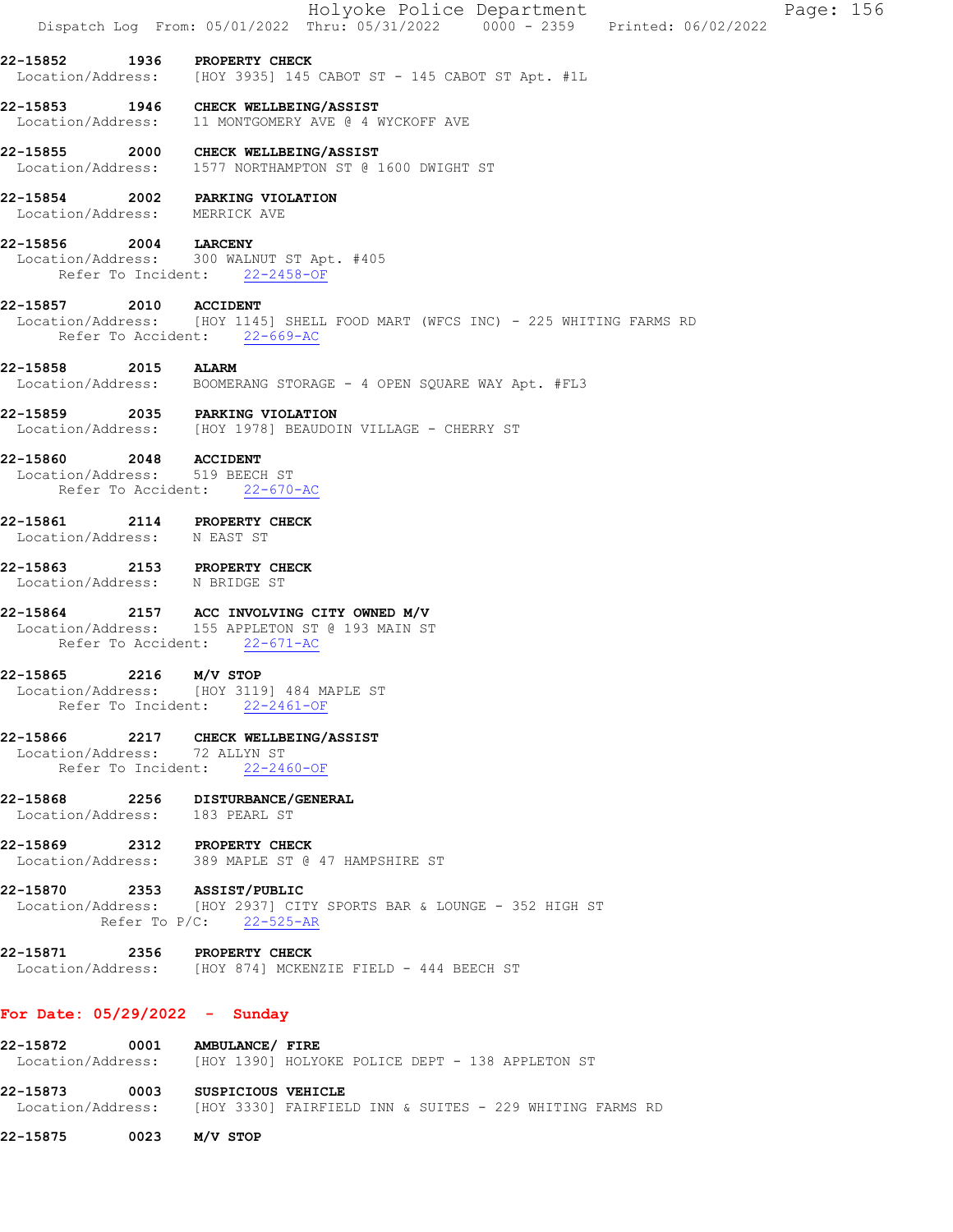**22-15852 1936 PROPERTY CHECK**
Location/Address: [HOY 3935] 145 CABOT ST - 145 CABOT ST Apt. #1L

**22-15853 1946 CHECK WELLBEING/ASSIST**
Location/Address: 11 MONTGOMERY AVE @ 4 WYCKOFF AVE

**22-15855 2000 CHECK WELLBEING/ASSIST**
Location/Address: 1577 NORTHAMPTON ST @ 1600 DWIGHT ST

**22-15854 2002 PARKING VIOLATION**
Location/Address: MERRICK AVE

**22-15856 2004 LARCENY**
Location/Address: 300 WALNUT ST Apt. #405
Refer To Incident: 22-2458-OF

**22-15857 2010 ACCIDENT**
Location/Address: [HOY 1145] SHELL FOOD MART (WFCS INC) - 225 WHITING FARMS RD
Refer To Accident: 22-669-AC

**22-15858 2015 ALARM**
Location/Address: BOOMERANG STORAGE - 4 OPEN SQUARE WAY Apt. #FL3

**22-15859 2035 PARKING VIOLATION**
Location/Address: [HOY 1978] BEAUDOIN VILLAGE - CHERRY ST

**22-15860 2048 ACCIDENT**
Location/Address: 519 BEECH ST
Refer To Accident: 22-670-AC

**22-15861 2114 PROPERTY CHECK**
Location/Address: N EAST ST

**22-15863 2153 PROPERTY CHECK**
Location/Address: N BRIDGE ST

**22-15864 2157 ACC INVOLVING CITY OWNED M/V**
Location/Address: 155 APPLETON ST @ 193 MAIN ST
Refer To Accident: 22-671-AC

**22-15865 2216 M/V STOP**
Location/Address: [HOY 3119] 484 MAPLE ST
Refer To Incident: 22-2461-OF

**22-15866 2217 CHECK WELLBEING/ASSIST**
Location/Address: 72 ALLYN ST
Refer To Incident: 22-2460-OF

**22-15868 2256 DISTURBANCE/GENERAL**
Location/Address: 183 PEARL ST

**22-15869 2312 PROPERTY CHECK**
Location/Address: 389 MAPLE ST @ 47 HAMPSHIRE ST

**22-15870 2353 ASSIST/PUBLIC**
Location/Address: [HOY 2937] CITY SPORTS BAR & LOUNGE - 352 HIGH ST
Refer To P/C: 22-525-AR

**22-15871 2356 PROPERTY CHECK**
Location/Address: [HOY 874] MCKENZIE FIELD - 444 BEECH ST

## For Date: 05/29/2022 - Sunday

**22-15872 0001 AMBULANCE/ FIRE**
Location/Address: [HOY 1390] HOLYOKE POLICE DEPT - 138 APPLETON ST

**22-15873 0003 SUSPICIOUS VEHICLE**
Location/Address: [HOY 3330] FAIRFIELD INN & SUITES - 229 WHITING FARMS RD

**22-15875 0023 M/V STOP**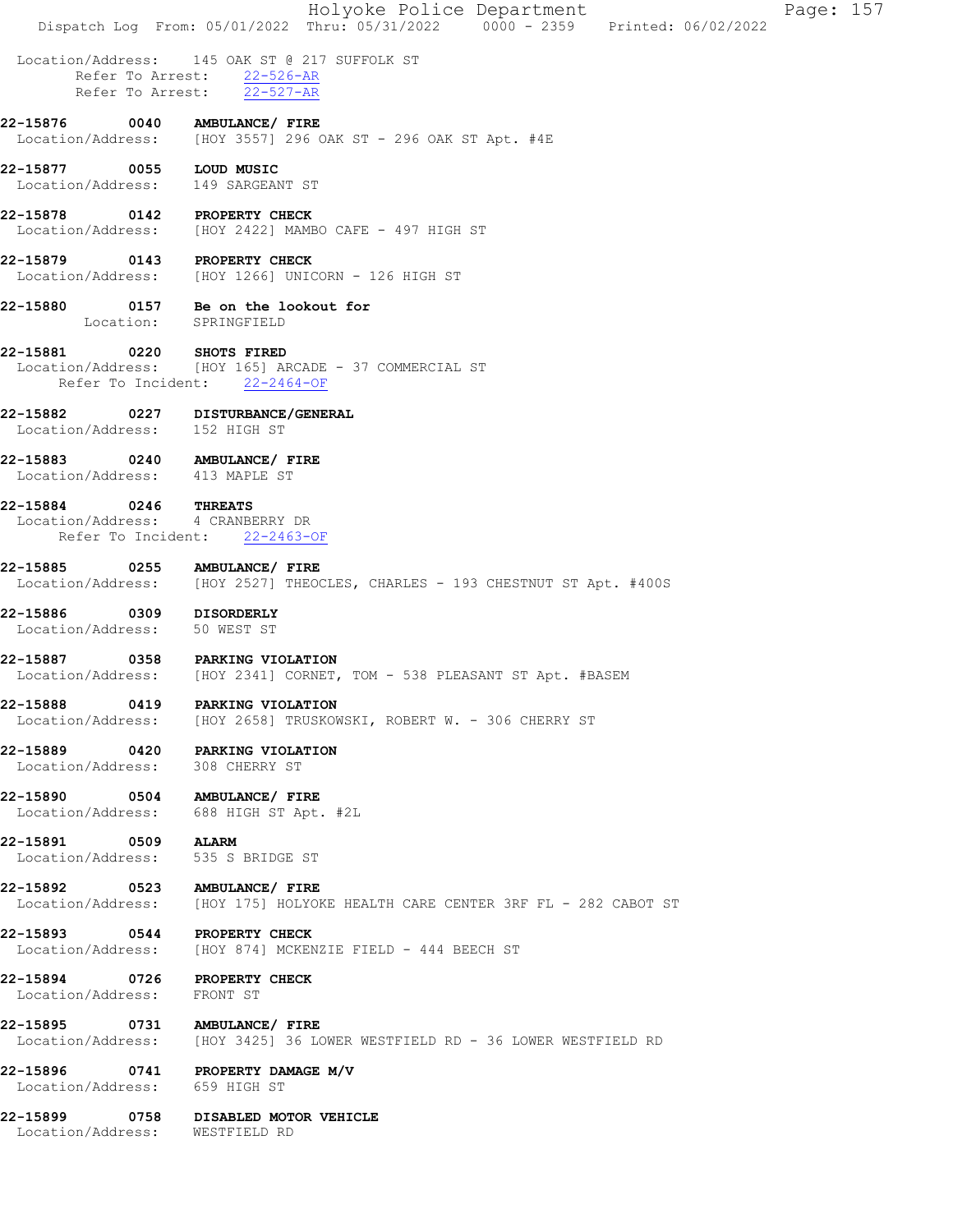Location/Address: 145 OAK ST @ 217 SUFFOLK ST
Refer To Arrest: 22-526-AR
Refer To Arrest: 22-527-AR

**22-15876 0040 AMBULANCE/ FIRE**
Location/Address: [HOY 3557] 296 OAK ST - 296 OAK ST Apt. #4E

**22-15877 0055 LOUD MUSIC**
Location/Address: 149 SARGEANT ST

**22-15878 0142 PROPERTY CHECK**
Location/Address: [HOY 2422] MAMBO CAFE - 497 HIGH ST

**22-15879 0143 PROPERTY CHECK**
Location/Address: [HOY 1266] UNICORN - 126 HIGH ST

**22-15880 0157 Be on the lookout for**
Location: SPRINGFIELD

**22-15881 0220 SHOTS FIRED**
Location/Address: [HOY 165] ARCADE - 37 COMMERCIAL ST
Refer To Incident: 22-2464-OF

**22-15882 0227 DISTURBANCE/GENERAL**
Location/Address: 152 HIGH ST

**22-15883 0240 AMBULANCE/ FIRE**
Location/Address: 413 MAPLE ST

**22-15884 0246 THREATS**
Location/Address: 4 CRANBERRY DR
Refer To Incident: 22-2463-OF

**22-15885 0255 AMBULANCE/ FIRE**
Location/Address: [HOY 2527] THEOCLES, CHARLES - 193 CHESTNUT ST Apt. #400S

**22-15886 0309 DISORDERLY**
Location/Address: 50 WEST ST

**22-15887 0358 PARKING VIOLATION**
Location/Address: [HOY 2341] CORNET, TOM - 538 PLEASANT ST Apt. #BASEM

**22-15888 0419 PARKING VIOLATION**
Location/Address: [HOY 2658] TRUSKOWSKI, ROBERT W. - 306 CHERRY ST

**22-15889 0420 PARKING VIOLATION**
Location/Address: 308 CHERRY ST

**22-15890 0504 AMBULANCE/ FIRE**
Location/Address: 688 HIGH ST Apt. #2L

**22-15891 0509 ALARM**
Location/Address: 535 S BRIDGE ST

**22-15892 0523 AMBULANCE/ FIRE**
Location/Address: [HOY 175] HOLYOKE HEALTH CARE CENTER 3RF FL - 282 CABOT ST

**22-15893 0544 PROPERTY CHECK**
Location/Address: [HOY 874] MCKENZIE FIELD - 444 BEECH ST

**22-15894 0726 PROPERTY CHECK**
Location/Address: FRONT ST

**22-15895 0731 AMBULANCE/ FIRE**
Location/Address: [HOY 3425] 36 LOWER WESTFIELD RD - 36 LOWER WESTFIELD RD

**22-15896 0741 PROPERTY DAMAGE M/V**
Location/Address: 659 HIGH ST

**22-15899 0758 DISABLED MOTOR VEHICLE**
Location/Address: WESTFIELD RD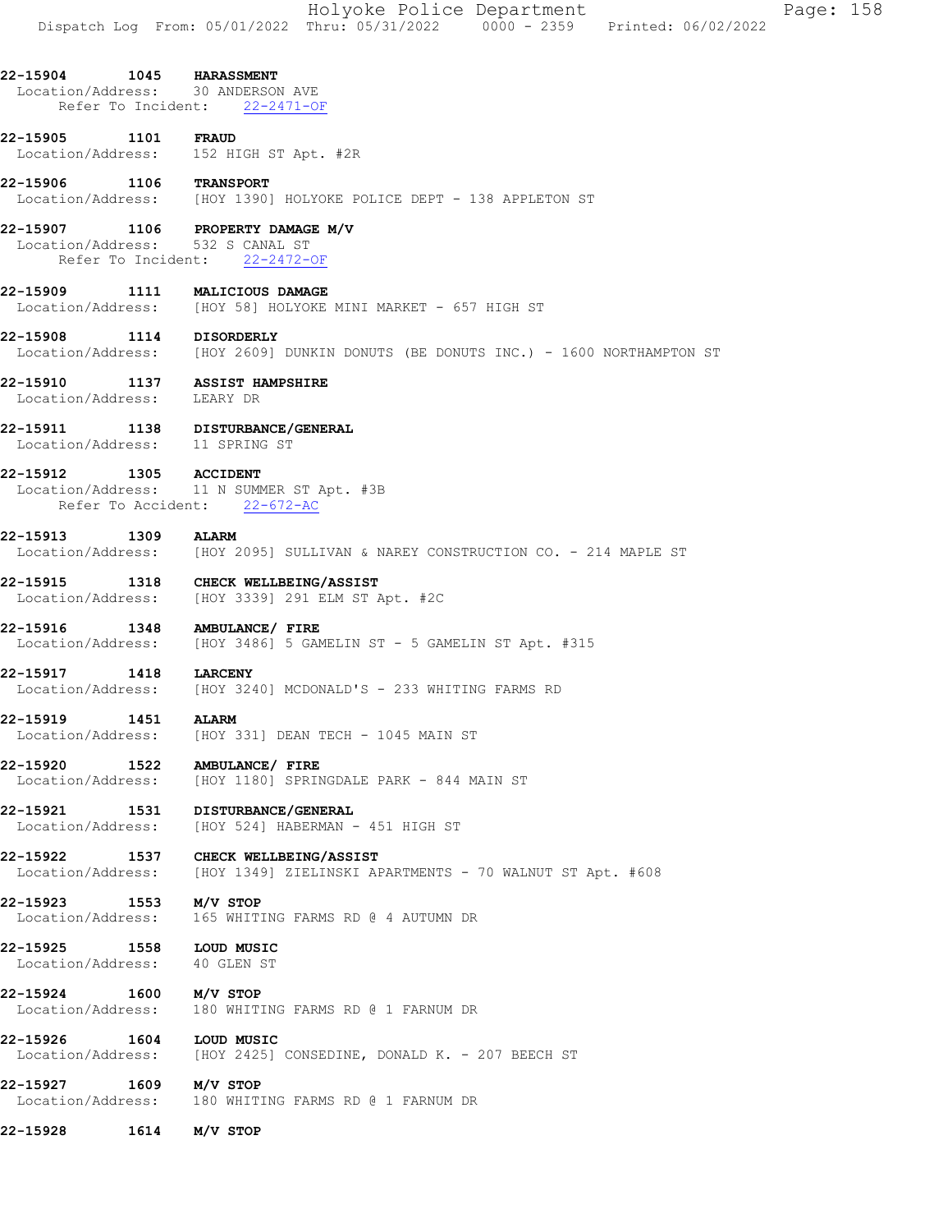**22-15904 1045 HARASSMENT**
Location/Address: 30 ANDERSON AVE
Refer To Incident: 22-2471-OF

**22-15905 1101 FRAUD**
Location/Address: 152 HIGH ST Apt. #2R

**22-15906 1106 TRANSPORT**
Location/Address: [HOY 1390] HOLYOKE POLICE DEPT - 138 APPLETON ST

**22-15907 1106 PROPERTY DAMAGE M/V**
Location/Address: 532 S CANAL ST
Refer To Incident: 22-2472-OF

**22-15909 1111 MALICIOUS DAMAGE**
Location/Address: [HOY 58] HOLYOKE MINI MARKET - 657 HIGH ST

**22-15908 1114 DISORDERLY**
Location/Address: [HOY 2609] DUNKIN DONUTS (BE DONUTS INC.) - 1600 NORTHAMPTON ST

**22-15910 1137 ASSIST HAMPSHIRE**
Location/Address: LEARY DR

**22-15911 1138 DISTURBANCE/GENERAL**
Location/Address: 11 SPRING ST

**22-15912 1305 ACCIDENT**
Location/Address: 11 N SUMMER ST Apt. #3B
Refer To Accident: 22-672-AC

**22-15913 1309 ALARM**
Location/Address: [HOY 2095] SULLIVAN & NAREY CONSTRUCTION CO. - 214 MAPLE ST

**22-15915 1318 CHECK WELLBEING/ASSIST**
Location/Address: [HOY 3339] 291 ELM ST Apt. #2C

**22-15916 1348 AMBULANCE/ FIRE**
Location/Address: [HOY 3486] 5 GAMELIN ST - 5 GAMELIN ST Apt. #315

**22-15917 1418 LARCENY**
Location/Address: [HOY 3240] MCDONALD'S - 233 WHITING FARMS RD

**22-15919 1451 ALARM**
Location/Address: [HOY 331] DEAN TECH - 1045 MAIN ST

**22-15920 1522 AMBULANCE/ FIRE**
Location/Address: [HOY 1180] SPRINGDALE PARK - 844 MAIN ST

**22-15921 1531 DISTURBANCE/GENERAL**
Location/Address: [HOY 524] HABERMAN - 451 HIGH ST

**22-15922 1537 CHECK WELLBEING/ASSIST**
Location/Address: [HOY 1349] ZIELINSKI APARTMENTS - 70 WALNUT ST Apt. #608

**22-15923 1553 M/V STOP**
Location/Address: 165 WHITING FARMS RD @ 4 AUTUMN DR

**22-15925 1558 LOUD MUSIC**
Location/Address: 40 GLEN ST

**22-15924 1600 M/V STOP**
Location/Address: 180 WHITING FARMS RD @ 1 FARNUM DR

**22-15926 1604 LOUD MUSIC**
Location/Address: [HOY 2425] CONSEDINE, DONALD K. - 207 BEECH ST

**22-15927 1609 M/V STOP**
Location/Address: 180 WHITING FARMS RD @ 1 FARNUM DR

**22-15928 1614 M/V STOP**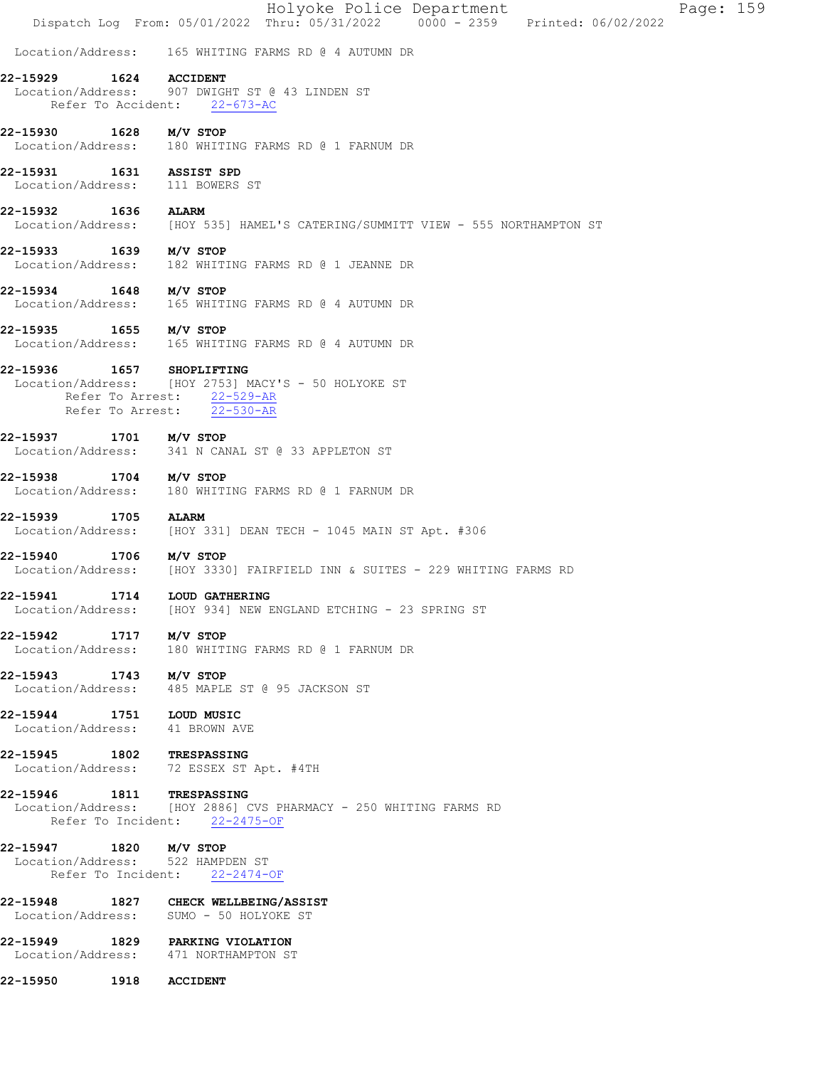Location/Address: 165 WHITING FARMS RD @ 4 AUTUMN DR

**22-15929 1624 ACCIDENT**
Location/Address: 907 DWIGHT ST @ 43 LINDEN ST
Refer To Accident: 22-673-AC

**22-15930 1628 M/V STOP**
Location/Address: 180 WHITING FARMS RD @ 1 FARNUM DR

**22-15931 1631 ASSIST SPD**
Location/Address: 111 BOWERS ST

**22-15932 1636 ALARM**
Location/Address: [HOY 535] HAMEL'S CATERING/SUMMITT VIEW - 555 NORTHAMPTON ST

**22-15933 1639 M/V STOP**
Location/Address: 182 WHITING FARMS RD @ 1 JEANNE DR

**22-15934 1648 M/V STOP**
Location/Address: 165 WHITING FARMS RD @ 4 AUTUMN DR

**22-15935 1655 M/V STOP**
Location/Address: 165 WHITING FARMS RD @ 4 AUTUMN DR

**22-15936 1657 SHOPLIFTING**
Location/Address: [HOY 2753] MACY'S - 50 HOLYOKE ST
Refer To Arrest: 22-529-AR
Refer To Arrest: 22-530-AR

**22-15937 1701 M/V STOP**
Location/Address: 341 N CANAL ST @ 33 APPLETON ST

**22-15938 1704 M/V STOP**
Location/Address: 180 WHITING FARMS RD @ 1 FARNUM DR

**22-15939 1705 ALARM**
Location/Address: [HOY 331] DEAN TECH - 1045 MAIN ST Apt. #306

**22-15940 1706 M/V STOP**
Location/Address: [HOY 3330] FAIRFIELD INN & SUITES - 229 WHITING FARMS RD

**22-15941 1714 LOUD GATHERING**
Location/Address: [HOY 934] NEW ENGLAND ETCHING - 23 SPRING ST

**22-15942 1717 M/V STOP**
Location/Address: 180 WHITING FARMS RD @ 1 FARNUM DR

**22-15943 1743 M/V STOP**
Location/Address: 485 MAPLE ST @ 95 JACKSON ST

**22-15944 1751 LOUD MUSIC**
Location/Address: 41 BROWN AVE

**22-15945 1802 TRESPASSING**
Location/Address: 72 ESSEX ST Apt. #4TH

**22-15946 1811 TRESPASSING**
Location/Address: [HOY 2886] CVS PHARMACY - 250 WHITING FARMS RD
Refer To Incident: 22-2475-OF

**22-15947 1820 M/V STOP**
Location/Address: 522 HAMPDEN ST
Refer To Incident: 22-2474-OF

**22-15948 1827 CHECK WELLBEING/ASSIST**
Location/Address: SUMO - 50 HOLYOKE ST

**22-15949 1829 PARKING VIOLATION**
Location/Address: 471 NORTHAMPTON ST

**22-15950 1918 ACCIDENT**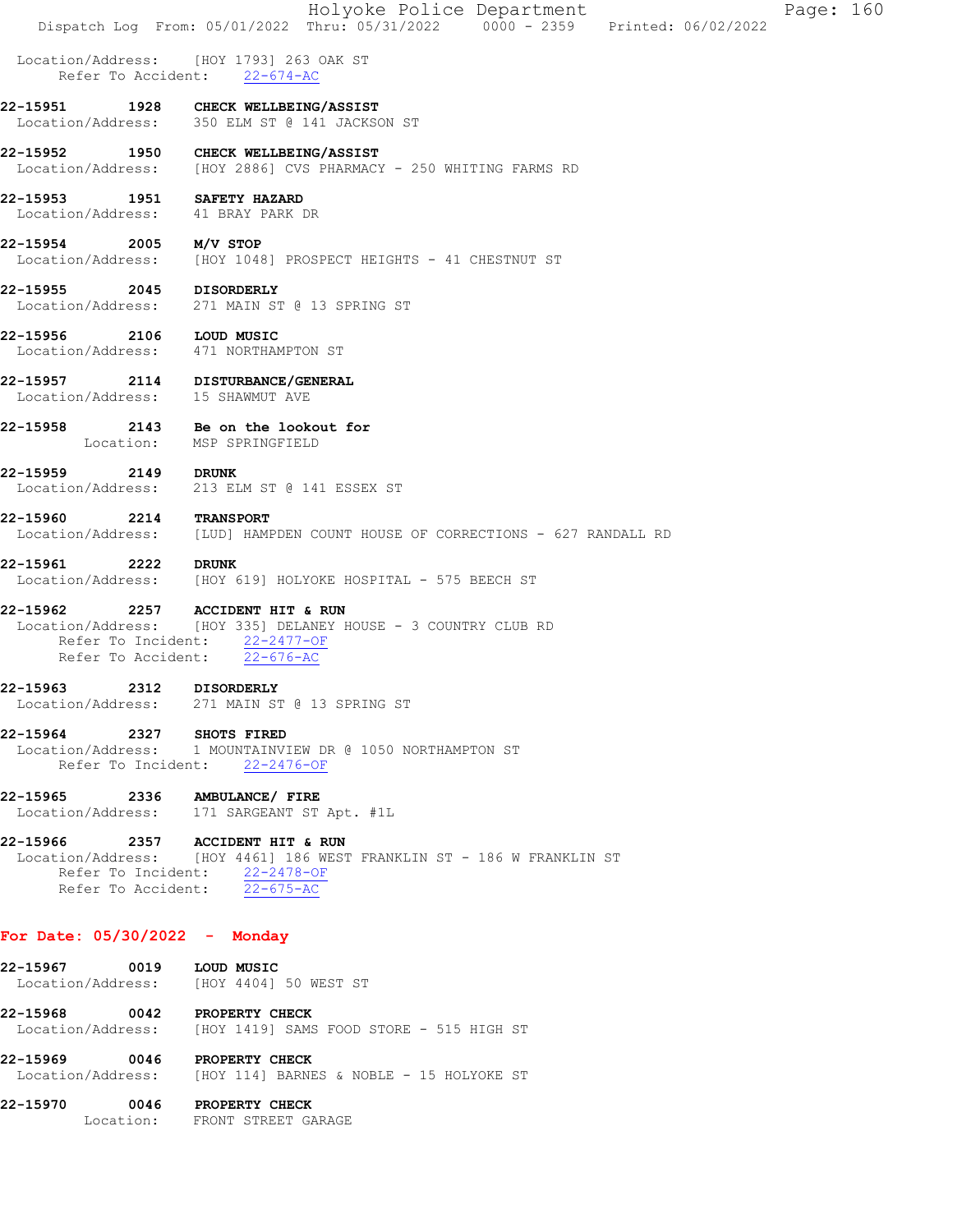Location/Address: [HOY 1793] 263 OAK ST
Refer To Accident: 22-674-AC

**22-15951 1928 CHECK WELLBEING/ASSIST**
Location/Address: 350 ELM ST @ 141 JACKSON ST

**22-15952 1950 CHECK WELLBEING/ASSIST**
Location/Address: [HOY 2886] CVS PHARMACY - 250 WHITING FARMS RD

**22-15953 1951 SAFETY HAZARD**
Location/Address: 41 BRAY PARK DR

**22-15954 2005 M/V STOP**
Location/Address: [HOY 1048] PROSPECT HEIGHTS - 41 CHESTNUT ST

**22-15955 2045 DISORDERLY**
Location/Address: 271 MAIN ST @ 13 SPRING ST

**22-15956 2106 LOUD MUSIC**
Location/Address: 471 NORTHAMPTON ST

**22-15957 2114 DISTURBANCE/GENERAL**
Location/Address: 15 SHAWMUT AVE

**22-15958 2143 Be on the lookout for**
Location: MSP SPRINGFIELD

**22-15959 2149 DRUNK**
Location/Address: 213 ELM ST @ 141 ESSEX ST

**22-15960 2214 TRANSPORT**
Location/Address: [LUD] HAMPDEN COUNT HOUSE OF CORRECTIONS - 627 RANDALL RD

**22-15961 2222 DRUNK**
Location/Address: [HOY 619] HOLYOKE HOSPITAL - 575 BEECH ST

**22-15962 2257 ACCIDENT HIT & RUN**
Location/Address: [HOY 335] DELANEY HOUSE - 3 COUNTRY CLUB RD
Refer To Incident: 22-2477-OF
Refer To Accident: 22-676-AC

**22-15963 2312 DISORDERLY**
Location/Address: 271 MAIN ST @ 13 SPRING ST

**22-15964 2327 SHOTS FIRED**
Location/Address: 1 MOUNTAINVIEW DR @ 1050 NORTHAMPTON ST
Refer To Incident: 22-2476-OF

**22-15965 2336 AMBULANCE/ FIRE**
Location/Address: 171 SARGEANT ST Apt. #1L

**22-15966 2357 ACCIDENT HIT & RUN**
Location/Address: [HOY 4461] 186 WEST FRANKLIN ST - 186 W FRANKLIN ST
Refer To Incident: 22-2478-OF
Refer To Accident: 22-675-AC

## For Date: 05/30/2022 - Monday

**22-15967 0019 LOUD MUSIC**
Location/Address: [HOY 4404] 50 WEST ST

**22-15968 0042 PROPERTY CHECK**
Location/Address: [HOY 1419] SAMS FOOD STORE - 515 HIGH ST

**22-15969 0046 PROPERTY CHECK**
Location/Address: [HOY 114] BARNES & NOBLE - 15 HOLYOKE ST

**22-15970 0046 PROPERTY CHECK**
Location: FRONT STREET GARAGE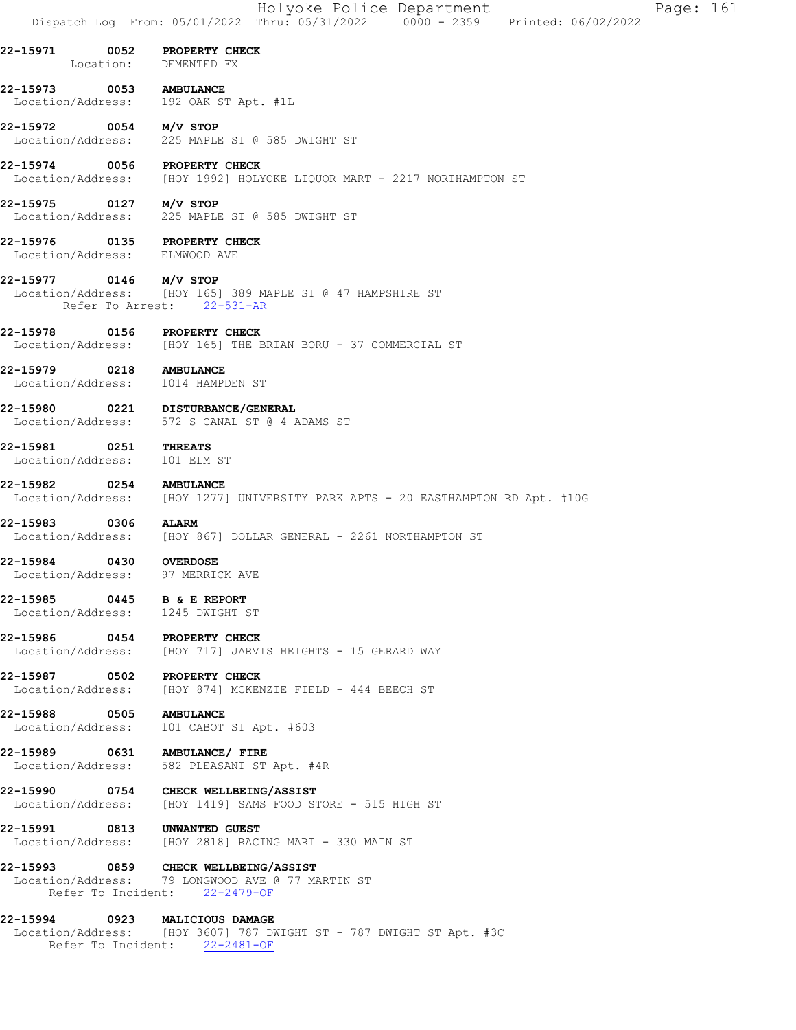**22-15971 0052 PROPERTY CHECK**
Location: DEMENTED FX

**22-15973 0053 AMBULANCE**
Location/Address: 192 OAK ST Apt. #1L

**22-15972 0054 M/V STOP**
Location/Address: 225 MAPLE ST @ 585 DWIGHT ST

**22-15974 0056 PROPERTY CHECK**
Location/Address: [HOY 1992] HOLYOKE LIQUOR MART - 2217 NORTHAMPTON ST

**22-15975 0127 M/V STOP**
Location/Address: 225 MAPLE ST @ 585 DWIGHT ST

**22-15976 0135 PROPERTY CHECK**
Location/Address: ELMWOOD AVE

**22-15977 0146 M/V STOP**
Location/Address: [HOY 165] 389 MAPLE ST @ 47 HAMPSHIRE ST
Refer To Arrest: 22-531-AR

**22-15978 0156 PROPERTY CHECK**
Location/Address: [HOY 165] THE BRIAN BORU - 37 COMMERCIAL ST

**22-15979 0218 AMBULANCE**
Location/Address: 1014 HAMPDEN ST

**22-15980 0221 DISTURBANCE/GENERAL**
Location/Address: 572 S CANAL ST @ 4 ADAMS ST

**22-15981 0251 THREATS**
Location/Address: 101 ELM ST

**22-15982 0254 AMBULANCE**
Location/Address: [HOY 1277] UNIVERSITY PARK APTS - 20 EASTHAMPTON RD Apt. #10G

**22-15983 0306 ALARM**
Location/Address: [HOY 867] DOLLAR GENERAL - 2261 NORTHAMPTON ST

**22-15984 0430 OVERDOSE**
Location/Address: 97 MERRICK AVE

**22-15985 0445 B & E REPORT**
Location/Address: 1245 DWIGHT ST

**22-15986 0454 PROPERTY CHECK**
Location/Address: [HOY 717] JARVIS HEIGHTS - 15 GERARD WAY

**22-15987 0502 PROPERTY CHECK**
Location/Address: [HOY 874] MCKENZIE FIELD - 444 BEECH ST

**22-15988 0505 AMBULANCE**
Location/Address: 101 CABOT ST Apt. #603

**22-15989 0631 AMBULANCE/ FIRE**
Location/Address: 582 PLEASANT ST Apt. #4R

**22-15990 0754 CHECK WELLBEING/ASSIST**
Location/Address: [HOY 1419] SAMS FOOD STORE - 515 HIGH ST

**22-15991 0813 UNWANTED GUEST**
Location/Address: [HOY 2818] RACING MART - 330 MAIN ST

**22-15993 0859 CHECK WELLBEING/ASSIST**
Location/Address: 79 LONGWOOD AVE @ 77 MARTIN ST
Refer To Incident: 22-2479-OF

**22-15994 0923 MALICIOUS DAMAGE**
Location/Address: [HOY 3607] 787 DWIGHT ST - 787 DWIGHT ST Apt. #3C
Refer To Incident: 22-2481-OF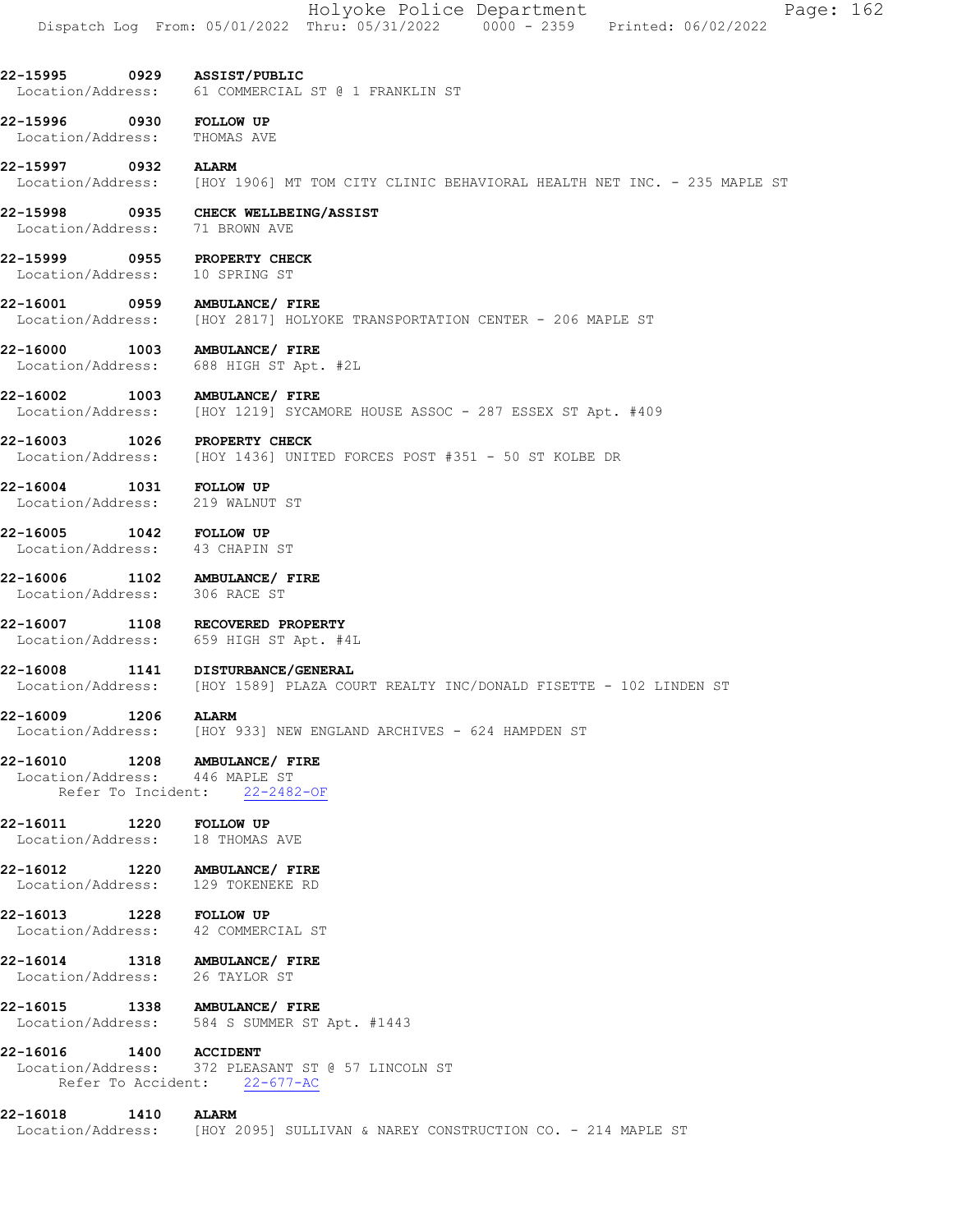**22-15995 0929 ASSIST/PUBLIC**
Location/Address: 61 COMMERCIAL ST @ 1 FRANKLIN ST

**22-15996 0930 FOLLOW UP**
Location/Address: THOMAS AVE

**22-15997 0932 ALARM**
Location/Address: [HOY 1906] MT TOM CITY CLINIC BEHAVIORAL HEALTH NET INC. - 235 MAPLE ST

**22-15998 0935 CHECK WELLBEING/ASSIST**
Location/Address: 71 BROWN AVE

**22-15999 0955 PROPERTY CHECK**
Location/Address: 10 SPRING ST

**22-16001 0959 AMBULANCE/ FIRE**
Location/Address: [HOY 2817] HOLYOKE TRANSPORTATION CENTER - 206 MAPLE ST

**22-16000 1003 AMBULANCE/ FIRE**
Location/Address: 688 HIGH ST Apt. #2L

**22-16002 1003 AMBULANCE/ FIRE**
Location/Address: [HOY 1219] SYCAMORE HOUSE ASSOC - 287 ESSEX ST Apt. #409

**22-16003 1026 PROPERTY CHECK**
Location/Address: [HOY 1436] UNITED FORCES POST #351 - 50 ST KOLBE DR

**22-16004 1031 FOLLOW UP**
Location/Address: 219 WALNUT ST

**22-16005 1042 FOLLOW UP**
Location/Address: 43 CHAPIN ST

**22-16006 1102 AMBULANCE/ FIRE**
Location/Address: 306 RACE ST

**22-16007 1108 RECOVERED PROPERTY**
Location/Address: 659 HIGH ST Apt. #4L

**22-16008 1141 DISTURBANCE/GENERAL**
Location/Address: [HOY 1589] PLAZA COURT REALTY INC/DONALD FISETTE - 102 LINDEN ST

**22-16009 1206 ALARM**
Location/Address: [HOY 933] NEW ENGLAND ARCHIVES - 624 HAMPDEN ST

**22-16010 1208 AMBULANCE/ FIRE**
Location/Address: 446 MAPLE ST
Refer To Incident: 22-2482-OF

**22-16011 1220 FOLLOW UP**
Location/Address: 18 THOMAS AVE

**22-16012 1220 AMBULANCE/ FIRE**
Location/Address: 129 TOKENEKE RD

**22-16013 1228 FOLLOW UP**
Location/Address: 42 COMMERCIAL ST

**22-16014 1318 AMBULANCE/ FIRE**
Location/Address: 26 TAYLOR ST

**22-16015 1338 AMBULANCE/ FIRE**
Location/Address: 584 S SUMMER ST Apt. #1443

**22-16016 1400 ACCIDENT**
Location/Address: 372 PLEASANT ST @ 57 LINCOLN ST
Refer To Accident: 22-677-AC

**22-16018 1410 ALARM**
Location/Address: [HOY 2095] SULLIVAN & NAREY CONSTRUCTION CO. - 214 MAPLE ST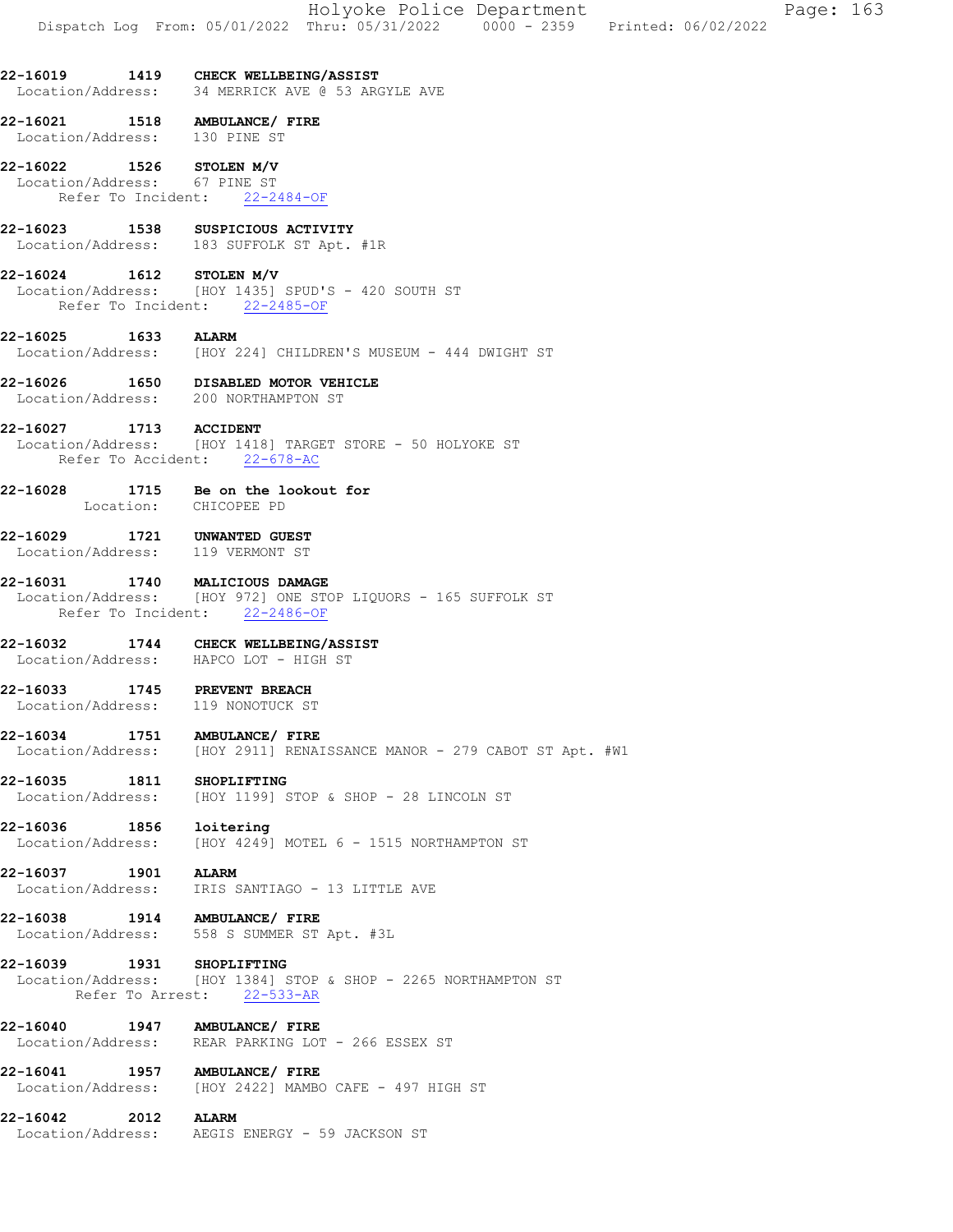**22-16019 1419 CHECK WELLBEING/ASSIST**
Location/Address: 34 MERRICK AVE @ 53 ARGYLE AVE

**22-16021 1518 AMBULANCE/ FIRE**
Location/Address: 130 PINE ST

**22-16022 1526 STOLEN M/V**
Location/Address: 67 PINE ST
Refer To Incident: 22-2484-OF

**22-16023 1538 SUSPICIOUS ACTIVITY**
Location/Address: 183 SUFFOLK ST Apt. #1R

**22-16024 1612 STOLEN M/V**
Location/Address: [HOY 1435] SPUD'S - 420 SOUTH ST
Refer To Incident: 22-2485-OF

**22-16025 1633 ALARM**
Location/Address: [HOY 224] CHILDREN'S MUSEUM - 444 DWIGHT ST

**22-16026 1650 DISABLED MOTOR VEHICLE**
Location/Address: 200 NORTHAMPTON ST

**22-16027 1713 ACCIDENT**
Location/Address: [HOY 1418] TARGET STORE - 50 HOLYOKE ST
Refer To Accident: 22-678-AC

**22-16028 1715 Be on the lookout for**
Location: CHICOPEE PD

**22-16029 1721 UNWANTED GUEST**
Location/Address: 119 VERMONT ST

**22-16031 1740 MALICIOUS DAMAGE**
Location/Address: [HOY 972] ONE STOP LIQUORS - 165 SUFFOLK ST
Refer To Incident: 22-2486-OF

**22-16032 1744 CHECK WELLBEING/ASSIST**
Location/Address: HAPCO LOT - HIGH ST

**22-16033 1745 PREVENT BREACH**
Location/Address: 119 NONOTUCK ST

**22-16034 1751 AMBULANCE/ FIRE**
Location/Address: [HOY 2911] RENAISSANCE MANOR - 279 CABOT ST Apt. #W1

**22-16035 1811 SHOPLIFTING**
Location/Address: [HOY 1199] STOP & SHOP - 28 LINCOLN ST

**22-16036 1856 loitering**
Location/Address: [HOY 4249] MOTEL 6 - 1515 NORTHAMPTON ST

**22-16037 1901 ALARM**
Location/Address: IRIS SANTIAGO - 13 LITTLE AVE

**22-16038 1914 AMBULANCE/ FIRE**
Location/Address: 558 S SUMMER ST Apt. #3L

**22-16039 1931 SHOPLIFTING**
Location/Address: [HOY 1384] STOP & SHOP - 2265 NORTHAMPTON ST
Refer To Arrest: 22-533-AR

**22-16040 1947 AMBULANCE/ FIRE**
Location/Address: REAR PARKING LOT - 266 ESSEX ST

**22-16041 1957 AMBULANCE/ FIRE**
Location/Address: [HOY 2422] MAMBO CAFE - 497 HIGH ST

**22-16042 2012 ALARM**
Location/Address: AEGIS ENERGY - 59 JACKSON ST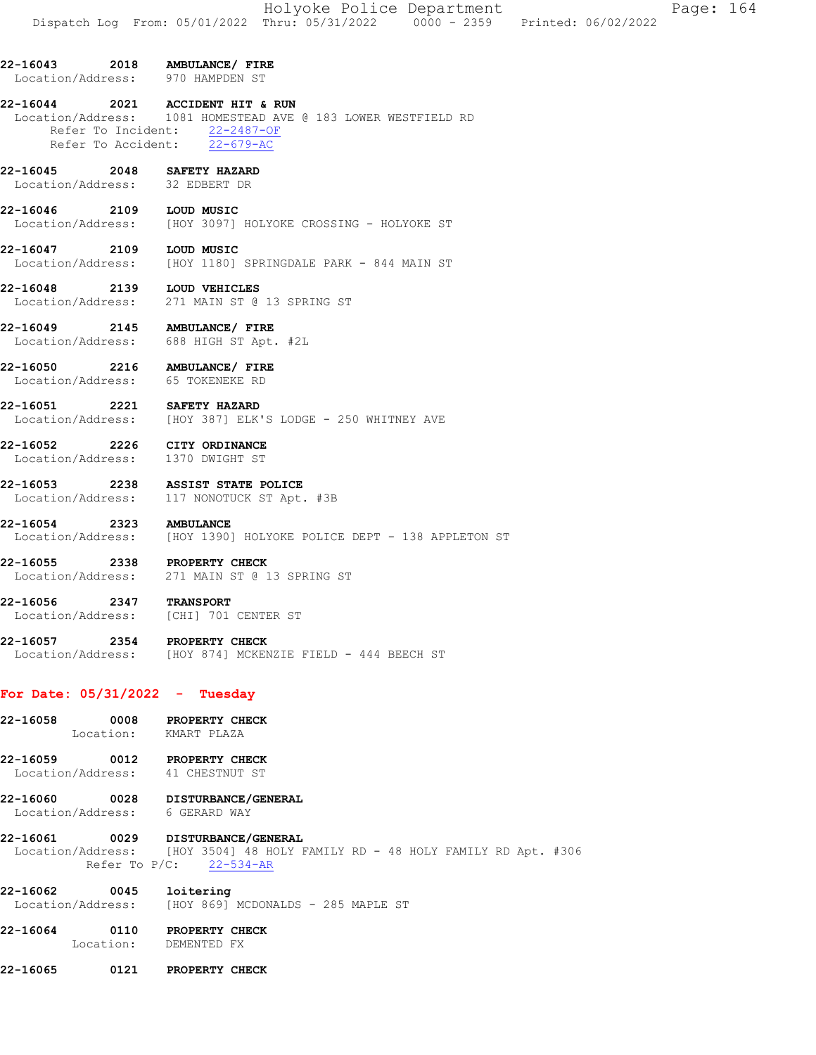**22-16043 2018 AMBULANCE/ FIRE**
Location/Address: 970 HAMPDEN ST

**22-16044 2021 ACCIDENT HIT & RUN**
Location/Address: 1081 HOMESTEAD AVE @ 183 LOWER WESTFIELD RD
Refer To Incident: 22-2487-OF
Refer To Accident: 22-679-AC

**22-16045 2048 SAFETY HAZARD**
Location/Address: 32 EDBERT DR

**22-16046 2109 LOUD MUSIC**
Location/Address: [HOY 3097] HOLYOKE CROSSING - HOLYOKE ST

**22-16047 2109 LOUD MUSIC**
Location/Address: [HOY 1180] SPRINGDALE PARK - 844 MAIN ST

**22-16048 2139 LOUD VEHICLES**
Location/Address: 271 MAIN ST @ 13 SPRING ST

**22-16049 2145 AMBULANCE/ FIRE**
Location/Address: 688 HIGH ST Apt. #2L

**22-16050 2216 AMBULANCE/ FIRE**
Location/Address: 65 TOKENEKE RD

**22-16051 2221 SAFETY HAZARD**
Location/Address: [HOY 387] ELK'S LODGE - 250 WHITNEY AVE

**22-16052 2226 CITY ORDINANCE**
Location/Address: 1370 DWIGHT ST

**22-16053 2238 ASSIST STATE POLICE**
Location/Address: 117 NONOTUCK ST Apt. #3B

**22-16054 2323 AMBULANCE**
Location/Address: [HOY 1390] HOLYOKE POLICE DEPT - 138 APPLETON ST

**22-16055 2338 PROPERTY CHECK**
Location/Address: 271 MAIN ST @ 13 SPRING ST

**22-16056 2347 TRANSPORT**
Location/Address: [CHI] 701 CENTER ST

**22-16057 2354 PROPERTY CHECK**
Location/Address: [HOY 874] MCKENZIE FIELD - 444 BEECH ST

## For Date: 05/31/2022 - Tuesday

**22-16058 0008 PROPERTY CHECK**
Location: KMART PLAZA

**22-16059 0012 PROPERTY CHECK**
Location/Address: 41 CHESTNUT ST

**22-16060 0028 DISTURBANCE/GENERAL**
Location/Address: 6 GERARD WAY

**22-16061 0029 DISTURBANCE/GENERAL**
Location/Address: [HOY 3504] 48 HOLY FAMILY RD - 48 HOLY FAMILY RD Apt. #306
Refer To P/C: 22-534-AR

**22-16062 0045 loitering**
Location/Address: [HOY 869] MCDONALDS - 285 MAPLE ST

**22-16064 0110 PROPERTY CHECK**
Location: DEMENTED FX

**22-16065 0121 PROPERTY CHECK**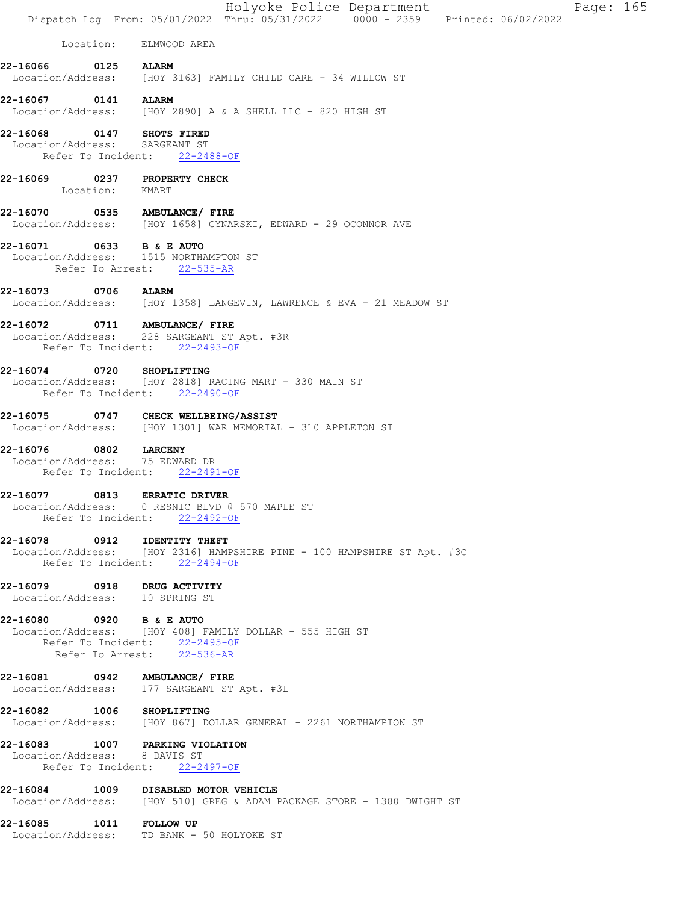Location: ELMWOOD AREA

**22-16066 0125 ALARM**
Location/Address: [HOY 3163] FAMILY CHILD CARE - 34 WILLOW ST

**22-16067 0141 ALARM**
Location/Address: [HOY 2890] A & A SHELL LLC - 820 HIGH ST

**22-16068 0147 SHOTS FIRED**
Location/Address: SARGEANT ST
Refer To Incident: 22-2488-OF

**22-16069 0237 PROPERTY CHECK**
Location: KMART

**22-16070 0535 AMBULANCE/ FIRE**
Location/Address: [HOY 1658] CYNARSKI, EDWARD - 29 OCONNOR AVE

**22-16071 0633 B & E AUTO**
Location/Address: 1515 NORTHAMPTON ST
Refer To Arrest: 22-535-AR

**22-16073 0706 ALARM**
Location/Address: [HOY 1358] LANGEVIN, LAWRENCE & EVA - 21 MEADOW ST

**22-16072 0711 AMBULANCE/ FIRE**
Location/Address: 228 SARGEANT ST Apt. #3R
Refer To Incident: 22-2493-OF

**22-16074 0720 SHOPLIFTING**
Location/Address: [HOY 2818] RACING MART - 330 MAIN ST
Refer To Incident: 22-2490-OF

**22-16075 0747 CHECK WELLBEING/ASSIST**
Location/Address: [HOY 1301] WAR MEMORIAL - 310 APPLETON ST

**22-16076 0802 LARCENY**
Location/Address: 75 EDWARD DR
Refer To Incident: 22-2491-OF

**22-16077 0813 ERRATIC DRIVER**
Location/Address: 0 RESNIC BLVD @ 570 MAPLE ST
Refer To Incident: 22-2492-OF

**22-16078 0912 IDENTITY THEFT**
Location/Address: [HOY 2316] HAMPSHIRE PINE - 100 HAMPSHIRE ST Apt. #3C
Refer To Incident: 22-2494-OF

**22-16079 0918 DRUG ACTIVITY**
Location/Address: 10 SPRING ST

**22-16080 0920 B & E AUTO**
Location/Address: [HOY 408] FAMILY DOLLAR - 555 HIGH ST
Refer To Incident: 22-2495-OF
Refer To Arrest: 22-536-AR

**22-16081 0942 AMBULANCE/ FIRE**
Location/Address: 177 SARGEANT ST Apt. #3L

**22-16082 1006 SHOPLIFTING**
Location/Address: [HOY 867] DOLLAR GENERAL - 2261 NORTHAMPTON ST

**22-16083 1007 PARKING VIOLATION**
Location/Address: 8 DAVIS ST
Refer To Incident: 22-2497-OF

**22-16084 1009 DISABLED MOTOR VEHICLE**
Location/Address: [HOY 510] GREG & ADAM PACKAGE STORE - 1380 DWIGHT ST

**22-16085 1011 FOLLOW UP**
Location/Address: TD BANK - 50 HOLYOKE ST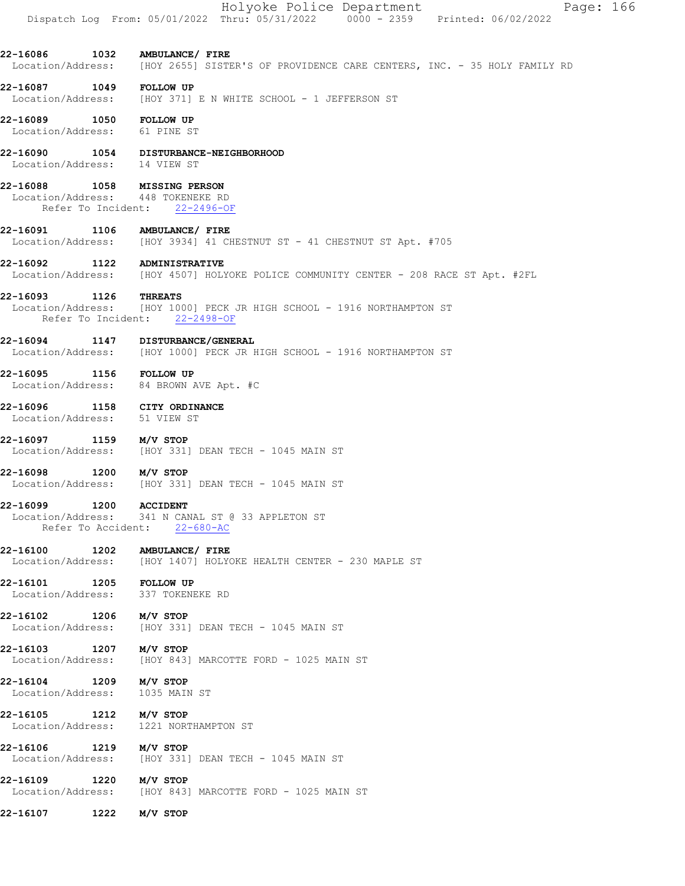**22-16086 1032 AMBULANCE/ FIRE**
Location/Address: [HOY 2655] SISTER'S OF PROVIDENCE CARE CENTERS, INC. - 35 HOLY FAMILY RD

**22-16087 1049 FOLLOW UP**
Location/Address: [HOY 371] E N WHITE SCHOOL - 1 JEFFERSON ST

**22-16089 1050 FOLLOW UP**
Location/Address: 61 PINE ST

**22-16090 1054 DISTURBANCE-NEIGHBORHOOD**
Location/Address: 14 VIEW ST

**22-16088 1058 MISSING PERSON**
Location/Address: 448 TOKENEKE RD
Refer To Incident: 22-2496-OF

**22-16091 1106 AMBULANCE/ FIRE**
Location/Address: [HOY 3934] 41 CHESTNUT ST - 41 CHESTNUT ST Apt. #705

**22-16092 1122 ADMINISTRATIVE**
Location/Address: [HOY 4507] HOLYOKE POLICE COMMUNITY CENTER - 208 RACE ST Apt. #2FL

**22-16093 1126 THREATS**
Location/Address: [HOY 1000] PECK JR HIGH SCHOOL - 1916 NORTHAMPTON ST
Refer To Incident: 22-2498-OF

**22-16094 1147 DISTURBANCE/GENERAL**
Location/Address: [HOY 1000] PECK JR HIGH SCHOOL - 1916 NORTHAMPTON ST

**22-16095 1156 FOLLOW UP**
Location/Address: 84 BROWN AVE Apt. #C

**22-16096 1158 CITY ORDINANCE**
Location/Address: 51 VIEW ST

**22-16097 1159 M/V STOP**
Location/Address: [HOY 331] DEAN TECH - 1045 MAIN ST

**22-16098 1200 M/V STOP**
Location/Address: [HOY 331] DEAN TECH - 1045 MAIN ST

**22-16099 1200 ACCIDENT**
Location/Address: 341 N CANAL ST @ 33 APPLETON ST
Refer To Accident: 22-680-AC

**22-16100 1202 AMBULANCE/ FIRE**
Location/Address: [HOY 1407] HOLYOKE HEALTH CENTER - 230 MAPLE ST

**22-16101 1205 FOLLOW UP**
Location/Address: 337 TOKENEKE RD

**22-16102 1206 M/V STOP**
Location/Address: [HOY 331] DEAN TECH - 1045 MAIN ST

**22-16103 1207 M/V STOP**
Location/Address: [HOY 843] MARCOTTE FORD - 1025 MAIN ST

**22-16104 1209 M/V STOP**
Location/Address: 1035 MAIN ST

**22-16105 1212 M/V STOP**
Location/Address: 1221 NORTHAMPTON ST

**22-16106 1219 M/V STOP**
Location/Address: [HOY 331] DEAN TECH - 1045 MAIN ST

**22-16109 1220 M/V STOP**
Location/Address: [HOY 843] MARCOTTE FORD - 1025 MAIN ST

**22-16107 1222 M/V STOP**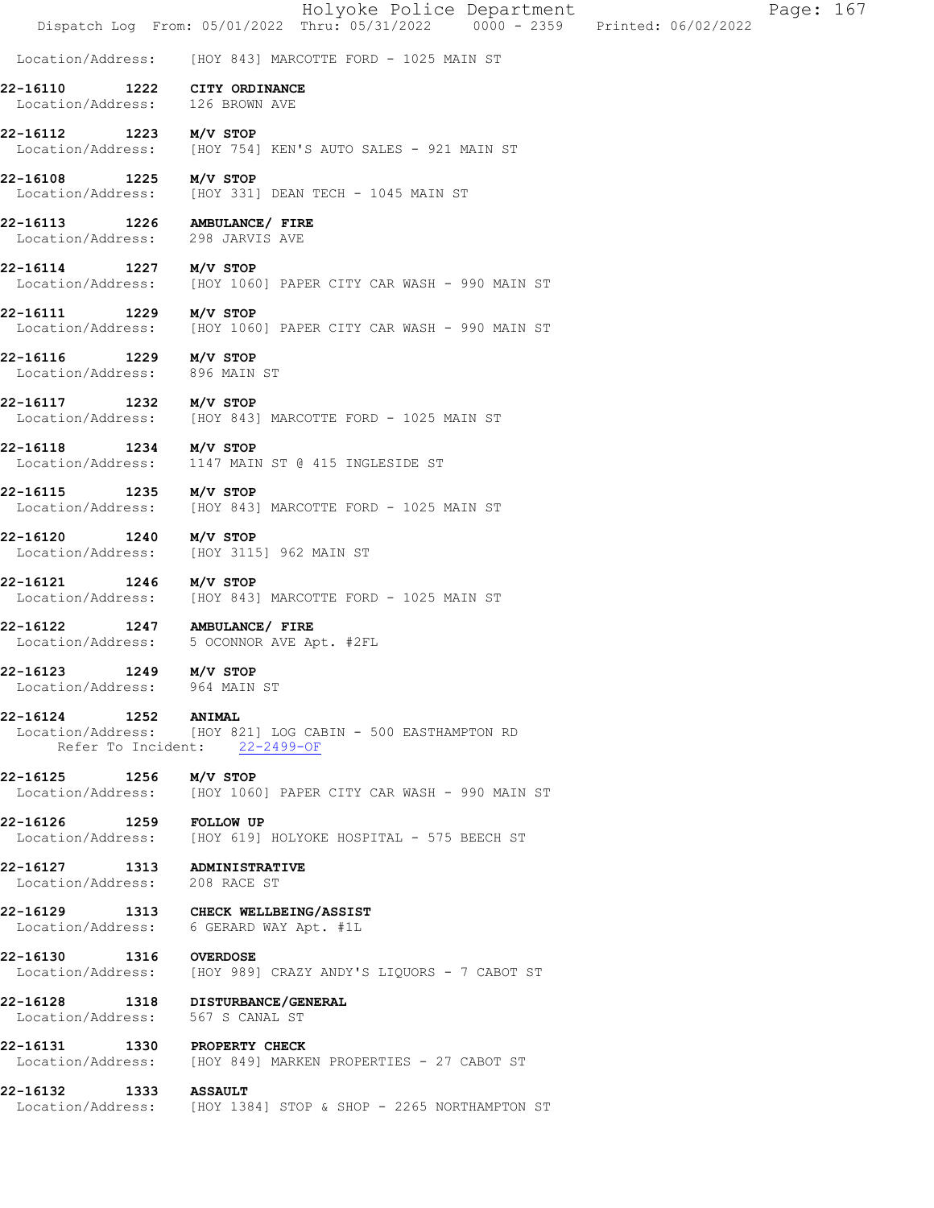Location/Address: [HOY 843] MARCOTTE FORD - 1025 MAIN ST

**22-16110 1222 CITY ORDINANCE**
Location/Address: 126 BROWN AVE

**22-16112 1223 M/V STOP**
Location/Address: [HOY 754] KEN'S AUTO SALES - 921 MAIN ST

**22-16108 1225 M/V STOP**
Location/Address: [HOY 331] DEAN TECH - 1045 MAIN ST

**22-16113 1226 AMBULANCE/ FIRE**
Location/Address: 298 JARVIS AVE

**22-16114 1227 M/V STOP**
Location/Address: [HOY 1060] PAPER CITY CAR WASH - 990 MAIN ST

**22-16111 1229 M/V STOP**
Location/Address: [HOY 1060] PAPER CITY CAR WASH - 990 MAIN ST

**22-16116 1229 M/V STOP**
Location/Address: 896 MAIN ST

**22-16117 1232 M/V STOP**
Location/Address: [HOY 843] MARCOTTE FORD - 1025 MAIN ST

**22-16118 1234 M/V STOP**
Location/Address: 1147 MAIN ST @ 415 INGLESIDE ST

**22-16115 1235 M/V STOP**
Location/Address: [HOY 843] MARCOTTE FORD - 1025 MAIN ST

**22-16120 1240 M/V STOP**
Location/Address: [HOY 3115] 962 MAIN ST

**22-16121 1246 M/V STOP**
Location/Address: [HOY 843] MARCOTTE FORD - 1025 MAIN ST

**22-16122 1247 AMBULANCE/ FIRE**
Location/Address: 5 OCONNOR AVE Apt. #2FL

**22-16123 1249 M/V STOP**
Location/Address: 964 MAIN ST

**22-16124 1252 ANIMAL**
Location/Address: [HOY 821] LOG CABIN - 500 EASTHAMPTON RD
Refer To Incident: 22-2499-OF

**22-16125 1256 M/V STOP**
Location/Address: [HOY 1060] PAPER CITY CAR WASH - 990 MAIN ST

**22-16126 1259 FOLLOW UP**
Location/Address: [HOY 619] HOLYOKE HOSPITAL - 575 BEECH ST

**22-16127 1313 ADMINISTRATIVE**
Location/Address: 208 RACE ST

**22-16129 1313 CHECK WELLBEING/ASSIST**
Location/Address: 6 GERARD WAY Apt. #1L

**22-16130 1316 OVERDOSE**
Location/Address: [HOY 989] CRAZY ANDY'S LIQUORS - 7 CABOT ST

**22-16128 1318 DISTURBANCE/GENERAL**
Location/Address: 567 S CANAL ST

**22-16131 1330 PROPERTY CHECK**
Location/Address: [HOY 849] MARKEN PROPERTIES - 27 CABOT ST

**22-16132 1333 ASSAULT**
Location/Address: [HOY 1384] STOP & SHOP - 2265 NORTHAMPTON ST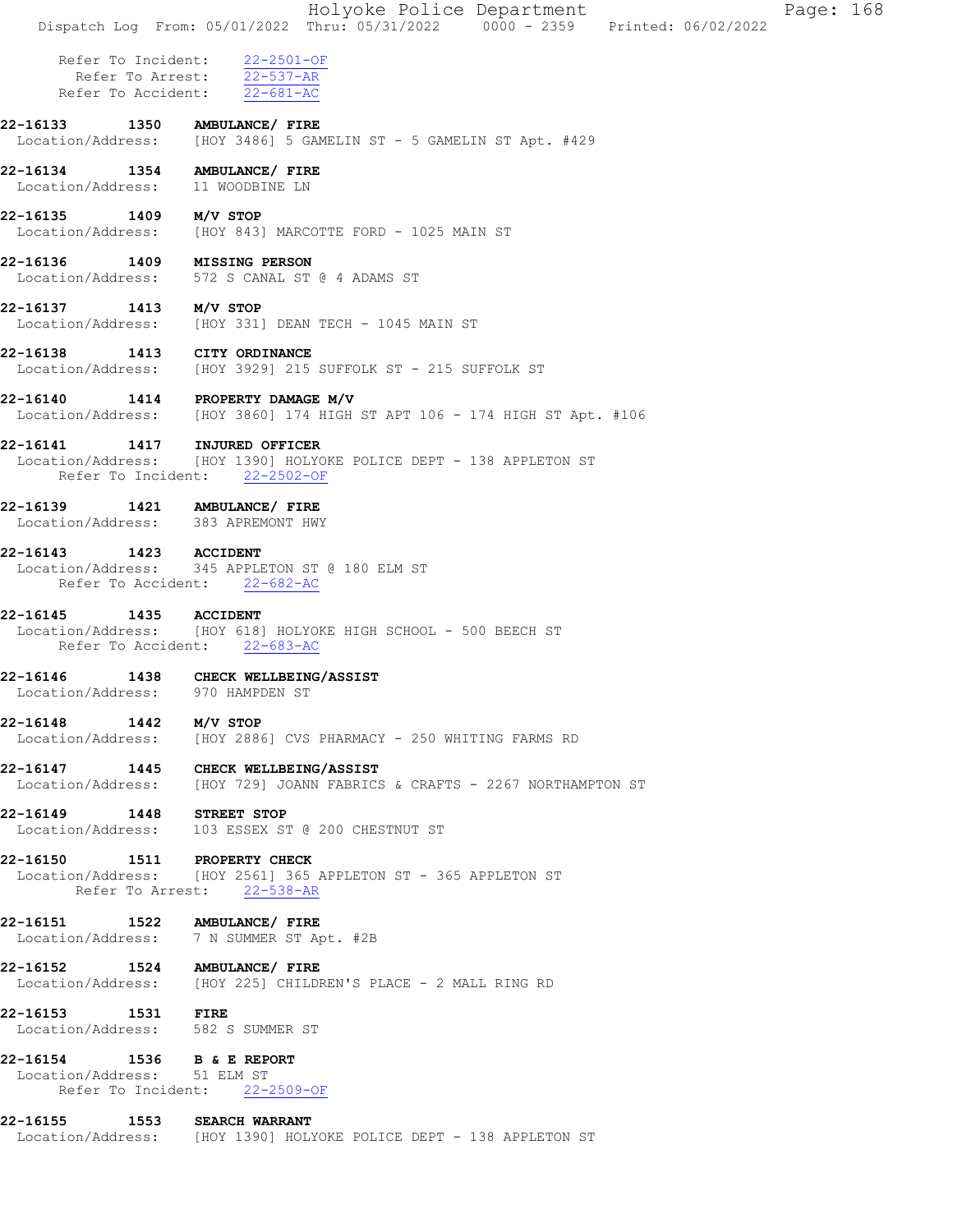Refer To Incident: 22-2501-OF
Refer To Arrest: 22-537-AR
Refer To Accident: 22-681-AC

**22-16133 1350 AMBULANCE/ FIRE**
Location/Address: [HOY 3486] 5 GAMELIN ST - 5 GAMELIN ST Apt. #429

**22-16134 1354 AMBULANCE/ FIRE**
Location/Address: 11 WOODBINE LN

**22-16135 1409 M/V STOP**
Location/Address: [HOY 843] MARCOTTE FORD - 1025 MAIN ST

**22-16136 1409 MISSING PERSON**
Location/Address: 572 S CANAL ST @ 4 ADAMS ST

**22-16137 1413 M/V STOP**
Location/Address: [HOY 331] DEAN TECH - 1045 MAIN ST

**22-16138 1413 CITY ORDINANCE**
Location/Address: [HOY 3929] 215 SUFFOLK ST - 215 SUFFOLK ST

**22-16140 1414 PROPERTY DAMAGE M/V**
Location/Address: [HOY 3860] 174 HIGH ST APT 106 - 174 HIGH ST Apt. #106

**22-16141 1417 INJURED OFFICER**
Location/Address: [HOY 1390] HOLYOKE POLICE DEPT - 138 APPLETON ST
Refer To Incident: 22-2502-OF

**22-16139 1421 AMBULANCE/ FIRE**
Location/Address: 383 APREMONT HWY

**22-16143 1423 ACCIDENT**
Location/Address: 345 APPLETON ST @ 180 ELM ST
Refer To Accident: 22-682-AC

**22-16145 1435 ACCIDENT**
Location/Address: [HOY 618] HOLYOKE HIGH SCHOOL - 500 BEECH ST
Refer To Accident: 22-683-AC

**22-16146 1438 CHECK WELLBEING/ASSIST**
Location/Address: 970 HAMPDEN ST

**22-16148 1442 M/V STOP**
Location/Address: [HOY 2886] CVS PHARMACY - 250 WHITING FARMS RD

**22-16147 1445 CHECK WELLBEING/ASSIST**
Location/Address: [HOY 729] JOANN FABRICS & CRAFTS - 2267 NORTHAMPTON ST

**22-16149 1448 STREET STOP**
Location/Address: 103 ESSEX ST @ 200 CHESTNUT ST

**22-16150 1511 PROPERTY CHECK**
Location/Address: [HOY 2561] 365 APPLETON ST - 365 APPLETON ST
Refer To Arrest: 22-538-AR

**22-16151 1522 AMBULANCE/ FIRE**
Location/Address: 7 N SUMMER ST Apt. #2B

**22-16152 1524 AMBULANCE/ FIRE**
Location/Address: [HOY 225] CHILDREN'S PLACE - 2 MALL RING RD

**22-16153 1531 FIRE**
Location/Address: 582 S SUMMER ST

**22-16154 1536 B & E REPORT**
Location/Address: 51 ELM ST
Refer To Incident: 22-2509-OF

**22-16155 1553 SEARCH WARRANT**
Location/Address: [HOY 1390] HOLYOKE POLICE DEPT - 138 APPLETON ST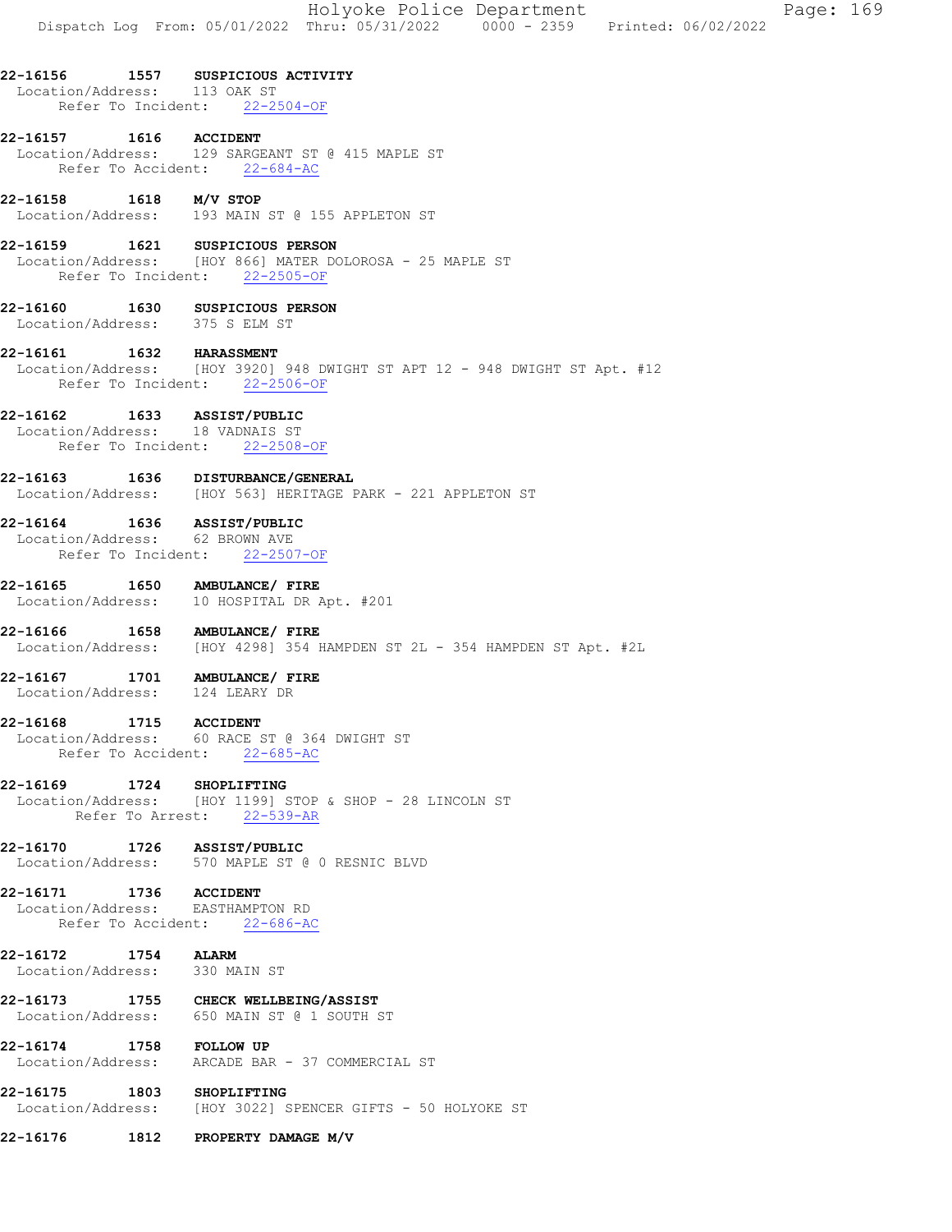**22-16156 1557 SUSPICIOUS ACTIVITY**
Location/Address: 113 OAK ST
Refer To Incident: 22-2504-OF

**22-16157 1616 ACCIDENT**
Location/Address: 129 SARGEANT ST @ 415 MAPLE ST
Refer To Accident: 22-684-AC

**22-16158 1618 M/V STOP**
Location/Address: 193 MAIN ST @ 155 APPLETON ST

**22-16159 1621 SUSPICIOUS PERSON**
Location/Address: [HOY 866] MATER DOLOROSA - 25 MAPLE ST
Refer To Incident: 22-2505-OF

**22-16160 1630 SUSPICIOUS PERSON**
Location/Address: 375 S ELM ST

**22-16161 1632 HARASSMENT**
Location/Address: [HOY 3920] 948 DWIGHT ST APT 12 - 948 DWIGHT ST Apt. #12
Refer To Incident: 22-2506-OF

**22-16162 1633 ASSIST/PUBLIC**
Location/Address: 18 VADNAIS ST
Refer To Incident: 22-2508-OF

**22-16163 1636 DISTURBANCE/GENERAL**
Location/Address: [HOY 563] HERITAGE PARK - 221 APPLETON ST

**22-16164 1636 ASSIST/PUBLIC**
Location/Address: 62 BROWN AVE
Refer To Incident: 22-2507-OF

**22-16165 1650 AMBULANCE/ FIRE**
Location/Address: 10 HOSPITAL DR Apt. #201

**22-16166 1658 AMBULANCE/ FIRE**
Location/Address: [HOY 4298] 354 HAMPDEN ST 2L - 354 HAMPDEN ST Apt. #2L

**22-16167 1701 AMBULANCE/ FIRE**
Location/Address: 124 LEARY DR

**22-16168 1715 ACCIDENT**
Location/Address: 60 RACE ST @ 364 DWIGHT ST
Refer To Accident: 22-685-AC

**22-16169 1724 SHOPLIFTING**
Location/Address: [HOY 1199] STOP & SHOP - 28 LINCOLN ST
Refer To Arrest: 22-539-AR

**22-16170 1726 ASSIST/PUBLIC**
Location/Address: 570 MAPLE ST @ 0 RESNIC BLVD

**22-16171 1736 ACCIDENT**
Location/Address: EASTHAMPTON RD
Refer To Accident: 22-686-AC

**22-16172 1754 ALARM**
Location/Address: 330 MAIN ST

**22-16173 1755 CHECK WELLBEING/ASSIST**
Location/Address: 650 MAIN ST @ 1 SOUTH ST

**22-16174 1758 FOLLOW UP**
Location/Address: ARCADE BAR - 37 COMMERCIAL ST

**22-16175 1803 SHOPLIFTING**
Location/Address: [HOY 3022] SPENCER GIFTS - 50 HOLYOKE ST

**22-16176 1812 PROPERTY DAMAGE M/V**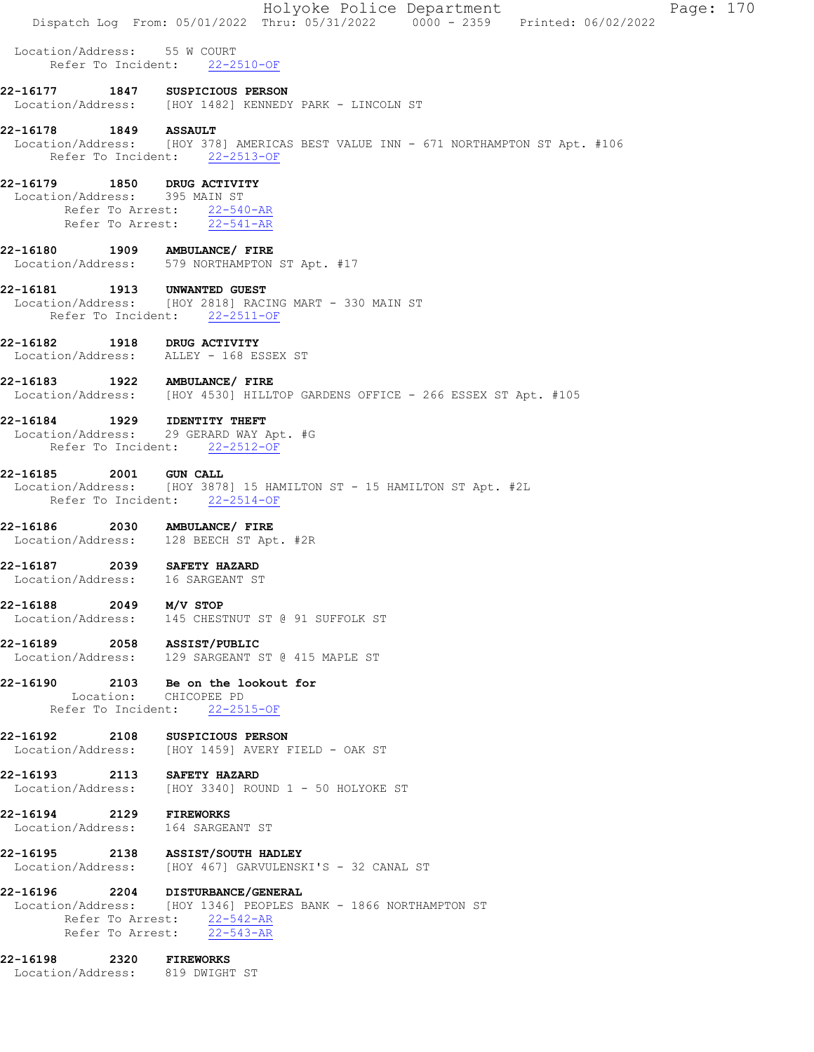Location/Address: 55 W COURT
Refer To Incident: 22-2510-OF

**22-16177 1847 SUSPICIOUS PERSON**
Location/Address: [HOY 1482] KENNEDY PARK - LINCOLN ST

**22-16178 1849 ASSAULT**
Location/Address: [HOY 378] AMERICAS BEST VALUE INN - 671 NORTHAMPTON ST Apt. #106
Refer To Incident: 22-2513-OF

**22-16179 1850 DRUG ACTIVITY**
Location/Address: 395 MAIN ST
Refer To Arrest: 22-540-AR
Refer To Arrest: 22-541-AR

**22-16180 1909 AMBULANCE/ FIRE**
Location/Address: 579 NORTHAMPTON ST Apt. #17

**22-16181 1913 UNWANTED GUEST**
Location/Address: [HOY 2818] RACING MART - 330 MAIN ST
Refer To Incident: 22-2511-OF

**22-16182 1918 DRUG ACTIVITY**
Location/Address: ALLEY - 168 ESSEX ST

**22-16183 1922 AMBULANCE/ FIRE**
Location/Address: [HOY 4530] HILLTOP GARDENS OFFICE - 266 ESSEX ST Apt. #105

**22-16184 1929 IDENTITY THEFT**
Location/Address: 29 GERARD WAY Apt. #G
Refer To Incident: 22-2512-OF

**22-16185 2001 GUN CALL**
Location/Address: [HOY 3878] 15 HAMILTON ST - 15 HAMILTON ST Apt. #2L
Refer To Incident: 22-2514-OF

**22-16186 2030 AMBULANCE/ FIRE**
Location/Address: 128 BEECH ST Apt. #2R

**22-16187 2039 SAFETY HAZARD**
Location/Address: 16 SARGEANT ST

**22-16188 2049 M/V STOP**
Location/Address: 145 CHESTNUT ST @ 91 SUFFOLK ST

**22-16189 2058 ASSIST/PUBLIC**
Location/Address: 129 SARGEANT ST @ 415 MAPLE ST

**22-16190 2103 Be on the lookout for**
Location: CHICOPEE PD
Refer To Incident: 22-2515-OF

**22-16192 2108 SUSPICIOUS PERSON**
Location/Address: [HOY 1459] AVERY FIELD - OAK ST

**22-16193 2113 SAFETY HAZARD**
Location/Address: [HOY 3340] ROUND 1 - 50 HOLYOKE ST

**22-16194 2129 FIREWORKS**
Location/Address: 164 SARGEANT ST

**22-16195 2138 ASSIST/SOUTH HADLEY**
Location/Address: [HOY 467] GARVULENSKI'S - 32 CANAL ST

**22-16196 2204 DISTURBANCE/GENERAL**
Location/Address: [HOY 1346] PEOPLES BANK - 1866 NORTHAMPTON ST
Refer To Arrest: 22-542-AR
Refer To Arrest: 22-543-AR

**22-16198 2320 FIREWORKS**
Location/Address: 819 DWIGHT ST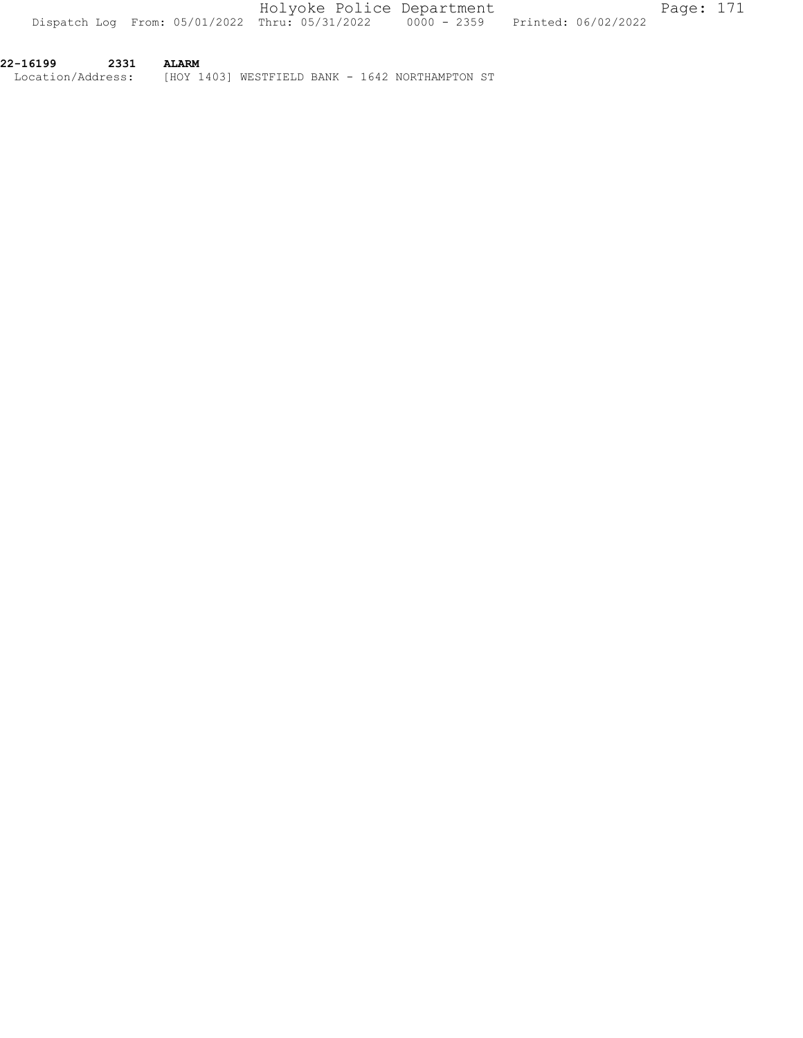**22-16199 2331 ALARM**

Location/Address: [HOY 1403] WESTFIELD BANK - 1642 NORTHAMPTON ST